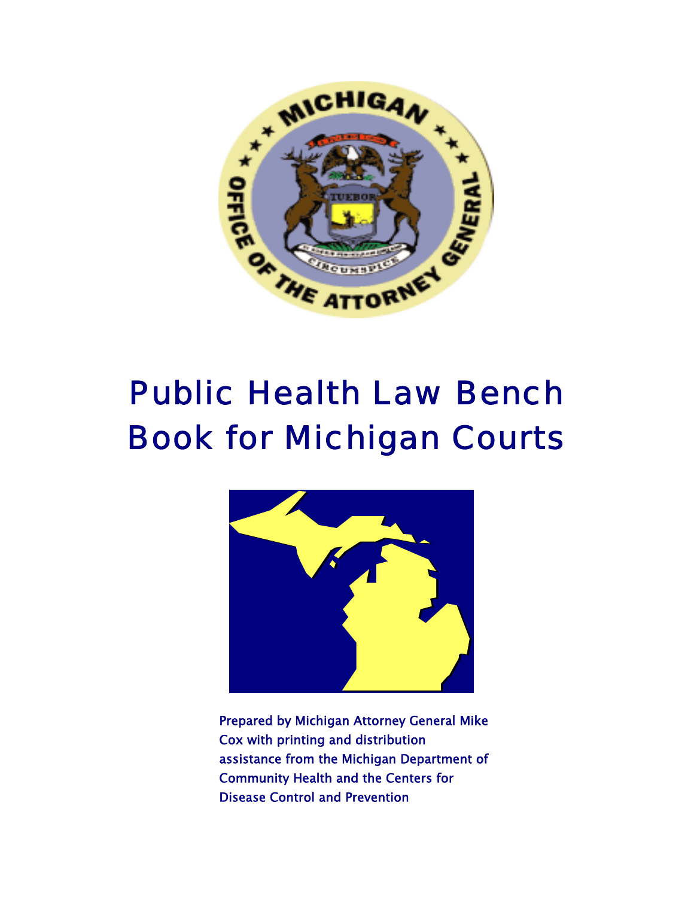# Public Health Law Bench Book for Michigan Courts

Prepared by Michigan Attorney General Mike Cox with printing and distribution assistance from the Michigan Department of Community Health and the Centers for Disease Control and Prevention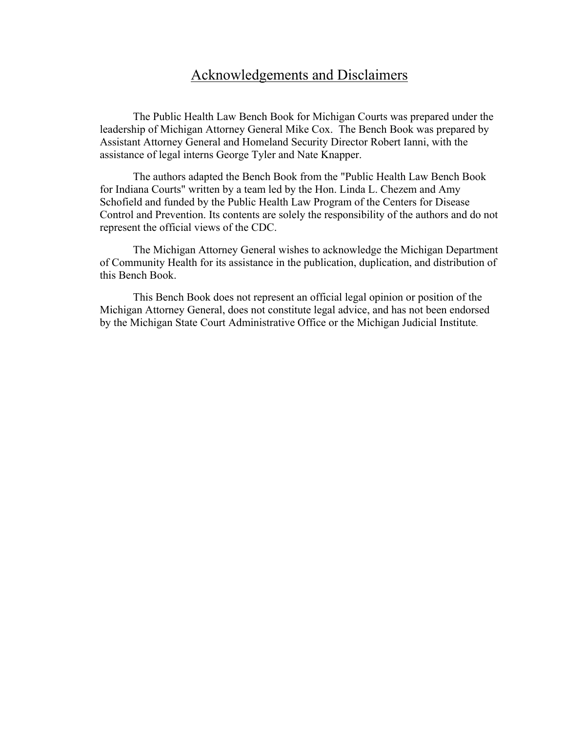# Acknowledgements and Disclaimers

The Public Health Law Bench Book for Michigan Courts was prepared under the leadership of Michigan Attorney General Mike Cox. The Bench Book was prepared by Assistant Attorney General and Homeland Security Director Robert Ianni, with the assistance of legal interns George Tyler and Nate Knapper.

The authors adapted the Bench Book from the "Public Health Law Bench Book for Indiana Courts" written by a team led by the Hon. Linda L. Chezem and Amy Schofield and funded by the Public Health Law Program of the Centers for Disease Control and Prevention. Its contents are solely the responsibility of the authors and do not represent the official views of the CDC.

The Michigan Attorney General wishes to acknowledge the Michigan Department of Community Health for its assistance in the publication, duplication, and distribution of this Bench Book.

This Bench Book does not represent an official legal opinion or position of the Michigan Attorney General, does not constitute legal advice, and has not been endorsed by the Michigan State Court Administrative Office or the Michigan Judicial Institute.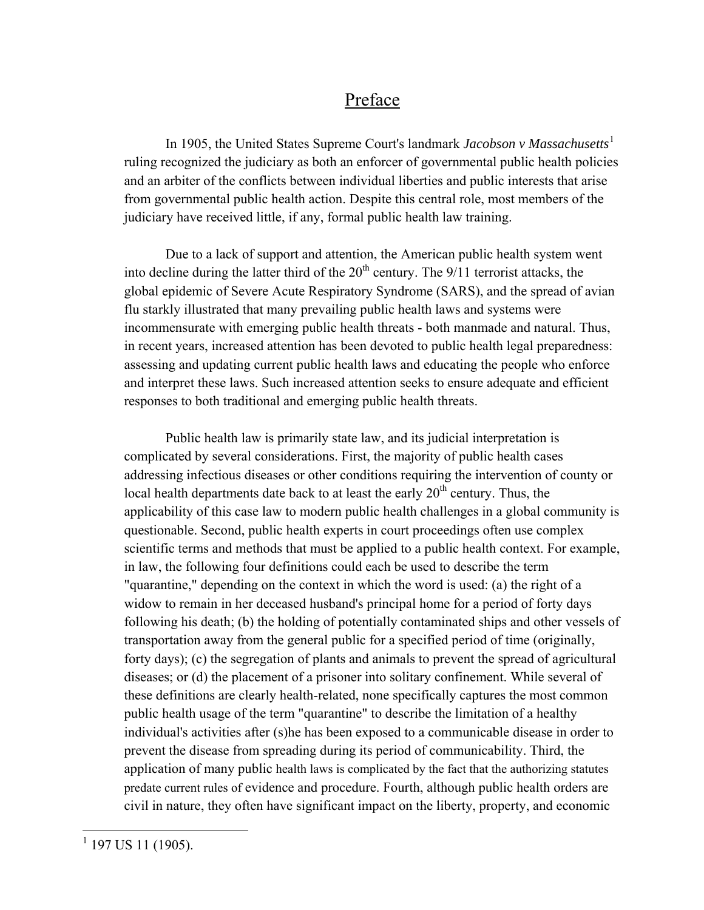# Preface

In 1905, the United States Supreme Court's landmark *Jacobson v Massachusetts*[1] ruling recognized the judiciary as both an enforcer of governmental public health policies and an arbiter of the conflicts between individual liberties and public interests that arise from governmental public health action. Despite this central role, most members of the judiciary have received little, if any, formal public health law training.

Due to a lack of support and attention, the American public health system went into decline during the latter third of the 20th century. The 9/11 terrorist attacks, the global epidemic of Severe Acute Respiratory Syndrome (SARS), and the spread of avian flu starkly illustrated that many prevailing public health laws and systems were incommensurate with emerging public health threats - both manmade and natural. Thus, in recent years, increased attention has been devoted to public health legal preparedness: assessing and updating current public health laws and educating the people who enforce and interpret these laws. Such increased attention seeks to ensure adequate and efficient responses to both traditional and emerging public health threats.

Public health law is primarily state law, and its judicial interpretation is complicated by several considerations. First, the majority of public health cases addressing infectious diseases or other conditions requiring the intervention of county or local health departments date back to at least the early 20th century. Thus, the applicability of this case law to modern public health challenges in a global community is questionable. Second, public health experts in court proceedings often use complex scientific terms and methods that must be applied to a public health context. For example, in law, the following four definitions could each be used to describe the term "quarantine," depending on the context in which the word is used: (a) the right of a widow to remain in her deceased husband's principal home for a period of forty days following his death; (b) the holding of potentially contaminated ships and other vessels of transportation away from the general public for a specified period of time (originally, forty days); (c) the segregation of plants and animals to prevent the spread of agricultural diseases; or (d) the placement of a prisoner into solitary confinement. While several of these definitions are clearly health-related, none specifically captures the most common public health usage of the term "quarantine" to describe the limitation of a healthy individual's activities after (s)he has been exposed to a communicable disease in order to prevent the disease from spreading during its period of communicability. Third, the application of many public health laws is complicated by the fact that the authorizing statutes predate current rules of evidence and procedure. Fourth, although public health orders are civil in nature, they often have significant impact on the liberty, property, and economic

[1] 197 US 11 (1905).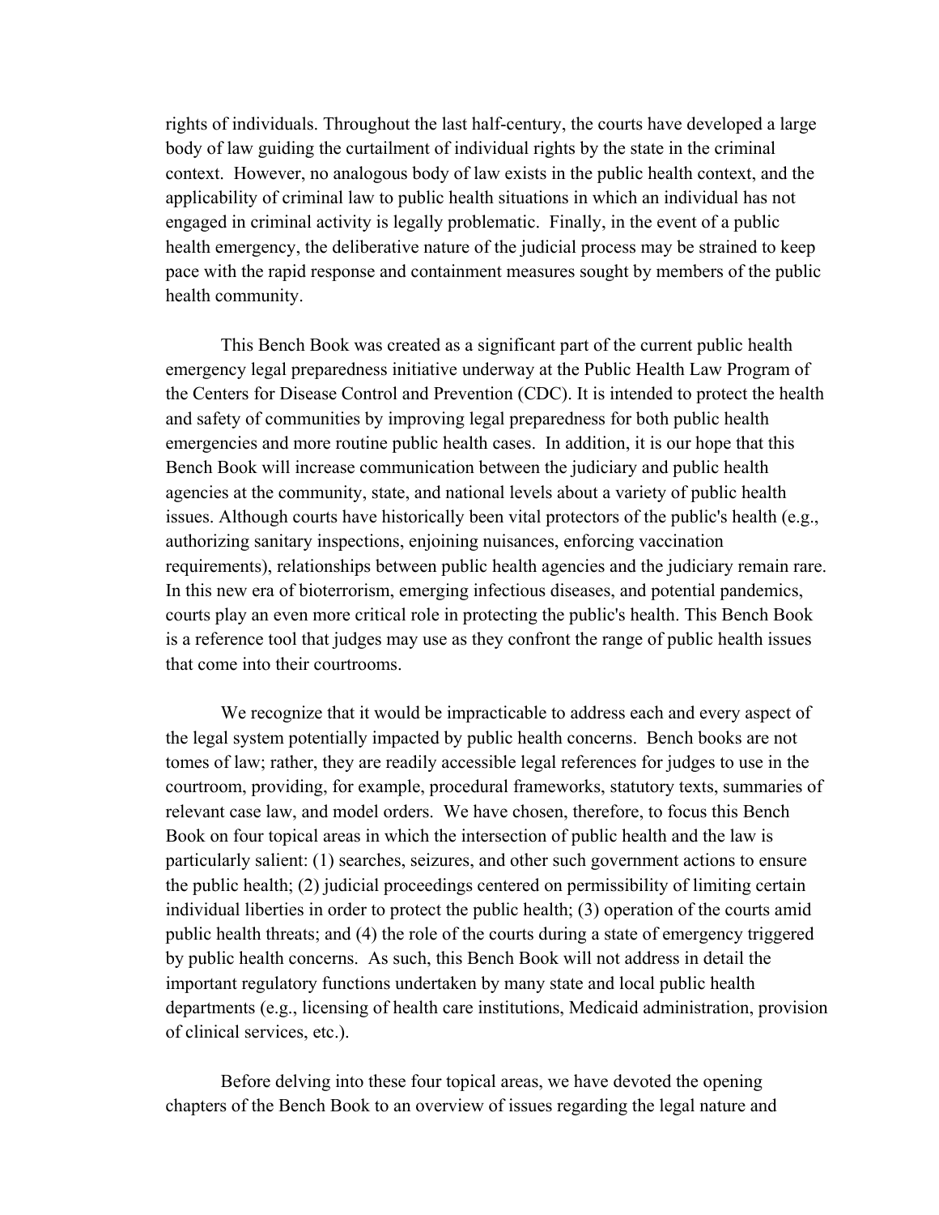rights of individuals. Throughout the last half-century, the courts have developed a large body of law guiding the curtailment of individual rights by the state in the criminal context. However, no analogous body of law exists in the public health context, and the applicability of criminal law to public health situations in which an individual has not engaged in criminal activity is legally problematic. Finally, in the event of a public health emergency, the deliberative nature of the judicial process may be strained to keep pace with the rapid response and containment measures sought by members of the public health community.

This Bench Book was created as a significant part of the current public health emergency legal preparedness initiative underway at the Public Health Law Program of the Centers for Disease Control and Prevention (CDC). It is intended to protect the health and safety of communities by improving legal preparedness for both public health emergencies and more routine public health cases. In addition, it is our hope that this Bench Book will increase communication between the judiciary and public health agencies at the community, state, and national levels about a variety of public health issues. Although courts have historically been vital protectors of the public's health (e.g., authorizing sanitary inspections, enjoining nuisances, enforcing vaccination requirements), relationships between public health agencies and the judiciary remain rare. In this new era of bioterrorism, emerging infectious diseases, and potential pandemics, courts play an even more critical role in protecting the public's health. This Bench Book is a reference tool that judges may use as they confront the range of public health issues that come into their courtrooms.

We recognize that it would be impracticable to address each and every aspect of the legal system potentially impacted by public health concerns. Bench books are not tomes of law; rather, they are readily accessible legal references for judges to use in the courtroom, providing, for example, procedural frameworks, statutory texts, summaries of relevant case law, and model orders. We have chosen, therefore, to focus this Bench Book on four topical areas in which the intersection of public health and the law is particularly salient: (1) searches, seizures, and other such government actions to ensure the public health; (2) judicial proceedings centered on permissibility of limiting certain individual liberties in order to protect the public health; (3) operation of the courts amid public health threats; and (4) the role of the courts during a state of emergency triggered by public health concerns. As such, this Bench Book will not address in detail the important regulatory functions undertaken by many state and local public health departments (e.g., licensing of health care institutions, Medicaid administration, provision of clinical services, etc.).

Before delving into these four topical areas, we have devoted the opening chapters of the Bench Book to an overview of issues regarding the legal nature and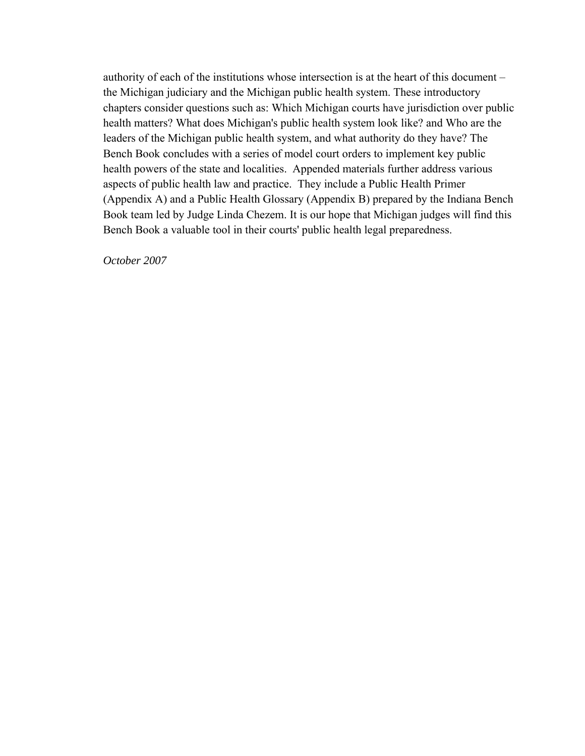authority of each of the institutions whose intersection is at the heart of this document – the Michigan judiciary and the Michigan public health system. These introductory chapters consider questions such as: Which Michigan courts have jurisdiction over public health matters? What does Michigan's public health system look like? and Who are the leaders of the Michigan public health system, and what authority do they have? The Bench Book concludes with a series of model court orders to implement key public health powers of the state and localities. Appended materials further address various aspects of public health law and practice. They include a Public Health Primer (Appendix A) and a Public Health Glossary (Appendix B) prepared by the Indiana Bench Book team led by Judge Linda Chezem. It is our hope that Michigan judges will find this Bench Book a valuable tool in their courts' public health legal preparedness.

*October 2007*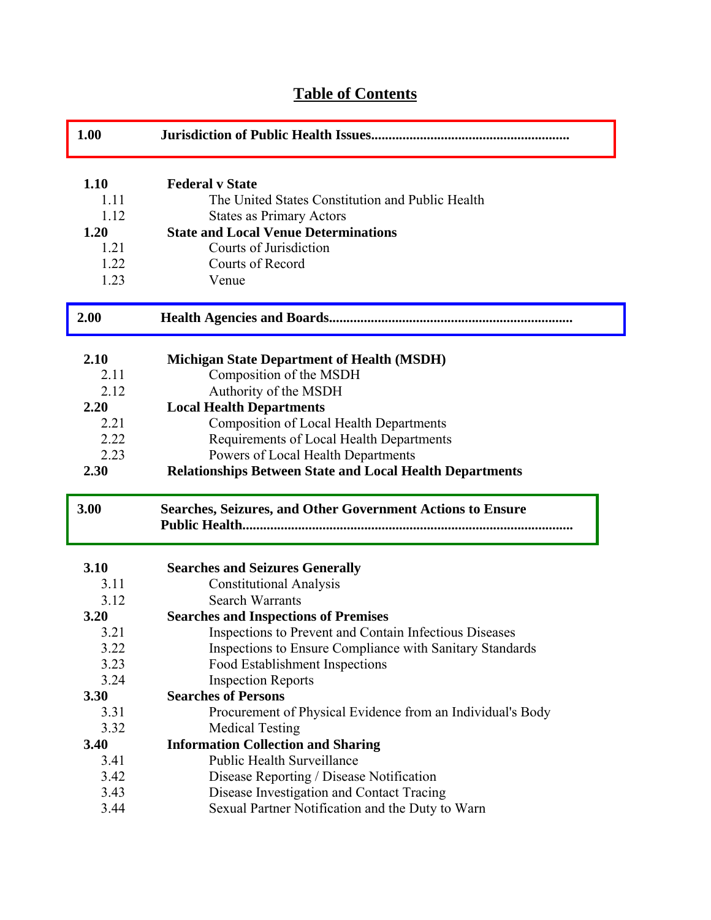# Table of Contents

**1.00 Jurisdiction of Public Health Issues........................................................**

- **1.10 Federal v State**
  - 1.11 The United States Constitution and Public Health
  - 1.12 States as Primary Actors
- **1.20 State and Local Venue Determinations**
  - 1.21 Courts of Jurisdiction
  - 1.22 Courts of Record
  - 1.23 Venue

**2.00 Health Agencies and Boards.....................................................................**

- **2.10 Michigan State Department of Health (MSDH)**
  - 2.11 Composition of the MSDH
  - 2.12 Authority of the MSDH
- **2.20 Local Health Departments**
  - 2.21 Composition of Local Health Departments
  - 2.22 Requirements of Local Health Departments
  - 2.23 Powers of Local Health Departments
- **2.30 Relationships Between State and Local Health Departments**

**3.00 Searches, Seizures, and Other Government Actions to Ensure Public Health..............................................................................................**

- **3.10 Searches and Seizures Generally**
  - 3.11 Constitutional Analysis
  - 3.12 Search Warrants
- **3.20 Searches and Inspections of Premises**
  - 3.21 Inspections to Prevent and Contain Infectious Diseases
  - 3.22 Inspections to Ensure Compliance with Sanitary Standards
  - 3.23 Food Establishment Inspections
  - 3.24 Inspection Reports
- **3.30 Searches of Persons**
  - 3.31 Procurement of Physical Evidence from an Individual's Body
  - 3.32 Medical Testing
- **3.40 Information Collection and Sharing**
  - 3.41 Public Health Surveillance
  - 3.42 Disease Reporting / Disease Notification
  - 3.43 Disease Investigation and Contact Tracing
  - 3.44 Sexual Partner Notification and the Duty to Warn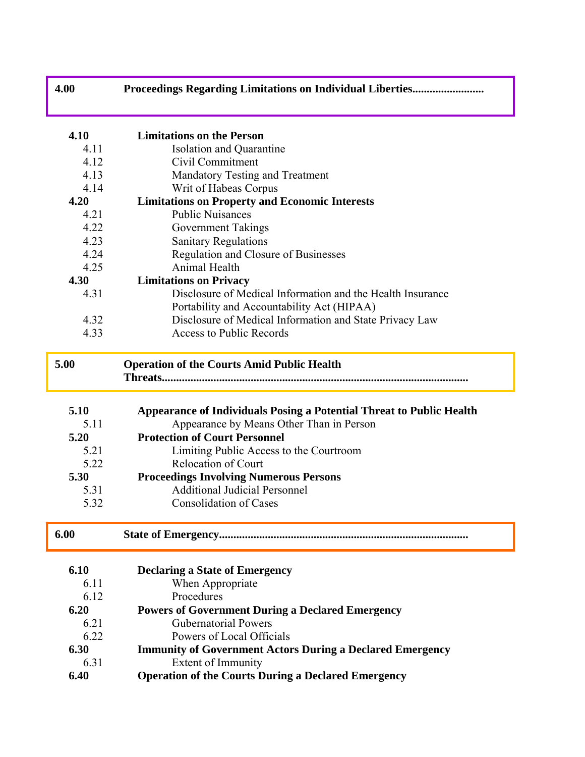## 4.00 Proceedings Regarding Limitations on Individual Liberties.........................

**4.10 Limitations on the Person**
- 4.11 Isolation and Quarantine
- 4.12 Civil Commitment
- 4.13 Mandatory Testing and Treatment
- 4.14 Writ of Habeas Corpus

**4.20 Limitations on Property and Economic Interests**
- 4.21 Public Nuisances
- 4.22 Government Takings
- 4.23 Sanitary Regulations
- 4.24 Regulation and Closure of Businesses
- 4.25 Animal Health

**4.30 Limitations on Privacy**
- 4.31 Disclosure of Medical Information and the Health Insurance Portability and Accountability Act (HIPAA)
- 4.32 Disclosure of Medical Information and State Privacy Law
- 4.33 Access to Public Records

## 5.00 Operation of the Courts Amid Public Health Threats.........................................................................................................

**5.10 Appearance of Individuals Posing a Potential Threat to Public Health**
- 5.11 Appearance by Means Other Than in Person

**5.20 Protection of Court Personnel**
- 5.21 Limiting Public Access to the Courtroom
- 5.22 Relocation of Court

**5.30 Proceedings Involving Numerous Persons**
- 5.31 Additional Judicial Personnel
- 5.32 Consolidation of Cases

## 6.00 State of Emergency.......................................................................................

**6.10 Declaring a State of Emergency**
- 6.11 When Appropriate
- 6.12 Procedures

**6.20 Powers of Government During a Declared Emergency**
- 6.21 Gubernatorial Powers
- 6.22 Powers of Local Officials

**6.30 Immunity of Government Actors During a Declared Emergency**
- 6.31 Extent of Immunity

**6.40 Operation of the Courts During a Declared Emergency**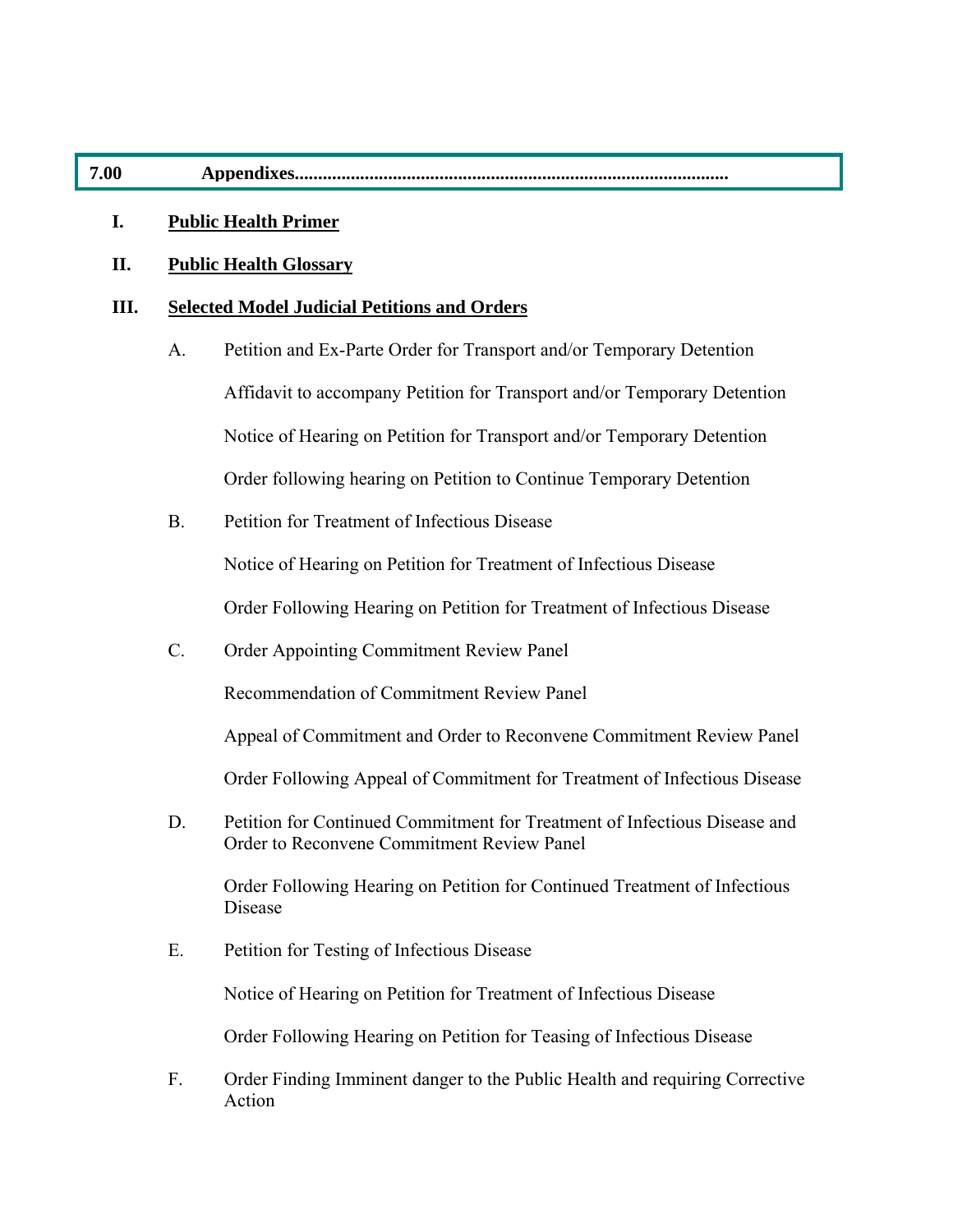## 7.00 Appendixes..........................................................................................

**I. Public Health Primer**

**II. Public Health Glossary**

**III. Selected Model Judicial Petitions and Orders**

A. Petition and Ex-Parte Order for Transport and/or Temporary Detention

Affidavit to accompany Petition for Transport and/or Temporary Detention

Notice of Hearing on Petition for Transport and/or Temporary Detention

Order following hearing on Petition to Continue Temporary Detention

B. Petition for Treatment of Infectious Disease

Notice of Hearing on Petition for Treatment of Infectious Disease

Order Following Hearing on Petition for Treatment of Infectious Disease

C. Order Appointing Commitment Review Panel

Recommendation of Commitment Review Panel

Appeal of Commitment and Order to Reconvene Commitment Review Panel

Order Following Appeal of Commitment for Treatment of Infectious Disease

D. Petition for Continued Commitment for Treatment of Infectious Disease and Order to Reconvene Commitment Review Panel

Order Following Hearing on Petition for Continued Treatment of Infectious Disease

E. Petition for Testing of Infectious Disease

Notice of Hearing on Petition for Treatment of Infectious Disease

Order Following Hearing on Petition for Teasing of Infectious Disease

F. Order Finding Imminent danger to the Public Health and requiring Corrective Action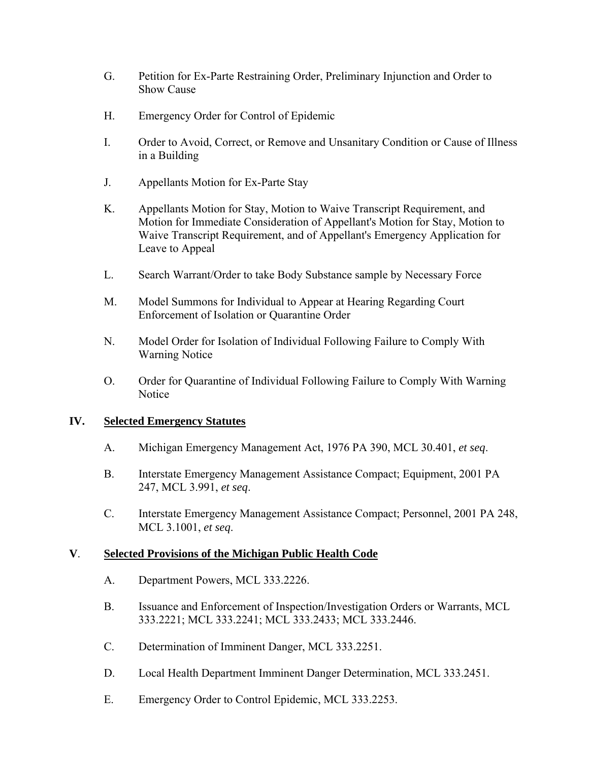G. Petition for Ex-Parte Restraining Order, Preliminary Injunction and Order to Show Cause

H. Emergency Order for Control of Epidemic

I. Order to Avoid, Correct, or Remove and Unsanitary Condition or Cause of Illness in a Building

J. Appellants Motion for Ex-Parte Stay

K. Appellants Motion for Stay, Motion to Waive Transcript Requirement, and Motion for Immediate Consideration of Appellant's Motion for Stay, Motion to Waive Transcript Requirement, and of Appellant's Emergency Application for Leave to Appeal

L. Search Warrant/Order to take Body Substance sample by Necessary Force

M. Model Summons for Individual to Appear at Hearing Regarding Court Enforcement of Isolation or Quarantine Order

N. Model Order for Isolation of Individual Following Failure to Comply With Warning Notice

O. Order for Quarantine of Individual Following Failure to Comply With Warning Notice

## IV. <u>Selected Emergency Statutes</u>

A. Michigan Emergency Management Act, 1976 PA 390, MCL 30.401, *et seq*.

B. Interstate Emergency Management Assistance Compact; Equipment, 2001 PA 247, MCL 3.991, *et seq*.

C. Interstate Emergency Management Assistance Compact; Personnel, 2001 PA 248, MCL 3.1001, *et seq*.

## V. <u>Selected Provisions of the Michigan Public Health Code</u>

A. Department Powers, MCL 333.2226.

B. Issuance and Enforcement of Inspection/Investigation Orders or Warrants, MCL 333.2221; MCL 333.2241; MCL 333.2433; MCL 333.2446.

C. Determination of Imminent Danger, MCL 333.2251.

D. Local Health Department Imminent Danger Determination, MCL 333.2451.

E. Emergency Order to Control Epidemic, MCL 333.2253.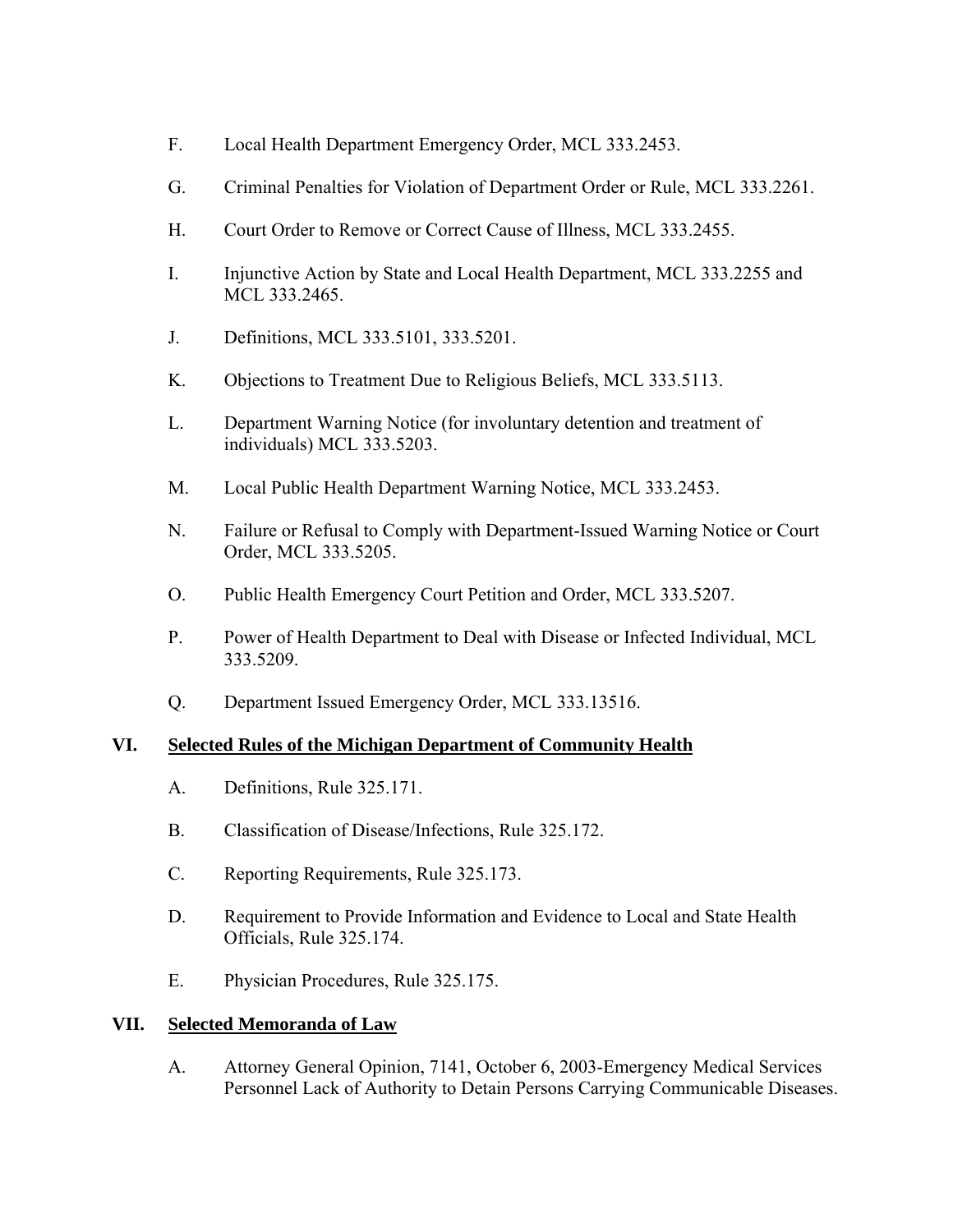F. Local Health Department Emergency Order, MCL 333.2453.

G. Criminal Penalties for Violation of Department Order or Rule, MCL 333.2261.

H. Court Order to Remove or Correct Cause of Illness, MCL 333.2455.

I. Injunctive Action by State and Local Health Department, MCL 333.2255 and MCL 333.2465.

J. Definitions, MCL 333.5101, 333.5201.

K. Objections to Treatment Due to Religious Beliefs, MCL 333.5113.

L. Department Warning Notice (for involuntary detention and treatment of individuals) MCL 333.5203.

M. Local Public Health Department Warning Notice, MCL 333.2453.

N. Failure or Refusal to Comply with Department-Issued Warning Notice or Court Order, MCL 333.5205.

O. Public Health Emergency Court Petition and Order, MCL 333.5207.

P. Power of Health Department to Deal with Disease or Infected Individual, MCL 333.5209.

Q. Department Issued Emergency Order, MCL 333.13516.

## VI. <u>Selected Rules of the Michigan Department of Community Health</u>

A. Definitions, Rule 325.171.

B. Classification of Disease/Infections, Rule 325.172.

C. Reporting Requirements, Rule 325.173.

D. Requirement to Provide Information and Evidence to Local and State Health Officials, Rule 325.174.

E. Physician Procedures, Rule 325.175.

## VII. <u>Selected Memoranda of Law</u>

A. Attorney General Opinion, 7141, October 6, 2003-Emergency Medical Services Personnel Lack of Authority to Detain Persons Carrying Communicable Diseases.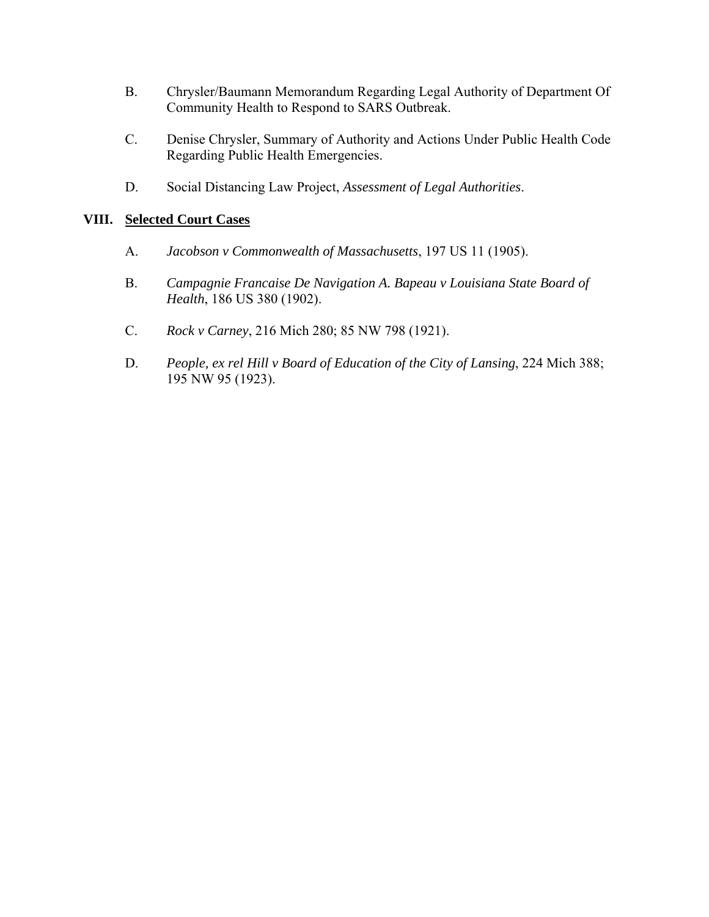B. Chrysler/Baumann Memorandum Regarding Legal Authority of Department Of Community Health to Respond to SARS Outbreak.

C. Denise Chrysler, Summary of Authority and Actions Under Public Health Code Regarding Public Health Emergencies.

D. Social Distancing Law Project, *Assessment of Legal Authorities*.

## VIII. Selected Court Cases

A. *Jacobson v Commonwealth of Massachusetts*, 197 US 11 (1905).

B. *Campagnie Francaise De Navigation A. Bapeau v Louisiana State Board of Health*, 186 US 380 (1902).

C. *Rock v Carney*, 216 Mich 280; 85 NW 798 (1921).

D. *People, ex rel Hill v Board of Education of the City of Lansing*, 224 Mich 388; 195 NW 95 (1923).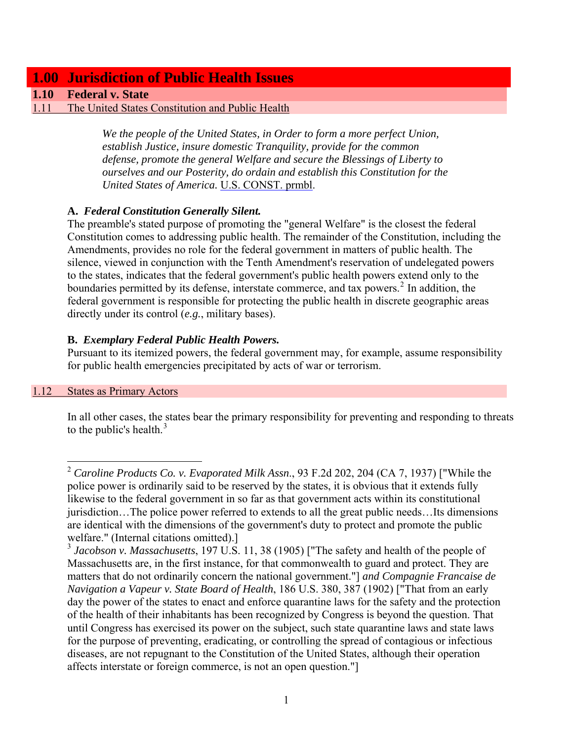# 1.00 Jurisdiction of Public Health Issues

## 1.10 Federal v. State

### 1.11 The United States Constitution and Public Health

> *We the people of the United States, in Order to form a more perfect Union, establish Justice, insure domestic Tranquility, provide for the common defense, promote the general Welfare and secure the Blessings of Liberty to ourselves and our Posterity, do ordain and establish this Constitution for the United States of America.* U.S. CONST. prmbl.

**A.** ***Federal Constitution Generally Silent.***
The preamble's stated purpose of promoting the "general Welfare" is the closest the federal Constitution comes to addressing public health. The remainder of the Constitution, including the Amendments, provides no role for the federal government in matters of public health. The silence, viewed in conjunction with the Tenth Amendment's reservation of undelegated powers to the states, indicates that the federal government's public health powers extend only to the boundaries permitted by its defense, interstate commerce, and tax powers.[2] In addition, the federal government is responsible for protecting the public health in discrete geographic areas directly under its control (*e.g.*, military bases).

**B.** ***Exemplary Federal Public Health Powers.***
Pursuant to its itemized powers, the federal government may, for example, assume responsibility for public health emergencies precipitated by acts of war or terrorism.

### 1.12 States as Primary Actors

In all other cases, the states bear the primary responsibility for preventing and responding to threats to the public's health.[3]

---

[2] *Caroline Products Co. v. Evaporated Milk Assn*., 93 F.2d 202, 204 (CA 7, 1937) ["While the police power is ordinarily said to be reserved by the states, it is obvious that it extends fully likewise to the federal government in so far as that government acts within its constitutional jurisdiction…The police power referred to extends to all the great public needs…Its dimensions are identical with the dimensions of the government's duty to protect and promote the public welfare." (Internal citations omitted).]

[3] *Jacobson v. Massachusetts*, 197 U.S. 11, 38 (1905) ["The safety and health of the people of Massachusetts are, in the first instance, for that commonwealth to guard and protect. They are matters that do not ordinarily concern the national government."] *and Compagnie Francaise de Navigation a Vapeur v. State Board of Health*, 186 U.S. 380, 387 (1902) ["That from an early day the power of the states to enact and enforce quarantine laws for the safety and the protection of the health of their inhabitants has been recognized by Congress is beyond the question. That until Congress has exercised its power on the subject, such state quarantine laws and state laws for the purpose of preventing, eradicating, or controlling the spread of contagious or infectious diseases, are not repugnant to the Constitution of the United States, although their operation affects interstate or foreign commerce, is not an open question."]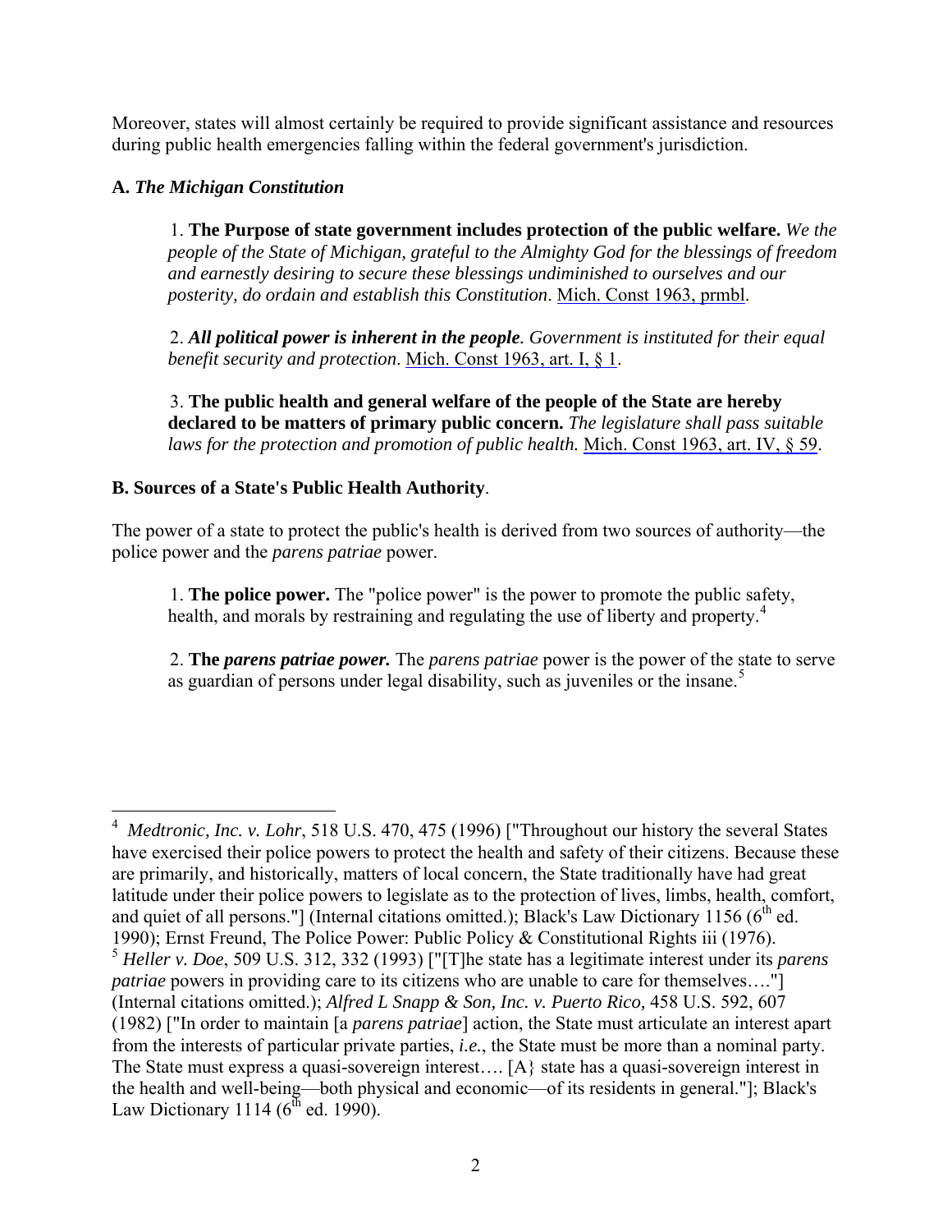Moreover, states will almost certainly be required to provide significant assistance and resources during public health emergencies falling within the federal government's jurisdiction.

### A. *The Michigan Constitution*

1. **The Purpose of state government includes protection of the public welfare.** *We the people of the State of Michigan, grateful to the Almighty God for the blessings of freedom and earnestly desiring to secure these blessings undiminished to ourselves and our posterity, do ordain and establish this Constitution*. Mich. Const 1963, prmbl.

2. ***All political power is inherent in the people****. Government is instituted for their equal benefit security and protection*. Mich. Const 1963, art. I, § 1.

3. **The public health and general welfare of the people of the State are hereby declared to be matters of primary public concern.** *The legislature shall pass suitable laws for the protection and promotion of public health.* Mich. Const 1963, art. IV, § 59.

### B. Sources of a State's Public Health Authority.

The power of a state to protect the public's health is derived from two sources of authority—the police power and the *parens patriae* power.

1. **The police power.** The "police power" is the power to promote the public safety, health, and morals by restraining and regulating the use of liberty and property.[4]

2. **The *parens patriae* power.** The *parens patriae* power is the power of the state to serve as guardian of persons under legal disability, such as juveniles or the insane.[5]

---

[4] *Medtronic, Inc. v. Lohr*, 518 U.S. 470, 475 (1996) ["Throughout our history the several States have exercised their police powers to protect the health and safety of their citizens. Because these are primarily, and historically, matters of local concern, the State traditionally have had great latitude under their police powers to legislate as to the protection of lives, limbs, health, comfort, and quiet of all persons."] (Internal citations omitted.); Black's Law Dictionary 1156 (6th ed. 1990); Ernst Freund, The Police Power: Public Policy & Constitutional Rights iii (1976).

[5] *Heller v. Doe*, 509 U.S. 312, 332 (1993) ["[T]he state has a legitimate interest under its *parens patriae* powers in providing care to its citizens who are unable to care for themselves…."] (Internal citations omitted.); *Alfred L Snapp & Son, Inc. v. Puerto Rico,* 458 U.S. 592, 607 (1982) ["In order to maintain [a *parens patriae*] action, the State must articulate an interest apart from the interests of particular private parties, *i.e.*, the State must be more than a nominal party. The State must express a quasi-sovereign interest…. [A} state has a quasi-sovereign interest in the health and well-being—both physical and economic—of its residents in general."]; Black's Law Dictionary 1114 (6th ed. 1990).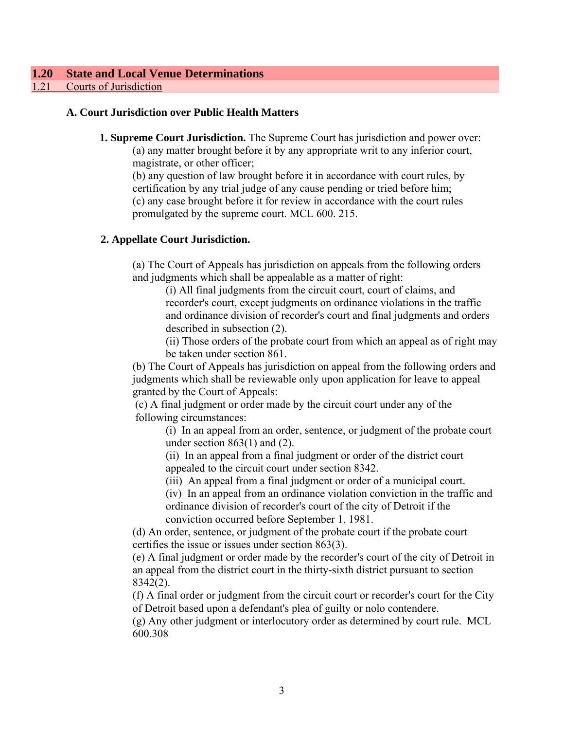## 1.20 State and Local Venue Determinations

### 1.21 Courts of Jurisdiction

#### A. Court Jurisdiction over Public Health Matters

**1. Supreme Court Jurisdiction.** The Supreme Court has jurisdiction and power over:

(a) any matter brought before it by any appropriate writ to any inferior court, magistrate, or other officer;

(b) any question of law brought before it in accordance with court rules, by certification by any trial judge of any cause pending or tried before him;

(c) any case brought before it for review in accordance with the court rules promulgated by the supreme court. MCL 600. 215.

**2. Appellate Court Jurisdiction.**

(a) The Court of Appeals has jurisdiction on appeals from the following orders and judgments which shall be appealable as a matter of right:

- (i) All final judgments from the circuit court, court of claims, and recorder's court, except judgments on ordinance violations in the traffic and ordinance division of recorder's court and final judgments and orders described in subsection (2).
- (ii) Those orders of the probate court from which an appeal as of right may be taken under section 861.

(b) The Court of Appeals has jurisdiction on appeal from the following orders and judgments which shall be reviewable only upon application for leave to appeal granted by the Court of Appeals:

(c) A final judgment or order made by the circuit court under any of the following circumstances:

- (i) In an appeal from an order, sentence, or judgment of the probate court under section 863(1) and (2).
- (ii) In an appeal from a final judgment or order of the district court appealed to the circuit court under section 8342.
- (iii) An appeal from a final judgment or order of a municipal court.
- (iv) In an appeal from an ordinance violation conviction in the traffic and ordinance division of recorder's court of the city of Detroit if the conviction occurred before September 1, 1981.

(d) An order, sentence, or judgment of the probate court if the probate court certifies the issue or issues under section 863(3).

(e) A final judgment or order made by the recorder's court of the city of Detroit in an appeal from the district court in the thirty-sixth district pursuant to section 8342(2).

(f) A final order or judgment from the circuit court or recorder's court for the City of Detroit based upon a defendant's plea of guilty or nolo contendere.

(g) Any other judgment or interlocutory order as determined by court rule. MCL 600.308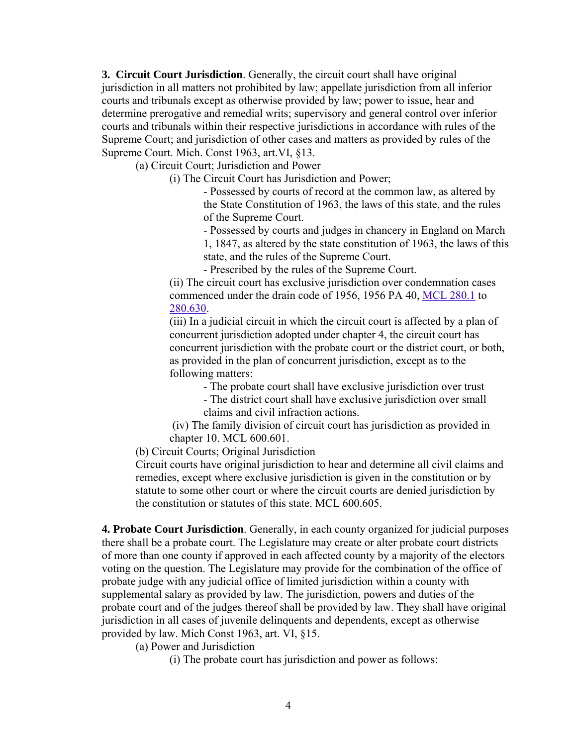**3. Circuit Court Jurisdiction**. Generally, the circuit court shall have original jurisdiction in all matters not prohibited by law; appellate jurisdiction from all inferior courts and tribunals except as otherwise provided by law; power to issue, hear and determine prerogative and remedial writs; supervisory and general control over inferior courts and tribunals within their respective jurisdictions in accordance with rules of the Supreme Court; and jurisdiction of other cases and matters as provided by rules of the Supreme Court. Mich. Const 1963, art.VI, §13.

(a) Circuit Court; Jurisdiction and Power

(i) The Circuit Court has Jurisdiction and Power;

- Possessed by courts of record at the common law, as altered by the State Constitution of 1963, the laws of this state, and the rules of the Supreme Court.
- Possessed by courts and judges in chancery in England on March 1, 1847, as altered by the state constitution of 1963, the laws of this state, and the rules of the Supreme Court.
- Prescribed by the rules of the Supreme Court.

(ii) The circuit court has exclusive jurisdiction over condemnation cases commenced under the drain code of 1956, 1956 PA 40, MCL 280.1 to 280.630.

(iii) In a judicial circuit in which the circuit court is affected by a plan of concurrent jurisdiction adopted under chapter 4, the circuit court has concurrent jurisdiction with the probate court or the district court, or both, as provided in the plan of concurrent jurisdiction, except as to the following matters:

- The probate court shall have exclusive jurisdiction over trust
- The district court shall have exclusive jurisdiction over small claims and civil infraction actions.

(iv) The family division of circuit court has jurisdiction as provided in chapter 10. MCL 600.601.

(b) Circuit Courts; Original Jurisdiction

Circuit courts have original jurisdiction to hear and determine all civil claims and remedies, except where exclusive jurisdiction is given in the constitution or by statute to some other court or where the circuit courts are denied jurisdiction by the constitution or statutes of this state. MCL 600.605.

**4. Probate Court Jurisdiction**. Generally, in each county organized for judicial purposes there shall be a probate court. The Legislature may create or alter probate court districts of more than one county if approved in each affected county by a majority of the electors voting on the question. The Legislature may provide for the combination of the office of probate judge with any judicial office of limited jurisdiction within a county with supplemental salary as provided by law. The jurisdiction, powers and duties of the probate court and of the judges thereof shall be provided by law. They shall have original jurisdiction in all cases of juvenile delinquents and dependents, except as otherwise provided by law. Mich Const 1963, art. VI, §15.

(a) Power and Jurisdiction

(i) The probate court has jurisdiction and power as follows: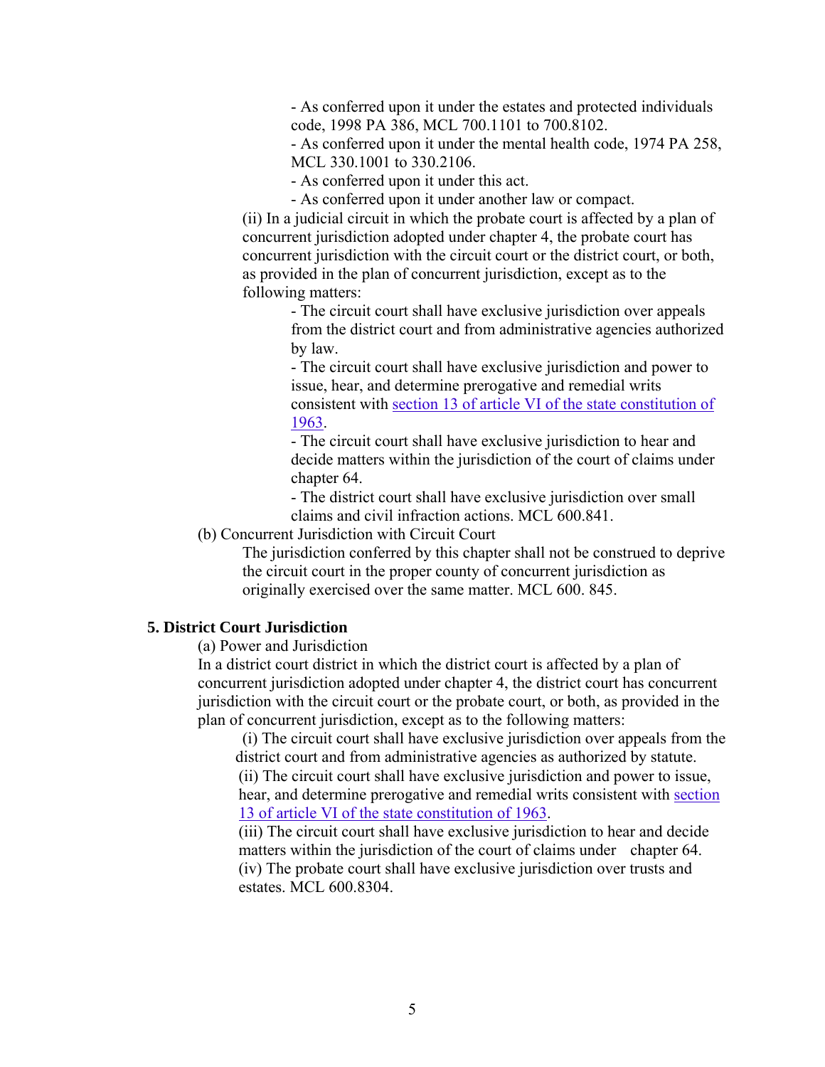- As conferred upon it under the estates and protected individuals code, 1998 PA 386, MCL 700.1101 to 700.8102.
- As conferred upon it under the mental health code, 1974 PA 258, MCL 330.1001 to 330.2106.
- As conferred upon it under this act.
- As conferred upon it under another law or compact.

(ii) In a judicial circuit in which the probate court is affected by a plan of concurrent jurisdiction adopted under chapter 4, the probate court has concurrent jurisdiction with the circuit court or the district court, or both, as provided in the plan of concurrent jurisdiction, except as to the following matters:

- The circuit court shall have exclusive jurisdiction over appeals from the district court and from administrative agencies authorized by law.
- The circuit court shall have exclusive jurisdiction and power to issue, hear, and determine prerogative and remedial writs consistent with section 13 of article VI of the state constitution of 1963.
- The circuit court shall have exclusive jurisdiction to hear and decide matters within the jurisdiction of the court of claims under chapter 64.
- The district court shall have exclusive jurisdiction over small claims and civil infraction actions. MCL 600.841.

(b) Concurrent Jurisdiction with Circuit Court

The jurisdiction conferred by this chapter shall not be construed to deprive the circuit court in the proper county of concurrent jurisdiction as originally exercised over the same matter. MCL 600. 845.

**5. District Court Jurisdiction**

(a) Power and Jurisdiction

In a district court district in which the district court is affected by a plan of concurrent jurisdiction adopted under chapter 4, the district court has concurrent jurisdiction with the circuit court or the probate court, or both, as provided in the plan of concurrent jurisdiction, except as to the following matters:

(i) The circuit court shall have exclusive jurisdiction over appeals from the district court and from administrative agencies as authorized by statute.
(ii) The circuit court shall have exclusive jurisdiction and power to issue, hear, and determine prerogative and remedial writs consistent with section 13 of article VI of the state constitution of 1963.
(iii) The circuit court shall have exclusive jurisdiction to hear and decide matters within the jurisdiction of the court of claims under chapter 64.
(iv) The probate court shall have exclusive jurisdiction over trusts and estates. MCL 600.8304.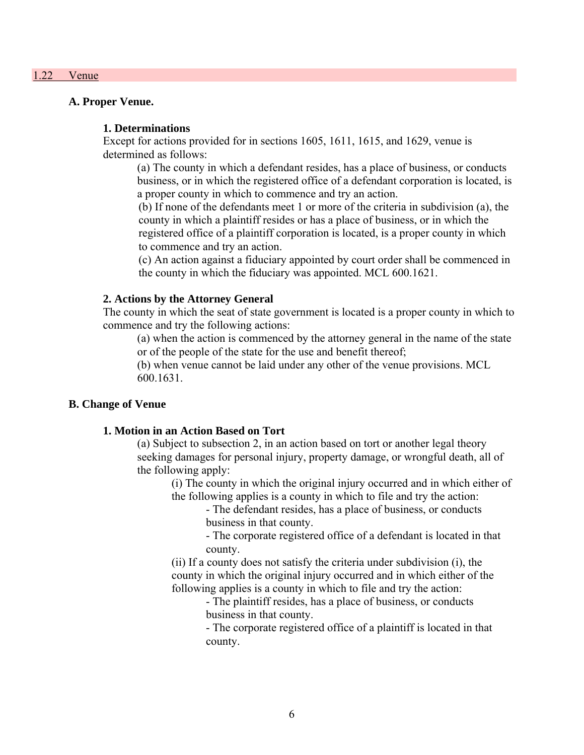## 1.22 Venue

### A. Proper Venue.

#### 1. Determinations

Except for actions provided for in sections 1605, 1611, 1615, and 1629, venue is determined as follows:

(a) The county in which a defendant resides, has a place of business, or conducts business, or in which the registered office of a defendant corporation is located, is a proper county in which to commence and try an action.

(b) If none of the defendants meet 1 or more of the criteria in subdivision (a), the county in which a plaintiff resides or has a place of business, or in which the registered office of a plaintiff corporation is located, is a proper county in which to commence and try an action.

(c) An action against a fiduciary appointed by court order shall be commenced in the county in which the fiduciary was appointed. MCL 600.1621.

#### 2. Actions by the Attorney General

The county in which the seat of state government is located is a proper county in which to commence and try the following actions:

(a) when the action is commenced by the attorney general in the name of the state or of the people of the state for the use and benefit thereof;

(b) when venue cannot be laid under any other of the venue provisions. MCL 600.1631.

### B. Change of Venue

#### 1. Motion in an Action Based on Tort

(a) Subject to subsection 2, in an action based on tort or another legal theory seeking damages for personal injury, property damage, or wrongful death, all of the following apply:

(i) The county in which the original injury occurred and in which either of the following applies is a county in which to file and try the action:

- The defendant resides, has a place of business, or conducts business in that county.
- The corporate registered office of a defendant is located in that county.

(ii) If a county does not satisfy the criteria under subdivision (i), the county in which the original injury occurred and in which either of the following applies is a county in which to file and try the action:

- The plaintiff resides, has a place of business, or conducts business in that county.
- The corporate registered office of a plaintiff is located in that county.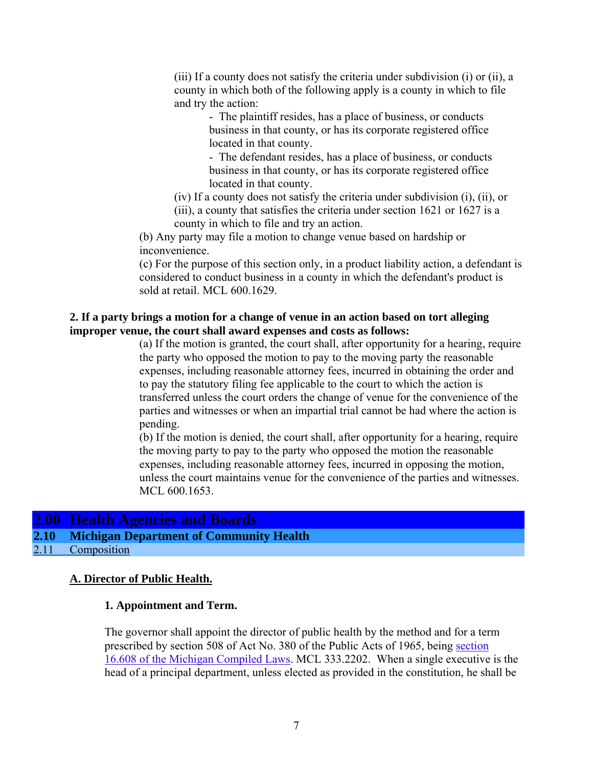(iii) If a county does not satisfy the criteria under subdivision (i) or (ii), a county in which both of the following apply is a county in which to file and try the action:

- The plaintiff resides, has a place of business, or conducts business in that county, or has its corporate registered office located in that county.
- The defendant resides, has a place of business, or conducts business in that county, or has its corporate registered office located in that county.

(iv) If a county does not satisfy the criteria under subdivision (i), (ii), or (iii), a county that satisfies the criteria under section 1621 or 1627 is a county in which to file and try an action.

(b) Any party may file a motion to change venue based on hardship or inconvenience.

(c) For the purpose of this section only, in a product liability action, a defendant is considered to conduct business in a county in which the defendant's product is sold at retail. MCL 600.1629.

**2. If a party brings a motion for a change of venue in an action based on tort alleging improper venue, the court shall award expenses and costs as follows:**

(a) If the motion is granted, the court shall, after opportunity for a hearing, require the party who opposed the motion to pay to the moving party the reasonable expenses, including reasonable attorney fees, incurred in obtaining the order and to pay the statutory filing fee applicable to the court to which the action is transferred unless the court orders the change of venue for the convenience of the parties and witnesses or when an impartial trial cannot be had where the action is pending.

(b) If the motion is denied, the court shall, after opportunity for a hearing, require the moving party to pay to the party who opposed the motion the reasonable expenses, including reasonable attorney fees, incurred in opposing the motion, unless the court maintains venue for the convenience of the parties and witnesses. MCL 600.1653.

# 2.00 Health Agencies and Boards

## 2.10 Michigan Department of Community Health

### 2.11 Composition

**A. Director of Public Health.**

**1. Appointment and Term.**

The governor shall appoint the director of public health by the method and for a term prescribed by section 508 of Act No. 380 of the Public Acts of 1965, being section 16.608 of the Michigan Compiled Laws. MCL 333.2202. When a single executive is the head of a principal department, unless elected as provided in the constitution, he shall be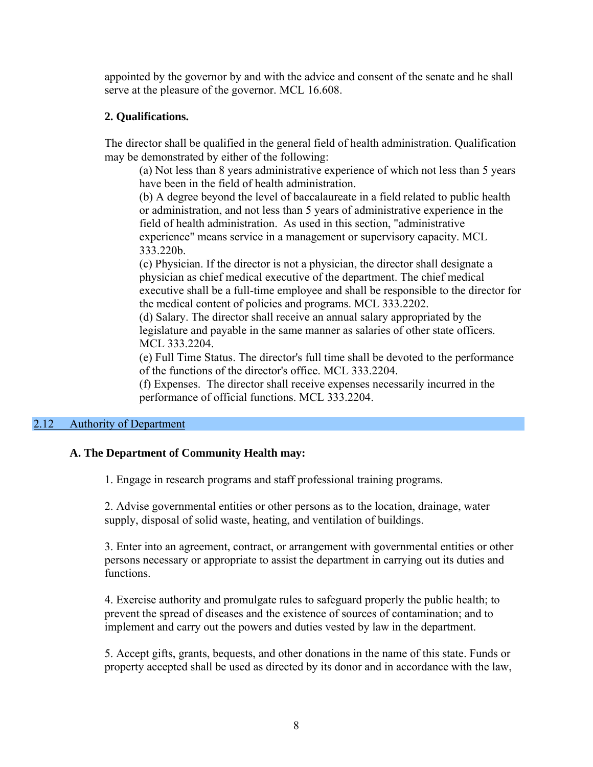appointed by the governor by and with the advice and consent of the senate and he shall serve at the pleasure of the governor. MCL 16.608.

**2. Qualifications.**

The director shall be qualified in the general field of health administration. Qualification may be demonstrated by either of the following:

(a) Not less than 8 years administrative experience of which not less than 5 years have been in the field of health administration.

(b) A degree beyond the level of baccalaureate in a field related to public health or administration, and not less than 5 years of administrative experience in the field of health administration. As used in this section, "administrative experience" means service in a management or supervisory capacity. MCL 333.220b.

(c) Physician. If the director is not a physician, the director shall designate a physician as chief medical executive of the department. The chief medical executive shall be a full-time employee and shall be responsible to the director for the medical content of policies and programs. MCL 333.2202.

(d) Salary. The director shall receive an annual salary appropriated by the legislature and payable in the same manner as salaries of other state officers. MCL 333.2204.

(e) Full Time Status. The director's full time shall be devoted to the performance of the functions of the director's office. MCL 333.2204.

(f) Expenses. The director shall receive expenses necessarily incurred in the performance of official functions. MCL 333.2204.

## 2.12 Authority of Department

**A. The Department of Community Health may:**

1. Engage in research programs and staff professional training programs.

2. Advise governmental entities or other persons as to the location, drainage, water supply, disposal of solid waste, heating, and ventilation of buildings.

3. Enter into an agreement, contract, or arrangement with governmental entities or other persons necessary or appropriate to assist the department in carrying out its duties and functions.

4. Exercise authority and promulgate rules to safeguard properly the public health; to prevent the spread of diseases and the existence of sources of contamination; and to implement and carry out the powers and duties vested by law in the department.

5. Accept gifts, grants, bequests, and other donations in the name of this state. Funds or property accepted shall be used as directed by its donor and in accordance with the law,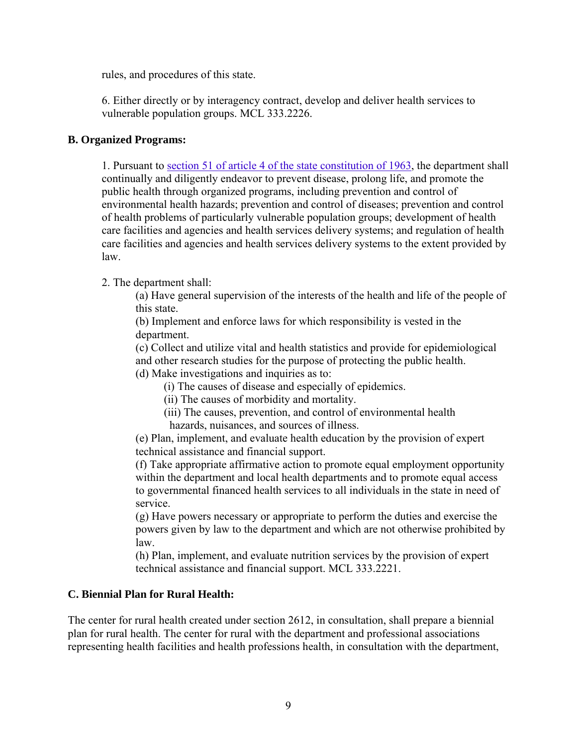rules, and procedures of this state.

6. Either directly or by interagency contract, develop and deliver health services to vulnerable population groups. MCL 333.2226.

**B. Organized Programs:**

1. Pursuant to [section 51 of article 4 of the state constitution of 1963](), the department shall continually and diligently endeavor to prevent disease, prolong life, and promote the public health through organized programs, including prevention and control of environmental health hazards; prevention and control of diseases; prevention and control of health problems of particularly vulnerable population groups; development of health care facilities and agencies and health services delivery systems; and regulation of health care facilities and agencies and health services delivery systems to the extent provided by law.

2. The department shall:

(a) Have general supervision of the interests of the health and life of the people of this state.

(b) Implement and enforce laws for which responsibility is vested in the department.

(c) Collect and utilize vital and health statistics and provide for epidemiological and other research studies for the purpose of protecting the public health.

(d) Make investigations and inquiries as to:

(i) The causes of disease and especially of epidemics.

(ii) The causes of morbidity and mortality.

(iii) The causes, prevention, and control of environmental health hazards, nuisances, and sources of illness.

(e) Plan, implement, and evaluate health education by the provision of expert technical assistance and financial support.

(f) Take appropriate affirmative action to promote equal employment opportunity within the department and local health departments and to promote equal access to governmental financed health services to all individuals in the state in need of service.

(g) Have powers necessary or appropriate to perform the duties and exercise the powers given by law to the department and which are not otherwise prohibited by law.

(h) Plan, implement, and evaluate nutrition services by the provision of expert technical assistance and financial support. MCL 333.2221.

**C. Biennial Plan for Rural Health:**

The center for rural health created under section 2612, in consultation, shall prepare a biennial plan for rural health. The center for rural with the department and professional associations representing health facilities and health professions health, in consultation with the department,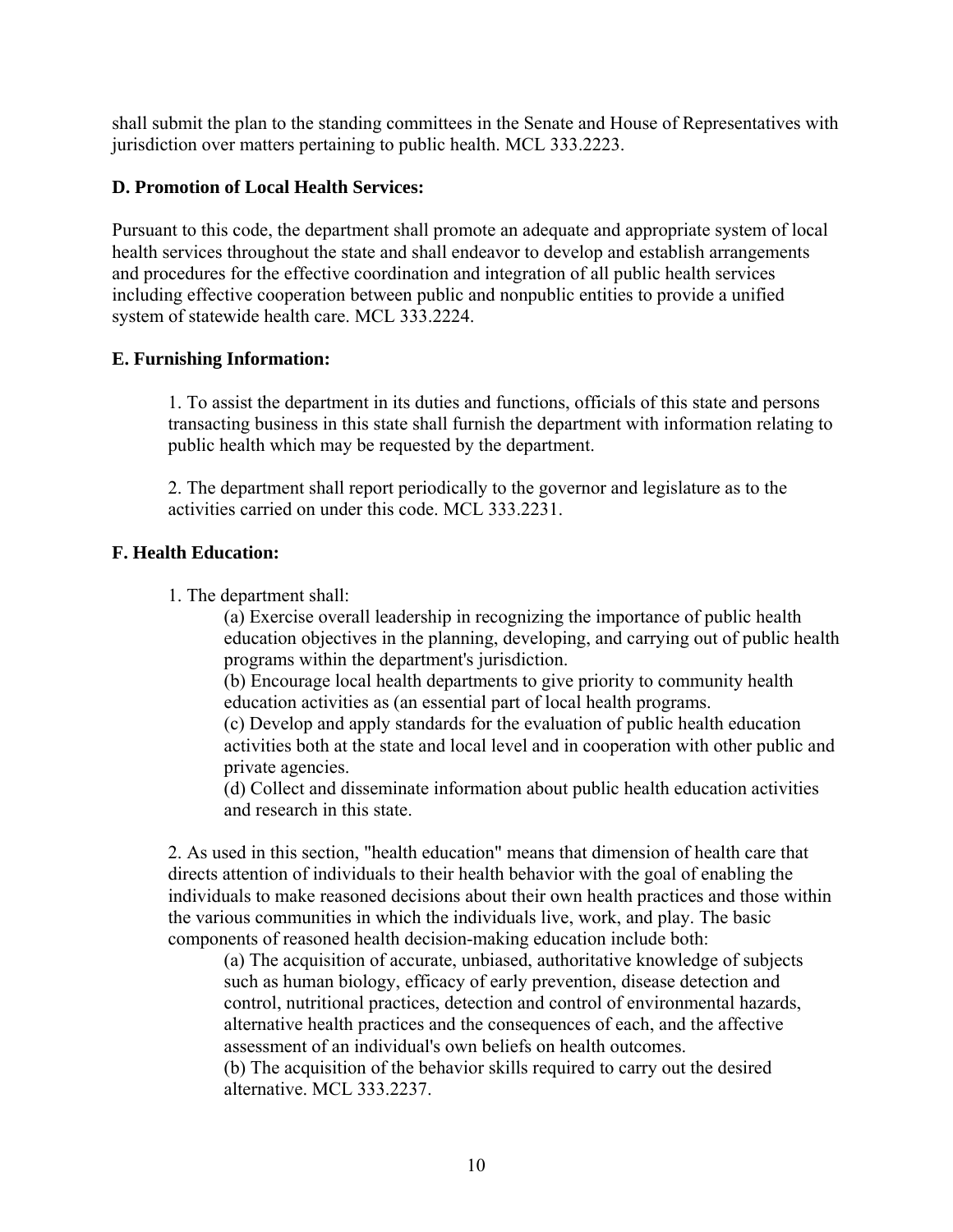shall submit the plan to the standing committees in the Senate and House of Representatives with jurisdiction over matters pertaining to public health. MCL 333.2223.

**D. Promotion of Local Health Services:**

Pursuant to this code, the department shall promote an adequate and appropriate system of local health services throughout the state and shall endeavor to develop and establish arrangements and procedures for the effective coordination and integration of all public health services including effective cooperation between public and nonpublic entities to provide a unified system of statewide health care. MCL 333.2224.

**E. Furnishing Information:**

1. To assist the department in its duties and functions, officials of this state and persons transacting business in this state shall furnish the department with information relating to public health which may be requested by the department.

2. The department shall report periodically to the governor and legislature as to the activities carried on under this code. MCL 333.2231.

**F. Health Education:**

1. The department shall:
   (a) Exercise overall leadership in recognizing the importance of public health education objectives in the planning, developing, and carrying out of public health programs within the department's jurisdiction.
   (b) Encourage local health departments to give priority to community health education activities as (an essential part of local health programs.
   (c) Develop and apply standards for the evaluation of public health education activities both at the state and local level and in cooperation with other public and private agencies.
   (d) Collect and disseminate information about public health education activities and research in this state.

2. As used in this section, "health education" means that dimension of health care that directs attention of individuals to their health behavior with the goal of enabling the individuals to make reasoned decisions about their own health practices and those within the various communities in which the individuals live, work, and play. The basic components of reasoned health decision-making education include both:
   (a) The acquisition of accurate, unbiased, authoritative knowledge of subjects such as human biology, efficacy of early prevention, disease detection and control, nutritional practices, detection and control of environmental hazards, alternative health practices and the consequences of each, and the affective assessment of an individual's own beliefs on health outcomes.
   (b) The acquisition of the behavior skills required to carry out the desired alternative. MCL 333.2237.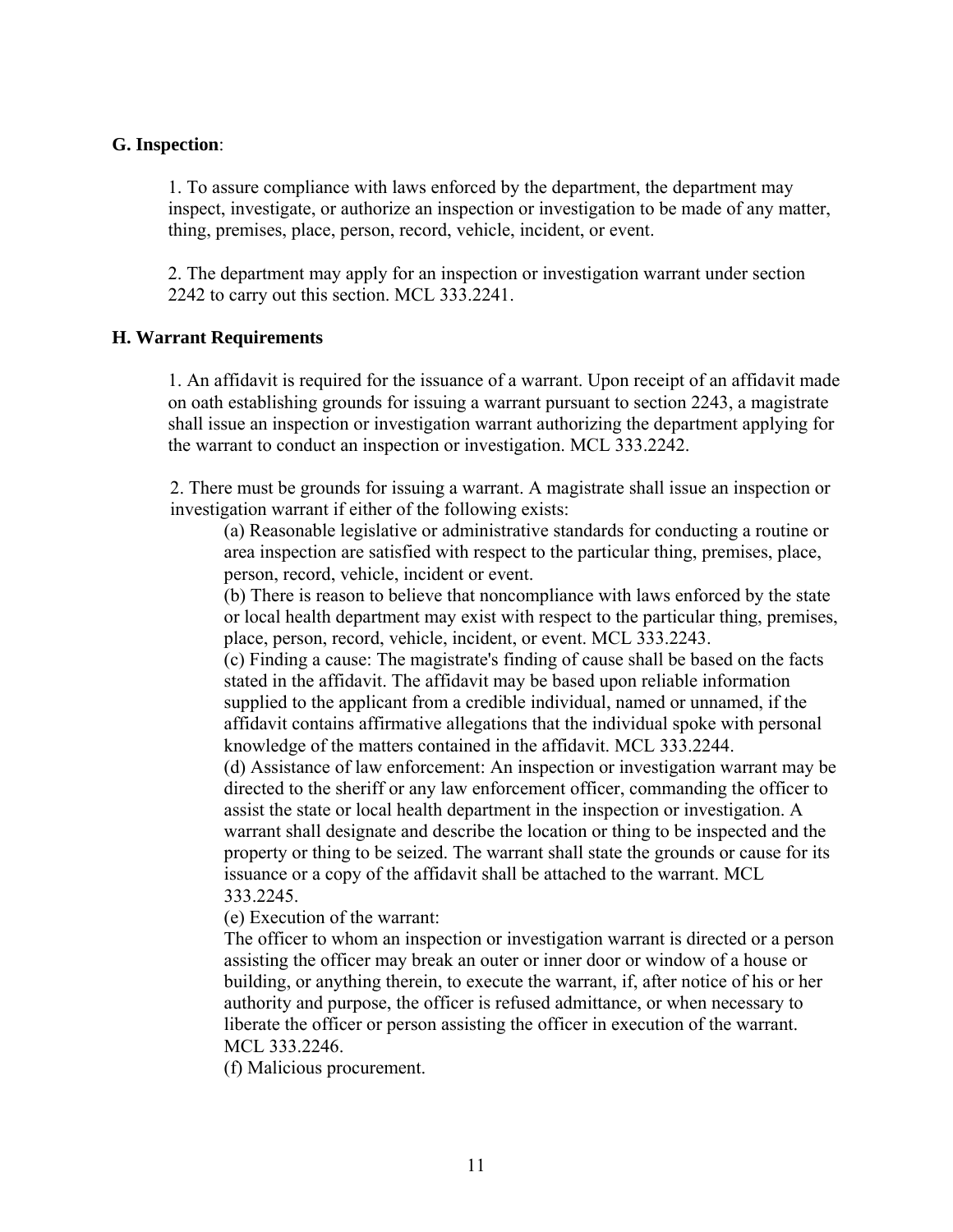**G. Inspection**:

1. To assure compliance with laws enforced by the department, the department may inspect, investigate, or authorize an inspection or investigation to be made of any matter, thing, premises, place, person, record, vehicle, incident, or event.

2. The department may apply for an inspection or investigation warrant under section 2242 to carry out this section. MCL 333.2241.

**H. Warrant Requirements**

1. An affidavit is required for the issuance of a warrant. Upon receipt of an affidavit made on oath establishing grounds for issuing a warrant pursuant to section 2243, a magistrate shall issue an inspection or investigation warrant authorizing the department applying for the warrant to conduct an inspection or investigation. MCL 333.2242.

2. There must be grounds for issuing a warrant. A magistrate shall issue an inspection or investigation warrant if either of the following exists:

(a) Reasonable legislative or administrative standards for conducting a routine or area inspection are satisfied with respect to the particular thing, premises, place, person, record, vehicle, incident or event.

(b) There is reason to believe that noncompliance with laws enforced by the state or local health department may exist with respect to the particular thing, premises, place, person, record, vehicle, incident, or event. MCL 333.2243.

(c) Finding a cause: The magistrate's finding of cause shall be based on the facts stated in the affidavit. The affidavit may be based upon reliable information supplied to the applicant from a credible individual, named or unnamed, if the affidavit contains affirmative allegations that the individual spoke with personal knowledge of the matters contained in the affidavit. MCL 333.2244.

(d) Assistance of law enforcement: An inspection or investigation warrant may be directed to the sheriff or any law enforcement officer, commanding the officer to assist the state or local health department in the inspection or investigation. A warrant shall designate and describe the location or thing to be inspected and the property or thing to be seized. The warrant shall state the grounds or cause for its issuance or a copy of the affidavit shall be attached to the warrant. MCL 333.2245.

(e) Execution of the warrant:
The officer to whom an inspection or investigation warrant is directed or a person assisting the officer may break an outer or inner door or window of a house or building, or anything therein, to execute the warrant, if, after notice of his or her authority and purpose, the officer is refused admittance, or when necessary to liberate the officer or person assisting the officer in execution of the warrant. MCL 333.2246.

(f) Malicious procurement.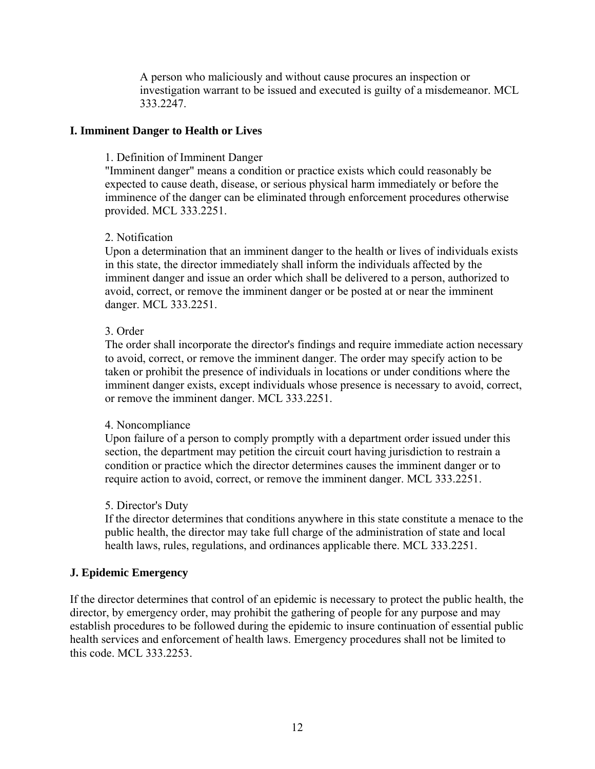A person who maliciously and without cause procures an inspection or investigation warrant to be issued and executed is guilty of a misdemeanor. MCL 333.2247.

**I. Imminent Danger to Health or Lives**

1. Definition of Imminent Danger

"Imminent danger" means a condition or practice exists which could reasonably be expected to cause death, disease, or serious physical harm immediately or before the imminence of the danger can be eliminated through enforcement procedures otherwise provided. MCL 333.2251.

2. Notification

Upon a determination that an imminent danger to the health or lives of individuals exists in this state, the director immediately shall inform the individuals affected by the imminent danger and issue an order which shall be delivered to a person, authorized to avoid, correct, or remove the imminent danger or be posted at or near the imminent danger. MCL 333.2251.

3. Order

The order shall incorporate the director's findings and require immediate action necessary to avoid, correct, or remove the imminent danger. The order may specify action to be taken or prohibit the presence of individuals in locations or under conditions where the imminent danger exists, except individuals whose presence is necessary to avoid, correct, or remove the imminent danger. MCL 333.2251.

4. Noncompliance

Upon failure of a person to comply promptly with a department order issued under this section, the department may petition the circuit court having jurisdiction to restrain a condition or practice which the director determines causes the imminent danger or to require action to avoid, correct, or remove the imminent danger. MCL 333.2251.

5. Director's Duty

If the director determines that conditions anywhere in this state constitute a menace to the public health, the director may take full charge of the administration of state and local health laws, rules, regulations, and ordinances applicable there. MCL 333.2251.

**J. Epidemic Emergency**

If the director determines that control of an epidemic is necessary to protect the public health, the director, by emergency order, may prohibit the gathering of people for any purpose and may establish procedures to be followed during the epidemic to insure continuation of essential public health services and enforcement of health laws. Emergency procedures shall not be limited to this code. MCL 333.2253.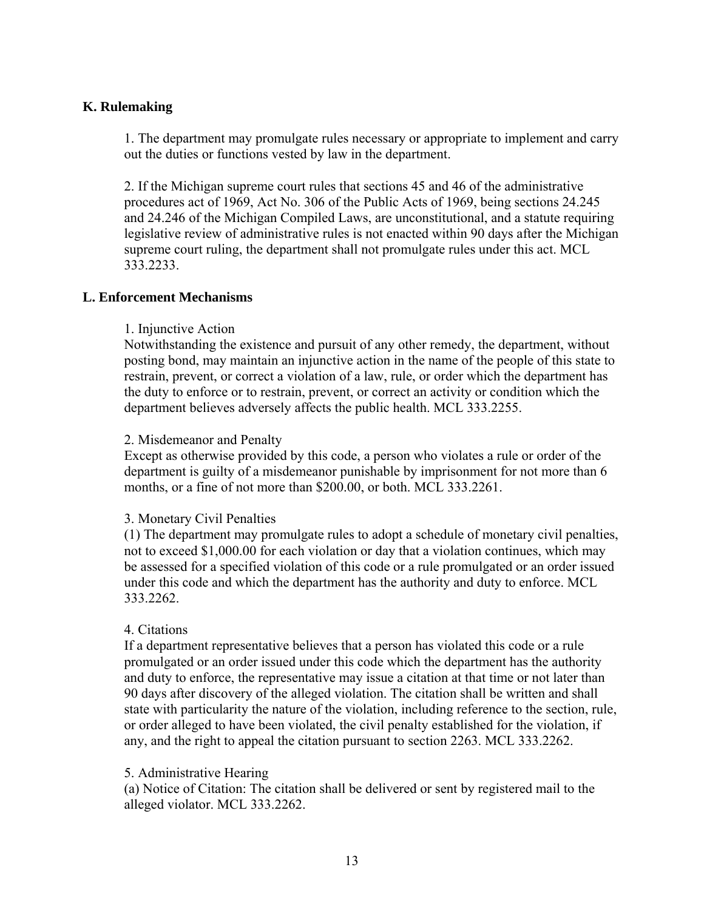## K. Rulemaking

1. The department may promulgate rules necessary or appropriate to implement and carry out the duties or functions vested by law in the department.

2. If the Michigan supreme court rules that sections 45 and 46 of the administrative procedures act of 1969, Act No. 306 of the Public Acts of 1969, being sections 24.245 and 24.246 of the Michigan Compiled Laws, are unconstitutional, and a statute requiring legislative review of administrative rules is not enacted within 90 days after the Michigan supreme court ruling, the department shall not promulgate rules under this act. MCL 333.2233.

## L. Enforcement Mechanisms

1. Injunctive Action

Notwithstanding the existence and pursuit of any other remedy, the department, without posting bond, may maintain an injunctive action in the name of the people of this state to restrain, prevent, or correct a violation of a law, rule, or order which the department has the duty to enforce or to restrain, prevent, or correct an activity or condition which the department believes adversely affects the public health. MCL 333.2255.

2. Misdemeanor and Penalty

Except as otherwise provided by this code, a person who violates a rule or order of the department is guilty of a misdemeanor punishable by imprisonment for not more than 6 months, or a fine of not more than $200.00, or both. MCL 333.2261.

3. Monetary Civil Penalties

(1) The department may promulgate rules to adopt a schedule of monetary civil penalties, not to exceed $1,000.00 for each violation or day that a violation continues, which may be assessed for a specified violation of this code or a rule promulgated or an order issued under this code and which the department has the authority and duty to enforce. MCL 333.2262.

4. Citations

If a department representative believes that a person has violated this code or a rule promulgated or an order issued under this code which the department has the authority and duty to enforce, the representative may issue a citation at that time or not later than 90 days after discovery of the alleged violation. The citation shall be written and shall state with particularity the nature of the violation, including reference to the section, rule, or order alleged to have been violated, the civil penalty established for the violation, if any, and the right to appeal the citation pursuant to section 2263. MCL 333.2262.

5. Administrative Hearing

(a) Notice of Citation: The citation shall be delivered or sent by registered mail to the alleged violator. MCL 333.2262.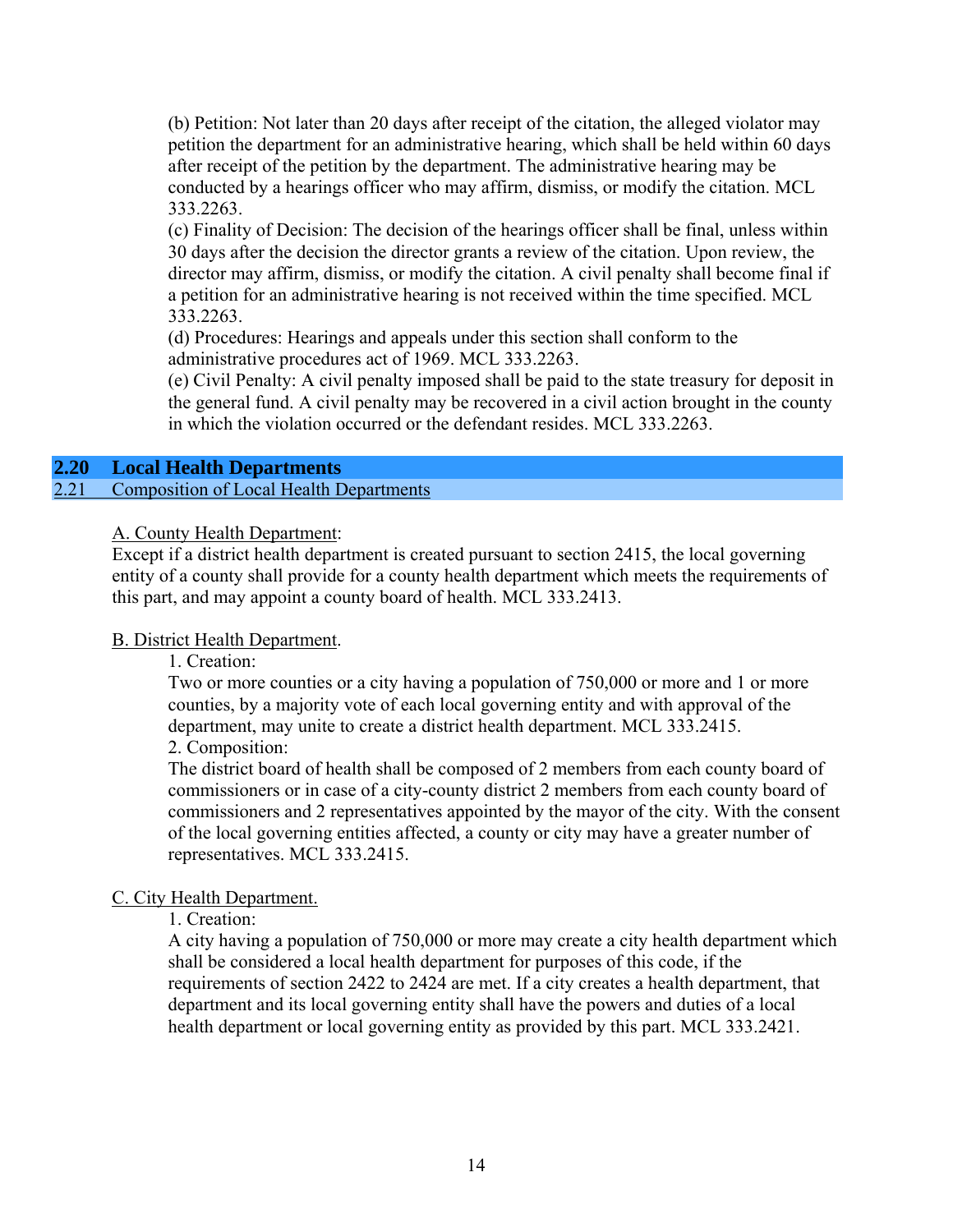(b) Petition: Not later than 20 days after receipt of the citation, the alleged violator may petition the department for an administrative hearing, which shall be held within 60 days after receipt of the petition by the department. The administrative hearing may be conducted by a hearings officer who may affirm, dismiss, or modify the citation. MCL 333.2263.

(c) Finality of Decision: The decision of the hearings officer shall be final, unless within 30 days after the decision the director grants a review of the citation. Upon review, the director may affirm, dismiss, or modify the citation. A civil penalty shall become final if a petition for an administrative hearing is not received within the time specified. MCL 333.2263.

(d) Procedures: Hearings and appeals under this section shall conform to the administrative procedures act of 1969. MCL 333.2263.

(e) Civil Penalty: A civil penalty imposed shall be paid to the state treasury for deposit in the general fund. A civil penalty may be recovered in a civil action brought in the county in which the violation occurred or the defendant resides. MCL 333.2263.

## 2.20 Local Health Departments

### 2.21 Composition of Local Health Departments

A. County Health Department:

Except if a district health department is created pursuant to section 2415, the local governing entity of a county shall provide for a county health department which meets the requirements of this part, and may appoint a county board of health. MCL 333.2413.

B. District Health Department.

1. Creation:

Two or more counties or a city having a population of 750,000 or more and 1 or more counties, by a majority vote of each local governing entity and with approval of the department, may unite to create a district health department. MCL 333.2415.

2. Composition:

The district board of health shall be composed of 2 members from each county board of commissioners or in case of a city-county district 2 members from each county board of commissioners and 2 representatives appointed by the mayor of the city. With the consent of the local governing entities affected, a county or city may have a greater number of representatives. MCL 333.2415.

C. City Health Department.

1. Creation:

A city having a population of 750,000 or more may create a city health department which shall be considered a local health department for purposes of this code, if the requirements of section 2422 to 2424 are met. If a city creates a health department, that department and its local governing entity shall have the powers and duties of a local health department or local governing entity as provided by this part. MCL 333.2421.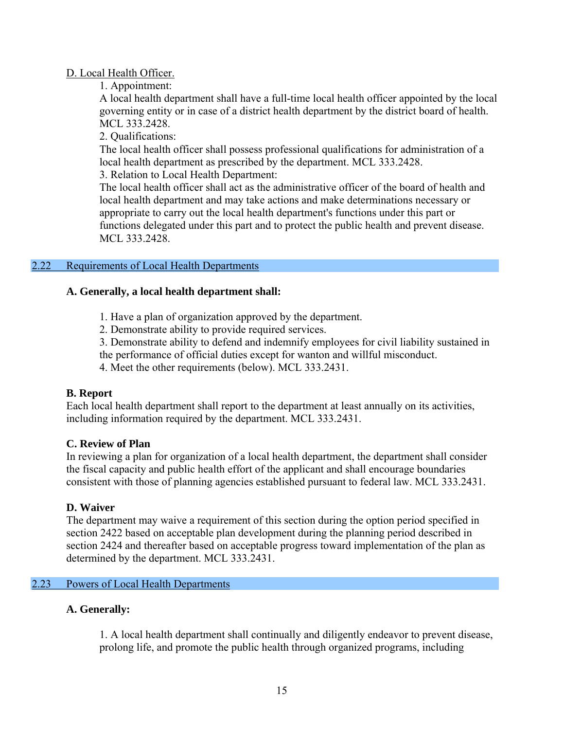D. Local Health Officer.

1. Appointment:

A local health department shall have a full-time local health officer appointed by the local governing entity or in case of a district health department by the district board of health. MCL 333.2428.

2. Qualifications:

The local health officer shall possess professional qualifications for administration of a local health department as prescribed by the department. MCL 333.2428.

3. Relation to Local Health Department:

The local health officer shall act as the administrative officer of the board of health and local health department and may take actions and make determinations necessary or appropriate to carry out the local health department's functions under this part or functions delegated under this part and to protect the public health and prevent disease. MCL 333.2428.

## 2.22 Requirements of Local Health Departments

**A. Generally, a local health department shall:**

1. Have a plan of organization approved by the department.
2. Demonstrate ability to provide required services.
3. Demonstrate ability to defend and indemnify employees for civil liability sustained in the performance of official duties except for wanton and willful misconduct.
4. Meet the other requirements (below). MCL 333.2431.

**B. Report**

Each local health department shall report to the department at least annually on its activities, including information required by the department. MCL 333.2431.

**C. Review of Plan**

In reviewing a plan for organization of a local health department, the department shall consider the fiscal capacity and public health effort of the applicant and shall encourage boundaries consistent with those of planning agencies established pursuant to federal law. MCL 333.2431.

**D. Waiver**

The department may waive a requirement of this section during the option period specified in section 2422 based on acceptable plan development during the planning period described in section 2424 and thereafter based on acceptable progress toward implementation of the plan as determined by the department. MCL 333.2431.

## 2.23 Powers of Local Health Departments

**A. Generally:**

1. A local health department shall continually and diligently endeavor to prevent disease, prolong life, and promote the public health through organized programs, including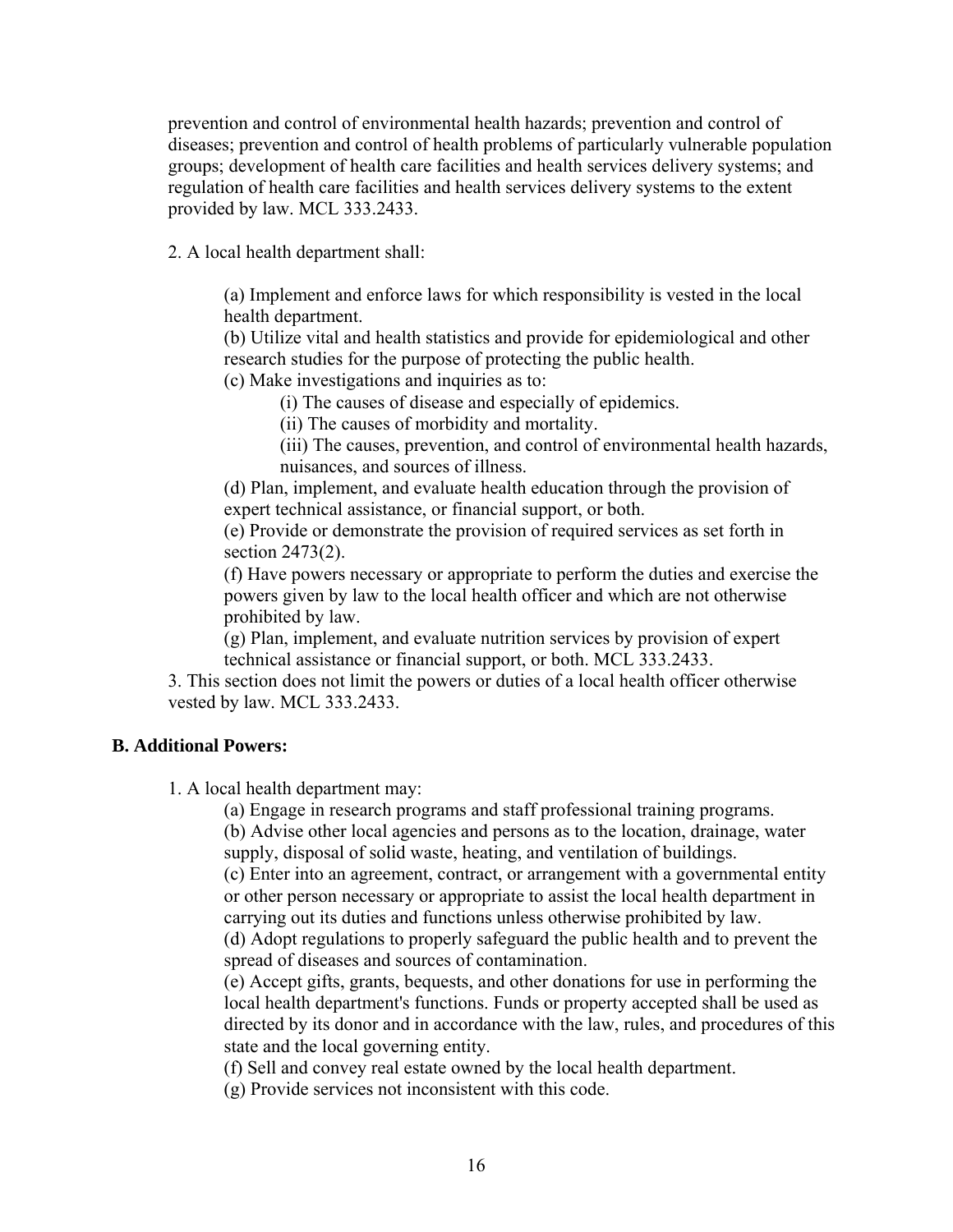prevention and control of environmental health hazards; prevention and control of diseases; prevention and control of health problems of particularly vulnerable population groups; development of health care facilities and health services delivery systems; and regulation of health care facilities and health services delivery systems to the extent provided by law. MCL 333.2433.

2. A local health department shall:

   (a) Implement and enforce laws for which responsibility is vested in the local health department.
   (b) Utilize vital and health statistics and provide for epidemiological and other research studies for the purpose of protecting the public health.
   (c) Make investigations and inquiries as to:
      (i) The causes of disease and especially of epidemics.
      (ii) The causes of morbidity and mortality.
      (iii) The causes, prevention, and control of environmental health hazards, nuisances, and sources of illness.
   (d) Plan, implement, and evaluate health education through the provision of expert technical assistance, or financial support, or both.
   (e) Provide or demonstrate the provision of required services as set forth in section 2473(2).
   (f) Have powers necessary or appropriate to perform the duties and exercise the powers given by law to the local health officer and which are not otherwise prohibited by law.
   (g) Plan, implement, and evaluate nutrition services by provision of expert technical assistance or financial support, or both. MCL 333.2433.

3. This section does not limit the powers or duties of a local health officer otherwise vested by law. MCL 333.2433.

**B. Additional Powers:**

1. A local health department may:

   (a) Engage in research programs and staff professional training programs.
   (b) Advise other local agencies and persons as to the location, drainage, water supply, disposal of solid waste, heating, and ventilation of buildings.
   (c) Enter into an agreement, contract, or arrangement with a governmental entity or other person necessary or appropriate to assist the local health department in carrying out its duties and functions unless otherwise prohibited by law.
   (d) Adopt regulations to properly safeguard the public health and to prevent the spread of diseases and sources of contamination.
   (e) Accept gifts, grants, bequests, and other donations for use in performing the local health department's functions. Funds or property accepted shall be used as directed by its donor and in accordance with the law, rules, and procedures of this state and the local governing entity.
   (f) Sell and convey real estate owned by the local health department.
   (g) Provide services not inconsistent with this code.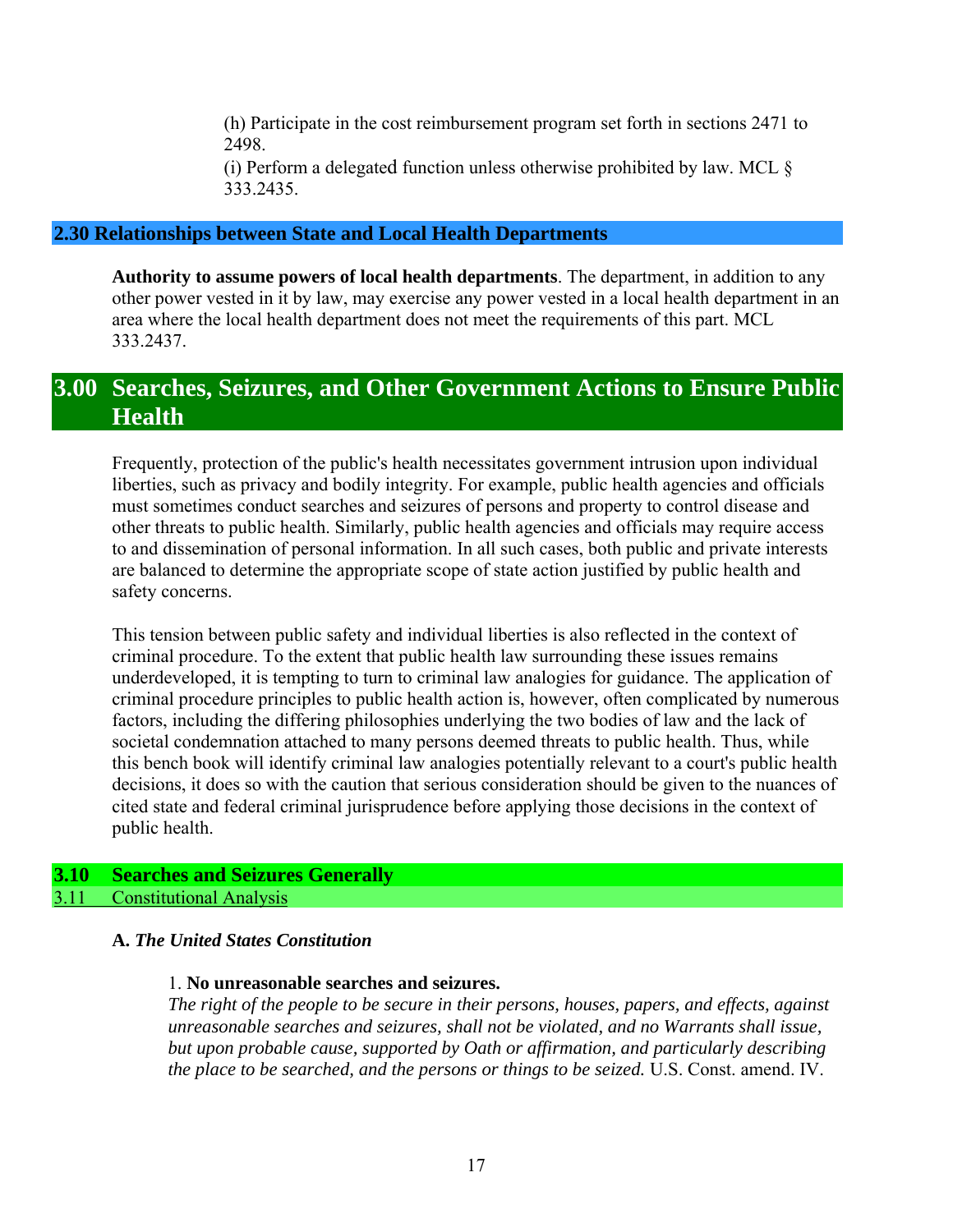(h) Participate in the cost reimbursement program set forth in sections 2471 to 2498.

(i) Perform a delegated function unless otherwise prohibited by law. MCL § 333.2435.

### 2.30 Relationships between State and Local Health Departments

**Authority to assume powers of local health departments**. The department, in addition to any other power vested in it by law, may exercise any power vested in a local health department in an area where the local health department does not meet the requirements of this part. MCL 333.2437.

# 3.00 Searches, Seizures, and Other Government Actions to Ensure Public Health

Frequently, protection of the public's health necessitates government intrusion upon individual liberties, such as privacy and bodily integrity. For example, public health agencies and officials must sometimes conduct searches and seizures of persons and property to control disease and other threats to public health. Similarly, public health agencies and officials may require access to and dissemination of personal information. In all such cases, both public and private interests are balanced to determine the appropriate scope of state action justified by public health and safety concerns.

This tension between public safety and individual liberties is also reflected in the context of criminal procedure. To the extent that public health law surrounding these issues remains underdeveloped, it is tempting to turn to criminal law analogies for guidance. The application of criminal procedure principles to public health action is, however, often complicated by numerous factors, including the differing philosophies underlying the two bodies of law and the lack of societal condemnation attached to many persons deemed threats to public health. Thus, while this bench book will identify criminal law analogies potentially relevant to a court's public health decisions, it does so with the caution that serious consideration should be given to the nuances of cited state and federal criminal jurisprudence before applying those decisions in the context of public health.

## 3.10 Searches and Seizures Generally

### 3.11 Constitutional Analysis

**A.** ***The United States Constitution***

1. **No unreasonable searches and seizures.**
*The right of the people to be secure in their persons, houses, papers, and effects, against unreasonable searches and seizures, shall not be violated, and no Warrants shall issue, but upon probable cause, supported by Oath or affirmation, and particularly describing the place to be searched, and the persons or things to be seized.* U.S. Const. amend. IV.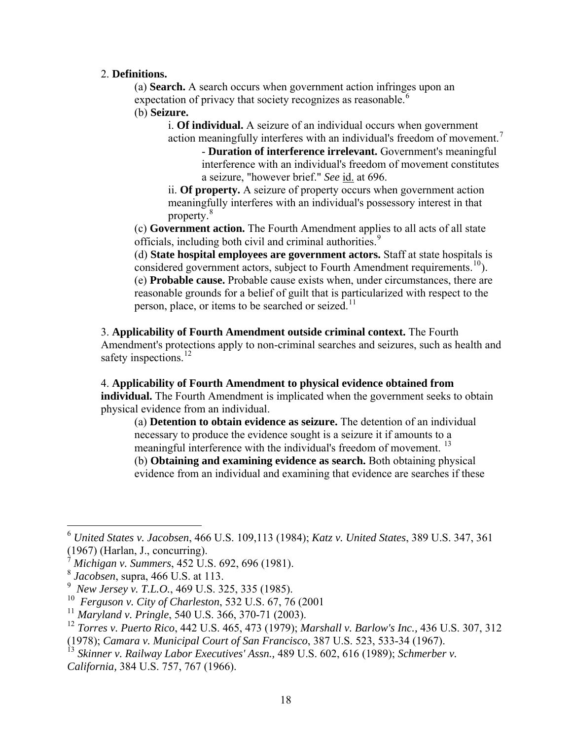2. **Definitions.**

(a) **Search.** A search occurs when government action infringes upon an expectation of privacy that society recognizes as reasonable.[6]

(b) **Seizure.**

i. **Of individual.** A seizure of an individual occurs when government action meaningfully interferes with an individual's freedom of movement.[7]

- **Duration of interference irrelevant.** Government's meaningful interference with an individual's freedom of movement constitutes a seizure, "however brief." *See* id. at 696.

ii. **Of property.** A seizure of property occurs when government action meaningfully interferes with an individual's possessory interest in that property.[8]

(c) **Government action.** The Fourth Amendment applies to all acts of all state officials, including both civil and criminal authorities.[9]

(d) **State hospital employees are government actors.** Staff at state hospitals is considered government actors, subject to Fourth Amendment requirements.[10]).

(e) **Probable cause.** Probable cause exists when, under circumstances, there are reasonable grounds for a belief of guilt that is particularized with respect to the person, place, or items to be searched or seized.[11]

3. **Applicability of Fourth Amendment outside criminal context.** The Fourth Amendment's protections apply to non-criminal searches and seizures, such as health and safety inspections.[12]

4. **Applicability of Fourth Amendment to physical evidence obtained from individual.** The Fourth Amendment is implicated when the government seeks to obtain physical evidence from an individual.

(a) **Detention to obtain evidence as seizure.** The detention of an individual necessary to produce the evidence sought is a seizure it if amounts to a meaningful interference with the individual's freedom of movement. [13]

(b) **Obtaining and examining evidence as search.** Both obtaining physical evidence from an individual and examining that evidence are searches if these

---

[6] *United States v. Jacobsen*, 466 U.S. 109,113 (1984); *Katz v. United States*, 389 U.S. 347, 361 (1967) (Harlan, J., concurring).

[7] *Michigan v. Summers*, 452 U.S. 692, 696 (1981).

[8] *Jacobsen*, supra, 466 U.S. at 113.

[9] *New Jersey v. T.L.O.*, 469 U.S. 325, 335 (1985).

[10] *Ferguson v. City of Charleston*, 532 U.S. 67, 76 (2001

[11] *Maryland v. Pringle*, 540 U.S. 366, 370-71 (2003).

[12] *Torres v. Puerto Rico*, 442 U.S. 465, 473 (1979); *Marshall v. Barlow's Inc.,* 436 U.S. 307, 312 (1978); *Camara v. Municipal Court of San Francisco*, 387 U.S. 523, 533-34 (1967).

[13] *Skinner v. Railway Labor Executives' Assn.,* 489 U.S. 602, 616 (1989); *Schmerber v. California,* 384 U.S. 757, 767 (1966).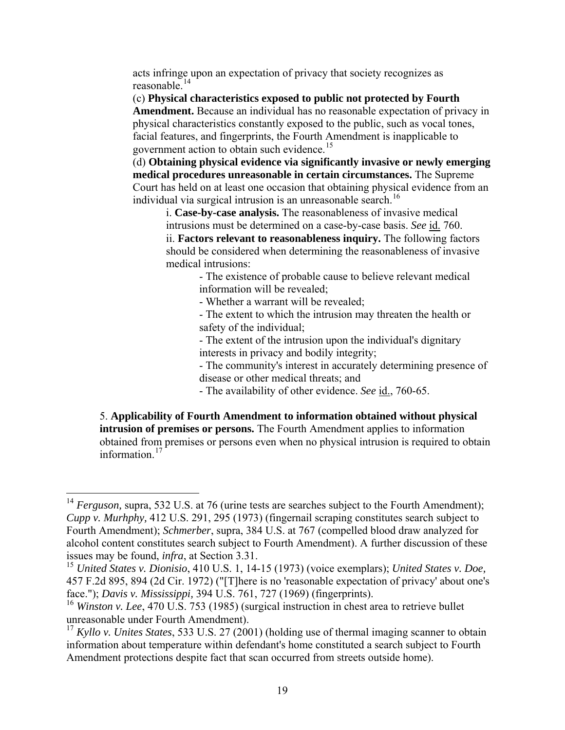acts infringe upon an expectation of privacy that society recognizes as reasonable.[14]

(c) **Physical characteristics exposed to public not protected by Fourth Amendment.** Because an individual has no reasonable expectation of privacy in physical characteristics constantly exposed to the public, such as vocal tones, facial features, and fingerprints, the Fourth Amendment is inapplicable to government action to obtain such evidence.[15]

(d) **Obtaining physical evidence via significantly invasive or newly emerging medical procedures unreasonable in certain circumstances.** The Supreme Court has held on at least one occasion that obtaining physical evidence from an individual via surgical intrusion is an unreasonable search.[16]

i. **Case-by-case analysis.** The reasonableness of invasive medical intrusions must be determined on a case-by-case basis. *See* id. 760.

ii. **Factors relevant to reasonableness inquiry.** The following factors should be considered when determining the reasonableness of invasive medical intrusions:

- The existence of probable cause to believe relevant medical information will be revealed;
- Whether a warrant will be revealed;
- The extent to which the intrusion may threaten the health or safety of the individual;
- The extent of the intrusion upon the individual's dignitary interests in privacy and bodily integrity;
- The community's interest in accurately determining presence of disease or other medical threats; and
- The availability of other evidence. *See* id., 760-65.

5. **Applicability of Fourth Amendment to information obtained without physical intrusion of premises or persons.** The Fourth Amendment applies to information obtained from premises or persons even when no physical intrusion is required to obtain information.[17]

---

[14] *Ferguson,* supra, 532 U.S. at 76 (urine tests are searches subject to the Fourth Amendment); *Cupp v. Murhphy,* 412 U.S. 291, 295 (1973) (fingernail scraping constitutes search subject to Fourth Amendment); *Schmerber*, supra, 384 U.S. at 767 (compelled blood draw analyzed for alcohol content constitutes search subject to Fourth Amendment). A further discussion of these issues may be found, *infra*, at Section 3.31.

[15] *United States v. Dionisio*, 410 U.S. 1, 14-15 (1973) (voice exemplars); *United States v. Doe,* 457 F.2d 895, 894 (2d Cir. 1972) ("[T]here is no 'reasonable expectation of privacy' about one's face."); *Davis v. Mississippi,* 394 U.S. 761, 727 (1969) (fingerprints).

[16] *Winston v. Lee*, 470 U.S. 753 (1985) (surgical instruction in chest area to retrieve bullet unreasonable under Fourth Amendment).

[17] *Kyllo v. Unites States*, 533 U.S. 27 (2001) (holding use of thermal imaging scanner to obtain information about temperature within defendant's home constituted a search subject to Fourth Amendment protections despite fact that scan occurred from streets outside home).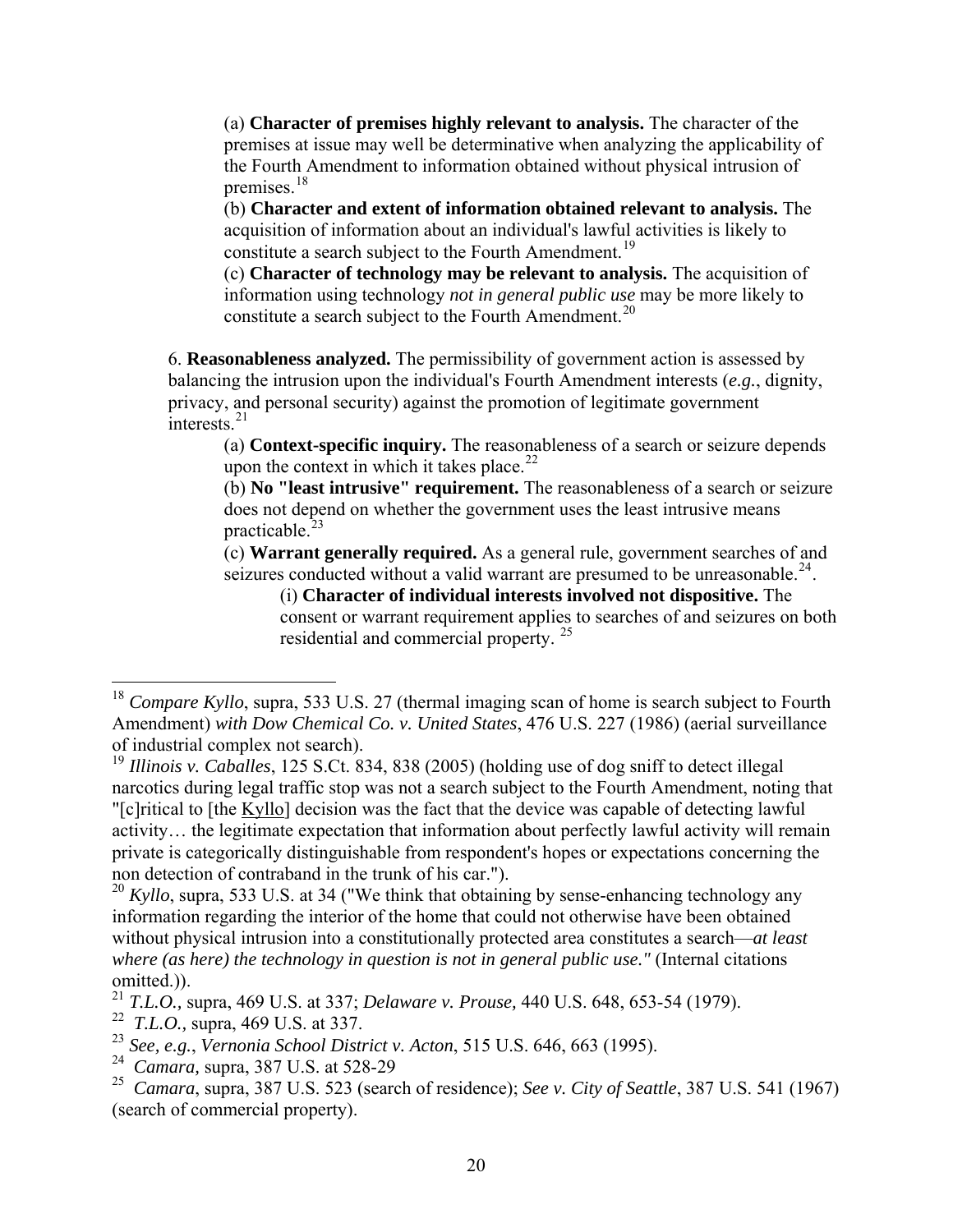(a) **Character of premises highly relevant to analysis.** The character of the premises at issue may well be determinative when analyzing the applicability of the Fourth Amendment to information obtained without physical intrusion of premises.[18]

(b) **Character and extent of information obtained relevant to analysis.** The acquisition of information about an individual's lawful activities is likely to constitute a search subject to the Fourth Amendment.[19]

(c) **Character of technology may be relevant to analysis.** The acquisition of information using technology *not in general public use* may be more likely to constitute a search subject to the Fourth Amendment.[20]

6. **Reasonableness analyzed.** The permissibility of government action is assessed by balancing the intrusion upon the individual's Fourth Amendment interests (*e.g.*, dignity, privacy, and personal security) against the promotion of legitimate government interests.[21]

(a) **Context-specific inquiry.** The reasonableness of a search or seizure depends upon the context in which it takes place.[22]

(b) **No "least intrusive" requirement.** The reasonableness of a search or seizure does not depend on whether the government uses the least intrusive means practicable.[23]

(c) **Warrant generally required.** As a general rule, government searches of and seizures conducted without a valid warrant are presumed to be unreasonable.[24].

(i) **Character of individual interests involved not dispositive.** The consent or warrant requirement applies to searches of and seizures on both residential and commercial property. [25]

---

[18] *Compare Kyllo*, supra, 533 U.S. 27 (thermal imaging scan of home is search subject to Fourth Amendment) *with Dow Chemical Co. v. United States*, 476 U.S. 227 (1986) (aerial surveillance of industrial complex not search).

[19] *Illinois v. Caballes*, 125 S.Ct. 834, 838 (2005) (holding use of dog sniff to detect illegal narcotics during legal traffic stop was not a search subject to the Fourth Amendment, noting that "[c]ritical to [the Kyllo] decision was the fact that the device was capable of detecting lawful activity… the legitimate expectation that information about perfectly lawful activity will remain private is categorically distinguishable from respondent's hopes or expectations concerning the non detection of contraband in the trunk of his car.").

[20] *Kyllo*, supra, 533 U.S. at 34 ("We think that obtaining by sense-enhancing technology any information regarding the interior of the home that could not otherwise have been obtained without physical intrusion into a constitutionally protected area constitutes a search—*at least where (as here) the technology in question is not in general public use."* (Internal citations omitted.)).

[21] *T.L.O.,* supra, 469 U.S. at 337; *Delaware v. Prouse,* 440 U.S. 648, 653-54 (1979).

[22] *T.L.O.,* supra, 469 U.S. at 337.

[23] *See, e.g.*, *Vernonia School District v. Acton*, 515 U.S. 646, 663 (1995).

[24] *Camara,* supra, 387 U.S. at 528-29

[25] *Camara*, supra, 387 U.S. 523 (search of residence); *See v. City of Seattle*, 387 U.S. 541 (1967) (search of commercial property).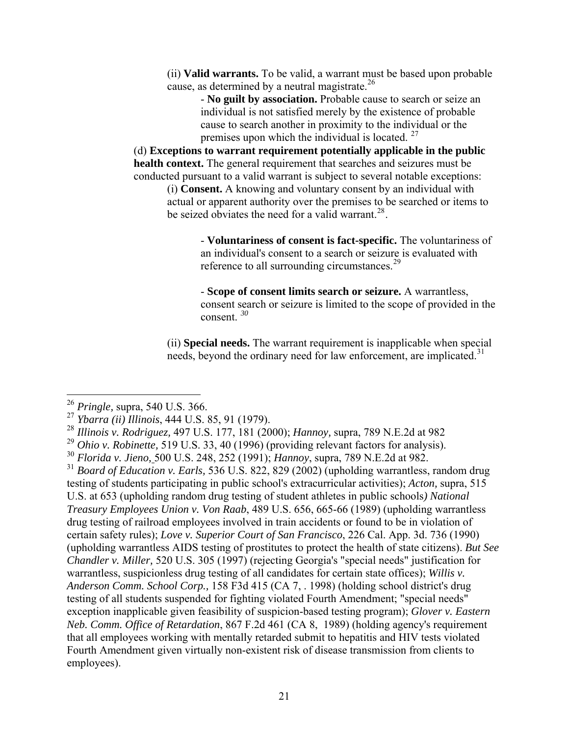(ii) **Valid warrants.** To be valid, a warrant must be based upon probable cause, as determined by a neutral magistrate.[26]

- **No guilt by association.** Probable cause to search or seize an individual is not satisfied merely by the existence of probable cause to search another in proximity to the individual or the premises upon which the individual is located. [27]

(d) **Exceptions to warrant requirement potentially applicable in the public health context.** The general requirement that searches and seizures must be conducted pursuant to a valid warrant is subject to several notable exceptions:

(i) **Consent.** A knowing and voluntary consent by an individual with actual or apparent authority over the premises to be searched or items to be seized obviates the need for a valid warrant.[28].

- **Voluntariness of consent is fact-specific.** The voluntariness of an individual's consent to a search or seizure is evaluated with reference to all surrounding circumstances.[29]

- **Scope of consent limits search or seizure.** A warrantless, consent search or seizure is limited to the scope of provided in the consent. [30]

(ii) **Special needs.** The warrant requirement is inapplicable when special needs, beyond the ordinary need for law enforcement, are implicated.[31]

---

[26] *Pringle,* supra, 540 U.S. 366.

[27] *Ybarra (ii) Illinois*, 444 U.S. 85, 91 (1979).

[28] *Illinois v. Rodriguez,* 497 U.S. 177, 181 (2000); *Hannoy,* supra, 789 N.E.2d at 982

[29] *Ohio v. Robinette,* 519 U.S. 33, 40 (1996) (providing relevant factors for analysis).

[30] *Florida v. Jieno,* 500 U.S. 248, 252 (1991); *Hannoy*, supra, 789 N.E.2d at 982.

[31] *Board of Education v. Earls,* 536 U.S. 822, 829 (2002) (upholding warrantless, random drug testing of students participating in public school's extracurricular activities); *Acton,* supra, 515 U.S. at 653 (upholding random drug testing of student athletes in public schools*) National Treasury Employees Union v. Von Raab*, 489 U.S. 656, 665-66 (1989) (upholding warrantless drug testing of railroad employees involved in train accidents or found to be in violation of certain safety rules); *Love v. Superior Court of San Francisco*, 226 Cal. App. 3d. 736 (1990) (upholding warrantless AIDS testing of prostitutes to protect the health of state citizens). *But See Chandler v. Miller,* 520 U.S. 305 (1997) (rejecting Georgia's "special needs" justification for warrantless, suspicionless drug testing of all candidates for certain state offices); *Willis v. Anderson Comm. School Corp.,* 158 F3d 415 (CA 7, . 1998) (holding school district's drug testing of all students suspended for fighting violated Fourth Amendment; "special needs" exception inapplicable given feasibility of suspicion-based testing program); *Glover v. Eastern Neb. Comm. Office of Retardation*, 867 F.2d 461 (CA 8, 1989) (holding agency's requirement that all employees working with mentally retarded submit to hepatitis and HIV tests violated Fourth Amendment given virtually non-existent risk of disease transmission from clients to employees).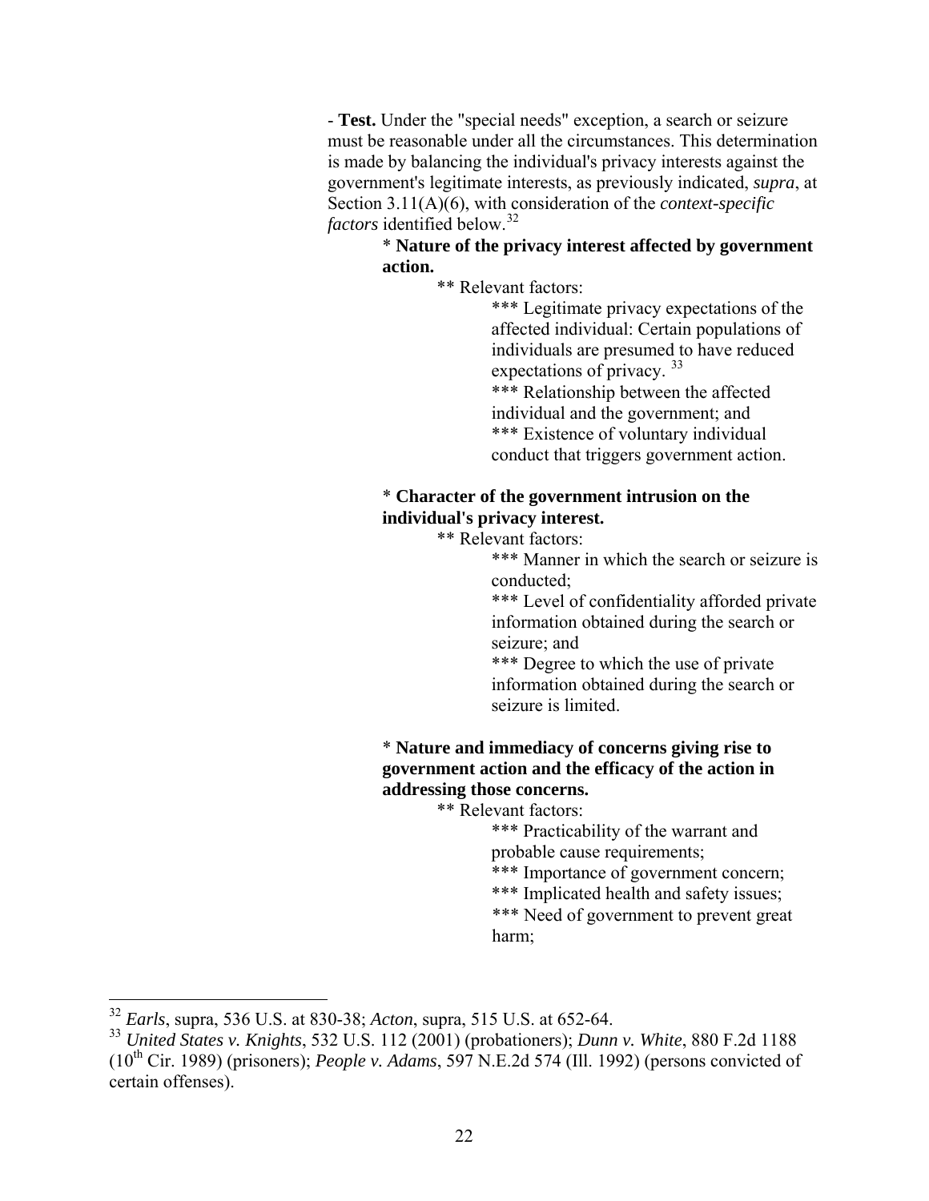- **Test.** Under the "special needs" exception, a search or seizure must be reasonable under all the circumstances. This determination is made by balancing the individual's privacy interests against the government's legitimate interests, as previously indicated, *supra*, at Section 3.11(A)(6), with consideration of the *context-specific factors* identified below.[32]

* **Nature of the privacy interest affected by government action.**
  ** Relevant factors:
    *** Legitimate privacy expectations of the affected individual: Certain populations of individuals are presumed to have reduced expectations of privacy. [33]
    *** Relationship between the affected individual and the government; and
    *** Existence of voluntary individual conduct that triggers government action.

* **Character of the government intrusion on the individual's privacy interest.**
  ** Relevant factors:
    *** Manner in which the search or seizure is conducted;
    *** Level of confidentiality afforded private information obtained during the search or seizure; and
    *** Degree to which the use of private information obtained during the search or seizure is limited.

* **Nature and immediacy of concerns giving rise to government action and the efficacy of the action in addressing those concerns.**
  ** Relevant factors:
    *** Practicability of the warrant and probable cause requirements;
    *** Importance of government concern;
    *** Implicated health and safety issues;
    *** Need of government to prevent great harm;

---

[32] *Earls*, supra, 536 U.S. at 830-38; *Acton*, supra, 515 U.S. at 652-64.

[33] *United States v. Knights*, 532 U.S. 112 (2001) (probationers); *Dunn v. White*, 880 F.2d 1188 (10th Cir. 1989) (prisoners); *People v. Adams*, 597 N.E.2d 574 (Ill. 1992) (persons convicted of certain offenses).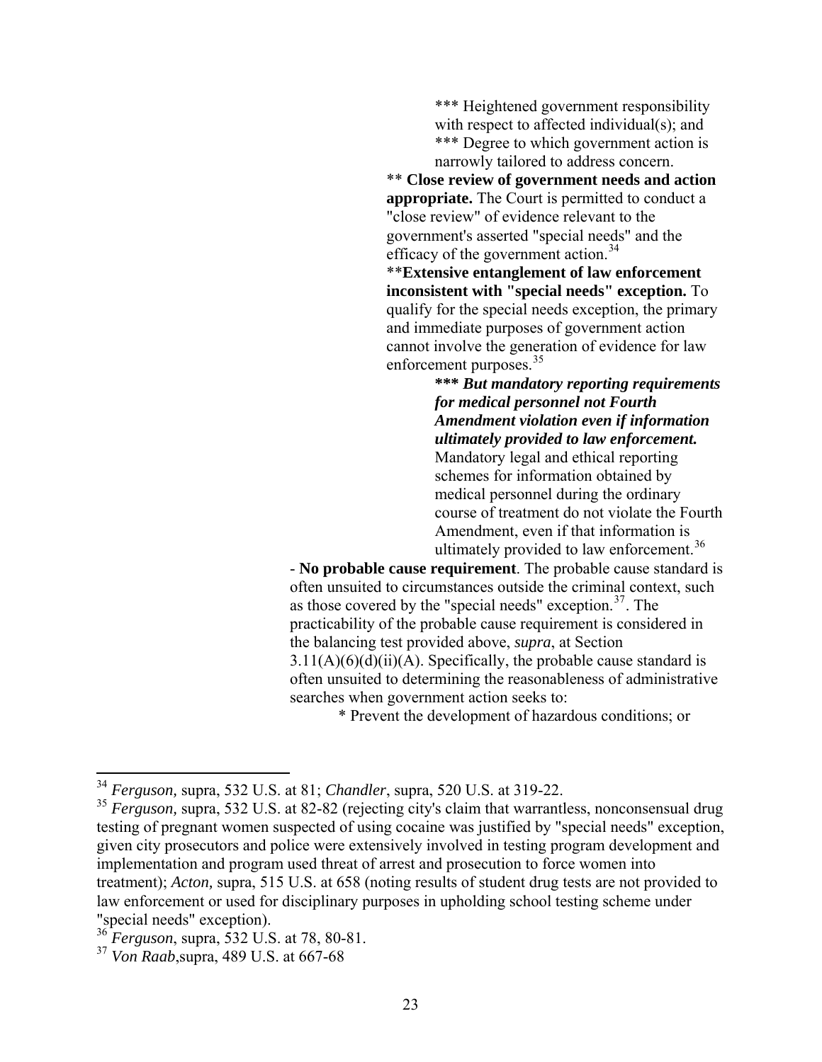*** Heightened government responsibility with respect to affected individual(s); and

*** Degree to which government action is narrowly tailored to address concern.

** **Close review of government needs and action appropriate.** The Court is permitted to conduct a "close review" of evidence relevant to the government's asserted "special needs" and the efficacy of the government action.[34]

****Extensive entanglement of law enforcement inconsistent with "special needs" exception.** To qualify for the special needs exception, the primary and immediate purposes of government action cannot involve the generation of evidence for law enforcement purposes.[35]

***** *But mandatory reporting requirements for medical personnel not Fourth Amendment violation even if information ultimately provided to law enforcement.*** Mandatory legal and ethical reporting schemes for information obtained by medical personnel during the ordinary course of treatment do not violate the Fourth Amendment, even if that information is ultimately provided to law enforcement.[36]

- **No probable cause requirement**. The probable cause standard is often unsuited to circumstances outside the criminal context, such as those covered by the "special needs" exception.[37]. The practicability of the probable cause requirement is considered in the balancing test provided above, *supra*, at Section 3.11(A)(6)(d)(ii)(A). Specifically, the probable cause standard is often unsuited to determining the reasonableness of administrative searches when government action seeks to:

* Prevent the development of hazardous conditions; or

---

[34] *Ferguson,* supra, 532 U.S. at 81; *Chandler*, supra, 520 U.S. at 319-22.

[35] *Ferguson,* supra, 532 U.S. at 82-82 (rejecting city's claim that warrantless, nonconsensual drug testing of pregnant women suspected of using cocaine was justified by "special needs" exception, given city prosecutors and police were extensively involved in testing program development and implementation and program used threat of arrest and prosecution to force women into treatment); *Acton,* supra, 515 U.S. at 658 (noting results of student drug tests are not provided to law enforcement or used for disciplinary purposes in upholding school testing scheme under "special needs" exception).

[36] *Ferguson*, supra, 532 U.S. at 78, 80-81.

[37] *Von Raab*,supra, 489 U.S. at 667-68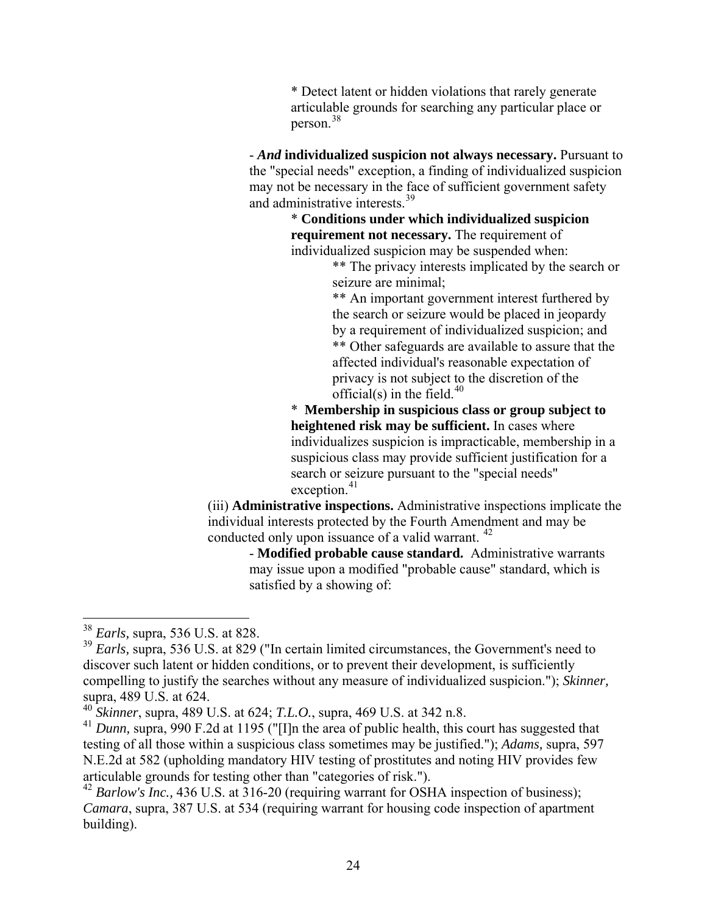* Detect latent or hidden violations that rarely generate articulable grounds for searching any particular place or person.[38]

- ***And* individualized suspicion not always necessary.** Pursuant to the "special needs" exception, a finding of individualized suspicion may not be necessary in the face of sufficient government safety and administrative interests.[39]

* **Conditions under which individualized suspicion requirement not necessary.** The requirement of individualized suspicion may be suspended when:

** The privacy interests implicated by the search or seizure are minimal;

** An important government interest furthered by the search or seizure would be placed in jeopardy by a requirement of individualized suspicion; and

** Other safeguards are available to assure that the affected individual's reasonable expectation of privacy is not subject to the discretion of the official(s) in the field.[40]

* **Membership in suspicious class or group subject to heightened risk may be sufficient.** In cases where individualizes suspicion is impracticable, membership in a suspicious class may provide sufficient justification for a search or seizure pursuant to the "special needs" exception.[41]

(iii) **Administrative inspections.** Administrative inspections implicate the individual interests protected by the Fourth Amendment and may be conducted only upon issuance of a valid warrant.[42]

- **Modified probable cause standard.** Administrative warrants may issue upon a modified "probable cause" standard, which is satisfied by a showing of:

---

[38] *Earls,* supra, 536 U.S. at 828.

[39] *Earls,* supra, 536 U.S. at 829 ("In certain limited circumstances, the Government's need to discover such latent or hidden conditions, or to prevent their development, is sufficiently compelling to justify the searches without any measure of individualized suspicion."); *Skinner,* supra, 489 U.S. at 624.

[40] *Skinner*, supra, 489 U.S. at 624; *T.L.O.*, supra, 469 U.S. at 342 n.8.

[41] *Dunn,* supra, 990 F.2d at 1195 ("[I]n the area of public health, this court has suggested that testing of all those within a suspicious class sometimes may be justified."); *Adams,* supra, 597 N.E.2d at 582 (upholding mandatory HIV testing of prostitutes and noting HIV provides few articulable grounds for testing other than "categories of risk.").

[42] *Barlow's Inc.,* 436 U.S. at 316-20 (requiring warrant for OSHA inspection of business); *Camara*, supra, 387 U.S. at 534 (requiring warrant for housing code inspection of apartment building).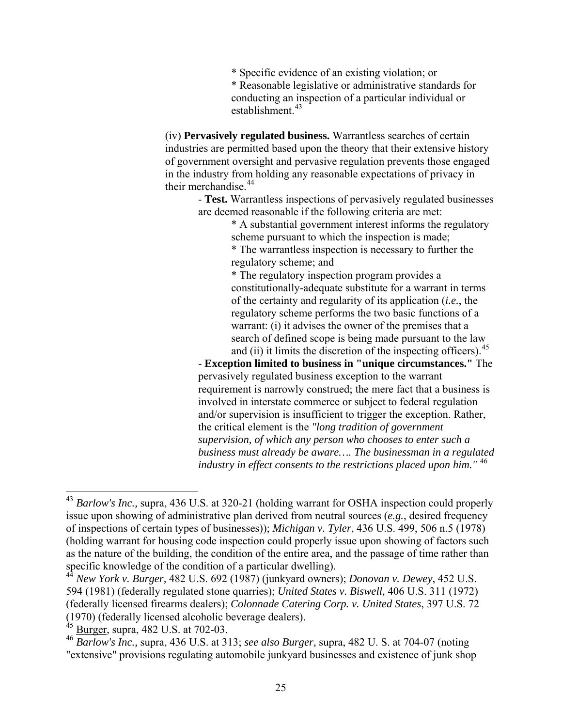* Specific evidence of an existing violation; or
* Reasonable legislative or administrative standards for conducting an inspection of a particular individual or establishment.[43]

(iv) **Pervasively regulated business.** Warrantless searches of certain industries are permitted based upon the theory that their extensive history of government oversight and pervasive regulation prevents those engaged in the industry from holding any reasonable expectations of privacy in their merchandise.[44]

- **Test.** Warrantless inspections of pervasively regulated businesses are deemed reasonable if the following criteria are met:
  * A substantial government interest informs the regulatory scheme pursuant to which the inspection is made;
  * The warrantless inspection is necessary to further the regulatory scheme; and
  * The regulatory inspection program provides a constitutionally-adequate substitute for a warrant in terms of the certainty and regularity of its application (*i.e.*, the regulatory scheme performs the two basic functions of a warrant: (i) it advises the owner of the premises that a search of defined scope is being made pursuant to the law and (ii) it limits the discretion of the inspecting officers).[45]
- **Exception limited to business in "unique circumstances."** The pervasively regulated business exception to the warrant requirement is narrowly construed; the mere fact that a business is involved in interstate commerce or subject to federal regulation and/or supervision is insufficient to trigger the exception. Rather, the critical element is the *"long tradition of government supervision, of which any person who chooses to enter such a business must already be aware…. The businessman in a regulated industry in effect consents to the restrictions placed upon him."* [46]

---

[43] *Barlow's Inc.,* supra, 436 U.S. at 320-21 (holding warrant for OSHA inspection could properly issue upon showing of administrative plan derived from neutral sources (*e.g.*, desired frequency of inspections of certain types of businesses)); *Michigan v. Tyler*, 436 U.S. 499, 506 n.5 (1978) (holding warrant for housing code inspection could properly issue upon showing of factors such as the nature of the building, the condition of the entire area, and the passage of time rather than specific knowledge of the condition of a particular dwelling).

[44] *New York v. Burger,* 482 U.S. 692 (1987) (junkyard owners); *Donovan v. Dewey*, 452 U.S. 594 (1981) (federally regulated stone quarries); *United States v. Biswell,* 406 U.S. 311 (1972) (federally licensed firearms dealers); *Colonnade Catering Corp. v. United States*, 397 U.S. 72 (1970) (federally licensed alcoholic beverage dealers).

[45] Burger, supra, 482 U.S. at 702-03.

[46] *Barlow's Inc.,* supra, 436 U.S. at 313; *see also Burger,* supra, 482 U. S. at 704-07 (noting "extensive" provisions regulating automobile junkyard businesses and existence of junk shop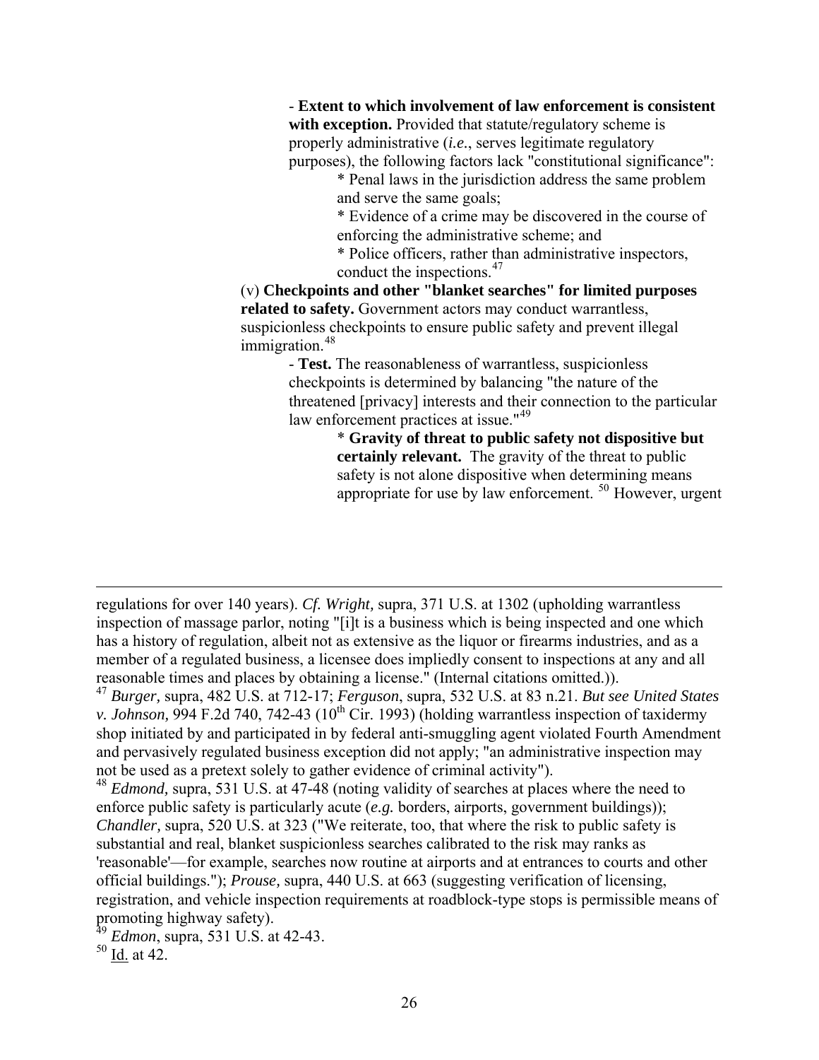- **Extent to which involvement of law enforcement is consistent with exception.** Provided that statute/regulatory scheme is properly administrative (*i.e.*, serves legitimate regulatory purposes), the following factors lack "constitutional significance":

* Penal laws in the jurisdiction address the same problem and serve the same goals;
* Evidence of a crime may be discovered in the course of enforcing the administrative scheme; and
* Police officers, rather than administrative inspectors, conduct the inspections.[47]

(v) **Checkpoints and other "blanket searches" for limited purposes related to safety.** Government actors may conduct warrantless, suspicionless checkpoints to ensure public safety and prevent illegal immigration.[48]

- **Test.** The reasonableness of warrantless, suspicionless checkpoints is determined by balancing "the nature of the threatened [privacy] interests and their connection to the particular law enforcement practices at issue."[49]

* **Gravity of threat to public safety not dispositive but certainly relevant.** The gravity of the threat to public safety is not alone dispositive when determining means appropriate for use by law enforcement. [50] However, urgent

---

regulations for over 140 years). *Cf. Wright,* supra, 371 U.S. at 1302 (upholding warrantless inspection of massage parlor, noting "[i]t is a business which is being inspected and one which has a history of regulation, albeit not as extensive as the liquor or firearms industries, and as a member of a regulated business, a licensee does impliedly consent to inspections at any and all reasonable times and places by obtaining a license." (Internal citations omitted.)).

[47] *Burger,* supra, 482 U.S. at 712-17; *Ferguson*, supra, 532 U.S. at 83 n.21. *But see United States v. Johnson,* 994 F.2d 740, 742-43 (10th Cir. 1993) (holding warrantless inspection of taxidermy shop initiated by and participated in by federal anti-smuggling agent violated Fourth Amendment and pervasively regulated business exception did not apply; "an administrative inspection may not be used as a pretext solely to gather evidence of criminal activity").

[48] *Edmond,* supra, 531 U.S. at 47-48 (noting validity of searches at places where the need to enforce public safety is particularly acute (*e.g.* borders, airports, government buildings)); *Chandler,* supra, 520 U.S. at 323 ("We reiterate, too, that where the risk to public safety is substantial and real, blanket suspicionless searches calibrated to the risk may ranks as 'reasonable'—for example, searches now routine at airports and at entrances to courts and other official buildings."); *Prouse,* supra, 440 U.S. at 663 (suggesting verification of licensing, registration, and vehicle inspection requirements at roadblock-type stops is permissible means of promoting highway safety).

[49] *Edmon*, supra, 531 U.S. at 42-43.

[50] Id. at 42.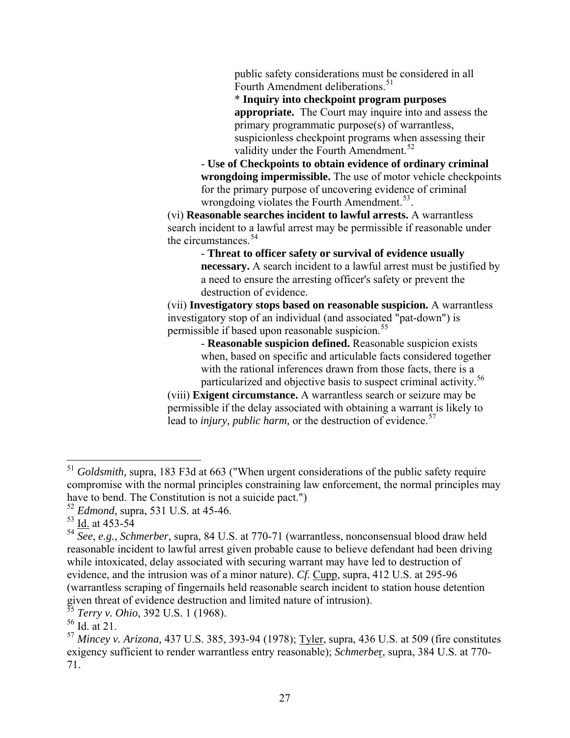public safety considerations must be considered in all Fourth Amendment deliberations.[51]

* **Inquiry into checkpoint program purposes appropriate.** The Court may inquire into and assess the primary programmatic purpose(s) of warrantless, suspicionless checkpoint programs when assessing their validity under the Fourth Amendment.[52]

- **Use of Checkpoints to obtain evidence of ordinary criminal wrongdoing impermissible.** The use of motor vehicle checkpoints for the primary purpose of uncovering evidence of criminal wrongdoing violates the Fourth Amendment.[53].

(vi) **Reasonable searches incident to lawful arrests.** A warrantless search incident to a lawful arrest may be permissible if reasonable under the circumstances.[54]

- **Threat to officer safety or survival of evidence usually necessary.** A search incident to a lawful arrest must be justified by a need to ensure the arresting officer's safety or prevent the destruction of evidence.

(vii) **Investigatory stops based on reasonable suspicion.** A warrantless investigatory stop of an individual (and associated "pat-down") is permissible if based upon reasonable suspicion.[55]

- **Reasonable suspicion defined.** Reasonable suspicion exists when, based on specific and articulable facts considered together with the rational inferences drawn from those facts, there is a particularized and objective basis to suspect criminal activity.[56]

(viii) **Exigent circumstance.** A warrantless search or seizure may be permissible if the delay associated with obtaining a warrant is likely to lead to *injury, public harm,* or the destruction of evidence.[57]

---

[51] *Goldsmith,* supra, 183 F3d at 663 ("When urgent considerations of the public safety require compromise with the normal principles constraining law enforcement, the normal principles may have to bend. The Constitution is not a suicide pact.")

[52] *Edmond*, supra, 531 U.S. at 45-46.

[53] Id. at 453-54

[54] *See*, *e.g.*, *Schmerber*, supra, 84 U.S. at 770-71 (warrantless, nonconsensual blood draw held reasonable incident to lawful arrest given probable cause to believe defendant had been driving while intoxicated, delay associated with securing warrant may have led to destruction of evidence, and the intrusion was of a minor nature). *Cf.* Cupp, supra, 412 U.S. at 295-96 (warrantless scraping of fingernails held reasonable search incident to station house detention given threat of evidence destruction and limited nature of intrusion).

[55] *Terry v. Ohio*, 392 U.S. 1 (1968).

[56] Id. at 21.

[57] *Mincey v. Arizona,* 437 U.S. 385, 393-94 (1978); Tyler, supra, 436 U.S. at 509 (fire constitutes exigency sufficient to render warrantless entry reasonable); *Schmerber*, supra, 384 U.S. at 770-71.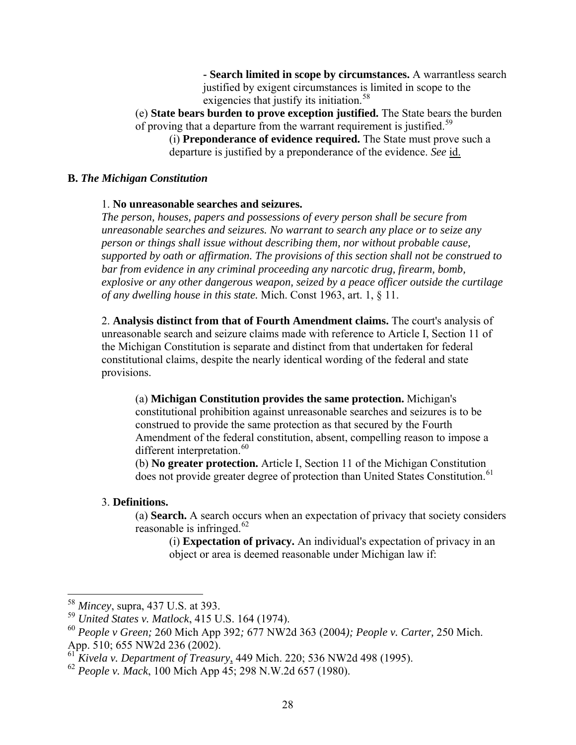- **Search limited in scope by circumstances.** A warrantless search justified by exigent circumstances is limited in scope to the exigencies that justify its initiation.[58]

(e) **State bears burden to prove exception justified.** The State bears the burden of proving that a departure from the warrant requirement is justified.[59]

(i) **Preponderance of evidence required.** The State must prove such a departure is justified by a preponderance of the evidence. *See* id.

**B.** ***The Michigan Constitution***

1. **No unreasonable searches and seizures.**
*The person, houses, papers and possessions of every person shall be secure from unreasonable searches and seizures. No warrant to search any place or to seize any person or things shall issue without describing them, nor without probable cause, supported by oath or affirmation. The provisions of this section shall not be construed to bar from evidence in any criminal proceeding any narcotic drug, firearm, bomb, explosive or any other dangerous weapon, seized by a peace officer outside the curtilage of any dwelling house in this state.* Mich. Const 1963, art. 1, § 11.

2. **Analysis distinct from that of Fourth Amendment claims.** The court's analysis of unreasonable search and seizure claims made with reference to Article I, Section 11 of the Michigan Constitution is separate and distinct from that undertaken for federal constitutional claims, despite the nearly identical wording of the federal and state provisions.

(a) **Michigan Constitution provides the same protection.** Michigan's constitutional prohibition against unreasonable searches and seizures is to be construed to provide the same protection as that secured by the Fourth Amendment of the federal constitution, absent, compelling reason to impose a different interpretation.[60]

(b) **No greater protection.** Article I, Section 11 of the Michigan Constitution does not provide greater degree of protection than United States Constitution.[61]

3. **Definitions.**

(a) **Search.** A search occurs when an expectation of privacy that society considers reasonable is infringed.[62]

(i) **Expectation of privacy.** An individual's expectation of privacy in an object or area is deemed reasonable under Michigan law if:

---

[58] *Mincey*, supra, 437 U.S. at 393.
[59] *United States v. Matlock*, 415 U.S. 164 (1974).
[60] *People v Green;* 260 Mich App 392*;* 677 NW2d 363 (2004*); People v. Carter,* 250 Mich. App. 510; 655 NW2d 236 (2002).
[61] *Kivela v. Department of Treasury*, 449 Mich. 220; 536 NW2d 498 (1995).
[62] *People v. Mack*, 100 Mich App 45; 298 N.W.2d 657 (1980).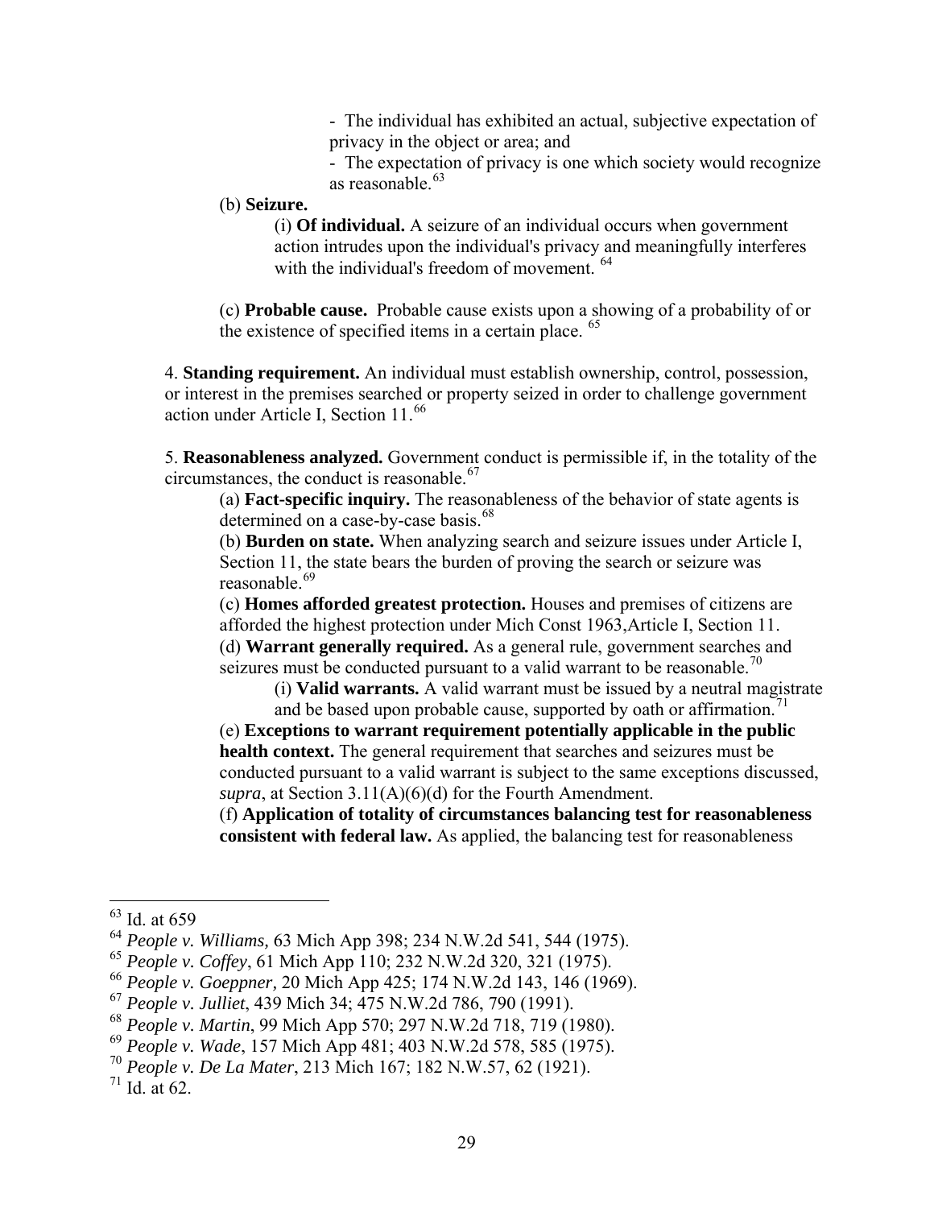- The individual has exhibited an actual, subjective expectation of privacy in the object or area; and

- The expectation of privacy is one which society would recognize as reasonable.[63]

(b) **Seizure.**

(i) **Of individual.** A seizure of an individual occurs when government action intrudes upon the individual's privacy and meaningfully interferes with the individual's freedom of movement. [64]

(c) **Probable cause.** Probable cause exists upon a showing of a probability of or the existence of specified items in a certain place. [65]

4. **Standing requirement.** An individual must establish ownership, control, possession, or interest in the premises searched or property seized in order to challenge government action under Article I, Section 11.[66]

5. **Reasonableness analyzed.** Government conduct is permissible if, in the totality of the circumstances, the conduct is reasonable.[67]

(a) **Fact-specific inquiry.** The reasonableness of the behavior of state agents is determined on a case-by-case basis.[68]

(b) **Burden on state.** When analyzing search and seizure issues under Article I, Section 11, the state bears the burden of proving the search or seizure was reasonable.[69]

(c) **Homes afforded greatest protection.** Houses and premises of citizens are afforded the highest protection under Mich Const 1963,Article I, Section 11.

(d) **Warrant generally required.** As a general rule, government searches and seizures must be conducted pursuant to a valid warrant to be reasonable.[70]

(i) **Valid warrants.** A valid warrant must be issued by a neutral magistrate and be based upon probable cause, supported by oath or affirmation.[71]

(e) **Exceptions to warrant requirement potentially applicable in the public health context.** The general requirement that searches and seizures must be conducted pursuant to a valid warrant is subject to the same exceptions discussed, *supra*, at Section 3.11(A)(6)(d) for the Fourth Amendment.

(f) **Application of totality of circumstances balancing test for reasonableness consistent with federal law.** As applied, the balancing test for reasonableness

---

[63] Id. at 659

[64] *People v. Williams,* 63 Mich App 398; 234 N.W.2d 541, 544 (1975).

[65] *People v. Coffey*, 61 Mich App 110; 232 N.W.2d 320, 321 (1975).

[66] *People v. Goeppner,* 20 Mich App 425; 174 N.W.2d 143, 146 (1969).

[67] *People v. Julliet*, 439 Mich 34; 475 N.W.2d 786, 790 (1991).

[68] *People v. Martin*, 99 Mich App 570; 297 N.W.2d 718, 719 (1980).

[69] *People v. Wade*, 157 Mich App 481; 403 N.W.2d 578, 585 (1975).

[70] *People v. De La Mater*, 213 Mich 167; 182 N.W.57, 62 (1921).

[71] Id. at 62.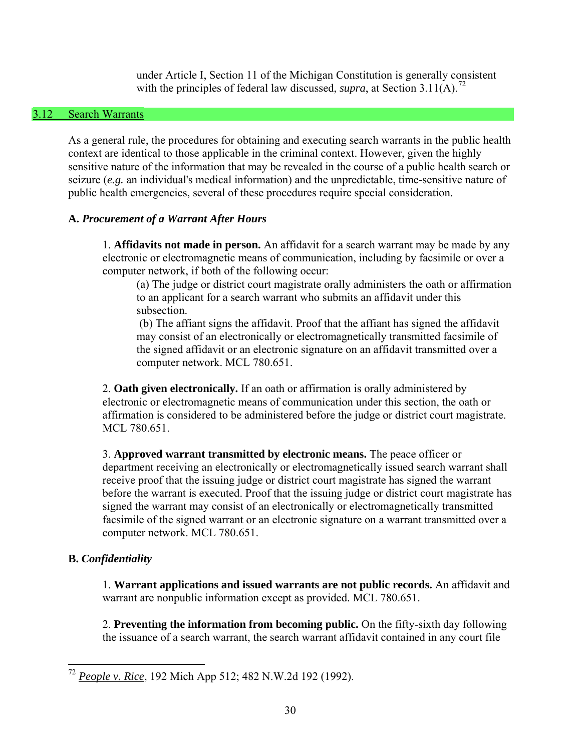under Article I, Section 11 of the Michigan Constitution is generally consistent with the principles of federal law discussed, *supra*, at Section 3.11(A).[72]

## 3.12 Search Warrants

As a general rule, the procedures for obtaining and executing search warrants in the public health context are identical to those applicable in the criminal context. However, given the highly sensitive nature of the information that may be revealed in the course of a public health search or seizure (*e.g.* an individual's medical information) and the unpredictable, time-sensitive nature of public health emergencies, several of these procedures require special consideration.

### A. *Procurement of a Warrant After Hours*

1. **Affidavits not made in person.** An affidavit for a search warrant may be made by any electronic or electromagnetic means of communication, including by facsimile or over a computer network, if both of the following occur:

   (a) The judge or district court magistrate orally administers the oath or affirmation to an applicant for a search warrant who submits an affidavit under this subsection.

   (b) The affiant signs the affidavit. Proof that the affiant has signed the affidavit may consist of an electronically or electromagnetically transmitted facsimile of the signed affidavit or an electronic signature on an affidavit transmitted over a computer network. MCL 780.651.

2. **Oath given electronically.** If an oath or affirmation is orally administered by electronic or electromagnetic means of communication under this section, the oath or affirmation is considered to be administered before the judge or district court magistrate. MCL 780.651.

3. **Approved warrant transmitted by electronic means.** The peace officer or department receiving an electronically or electromagnetically issued search warrant shall receive proof that the issuing judge or district court magistrate has signed the warrant before the warrant is executed. Proof that the issuing judge or district court magistrate has signed the warrant may consist of an electronically or electromagnetically transmitted facsimile of the signed warrant or an electronic signature on a warrant transmitted over a computer network. MCL 780.651.

### B. *Confidentiality*

1. **Warrant applications and issued warrants are not public records.** An affidavit and warrant are nonpublic information except as provided. MCL 780.651.

2. **Preventing the information from becoming public.** On the fifty-sixth day following the issuance of a search warrant, the search warrant affidavit contained in any court file

---

[72] *People v. Rice*, 192 Mich App 512; 482 N.W.2d 192 (1992).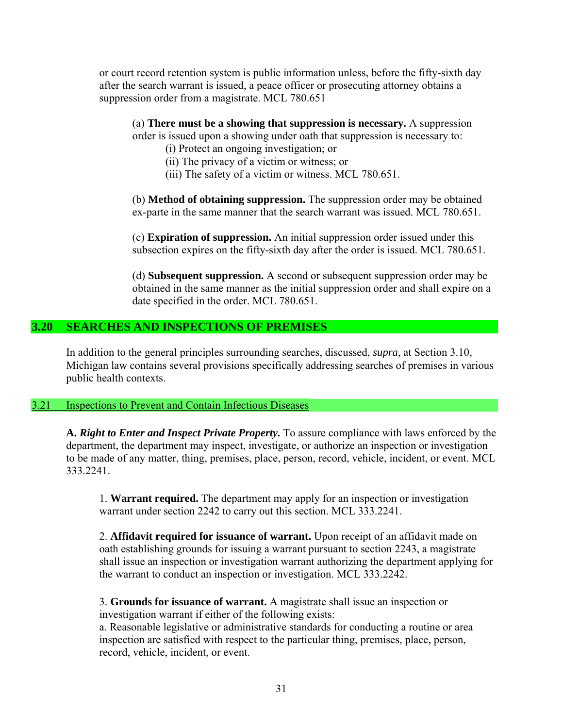or court record retention system is public information unless, before the fifty-sixth day after the search warrant is issued, a peace officer or prosecuting attorney obtains a suppression order from a magistrate. MCL 780.651

(a) **There must be a showing that suppression is necessary.** A suppression order is issued upon a showing under oath that suppression is necessary to:

(i) Protect an ongoing investigation; or

(ii) The privacy of a victim or witness; or

(iii) The safety of a victim or witness. MCL 780.651.

(b) **Method of obtaining suppression.** The suppression order may be obtained ex-parte in the same manner that the search warrant was issued. MCL 780.651.

(c) **Expiration of suppression.** An initial suppression order issued under this subsection expires on the fifty-sixth day after the order is issued. MCL 780.651.

(d) **Subsequent suppression.** A second or subsequent suppression order may be obtained in the same manner as the initial suppression order and shall expire on a date specified in the order. MCL 780.651.

## 3.20 SEARCHES AND INSPECTIONS OF PREMISES

In addition to the general principles surrounding searches, discussed, *supra*, at Section 3.10, Michigan law contains several provisions specifically addressing searches of premises in various public health contexts.

### 3.21 Inspections to Prevent and Contain Infectious Diseases

**A. *Right to Enter and Inspect Private Property.*** To assure compliance with laws enforced by the department, the department may inspect, investigate, or authorize an inspection or investigation to be made of any matter, thing, premises, place, person, record, vehicle, incident, or event. MCL 333.2241.

1. **Warrant required.** The department may apply for an inspection or investigation warrant under section 2242 to carry out this section. MCL 333.2241.

2. **Affidavit required for issuance of warrant.** Upon receipt of an affidavit made on oath establishing grounds for issuing a warrant pursuant to section 2243, a magistrate shall issue an inspection or investigation warrant authorizing the department applying for the warrant to conduct an inspection or investigation. MCL 333.2242.

3. **Grounds for issuance of warrant.** A magistrate shall issue an inspection or investigation warrant if either of the following exists:
a. Reasonable legislative or administrative standards for conducting a routine or area inspection are satisfied with respect to the particular thing, premises, place, person, record, vehicle, incident, or event.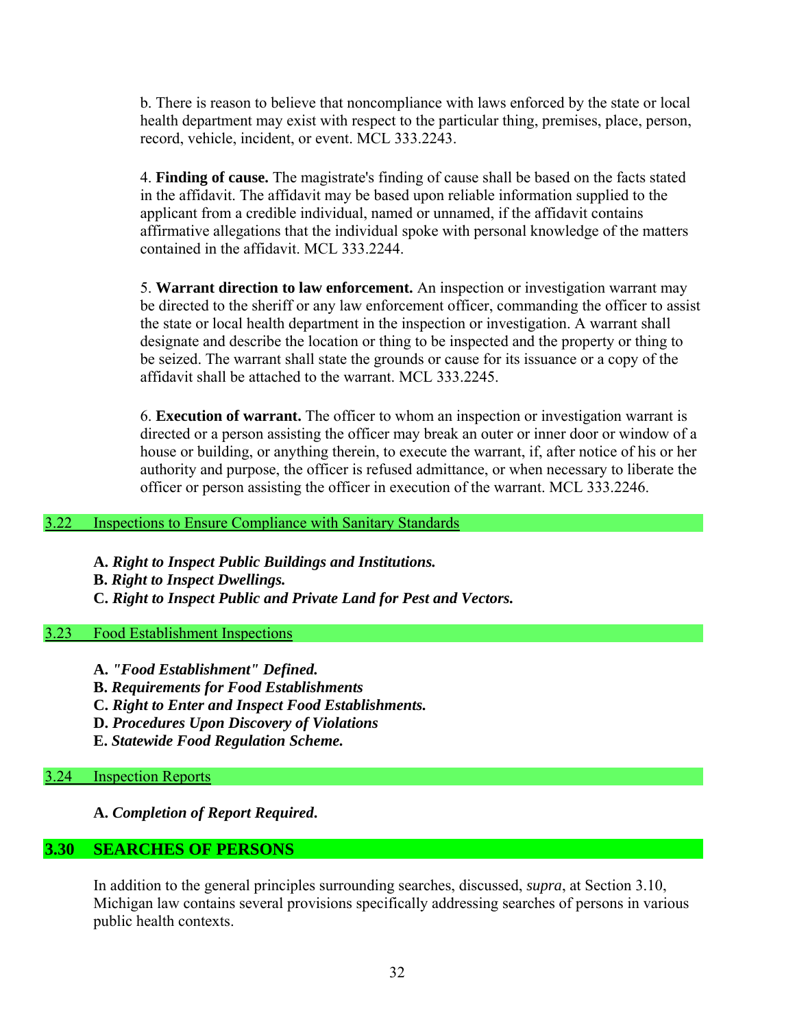b. There is reason to believe that noncompliance with laws enforced by the state or local health department may exist with respect to the particular thing, premises, place, person, record, vehicle, incident, or event. MCL 333.2243.

4. **Finding of cause.** The magistrate's finding of cause shall be based on the facts stated in the affidavit. The affidavit may be based upon reliable information supplied to the applicant from a credible individual, named or unnamed, if the affidavit contains affirmative allegations that the individual spoke with personal knowledge of the matters contained in the affidavit. MCL 333.2244.

5. **Warrant direction to law enforcement.** An inspection or investigation warrant may be directed to the sheriff or any law enforcement officer, commanding the officer to assist the state or local health department in the inspection or investigation. A warrant shall designate and describe the location or thing to be inspected and the property or thing to be seized. The warrant shall state the grounds or cause for its issuance or a copy of the affidavit shall be attached to the warrant. MCL 333.2245.

6. **Execution of warrant.** The officer to whom an inspection or investigation warrant is directed or a person assisting the officer may break an outer or inner door or window of a house or building, or anything therein, to execute the warrant, if, after notice of his or her authority and purpose, the officer is refused admittance, or when necessary to liberate the officer or person assisting the officer in execution of the warrant. MCL 333.2246.

### 3.22 Inspections to Ensure Compliance with Sanitary Standards

**A.** ***Right to Inspect Public Buildings and Institutions.***
**B.** ***Right to Inspect Dwellings.***
**C.** ***Right to Inspect Public and Private Land for Pest and Vectors.***

### 3.23 Food Establishment Inspections

**A.** ***"Food Establishment" Defined.***
**B.** ***Requirements for Food Establishments***
**C.** ***Right to Enter and Inspect Food Establishments.***
**D.** ***Procedures Upon Discovery of Violations***
**E.** ***Statewide Food Regulation Scheme.***

### 3.24 Inspection Reports

**A.** ***Completion of Report Required.***

## 3.30 SEARCHES OF PERSONS

In addition to the general principles surrounding searches, discussed, *supra*, at Section 3.10, Michigan law contains several provisions specifically addressing searches of persons in various public health contexts.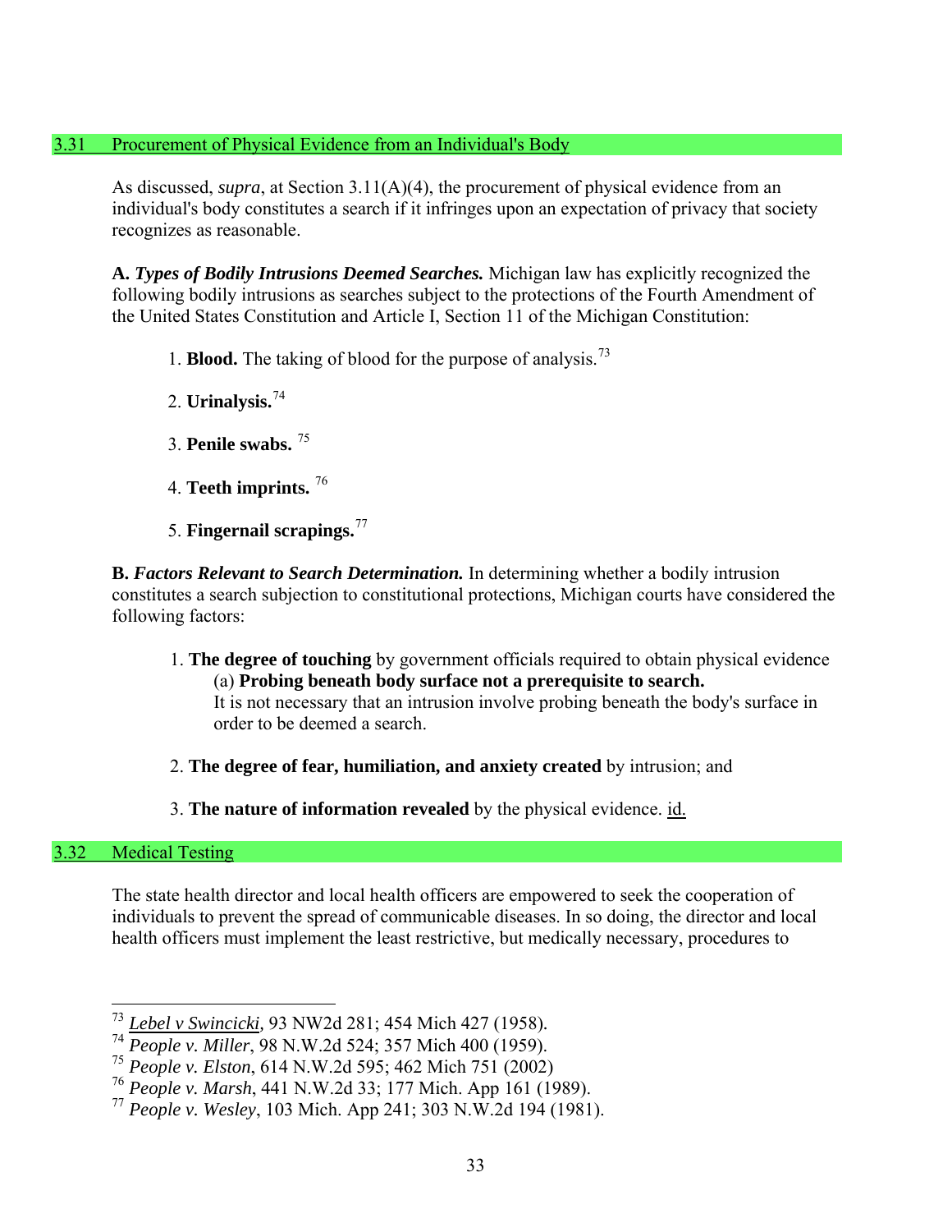## 3.31 Procurement of Physical Evidence from an Individual's Body

As discussed, *supra*, at Section 3.11(A)(4), the procurement of physical evidence from an individual's body constitutes a search if it infringes upon an expectation of privacy that society recognizes as reasonable.

**A. *Types of Bodily Intrusions Deemed Searches.*** Michigan law has explicitly recognized the following bodily intrusions as searches subject to the protections of the Fourth Amendment of the United States Constitution and Article I, Section 11 of the Michigan Constitution:

1. **Blood.** The taking of blood for the purpose of analysis.[73]

2. **Urinalysis.**[74]

3. **Penile swabs.** [75]

4. **Teeth imprints.** [76]

5. **Fingernail scrapings.**[77]

**B. *Factors Relevant to Search Determination.*** In determining whether a bodily intrusion constitutes a search subjection to constitutional protections, Michigan courts have considered the following factors:

1. **The degree of touching** by government officials required to obtain physical evidence
   (a) **Probing beneath body surface not a prerequisite to search.**
   It is not necessary that an intrusion involve probing beneath the body's surface in order to be deemed a search.

2. **The degree of fear, humiliation, and anxiety created** by intrusion; and

3. **The nature of information revealed** by the physical evidence. id.

## 3.32 Medical Testing

The state health director and local health officers are empowered to seek the cooperation of individuals to prevent the spread of communicable diseases. In so doing, the director and local health officers must implement the least restrictive, but medically necessary, procedures to

---

[73] *Lebel v Swincicki*, 93 NW2d 281; 454 Mich 427 (1958).
[74] *People v. Miller*, 98 N.W.2d 524; 357 Mich 400 (1959).
[75] *People v. Elston*, 614 N.W.2d 595; 462 Mich 751 (2002)
[76] *People v. Marsh*, 441 N.W.2d 33; 177 Mich. App 161 (1989).
[77] *People v. Wesley*, 103 Mich. App 241; 303 N.W.2d 194 (1981).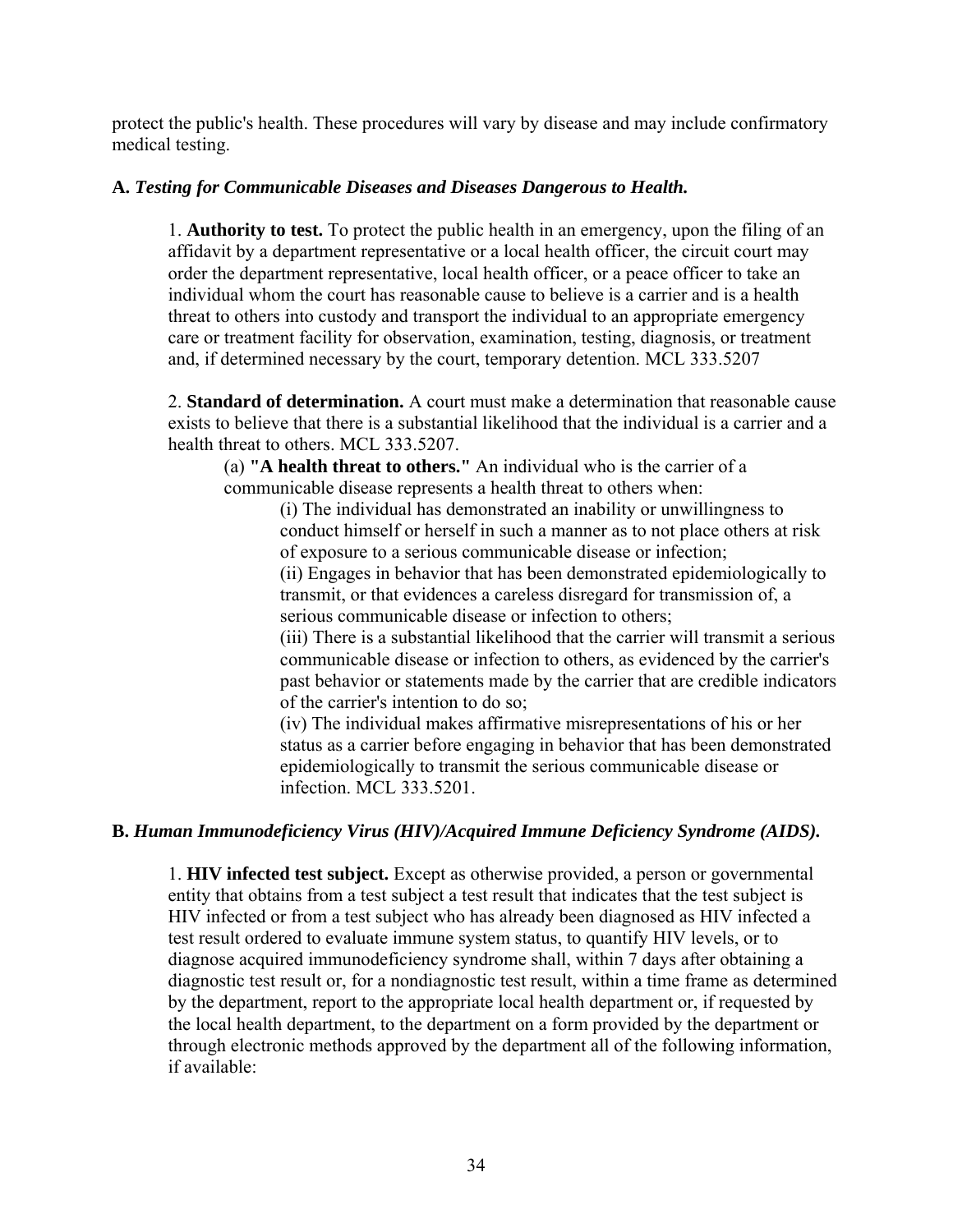protect the public's health. These procedures will vary by disease and may include confirmatory medical testing.

**A.** ***Testing for Communicable Diseases and Diseases Dangerous to Health.***

1. **Authority to test.** To protect the public health in an emergency, upon the filing of an affidavit by a department representative or a local health officer, the circuit court may order the department representative, local health officer, or a peace officer to take an individual whom the court has reasonable cause to believe is a carrier and is a health threat to others into custody and transport the individual to an appropriate emergency care or treatment facility for observation, examination, testing, diagnosis, or treatment and, if determined necessary by the court, temporary detention. MCL 333.5207

2. **Standard of determination.** A court must make a determination that reasonable cause exists to believe that there is a substantial likelihood that the individual is a carrier and a health threat to others. MCL 333.5207.

   (a) **"A health threat to others."** An individual who is the carrier of a communicable disease represents a health threat to others when:

      (i) The individual has demonstrated an inability or unwillingness to conduct himself or herself in such a manner as to not place others at risk of exposure to a serious communicable disease or infection;

      (ii) Engages in behavior that has been demonstrated epidemiologically to transmit, or that evidences a careless disregard for transmission of, a serious communicable disease or infection to others;

      (iii) There is a substantial likelihood that the carrier will transmit a serious communicable disease or infection to others, as evidenced by the carrier's past behavior or statements made by the carrier that are credible indicators of the carrier's intention to do so;

      (iv) The individual makes affirmative misrepresentations of his or her status as a carrier before engaging in behavior that has been demonstrated epidemiologically to transmit the serious communicable disease or infection. MCL 333.5201.

**B.** ***Human Immunodeficiency Virus (HIV)/Acquired Immune Deficiency Syndrome (AIDS).***

1. **HIV infected test subject.** Except as otherwise provided, a person or governmental entity that obtains from a test subject a test result that indicates that the test subject is HIV infected or from a test subject who has already been diagnosed as HIV infected a test result ordered to evaluate immune system status, to quantify HIV levels, or to diagnose acquired immunodeficiency syndrome shall, within 7 days after obtaining a diagnostic test result or, for a nondiagnostic test result, within a time frame as determined by the department, report to the appropriate local health department or, if requested by the local health department, to the department on a form provided by the department or through electronic methods approved by the department all of the following information, if available: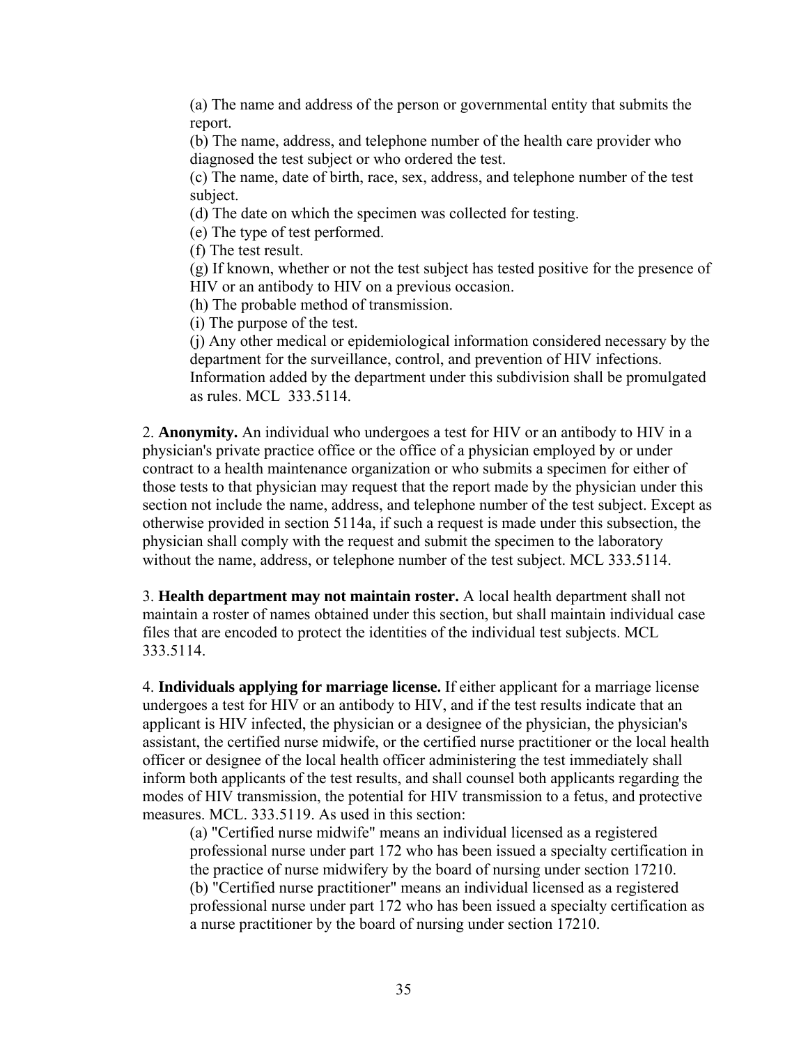(a) The name and address of the person or governmental entity that submits the report.

(b) The name, address, and telephone number of the health care provider who diagnosed the test subject or who ordered the test.

(c) The name, date of birth, race, sex, address, and telephone number of the test subject.

(d) The date on which the specimen was collected for testing.

(e) The type of test performed.

(f) The test result.

(g) If known, whether or not the test subject has tested positive for the presence of HIV or an antibody to HIV on a previous occasion.

(h) The probable method of transmission.

(i) The purpose of the test.

(j) Any other medical or epidemiological information considered necessary by the department for the surveillance, control, and prevention of HIV infections. Information added by the department under this subdivision shall be promulgated as rules. MCL 333.5114.

2. **Anonymity.** An individual who undergoes a test for HIV or an antibody to HIV in a physician's private practice office or the office of a physician employed by or under contract to a health maintenance organization or who submits a specimen for either of those tests to that physician may request that the report made by the physician under this section not include the name, address, and telephone number of the test subject. Except as otherwise provided in section 5114a, if such a request is made under this subsection, the physician shall comply with the request and submit the specimen to the laboratory without the name, address, or telephone number of the test subject. MCL 333.5114.

3. **Health department may not maintain roster.** A local health department shall not maintain a roster of names obtained under this section, but shall maintain individual case files that are encoded to protect the identities of the individual test subjects. MCL 333.5114.

4. **Individuals applying for marriage license.** If either applicant for a marriage license undergoes a test for HIV or an antibody to HIV, and if the test results indicate that an applicant is HIV infected, the physician or a designee of the physician, the physician's assistant, the certified nurse midwife, or the certified nurse practitioner or the local health officer or designee of the local health officer administering the test immediately shall inform both applicants of the test results, and shall counsel both applicants regarding the modes of HIV transmission, the potential for HIV transmission to a fetus, and protective measures. MCL. 333.5119. As used in this section:

(a) "Certified nurse midwife" means an individual licensed as a registered professional nurse under part 172 who has been issued a specialty certification in the practice of nurse midwifery by the board of nursing under section 17210.

(b) "Certified nurse practitioner" means an individual licensed as a registered professional nurse under part 172 who has been issued a specialty certification as a nurse practitioner by the board of nursing under section 17210.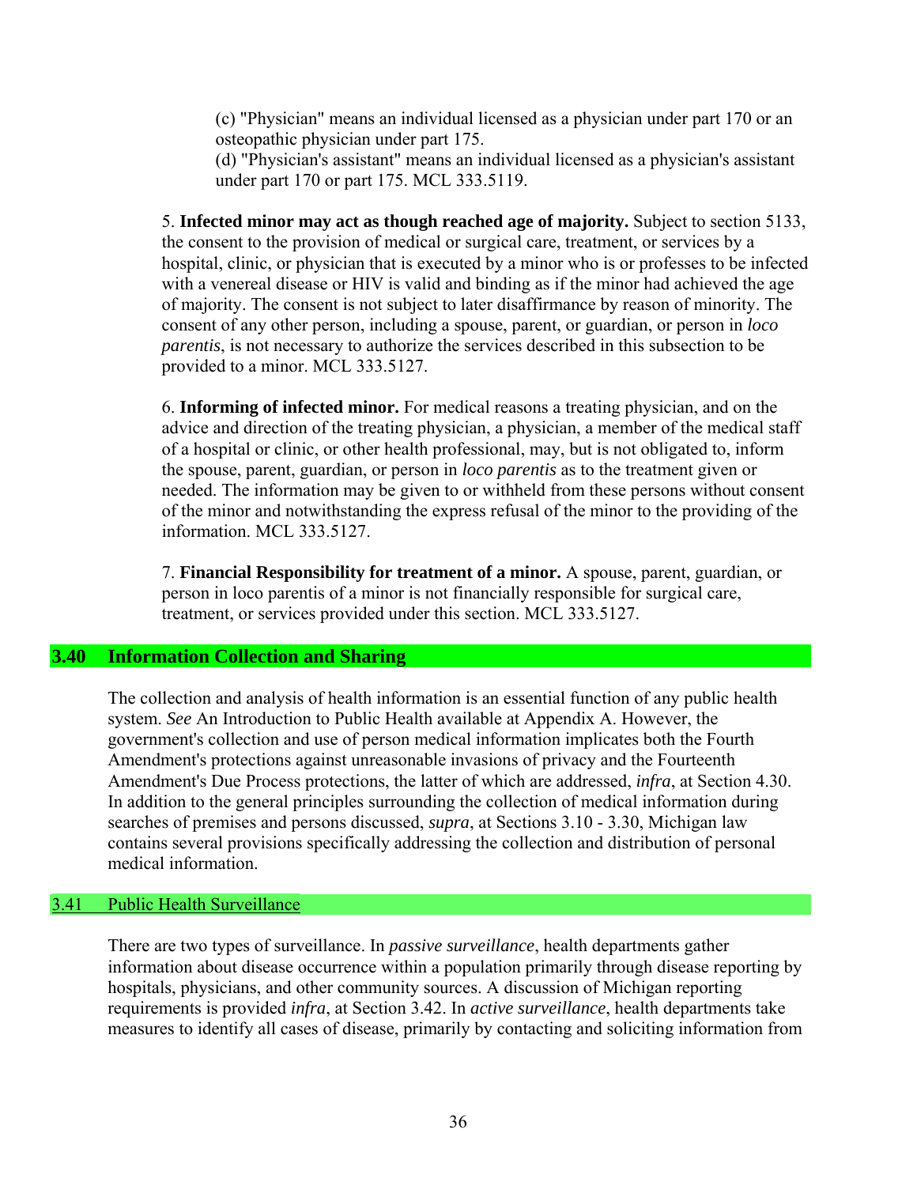(c) "Physician" means an individual licensed as a physician under part 170 or an osteopathic physician under part 175.
(d) "Physician's assistant" means an individual licensed as a physician's assistant under part 170 or part 175. MCL 333.5119.

5. **Infected minor may act as though reached age of majority.** Subject to section 5133, the consent to the provision of medical or surgical care, treatment, or services by a hospital, clinic, or physician that is executed by a minor who is or professes to be infected with a venereal disease or HIV is valid and binding as if the minor had achieved the age of majority. The consent is not subject to later disaffirmance by reason of minority. The consent of any other person, including a spouse, parent, or guardian, or person in *loco parentis*, is not necessary to authorize the services described in this subsection to be provided to a minor. MCL 333.5127.

6. **Informing of infected minor.** For medical reasons a treating physician, and on the advice and direction of the treating physician, a physician, a member of the medical staff of a hospital or clinic, or other health professional, may, but is not obligated to, inform the spouse, parent, guardian, or person in *loco parentis* as to the treatment given or needed. The information may be given to or withheld from these persons without consent of the minor and notwithstanding the express refusal of the minor to the providing of the information. MCL 333.5127.

7. **Financial Responsibility for treatment of a minor.** A spouse, parent, guardian, or person in loco parentis of a minor is not financially responsible for surgical care, treatment, or services provided under this section. MCL 333.5127.

## 3.40 Information Collection and Sharing

The collection and analysis of health information is an essential function of any public health system. *See* An Introduction to Public Health available at Appendix A. However, the government's collection and use of person medical information implicates both the Fourth Amendment's protections against unreasonable invasions of privacy and the Fourteenth Amendment's Due Process protections, the latter of which are addressed, *infra*, at Section 4.30. In addition to the general principles surrounding the collection of medical information during searches of premises and persons discussed, *supra*, at Sections 3.10 - 3.30, Michigan law contains several provisions specifically addressing the collection and distribution of personal medical information.

### 3.41 Public Health Surveillance

There are two types of surveillance. In *passive surveillance*, health departments gather information about disease occurrence within a population primarily through disease reporting by hospitals, physicians, and other community sources. A discussion of Michigan reporting requirements is provided *infra*, at Section 3.42. In *active surveillance*, health departments take measures to identify all cases of disease, primarily by contacting and soliciting information from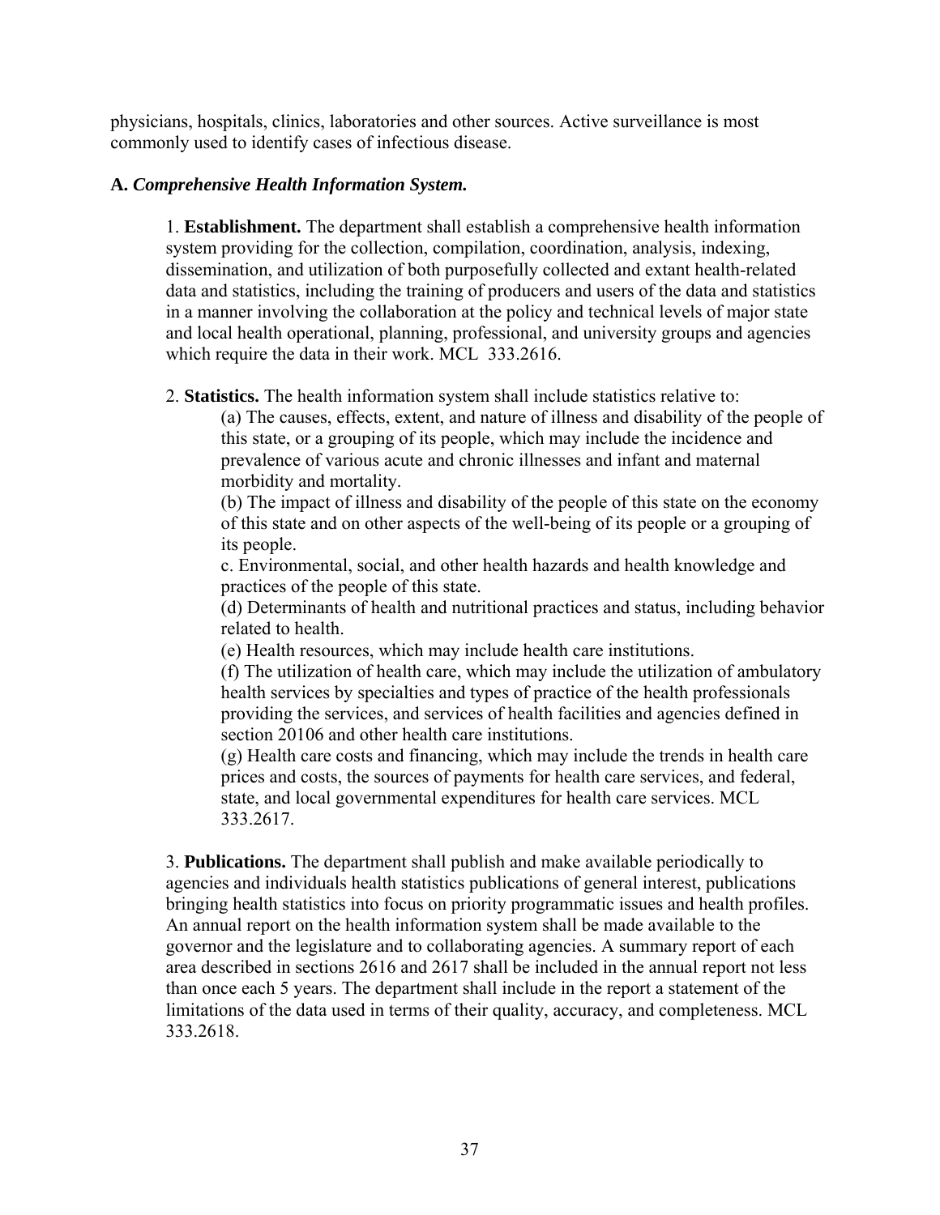physicians, hospitals, clinics, laboratories and other sources. Active surveillance is most commonly used to identify cases of infectious disease.

**A.** ***Comprehensive Health Information System.***

1. **Establishment.** The department shall establish a comprehensive health information system providing for the collection, compilation, coordination, analysis, indexing, dissemination, and utilization of both purposefully collected and extant health-related data and statistics, including the training of producers and users of the data and statistics in a manner involving the collaboration at the policy and technical levels of major state and local health operational, planning, professional, and university groups and agencies which require the data in their work. MCL 333.2616.

2. **Statistics.** The health information system shall include statistics relative to:

   (a) The causes, effects, extent, and nature of illness and disability of the people of this state, or a grouping of its people, which may include the incidence and prevalence of various acute and chronic illnesses and infant and maternal morbidity and mortality.
   (b) The impact of illness and disability of the people of this state on the economy of this state and on other aspects of the well-being of its people or a grouping of its people.
   c. Environmental, social, and other health hazards and health knowledge and practices of the people of this state.
   (d) Determinants of health and nutritional practices and status, including behavior related to health.
   (e) Health resources, which may include health care institutions.
   (f) The utilization of health care, which may include the utilization of ambulatory health services by specialties and types of practice of the health professionals providing the services, and services of health facilities and agencies defined in section 20106 and other health care institutions.
   (g) Health care costs and financing, which may include the trends in health care prices and costs, the sources of payments for health care services, and federal, state, and local governmental expenditures for health care services. MCL 333.2617.

3. **Publications.** The department shall publish and make available periodically to agencies and individuals health statistics publications of general interest, publications bringing health statistics into focus on priority programmatic issues and health profiles. An annual report on the health information system shall be made available to the governor and the legislature and to collaborating agencies. A summary report of each area described in sections 2616 and 2617 shall be included in the annual report not less than once each 5 years. The department shall include in the report a statement of the limitations of the data used in terms of their quality, accuracy, and completeness. MCL 333.2618.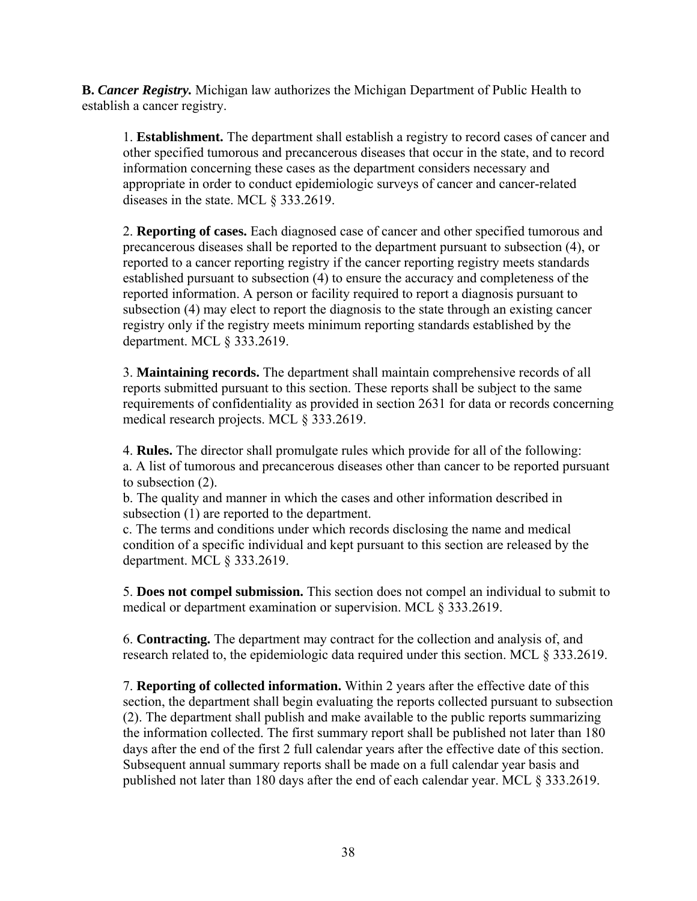**B.** ***Cancer Registry.*** Michigan law authorizes the Michigan Department of Public Health to establish a cancer registry.

1. **Establishment.** The department shall establish a registry to record cases of cancer and other specified tumorous and precancerous diseases that occur in the state, and to record information concerning these cases as the department considers necessary and appropriate in order to conduct epidemiologic surveys of cancer and cancer-related diseases in the state. MCL § 333.2619.

2. **Reporting of cases.** Each diagnosed case of cancer and other specified tumorous and precancerous diseases shall be reported to the department pursuant to subsection (4), or reported to a cancer reporting registry if the cancer reporting registry meets standards established pursuant to subsection (4) to ensure the accuracy and completeness of the reported information. A person or facility required to report a diagnosis pursuant to subsection (4) may elect to report the diagnosis to the state through an existing cancer registry only if the registry meets minimum reporting standards established by the department. MCL § 333.2619.

3. **Maintaining records.** The department shall maintain comprehensive records of all reports submitted pursuant to this section. These reports shall be subject to the same requirements of confidentiality as provided in section 2631 for data or records concerning medical research projects. MCL § 333.2619.

4. **Rules.** The director shall promulgate rules which provide for all of the following:
a. A list of tumorous and precancerous diseases other than cancer to be reported pursuant to subsection (2).
b. The quality and manner in which the cases and other information described in subsection (1) are reported to the department.
c. The terms and conditions under which records disclosing the name and medical condition of a specific individual and kept pursuant to this section are released by the department. MCL § 333.2619.

5. **Does not compel submission.** This section does not compel an individual to submit to medical or department examination or supervision. MCL § 333.2619.

6. **Contracting.** The department may contract for the collection and analysis of, and research related to, the epidemiologic data required under this section. MCL § 333.2619.

7. **Reporting of collected information.** Within 2 years after the effective date of this section, the department shall begin evaluating the reports collected pursuant to subsection (2). The department shall publish and make available to the public reports summarizing the information collected. The first summary report shall be published not later than 180 days after the end of the first 2 full calendar years after the effective date of this section. Subsequent annual summary reports shall be made on a full calendar year basis and published not later than 180 days after the end of each calendar year. MCL § 333.2619.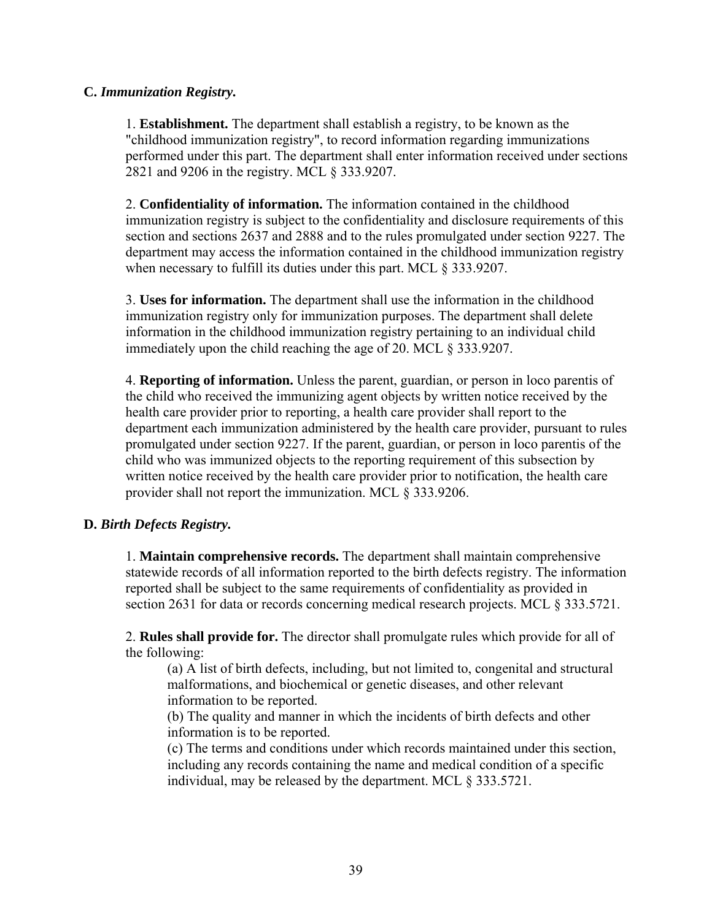**C.** ***Immunization Registry.***

1. **Establishment.** The department shall establish a registry, to be known as the "childhood immunization registry", to record information regarding immunizations performed under this part. The department shall enter information received under sections 2821 and 9206 in the registry. MCL § 333.9207.

2. **Confidentiality of information.** The information contained in the childhood immunization registry is subject to the confidentiality and disclosure requirements of this section and sections 2637 and 2888 and to the rules promulgated under section 9227. The department may access the information contained in the childhood immunization registry when necessary to fulfill its duties under this part. MCL § 333.9207.

3. **Uses for information.** The department shall use the information in the childhood immunization registry only for immunization purposes. The department shall delete information in the childhood immunization registry pertaining to an individual child immediately upon the child reaching the age of 20. MCL § 333.9207.

4. **Reporting of information.** Unless the parent, guardian, or person in loco parentis of the child who received the immunizing agent objects by written notice received by the health care provider prior to reporting, a health care provider shall report to the department each immunization administered by the health care provider, pursuant to rules promulgated under section 9227. If the parent, guardian, or person in loco parentis of the child who was immunized objects to the reporting requirement of this subsection by written notice received by the health care provider prior to notification, the health care provider shall not report the immunization. MCL § 333.9206.

**D.** ***Birth Defects Registry.***

1. **Maintain comprehensive records.** The department shall maintain comprehensive statewide records of all information reported to the birth defects registry. The information reported shall be subject to the same requirements of confidentiality as provided in section 2631 for data or records concerning medical research projects. MCL § 333.5721.

2. **Rules shall provide for.** The director shall promulgate rules which provide for all of the following:

   (a) A list of birth defects, including, but not limited to, congenital and structural malformations, and biochemical or genetic diseases, and other relevant information to be reported.
   
   (b) The quality and manner in which the incidents of birth defects and other information is to be reported.
   
   (c) The terms and conditions under which records maintained under this section, including any records containing the name and medical condition of a specific individual, may be released by the department. MCL § 333.5721.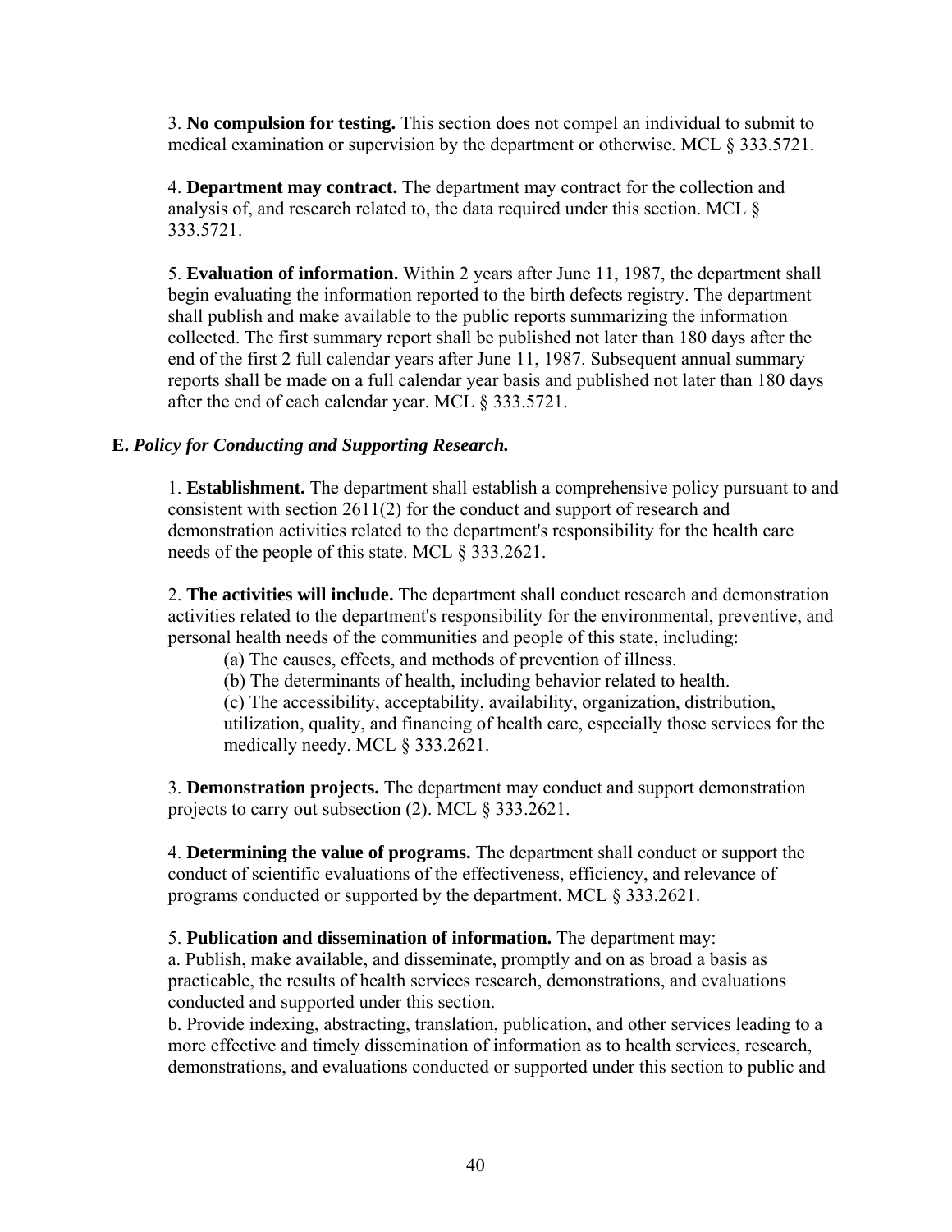3. **No compulsion for testing.** This section does not compel an individual to submit to medical examination or supervision by the department or otherwise. MCL § 333.5721.

4. **Department may contract.** The department may contract for the collection and analysis of, and research related to, the data required under this section. MCL § 333.5721.

5. **Evaluation of information.** Within 2 years after June 11, 1987, the department shall begin evaluating the information reported to the birth defects registry. The department shall publish and make available to the public reports summarizing the information collected. The first summary report shall be published not later than 180 days after the end of the first 2 full calendar years after June 11, 1987. Subsequent annual summary reports shall be made on a full calendar year basis and published not later than 180 days after the end of each calendar year. MCL § 333.5721.

**E.** ***Policy for Conducting and Supporting Research.***

1. **Establishment.** The department shall establish a comprehensive policy pursuant to and consistent with section 2611(2) for the conduct and support of research and demonstration activities related to the department's responsibility for the health care needs of the people of this state. MCL § 333.2621.

2. **The activities will include.** The department shall conduct research and demonstration activities related to the department's responsibility for the environmental, preventive, and personal health needs of the communities and people of this state, including:

   (a) The causes, effects, and methods of prevention of illness.

   (b) The determinants of health, including behavior related to health.

   (c) The accessibility, acceptability, availability, organization, distribution, utilization, quality, and financing of health care, especially those services for the medically needy. MCL § 333.2621.

3. **Demonstration projects.** The department may conduct and support demonstration projects to carry out subsection (2). MCL § 333.2621.

4. **Determining the value of programs.** The department shall conduct or support the conduct of scientific evaluations of the effectiveness, efficiency, and relevance of programs conducted or supported by the department. MCL § 333.2621.

5. **Publication and dissemination of information.** The department may:

a. Publish, make available, and disseminate, promptly and on as broad a basis as practicable, the results of health services research, demonstrations, and evaluations conducted and supported under this section.

b. Provide indexing, abstracting, translation, publication, and other services leading to a more effective and timely dissemination of information as to health services, research, demonstrations, and evaluations conducted or supported under this section to public and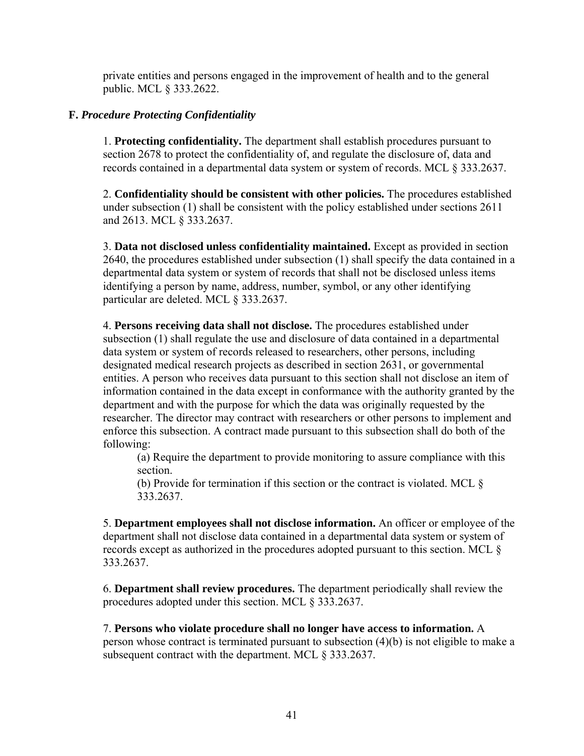private entities and persons engaged in the improvement of health and to the general public. MCL § 333.2622.

**F.** ***Procedure Protecting Confidentiality***

1. **Protecting confidentiality.** The department shall establish procedures pursuant to section 2678 to protect the confidentiality of, and regulate the disclosure of, data and records contained in a departmental data system or system of records. MCL § 333.2637.

2. **Confidentiality should be consistent with other policies.** The procedures established under subsection (1) shall be consistent with the policy established under sections 2611 and 2613. MCL § 333.2637.

3. **Data not disclosed unless confidentiality maintained.** Except as provided in section 2640, the procedures established under subsection (1) shall specify the data contained in a departmental data system or system of records that shall not be disclosed unless items identifying a person by name, address, number, symbol, or any other identifying particular are deleted. MCL § 333.2637.

4. **Persons receiving data shall not disclose.** The procedures established under subsection (1) shall regulate the use and disclosure of data contained in a departmental data system or system of records released to researchers, other persons, including designated medical research projects as described in section 2631, or governmental entities. A person who receives data pursuant to this section shall not disclose an item of information contained in the data except in conformance with the authority granted by the department and with the purpose for which the data was originally requested by the researcher. The director may contract with researchers or other persons to implement and enforce this subsection. A contract made pursuant to this subsection shall do both of the following:

   (a) Require the department to provide monitoring to assure compliance with this section.

   (b) Provide for termination if this section or the contract is violated. MCL § 333.2637.

5. **Department employees shall not disclose information.** An officer or employee of the department shall not disclose data contained in a departmental data system or system of records except as authorized in the procedures adopted pursuant to this section. MCL § 333.2637.

6. **Department shall review procedures.** The department periodically shall review the procedures adopted under this section. MCL § 333.2637.

7. **Persons who violate procedure shall no longer have access to information.** A person whose contract is terminated pursuant to subsection (4)(b) is not eligible to make a subsequent contract with the department. MCL § 333.2637.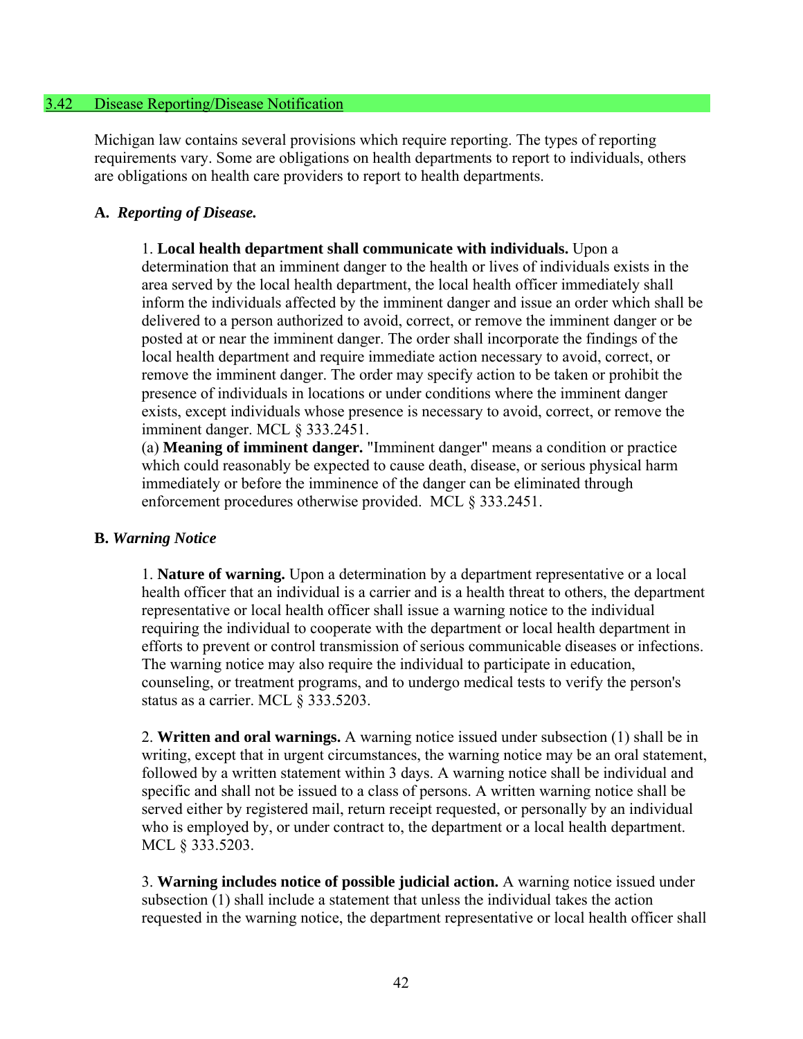## 3.42 Disease Reporting/Disease Notification

Michigan law contains several provisions which require reporting. The types of reporting requirements vary. Some are obligations on health departments to report to individuals, others are obligations on health care providers to report to health departments.

**A.** ***Reporting of Disease.***

1. **Local health department shall communicate with individuals.** Upon a determination that an imminent danger to the health or lives of individuals exists in the area served by the local health department, the local health officer immediately shall inform the individuals affected by the imminent danger and issue an order which shall be delivered to a person authorized to avoid, correct, or remove the imminent danger or be posted at or near the imminent danger. The order shall incorporate the findings of the local health department and require immediate action necessary to avoid, correct, or remove the imminent danger. The order may specify action to be taken or prohibit the presence of individuals in locations or under conditions where the imminent danger exists, except individuals whose presence is necessary to avoid, correct, or remove the imminent danger. MCL § 333.2451.

(a) **Meaning of imminent danger.** "Imminent danger" means a condition or practice which could reasonably be expected to cause death, disease, or serious physical harm immediately or before the imminence of the danger can be eliminated through enforcement procedures otherwise provided. MCL § 333.2451.

**B.** ***Warning Notice***

1. **Nature of warning.** Upon a determination by a department representative or a local health officer that an individual is a carrier and is a health threat to others, the department representative or local health officer shall issue a warning notice to the individual requiring the individual to cooperate with the department or local health department in efforts to prevent or control transmission of serious communicable diseases or infections. The warning notice may also require the individual to participate in education, counseling, or treatment programs, and to undergo medical tests to verify the person's status as a carrier. MCL § 333.5203.

2. **Written and oral warnings.** A warning notice issued under subsection (1) shall be in writing, except that in urgent circumstances, the warning notice may be an oral statement, followed by a written statement within 3 days. A warning notice shall be individual and specific and shall not be issued to a class of persons. A written warning notice shall be served either by registered mail, return receipt requested, or personally by an individual who is employed by, or under contract to, the department or a local health department. MCL § 333.5203.

3. **Warning includes notice of possible judicial action.** A warning notice issued under subsection (1) shall include a statement that unless the individual takes the action requested in the warning notice, the department representative or local health officer shall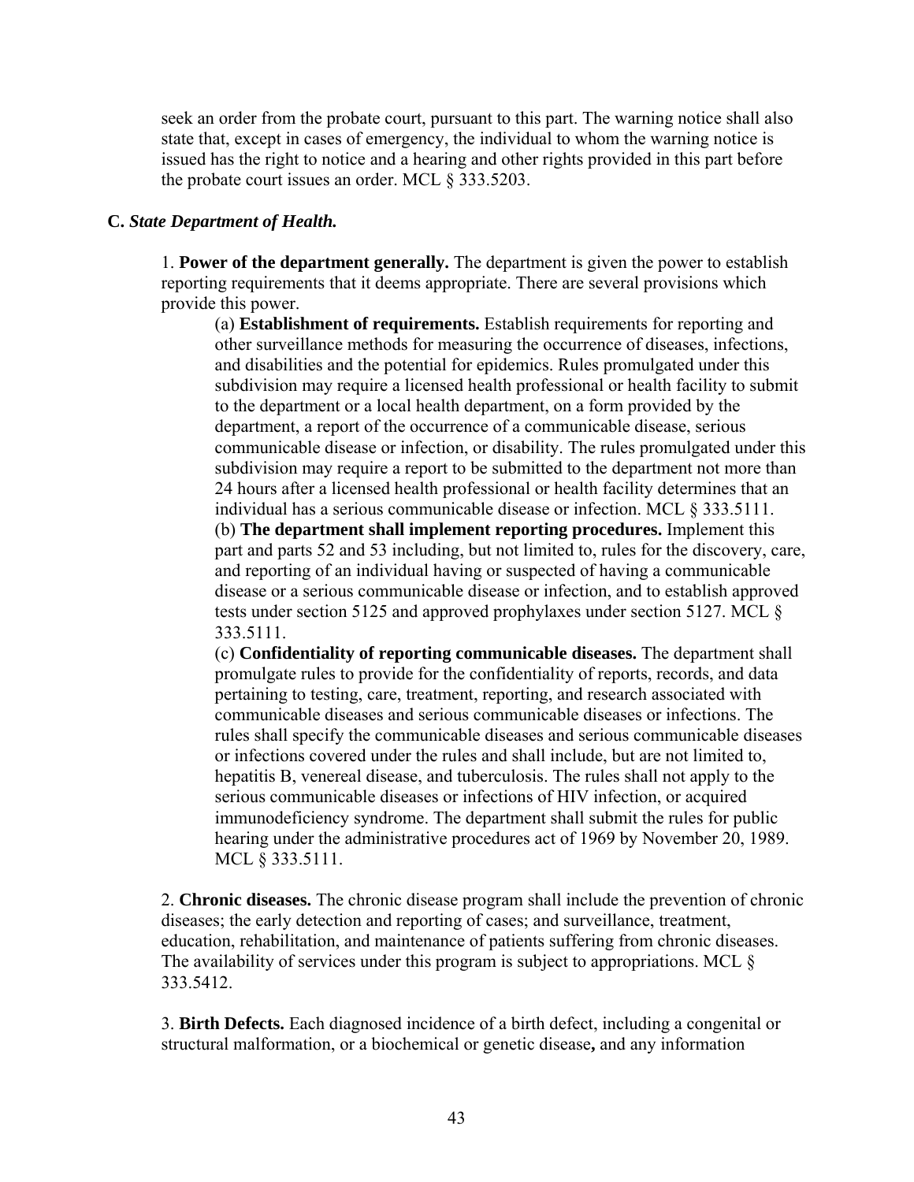seek an order from the probate court, pursuant to this part. The warning notice shall also state that, except in cases of emergency, the individual to whom the warning notice is issued has the right to notice and a hearing and other rights provided in this part before the probate court issues an order. MCL § 333.5203.

**C.** ***State Department of Health.***

1. **Power of the department generally.** The department is given the power to establish reporting requirements that it deems appropriate. There are several provisions which provide this power.

(a) **Establishment of requirements.** Establish requirements for reporting and other surveillance methods for measuring the occurrence of diseases, infections, and disabilities and the potential for epidemics. Rules promulgated under this subdivision may require a licensed health professional or health facility to submit to the department or a local health department, on a form provided by the department, a report of the occurrence of a communicable disease, serious communicable disease or infection, or disability. The rules promulgated under this subdivision may require a report to be submitted to the department not more than 24 hours after a licensed health professional or health facility determines that an individual has a serious communicable disease or infection. MCL § 333.5111.

(b) **The department shall implement reporting procedures.** Implement this part and parts 52 and 53 including, but not limited to, rules for the discovery, care, and reporting of an individual having or suspected of having a communicable disease or a serious communicable disease or infection, and to establish approved tests under section 5125 and approved prophylaxes under section 5127. MCL § 333.5111.

(c) **Confidentiality of reporting communicable diseases.** The department shall promulgate rules to provide for the confidentiality of reports, records, and data pertaining to testing, care, treatment, reporting, and research associated with communicable diseases and serious communicable diseases or infections. The rules shall specify the communicable diseases and serious communicable diseases or infections covered under the rules and shall include, but are not limited to, hepatitis B, venereal disease, and tuberculosis. The rules shall not apply to the serious communicable diseases or infections of HIV infection, or acquired immunodeficiency syndrome. The department shall submit the rules for public hearing under the administrative procedures act of 1969 by November 20, 1989. MCL § 333.5111.

2. **Chronic diseases.** The chronic disease program shall include the prevention of chronic diseases; the early detection and reporting of cases; and surveillance, treatment, education, rehabilitation, and maintenance of patients suffering from chronic diseases. The availability of services under this program is subject to appropriations. MCL § 333.5412.

3. **Birth Defects.** Each diagnosed incidence of a birth defect, including a congenital or structural malformation, or a biochemical or genetic disease**,** and any information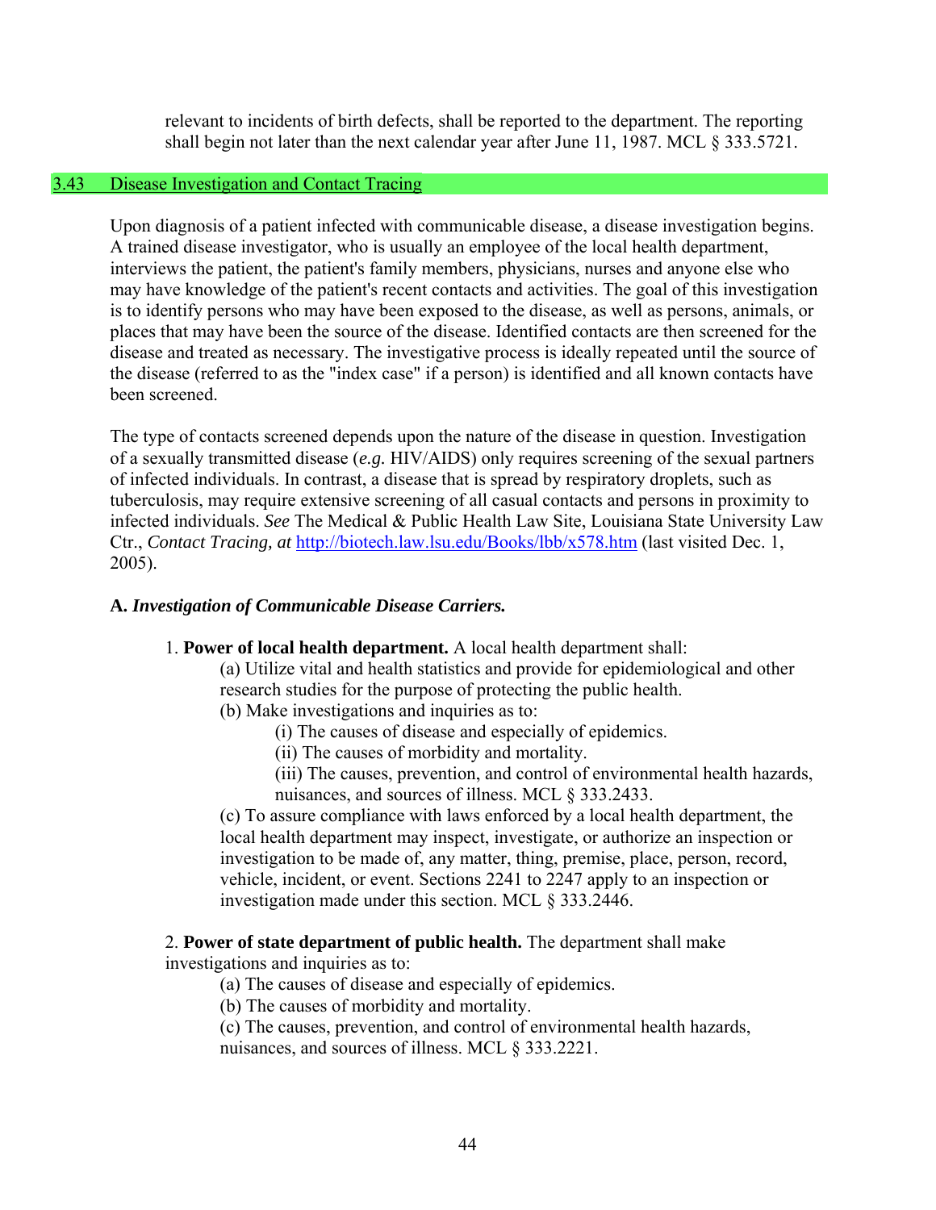relevant to incidents of birth defects, shall be reported to the department. The reporting shall begin not later than the next calendar year after June 11, 1987. MCL § 333.5721.

## 3.43 Disease Investigation and Contact Tracing

Upon diagnosis of a patient infected with communicable disease, a disease investigation begins. A trained disease investigator, who is usually an employee of the local health department, interviews the patient, the patient's family members, physicians, nurses and anyone else who may have knowledge of the patient's recent contacts and activities. The goal of this investigation is to identify persons who may have been exposed to the disease, as well as persons, animals, or places that may have been the source of the disease. Identified contacts are then screened for the disease and treated as necessary. The investigative process is ideally repeated until the source of the disease (referred to as the "index case" if a person) is identified and all known contacts have been screened.

The type of contacts screened depends upon the nature of the disease in question. Investigation of a sexually transmitted disease (*e.g.* HIV/AIDS) only requires screening of the sexual partners of infected individuals. In contrast, a disease that is spread by respiratory droplets, such as tuberculosis, may require extensive screening of all casual contacts and persons in proximity to infected individuals. *See* The Medical & Public Health Law Site, Louisiana State University Law Ctr., *Contact Tracing, at* http://biotech.law.lsu.edu/Books/lbb/x578.htm (last visited Dec. 1, 2005).

**A.** ***Investigation of Communicable Disease Carriers.***

1. **Power of local health department.** A local health department shall:
   - (a) Utilize vital and health statistics and provide for epidemiological and other research studies for the purpose of protecting the public health.
   - (b) Make investigations and inquiries as to:
     - (i) The causes of disease and especially of epidemics.
     - (ii) The causes of morbidity and mortality.
     - (iii) The causes, prevention, and control of environmental health hazards, nuisances, and sources of illness. MCL § 333.2433.
   - (c) To assure compliance with laws enforced by a local health department, the local health department may inspect, investigate, or authorize an inspection or investigation to be made of, any matter, thing, premise, place, person, record, vehicle, incident, or event. Sections 2241 to 2247 apply to an inspection or investigation made under this section. MCL § 333.2446.

2. **Power of state department of public health.** The department shall make investigations and inquiries as to:
   - (a) The causes of disease and especially of epidemics.
   - (b) The causes of morbidity and mortality.
   - (c) The causes, prevention, and control of environmental health hazards, nuisances, and sources of illness. MCL § 333.2221.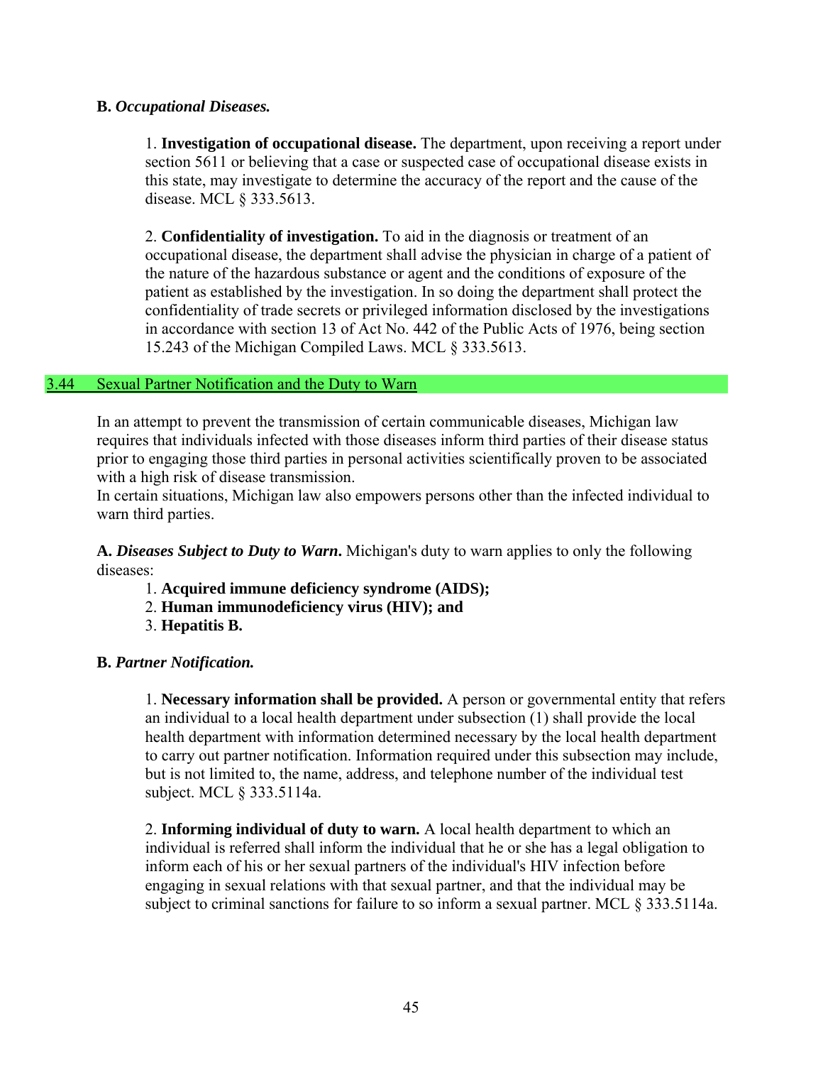**B.** ***Occupational Diseases.***

1. **Investigation of occupational disease.** The department, upon receiving a report under section 5611 or believing that a case or suspected case of occupational disease exists in this state, may investigate to determine the accuracy of the report and the cause of the disease. MCL § 333.5613.

2. **Confidentiality of investigation.** To aid in the diagnosis or treatment of an occupational disease, the department shall advise the physician in charge of a patient of the nature of the hazardous substance or agent and the conditions of exposure of the patient as established by the investigation. In so doing the department shall protect the confidentiality of trade secrets or privileged information disclosed by the investigations in accordance with section 13 of Act No. 442 of the Public Acts of 1976, being section 15.243 of the Michigan Compiled Laws. MCL § 333.5613.

## 3.44 Sexual Partner Notification and the Duty to Warn

In an attempt to prevent the transmission of certain communicable diseases, Michigan law requires that individuals infected with those diseases inform third parties of their disease status prior to engaging those third parties in personal activities scientifically proven to be associated with a high risk of disease transmission.
In certain situations, Michigan law also empowers persons other than the infected individual to warn third parties.

**A.** ***Diseases Subject to Duty to Warn*****.** Michigan's duty to warn applies to only the following diseases:

1. **Acquired immune deficiency syndrome (AIDS);**
2. **Human immunodeficiency virus (HIV); and**
3. **Hepatitis B.**

**B.** ***Partner Notification.***

1. **Necessary information shall be provided.** A person or governmental entity that refers an individual to a local health department under subsection (1) shall provide the local health department with information determined necessary by the local health department to carry out partner notification. Information required under this subsection may include, but is not limited to, the name, address, and telephone number of the individual test subject. MCL § 333.5114a.

2. **Informing individual of duty to warn.** A local health department to which an individual is referred shall inform the individual that he or she has a legal obligation to inform each of his or her sexual partners of the individual's HIV infection before engaging in sexual relations with that sexual partner, and that the individual may be subject to criminal sanctions for failure to so inform a sexual partner. MCL § 333.5114a.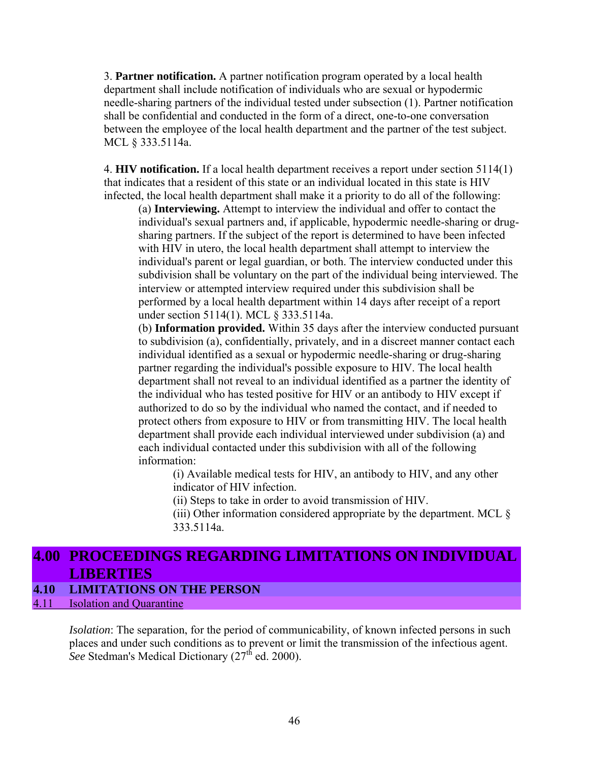3. **Partner notification.** A partner notification program operated by a local health department shall include notification of individuals who are sexual or hypodermic needle-sharing partners of the individual tested under subsection (1). Partner notification shall be confidential and conducted in the form of a direct, one-to-one conversation between the employee of the local health department and the partner of the test subject. MCL § 333.5114a.

4. **HIV notification.** If a local health department receives a report under section 5114(1) that indicates that a resident of this state or an individual located in this state is HIV infected, the local health department shall make it a priority to do all of the following:

(a) **Interviewing.** Attempt to interview the individual and offer to contact the individual's sexual partners and, if applicable, hypodermic needle-sharing or drug-sharing partners. If the subject of the report is determined to have been infected with HIV in utero, the local health department shall attempt to interview the individual's parent or legal guardian, or both. The interview conducted under this subdivision shall be voluntary on the part of the individual being interviewed. The interview or attempted interview required under this subdivision shall be performed by a local health department within 14 days after receipt of a report under section 5114(1). MCL § 333.5114a.

(b) **Information provided.** Within 35 days after the interview conducted pursuant to subdivision (a), confidentially, privately, and in a discreet manner contact each individual identified as a sexual or hypodermic needle-sharing or drug-sharing partner regarding the individual's possible exposure to HIV. The local health department shall not reveal to an individual identified as a partner the identity of the individual who has tested positive for HIV or an antibody to HIV except if authorized to do so by the individual who named the contact, and if needed to protect others from exposure to HIV or from transmitting HIV. The local health department shall provide each individual interviewed under subdivision (a) and each individual contacted under this subdivision with all of the following information:

(i) Available medical tests for HIV, an antibody to HIV, and any other indicator of HIV infection.

(ii) Steps to take in order to avoid transmission of HIV.

(iii) Other information considered appropriate by the department. MCL § 333.5114a.

# 4.00 PROCEEDINGS REGARDING LIMITATIONS ON INDIVIDUAL LIBERTIES

## 4.10 LIMITATIONS ON THE PERSON

### 4.11 Isolation and Quarantine

*Isolation*: The separation, for the period of communicability, of known infected persons in such places and under such conditions as to prevent or limit the transmission of the infectious agent. *See* Stedman's Medical Dictionary (27th ed. 2000).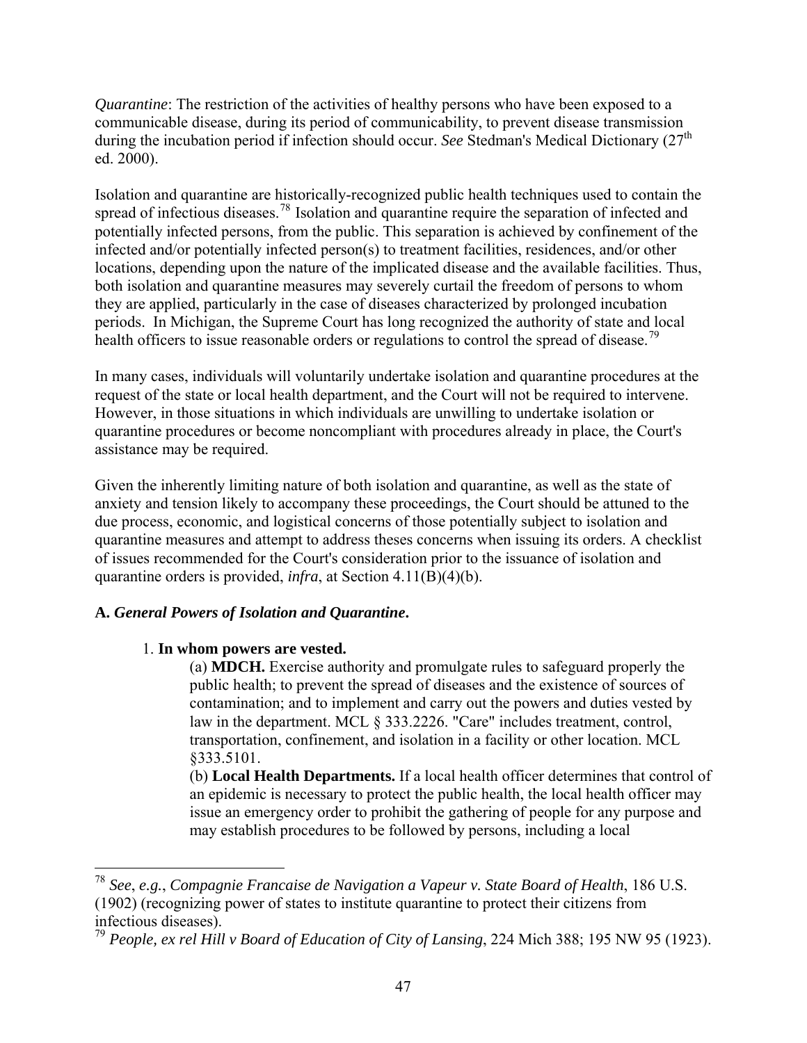*Quarantine*: The restriction of the activities of healthy persons who have been exposed to a communicable disease, during its period of communicability, to prevent disease transmission during the incubation period if infection should occur. *See* Stedman's Medical Dictionary (27[th] ed. 2000).

Isolation and quarantine are historically-recognized public health techniques used to contain the spread of infectious diseases.[78] Isolation and quarantine require the separation of infected and potentially infected persons, from the public. This separation is achieved by confinement of the infected and/or potentially infected person(s) to treatment facilities, residences, and/or other locations, depending upon the nature of the implicated disease and the available facilities. Thus, both isolation and quarantine measures may severely curtail the freedom of persons to whom they are applied, particularly in the case of diseases characterized by prolonged incubation periods. In Michigan, the Supreme Court has long recognized the authority of state and local health officers to issue reasonable orders or regulations to control the spread of disease.[79]

In many cases, individuals will voluntarily undertake isolation and quarantine procedures at the request of the state or local health department, and the Court will not be required to intervene. However, in those situations in which individuals are unwilling to undertake isolation or quarantine procedures or become noncompliant with procedures already in place, the Court's assistance may be required.

Given the inherently limiting nature of both isolation and quarantine, as well as the state of anxiety and tension likely to accompany these proceedings, the Court should be attuned to the due process, economic, and logistical concerns of those potentially subject to isolation and quarantine measures and attempt to address theses concerns when issuing its orders. A checklist of issues recommended for the Court's consideration prior to the issuance of isolation and quarantine orders is provided, *infra*, at Section 4.11(B)(4)(b).

**A.** ***General Powers of Isolation and Quarantine*.**

1. **In whom powers are vested.**

(a) **MDCH.** Exercise authority and promulgate rules to safeguard properly the public health; to prevent the spread of diseases and the existence of sources of contamination; and to implement and carry out the powers and duties vested by law in the department. MCL § 333.2226. "Care" includes treatment, control, transportation, confinement, and isolation in a facility or other location. MCL §333.5101.

(b) **Local Health Departments.** If a local health officer determines that control of an epidemic is necessary to protect the public health, the local health officer may issue an emergency order to prohibit the gathering of people for any purpose and may establish procedures to be followed by persons, including a local

---

[78] *See*, *e.g.*, *Compagnie Francaise de Navigation a Vapeur v. State Board of Health*, 186 U.S. (1902) (recognizing power of states to institute quarantine to protect their citizens from infectious diseases).

[79] *People, ex rel Hill v Board of Education of City of Lansing*, 224 Mich 388; 195 NW 95 (1923).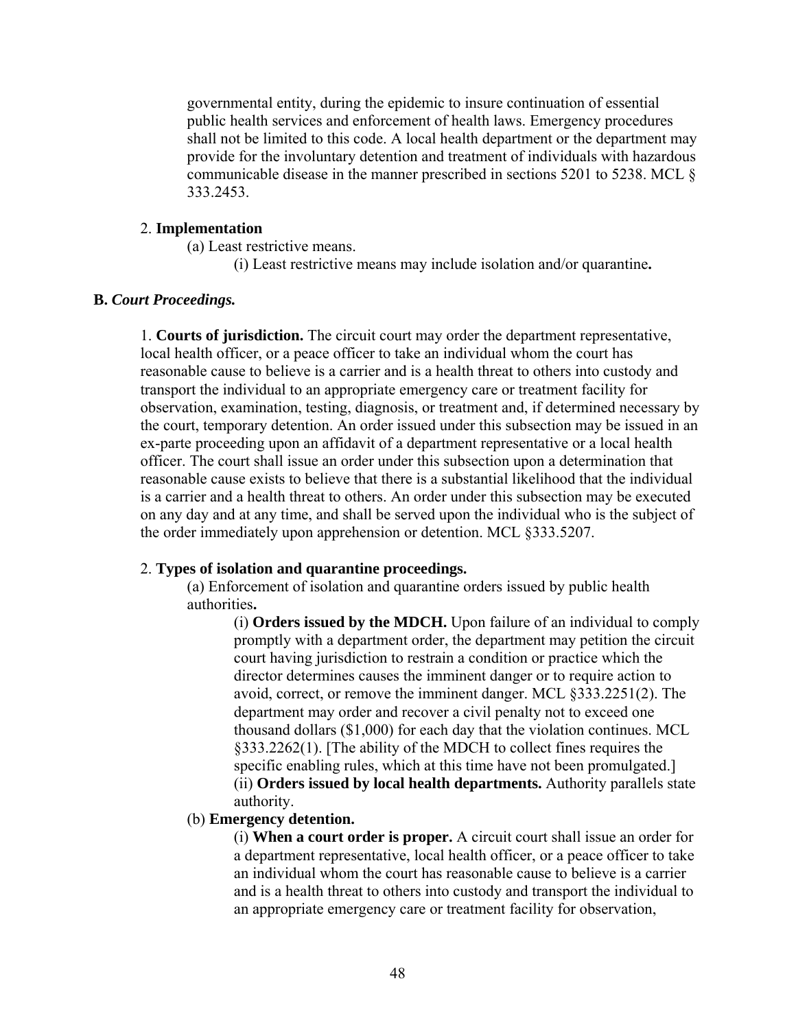governmental entity, during the epidemic to insure continuation of essential public health services and enforcement of health laws. Emergency procedures shall not be limited to this code. A local health department or the department may provide for the involuntary detention and treatment of individuals with hazardous communicable disease in the manner prescribed in sections 5201 to 5238. MCL § 333.2453.

2. **Implementation**

(a) Least restrictive means.

(i) Least restrictive means may include isolation and/or quarantine**.**

**B.** ***Court Proceedings.***

1. **Courts of jurisdiction.** The circuit court may order the department representative, local health officer, or a peace officer to take an individual whom the court has reasonable cause to believe is a carrier and is a health threat to others into custody and transport the individual to an appropriate emergency care or treatment facility for observation, examination, testing, diagnosis, or treatment and, if determined necessary by the court, temporary detention. An order issued under this subsection may be issued in an ex-parte proceeding upon an affidavit of a department representative or a local health officer. The court shall issue an order under this subsection upon a determination that reasonable cause exists to believe that there is a substantial likelihood that the individual is a carrier and a health threat to others. An order under this subsection may be executed on any day and at any time, and shall be served upon the individual who is the subject of the order immediately upon apprehension or detention. MCL §333.5207.

2. **Types of isolation and quarantine proceedings.**

(a) Enforcement of isolation and quarantine orders issued by public health authorities**.**

(i) **Orders issued by the MDCH.** Upon failure of an individual to comply promptly with a department order, the department may petition the circuit court having jurisdiction to restrain a condition or practice which the director determines causes the imminent danger or to require action to avoid, correct, or remove the imminent danger. MCL §333.2251(2). The department may order and recover a civil penalty not to exceed one thousand dollars ($1,000) for each day that the violation continues. MCL §333.2262(1). [The ability of the MDCH to collect fines requires the specific enabling rules, which at this time have not been promulgated.]

(ii) **Orders issued by local health departments.** Authority parallels state authority.

(b) **Emergency detention.**

(i) **When a court order is proper.** A circuit court shall issue an order for a department representative, local health officer, or a peace officer to take an individual whom the court has reasonable cause to believe is a carrier and is a health threat to others into custody and transport the individual to an appropriate emergency care or treatment facility for observation,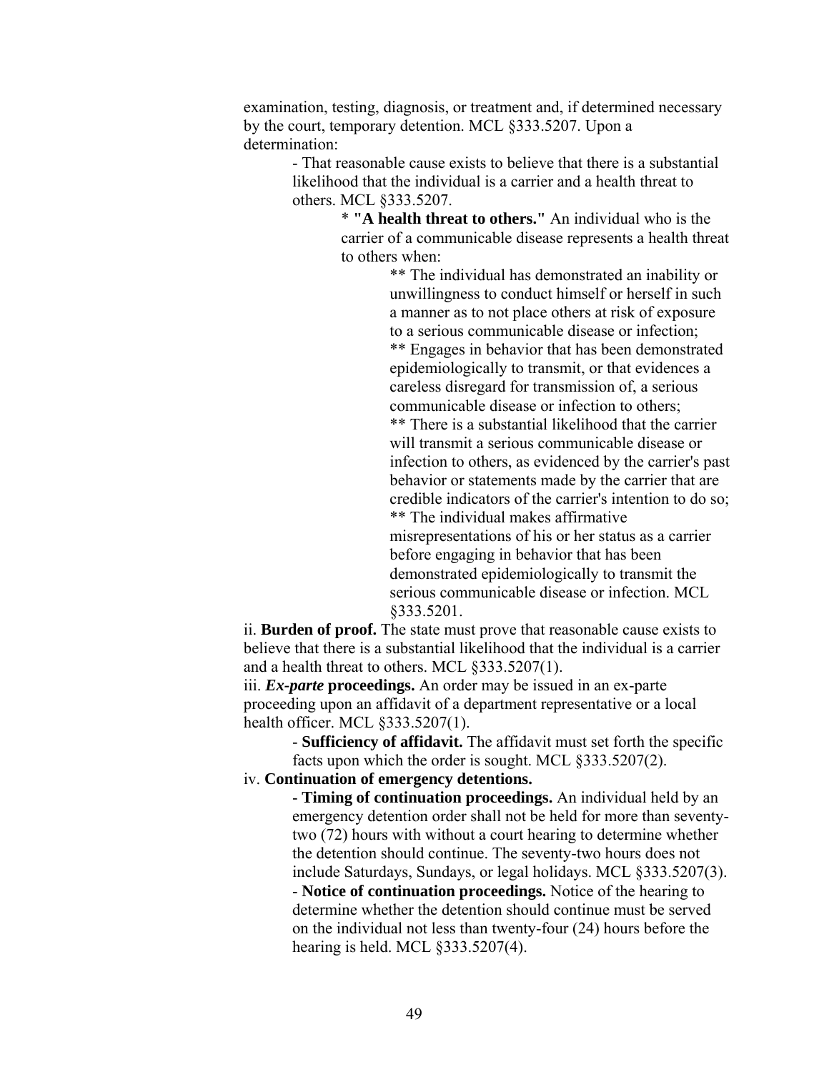examination, testing, diagnosis, or treatment and, if determined necessary by the court, temporary detention. MCL §333.5207. Upon a determination:

- That reasonable cause exists to believe that there is a substantial likelihood that the individual is a carrier and a health threat to others. MCL §333.5207.
  - * **"A health threat to others."** An individual who is the carrier of a communicable disease represents a health threat to others when:
    - ** The individual has demonstrated an inability or unwillingness to conduct himself or herself in such a manner as to not place others at risk of exposure to a serious communicable disease or infection;
    - ** Engages in behavior that has been demonstrated epidemiologically to transmit, or that evidences a careless disregard for transmission of, a serious communicable disease or infection to others;
    - ** There is a substantial likelihood that the carrier will transmit a serious communicable disease or infection to others, as evidenced by the carrier's past behavior or statements made by the carrier that are credible indicators of the carrier's intention to do so;
    - ** The individual makes affirmative misrepresentations of his or her status as a carrier before engaging in behavior that has been demonstrated epidemiologically to transmit the serious communicable disease or infection. MCL §333.5201.

ii. **Burden of proof.** The state must prove that reasonable cause exists to believe that there is a substantial likelihood that the individual is a carrier and a health threat to others. MCL §333.5207(1).

iii. ***Ex-parte*** **proceedings.** An order may be issued in an ex-parte proceeding upon an affidavit of a department representative or a local health officer. MCL §333.5207(1).

- **Sufficiency of affidavit.** The affidavit must set forth the specific facts upon which the order is sought. MCL §333.5207(2).

iv. **Continuation of emergency detentions.**

- **Timing of continuation proceedings.** An individual held by an emergency detention order shall not be held for more than seventy-two (72) hours with without a court hearing to determine whether the detention should continue. The seventy-two hours does not include Saturdays, Sundays, or legal holidays. MCL §333.5207(3).
- **Notice of continuation proceedings.** Notice of the hearing to determine whether the detention should continue must be served on the individual not less than twenty-four (24) hours before the hearing is held. MCL §333.5207(4).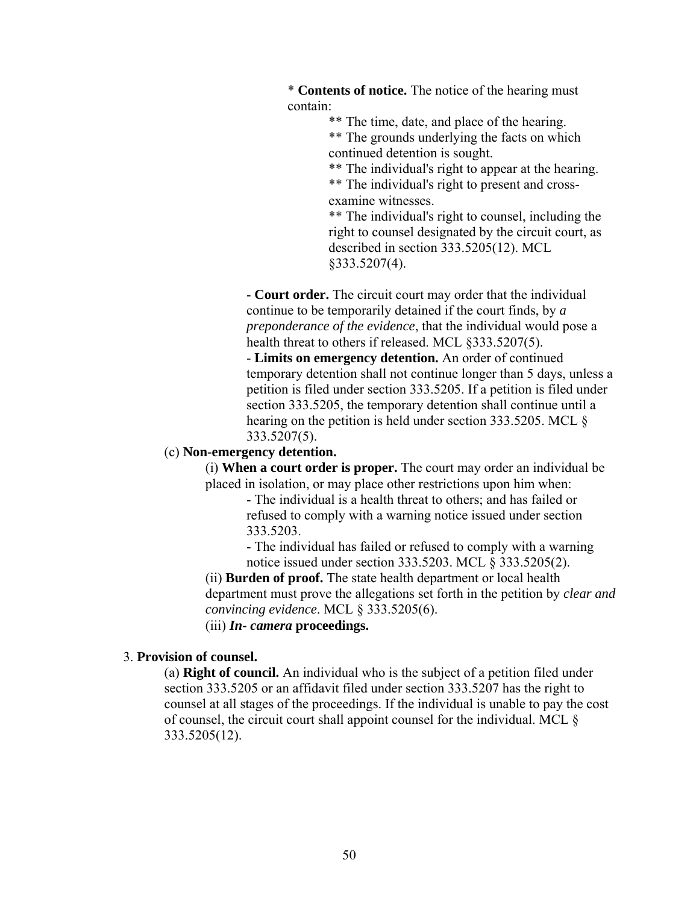\* **Contents of notice.** The notice of the hearing must contain:

\*\* The time, date, and place of the hearing.

\*\* The grounds underlying the facts on which continued detention is sought.

\*\* The individual's right to appear at the hearing.

\*\* The individual's right to present and cross-examine witnesses.

\*\* The individual's right to counsel, including the right to counsel designated by the circuit court, as described in section 333.5205(12). MCL §333.5207(4).

- **Court order.** The circuit court may order that the individual continue to be temporarily detained if the court finds, by *a preponderance of the evidence*, that the individual would pose a health threat to others if released. MCL §333.5207(5).
- **Limits on emergency detention.** An order of continued temporary detention shall not continue longer than 5 days, unless a petition is filed under section 333.5205. If a petition is filed under section 333.5205, the temporary detention shall continue until a hearing on the petition is held under section 333.5205. MCL § 333.5207(5).

(c) **Non-emergency detention.**

(i) **When a court order is proper.** The court may order an individual be placed in isolation, or may place other restrictions upon him when:

- The individual is a health threat to others; and has failed or refused to comply with a warning notice issued under section 333.5203.
- The individual has failed or refused to comply with a warning notice issued under section 333.5203. MCL § 333.5205(2).

(ii) **Burden of proof.** The state health department or local health department must prove the allegations set forth in the petition by *clear and convincing evidence*. MCL § 333.5205(6).

(iii) ***In- camera* proceedings.**

3. **Provision of counsel.**

(a) **Right of council.** An individual who is the subject of a petition filed under section 333.5205 or an affidavit filed under section 333.5207 has the right to counsel at all stages of the proceedings. If the individual is unable to pay the cost of counsel, the circuit court shall appoint counsel for the individual. MCL § 333.5205(12).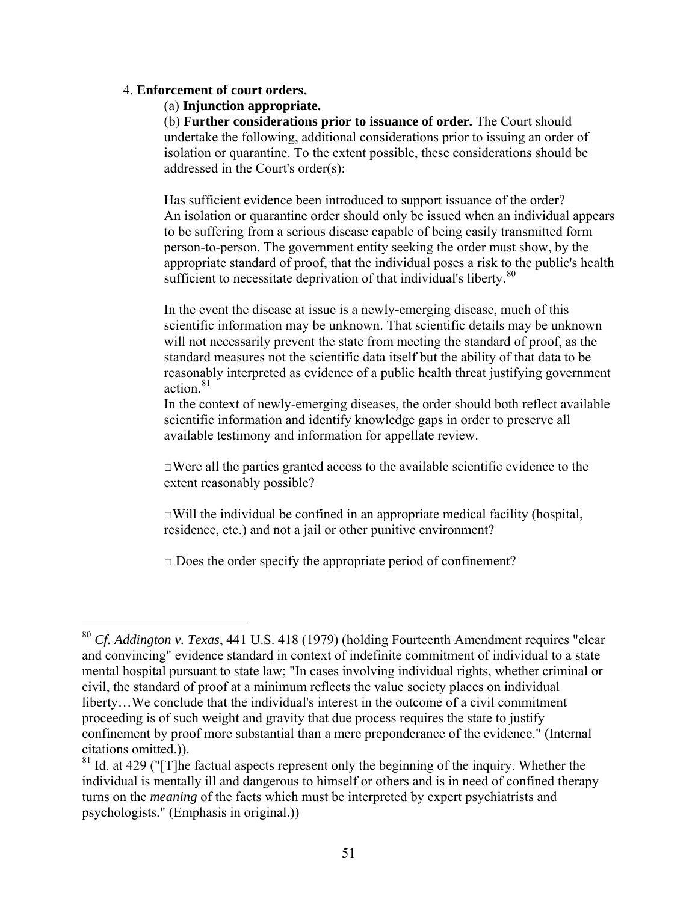4. **Enforcement of court orders.**

(a) **Injunction appropriate.**

(b) **Further considerations prior to issuance of order.** The Court should undertake the following, additional considerations prior to issuing an order of isolation or quarantine. To the extent possible, these considerations should be addressed in the Court's order(s):

Has sufficient evidence been introduced to support issuance of the order? An isolation or quarantine order should only be issued when an individual appears to be suffering from a serious disease capable of being easily transmitted form person-to-person. The government entity seeking the order must show, by the appropriate standard of proof, that the individual poses a risk to the public's health sufficient to necessitate deprivation of that individual's liberty.[80]

In the event the disease at issue is a newly-emerging disease, much of this scientific information may be unknown. That scientific details may be unknown will not necessarily prevent the state from meeting the standard of proof, as the standard measures not the scientific data itself but the ability of that data to be reasonably interpreted as evidence of a public health threat justifying government action.[81]

In the context of newly-emerging diseases, the order should both reflect available scientific information and identify knowledge gaps in order to preserve all available testimony and information for appellate review.

□Were all the parties granted access to the available scientific evidence to the extent reasonably possible?

□Will the individual be confined in an appropriate medical facility (hospital, residence, etc.) and not a jail or other punitive environment?

□ Does the order specify the appropriate period of confinement?

---

[80] *Cf. Addington v. Texas*, 441 U.S. 418 (1979) (holding Fourteenth Amendment requires "clear and convincing" evidence standard in context of indefinite commitment of individual to a state mental hospital pursuant to state law; "In cases involving individual rights, whether criminal or civil, the standard of proof at a minimum reflects the value society places on individual liberty…We conclude that the individual's interest in the outcome of a civil commitment proceeding is of such weight and gravity that due process requires the state to justify confinement by proof more substantial than a mere preponderance of the evidence." (Internal citations omitted.)).

[81] Id. at 429 ("[T]he factual aspects represent only the beginning of the inquiry. Whether the individual is mentally ill and dangerous to himself or others and is in need of confined therapy turns on the *meaning* of the facts which must be interpreted by expert psychiatrists and psychologists." (Emphasis in original.))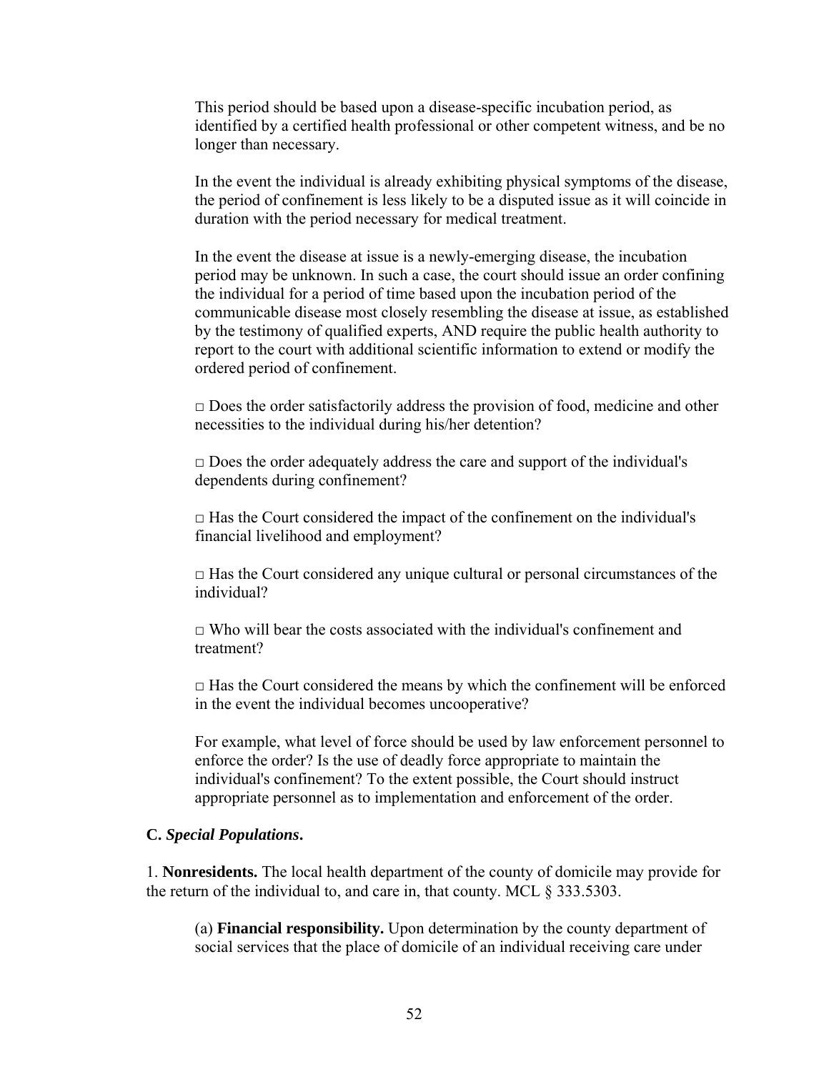This period should be based upon a disease-specific incubation period, as identified by a certified health professional or other competent witness, and be no longer than necessary.

In the event the individual is already exhibiting physical symptoms of the disease, the period of confinement is less likely to be a disputed issue as it will coincide in duration with the period necessary for medical treatment.

In the event the disease at issue is a newly-emerging disease, the incubation period may be unknown. In such a case, the court should issue an order confining the individual for a period of time based upon the incubation period of the communicable disease most closely resembling the disease at issue, as established by the testimony of qualified experts, AND require the public health authority to report to the court with additional scientific information to extend or modify the ordered period of confinement.

□ Does the order satisfactorily address the provision of food, medicine and other necessities to the individual during his/her detention?

□ Does the order adequately address the care and support of the individual's dependents during confinement?

□ Has the Court considered the impact of the confinement on the individual's financial livelihood and employment?

□ Has the Court considered any unique cultural or personal circumstances of the individual?

□ Who will bear the costs associated with the individual's confinement and treatment?

□ Has the Court considered the means by which the confinement will be enforced in the event the individual becomes uncooperative?

For example, what level of force should be used by law enforcement personnel to enforce the order? Is the use of deadly force appropriate to maintain the individual's confinement? To the extent possible, the Court should instruct appropriate personnel as to implementation and enforcement of the order.

**C.** ***Special Populations*****.**

1. **Nonresidents.** The local health department of the county of domicile may provide for the return of the individual to, and care in, that county. MCL § 333.5303.

(a) **Financial responsibility.** Upon determination by the county department of social services that the place of domicile of an individual receiving care under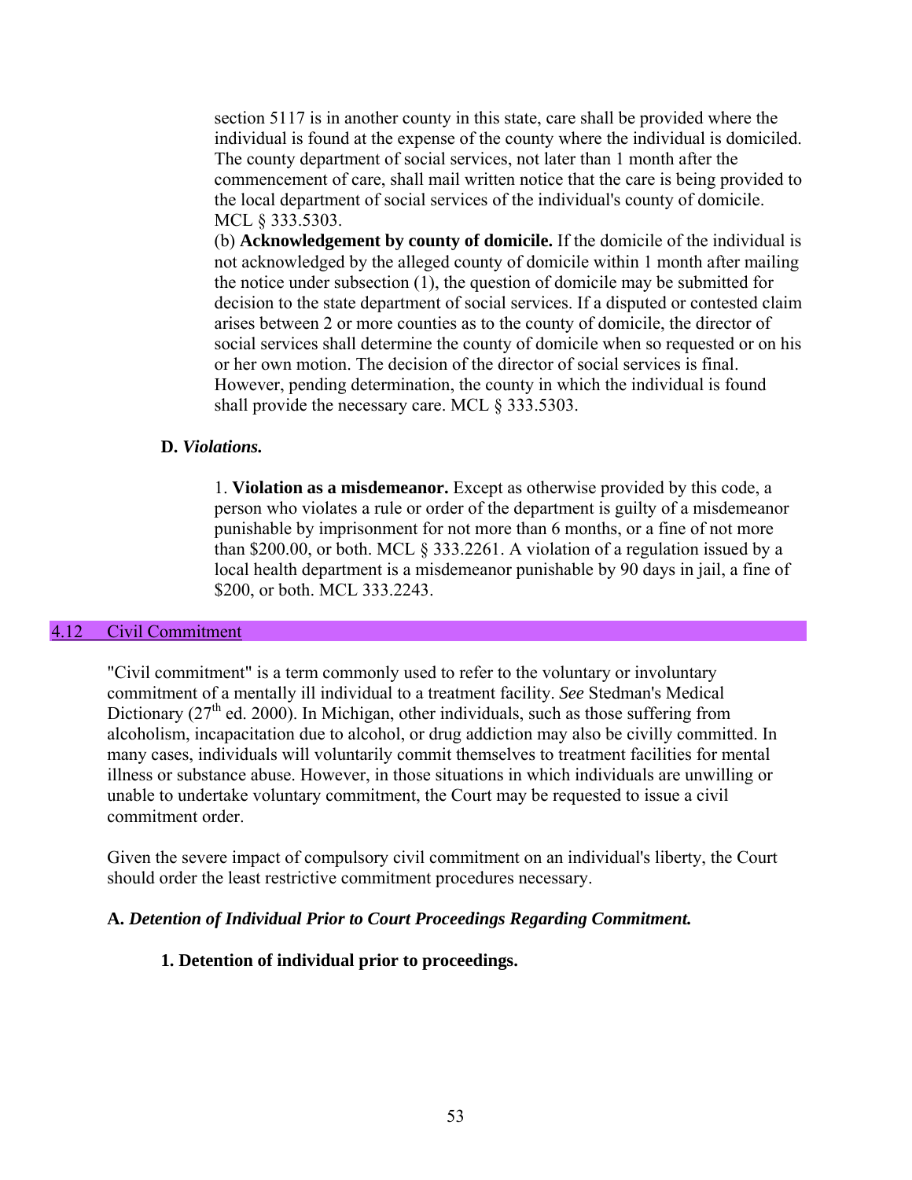section 5117 is in another county in this state, care shall be provided where the individual is found at the expense of the county where the individual is domiciled. The county department of social services, not later than 1 month after the commencement of care, shall mail written notice that the care is being provided to the local department of social services of the individual's county of domicile. MCL § 333.5303.

(b) **Acknowledgement by county of domicile.** If the domicile of the individual is not acknowledged by the alleged county of domicile within 1 month after mailing the notice under subsection (1), the question of domicile may be submitted for decision to the state department of social services. If a disputed or contested claim arises between 2 or more counties as to the county of domicile, the director of social services shall determine the county of domicile when so requested or on his or her own motion. The decision of the director of social services is final. However, pending determination, the county in which the individual is found shall provide the necessary care. MCL § 333.5303.

**D.** ***Violations.***

1. **Violation as a misdemeanor.** Except as otherwise provided by this code, a person who violates a rule or order of the department is guilty of a misdemeanor punishable by imprisonment for not more than 6 months, or a fine of not more than $200.00, or both. MCL § 333.2261. A violation of a regulation issued by a local health department is a misdemeanor punishable by 90 days in jail, a fine of $200, or both. MCL 333.2243.

## 4.12 Civil Commitment

"Civil commitment" is a term commonly used to refer to the voluntary or involuntary commitment of a mentally ill individual to a treatment facility. *See* Stedman's Medical Dictionary (27th ed. 2000). In Michigan, other individuals, such as those suffering from alcoholism, incapacitation due to alcohol, or drug addiction may also be civilly committed. In many cases, individuals will voluntarily commit themselves to treatment facilities for mental illness or substance abuse. However, in those situations in which individuals are unwilling or unable to undertake voluntary commitment, the Court may be requested to issue a civil commitment order.

Given the severe impact of compulsory civil commitment on an individual's liberty, the Court should order the least restrictive commitment procedures necessary.

**A.** ***Detention of Individual Prior to Court Proceedings Regarding Commitment.***

**1. Detention of individual prior to proceedings.**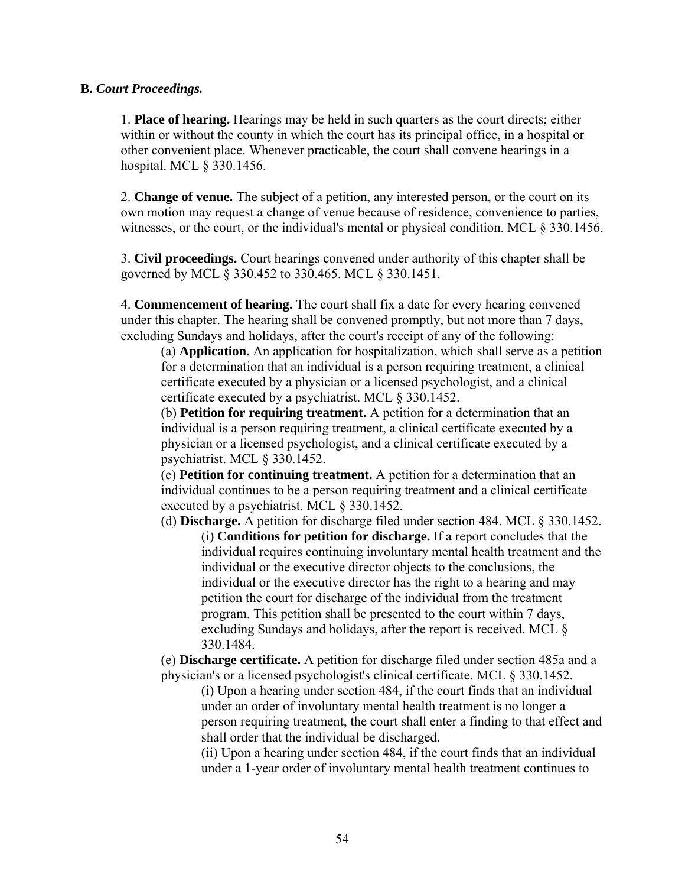**B.** ***Court Proceedings.***

1. **Place of hearing.** Hearings may be held in such quarters as the court directs; either within or without the county in which the court has its principal office, in a hospital or other convenient place. Whenever practicable, the court shall convene hearings in a hospital. MCL § 330.1456.

2. **Change of venue.** The subject of a petition, any interested person, or the court on its own motion may request a change of venue because of residence, convenience to parties, witnesses, or the court, or the individual's mental or physical condition. MCL § 330.1456.

3. **Civil proceedings.** Court hearings convened under authority of this chapter shall be governed by MCL § 330.452 to 330.465. MCL § 330.1451.

4. **Commencement of hearing.** The court shall fix a date for every hearing convened under this chapter. The hearing shall be convened promptly, but not more than 7 days, excluding Sundays and holidays, after the court's receipt of any of the following:

   (a) **Application.** An application for hospitalization, which shall serve as a petition for a determination that an individual is a person requiring treatment, a clinical certificate executed by a physician or a licensed psychologist, and a clinical certificate executed by a psychiatrist. MCL § 330.1452.

   (b) **Petition for requiring treatment.** A petition for a determination that an individual is a person requiring treatment, a clinical certificate executed by a physician or a licensed psychologist, and a clinical certificate executed by a psychiatrist. MCL § 330.1452.

   (c) **Petition for continuing treatment.** A petition for a determination that an individual continues to be a person requiring treatment and a clinical certificate executed by a psychiatrist. MCL § 330.1452.

   (d) **Discharge.** A petition for discharge filed under section 484. MCL § 330.1452.

      (i) **Conditions for petition for discharge.** If a report concludes that the individual requires continuing involuntary mental health treatment and the individual or the executive director objects to the conclusions, the individual or the executive director has the right to a hearing and may petition the court for discharge of the individual from the treatment program. This petition shall be presented to the court within 7 days, excluding Sundays and holidays, after the report is received. MCL § 330.1484.

   (e) **Discharge certificate.** A petition for discharge filed under section 485a and a physician's or a licensed psychologist's clinical certificate. MCL § 330.1452.

      (i) Upon a hearing under section 484, if the court finds that an individual under an order of involuntary mental health treatment is no longer a person requiring treatment, the court shall enter a finding to that effect and shall order that the individual be discharged.

      (ii) Upon a hearing under section 484, if the court finds that an individual under a 1-year order of involuntary mental health treatment continues to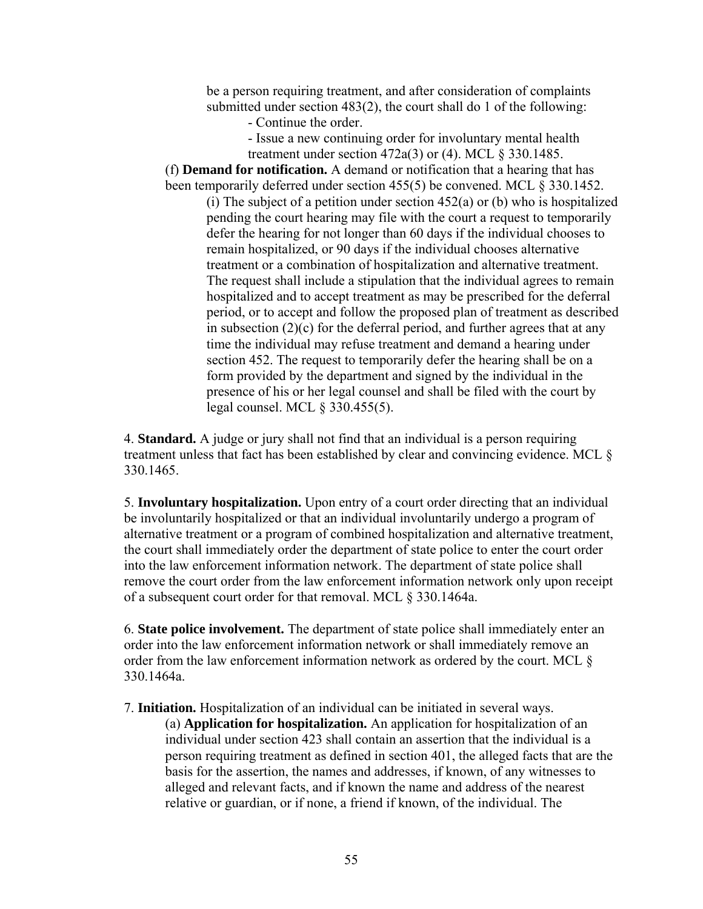be a person requiring treatment, and after consideration of complaints submitted under section 483(2), the court shall do 1 of the following:

- Continue the order.
- Issue a new continuing order for involuntary mental health treatment under section 472a(3) or (4). MCL § 330.1485.

(f) **Demand for notification.** A demand or notification that a hearing that has been temporarily deferred under section 455(5) be convened. MCL § 330.1452.

(i) The subject of a petition under section 452(a) or (b) who is hospitalized pending the court hearing may file with the court a request to temporarily defer the hearing for not longer than 60 days if the individual chooses to remain hospitalized, or 90 days if the individual chooses alternative treatment or a combination of hospitalization and alternative treatment. The request shall include a stipulation that the individual agrees to remain hospitalized and to accept treatment as may be prescribed for the deferral period, or to accept and follow the proposed plan of treatment as described in subsection (2)(c) for the deferral period, and further agrees that at any time the individual may refuse treatment and demand a hearing under section 452. The request to temporarily defer the hearing shall be on a form provided by the department and signed by the individual in the presence of his or her legal counsel and shall be filed with the court by legal counsel. MCL § 330.455(5).

4. **Standard.** A judge or jury shall not find that an individual is a person requiring treatment unless that fact has been established by clear and convincing evidence. MCL § 330.1465.

5. **Involuntary hospitalization.** Upon entry of a court order directing that an individual be involuntarily hospitalized or that an individual involuntarily undergo a program of alternative treatment or a program of combined hospitalization and alternative treatment, the court shall immediately order the department of state police to enter the court order into the law enforcement information network. The department of state police shall remove the court order from the law enforcement information network only upon receipt of a subsequent court order for that removal. MCL § 330.1464a.

6. **State police involvement.** The department of state police shall immediately enter an order into the law enforcement information network or shall immediately remove an order from the law enforcement information network as ordered by the court. MCL § 330.1464a.

7. **Initiation.** Hospitalization of an individual can be initiated in several ways.

(a) **Application for hospitalization.** An application for hospitalization of an individual under section 423 shall contain an assertion that the individual is a person requiring treatment as defined in section 401, the alleged facts that are the basis for the assertion, the names and addresses, if known, of any witnesses to alleged and relevant facts, and if known the name and address of the nearest relative or guardian, or if none, a friend if known, of the individual. The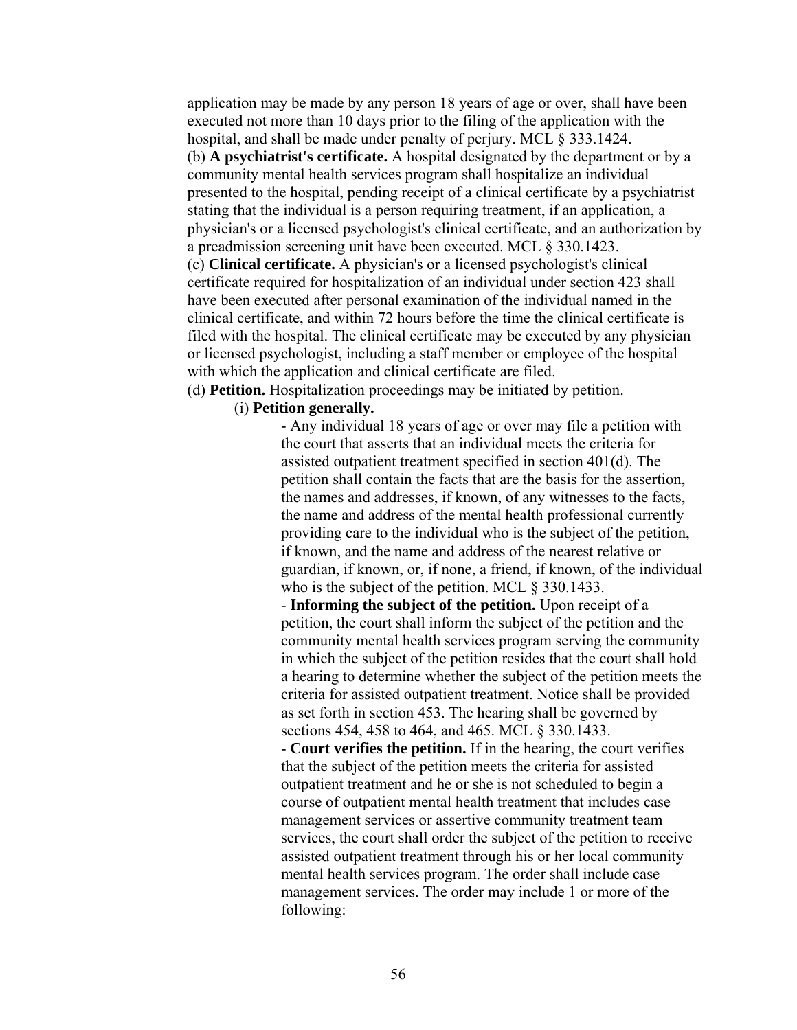application may be made by any person 18 years of age or over, shall have been executed not more than 10 days prior to the filing of the application with the hospital, and shall be made under penalty of perjury. MCL § 333.1424.

(b) **A psychiatrist's certificate.** A hospital designated by the department or by a community mental health services program shall hospitalize an individual presented to the hospital, pending receipt of a clinical certificate by a psychiatrist stating that the individual is a person requiring treatment, if an application, a physician's or a licensed psychologist's clinical certificate, and an authorization by a preadmission screening unit have been executed. MCL § 330.1423.

(c) **Clinical certificate.** A physician's or a licensed psychologist's clinical certificate required for hospitalization of an individual under section 423 shall have been executed after personal examination of the individual named in the clinical certificate, and within 72 hours before the time the clinical certificate is filed with the hospital. The clinical certificate may be executed by any physician or licensed psychologist, including a staff member or employee of the hospital with which the application and clinical certificate are filed.

(d) **Petition.** Hospitalization proceedings may be initiated by petition.

(i) **Petition generally.**

- Any individual 18 years of age or over may file a petition with the court that asserts that an individual meets the criteria for assisted outpatient treatment specified in section 401(d). The petition shall contain the facts that are the basis for the assertion, the names and addresses, if known, of any witnesses to the facts, the name and address of the mental health professional currently providing care to the individual who is the subject of the petition, if known, and the name and address of the nearest relative or guardian, if known, or, if none, a friend, if known, of the individual who is the subject of the petition. MCL § 330.1433.
- **Informing the subject of the petition.** Upon receipt of a petition, the court shall inform the subject of the petition and the community mental health services program serving the community in which the subject of the petition resides that the court shall hold a hearing to determine whether the subject of the petition meets the criteria for assisted outpatient treatment. Notice shall be provided as set forth in section 453. The hearing shall be governed by sections 454, 458 to 464, and 465. MCL § 330.1433.
- **Court verifies the petition.** If in the hearing, the court verifies that the subject of the petition meets the criteria for assisted outpatient treatment and he or she is not scheduled to begin a course of outpatient mental health treatment that includes case management services or assertive community treatment team services, the court shall order the subject of the petition to receive assisted outpatient treatment through his or her local community mental health services program. The order shall include case management services. The order may include 1 or more of the following: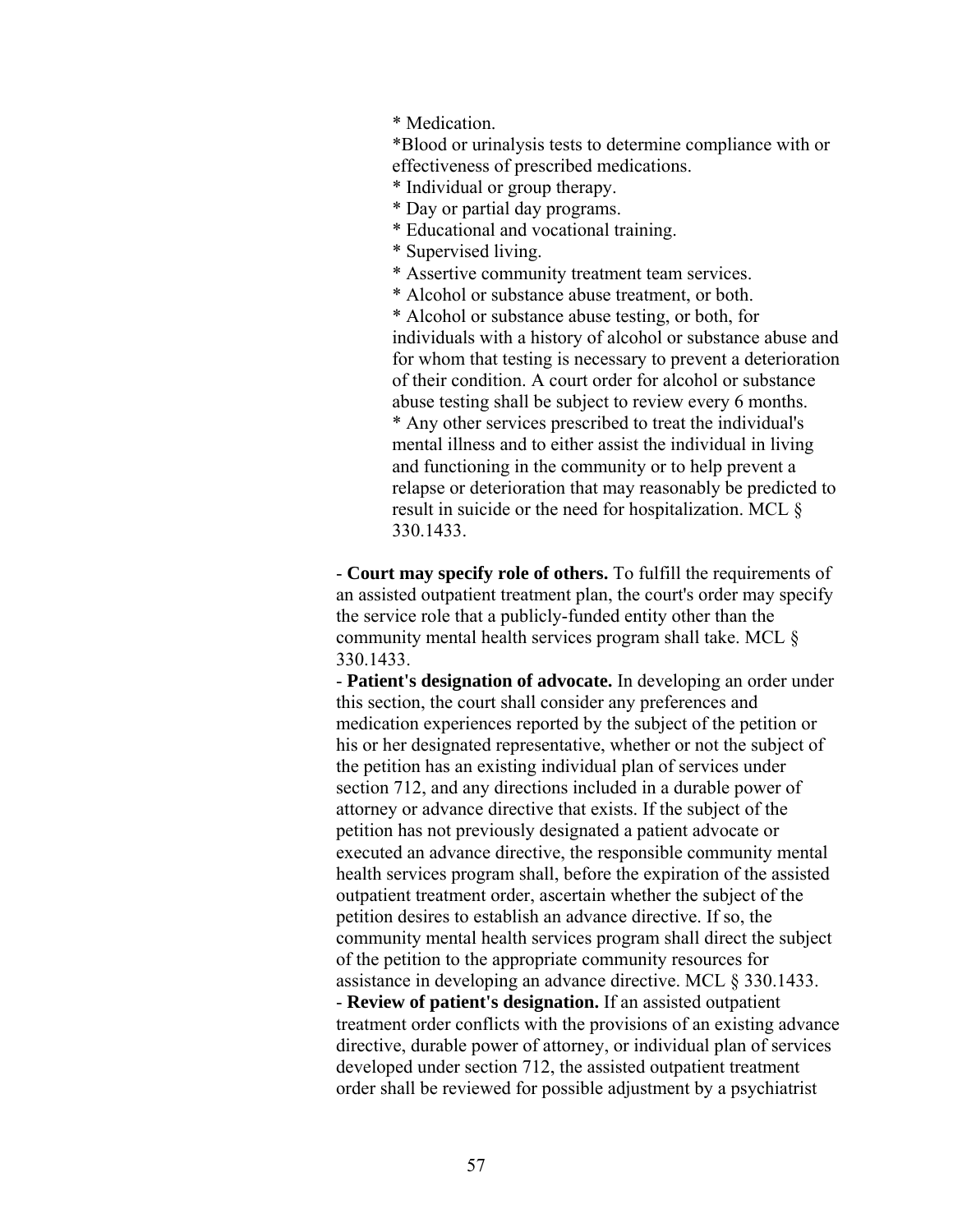* Medication.

*Blood or urinalysis tests to determine compliance with or effectiveness of prescribed medications.

* Individual or group therapy.

* Day or partial day programs.

* Educational and vocational training.

* Supervised living.

* Assertive community treatment team services.

* Alcohol or substance abuse treatment, or both.

* Alcohol or substance abuse testing, or both, for individuals with a history of alcohol or substance abuse and for whom that testing is necessary to prevent a deterioration of their condition. A court order for alcohol or substance abuse testing shall be subject to review every 6 months.

* Any other services prescribed to treat the individual's mental illness and to either assist the individual in living and functioning in the community or to help prevent a relapse or deterioration that may reasonably be predicted to result in suicide or the need for hospitalization. MCL § 330.1433.

- **Court may specify role of others.** To fulfill the requirements of an assisted outpatient treatment plan, the court's order may specify the service role that a publicly-funded entity other than the community mental health services program shall take. MCL § 330.1433.
- **Patient's designation of advocate.** In developing an order under this section, the court shall consider any preferences and medication experiences reported by the subject of the petition or his or her designated representative, whether or not the subject of the petition has an existing individual plan of services under section 712, and any directions included in a durable power of attorney or advance directive that exists. If the subject of the petition has not previously designated a patient advocate or executed an advance directive, the responsible community mental health services program shall, before the expiration of the assisted outpatient treatment order, ascertain whether the subject of the petition desires to establish an advance directive. If so, the community mental health services program shall direct the subject of the petition to the appropriate community resources for assistance in developing an advance directive. MCL § 330.1433.
- **Review of patient's designation.** If an assisted outpatient treatment order conflicts with the provisions of an existing advance directive, durable power of attorney, or individual plan of services developed under section 712, the assisted outpatient treatment order shall be reviewed for possible adjustment by a psychiatrist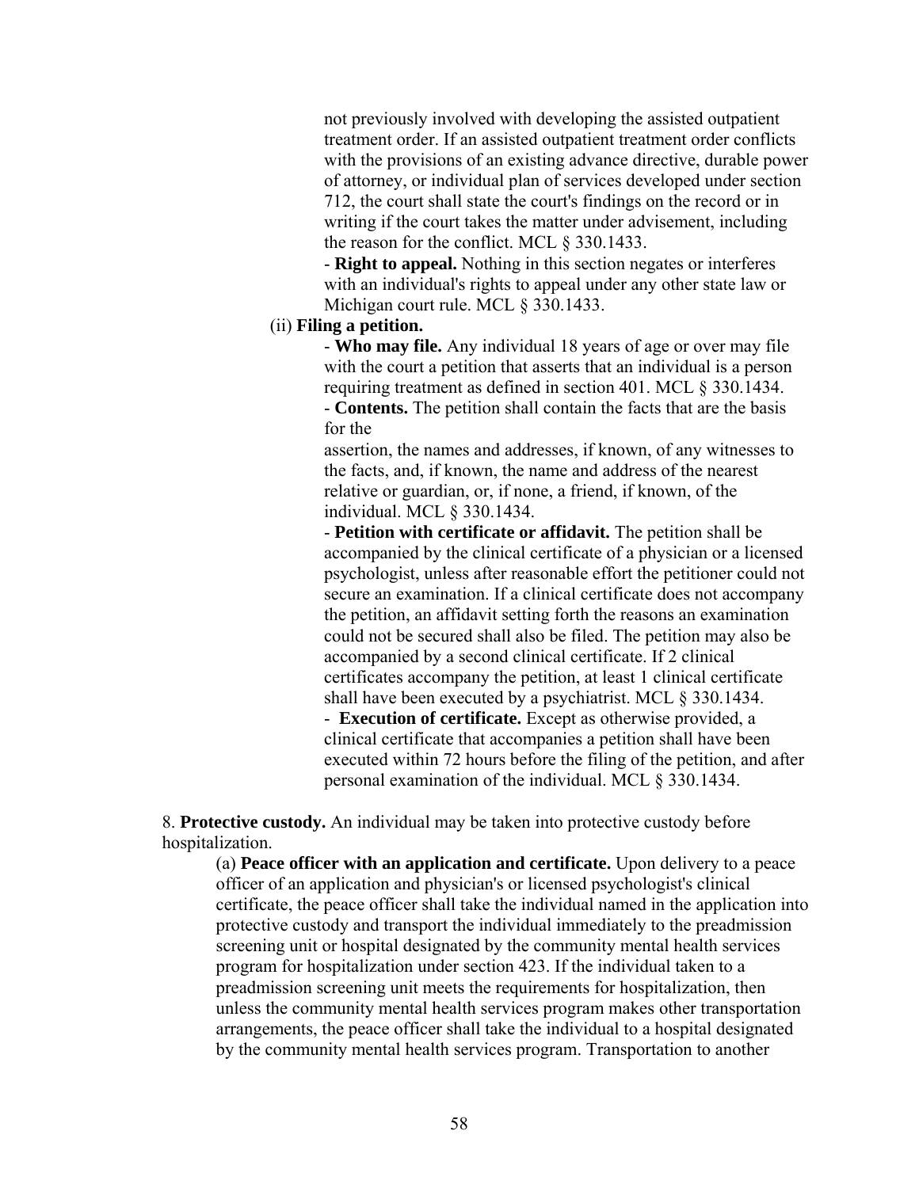not previously involved with developing the assisted outpatient treatment order. If an assisted outpatient treatment order conflicts with the provisions of an existing advance directive, durable power of attorney, or individual plan of services developed under section 712, the court shall state the court's findings on the record or in writing if the court takes the matter under advisement, including the reason for the conflict. MCL § 330.1433.

- **Right to appeal.** Nothing in this section negates or interferes with an individual's rights to appeal under any other state law or Michigan court rule. MCL § 330.1433.

(ii) **Filing a petition.**

- **Who may file.** Any individual 18 years of age or over may file with the court a petition that asserts that an individual is a person requiring treatment as defined in section 401. MCL § 330.1434.
- **Contents.** The petition shall contain the facts that are the basis for the assertion, the names and addresses, if known, of any witnesses to the facts, and, if known, the name and address of the nearest relative or guardian, or, if none, a friend, if known, of the individual. MCL § 330.1434.
- **Petition with certificate or affidavit.** The petition shall be accompanied by the clinical certificate of a physician or a licensed psychologist, unless after reasonable effort the petitioner could not secure an examination. If a clinical certificate does not accompany the petition, an affidavit setting forth the reasons an examination could not be secured shall also be filed. The petition may also be accompanied by a second clinical certificate. If 2 clinical certificates accompany the petition, at least 1 clinical certificate shall have been executed by a psychiatrist. MCL § 330.1434.
- **Execution of certificate.** Except as otherwise provided, a clinical certificate that accompanies a petition shall have been executed within 72 hours before the filing of the petition, and after personal examination of the individual. MCL § 330.1434.

8. **Protective custody.** An individual may be taken into protective custody before hospitalization.

(a) **Peace officer with an application and certificate.** Upon delivery to a peace officer of an application and physician's or licensed psychologist's clinical certificate, the peace officer shall take the individual named in the application into protective custody and transport the individual immediately to the preadmission screening unit or hospital designated by the community mental health services program for hospitalization under section 423. If the individual taken to a preadmission screening unit meets the requirements for hospitalization, then unless the community mental health services program makes other transportation arrangements, the peace officer shall take the individual to a hospital designated by the community mental health services program. Transportation to another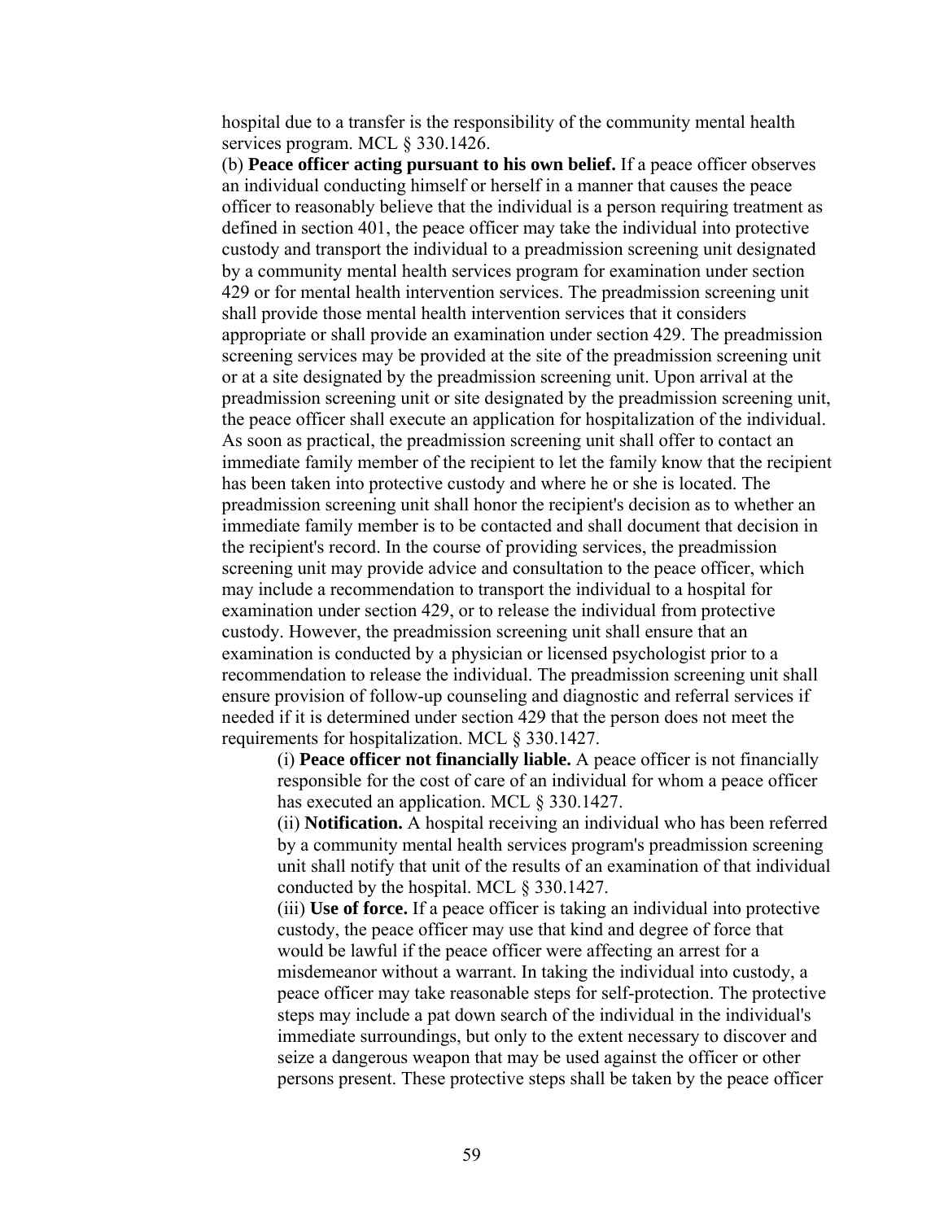hospital due to a transfer is the responsibility of the community mental health services program. MCL § 330.1426.

(b) **Peace officer acting pursuant to his own belief.** If a peace officer observes an individual conducting himself or herself in a manner that causes the peace officer to reasonably believe that the individual is a person requiring treatment as defined in section 401, the peace officer may take the individual into protective custody and transport the individual to a preadmission screening unit designated by a community mental health services program for examination under section 429 or for mental health intervention services. The preadmission screening unit shall provide those mental health intervention services that it considers appropriate or shall provide an examination under section 429. The preadmission screening services may be provided at the site of the preadmission screening unit or at a site designated by the preadmission screening unit. Upon arrival at the preadmission screening unit or site designated by the preadmission screening unit, the peace officer shall execute an application for hospitalization of the individual. As soon as practical, the preadmission screening unit shall offer to contact an immediate family member of the recipient to let the family know that the recipient has been taken into protective custody and where he or she is located. The preadmission screening unit shall honor the recipient's decision as to whether an immediate family member is to be contacted and shall document that decision in the recipient's record. In the course of providing services, the preadmission screening unit may provide advice and consultation to the peace officer, which may include a recommendation to transport the individual to a hospital for examination under section 429, or to release the individual from protective custody. However, the preadmission screening unit shall ensure that an examination is conducted by a physician or licensed psychologist prior to a recommendation to release the individual. The preadmission screening unit shall ensure provision of follow-up counseling and diagnostic and referral services if needed if it is determined under section 429 that the person does not meet the requirements for hospitalization. MCL § 330.1427.

> (i) **Peace officer not financially liable.** A peace officer is not financially responsible for the cost of care of an individual for whom a peace officer has executed an application. MCL § 330.1427.
>
> (ii) **Notification.** A hospital receiving an individual who has been referred by a community mental health services program's preadmission screening unit shall notify that unit of the results of an examination of that individual conducted by the hospital. MCL § 330.1427.
>
> (iii) **Use of force.** If a peace officer is taking an individual into protective custody, the peace officer may use that kind and degree of force that would be lawful if the peace officer were affecting an arrest for a misdemeanor without a warrant. In taking the individual into custody, a peace officer may take reasonable steps for self-protection. The protective steps may include a pat down search of the individual in the individual's immediate surroundings, but only to the extent necessary to discover and seize a dangerous weapon that may be used against the officer or other persons present. These protective steps shall be taken by the peace officer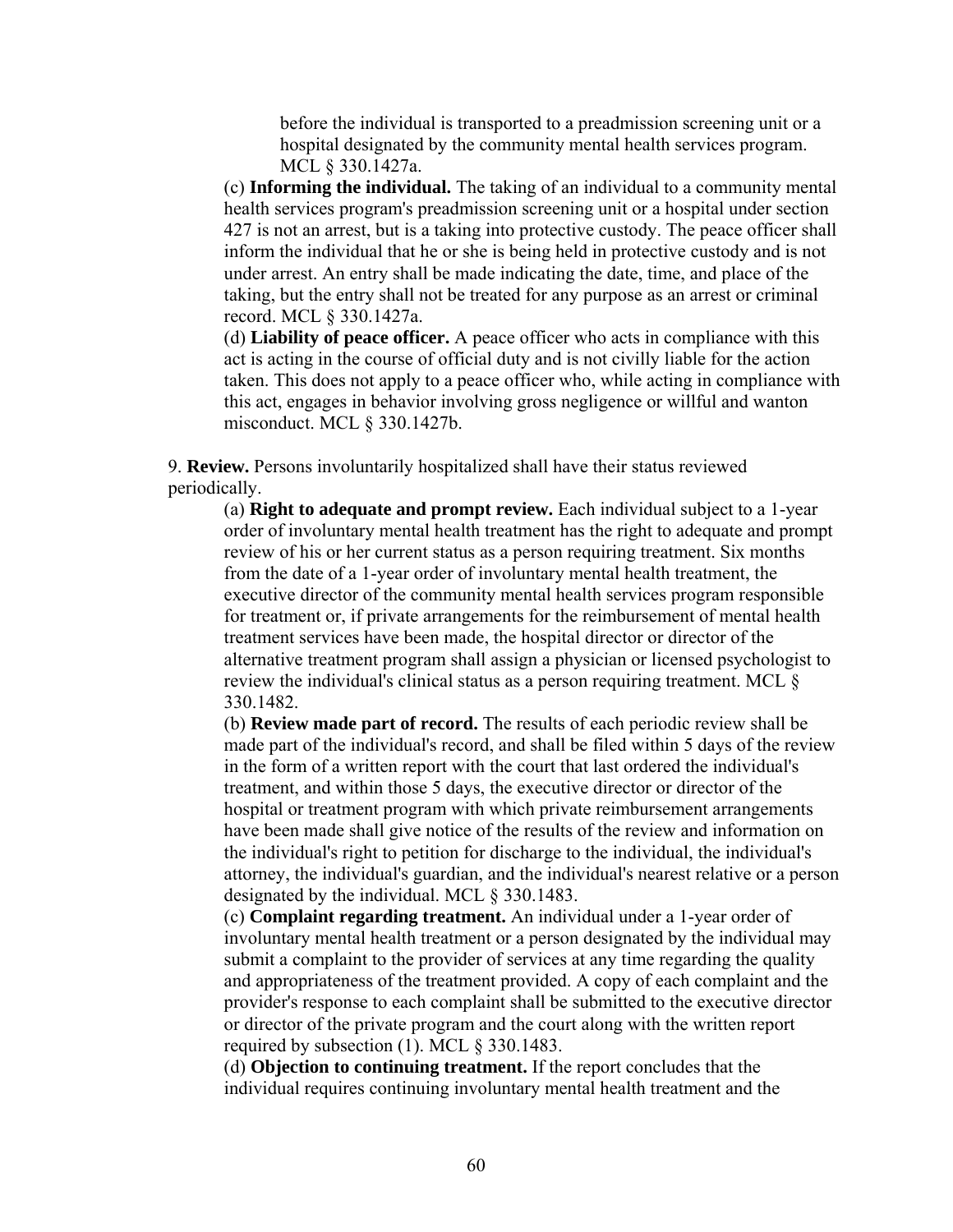before the individual is transported to a preadmission screening unit or a hospital designated by the community mental health services program. MCL § 330.1427a.

(c) **Informing the individual.** The taking of an individual to a community mental health services program's preadmission screening unit or a hospital under section 427 is not an arrest, but is a taking into protective custody. The peace officer shall inform the individual that he or she is being held in protective custody and is not under arrest. An entry shall be made indicating the date, time, and place of the taking, but the entry shall not be treated for any purpose as an arrest or criminal record. MCL § 330.1427a.

(d) **Liability of peace officer.** A peace officer who acts in compliance with this act is acting in the course of official duty and is not civilly liable for the action taken. This does not apply to a peace officer who, while acting in compliance with this act, engages in behavior involving gross negligence or willful and wanton misconduct. MCL § 330.1427b.

9. **Review.** Persons involuntarily hospitalized shall have their status reviewed periodically.

(a) **Right to adequate and prompt review.** Each individual subject to a 1-year order of involuntary mental health treatment has the right to adequate and prompt review of his or her current status as a person requiring treatment. Six months from the date of a 1-year order of involuntary mental health treatment, the executive director of the community mental health services program responsible for treatment or, if private arrangements for the reimbursement of mental health treatment services have been made, the hospital director or director of the alternative treatment program shall assign a physician or licensed psychologist to review the individual's clinical status as a person requiring treatment. MCL § 330.1482.

(b) **Review made part of record.** The results of each periodic review shall be made part of the individual's record, and shall be filed within 5 days of the review in the form of a written report with the court that last ordered the individual's treatment, and within those 5 days, the executive director or director of the hospital or treatment program with which private reimbursement arrangements have been made shall give notice of the results of the review and information on the individual's right to petition for discharge to the individual, the individual's attorney, the individual's guardian, and the individual's nearest relative or a person designated by the individual. MCL § 330.1483.

(c) **Complaint regarding treatment.** An individual under a 1-year order of involuntary mental health treatment or a person designated by the individual may submit a complaint to the provider of services at any time regarding the quality and appropriateness of the treatment provided. A copy of each complaint and the provider's response to each complaint shall be submitted to the executive director or director of the private program and the court along with the written report required by subsection (1). MCL § 330.1483.

(d) **Objection to continuing treatment.** If the report concludes that the individual requires continuing involuntary mental health treatment and the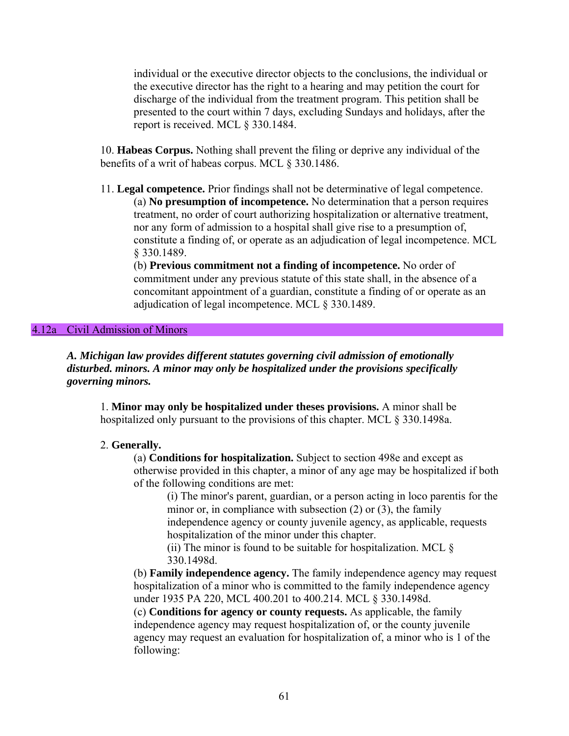individual or the executive director objects to the conclusions, the individual or the executive director has the right to a hearing and may petition the court for discharge of the individual from the treatment program. This petition shall be presented to the court within 7 days, excluding Sundays and holidays, after the report is received. MCL § 330.1484.

10. **Habeas Corpus.** Nothing shall prevent the filing or deprive any individual of the benefits of a writ of habeas corpus. MCL § 330.1486.

11. **Legal competence.** Prior findings shall not be determinative of legal competence.

(a) **No presumption of incompetence.** No determination that a person requires treatment, no order of court authorizing hospitalization or alternative treatment, nor any form of admission to a hospital shall give rise to a presumption of, constitute a finding of, or operate as an adjudication of legal incompetence. MCL § 330.1489.

(b) **Previous commitment not a finding of incompetence.** No order of commitment under any previous statute of this state shall, in the absence of a concomitant appointment of a guardian, constitute a finding of or operate as an adjudication of legal incompetence. MCL § 330.1489.

## 4.12a Civil Admission of Minors

***A. Michigan law provides different statutes governing civil admission of emotionally disturbed. minors. A minor may only be hospitalized under the provisions specifically governing minors.***

1. **Minor may only be hospitalized under theses provisions.** A minor shall be hospitalized only pursuant to the provisions of this chapter. MCL § 330.1498a.

2. **Generally.**

(a) **Conditions for hospitalization.** Subject to section 498e and except as otherwise provided in this chapter, a minor of any age may be hospitalized if both of the following conditions are met:

(i) The minor's parent, guardian, or a person acting in loco parentis for the minor or, in compliance with subsection (2) or (3), the family independence agency or county juvenile agency, as applicable, requests hospitalization of the minor under this chapter.

(ii) The minor is found to be suitable for hospitalization. MCL § 330.1498d.

(b) **Family independence agency.** The family independence agency may request hospitalization of a minor who is committed to the family independence agency under 1935 PA 220, MCL 400.201 to 400.214. MCL § 330.1498d.

(c) **Conditions for agency or county requests.** As applicable, the family independence agency may request hospitalization of, or the county juvenile agency may request an evaluation for hospitalization of, a minor who is 1 of the following: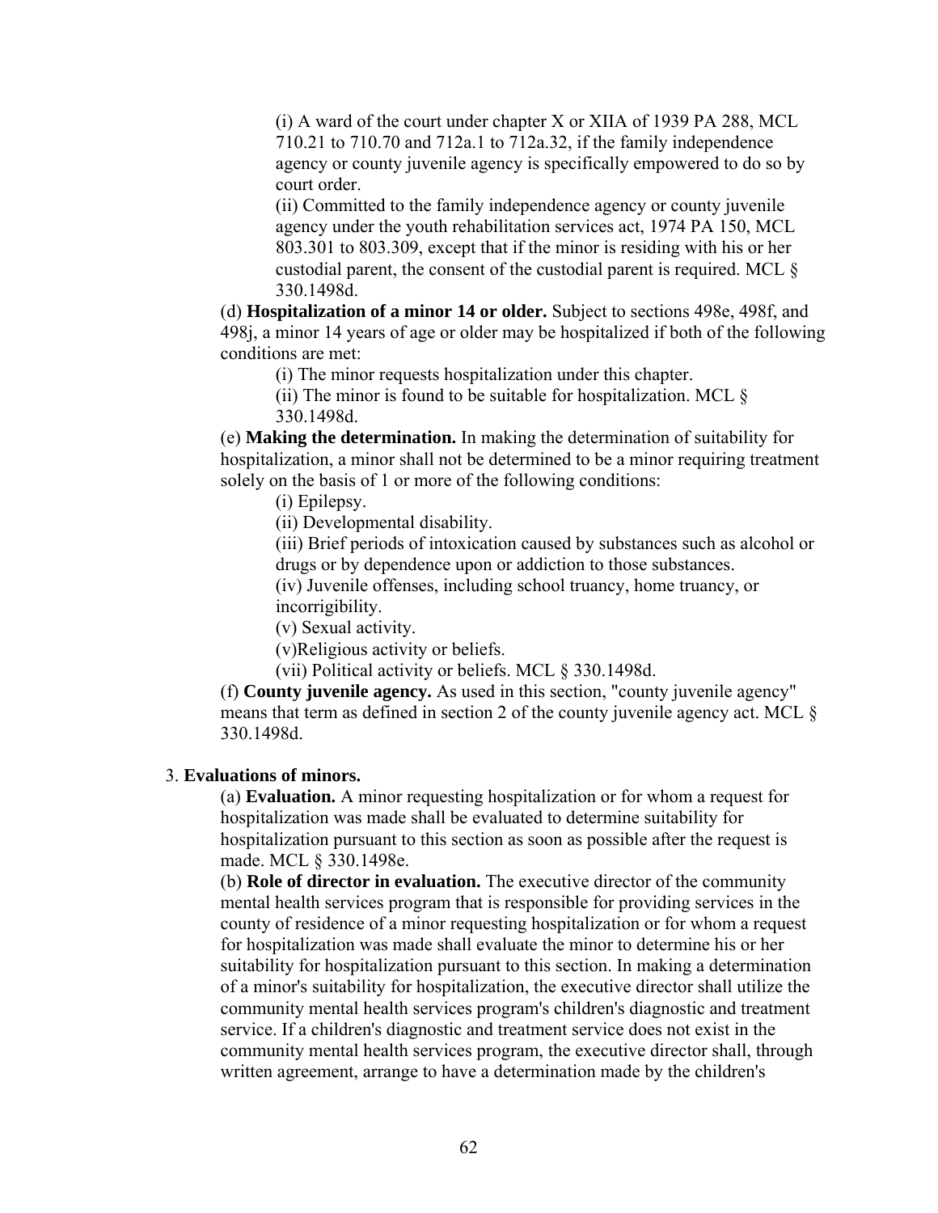(i) A ward of the court under chapter X or XIIA of 1939 PA 288, MCL 710.21 to 710.70 and 712a.1 to 712a.32, if the family independence agency or county juvenile agency is specifically empowered to do so by court order.

(ii) Committed to the family independence agency or county juvenile agency under the youth rehabilitation services act, 1974 PA 150, MCL 803.301 to 803.309, except that if the minor is residing with his or her custodial parent, the consent of the custodial parent is required. MCL § 330.1498d.

(d) **Hospitalization of a minor 14 or older.** Subject to sections 498e, 498f, and 498j, a minor 14 years of age or older may be hospitalized if both of the following conditions are met:

(i) The minor requests hospitalization under this chapter.

(ii) The minor is found to be suitable for hospitalization. MCL § 330.1498d.

(e) **Making the determination.** In making the determination of suitability for hospitalization, a minor shall not be determined to be a minor requiring treatment solely on the basis of 1 or more of the following conditions:

(i) Epilepsy.

(ii) Developmental disability.

(iii) Brief periods of intoxication caused by substances such as alcohol or drugs or by dependence upon or addiction to those substances.

(iv) Juvenile offenses, including school truancy, home truancy, or incorrigibility.

(v) Sexual activity.

(v)Religious activity or beliefs.

(vii) Political activity or beliefs. MCL § 330.1498d.

(f) **County juvenile agency.** As used in this section, "county juvenile agency" means that term as defined in section 2 of the county juvenile agency act. MCL § 330.1498d.

3. **Evaluations of minors.**

(a) **Evaluation.** A minor requesting hospitalization or for whom a request for hospitalization was made shall be evaluated to determine suitability for hospitalization pursuant to this section as soon as possible after the request is made. MCL § 330.1498e.

(b) **Role of director in evaluation.** The executive director of the community mental health services program that is responsible for providing services in the county of residence of a minor requesting hospitalization or for whom a request for hospitalization was made shall evaluate the minor to determine his or her suitability for hospitalization pursuant to this section. In making a determination of a minor's suitability for hospitalization, the executive director shall utilize the community mental health services program's children's diagnostic and treatment service. If a children's diagnostic and treatment service does not exist in the community mental health services program, the executive director shall, through written agreement, arrange to have a determination made by the children's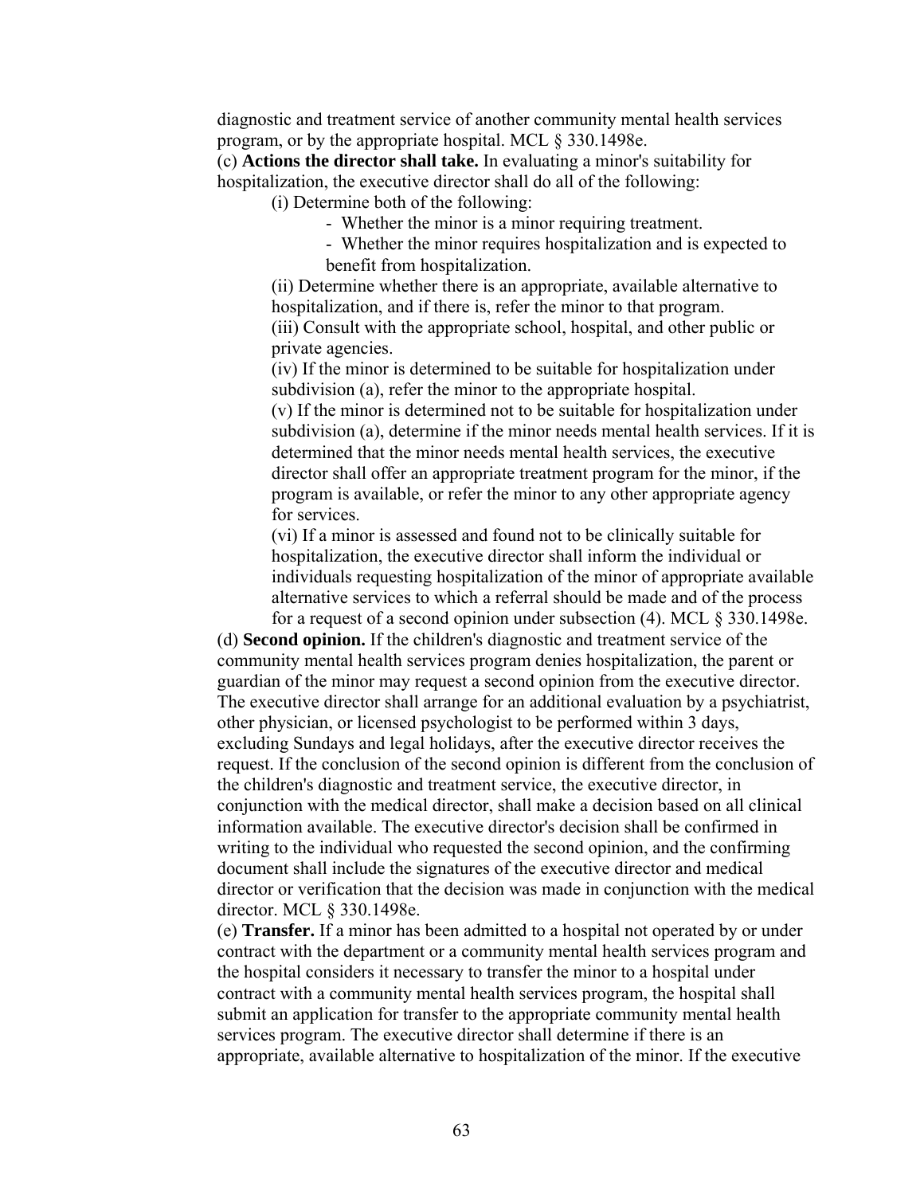diagnostic and treatment service of another community mental health services program, or by the appropriate hospital. MCL § 330.1498e.

(c) **Actions the director shall take.** In evaluating a minor's suitability for hospitalization, the executive director shall do all of the following:

> (i) Determine both of the following:
>
> - Whether the minor is a minor requiring treatment.
> - Whether the minor requires hospitalization and is expected to benefit from hospitalization.
>
> (ii) Determine whether there is an appropriate, available alternative to hospitalization, and if there is, refer the minor to that program.
>
> (iii) Consult with the appropriate school, hospital, and other public or private agencies.
>
> (iv) If the minor is determined to be suitable for hospitalization under subdivision (a), refer the minor to the appropriate hospital.
>
> (v) If the minor is determined not to be suitable for hospitalization under subdivision (a), determine if the minor needs mental health services. If it is determined that the minor needs mental health services, the executive director shall offer an appropriate treatment program for the minor, if the program is available, or refer the minor to any other appropriate agency for services.
>
> (vi) If a minor is assessed and found not to be clinically suitable for hospitalization, the executive director shall inform the individual or individuals requesting hospitalization of the minor of appropriate available alternative services to which a referral should be made and of the process for a request of a second opinion under subsection (4). MCL § 330.1498e.

(d) **Second opinion.** If the children's diagnostic and treatment service of the community mental health services program denies hospitalization, the parent or guardian of the minor may request a second opinion from the executive director. The executive director shall arrange for an additional evaluation by a psychiatrist, other physician, or licensed psychologist to be performed within 3 days, excluding Sundays and legal holidays, after the executive director receives the request. If the conclusion of the second opinion is different from the conclusion of the children's diagnostic and treatment service, the executive director, in conjunction with the medical director, shall make a decision based on all clinical information available. The executive director's decision shall be confirmed in writing to the individual who requested the second opinion, and the confirming document shall include the signatures of the executive director and medical director or verification that the decision was made in conjunction with the medical director. MCL § 330.1498e.

(e) **Transfer.** If a minor has been admitted to a hospital not operated by or under contract with the department or a community mental health services program and the hospital considers it necessary to transfer the minor to a hospital under contract with a community mental health services program, the hospital shall submit an application for transfer to the appropriate community mental health services program. The executive director shall determine if there is an appropriate, available alternative to hospitalization of the minor. If the executive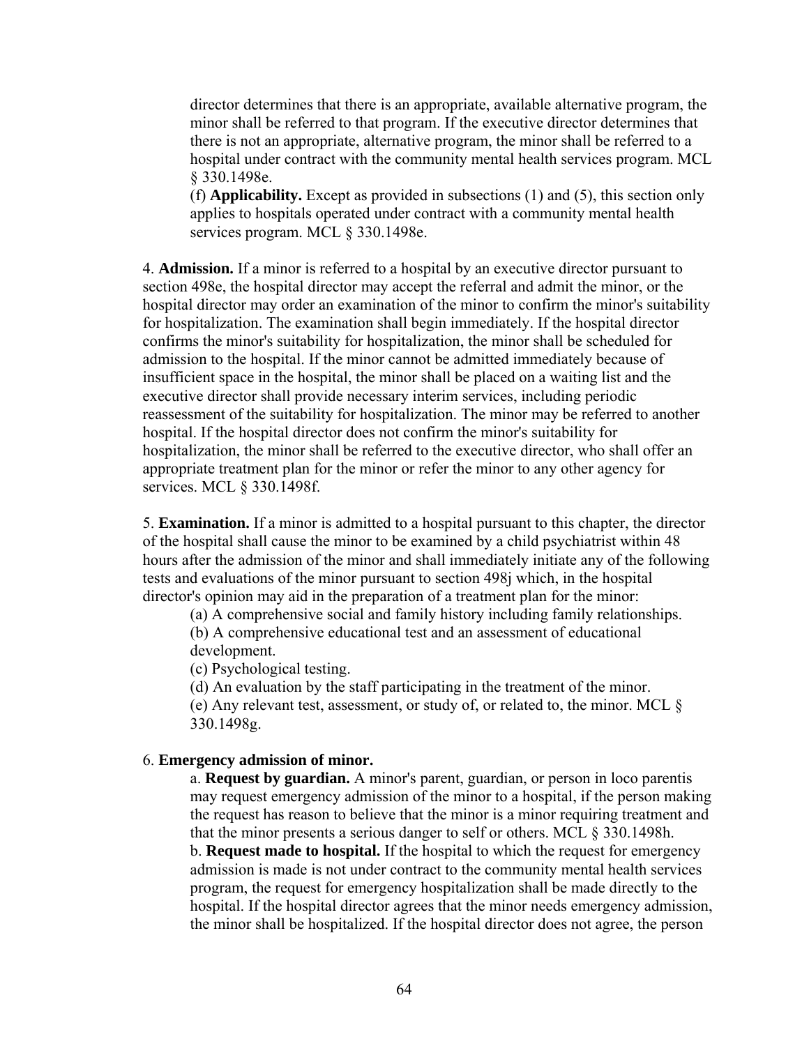director determines that there is an appropriate, available alternative program, the minor shall be referred to that program. If the executive director determines that there is not an appropriate, alternative program, the minor shall be referred to a hospital under contract with the community mental health services program. MCL § 330.1498e.

(f) **Applicability.** Except as provided in subsections (1) and (5), this section only applies to hospitals operated under contract with a community mental health services program. MCL § 330.1498e.

4. **Admission.** If a minor is referred to a hospital by an executive director pursuant to section 498e, the hospital director may accept the referral and admit the minor, or the hospital director may order an examination of the minor to confirm the minor's suitability for hospitalization. The examination shall begin immediately. If the hospital director confirms the minor's suitability for hospitalization, the minor shall be scheduled for admission to the hospital. If the minor cannot be admitted immediately because of insufficient space in the hospital, the minor shall be placed on a waiting list and the executive director shall provide necessary interim services, including periodic reassessment of the suitability for hospitalization. The minor may be referred to another hospital. If the hospital director does not confirm the minor's suitability for hospitalization, the minor shall be referred to the executive director, who shall offer an appropriate treatment plan for the minor or refer the minor to any other agency for services. MCL § 330.1498f.

5. **Examination.** If a minor is admitted to a hospital pursuant to this chapter, the director of the hospital shall cause the minor to be examined by a child psychiatrist within 48 hours after the admission of the minor and shall immediately initiate any of the following tests and evaluations of the minor pursuant to section 498j which, in the hospital director's opinion may aid in the preparation of a treatment plan for the minor:

(a) A comprehensive social and family history including family relationships.

(b) A comprehensive educational test and an assessment of educational development.

(c) Psychological testing.

(d) An evaluation by the staff participating in the treatment of the minor.

(e) Any relevant test, assessment, or study of, or related to, the minor. MCL § 330.1498g.

6. **Emergency admission of minor.**

a. **Request by guardian.** A minor's parent, guardian, or person in loco parentis may request emergency admission of the minor to a hospital, if the person making the request has reason to believe that the minor is a minor requiring treatment and that the minor presents a serious danger to self or others. MCL § 330.1498h.

b. **Request made to hospital.** If the hospital to which the request for emergency admission is made is not under contract to the community mental health services program, the request for emergency hospitalization shall be made directly to the hospital. If the hospital director agrees that the minor needs emergency admission, the minor shall be hospitalized. If the hospital director does not agree, the person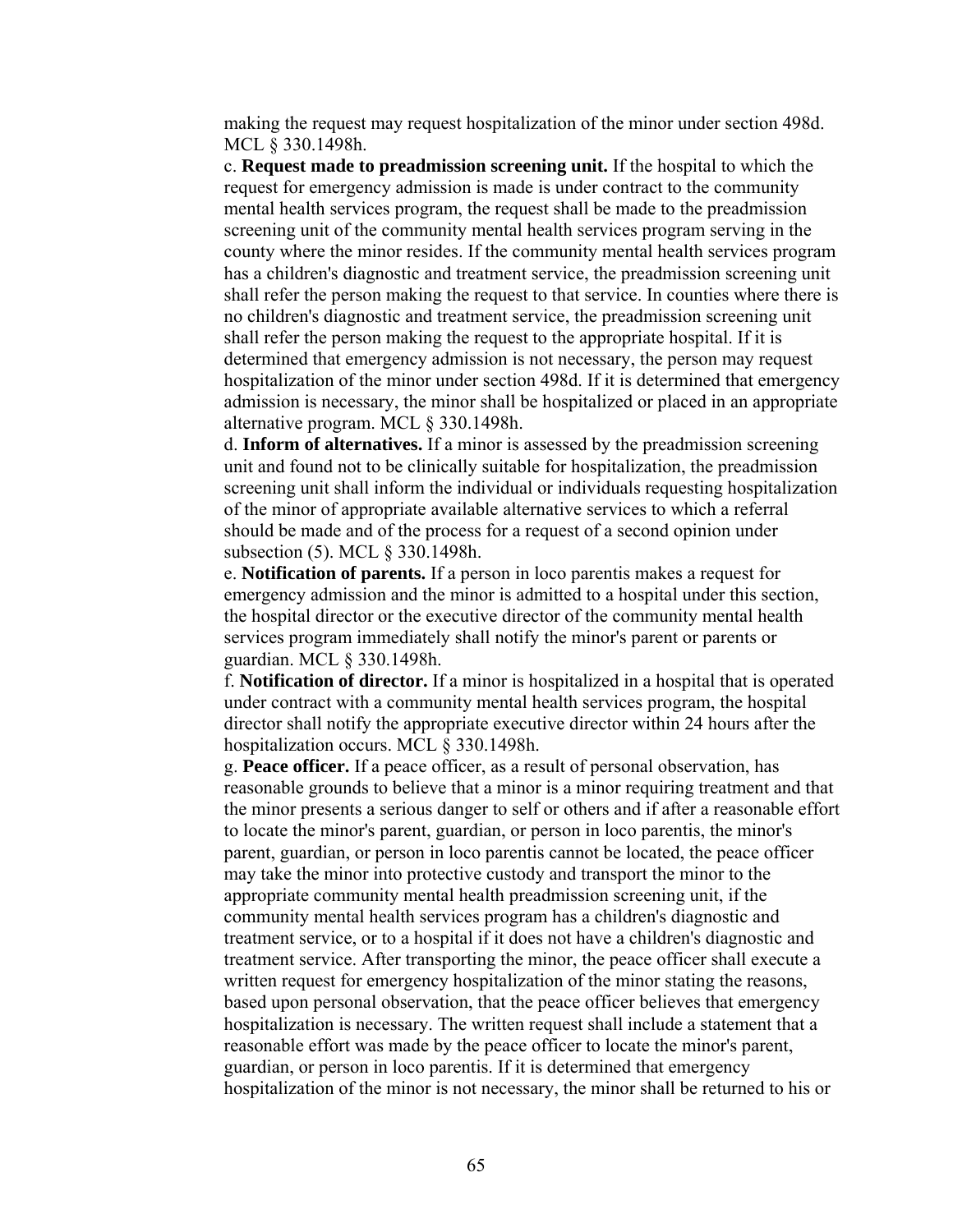making the request may request hospitalization of the minor under section 498d. MCL § 330.1498h.

c. **Request made to preadmission screening unit.** If the hospital to which the request for emergency admission is made is under contract to the community mental health services program, the request shall be made to the preadmission screening unit of the community mental health services program serving in the county where the minor resides. If the community mental health services program has a children's diagnostic and treatment service, the preadmission screening unit shall refer the person making the request to that service. In counties where there is no children's diagnostic and treatment service, the preadmission screening unit shall refer the person making the request to the appropriate hospital. If it is determined that emergency admission is not necessary, the person may request hospitalization of the minor under section 498d. If it is determined that emergency admission is necessary, the minor shall be hospitalized or placed in an appropriate alternative program. MCL § 330.1498h.

d. **Inform of alternatives.** If a minor is assessed by the preadmission screening unit and found not to be clinically suitable for hospitalization, the preadmission screening unit shall inform the individual or individuals requesting hospitalization of the minor of appropriate available alternative services to which a referral should be made and of the process for a request of a second opinion under subsection (5). MCL § 330.1498h.

e. **Notification of parents.** If a person in loco parentis makes a request for emergency admission and the minor is admitted to a hospital under this section, the hospital director or the executive director of the community mental health services program immediately shall notify the minor's parent or parents or guardian. MCL § 330.1498h.

f. **Notification of director.** If a minor is hospitalized in a hospital that is operated under contract with a community mental health services program, the hospital director shall notify the appropriate executive director within 24 hours after the hospitalization occurs. MCL § 330.1498h.

g. **Peace officer.** If a peace officer, as a result of personal observation, has reasonable grounds to believe that a minor is a minor requiring treatment and that the minor presents a serious danger to self or others and if after a reasonable effort to locate the minor's parent, guardian, or person in loco parentis, the minor's parent, guardian, or person in loco parentis cannot be located, the peace officer may take the minor into protective custody and transport the minor to the appropriate community mental health preadmission screening unit, if the community mental health services program has a children's diagnostic and treatment service, or to a hospital if it does not have a children's diagnostic and treatment service. After transporting the minor, the peace officer shall execute a written request for emergency hospitalization of the minor stating the reasons, based upon personal observation, that the peace officer believes that emergency hospitalization is necessary. The written request shall include a statement that a reasonable effort was made by the peace officer to locate the minor's parent, guardian, or person in loco parentis. If it is determined that emergency hospitalization of the minor is not necessary, the minor shall be returned to his or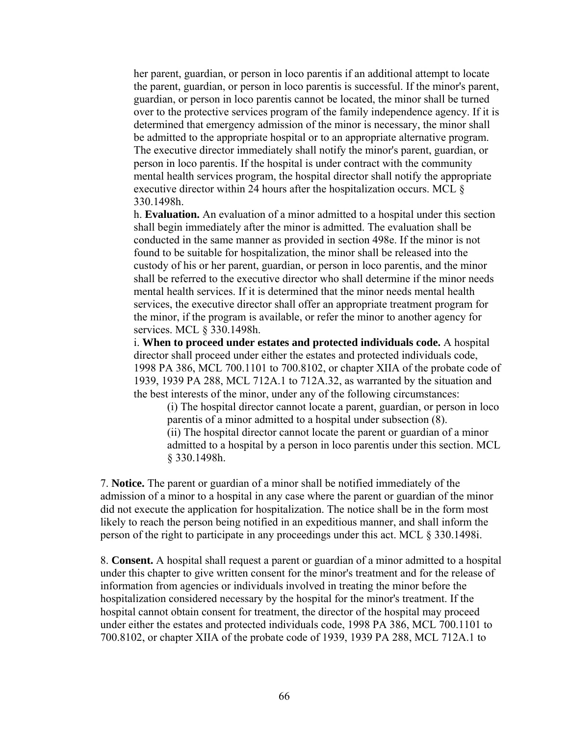her parent, guardian, or person in loco parentis if an additional attempt to locate the parent, guardian, or person in loco parentis is successful. If the minor's parent, guardian, or person in loco parentis cannot be located, the minor shall be turned over to the protective services program of the family independence agency. If it is determined that emergency admission of the minor is necessary, the minor shall be admitted to the appropriate hospital or to an appropriate alternative program. The executive director immediately shall notify the minor's parent, guardian, or person in loco parentis. If the hospital is under contract with the community mental health services program, the hospital director shall notify the appropriate executive director within 24 hours after the hospitalization occurs. MCL § 330.1498h.

h. **Evaluation.** An evaluation of a minor admitted to a hospital under this section shall begin immediately after the minor is admitted. The evaluation shall be conducted in the same manner as provided in section 498e. If the minor is not found to be suitable for hospitalization, the minor shall be released into the custody of his or her parent, guardian, or person in loco parentis, and the minor shall be referred to the executive director who shall determine if the minor needs mental health services. If it is determined that the minor needs mental health services, the executive director shall offer an appropriate treatment program for the minor, if the program is available, or refer the minor to another agency for services. MCL § 330.1498h.

i. **When to proceed under estates and protected individuals code.** A hospital director shall proceed under either the estates and protected individuals code, 1998 PA 386, MCL 700.1101 to 700.8102, or chapter XIIA of the probate code of 1939, 1939 PA 288, MCL 712A.1 to 712A.32, as warranted by the situation and the best interests of the minor, under any of the following circumstances:

(i) The hospital director cannot locate a parent, guardian, or person in loco parentis of a minor admitted to a hospital under subsection (8).

(ii) The hospital director cannot locate the parent or guardian of a minor admitted to a hospital by a person in loco parentis under this section. MCL § 330.1498h.

7. **Notice.** The parent or guardian of a minor shall be notified immediately of the admission of a minor to a hospital in any case where the parent or guardian of the minor did not execute the application for hospitalization. The notice shall be in the form most likely to reach the person being notified in an expeditious manner, and shall inform the person of the right to participate in any proceedings under this act. MCL § 330.1498i.

8. **Consent.** A hospital shall request a parent or guardian of a minor admitted to a hospital under this chapter to give written consent for the minor's treatment and for the release of information from agencies or individuals involved in treating the minor before the hospitalization considered necessary by the hospital for the minor's treatment. If the hospital cannot obtain consent for treatment, the director of the hospital may proceed under either the estates and protected individuals code, 1998 PA 386, MCL 700.1101 to 700.8102, or chapter XIIA of the probate code of 1939, 1939 PA 288, MCL 712A.1 to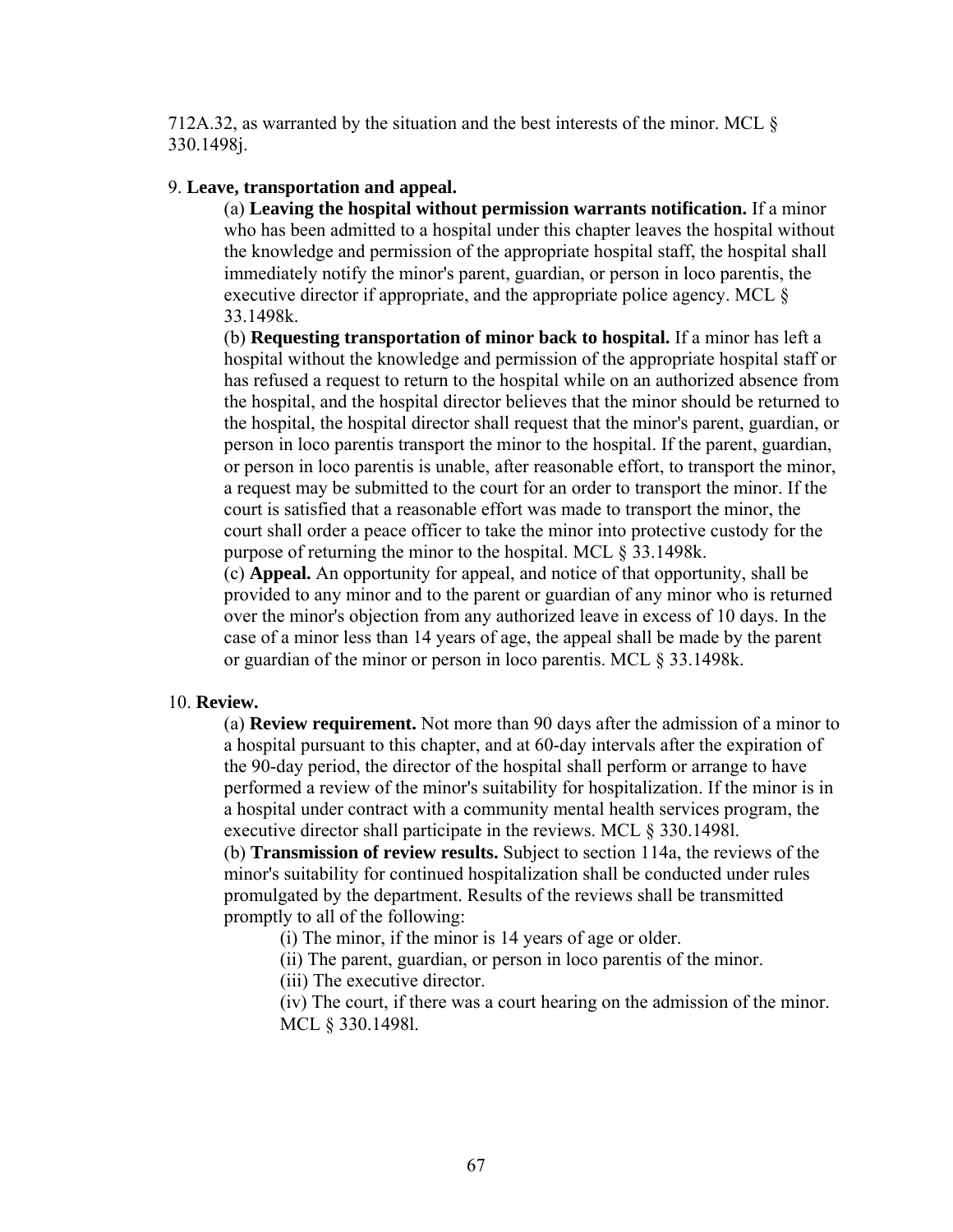712A.32, as warranted by the situation and the best interests of the minor. MCL § 330.1498j.

9. **Leave, transportation and appeal.**

(a) **Leaving the hospital without permission warrants notification.** If a minor who has been admitted to a hospital under this chapter leaves the hospital without the knowledge and permission of the appropriate hospital staff, the hospital shall immediately notify the minor's parent, guardian, or person in loco parentis, the executive director if appropriate, and the appropriate police agency. MCL § 33.1498k.

(b) **Requesting transportation of minor back to hospital.** If a minor has left a hospital without the knowledge and permission of the appropriate hospital staff or has refused a request to return to the hospital while on an authorized absence from the hospital, and the hospital director believes that the minor should be returned to the hospital, the hospital director shall request that the minor's parent, guardian, or person in loco parentis transport the minor to the hospital. If the parent, guardian, or person in loco parentis is unable, after reasonable effort, to transport the minor, a request may be submitted to the court for an order to transport the minor. If the court is satisfied that a reasonable effort was made to transport the minor, the court shall order a peace officer to take the minor into protective custody for the purpose of returning the minor to the hospital. MCL § 33.1498k.

(c) **Appeal.** An opportunity for appeal, and notice of that opportunity, shall be provided to any minor and to the parent or guardian of any minor who is returned over the minor's objection from any authorized leave in excess of 10 days. In the case of a minor less than 14 years of age, the appeal shall be made by the parent or guardian of the minor or person in loco parentis. MCL § 33.1498k.

10. **Review.**

(a) **Review requirement.** Not more than 90 days after the admission of a minor to a hospital pursuant to this chapter, and at 60-day intervals after the expiration of the 90-day period, the director of the hospital shall perform or arrange to have performed a review of the minor's suitability for hospitalization. If the minor is in a hospital under contract with a community mental health services program, the executive director shall participate in the reviews. MCL § 330.1498l.

(b) **Transmission of review results.** Subject to section 114a, the reviews of the minor's suitability for continued hospitalization shall be conducted under rules promulgated by the department. Results of the reviews shall be transmitted promptly to all of the following:

(i) The minor, if the minor is 14 years of age or older.

(ii) The parent, guardian, or person in loco parentis of the minor.

(iii) The executive director.

(iv) The court, if there was a court hearing on the admission of the minor. MCL § 330.1498l.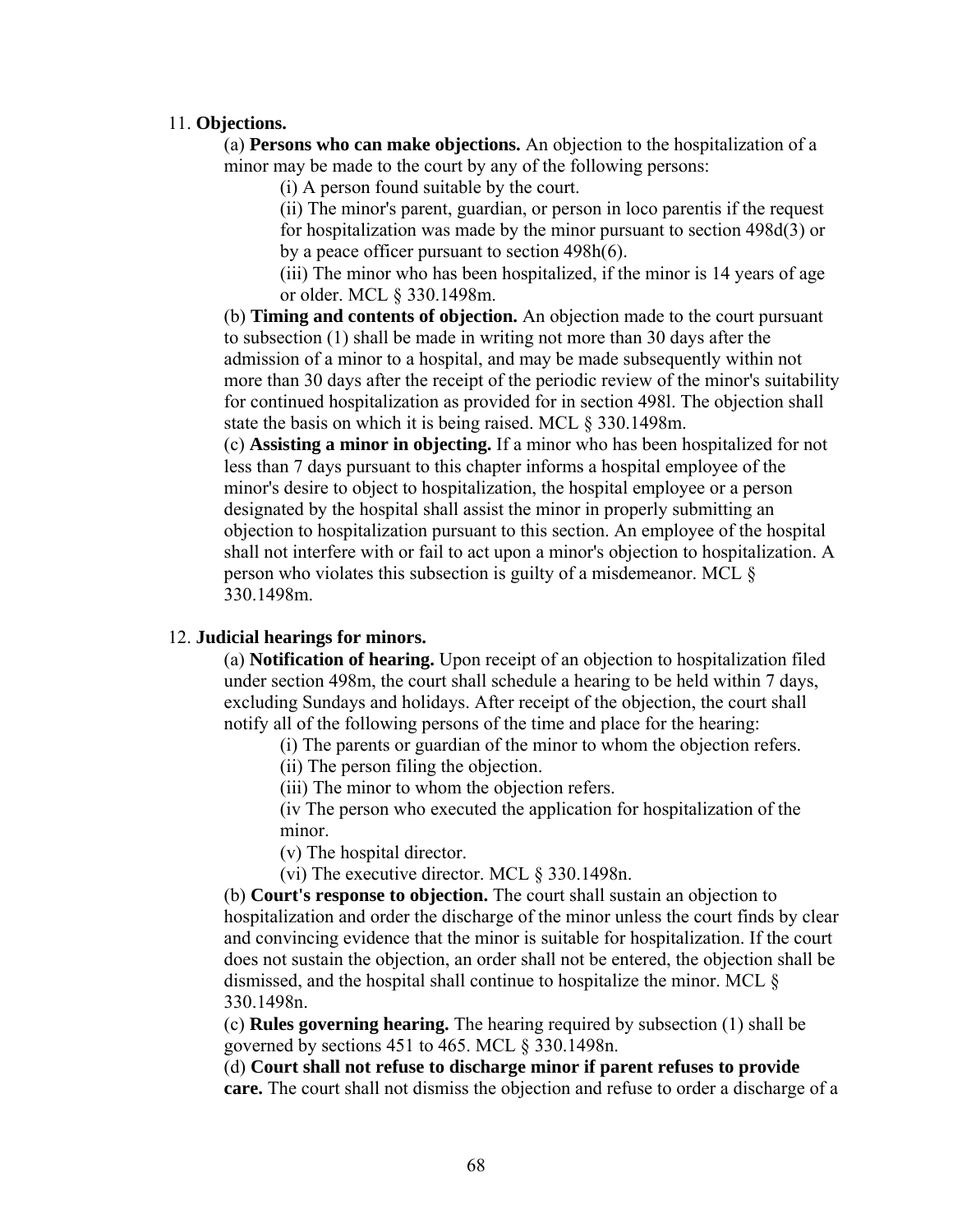11. **Objections.**

(a) **Persons who can make objections.** An objection to the hospitalization of a minor may be made to the court by any of the following persons:

(i) A person found suitable by the court.

(ii) The minor's parent, guardian, or person in loco parentis if the request for hospitalization was made by the minor pursuant to section 498d(3) or by a peace officer pursuant to section 498h(6).

(iii) The minor who has been hospitalized, if the minor is 14 years of age or older. MCL § 330.1498m.

(b) **Timing and contents of objection.** An objection made to the court pursuant to subsection (1) shall be made in writing not more than 30 days after the admission of a minor to a hospital, and may be made subsequently within not more than 30 days after the receipt of the periodic review of the minor's suitability for continued hospitalization as provided for in section 498l. The objection shall state the basis on which it is being raised. MCL § 330.1498m.

(c) **Assisting a minor in objecting.** If a minor who has been hospitalized for not less than 7 days pursuant to this chapter informs a hospital employee of the minor's desire to object to hospitalization, the hospital employee or a person designated by the hospital shall assist the minor in properly submitting an objection to hospitalization pursuant to this section. An employee of the hospital shall not interfere with or fail to act upon a minor's objection to hospitalization. A person who violates this subsection is guilty of a misdemeanor. MCL § 330.1498m.

12. **Judicial hearings for minors.**

(a) **Notification of hearing.** Upon receipt of an objection to hospitalization filed under section 498m, the court shall schedule a hearing to be held within 7 days, excluding Sundays and holidays. After receipt of the objection, the court shall notify all of the following persons of the time and place for the hearing:

(i) The parents or guardian of the minor to whom the objection refers.

(ii) The person filing the objection.

(iii) The minor to whom the objection refers.

(iv The person who executed the application for hospitalization of the minor.

(v) The hospital director.

(vi) The executive director. MCL § 330.1498n.

(b) **Court's response to objection.** The court shall sustain an objection to hospitalization and order the discharge of the minor unless the court finds by clear and convincing evidence that the minor is suitable for hospitalization. If the court does not sustain the objection, an order shall not be entered, the objection shall be dismissed, and the hospital shall continue to hospitalize the minor. MCL § 330.1498n.

(c) **Rules governing hearing.** The hearing required by subsection (1) shall be governed by sections 451 to 465. MCL § 330.1498n.

(d) **Court shall not refuse to discharge minor if parent refuses to provide care.** The court shall not dismiss the objection and refuse to order a discharge of a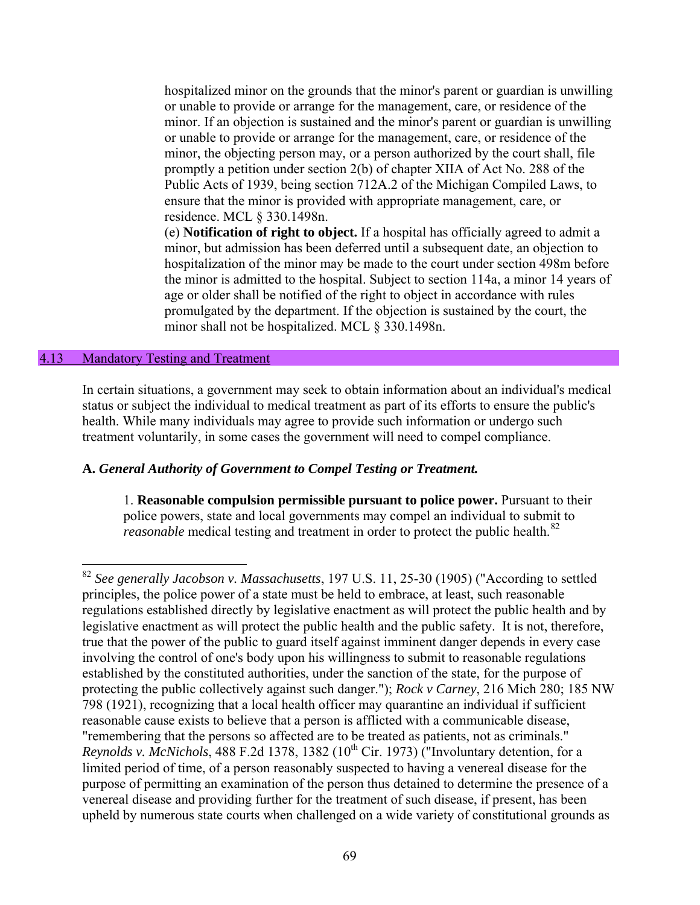hospitalized minor on the grounds that the minor's parent or guardian is unwilling or unable to provide or arrange for the management, care, or residence of the minor. If an objection is sustained and the minor's parent or guardian is unwilling or unable to provide or arrange for the management, care, or residence of the minor, the objecting person may, or a person authorized by the court shall, file promptly a petition under section 2(b) of chapter XIIA of Act No. 288 of the Public Acts of 1939, being section 712A.2 of the Michigan Compiled Laws, to ensure that the minor is provided with appropriate management, care, or residence. MCL § 330.1498n.

(e) **Notification of right to object.** If a hospital has officially agreed to admit a minor, but admission has been deferred until a subsequent date, an objection to hospitalization of the minor may be made to the court under section 498m before the minor is admitted to the hospital. Subject to section 114a, a minor 14 years of age or older shall be notified of the right to object in accordance with rules promulgated by the department. If the objection is sustained by the court, the minor shall not be hospitalized. MCL § 330.1498n.

## 4.13 Mandatory Testing and Treatment

In certain situations, a government may seek to obtain information about an individual's medical status or subject the individual to medical treatment as part of its efforts to ensure the public's health. While many individuals may agree to provide such information or undergo such treatment voluntarily, in some cases the government will need to compel compliance.

### A. *General Authority of Government to Compel Testing or Treatment.*

1. **Reasonable compulsion permissible pursuant to police power.** Pursuant to their police powers, state and local governments may compel an individual to submit to *reasonable* medical testing and treatment in order to protect the public health.[82]

---

[82] *See generally Jacobson v. Massachusetts*, 197 U.S. 11, 25-30 (1905) ("According to settled principles, the police power of a state must be held to embrace, at least, such reasonable regulations established directly by legislative enactment as will protect the public health and by legislative enactment as will protect the public health and the public safety. It is not, therefore, true that the power of the public to guard itself against imminent danger depends in every case involving the control of one's body upon his willingness to submit to reasonable regulations established by the constituted authorities, under the sanction of the state, for the purpose of protecting the public collectively against such danger."); *Rock v Carney*, 216 Mich 280; 185 NW 798 (1921), recognizing that a local health officer may quarantine an individual if sufficient reasonable cause exists to believe that a person is afflicted with a communicable disease, "remembering that the persons so affected are to be treated as patients, not as criminals." *Reynolds v. McNichols*, 488 F.2d 1378, 1382 (10th Cir. 1973) ("Involuntary detention, for a limited period of time, of a person reasonably suspected to having a venereal disease for the purpose of permitting an examination of the person thus detained to determine the presence of a venereal disease and providing further for the treatment of such disease, if present, has been upheld by numerous state courts when challenged on a wide variety of constitutional grounds as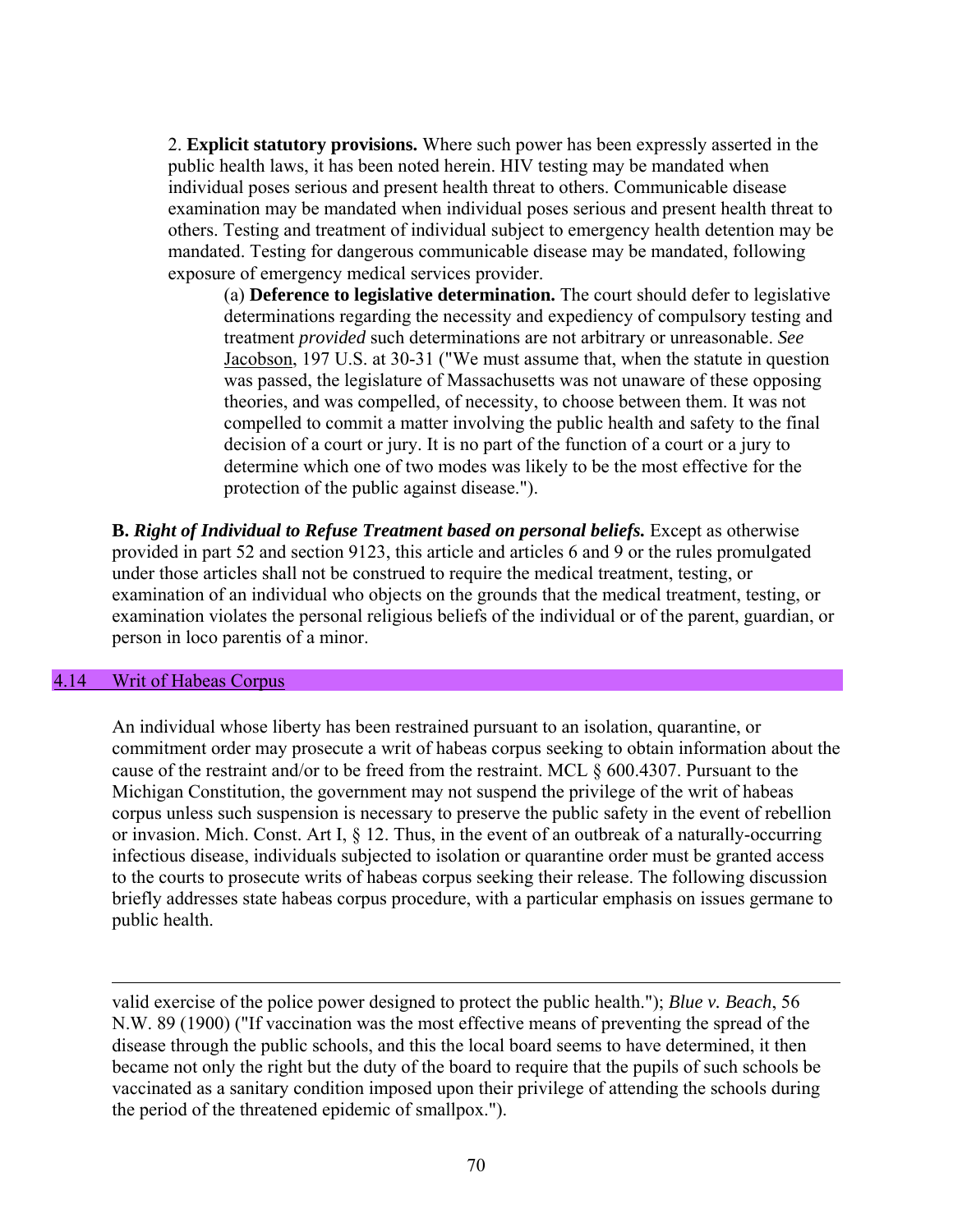2. **Explicit statutory provisions.** Where such power has been expressly asserted in the public health laws, it has been noted herein. HIV testing may be mandated when individual poses serious and present health threat to others. Communicable disease examination may be mandated when individual poses serious and present health threat to others. Testing and treatment of individual subject to emergency health detention may be mandated. Testing for dangerous communicable disease may be mandated, following exposure of emergency medical services provider.

(a) **Deference to legislative determination.** The court should defer to legislative determinations regarding the necessity and expediency of compulsory testing and treatment *provided* such determinations are not arbitrary or unreasonable. *See* Jacobson, 197 U.S. at 30-31 ("We must assume that, when the statute in question was passed, the legislature of Massachusetts was not unaware of these opposing theories, and was compelled, of necessity, to choose between them. It was not compelled to commit a matter involving the public health and safety to the final decision of a court or jury. It is no part of the function of a court or a jury to determine which one of two modes was likely to be the most effective for the protection of the public against disease.").

**B.** ***Right of Individual to Refuse Treatment based on personal beliefs.*** Except as otherwise provided in part 52 and section 9123, this article and articles 6 and 9 or the rules promulgated under those articles shall not be construed to require the medical treatment, testing, or examination of an individual who objects on the grounds that the medical treatment, testing, or examination violates the personal religious beliefs of the individual or of the parent, guardian, or person in loco parentis of a minor.

## 4.14 Writ of Habeas Corpus

An individual whose liberty has been restrained pursuant to an isolation, quarantine, or commitment order may prosecute a writ of habeas corpus seeking to obtain information about the cause of the restraint and/or to be freed from the restraint. MCL § 600.4307. Pursuant to the Michigan Constitution, the government may not suspend the privilege of the writ of habeas corpus unless such suspension is necessary to preserve the public safety in the event of rebellion or invasion. Mich. Const. Art I, § 12. Thus, in the event of an outbreak of a naturally-occurring infectious disease, individuals subjected to isolation or quarantine order must be granted access to the courts to prosecute writs of habeas corpus seeking their release. The following discussion briefly addresses state habeas corpus procedure, with a particular emphasis on issues germane to public health.

---

valid exercise of the police power designed to protect the public health."); *Blue v. Beach*, 56 N.W. 89 (1900) ("If vaccination was the most effective means of preventing the spread of the disease through the public schools, and this the local board seems to have determined, it then became not only the right but the duty of the board to require that the pupils of such schools be vaccinated as a sanitary condition imposed upon their privilege of attending the schools during the period of the threatened epidemic of smallpox.").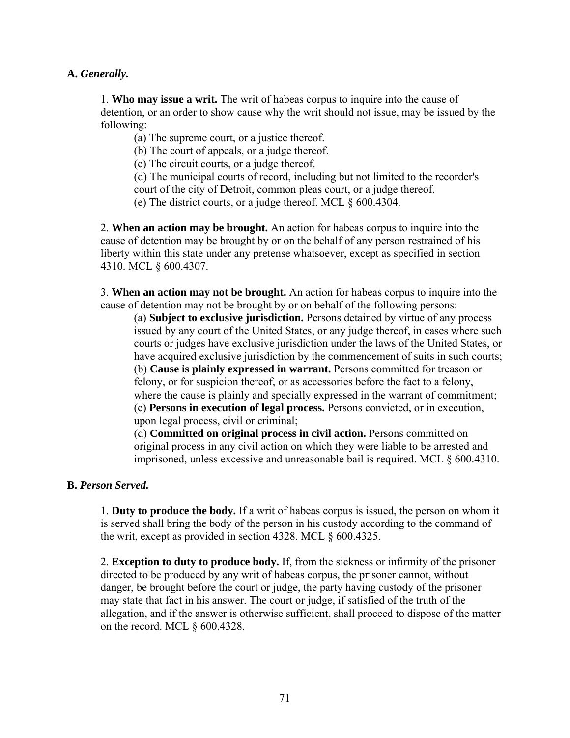**A.** ***Generally.***

1. **Who may issue a writ.** The writ of habeas corpus to inquire into the cause of detention, or an order to show cause why the writ should not issue, may be issued by the following:

(a) The supreme court, or a justice thereof.
(b) The court of appeals, or a judge thereof.
(c) The circuit courts, or a judge thereof.
(d) The municipal courts of record, including but not limited to the recorder's court of the city of Detroit, common pleas court, or a judge thereof.
(e) The district courts, or a judge thereof. MCL § 600.4304.

2. **When an action may be brought.** An action for habeas corpus to inquire into the cause of detention may be brought by or on the behalf of any person restrained of his liberty within this state under any pretense whatsoever, except as specified in section 4310. MCL § 600.4307.

3. **When an action may not be brought.** An action for habeas corpus to inquire into the cause of detention may not be brought by or on behalf of the following persons:

(a) **Subject to exclusive jurisdiction.** Persons detained by virtue of any process issued by any court of the United States, or any judge thereof, in cases where such courts or judges have exclusive jurisdiction under the laws of the United States, or have acquired exclusive jurisdiction by the commencement of suits in such courts;
(b) **Cause is plainly expressed in warrant.** Persons committed for treason or felony, or for suspicion thereof, or as accessories before the fact to a felony, where the cause is plainly and specially expressed in the warrant of commitment;
(c) **Persons in execution of legal process.** Persons convicted, or in execution, upon legal process, civil or criminal;
(d) **Committed on original process in civil action.** Persons committed on original process in any civil action on which they were liable to be arrested and imprisoned, unless excessive and unreasonable bail is required. MCL § 600.4310.

**B.** ***Person Served.***

1. **Duty to produce the body.** If a writ of habeas corpus is issued, the person on whom it is served shall bring the body of the person in his custody according to the command of the writ, except as provided in section 4328. MCL § 600.4325.

2. **Exception to duty to produce body.** If, from the sickness or infirmity of the prisoner directed to be produced by any writ of habeas corpus, the prisoner cannot, without danger, be brought before the court or judge, the party having custody of the prisoner may state that fact in his answer. The court or judge, if satisfied of the truth of the allegation, and if the answer is otherwise sufficient, shall proceed to dispose of the matter on the record. MCL § 600.4328.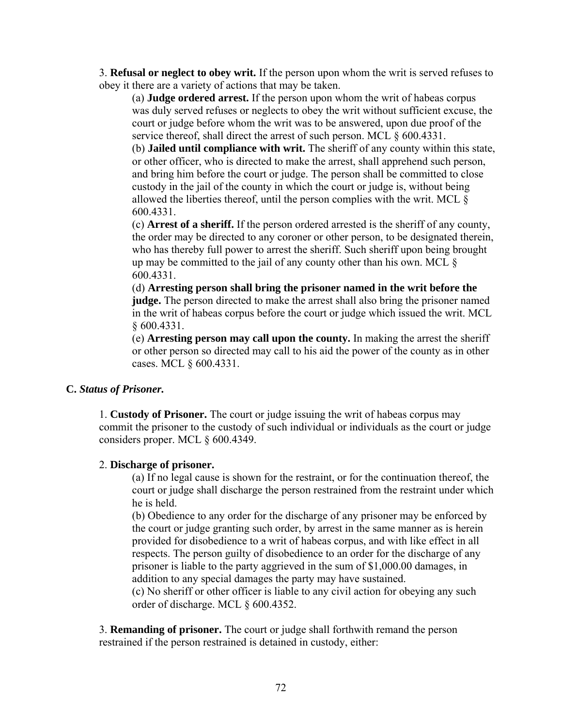3. **Refusal or neglect to obey writ.** If the person upon whom the writ is served refuses to obey it there are a variety of actions that may be taken.

(a) **Judge ordered arrest.** If the person upon whom the writ of habeas corpus was duly served refuses or neglects to obey the writ without sufficient excuse, the court or judge before whom the writ was to be answered, upon due proof of the service thereof, shall direct the arrest of such person. MCL § 600.4331.

(b) **Jailed until compliance with writ.** The sheriff of any county within this state, or other officer, who is directed to make the arrest, shall apprehend such person, and bring him before the court or judge. The person shall be committed to close custody in the jail of the county in which the court or judge is, without being allowed the liberties thereof, until the person complies with the writ. MCL § 600.4331.

(c) **Arrest of a sheriff.** If the person ordered arrested is the sheriff of any county, the order may be directed to any coroner or other person, to be designated therein, who has thereby full power to arrest the sheriff. Such sheriff upon being brought up may be committed to the jail of any county other than his own. MCL § 600.4331.

(d) **Arresting person shall bring the prisoner named in the writ before the judge.** The person directed to make the arrest shall also bring the prisoner named in the writ of habeas corpus before the court or judge which issued the writ. MCL § 600.4331.

(e) **Arresting person may call upon the county.** In making the arrest the sheriff or other person so directed may call to his aid the power of the county as in other cases. MCL § 600.4331.

**C.** ***Status of Prisoner.***

1. **Custody of Prisoner.** The court or judge issuing the writ of habeas corpus may commit the prisoner to the custody of such individual or individuals as the court or judge considers proper. MCL § 600.4349.

2. **Discharge of prisoner.**

(a) If no legal cause is shown for the restraint, or for the continuation thereof, the court or judge shall discharge the person restrained from the restraint under which he is held.

(b) Obedience to any order for the discharge of any prisoner may be enforced by the court or judge granting such order, by arrest in the same manner as is herein provided for disobedience to a writ of habeas corpus, and with like effect in all respects. The person guilty of disobedience to an order for the discharge of any prisoner is liable to the party aggrieved in the sum of $1,000.00 damages, in addition to any special damages the party may have sustained.

(c) No sheriff or other officer is liable to any civil action for obeying any such order of discharge. MCL § 600.4352.

3. **Remanding of prisoner.** The court or judge shall forthwith remand the person restrained if the person restrained is detained in custody, either: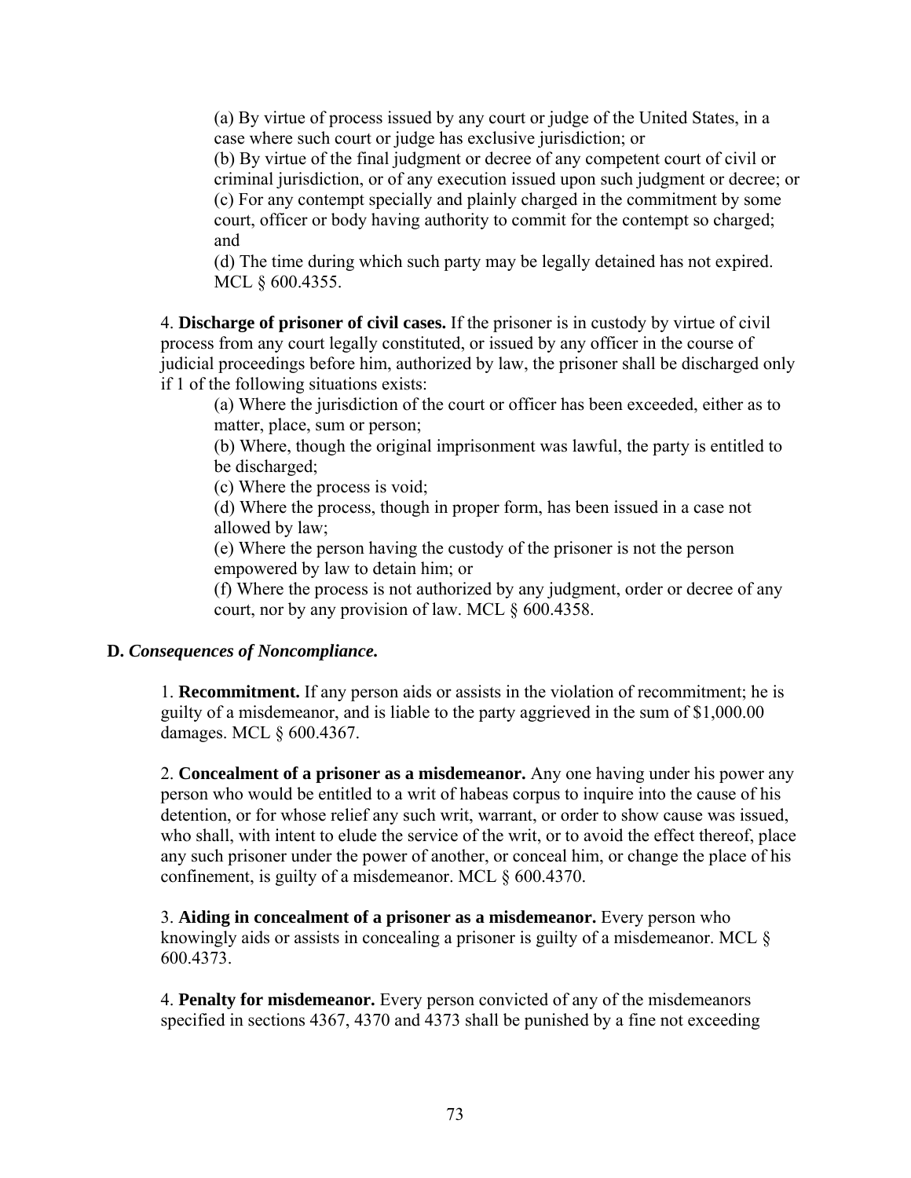(a) By virtue of process issued by any court or judge of the United States, in a case where such court or judge has exclusive jurisdiction; or

(b) By virtue of the final judgment or decree of any competent court of civil or criminal jurisdiction, or of any execution issued upon such judgment or decree; or

(c) For any contempt specially and plainly charged in the commitment by some court, officer or body having authority to commit for the contempt so charged; and

(d) The time during which such party may be legally detained has not expired. MCL § 600.4355.

4. **Discharge of prisoner of civil cases.** If the prisoner is in custody by virtue of civil process from any court legally constituted, or issued by any officer in the course of judicial proceedings before him, authorized by law, the prisoner shall be discharged only if 1 of the following situations exists:

(a) Where the jurisdiction of the court or officer has been exceeded, either as to matter, place, sum or person;

(b) Where, though the original imprisonment was lawful, the party is entitled to be discharged;

(c) Where the process is void;

(d) Where the process, though in proper form, has been issued in a case not allowed by law;

(e) Where the person having the custody of the prisoner is not the person empowered by law to detain him; or

(f) Where the process is not authorized by any judgment, order or decree of any court, nor by any provision of law. MCL § 600.4358.

**D.** ***Consequences of Noncompliance.***

1. **Recommitment.** If any person aids or assists in the violation of recommitment; he is guilty of a misdemeanor, and is liable to the party aggrieved in the sum of $1,000.00 damages. MCL § 600.4367.

2. **Concealment of a prisoner as a misdemeanor.** Any one having under his power any person who would be entitled to a writ of habeas corpus to inquire into the cause of his detention, or for whose relief any such writ, warrant, or order to show cause was issued, who shall, with intent to elude the service of the writ, or to avoid the effect thereof, place any such prisoner under the power of another, or conceal him, or change the place of his confinement, is guilty of a misdemeanor. MCL § 600.4370.

3. **Aiding in concealment of a prisoner as a misdemeanor.** Every person who knowingly aids or assists in concealing a prisoner is guilty of a misdemeanor. MCL § 600.4373.

4. **Penalty for misdemeanor.** Every person convicted of any of the misdemeanors specified in sections 4367, 4370 and 4373 shall be punished by a fine not exceeding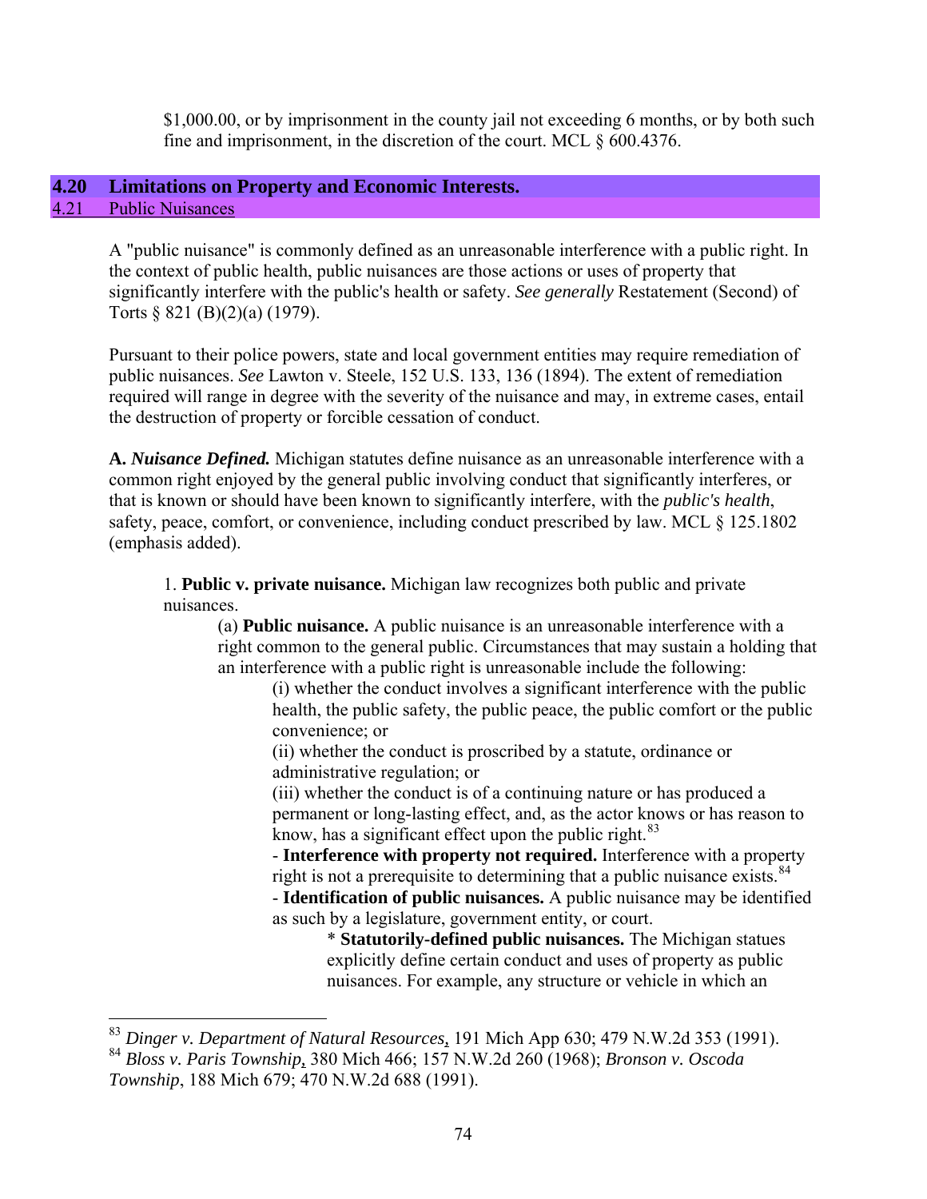$1,000.00, or by imprisonment in the county jail not exceeding 6 months, or by both such fine and imprisonment, in the discretion of the court. MCL § 600.4376.

## 4.20 Limitations on Property and Economic Interests.

### 4.21 Public Nuisances

A "public nuisance" is commonly defined as an unreasonable interference with a public right. In the context of public health, public nuisances are those actions or uses of property that significantly interfere with the public's health or safety. *See generally* Restatement (Second) of Torts § 821 (B)(2)(a) (1979).

Pursuant to their police powers, state and local government entities may require remediation of public nuisances. *See* Lawton v. Steele, 152 U.S. 133, 136 (1894). The extent of remediation required will range in degree with the severity of the nuisance and may, in extreme cases, entail the destruction of property or forcible cessation of conduct.

**A. *Nuisance Defined.*** Michigan statutes define nuisance as an unreasonable interference with a common right enjoyed by the general public involving conduct that significantly interferes, or that is known or should have been known to significantly interfere, with the *public's health*, safety, peace, comfort, or convenience, including conduct prescribed by law. MCL § 125.1802 (emphasis added).

1. **Public v. private nuisance.** Michigan law recognizes both public and private nuisances.

(a) **Public nuisance.** A public nuisance is an unreasonable interference with a right common to the general public. Circumstances that may sustain a holding that an interference with a public right is unreasonable include the following:

(i) whether the conduct involves a significant interference with the public health, the public safety, the public peace, the public comfort or the public convenience; or

(ii) whether the conduct is proscribed by a statute, ordinance or administrative regulation; or

(iii) whether the conduct is of a continuing nature or has produced a permanent or long-lasting effect, and, as the actor knows or has reason to know, has a significant effect upon the public right.[83]

- **Interference with property not required.** Interference with a property right is not a prerequisite to determining that a public nuisance exists.[84]

- **Identification of public nuisances.** A public nuisance may be identified as such by a legislature, government entity, or court.

* **Statutorily-defined public nuisances.** The Michigan statues explicitly define certain conduct and uses of property as public nuisances. For example, any structure or vehicle in which an

---

[83] *Dinger v. Department of Natural Resources*, 191 Mich App 630; 479 N.W.2d 353 (1991).

[84] *Bloss v. Paris Township*, 380 Mich 466; 157 N.W.2d 260 (1968); *Bronson v. Oscoda Township*, 188 Mich 679; 470 N.W.2d 688 (1991).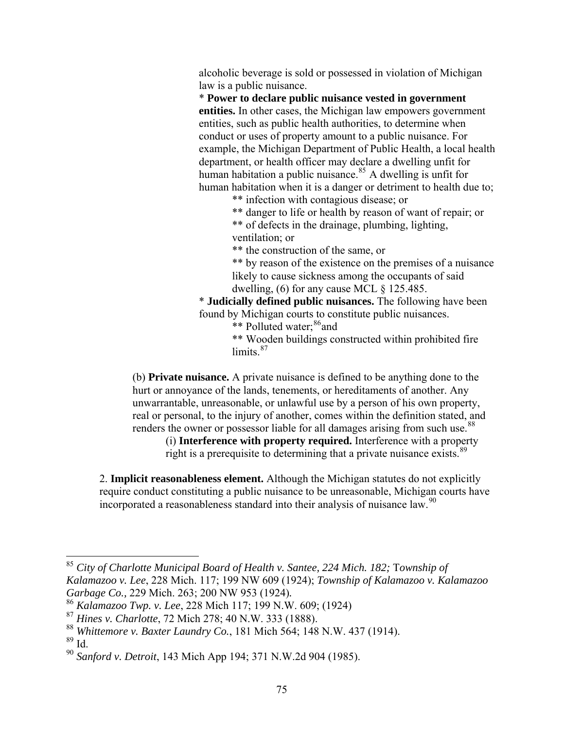alcoholic beverage is sold or possessed in violation of Michigan law is a public nuisance.

* **Power to declare public nuisance vested in government entities.** In other cases, the Michigan law empowers government entities, such as public health authorities, to determine when conduct or uses of property amount to a public nuisance. For example, the Michigan Department of Public Health, a local health department, or health officer may declare a dwelling unfit for human habitation a public nuisance.[85] A dwelling is unfit for human habitation when it is a danger or detriment to health due to;

** infection with contagious disease; or

** danger to life or health by reason of want of repair; or

** of defects in the drainage, plumbing, lighting, ventilation; or

** the construction of the same, or

** by reason of the existence on the premises of a nuisance likely to cause sickness among the occupants of said dwelling, (6) for any cause MCL § 125.485.

* **Judicially defined public nuisances.** The following have been found by Michigan courts to constitute public nuisances.

** Polluted water;[86]and

** Wooden buildings constructed within prohibited fire limits.[87]

(b) **Private nuisance.** A private nuisance is defined to be anything done to the hurt or annoyance of the lands, tenements, or hereditaments of another. Any unwarrantable, unreasonable, or unlawful use by a person of his own property, real or personal, to the injury of another, comes within the definition stated, and renders the owner or possessor liable for all damages arising from such use.[88]

(i) **Interference with property required.** Interference with a property right is a prerequisite to determining that a private nuisance exists.[89]

2. **Implicit reasonableness element.** Although the Michigan statutes do not explicitly require conduct constituting a public nuisance to be unreasonable, Michigan courts have incorporated a reasonableness standard into their analysis of nuisance law.[90]

---

[85] *City of Charlotte Municipal Board of Health v. Santee, 224 Mich. 182;* T*ownship of Kalamazoo v. Lee*, 228 Mich. 117; 199 NW 609 (1924); *Township of Kalamazoo v. Kalamazoo Garbage Co.,* 229 Mich. 263; 200 NW 953 (1924).

[86] *Kalamazoo Twp. v. Lee*, 228 Mich 117; 199 N.W. 609; (1924)

[87] *Hines v. Charlotte*, 72 Mich 278; 40 N.W. 333 (1888).

[88] *Whittemore v. Baxter Laundry Co.*, 181 Mich 564; 148 N.W. 437 (1914).

[89] Id.

[90] *Sanford v. Detroit*, 143 Mich App 194; 371 N.W.2d 904 (1985).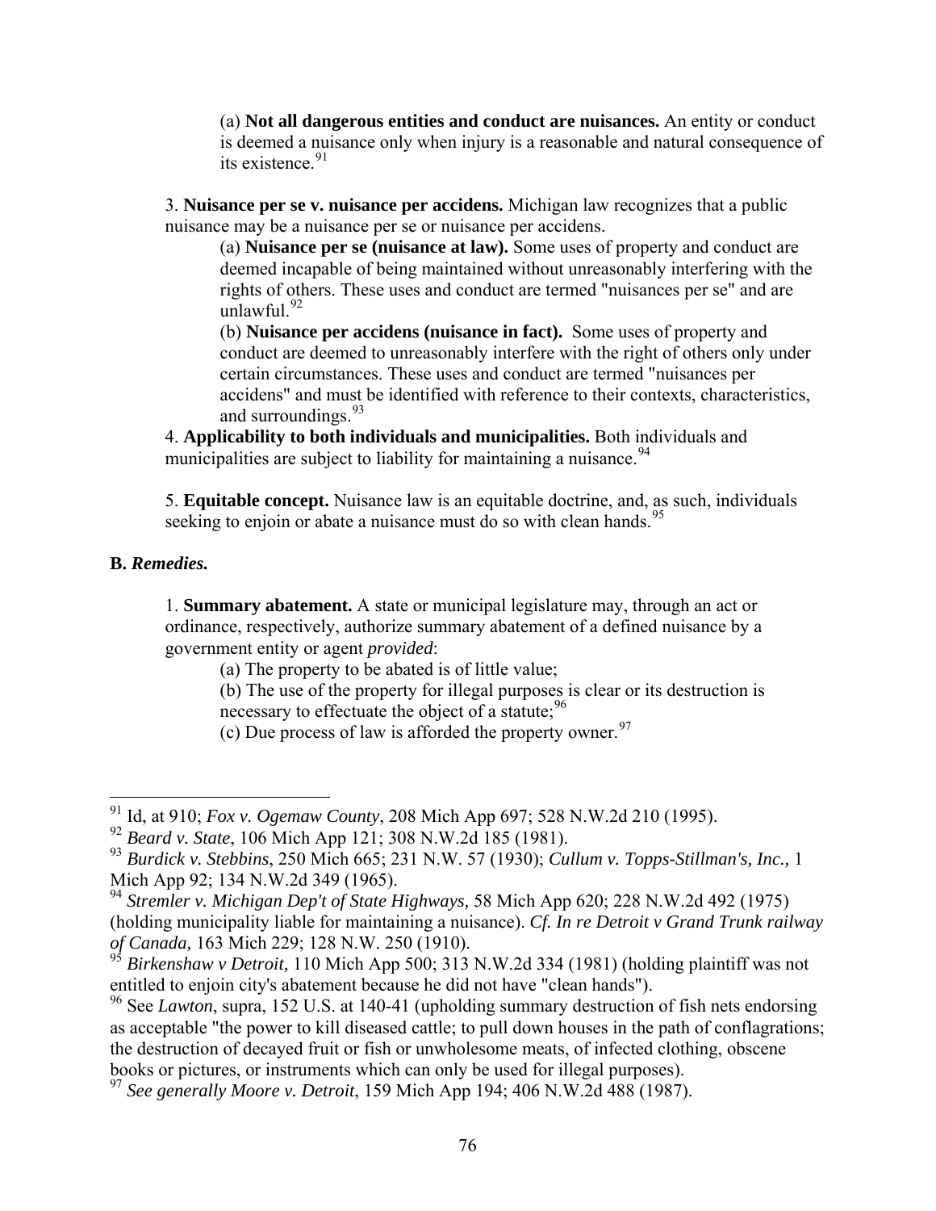(a) **Not all dangerous entities and conduct are nuisances.** An entity or conduct is deemed a nuisance only when injury is a reasonable and natural consequence of its existence.[91]

3. **Nuisance per se v. nuisance per accidens.** Michigan law recognizes that a public nuisance may be a nuisance per se or nuisance per accidens.

(a) **Nuisance per se (nuisance at law).** Some uses of property and conduct are deemed incapable of being maintained without unreasonably interfering with the rights of others. These uses and conduct are termed "nuisances per se" and are unlawful.[92]

(b) **Nuisance per accidens (nuisance in fact).** Some uses of property and conduct are deemed to unreasonably interfere with the right of others only under certain circumstances. These uses and conduct are termed "nuisances per accidens" and must be identified with reference to their contexts, characteristics, and surroundings.[93]

4. **Applicability to both individuals and municipalities.** Both individuals and municipalities are subject to liability for maintaining a nuisance.[94]

5. **Equitable concept.** Nuisance law is an equitable doctrine, and, as such, individuals seeking to enjoin or abate a nuisance must do so with clean hands.[95]

**B.** ***Remedies.***

1. **Summary abatement.** A state or municipal legislature may, through an act or ordinance, respectively, authorize summary abatement of a defined nuisance by a government entity or agent *provided*:

(a) The property to be abated is of little value;

(b) The use of the property for illegal purposes is clear or its destruction is necessary to effectuate the object of a statute;[96]

(c) Due process of law is afforded the property owner.[97]

---

[91] Id, at 910; *Fox v. Ogemaw County*, 208 Mich App 697; 528 N.W.2d 210 (1995).

[92] *Beard v. State*, 106 Mich App 121; 308 N.W.2d 185 (1981).

[93] *Burdick v. Stebbins*, 250 Mich 665; 231 N.W. 57 (1930); *Cullum v. Topps-Stillman's, Inc.,* 1 Mich App 92; 134 N.W.2d 349 (1965).

[94] *Stremler v. Michigan Dep't of State Highways,* 58 Mich App 620; 228 N.W.2d 492 (1975) (holding municipality liable for maintaining a nuisance). *Cf. In re Detroit v Grand Trunk railway of Canada,* 163 Mich 229; 128 N.W. 250 (1910).

[95] *Birkenshaw v Detroit,* 110 Mich App 500; 313 N.W.2d 334 (1981) (holding plaintiff was not entitled to enjoin city's abatement because he did not have "clean hands").

[96] See *Lawton*, supra, 152 U.S. at 140-41 (upholding summary destruction of fish nets endorsing as acceptable "the power to kill diseased cattle; to pull down houses in the path of conflagrations; the destruction of decayed fruit or fish or unwholesome meats, of infected clothing, obscene books or pictures, or instruments which can only be used for illegal purposes).

[97] *See generally Moore v. Detroit*, 159 Mich App 194; 406 N.W.2d 488 (1987).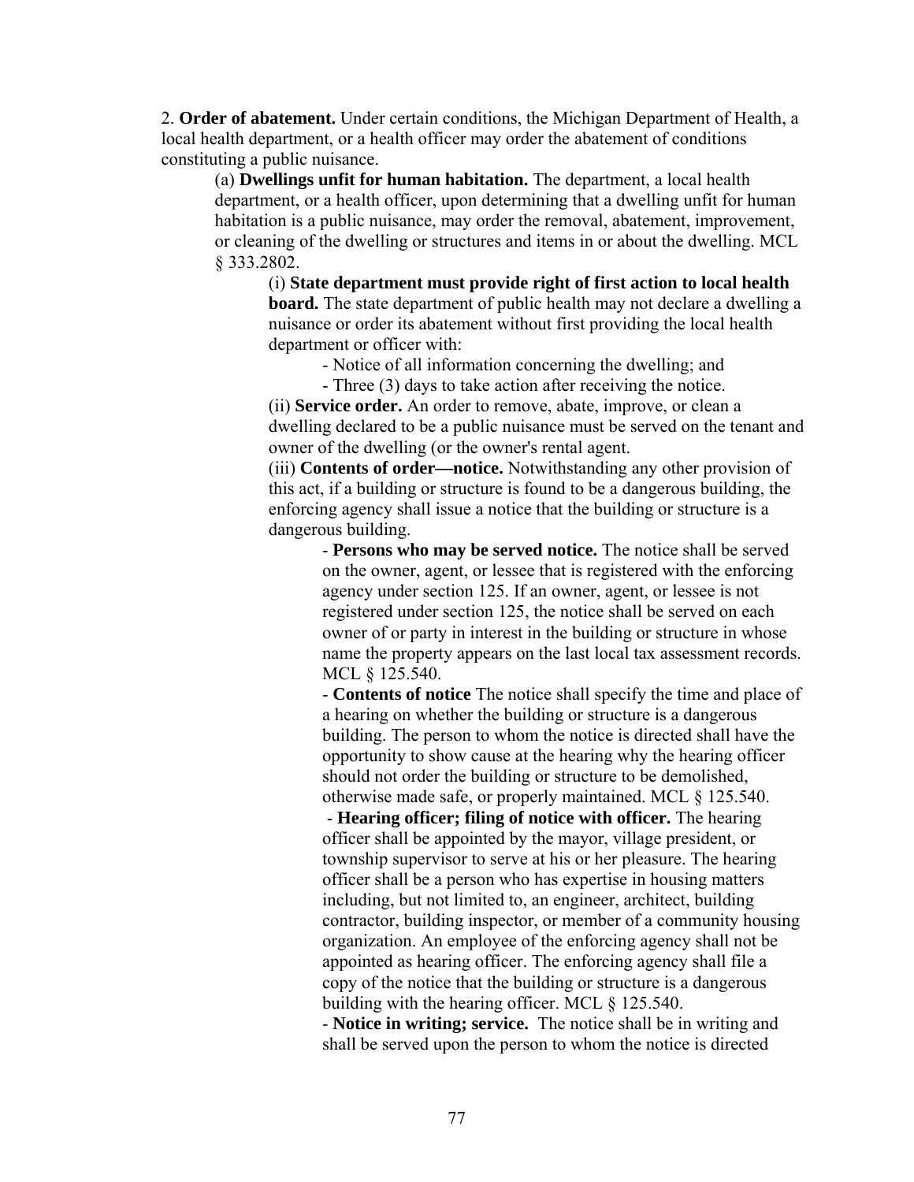2. **Order of abatement.** Under certain conditions, the Michigan Department of Health, a local health department, or a health officer may order the abatement of conditions constituting a public nuisance.

(a) **Dwellings unfit for human habitation.** The department, a local health department, or a health officer, upon determining that a dwelling unfit for human habitation is a public nuisance, may order the removal, abatement, improvement, or cleaning of the dwelling or structures and items in or about the dwelling. MCL § 333.2802.

(i) **State department must provide right of first action to local health board.** The state department of public health may not declare a dwelling a nuisance or order its abatement without first providing the local health department or officer with:

- Notice of all information concerning the dwelling; and
- Three (3) days to take action after receiving the notice.

(ii) **Service order.** An order to remove, abate, improve, or clean a dwelling declared to be a public nuisance must be served on the tenant and owner of the dwelling (or the owner's rental agent.

(iii) **Contents of order—notice.** Notwithstanding any other provision of this act, if a building or structure is found to be a dangerous building, the enforcing agency shall issue a notice that the building or structure is a dangerous building.

- **Persons who may be served notice.** The notice shall be served on the owner, agent, or lessee that is registered with the enforcing agency under section 125. If an owner, agent, or lessee is not registered under section 125, the notice shall be served on each owner of or party in interest in the building or structure in whose name the property appears on the last local tax assessment records. MCL § 125.540.
- **Contents of notice** The notice shall specify the time and place of a hearing on whether the building or structure is a dangerous building. The person to whom the notice is directed shall have the opportunity to show cause at the hearing why the hearing officer should not order the building or structure to be demolished, otherwise made safe, or properly maintained. MCL § 125.540.
- **Hearing officer; filing of notice with officer.** The hearing officer shall be appointed by the mayor, village president, or township supervisor to serve at his or her pleasure. The hearing officer shall be a person who has expertise in housing matters including, but not limited to, an engineer, architect, building contractor, building inspector, or member of a community housing organization. An employee of the enforcing agency shall not be appointed as hearing officer. The enforcing agency shall file a copy of the notice that the building or structure is a dangerous building with the hearing officer. MCL § 125.540.
- **Notice in writing; service.** The notice shall be in writing and shall be served upon the person to whom the notice is directed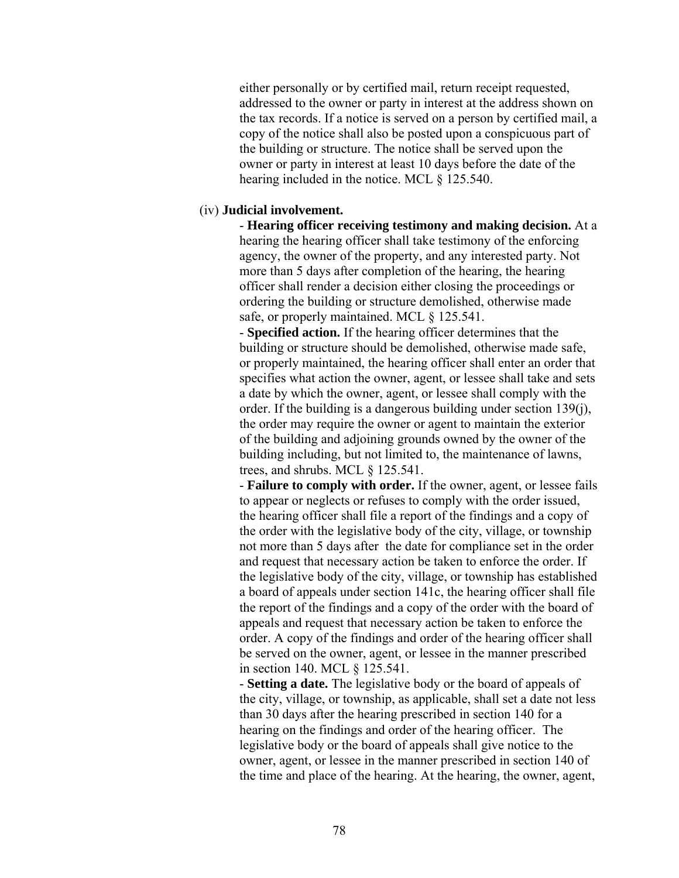either personally or by certified mail, return receipt requested, addressed to the owner or party in interest at the address shown on the tax records. If a notice is served on a person by certified mail, a copy of the notice shall also be posted upon a conspicuous part of the building or structure. The notice shall be served upon the owner or party in interest at least 10 days before the date of the hearing included in the notice. MCL § 125.540.

(iv) **Judicial involvement.**

- **Hearing officer receiving testimony and making decision.** At a hearing the hearing officer shall take testimony of the enforcing agency, the owner of the property, and any interested party. Not more than 5 days after completion of the hearing, the hearing officer shall render a decision either closing the proceedings or ordering the building or structure demolished, otherwise made safe, or properly maintained. MCL § 125.541.
- **Specified action.** If the hearing officer determines that the building or structure should be demolished, otherwise made safe, or properly maintained, the hearing officer shall enter an order that specifies what action the owner, agent, or lessee shall take and sets a date by which the owner, agent, or lessee shall comply with the order. If the building is a dangerous building under section 139(j), the order may require the owner or agent to maintain the exterior of the building and adjoining grounds owned by the owner of the building including, but not limited to, the maintenance of lawns, trees, and shrubs. MCL § 125.541.
- **Failure to comply with order.** If the owner, agent, or lessee fails to appear or neglects or refuses to comply with the order issued, the hearing officer shall file a report of the findings and a copy of the order with the legislative body of the city, village, or township not more than 5 days after the date for compliance set in the order and request that necessary action be taken to enforce the order. If the legislative body of the city, village, or township has established a board of appeals under section 141c, the hearing officer shall file the report of the findings and a copy of the order with the board of appeals and request that necessary action be taken to enforce the order. A copy of the findings and order of the hearing officer shall be served on the owner, agent, or lessee in the manner prescribed in section 140. MCL § 125.541.
- **Setting a date.** The legislative body or the board of appeals of the city, village, or township, as applicable, shall set a date not less than 30 days after the hearing prescribed in section 140 for a hearing on the findings and order of the hearing officer. The legislative body or the board of appeals shall give notice to the owner, agent, or lessee in the manner prescribed in section 140 of the time and place of the hearing. At the hearing, the owner, agent,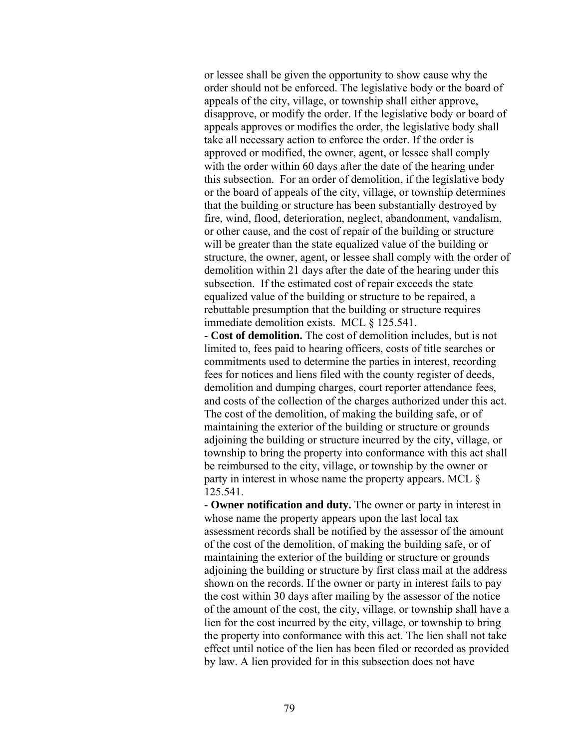or lessee shall be given the opportunity to show cause why the order should not be enforced. The legislative body or the board of appeals of the city, village, or township shall either approve, disapprove, or modify the order. If the legislative body or board of appeals approves or modifies the order, the legislative body shall take all necessary action to enforce the order. If the order is approved or modified, the owner, agent, or lessee shall comply with the order within 60 days after the date of the hearing under this subsection. For an order of demolition, if the legislative body or the board of appeals of the city, village, or township determines that the building or structure has been substantially destroyed by fire, wind, flood, deterioration, neglect, abandonment, vandalism, or other cause, and the cost of repair of the building or structure will be greater than the state equalized value of the building or structure, the owner, agent, or lessee shall comply with the order of demolition within 21 days after the date of the hearing under this subsection. If the estimated cost of repair exceeds the state equalized value of the building or structure to be repaired, a rebuttable presumption that the building or structure requires immediate demolition exists. MCL § 125.541.

- **Cost of demolition.** The cost of demolition includes, but is not limited to, fees paid to hearing officers, costs of title searches or commitments used to determine the parties in interest, recording fees for notices and liens filed with the county register of deeds, demolition and dumping charges, court reporter attendance fees, and costs of the collection of the charges authorized under this act. The cost of the demolition, of making the building safe, or of maintaining the exterior of the building or structure or grounds adjoining the building or structure incurred by the city, village, or township to bring the property into conformance with this act shall be reimbursed to the city, village, or township by the owner or party in interest in whose name the property appears. MCL § 125.541.

- **Owner notification and duty.** The owner or party in interest in whose name the property appears upon the last local tax assessment records shall be notified by the assessor of the amount of the cost of the demolition, of making the building safe, or of maintaining the exterior of the building or structure or grounds adjoining the building or structure by first class mail at the address shown on the records. If the owner or party in interest fails to pay the cost within 30 days after mailing by the assessor of the notice of the amount of the cost, the city, village, or township shall have a lien for the cost incurred by the city, village, or township to bring the property into conformance with this act. The lien shall not take effect until notice of the lien has been filed or recorded as provided by law. A lien provided for in this subsection does not have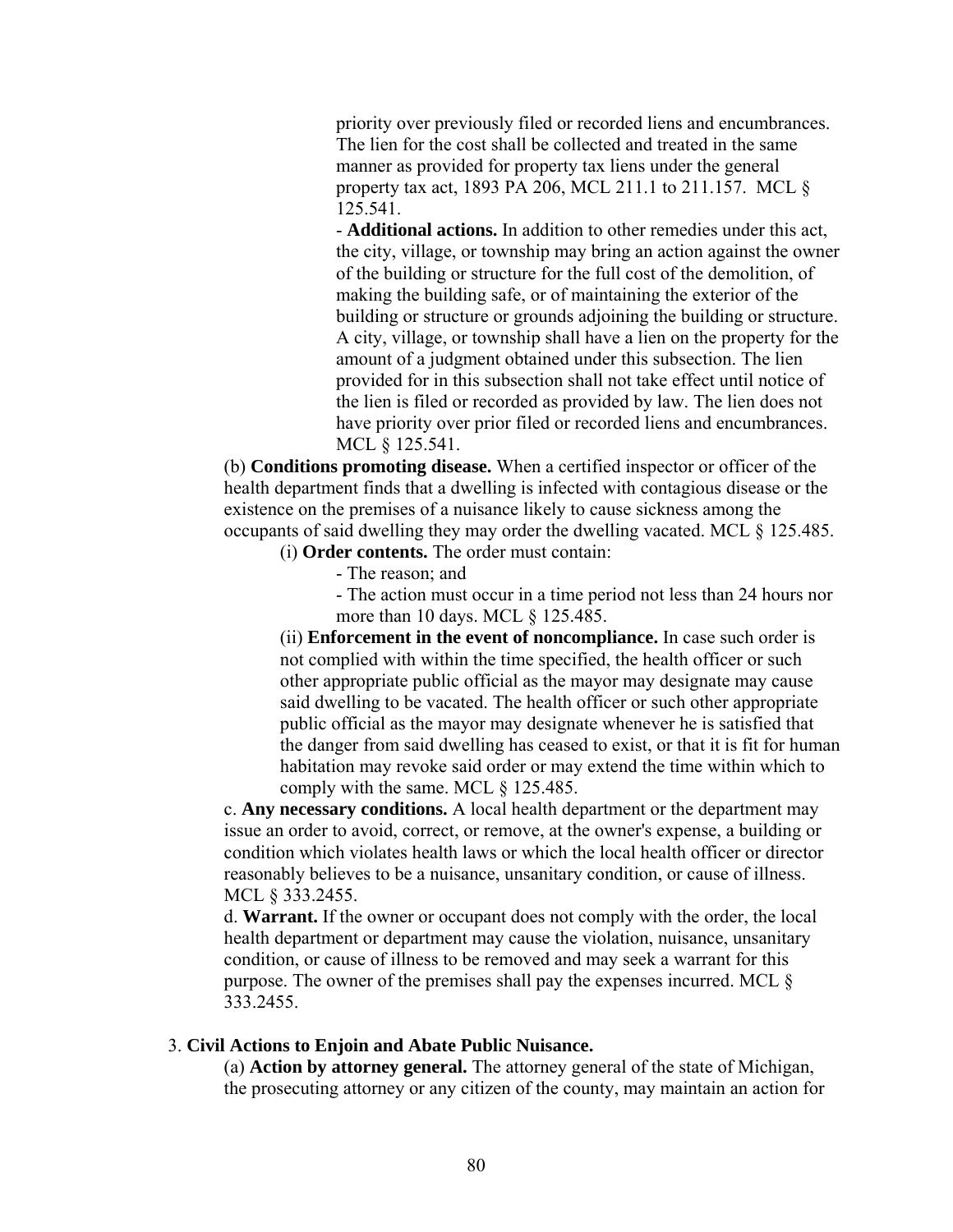priority over previously filed or recorded liens and encumbrances. The lien for the cost shall be collected and treated in the same manner as provided for property tax liens under the general property tax act, 1893 PA 206, MCL 211.1 to 211.157. MCL § 125.541.

- **Additional actions.** In addition to other remedies under this act, the city, village, or township may bring an action against the owner of the building or structure for the full cost of the demolition, of making the building safe, or of maintaining the exterior of the building or structure or grounds adjoining the building or structure. A city, village, or township shall have a lien on the property for the amount of a judgment obtained under this subsection. The lien provided for in this subsection shall not take effect until notice of the lien is filed or recorded as provided by law. The lien does not have priority over prior filed or recorded liens and encumbrances. MCL § 125.541.

(b) **Conditions promoting disease.** When a certified inspector or officer of the health department finds that a dwelling is infected with contagious disease or the existence on the premises of a nuisance likely to cause sickness among the occupants of said dwelling they may order the dwelling vacated. MCL § 125.485.

(i) **Order contents.** The order must contain:

- The reason; and
- The action must occur in a time period not less than 24 hours nor more than 10 days. MCL § 125.485.

(ii) **Enforcement in the event of noncompliance.** In case such order is not complied with within the time specified, the health officer or such other appropriate public official as the mayor may designate may cause said dwelling to be vacated. The health officer or such other appropriate public official as the mayor may designate whenever he is satisfied that the danger from said dwelling has ceased to exist, or that it is fit for human habitation may revoke said order or may extend the time within which to comply with the same. MCL § 125.485.

c. **Any necessary conditions.** A local health department or the department may issue an order to avoid, correct, or remove, at the owner's expense, a building or condition which violates health laws or which the local health officer or director reasonably believes to be a nuisance, unsanitary condition, or cause of illness. MCL § 333.2455.

d. **Warrant.** If the owner or occupant does not comply with the order, the local health department or department may cause the violation, nuisance, unsanitary condition, or cause of illness to be removed and may seek a warrant for this purpose. The owner of the premises shall pay the expenses incurred. MCL § 333.2455.

3. **Civil Actions to Enjoin and Abate Public Nuisance.**

(a) **Action by attorney general.** The attorney general of the state of Michigan, the prosecuting attorney or any citizen of the county, may maintain an action for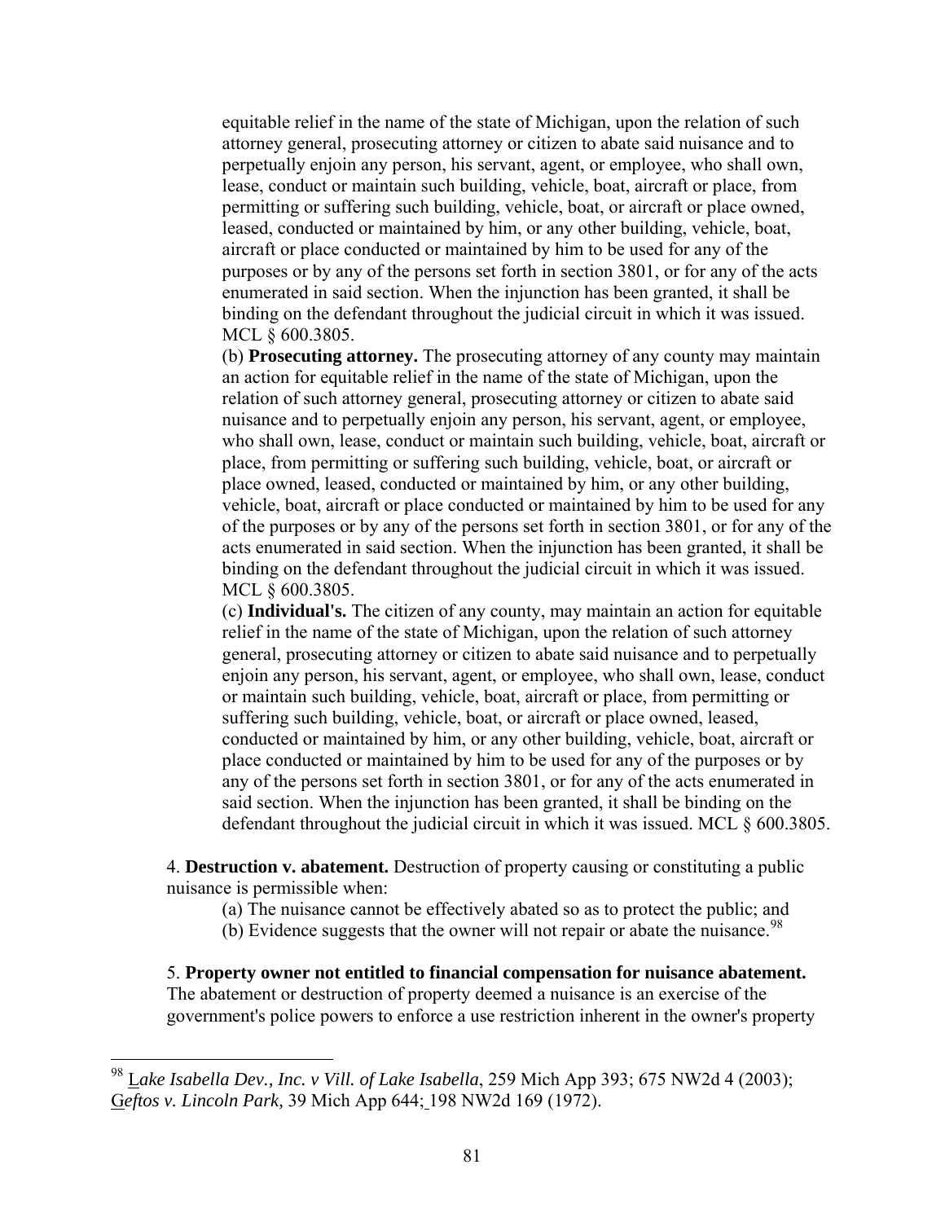equitable relief in the name of the state of Michigan, upon the relation of such attorney general, prosecuting attorney or citizen to abate said nuisance and to perpetually enjoin any person, his servant, agent, or employee, who shall own, lease, conduct or maintain such building, vehicle, boat, aircraft or place, from permitting or suffering such building, vehicle, boat, or aircraft or place owned, leased, conducted or maintained by him, or any other building, vehicle, boat, aircraft or place conducted or maintained by him to be used for any of the purposes or by any of the persons set forth in section 3801, or for any of the acts enumerated in said section. When the injunction has been granted, it shall be binding on the defendant throughout the judicial circuit in which it was issued. MCL § 600.3805.

(b) **Prosecuting attorney.** The prosecuting attorney of any county may maintain an action for equitable relief in the name of the state of Michigan, upon the relation of such attorney general, prosecuting attorney or citizen to abate said nuisance and to perpetually enjoin any person, his servant, agent, or employee, who shall own, lease, conduct or maintain such building, vehicle, boat, aircraft or place, from permitting or suffering such building, vehicle, boat, or aircraft or place owned, leased, conducted or maintained by him, or any other building, vehicle, boat, aircraft or place conducted or maintained by him to be used for any of the purposes or by any of the persons set forth in section 3801, or for any of the acts enumerated in said section. When the injunction has been granted, it shall be binding on the defendant throughout the judicial circuit in which it was issued. MCL § 600.3805.

(c) **Individual's.** The citizen of any county, may maintain an action for equitable relief in the name of the state of Michigan, upon the relation of such attorney general, prosecuting attorney or citizen to abate said nuisance and to perpetually enjoin any person, his servant, agent, or employee, who shall own, lease, conduct or maintain such building, vehicle, boat, aircraft or place, from permitting or suffering such building, vehicle, boat, or aircraft or place owned, leased, conducted or maintained by him, or any other building, vehicle, boat, aircraft or place conducted or maintained by him to be used for any of the purposes or by any of the persons set forth in section 3801, or for any of the acts enumerated in said section. When the injunction has been granted, it shall be binding on the defendant throughout the judicial circuit in which it was issued. MCL § 600.3805.

4. **Destruction v. abatement.** Destruction of property causing or constituting a public nuisance is permissible when:

(a) The nuisance cannot be effectively abated so as to protect the public; and

(b) Evidence suggests that the owner will not repair or abate the nuisance.[98]

5. **Property owner not entitled to financial compensation for nuisance abatement.** The abatement or destruction of property deemed a nuisance is an exercise of the government's police powers to enforce a use restriction inherent in the owner's property

---

[98] *Lake Isabella Dev., Inc. v Vill. of Lake Isabella*, 259 Mich App 393; 675 NW2d 4 (2003); *Geftos v. Lincoln Park,* 39 Mich App 644; 198 NW2d 169 (1972).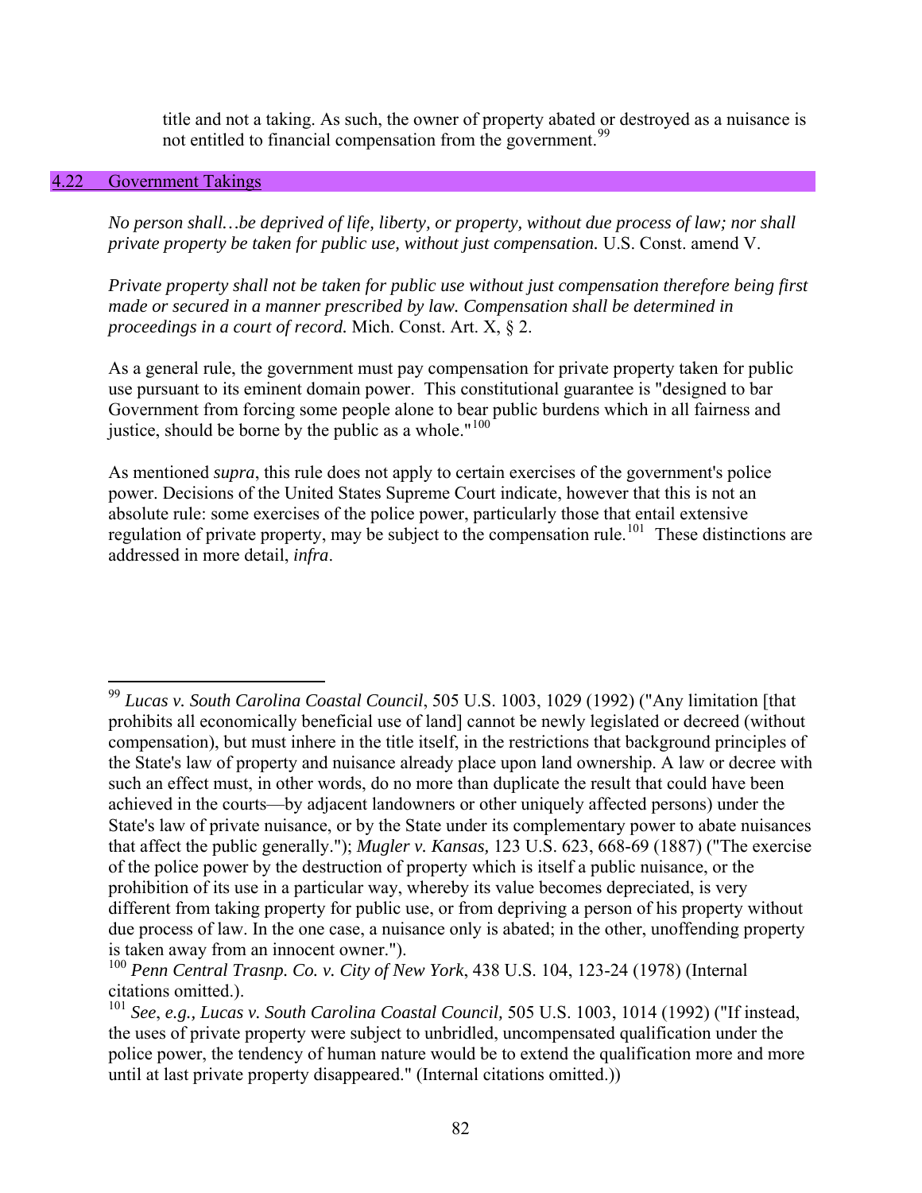title and not a taking. As such, the owner of property abated or destroyed as a nuisance is not entitled to financial compensation from the government.[99]

## 4.22 Government Takings

*No person shall…be deprived of life, liberty, or property, without due process of law; nor shall private property be taken for public use, without just compensation.* U.S. Const. amend V.

*Private property shall not be taken for public use without just compensation therefore being first made or secured in a manner prescribed by law. Compensation shall be determined in proceedings in a court of record.* Mich. Const. Art. X, § 2.

As a general rule, the government must pay compensation for private property taken for public use pursuant to its eminent domain power. This constitutional guarantee is "designed to bar Government from forcing some people alone to bear public burdens which in all fairness and justice, should be borne by the public as a whole."[100]

As mentioned *supra*, this rule does not apply to certain exercises of the government's police power. Decisions of the United States Supreme Court indicate, however that this is not an absolute rule: some exercises of the police power, particularly those that entail extensive regulation of private property, may be subject to the compensation rule.[101] These distinctions are addressed in more detail, *infra*.

---

[99] *Lucas v. South Carolina Coastal Council*, 505 U.S. 1003, 1029 (1992) ("Any limitation [that prohibits all economically beneficial use of land] cannot be newly legislated or decreed (without compensation), but must inhere in the title itself, in the restrictions that background principles of the State's law of property and nuisance already place upon land ownership. A law or decree with such an effect must, in other words, do no more than duplicate the result that could have been achieved in the courts—by adjacent landowners or other uniquely affected persons) under the State's law of private nuisance, or by the State under its complementary power to abate nuisances that affect the public generally."); *Mugler v. Kansas,* 123 U.S. 623, 668-69 (1887) ("The exercise of the police power by the destruction of property which is itself a public nuisance, or the prohibition of its use in a particular way, whereby its value becomes depreciated, is very different from taking property for public use, or from depriving a person of his property without due process of law. In the one case, a nuisance only is abated; in the other, unoffending property is taken away from an innocent owner.").

[100] *Penn Central Trasnp. Co. v. City of New York*, 438 U.S. 104, 123-24 (1978) (Internal citations omitted.).

[101] *See*, *e.g., Lucas v. South Carolina Coastal Council,* 505 U.S. 1003, 1014 (1992) ("If instead, the uses of private property were subject to unbridled, uncompensated qualification under the police power, the tendency of human nature would be to extend the qualification more and more until at last private property disappeared." (Internal citations omitted.))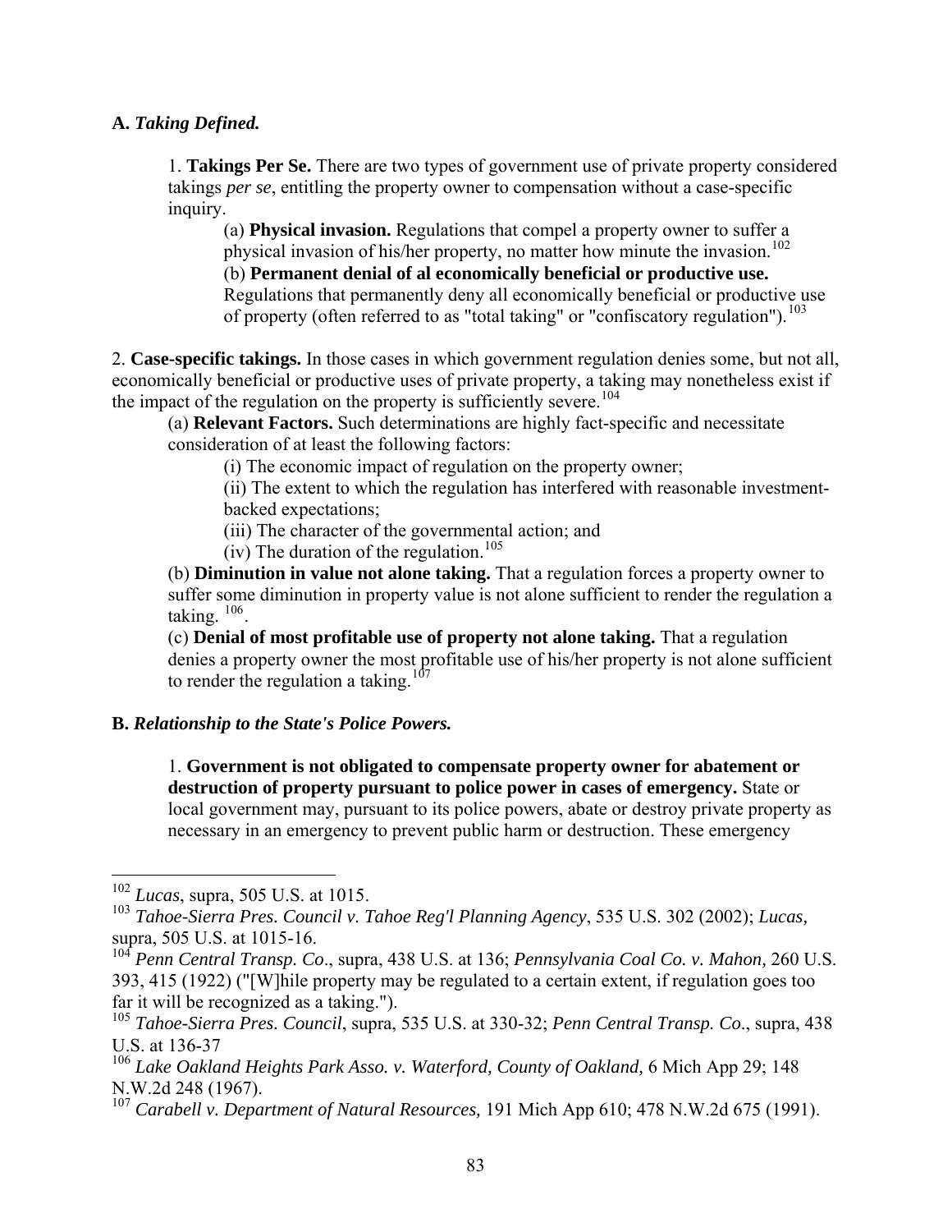**A.** ***Taking Defined.***

1. **Takings Per Se.** There are two types of government use of private property considered takings *per se*, entitling the property owner to compensation without a case-specific inquiry.

(a) **Physical invasion.** Regulations that compel a property owner to suffer a physical invasion of his/her property, no matter how minute the invasion.[102]

(b) **Permanent denial of al economically beneficial or productive use.** Regulations that permanently deny all economically beneficial or productive use of property (often referred to as "total taking" or "confiscatory regulation").[103]

2. **Case-specific takings.** In those cases in which government regulation denies some, but not all, economically beneficial or productive uses of private property, a taking may nonetheless exist if the impact of the regulation on the property is sufficiently severe.[104]

(a) **Relevant Factors.** Such determinations are highly fact-specific and necessitate consideration of at least the following factors:

(i) The economic impact of regulation on the property owner;

(ii) The extent to which the regulation has interfered with reasonable investment-backed expectations;

(iii) The character of the governmental action; and

(iv) The duration of the regulation.[105]

(b) **Diminution in value not alone taking.** That a regulation forces a property owner to suffer some diminution in property value is not alone sufficient to render the regulation a taking. [106].

(c) **Denial of most profitable use of property not alone taking.** That a regulation denies a property owner the most profitable use of his/her property is not alone sufficient to render the regulation a taking.[107]

**B.** ***Relationship to the State's Police Powers.***

1. **Government is not obligated to compensate property owner for abatement or destruction of property pursuant to police power in cases of emergency.** State or local government may, pursuant to its police powers, abate or destroy private property as necessary in an emergency to prevent public harm or destruction. These emergency

---

[102] *Lucas*, supra, 505 U.S. at 1015.

[103] *Tahoe-Sierra Pres. Council v. Tahoe Reg'l Planning Agency*, 535 U.S. 302 (2002); *Lucas,* supra, 505 U.S. at 1015-16.

[104] *Penn Central Transp. Co*., supra, 438 U.S. at 136; *Pennsylvania Coal Co. v. Mahon,* 260 U.S. 393, 415 (1922) ("[W]hile property may be regulated to a certain extent, if regulation goes too far it will be recognized as a taking.").

[105] *Tahoe-Sierra Pres. Council*, supra, 535 U.S. at 330-32; *Penn Central Transp. Co*., supra, 438 U.S. at 136-37

[106] *Lake Oakland Heights Park Asso. v. Waterford, County of Oakland,* 6 Mich App 29; 148 N.W.2d 248 (1967).

[107] *Carabell v. Department of Natural Resources,* 191 Mich App 610; 478 N.W.2d 675 (1991).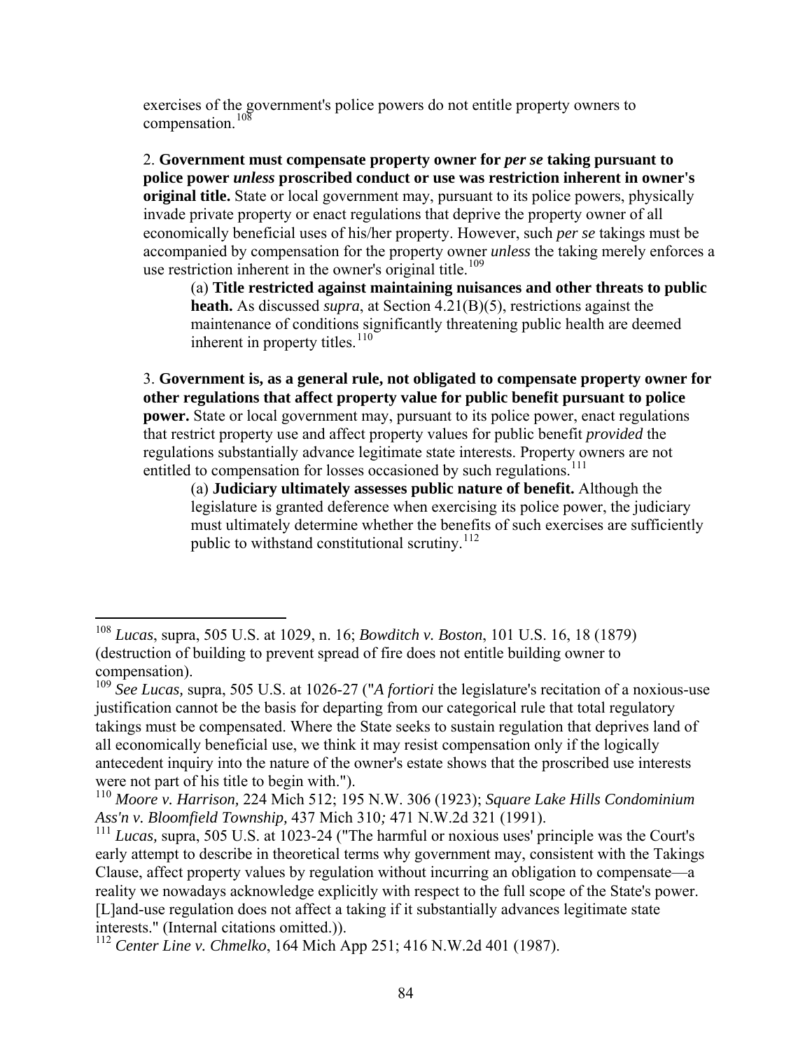exercises of the government's police powers do not entitle property owners to compensation.[108]

2. **Government must compensate property owner for *per se* taking pursuant to police power *unless* proscribed conduct or use was restriction inherent in owner's original title.** State or local government may, pursuant to its police powers, physically invade private property or enact regulations that deprive the property owner of all economically beneficial uses of his/her property. However, such *per se* takings must be accompanied by compensation for the property owner *unless* the taking merely enforces a use restriction inherent in the owner's original title.[109]

(a) **Title restricted against maintaining nuisances and other threats to public heath.** As discussed *supra*, at Section 4.21(B)(5), restrictions against the maintenance of conditions significantly threatening public health are deemed inherent in property titles.[110]

3. **Government is, as a general rule, not obligated to compensate property owner for other regulations that affect property value for public benefit pursuant to police power.** State or local government may, pursuant to its police power, enact regulations that restrict property use and affect property values for public benefit *provided* the regulations substantially advance legitimate state interests. Property owners are not entitled to compensation for losses occasioned by such regulations.[111]

(a) **Judiciary ultimately assesses public nature of benefit.** Although the legislature is granted deference when exercising its police power, the judiciary must ultimately determine whether the benefits of such exercises are sufficiently public to withstand constitutional scrutiny.[112]

---

[108] *Lucas*, supra, 505 U.S. at 1029, n. 16; *Bowditch v. Boston*, 101 U.S. 16, 18 (1879) (destruction of building to prevent spread of fire does not entitle building owner to compensation).

[109] *See Lucas,* supra, 505 U.S. at 1026-27 ("*A fortiori* the legislature's recitation of a noxious-use justification cannot be the basis for departing from our categorical rule that total regulatory takings must be compensated. Where the State seeks to sustain regulation that deprives land of all economically beneficial use, we think it may resist compensation only if the logically antecedent inquiry into the nature of the owner's estate shows that the proscribed use interests were not part of his title to begin with.").

[110] *Moore v. Harrison,* 224 Mich 512; 195 N.W. 306 (1923); *Square Lake Hills Condominium Ass'n v. Bloomfield Township,* 437 Mich 310*;* 471 N.W.2d 321 (1991).

[111] *Lucas,* supra, 505 U.S. at 1023-24 ("The harmful or noxious uses' principle was the Court's early attempt to describe in theoretical terms why government may, consistent with the Takings Clause, affect property values by regulation without incurring an obligation to compensate—a reality we nowadays acknowledge explicitly with respect to the full scope of the State's power. [L]and-use regulation does not affect a taking if it substantially advances legitimate state interests." (Internal citations omitted.)).

[112] *Center Line v. Chmelko*, 164 Mich App 251; 416 N.W.2d 401 (1987).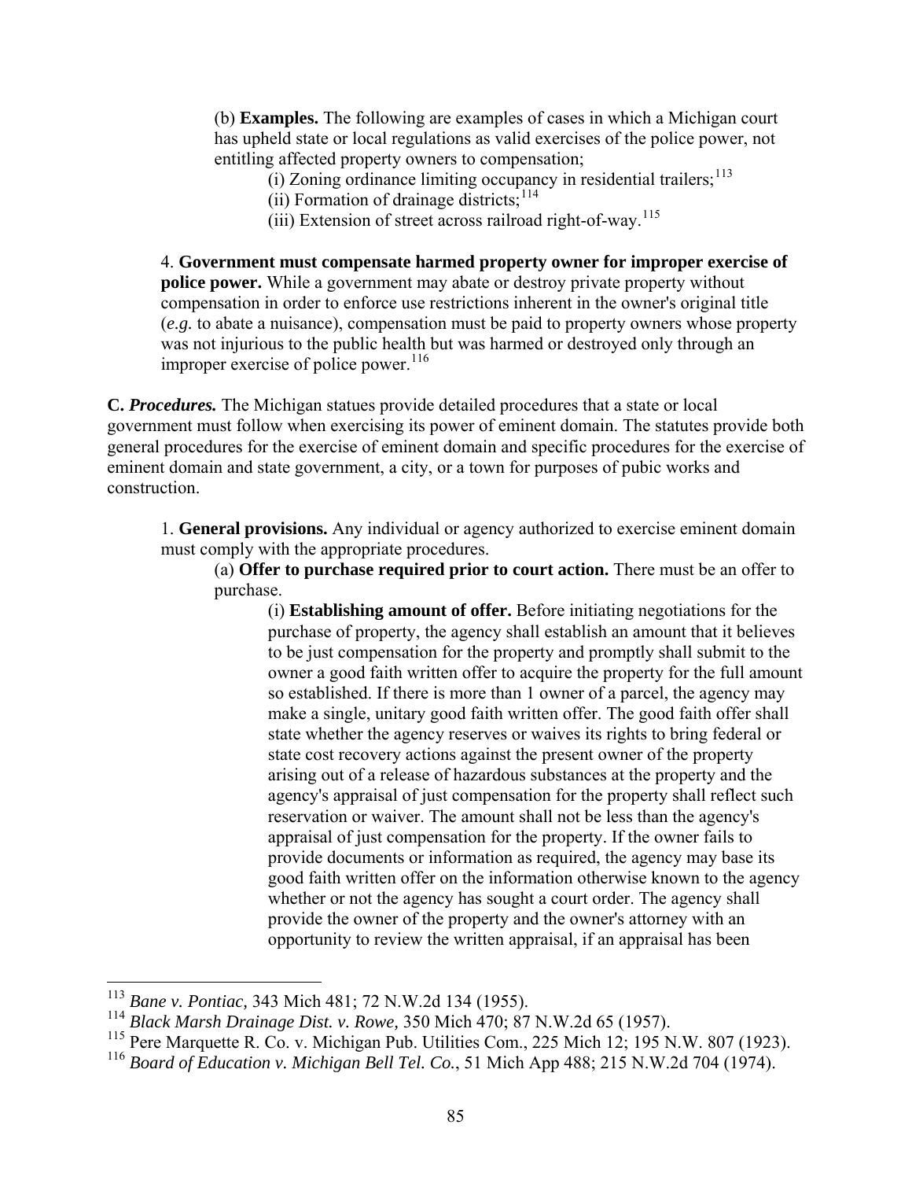(b) **Examples.** The following are examples of cases in which a Michigan court has upheld state or local regulations as valid exercises of the police power, not entitling affected property owners to compensation;

(i) Zoning ordinance limiting occupancy in residential trailers;[113]

(ii) Formation of drainage districts;[114]

(iii) Extension of street across railroad right-of-way.[115]

4. **Government must compensate harmed property owner for improper exercise of police power.** While a government may abate or destroy private property without compensation in order to enforce use restrictions inherent in the owner's original title (*e.g.* to abate a nuisance), compensation must be paid to property owners whose property was not injurious to the public health but was harmed or destroyed only through an improper exercise of police power.[116]

**C.** ***Procedures.*** The Michigan statues provide detailed procedures that a state or local government must follow when exercising its power of eminent domain. The statutes provide both general procedures for the exercise of eminent domain and specific procedures for the exercise of eminent domain and state government, a city, or a town for purposes of pubic works and construction.

1. **General provisions.** Any individual or agency authorized to exercise eminent domain must comply with the appropriate procedures.

(a) **Offer to purchase required prior to court action.** There must be an offer to purchase.

(i) **Establishing amount of offer.** Before initiating negotiations for the purchase of property, the agency shall establish an amount that it believes to be just compensation for the property and promptly shall submit to the owner a good faith written offer to acquire the property for the full amount so established. If there is more than 1 owner of a parcel, the agency may make a single, unitary good faith written offer. The good faith offer shall state whether the agency reserves or waives its rights to bring federal or state cost recovery actions against the present owner of the property arising out of a release of hazardous substances at the property and the agency's appraisal of just compensation for the property shall reflect such reservation or waiver. The amount shall not be less than the agency's appraisal of just compensation for the property. If the owner fails to provide documents or information as required, the agency may base its good faith written offer on the information otherwise known to the agency whether or not the agency has sought a court order. The agency shall provide the owner of the property and the owner's attorney with an opportunity to review the written appraisal, if an appraisal has been

---

[113] *Bane v. Pontiac,* 343 Mich 481; 72 N.W.2d 134 (1955).

[114] *Black Marsh Drainage Dist. v. Rowe,* 350 Mich 470; 87 N.W.2d 65 (1957).

[115] Pere Marquette R. Co. v. Michigan Pub. Utilities Com., 225 Mich 12; 195 N.W. 807 (1923).

[116] *Board of Education v. Michigan Bell Tel. Co.*, 51 Mich App 488; 215 N.W.2d 704 (1974).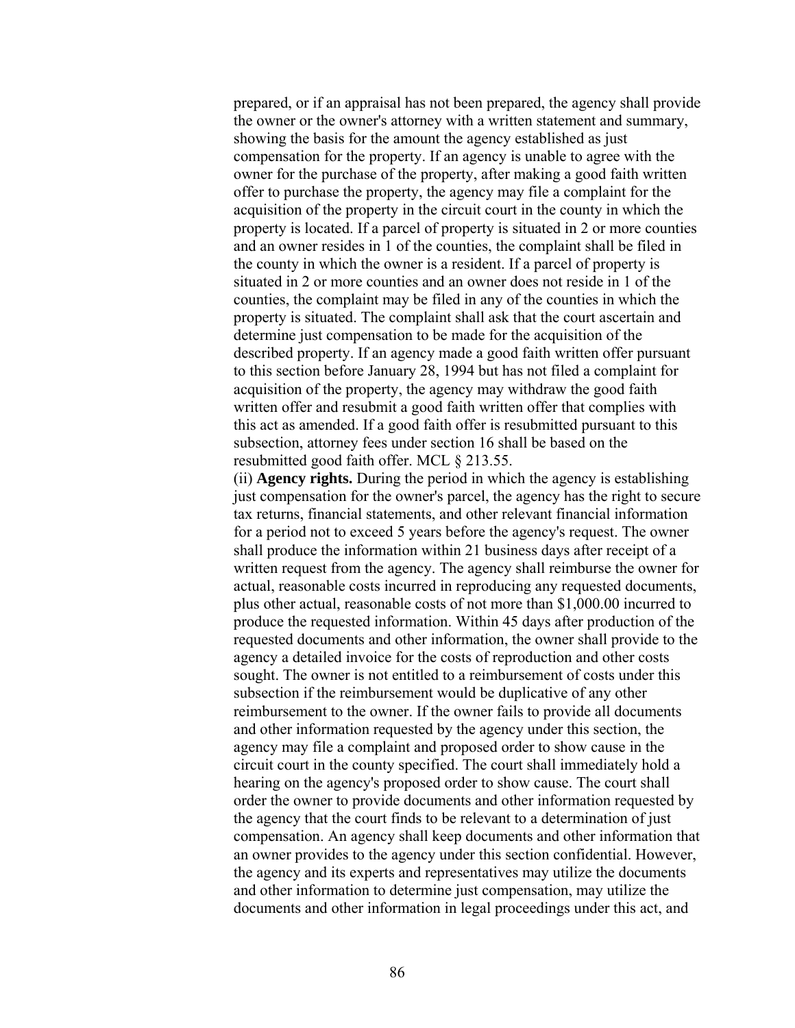prepared, or if an appraisal has not been prepared, the agency shall provide the owner or the owner's attorney with a written statement and summary, showing the basis for the amount the agency established as just compensation for the property. If an agency is unable to agree with the owner for the purchase of the property, after making a good faith written offer to purchase the property, the agency may file a complaint for the acquisition of the property in the circuit court in the county in which the property is located. If a parcel of property is situated in 2 or more counties and an owner resides in 1 of the counties, the complaint shall be filed in the county in which the owner is a resident. If a parcel of property is situated in 2 or more counties and an owner does not reside in 1 of the counties, the complaint may be filed in any of the counties in which the property is situated. The complaint shall ask that the court ascertain and determine just compensation to be made for the acquisition of the described property. If an agency made a good faith written offer pursuant to this section before January 28, 1994 but has not filed a complaint for acquisition of the property, the agency may withdraw the good faith written offer and resubmit a good faith written offer that complies with this act as amended. If a good faith offer is resubmitted pursuant to this subsection, attorney fees under section 16 shall be based on the resubmitted good faith offer. MCL § 213.55.

(ii) **Agency rights.** During the period in which the agency is establishing just compensation for the owner's parcel, the agency has the right to secure tax returns, financial statements, and other relevant financial information for a period not to exceed 5 years before the agency's request. The owner shall produce the information within 21 business days after receipt of a written request from the agency. The agency shall reimburse the owner for actual, reasonable costs incurred in reproducing any requested documents, plus other actual, reasonable costs of not more than $1,000.00 incurred to produce the requested information. Within 45 days after production of the requested documents and other information, the owner shall provide to the agency a detailed invoice for the costs of reproduction and other costs sought. The owner is not entitled to a reimbursement of costs under this subsection if the reimbursement would be duplicative of any other reimbursement to the owner. If the owner fails to provide all documents and other information requested by the agency under this section, the agency may file a complaint and proposed order to show cause in the circuit court in the county specified. The court shall immediately hold a hearing on the agency's proposed order to show cause. The court shall order the owner to provide documents and other information requested by the agency that the court finds to be relevant to a determination of just compensation. An agency shall keep documents and other information that an owner provides to the agency under this section confidential. However, the agency and its experts and representatives may utilize the documents and other information to determine just compensation, may utilize the documents and other information in legal proceedings under this act, and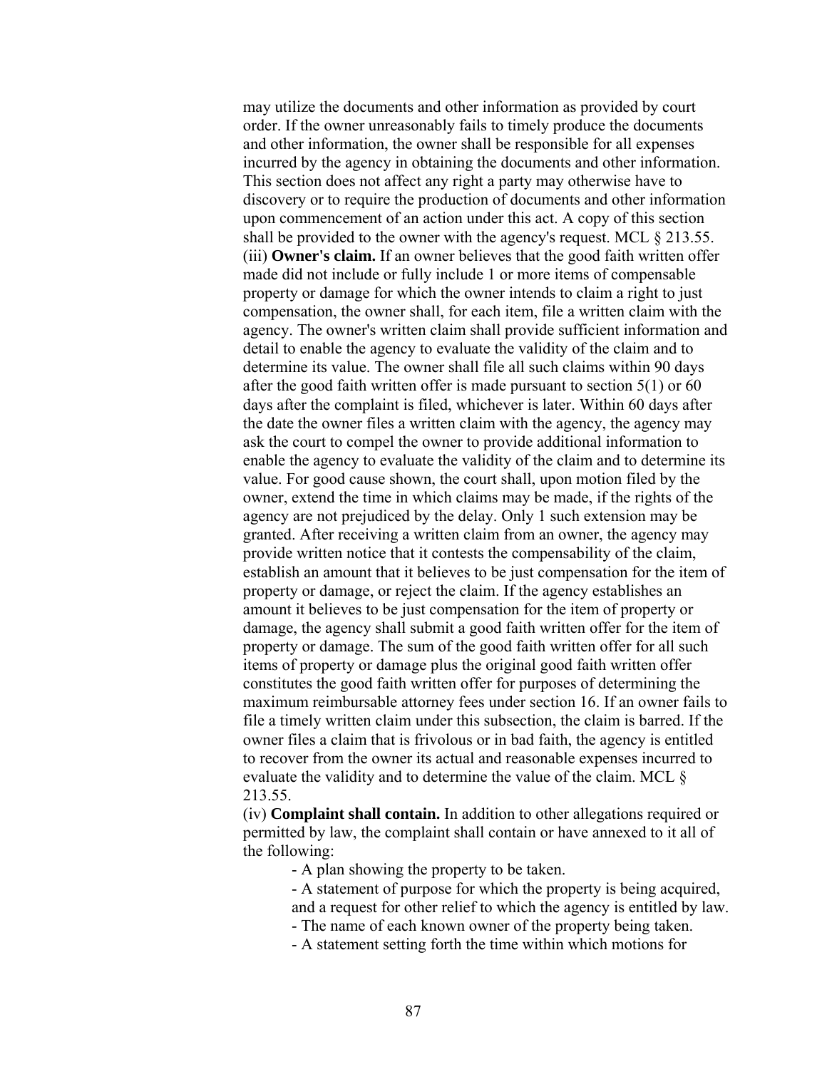may utilize the documents and other information as provided by court order. If the owner unreasonably fails to timely produce the documents and other information, the owner shall be responsible for all expenses incurred by the agency in obtaining the documents and other information. This section does not affect any right a party may otherwise have to discovery or to require the production of documents and other information upon commencement of an action under this act. A copy of this section shall be provided to the owner with the agency's request. MCL § 213.55.

(iii) **Owner's claim.** If an owner believes that the good faith written offer made did not include or fully include 1 or more items of compensable property or damage for which the owner intends to claim a right to just compensation, the owner shall, for each item, file a written claim with the agency. The owner's written claim shall provide sufficient information and detail to enable the agency to evaluate the validity of the claim and to determine its value. The owner shall file all such claims within 90 days after the good faith written offer is made pursuant to section 5(1) or 60 days after the complaint is filed, whichever is later. Within 60 days after the date the owner files a written claim with the agency, the agency may ask the court to compel the owner to provide additional information to enable the agency to evaluate the validity of the claim and to determine its value. For good cause shown, the court shall, upon motion filed by the owner, extend the time in which claims may be made, if the rights of the agency are not prejudiced by the delay. Only 1 such extension may be granted. After receiving a written claim from an owner, the agency may provide written notice that it contests the compensability of the claim, establish an amount that it believes to be just compensation for the item of property or damage, or reject the claim. If the agency establishes an amount it believes to be just compensation for the item of property or damage, the agency shall submit a good faith written offer for the item of property or damage. The sum of the good faith written offer for all such items of property or damage plus the original good faith written offer constitutes the good faith written offer for purposes of determining the maximum reimbursable attorney fees under section 16. If an owner fails to file a timely written claim under this subsection, the claim is barred. If the owner files a claim that is frivolous or in bad faith, the agency is entitled to recover from the owner its actual and reasonable expenses incurred to evaluate the validity and to determine the value of the claim. MCL § 213.55.

(iv) **Complaint shall contain.** In addition to other allegations required or permitted by law, the complaint shall contain or have annexed to it all of the following:

- A plan showing the property to be taken.
- A statement of purpose for which the property is being acquired, and a request for other relief to which the agency is entitled by law.
- The name of each known owner of the property being taken.
- A statement setting forth the time within which motions for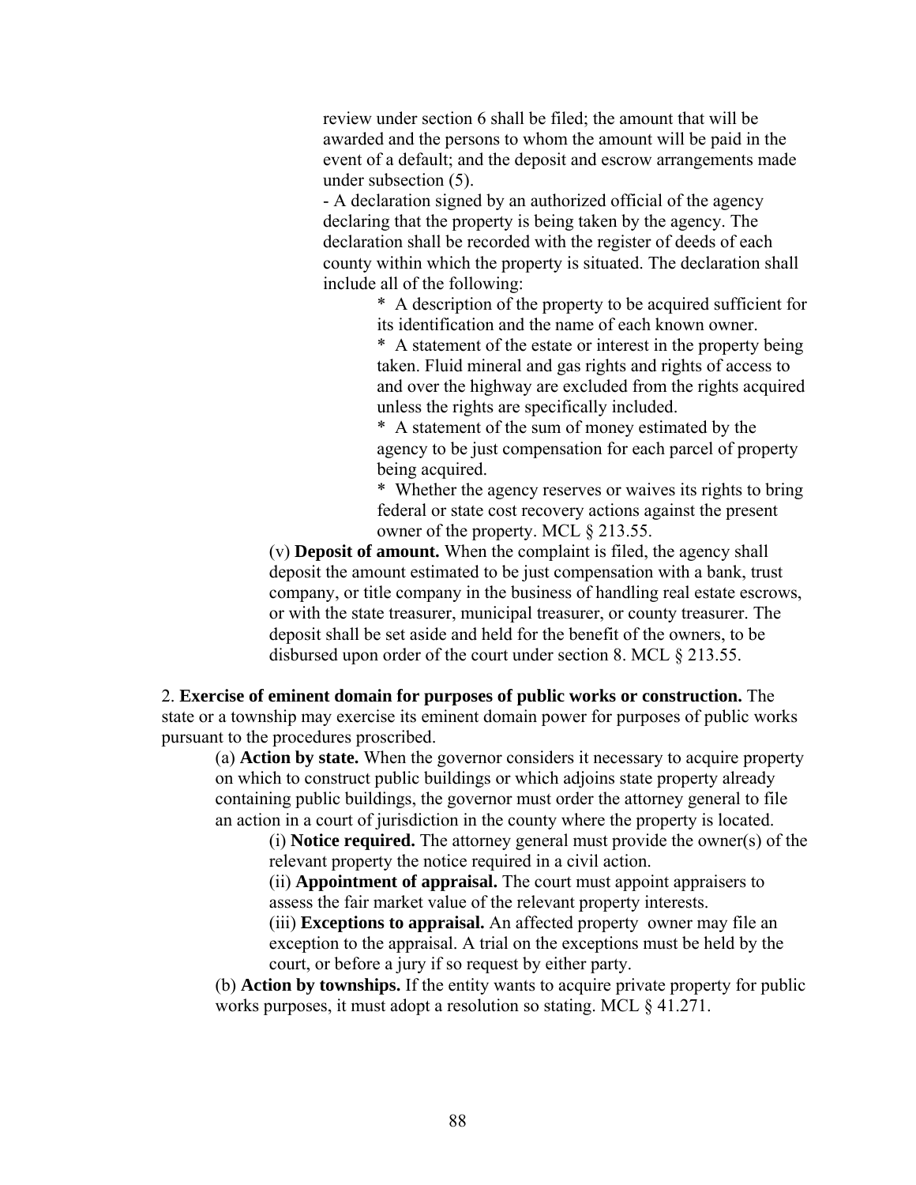review under section 6 shall be filed; the amount that will be awarded and the persons to whom the amount will be paid in the event of a default; and the deposit and escrow arrangements made under subsection (5).

- A declaration signed by an authorized official of the agency declaring that the property is being taken by the agency. The declaration shall be recorded with the register of deeds of each county within which the property is situated. The declaration shall include all of the following:
    * A description of the property to be acquired sufficient for its identification and the name of each known owner.
    * A statement of the estate or interest in the property being taken. Fluid mineral and gas rights and rights of access to and over the highway are excluded from the rights acquired unless the rights are specifically included.
    * A statement of the sum of money estimated by the agency to be just compensation for each parcel of property being acquired.
    * Whether the agency reserves or waives its rights to bring federal or state cost recovery actions against the present owner of the property. MCL § 213.55.

(v) **Deposit of amount.** When the complaint is filed, the agency shall deposit the amount estimated to be just compensation with a bank, trust company, or title company in the business of handling real estate escrows, or with the state treasurer, municipal treasurer, or county treasurer. The deposit shall be set aside and held for the benefit of the owners, to be disbursed upon order of the court under section 8. MCL § 213.55.

2. **Exercise of eminent domain for purposes of public works or construction.** The state or a township may exercise its eminent domain power for purposes of public works pursuant to the procedures proscribed.

(a) **Action by state.** When the governor considers it necessary to acquire property on which to construct public buildings or which adjoins state property already containing public buildings, the governor must order the attorney general to file an action in a court of jurisdiction in the county where the property is located.

(i) **Notice required.** The attorney general must provide the owner(s) of the relevant property the notice required in a civil action.

(ii) **Appointment of appraisal.** The court must appoint appraisers to assess the fair market value of the relevant property interests.

(iii) **Exceptions to appraisal.** An affected property owner may file an exception to the appraisal. A trial on the exceptions must be held by the court, or before a jury if so request by either party.

(b) **Action by townships.** If the entity wants to acquire private property for public works purposes, it must adopt a resolution so stating. MCL § 41.271.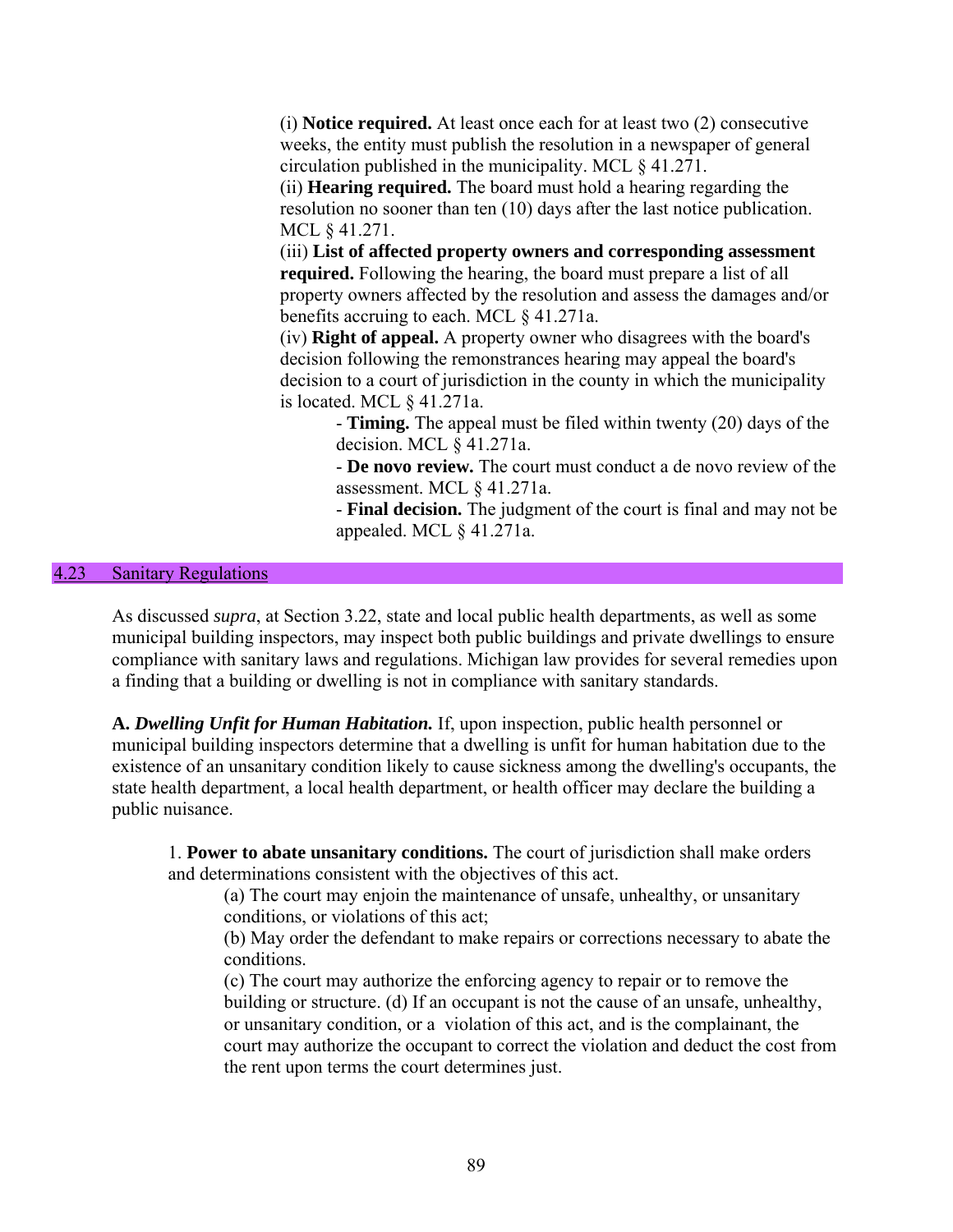(i) **Notice required.** At least once each for at least two (2) consecutive weeks, the entity must publish the resolution in a newspaper of general circulation published in the municipality. MCL § 41.271.

(ii) **Hearing required.** The board must hold a hearing regarding the resolution no sooner than ten (10) days after the last notice publication. MCL § 41.271.

(iii) **List of affected property owners and corresponding assessment required.** Following the hearing, the board must prepare a list of all property owners affected by the resolution and assess the damages and/or benefits accruing to each. MCL § 41.271a.

(iv) **Right of appeal.** A property owner who disagrees with the board's decision following the remonstrances hearing may appeal the board's decision to a court of jurisdiction in the county in which the municipality is located. MCL § 41.271a.

- **Timing.** The appeal must be filed within twenty (20) days of the decision. MCL § 41.271a.
- **De novo review.** The court must conduct a de novo review of the assessment. MCL § 41.271a.
- **Final decision.** The judgment of the court is final and may not be appealed. MCL § 41.271a.

## 4.23 Sanitary Regulations

As discussed *supra*, at Section 3.22, state and local public health departments, as well as some municipal building inspectors, may inspect both public buildings and private dwellings to ensure compliance with sanitary laws and regulations. Michigan law provides for several remedies upon a finding that a building or dwelling is not in compliance with sanitary standards.

**A.** ***Dwelling Unfit for Human Habitation.*** If, upon inspection, public health personnel or municipal building inspectors determine that a dwelling is unfit for human habitation due to the existence of an unsanitary condition likely to cause sickness among the dwelling's occupants, the state health department, a local health department, or health officer may declare the building a public nuisance.

1. **Power to abate unsanitary conditions.** The court of jurisdiction shall make orders and determinations consistent with the objectives of this act.

(a) The court may enjoin the maintenance of unsafe, unhealthy, or unsanitary conditions, or violations of this act;

(b) May order the defendant to make repairs or corrections necessary to abate the conditions.

(c) The court may authorize the enforcing agency to repair or to remove the building or structure. (d) If an occupant is not the cause of an unsafe, unhealthy, or unsanitary condition, or a violation of this act, and is the complainant, the court may authorize the occupant to correct the violation and deduct the cost from the rent upon terms the court determines just.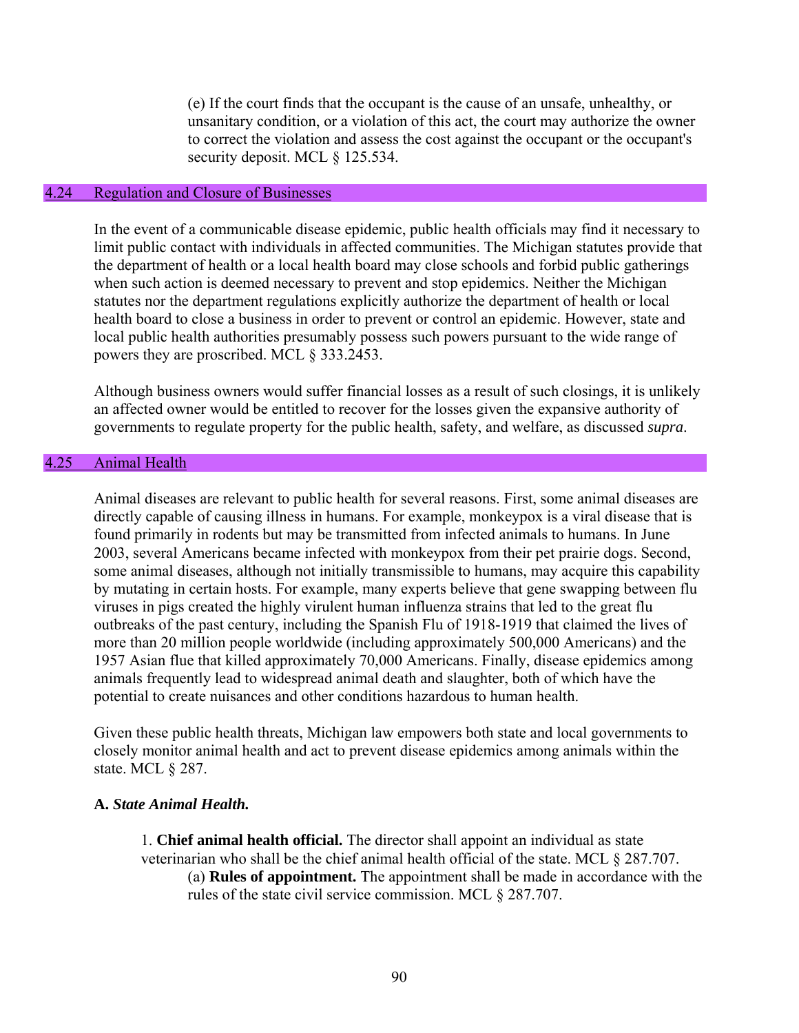(e) If the court finds that the occupant is the cause of an unsafe, unhealthy, or unsanitary condition, or a violation of this act, the court may authorize the owner to correct the violation and assess the cost against the occupant or the occupant's security deposit. MCL § 125.534.

## 4.24 Regulation and Closure of Businesses

In the event of a communicable disease epidemic, public health officials may find it necessary to limit public contact with individuals in affected communities. The Michigan statutes provide that the department of health or a local health board may close schools and forbid public gatherings when such action is deemed necessary to prevent and stop epidemics. Neither the Michigan statutes nor the department regulations explicitly authorize the department of health or local health board to close a business in order to prevent or control an epidemic. However, state and local public health authorities presumably possess such powers pursuant to the wide range of powers they are proscribed. MCL § 333.2453.

Although business owners would suffer financial losses as a result of such closings, it is unlikely an affected owner would be entitled to recover for the losses given the expansive authority of governments to regulate property for the public health, safety, and welfare, as discussed *supra*.

## 4.25 Animal Health

Animal diseases are relevant to public health for several reasons. First, some animal diseases are directly capable of causing illness in humans. For example, monkeypox is a viral disease that is found primarily in rodents but may be transmitted from infected animals to humans. In June 2003, several Americans became infected with monkeypox from their pet prairie dogs. Second, some animal diseases, although not initially transmissible to humans, may acquire this capability by mutating in certain hosts. For example, many experts believe that gene swapping between flu viruses in pigs created the highly virulent human influenza strains that led to the great flu outbreaks of the past century, including the Spanish Flu of 1918-1919 that claimed the lives of more than 20 million people worldwide (including approximately 500,000 Americans) and the 1957 Asian flue that killed approximately 70,000 Americans. Finally, disease epidemics among animals frequently lead to widespread animal death and slaughter, both of which have the potential to create nuisances and other conditions hazardous to human health.

Given these public health threats, Michigan law empowers both state and local governments to closely monitor animal health and act to prevent disease epidemics among animals within the state. MCL § 287.

**A.** ***State Animal Health.***

1. **Chief animal health official.** The director shall appoint an individual as state veterinarian who shall be the chief animal health official of the state. MCL § 287.707.
   - (a) **Rules of appointment.** The appointment shall be made in accordance with the rules of the state civil service commission. MCL § 287.707.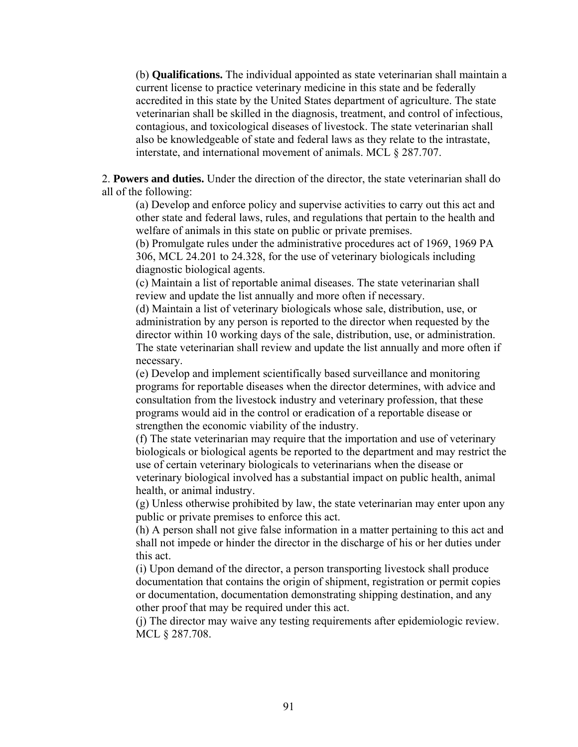(b) **Qualifications.** The individual appointed as state veterinarian shall maintain a current license to practice veterinary medicine in this state and be federally accredited in this state by the United States department of agriculture. The state veterinarian shall be skilled in the diagnosis, treatment, and control of infectious, contagious, and toxicological diseases of livestock. The state veterinarian shall also be knowledgeable of state and federal laws as they relate to the intrastate, interstate, and international movement of animals. MCL § 287.707.

2. **Powers and duties.** Under the direction of the director, the state veterinarian shall do all of the following:

(a) Develop and enforce policy and supervise activities to carry out this act and other state and federal laws, rules, and regulations that pertain to the health and welfare of animals in this state on public or private premises.
(b) Promulgate rules under the administrative procedures act of 1969, 1969 PA 306, MCL 24.201 to 24.328, for the use of veterinary biologicals including diagnostic biological agents.
(c) Maintain a list of reportable animal diseases. The state veterinarian shall review and update the list annually and more often if necessary.
(d) Maintain a list of veterinary biologicals whose sale, distribution, use, or administration by any person is reported to the director when requested by the director within 10 working days of the sale, distribution, use, or administration. The state veterinarian shall review and update the list annually and more often if necessary.
(e) Develop and implement scientifically based surveillance and monitoring programs for reportable diseases when the director determines, with advice and consultation from the livestock industry and veterinary profession, that these programs would aid in the control or eradication of a reportable disease or strengthen the economic viability of the industry.
(f) The state veterinarian may require that the importation and use of veterinary biologicals or biological agents be reported to the department and may restrict the use of certain veterinary biologicals to veterinarians when the disease or veterinary biological involved has a substantial impact on public health, animal health, or animal industry.
(g) Unless otherwise prohibited by law, the state veterinarian may enter upon any public or private premises to enforce this act.
(h) A person shall not give false information in a matter pertaining to this act and shall not impede or hinder the director in the discharge of his or her duties under this act.
(i) Upon demand of the director, a person transporting livestock shall produce documentation that contains the origin of shipment, registration or permit copies or documentation, documentation demonstrating shipping destination, and any other proof that may be required under this act.
(j) The director may waive any testing requirements after epidemiologic review. MCL § 287.708.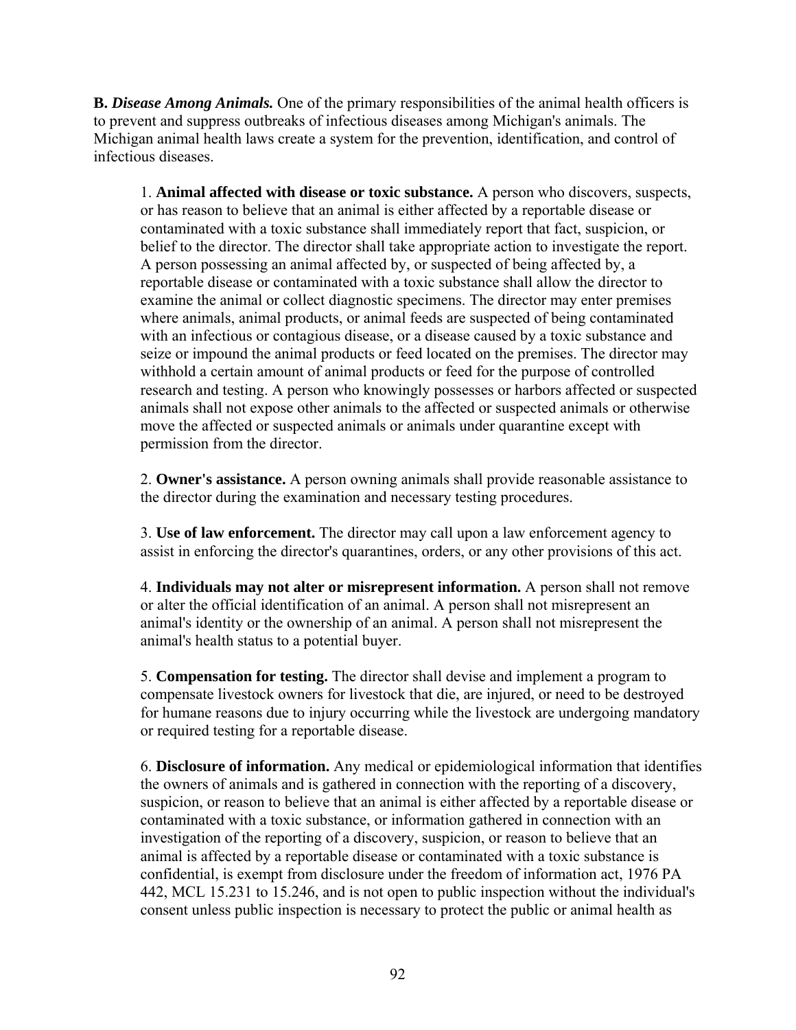**B. *Disease Among Animals.*** One of the primary responsibilities of the animal health officers is to prevent and suppress outbreaks of infectious diseases among Michigan's animals. The Michigan animal health laws create a system for the prevention, identification, and control of infectious diseases.

1. **Animal affected with disease or toxic substance.** A person who discovers, suspects, or has reason to believe that an animal is either affected by a reportable disease or contaminated with a toxic substance shall immediately report that fact, suspicion, or belief to the director. The director shall take appropriate action to investigate the report. A person possessing an animal affected by, or suspected of being affected by, a reportable disease or contaminated with a toxic substance shall allow the director to examine the animal or collect diagnostic specimens. The director may enter premises where animals, animal products, or animal feeds are suspected of being contaminated with an infectious or contagious disease, or a disease caused by a toxic substance and seize or impound the animal products or feed located on the premises. The director may withhold a certain amount of animal products or feed for the purpose of controlled research and testing. A person who knowingly possesses or harbors affected or suspected animals shall not expose other animals to the affected or suspected animals or otherwise move the affected or suspected animals or animals under quarantine except with permission from the director.

2. **Owner's assistance.** A person owning animals shall provide reasonable assistance to the director during the examination and necessary testing procedures.

3. **Use of law enforcement.** The director may call upon a law enforcement agency to assist in enforcing the director's quarantines, orders, or any other provisions of this act.

4. **Individuals may not alter or misrepresent information.** A person shall not remove or alter the official identification of an animal. A person shall not misrepresent an animal's identity or the ownership of an animal. A person shall not misrepresent the animal's health status to a potential buyer.

5. **Compensation for testing.** The director shall devise and implement a program to compensate livestock owners for livestock that die, are injured, or need to be destroyed for humane reasons due to injury occurring while the livestock are undergoing mandatory or required testing for a reportable disease.

6. **Disclosure of information.** Any medical or epidemiological information that identifies the owners of animals and is gathered in connection with the reporting of a discovery, suspicion, or reason to believe that an animal is either affected by a reportable disease or contaminated with a toxic substance, or information gathered in connection with an investigation of the reporting of a discovery, suspicion, or reason to believe that an animal is affected by a reportable disease or contaminated with a toxic substance is confidential, is exempt from disclosure under the freedom of information act, 1976 PA 442, MCL 15.231 to 15.246, and is not open to public inspection without the individual's consent unless public inspection is necessary to protect the public or animal health as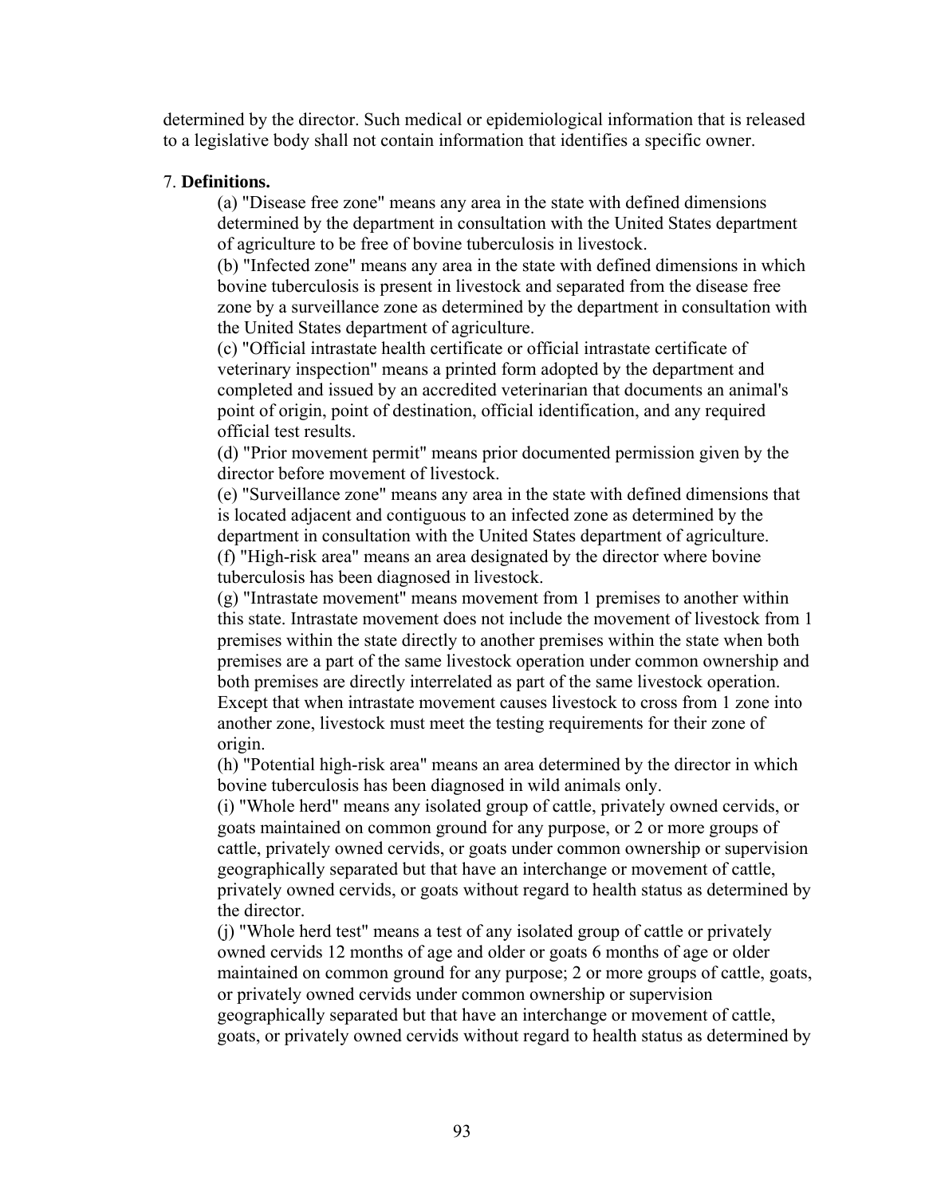determined by the director. Such medical or epidemiological information that is released to a legislative body shall not contain information that identifies a specific owner.

7. **Definitions.**

(a) "Disease free zone" means any area in the state with defined dimensions determined by the department in consultation with the United States department of agriculture to be free of bovine tuberculosis in livestock.

(b) "Infected zone" means any area in the state with defined dimensions in which bovine tuberculosis is present in livestock and separated from the disease free zone by a surveillance zone as determined by the department in consultation with the United States department of agriculture.

(c) "Official intrastate health certificate or official intrastate certificate of veterinary inspection" means a printed form adopted by the department and completed and issued by an accredited veterinarian that documents an animal's point of origin, point of destination, official identification, and any required official test results.

(d) "Prior movement permit" means prior documented permission given by the director before movement of livestock.

(e) "Surveillance zone" means any area in the state with defined dimensions that is located adjacent and contiguous to an infected zone as determined by the department in consultation with the United States department of agriculture.

(f) "High-risk area" means an area designated by the director where bovine tuberculosis has been diagnosed in livestock.

(g) "Intrastate movement" means movement from 1 premises to another within this state. Intrastate movement does not include the movement of livestock from 1 premises within the state directly to another premises within the state when both premises are a part of the same livestock operation under common ownership and both premises are directly interrelated as part of the same livestock operation. Except that when intrastate movement causes livestock to cross from 1 zone into another zone, livestock must meet the testing requirements for their zone of origin.

(h) "Potential high-risk area" means an area determined by the director in which bovine tuberculosis has been diagnosed in wild animals only.

(i) "Whole herd" means any isolated group of cattle, privately owned cervids, or goats maintained on common ground for any purpose, or 2 or more groups of cattle, privately owned cervids, or goats under common ownership or supervision geographically separated but that have an interchange or movement of cattle, privately owned cervids, or goats without regard to health status as determined by the director.

(j) "Whole herd test" means a test of any isolated group of cattle or privately owned cervids 12 months of age and older or goats 6 months of age or older maintained on common ground for any purpose; 2 or more groups of cattle, goats, or privately owned cervids under common ownership or supervision geographically separated but that have an interchange or movement of cattle, goats, or privately owned cervids without regard to health status as determined by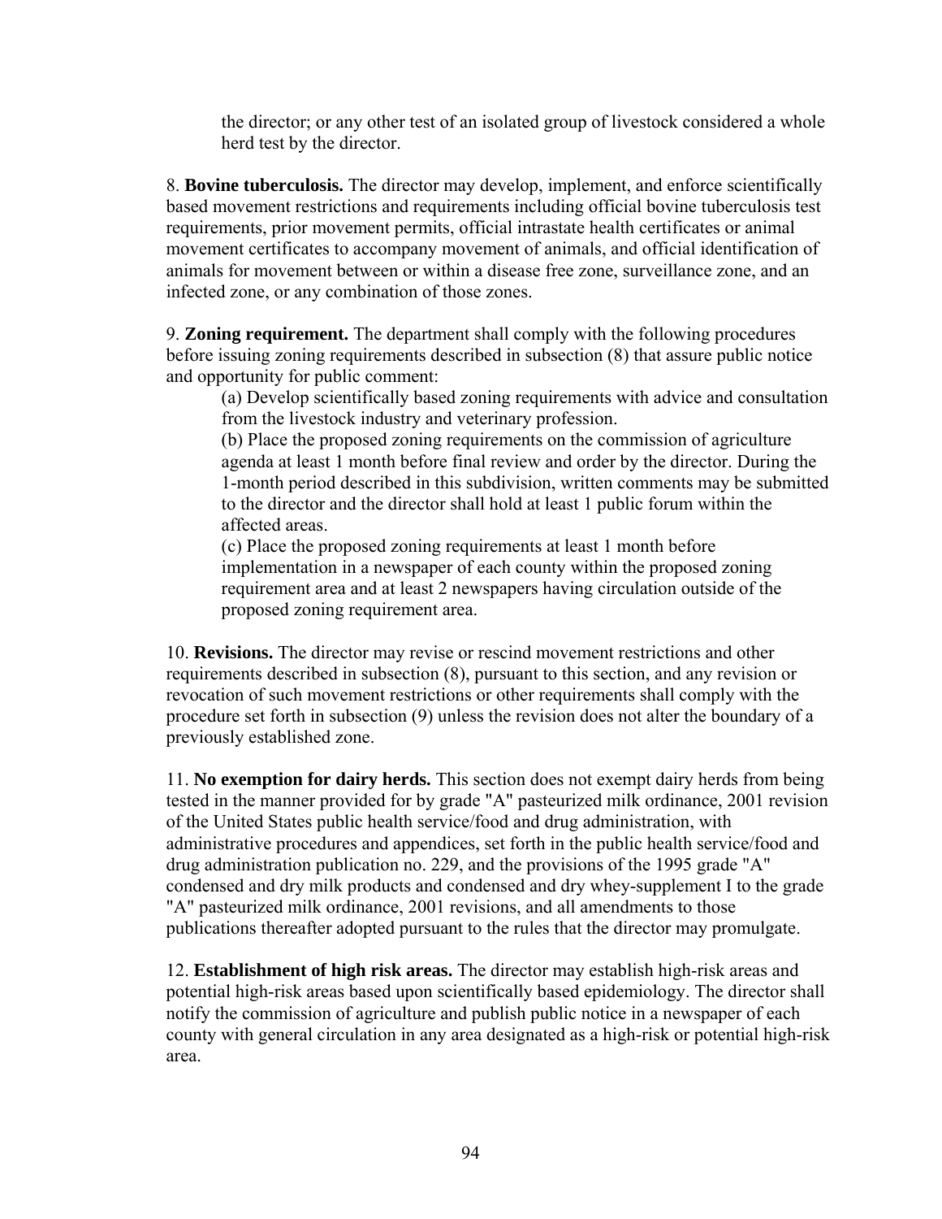the director; or any other test of an isolated group of livestock considered a whole herd test by the director.

8. **Bovine tuberculosis.** The director may develop, implement, and enforce scientifically based movement restrictions and requirements including official bovine tuberculosis test requirements, prior movement permits, official intrastate health certificates or animal movement certificates to accompany movement of animals, and official identification of animals for movement between or within a disease free zone, surveillance zone, and an infected zone, or any combination of those zones.

9. **Zoning requirement.** The department shall comply with the following procedures before issuing zoning requirements described in subsection (8) that assure public notice and opportunity for public comment:

(a) Develop scientifically based zoning requirements with advice and consultation from the livestock industry and veterinary profession.

(b) Place the proposed zoning requirements on the commission of agriculture agenda at least 1 month before final review and order by the director. During the 1-month period described in this subdivision, written comments may be submitted to the director and the director shall hold at least 1 public forum within the affected areas.

(c) Place the proposed zoning requirements at least 1 month before implementation in a newspaper of each county within the proposed zoning requirement area and at least 2 newspapers having circulation outside of the proposed zoning requirement area.

10. **Revisions.** The director may revise or rescind movement restrictions and other requirements described in subsection (8), pursuant to this section, and any revision or revocation of such movement restrictions or other requirements shall comply with the procedure set forth in subsection (9) unless the revision does not alter the boundary of a previously established zone.

11. **No exemption for dairy herds.** This section does not exempt dairy herds from being tested in the manner provided for by grade "A" pasteurized milk ordinance, 2001 revision of the United States public health service/food and drug administration, with administrative procedures and appendices, set forth in the public health service/food and drug administration publication no. 229, and the provisions of the 1995 grade "A" condensed and dry milk products and condensed and dry whey-supplement I to the grade "A" pasteurized milk ordinance, 2001 revisions, and all amendments to those publications thereafter adopted pursuant to the rules that the director may promulgate.

12. **Establishment of high risk areas.** The director may establish high-risk areas and potential high-risk areas based upon scientifically based epidemiology. The director shall notify the commission of agriculture and publish public notice in a newspaper of each county with general circulation in any area designated as a high-risk or potential high-risk area.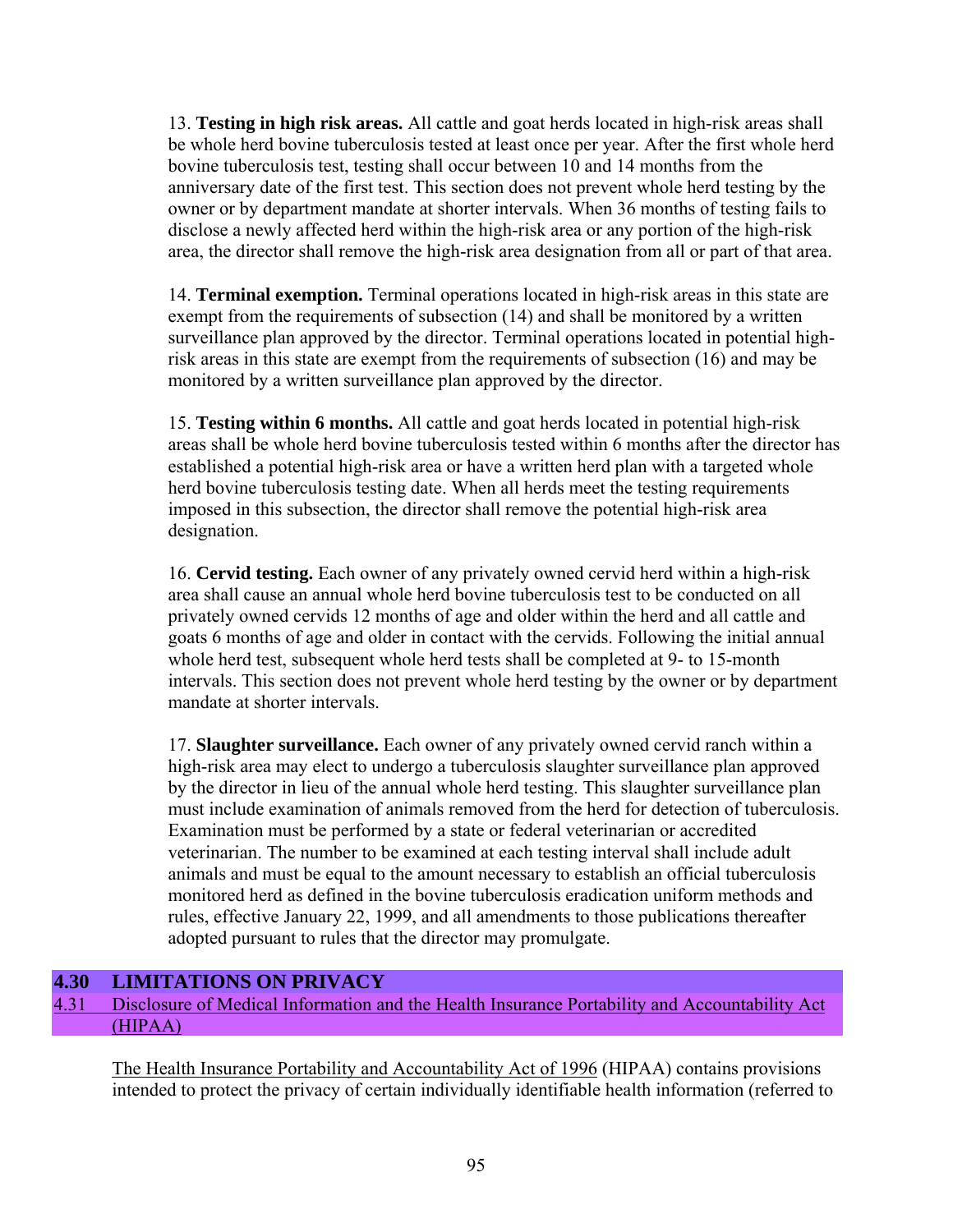13. **Testing in high risk areas.** All cattle and goat herds located in high-risk areas shall be whole herd bovine tuberculosis tested at least once per year. After the first whole herd bovine tuberculosis test, testing shall occur between 10 and 14 months from the anniversary date of the first test. This section does not prevent whole herd testing by the owner or by department mandate at shorter intervals. When 36 months of testing fails to disclose a newly affected herd within the high-risk area or any portion of the high-risk area, the director shall remove the high-risk area designation from all or part of that area.

14. **Terminal exemption.** Terminal operations located in high-risk areas in this state are exempt from the requirements of subsection (14) and shall be monitored by a written surveillance plan approved by the director. Terminal operations located in potential high-risk areas in this state are exempt from the requirements of subsection (16) and may be monitored by a written surveillance plan approved by the director.

15. **Testing within 6 months.** All cattle and goat herds located in potential high-risk areas shall be whole herd bovine tuberculosis tested within 6 months after the director has established a potential high-risk area or have a written herd plan with a targeted whole herd bovine tuberculosis testing date. When all herds meet the testing requirements imposed in this subsection, the director shall remove the potential high-risk area designation.

16. **Cervid testing.** Each owner of any privately owned cervid herd within a high-risk area shall cause an annual whole herd bovine tuberculosis test to be conducted on all privately owned cervids 12 months of age and older within the herd and all cattle and goats 6 months of age and older in contact with the cervids. Following the initial annual whole herd test, subsequent whole herd tests shall be completed at 9- to 15-month intervals. This section does not prevent whole herd testing by the owner or by department mandate at shorter intervals.

17. **Slaughter surveillance.** Each owner of any privately owned cervid ranch within a high-risk area may elect to undergo a tuberculosis slaughter surveillance plan approved by the director in lieu of the annual whole herd testing. This slaughter surveillance plan must include examination of animals removed from the herd for detection of tuberculosis. Examination must be performed by a state or federal veterinarian or accredited veterinarian. The number to be examined at each testing interval shall include adult animals and must be equal to the amount necessary to establish an official tuberculosis monitored herd as defined in the bovine tuberculosis eradication uniform methods and rules, effective January 22, 1999, and all amendments to those publications thereafter adopted pursuant to rules that the director may promulgate.

## 4.30 LIMITATIONS ON PRIVACY

### 4.31 Disclosure of Medical Information and the Health Insurance Portability and Accountability Act (HIPAA)

The Health Insurance Portability and Accountability Act of 1996 (HIPAA) contains provisions intended to protect the privacy of certain individually identifiable health information (referred to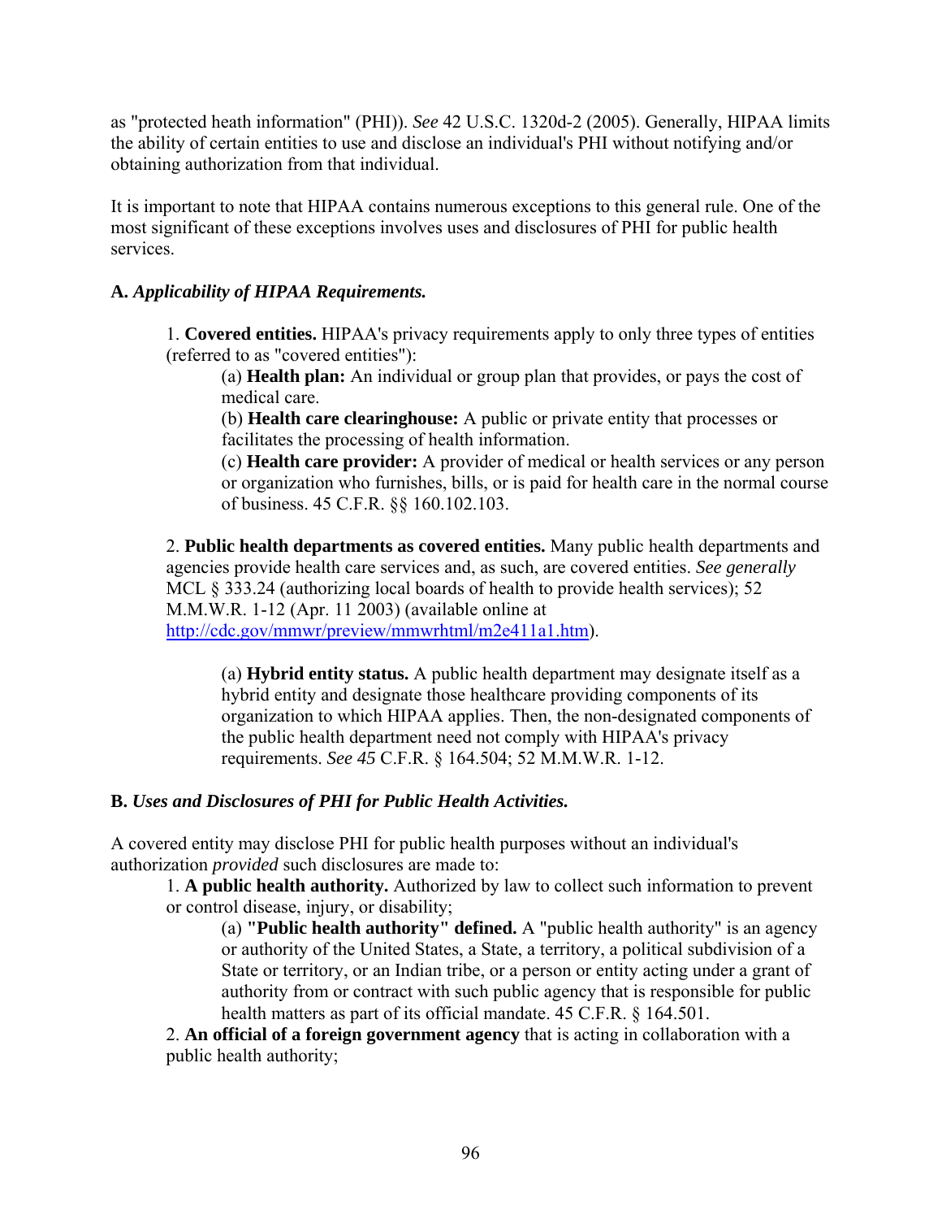as "protected heath information" (PHI)). *See* 42 U.S.C. 1320d-2 (2005). Generally, HIPAA limits the ability of certain entities to use and disclose an individual's PHI without notifying and/or obtaining authorization from that individual.

It is important to note that HIPAA contains numerous exceptions to this general rule. One of the most significant of these exceptions involves uses and disclosures of PHI for public health services.

**A.** ***Applicability of HIPAA Requirements.***

1. **Covered entities.** HIPAA's privacy requirements apply to only three types of entities (referred to as "covered entities"):

   (a) **Health plan:** An individual or group plan that provides, or pays the cost of medical care.

   (b) **Health care clearinghouse:** A public or private entity that processes or facilitates the processing of health information.

   (c) **Health care provider:** A provider of medical or health services or any person or organization who furnishes, bills, or is paid for health care in the normal course of business. 45 C.F.R. §§ 160.102.103.

2. **Public health departments as covered entities.** Many public health departments and agencies provide health care services and, as such, are covered entities. *See generally* MCL § 333.24 (authorizing local boards of health to provide health services); 52 M.M.W.R. 1-12 (Apr. 11 2003) (available online at http://cdc.gov/mmwr/preview/mmwrhtml/m2e411a1.htm).

   (a) **Hybrid entity status.** A public health department may designate itself as a hybrid entity and designate those healthcare providing components of its organization to which HIPAA applies. Then, the non-designated components of the public health department need not comply with HIPAA's privacy requirements. *See 45* C.F.R. § 164.504; 52 M.M.W.R. 1-12.

**B.** ***Uses and Disclosures of PHI for Public Health Activities.***

A covered entity may disclose PHI for public health purposes without an individual's authorization *provided* such disclosures are made to:

1. **A public health authority.** Authorized by law to collect such information to prevent or control disease, injury, or disability;

   (a) **"Public health authority" defined.** A "public health authority" is an agency or authority of the United States, a State, a territory, a political subdivision of a State or territory, or an Indian tribe, or a person or entity acting under a grant of authority from or contract with such public agency that is responsible for public health matters as part of its official mandate. 45 C.F.R. § 164.501.

2. **An official of a foreign government agency** that is acting in collaboration with a public health authority;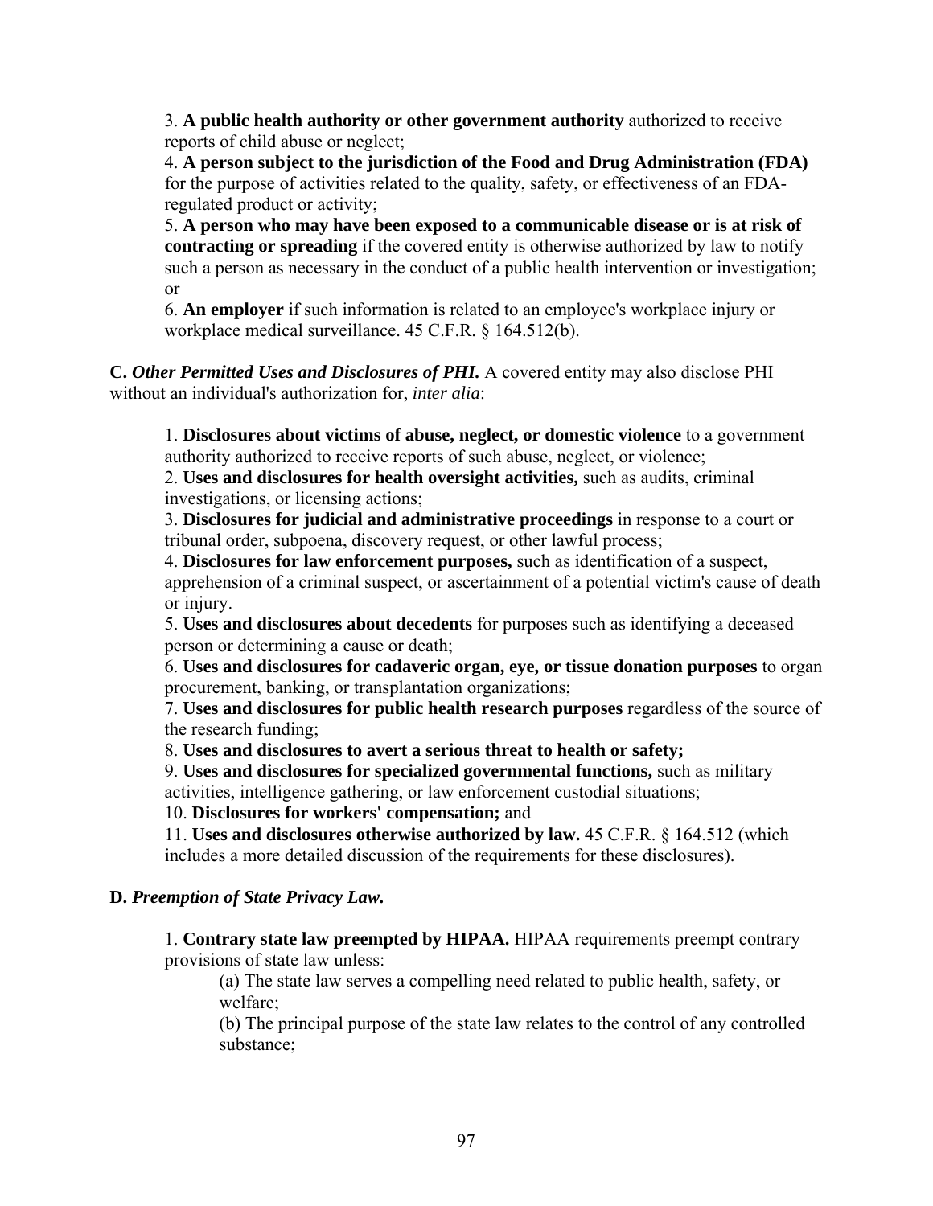3. **A public health authority or other government authority** authorized to receive reports of child abuse or neglect;
4. **A person subject to the jurisdiction of the Food and Drug Administration (FDA)** for the purpose of activities related to the quality, safety, or effectiveness of an FDA-regulated product or activity;
5. **A person who may have been exposed to a communicable disease or is at risk of contracting or spreading** if the covered entity is otherwise authorized by law to notify such a person as necessary in the conduct of a public health intervention or investigation; or
6. **An employer** if such information is related to an employee's workplace injury or workplace medical surveillance. 45 C.F.R. § 164.512(b).

**C.** ***Other Permitted Uses and Disclosures of PHI.*** A covered entity may also disclose PHI without an individual's authorization for, *inter alia*:

1. **Disclosures about victims of abuse, neglect, or domestic violence** to a government authority authorized to receive reports of such abuse, neglect, or violence;
2. **Uses and disclosures for health oversight activities,** such as audits, criminal investigations, or licensing actions;
3. **Disclosures for judicial and administrative proceedings** in response to a court or tribunal order, subpoena, discovery request, or other lawful process;
4. **Disclosures for law enforcement purposes,** such as identification of a suspect, apprehension of a criminal suspect, or ascertainment of a potential victim's cause of death or injury.
5. **Uses and disclosures about decedents** for purposes such as identifying a deceased person or determining a cause or death;
6. **Uses and disclosures for cadaveric organ, eye, or tissue donation purposes** to organ procurement, banking, or transplantation organizations;
7. **Uses and disclosures for public health research purposes** regardless of the source of the research funding;
8. **Uses and disclosures to avert a serious threat to health or safety;**
9. **Uses and disclosures for specialized governmental functions,** such as military activities, intelligence gathering, or law enforcement custodial situations;
10. **Disclosures for workers' compensation;** and
11. **Uses and disclosures otherwise authorized by law.** 45 C.F.R. § 164.512 (which includes a more detailed discussion of the requirements for these disclosures).

**D.** ***Preemption of State Privacy Law.***

1. **Contrary state law preempted by HIPAA.** HIPAA requirements preempt contrary provisions of state law unless:
   - (a) The state law serves a compelling need related to public health, safety, or welfare;
   - (b) The principal purpose of the state law relates to the control of any controlled substance;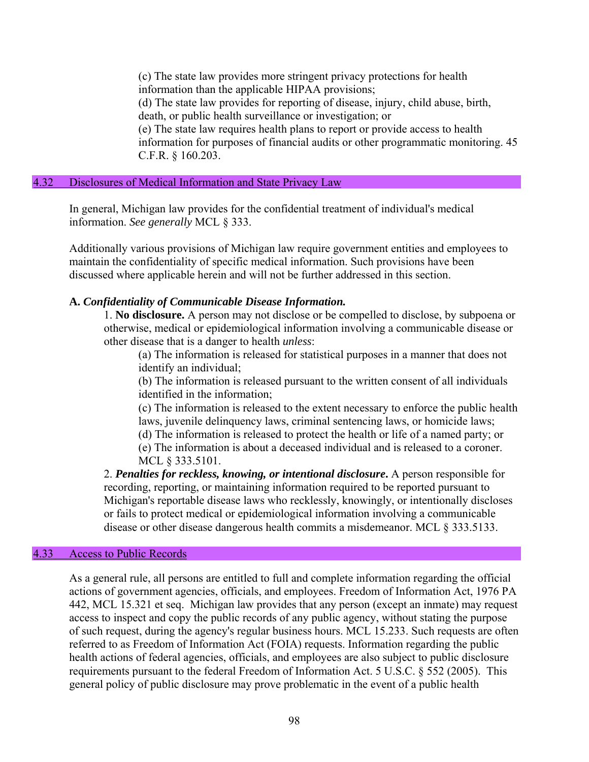(c) The state law provides more stringent privacy protections for health information than the applicable HIPAA provisions;
(d) The state law provides for reporting of disease, injury, child abuse, birth, death, or public health surveillance or investigation; or
(e) The state law requires health plans to report or provide access to health information for purposes of financial audits or other programmatic monitoring. 45 C.F.R. § 160.203.

## 4.32 Disclosures of Medical Information and State Privacy Law

In general, Michigan law provides for the confidential treatment of individual's medical information. *See generally* MCL § 333.

Additionally various provisions of Michigan law require government entities and employees to maintain the confidentiality of specific medical information. Such provisions have been discussed where applicable herein and will not be further addressed in this section.

**A. *Confidentiality of Communicable Disease Information.***

1. **No disclosure.** A person may not disclose or be compelled to disclose, by subpoena or otherwise, medical or epidemiological information involving a communicable disease or other disease that is a danger to health *unless*:
   (a) The information is released for statistical purposes in a manner that does not identify an individual;
   (b) The information is released pursuant to the written consent of all individuals identified in the information;
   (c) The information is released to the extent necessary to enforce the public health laws, juvenile delinquency laws, criminal sentencing laws, or homicide laws;
   (d) The information is released to protect the health or life of a named party; or
   (e) The information is about a deceased individual and is released to a coroner. MCL § 333.5101.
2. ***Penalties for reckless, knowing, or intentional disclosure*.** A person responsible for recording, reporting, or maintaining information required to be reported pursuant to Michigan's reportable disease laws who recklessly, knowingly, or intentionally discloses or fails to protect medical or epidemiological information involving a communicable disease or other disease dangerous health commits a misdemeanor. MCL § 333.5133.

## 4.33 Access to Public Records

As a general rule, all persons are entitled to full and complete information regarding the official actions of government agencies, officials, and employees. Freedom of Information Act, 1976 PA 442, MCL 15.321 et seq. Michigan law provides that any person (except an inmate) may request access to inspect and copy the public records of any public agency, without stating the purpose of such request, during the agency's regular business hours. MCL 15.233. Such requests are often referred to as Freedom of Information Act (FOIA) requests. Information regarding the public health actions of federal agencies, officials, and employees are also subject to public disclosure requirements pursuant to the federal Freedom of Information Act. 5 U.S.C. § 552 (2005). This general policy of public disclosure may prove problematic in the event of a public health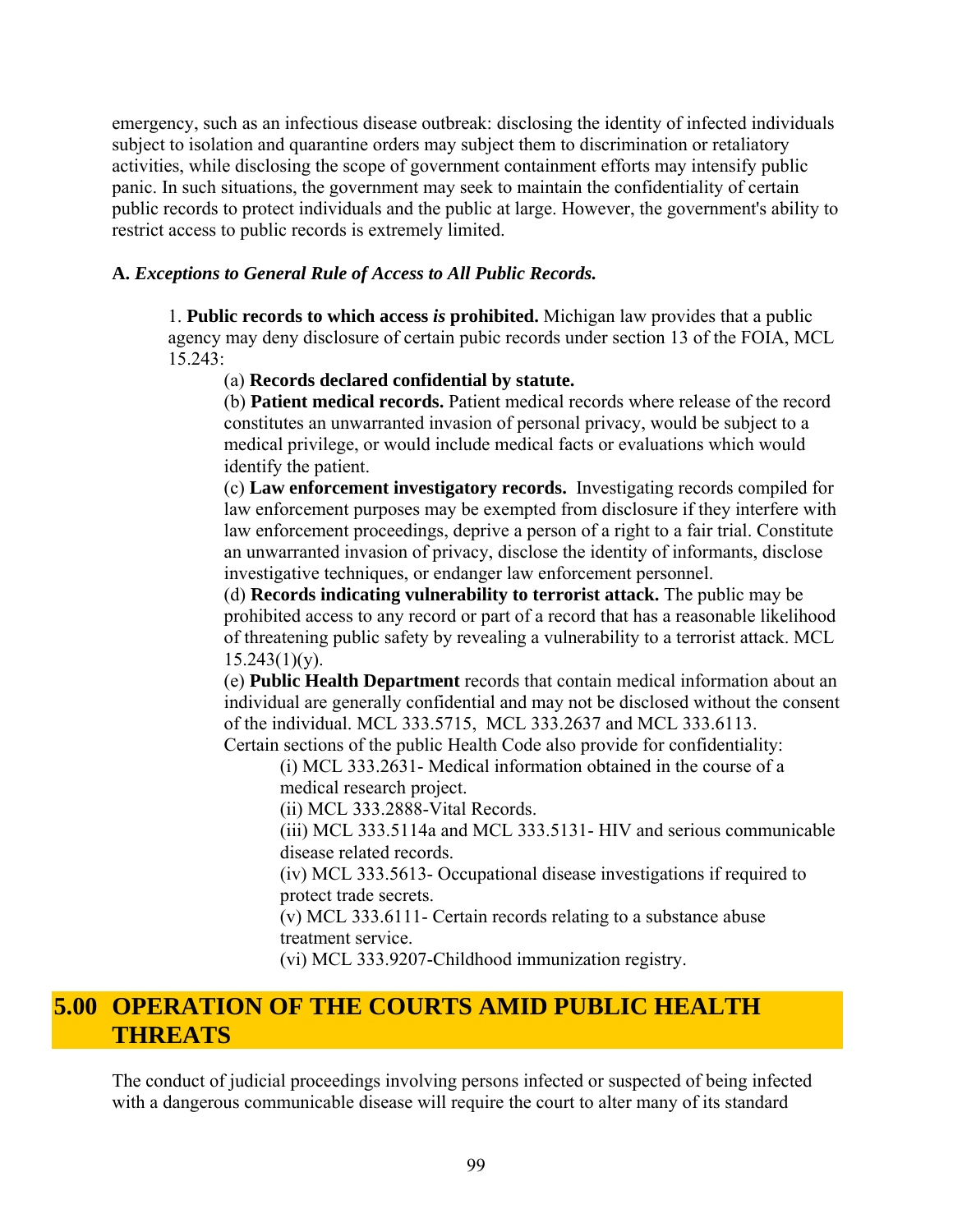emergency, such as an infectious disease outbreak: disclosing the identity of infected individuals subject to isolation and quarantine orders may subject them to discrimination or retaliatory activities, while disclosing the scope of government containment efforts may intensify public panic. In such situations, the government may seek to maintain the confidentiality of certain public records to protect individuals and the public at large. However, the government's ability to restrict access to public records is extremely limited.

**A. *Exceptions to General Rule of Access to All Public Records.***

1. **Public records to which access *is* prohibited.** Michigan law provides that a public agency may deny disclosure of certain pubic records under section 13 of the FOIA, MCL 15.243:

   (a) **Records declared confidential by statute.**

   (b) **Patient medical records.** Patient medical records where release of the record constitutes an unwarranted invasion of personal privacy, would be subject to a medical privilege, or would include medical facts or evaluations which would identify the patient.

   (c) **Law enforcement investigatory records.** Investigating records compiled for law enforcement purposes may be exempted from disclosure if they interfere with law enforcement proceedings, deprive a person of a right to a fair trial. Constitute an unwarranted invasion of privacy, disclose the identity of informants, disclose investigative techniques, or endanger law enforcement personnel.

   (d) **Records indicating vulnerability to terrorist attack.** The public may be prohibited access to any record or part of a record that has a reasonable likelihood of threatening public safety by revealing a vulnerability to a terrorist attack. MCL 15.243(1)(y).

   (e) **Public Health Department** records that contain medical information about an individual are generally confidential and may not be disclosed without the consent of the individual. MCL 333.5715, MCL 333.2637 and MCL 333.6113. Certain sections of the public Health Code also provide for confidentiality:

      (i) MCL 333.2631- Medical information obtained in the course of a medical research project.

      (ii) MCL 333.2888-Vital Records.

      (iii) MCL 333.5114a and MCL 333.5131- HIV and serious communicable disease related records.

      (iv) MCL 333.5613- Occupational disease investigations if required to protect trade secrets.

      (v) MCL 333.6111- Certain records relating to a substance abuse treatment service.

      (vi) MCL 333.9207-Childhood immunization registry.

# 5.00 OPERATION OF THE COURTS AMID PUBLIC HEALTH THREATS

The conduct of judicial proceedings involving persons infected or suspected of being infected with a dangerous communicable disease will require the court to alter many of its standard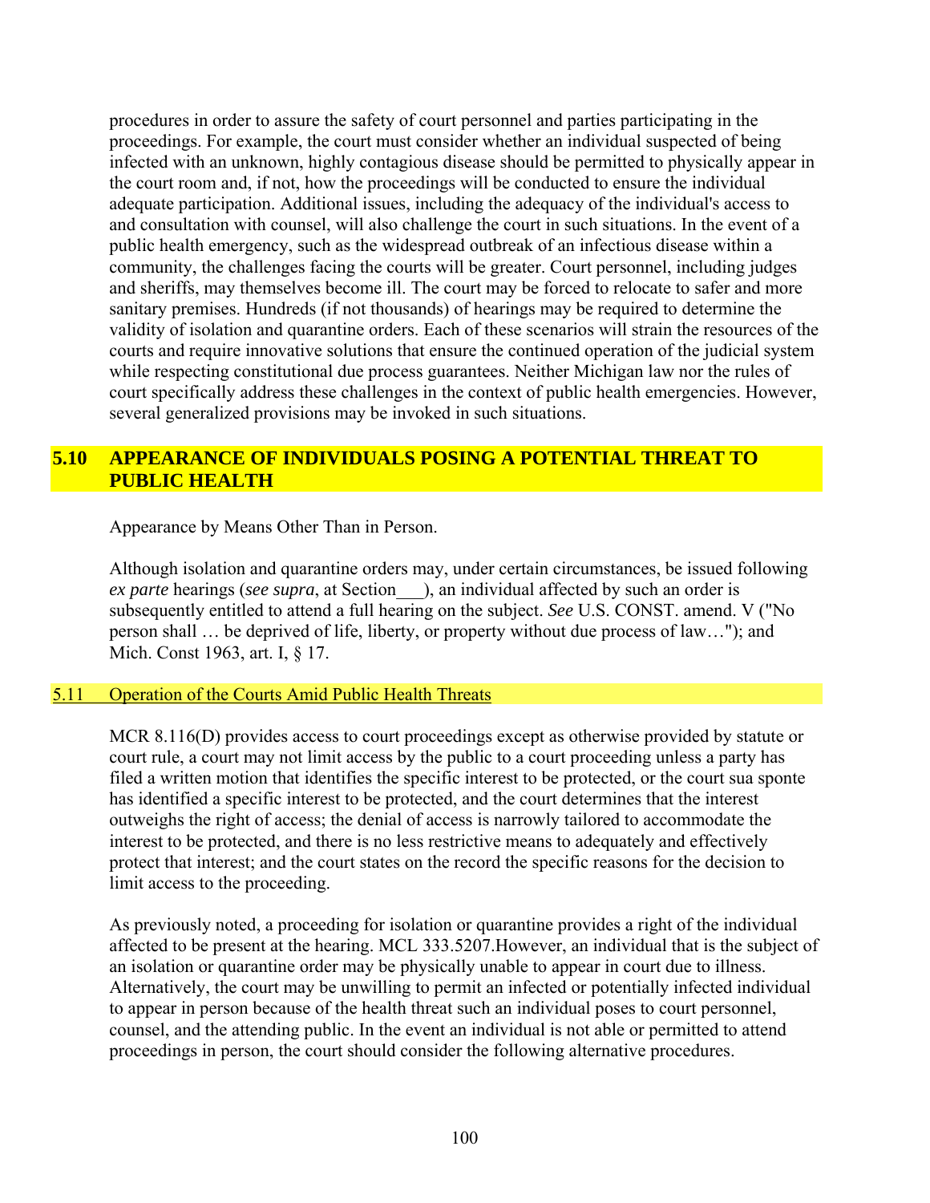procedures in order to assure the safety of court personnel and parties participating in the proceedings. For example, the court must consider whether an individual suspected of being infected with an unknown, highly contagious disease should be permitted to physically appear in the court room and, if not, how the proceedings will be conducted to ensure the individual adequate participation. Additional issues, including the adequacy of the individual's access to and consultation with counsel, will also challenge the court in such situations. In the event of a public health emergency, such as the widespread outbreak of an infectious disease within a community, the challenges facing the courts will be greater. Court personnel, including judges and sheriffs, may themselves become ill. The court may be forced to relocate to safer and more sanitary premises. Hundreds (if not thousands) of hearings may be required to determine the validity of isolation and quarantine orders. Each of these scenarios will strain the resources of the courts and require innovative solutions that ensure the continued operation of the judicial system while respecting constitutional due process guarantees. Neither Michigan law nor the rules of court specifically address these challenges in the context of public health emergencies. However, several generalized provisions may be invoked in such situations.

## 5.10 APPEARANCE OF INDIVIDUALS POSING A POTENTIAL THREAT TO PUBLIC HEALTH

Appearance by Means Other Than in Person.

Although isolation and quarantine orders may, under certain circumstances, be issued following *ex parte* hearings (*see supra*, at Section___), an individual affected by such an order is subsequently entitled to attend a full hearing on the subject. *See* U.S. CONST. amend. V ("No person shall … be deprived of life, liberty, or property without due process of law…"); and Mich. Const 1963, art. I, § 17.

### 5.11 Operation of the Courts Amid Public Health Threats

MCR 8.116(D) provides access to court proceedings except as otherwise provided by statute or court rule, a court may not limit access by the public to a court proceeding unless a party has filed a written motion that identifies the specific interest to be protected, or the court sua sponte has identified a specific interest to be protected, and the court determines that the interest outweighs the right of access; the denial of access is narrowly tailored to accommodate the interest to be protected, and there is no less restrictive means to adequately and effectively protect that interest; and the court states on the record the specific reasons for the decision to limit access to the proceeding.

As previously noted, a proceeding for isolation or quarantine provides a right of the individual affected to be present at the hearing. MCL 333.5207.However, an individual that is the subject of an isolation or quarantine order may be physically unable to appear in court due to illness. Alternatively, the court may be unwilling to permit an infected or potentially infected individual to appear in person because of the health threat such an individual poses to court personnel, counsel, and the attending public. In the event an individual is not able or permitted to attend proceedings in person, the court should consider the following alternative procedures.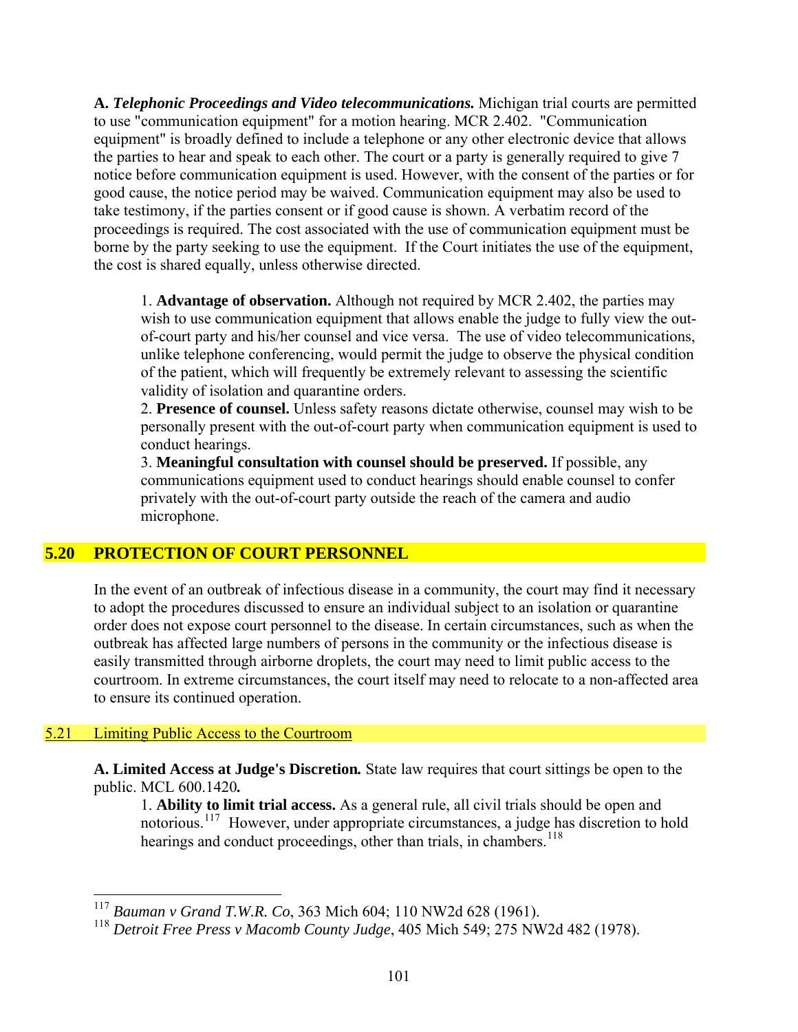**A. *Telephonic Proceedings and Video telecommunications.*** Michigan trial courts are permitted to use "communication equipment" for a motion hearing. MCR 2.402. "Communication equipment" is broadly defined to include a telephone or any other electronic device that allows the parties to hear and speak to each other. The court or a party is generally required to give 7 notice before communication equipment is used. However, with the consent of the parties or for good cause, the notice period may be waived. Communication equipment may also be used to take testimony, if the parties consent or if good cause is shown. A verbatim record of the proceedings is required. The cost associated with the use of communication equipment must be borne by the party seeking to use the equipment. If the Court initiates the use of the equipment, the cost is shared equally, unless otherwise directed.

1. **Advantage of observation.** Although not required by MCR 2.402, the parties may wish to use communication equipment that allows enable the judge to fully view the out-of-court party and his/her counsel and vice versa. The use of video telecommunications, unlike telephone conferencing, would permit the judge to observe the physical condition of the patient, which will frequently be extremely relevant to assessing the scientific validity of isolation and quarantine orders.
2. **Presence of counsel.** Unless safety reasons dictate otherwise, counsel may wish to be personally present with the out-of-court party when communication equipment is used to conduct hearings.
3. **Meaningful consultation with counsel should be preserved.** If possible, any communications equipment used to conduct hearings should enable counsel to confer privately with the out-of-court party outside the reach of the camera and audio microphone.

## 5.20 PROTECTION OF COURT PERSONNEL

In the event of an outbreak of infectious disease in a community, the court may find it necessary to adopt the procedures discussed to ensure an individual subject to an isolation or quarantine order does not expose court personnel to the disease. In certain circumstances, such as when the outbreak has affected large numbers of persons in the community or the infectious disease is easily transmitted through airborne droplets, the court may need to limit public access to the courtroom. In extreme circumstances, the court itself may need to relocate to a non-affected area to ensure its continued operation.

### 5.21 Limiting Public Access to the Courtroom

**A. Limited Access at Judge's Discretion.** State law requires that court sittings be open to the public. MCL 600.1420**.**

1. **Ability to limit trial access.** As a general rule, all civil trials should be open and notorious.[117] However, under appropriate circumstances, a judge has discretion to hold hearings and conduct proceedings, other than trials, in chambers.[118]

---

[117] *Bauman v Grand T.W.R. Co*, 363 Mich 604; 110 NW2d 628 (1961).

[118] *Detroit Free Press v Macomb County Judge*, 405 Mich 549; 275 NW2d 482 (1978).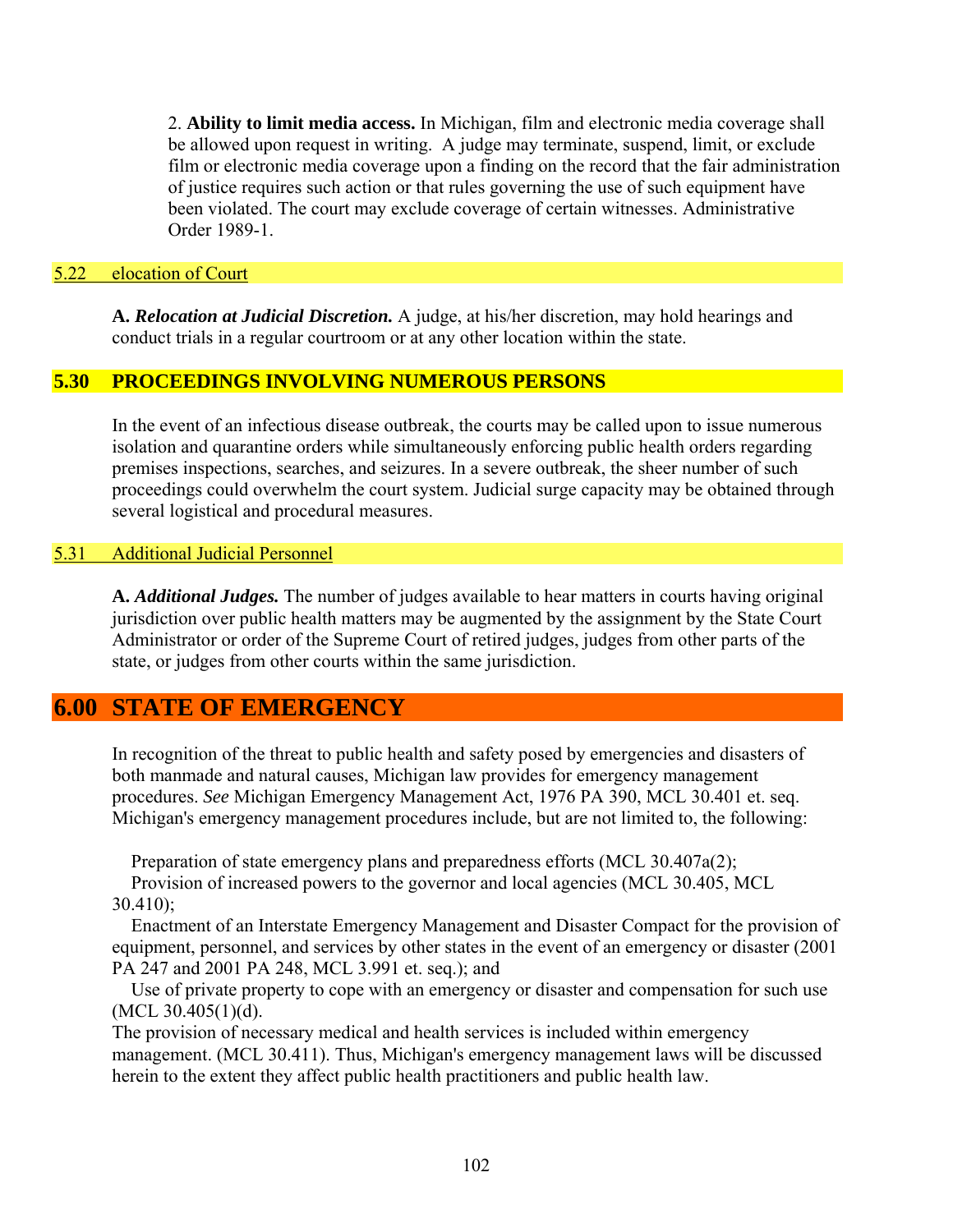2. **Ability to limit media access.** In Michigan, film and electronic media coverage shall be allowed upon request in writing. A judge may terminate, suspend, limit, or exclude film or electronic media coverage upon a finding on the record that the fair administration of justice requires such action or that rules governing the use of such equipment have been violated. The court may exclude coverage of certain witnesses. Administrative Order 1989-1.

### 5.22 elocation of Court

**A. *Relocation at Judicial Discretion.*** A judge, at his/her discretion, may hold hearings and conduct trials in a regular courtroom or at any other location within the state.

## 5.30 PROCEEDINGS INVOLVING NUMEROUS PERSONS

In the event of an infectious disease outbreak, the courts may be called upon to issue numerous isolation and quarantine orders while simultaneously enforcing public health orders regarding premises inspections, searches, and seizures. In a severe outbreak, the sheer number of such proceedings could overwhelm the court system. Judicial surge capacity may be obtained through several logistical and procedural measures.

### 5.31 Additional Judicial Personnel

**A. *Additional Judges.*** The number of judges available to hear matters in courts having original jurisdiction over public health matters may be augmented by the assignment by the State Court Administrator or order of the Supreme Court of retired judges, judges from other parts of the state, or judges from other courts within the same jurisdiction.

# 6.00 STATE OF EMERGENCY

In recognition of the threat to public health and safety posed by emergencies and disasters of both manmade and natural causes, Michigan law provides for emergency management procedures. *See* Michigan Emergency Management Act, 1976 PA 390, MCL 30.401 et. seq. Michigan's emergency management procedures include, but are not limited to, the following:

Preparation of state emergency plans and preparedness efforts (MCL 30.407a(2);
Provision of increased powers to the governor and local agencies (MCL 30.405, MCL 30.410);
Enactment of an Interstate Emergency Management and Disaster Compact for the provision of equipment, personnel, and services by other states in the event of an emergency or disaster (2001 PA 247 and 2001 PA 248, MCL 3.991 et. seq.); and
Use of private property to cope with an emergency or disaster and compensation for such use (MCL 30.405(1)(d).

The provision of necessary medical and health services is included within emergency management. (MCL 30.411). Thus, Michigan's emergency management laws will be discussed herein to the extent they affect public health practitioners and public health law.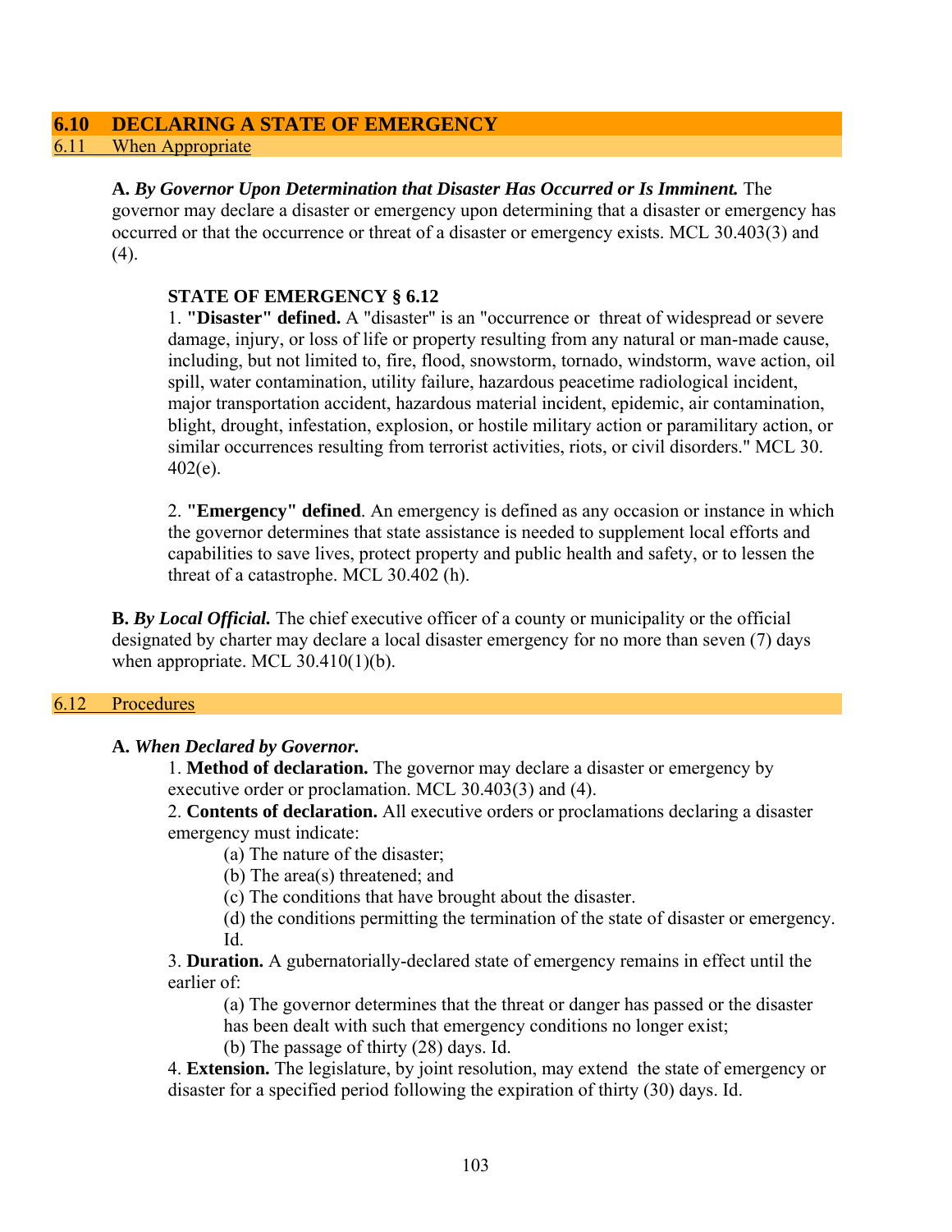## 6.10 DECLARING A STATE OF EMERGENCY

### 6.11 When Appropriate

**A.** ***By Governor Upon Determination that Disaster Has Occurred or Is Imminent.*** The governor may declare a disaster or emergency upon determining that a disaster or emergency has occurred or that the occurrence or threat of a disaster or emergency exists. MCL 30.403(3) and (4).

> **STATE OF EMERGENCY § 6.12**
>
> 1. **"Disaster" defined.** A "disaster" is an "occurrence or threat of widespread or severe damage, injury, or loss of life or property resulting from any natural or man-made cause, including, but not limited to, fire, flood, snowstorm, tornado, windstorm, wave action, oil spill, water contamination, utility failure, hazardous peacetime radiological incident, major transportation accident, hazardous material incident, epidemic, air contamination, blight, drought, infestation, explosion, or hostile military action or paramilitary action, or similar occurrences resulting from terrorist activities, riots, or civil disorders." MCL 30. 402(e).
>
> 2. **"Emergency" defined**. An emergency is defined as any occasion or instance in which the governor determines that state assistance is needed to supplement local efforts and capabilities to save lives, protect property and public health and safety, or to lessen the threat of a catastrophe. MCL 30.402 (h).

**B.** ***By Local Official.*** The chief executive officer of a county or municipality or the official designated by charter may declare a local disaster emergency for no more than seven (7) days when appropriate. MCL 30.410(1)(b).

### 6.12 Procedures

**A.** ***When Declared by Governor.***

1. **Method of declaration.** The governor may declare a disaster or emergency by executive order or proclamation. MCL 30.403(3) and (4).
2. **Contents of declaration.** All executive orders or proclamations declaring a disaster emergency must indicate:
   - (a) The nature of the disaster;
   - (b) The area(s) threatened; and
   - (c) The conditions that have brought about the disaster.
   - (d) the conditions permitting the termination of the state of disaster or emergency. Id.
3. **Duration.** A gubernatorially-declared state of emergency remains in effect until the earlier of:
   - (a) The governor determines that the threat or danger has passed or the disaster has been dealt with such that emergency conditions no longer exist;
   - (b) The passage of thirty (28) days. Id.
4. **Extension.** The legislature, by joint resolution, may extend the state of emergency or disaster for a specified period following the expiration of thirty (30) days. Id.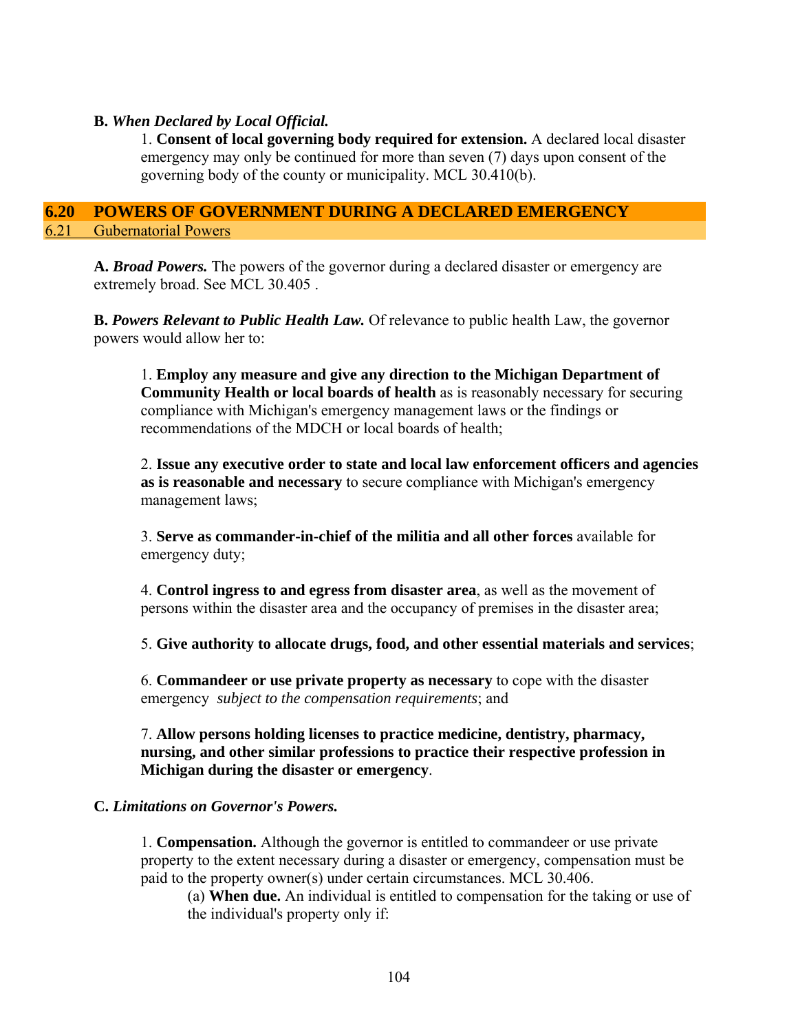**B.** ***When Declared by Local Official.***

1. **Consent of local governing body required for extension.** A declared local disaster emergency may only be continued for more than seven (7) days upon consent of the governing body of the county or municipality. MCL 30.410(b).

## 6.20 POWERS OF GOVERNMENT DURING A DECLARED EMERGENCY

### 6.21 Gubernatorial Powers

**A.** ***Broad Powers.*** The powers of the governor during a declared disaster or emergency are extremely broad. See MCL 30.405 .

**B.** ***Powers Relevant to Public Health Law.*** Of relevance to public health Law, the governor powers would allow her to:

1. **Employ any measure and give any direction to the Michigan Department of Community Health or local boards of health** as is reasonably necessary for securing compliance with Michigan's emergency management laws or the findings or recommendations of the MDCH or local boards of health;

2. **Issue any executive order to state and local law enforcement officers and agencies as is reasonable and necessary** to secure compliance with Michigan's emergency management laws;

3. **Serve as commander-in-chief of the militia and all other forces** available for emergency duty;

4. **Control ingress to and egress from disaster area**, as well as the movement of persons within the disaster area and the occupancy of premises in the disaster area;

5. **Give authority to allocate drugs, food, and other essential materials and services**;

6. **Commandeer or use private property as necessary** to cope with the disaster emergency *subject to the compensation requirements*; and

7. **Allow persons holding licenses to practice medicine, dentistry, pharmacy, nursing, and other similar professions to practice their respective profession in Michigan during the disaster or emergency**.

**C.** ***Limitations on Governor's Powers.***

1. **Compensation.** Although the governor is entitled to commandeer or use private property to the extent necessary during a disaster or emergency, compensation must be paid to the property owner(s) under certain circumstances. MCL 30.406.

   (a) **When due.** An individual is entitled to compensation for the taking or use of the individual's property only if: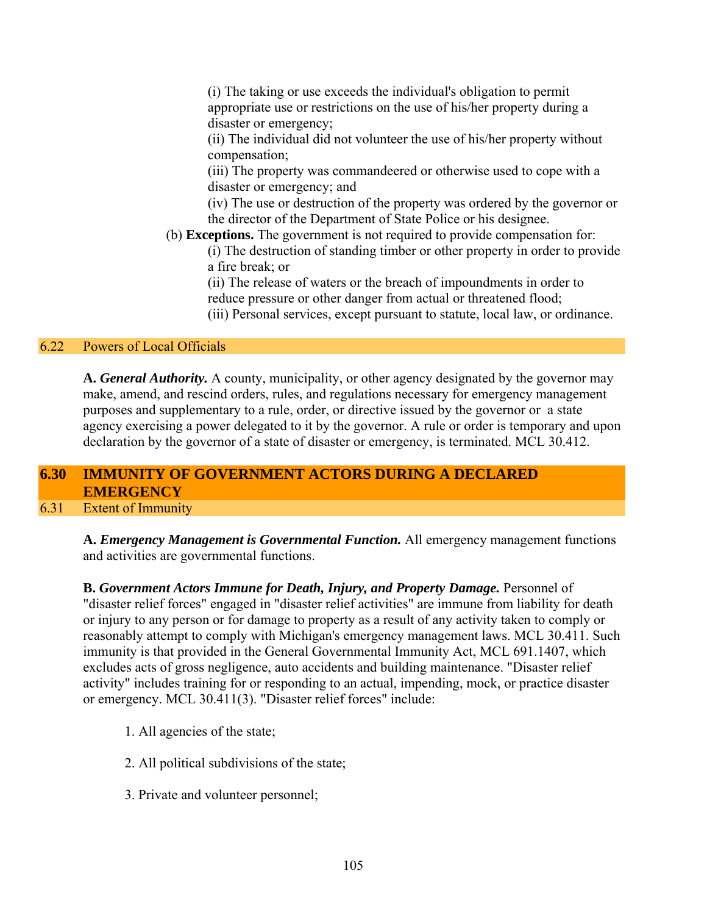(i) The taking or use exceeds the individual's obligation to permit appropriate use or restrictions on the use of his/her property during a disaster or emergency;

(ii) The individual did not volunteer the use of his/her property without compensation;

(iii) The property was commandeered or otherwise used to cope with a disaster or emergency; and

(iv) The use or destruction of the property was ordered by the governor or the director of the Department of State Police or his designee.

(b) **Exceptions.** The government is not required to provide compensation for:

(i) The destruction of standing timber or other property in order to provide a fire break; or

(ii) The release of waters or the breach of impoundments in order to reduce pressure or other danger from actual or threatened flood;

(iii) Personal services, except pursuant to statute, local law, or ordinance.

### 6.22 Powers of Local Officials

**A.** ***General Authority.*** A county, municipality, or other agency designated by the governor may make, amend, and rescind orders, rules, and regulations necessary for emergency management purposes and supplementary to a rule, order, or directive issued by the governor or a state agency exercising a power delegated to it by the governor. A rule or order is temporary and upon declaration by the governor of a state of disaster or emergency, is terminated. MCL 30.412.

## 6.30 IMMUNITY OF GOVERNMENT ACTORS DURING A DECLARED EMERGENCY

### 6.31 Extent of Immunity

**A.** ***Emergency Management is Governmental Function.*** All emergency management functions and activities are governmental functions.

**B.** ***Government Actors Immune for Death, Injury, and Property Damage.*** Personnel of "disaster relief forces" engaged in "disaster relief activities" are immune from liability for death or injury to any person or for damage to property as a result of any activity taken to comply or reasonably attempt to comply with Michigan's emergency management laws. MCL 30.411. Such immunity is that provided in the General Governmental Immunity Act, MCL 691.1407, which excludes acts of gross negligence, auto accidents and building maintenance. "Disaster relief activity" includes training for or responding to an actual, impending, mock, or practice disaster or emergency. MCL 30.411(3). "Disaster relief forces" include:

1. All agencies of the state;

2. All political subdivisions of the state;

3. Private and volunteer personnel;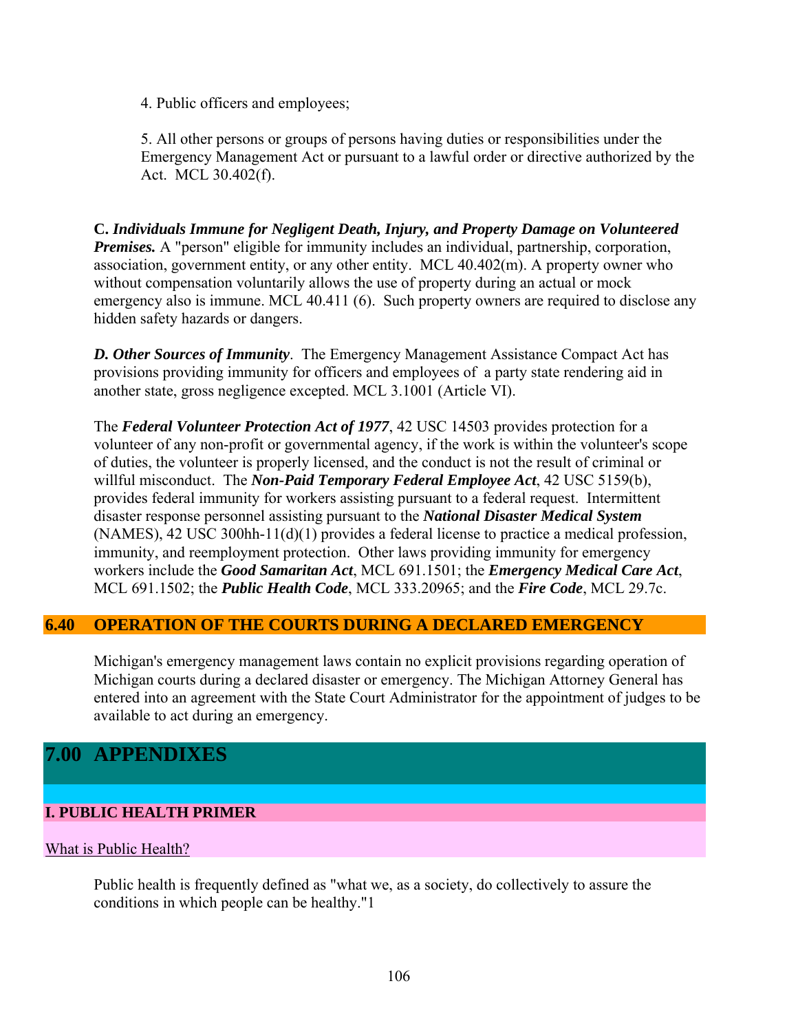4. Public officers and employees;

5. All other persons or groups of persons having duties or responsibilities under the Emergency Management Act or pursuant to a lawful order or directive authorized by the Act. MCL 30.402(f).

**C.** ***Individuals Immune for Negligent Death, Injury, and Property Damage on Volunteered Premises.*** A "person" eligible for immunity includes an individual, partnership, corporation, association, government entity, or any other entity. MCL 40.402(m). A property owner who without compensation voluntarily allows the use of property during an actual or mock emergency also is immune. MCL 40.411 (6). Such property owners are required to disclose any hidden safety hazards or dangers.

***D. Other Sources of Immunity***. The Emergency Management Assistance Compact Act has provisions providing immunity for officers and employees of a party state rendering aid in another state, gross negligence excepted. MCL 3.1001 (Article VI).

The ***Federal Volunteer Protection Act of 1977***, 42 USC 14503 provides protection for a volunteer of any non-profit or governmental agency, if the work is within the volunteer's scope of duties, the volunteer is properly licensed, and the conduct is not the result of criminal or willful misconduct. The ***Non-Paid Temporary Federal Employee Act***, 42 USC 5159(b), provides federal immunity for workers assisting pursuant to a federal request. Intermittent disaster response personnel assisting pursuant to the ***National Disaster Medical System*** (NAMES), 42 USC 300hh-11(d)(1) provides a federal license to practice a medical profession, immunity, and reemployment protection. Other laws providing immunity for emergency workers include the ***Good Samaritan Act***, MCL 691.1501; the ***Emergency Medical Care Act***, MCL 691.1502; the ***Public Health Code***, MCL 333.20965; and the ***Fire Code***, MCL 29.7c.

### 6.40 OPERATION OF THE COURTS DURING A DECLARED EMERGENCY

Michigan's emergency management laws contain no explicit provisions regarding operation of Michigan courts during a declared disaster or emergency. The Michigan Attorney General has entered into an agreement with the State Court Administrator for the appointment of judges to be available to act during an emergency.

# 7.00 APPENDIXES

## I. PUBLIC HEALTH PRIMER

### What is Public Health?

Public health is frequently defined as "what we, as a society, do collectively to assure the conditions in which people can be healthy."[1]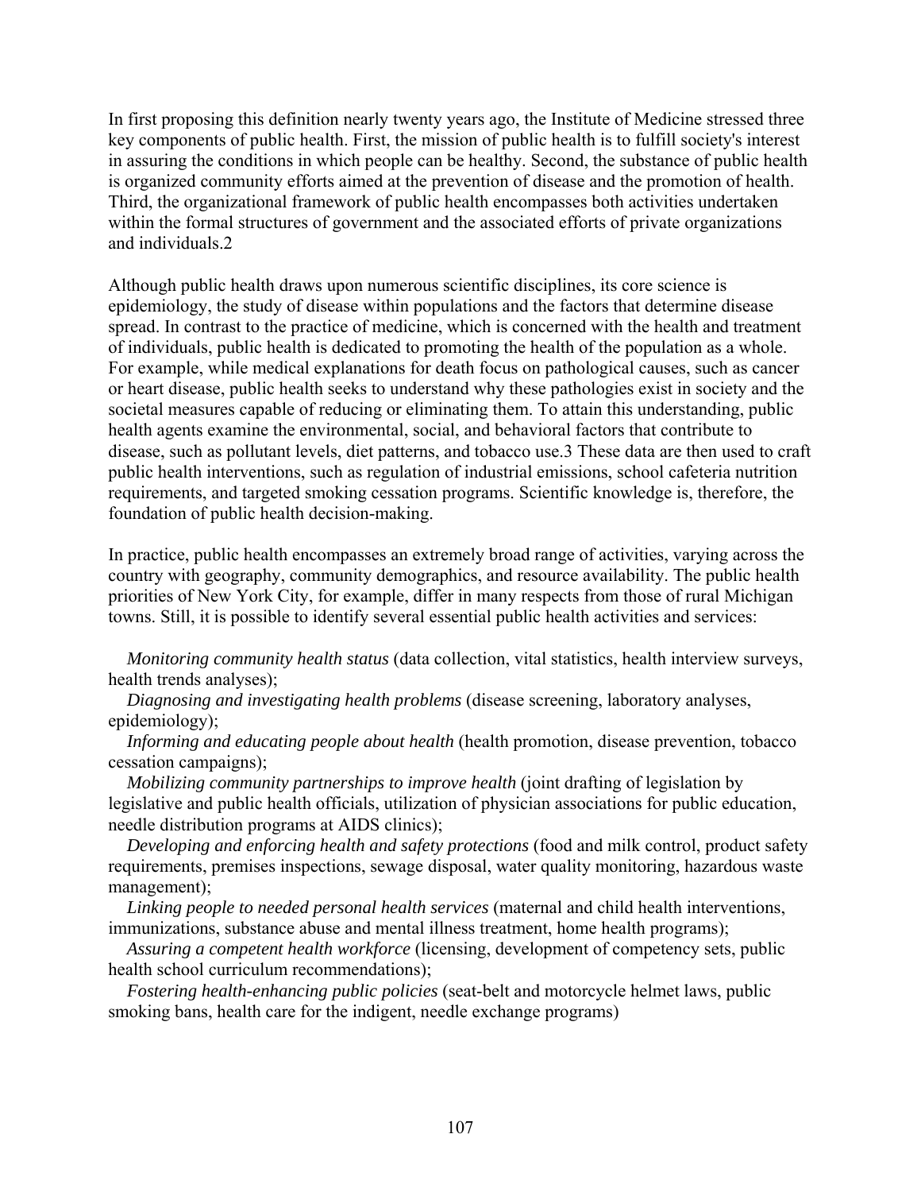In first proposing this definition nearly twenty years ago, the Institute of Medicine stressed three key components of public health. First, the mission of public health is to fulfill society's interest in assuring the conditions in which people can be healthy. Second, the substance of public health is organized community efforts aimed at the prevention of disease and the promotion of health. Third, the organizational framework of public health encompasses both activities undertaken within the formal structures of government and the associated efforts of private organizations and individuals.[2]

Although public health draws upon numerous scientific disciplines, its core science is epidemiology, the study of disease within populations and the factors that determine disease spread. In contrast to the practice of medicine, which is concerned with the health and treatment of individuals, public health is dedicated to promoting the health of the population as a whole. For example, while medical explanations for death focus on pathological causes, such as cancer or heart disease, public health seeks to understand why these pathologies exist in society and the societal measures capable of reducing or eliminating them. To attain this understanding, public health agents examine the environmental, social, and behavioral factors that contribute to disease, such as pollutant levels, diet patterns, and tobacco use.[3] These data are then used to craft public health interventions, such as regulation of industrial emissions, school cafeteria nutrition requirements, and targeted smoking cessation programs. Scientific knowledge is, therefore, the foundation of public health decision-making.

In practice, public health encompasses an extremely broad range of activities, varying across the country with geography, community demographics, and resource availability. The public health priorities of New York City, for example, differ in many respects from those of rural Michigan towns. Still, it is possible to identify several essential public health activities and services:

*Monitoring community health status* (data collection, vital statistics, health interview surveys, health trends analyses);

*Diagnosing and investigating health problems* (disease screening, laboratory analyses, epidemiology);

*Informing and educating people about health* (health promotion, disease prevention, tobacco cessation campaigns);

*Mobilizing community partnerships to improve health* (joint drafting of legislation by legislative and public health officials, utilization of physician associations for public education, needle distribution programs at AIDS clinics);

*Developing and enforcing health and safety protections* (food and milk control, product safety requirements, premises inspections, sewage disposal, water quality monitoring, hazardous waste management);

*Linking people to needed personal health services* (maternal and child health interventions, immunizations, substance abuse and mental illness treatment, home health programs);

*Assuring a competent health workforce* (licensing, development of competency sets, public health school curriculum recommendations);

*Fostering health-enhancing public policies* (seat-belt and motorcycle helmet laws, public smoking bans, health care for the indigent, needle exchange programs)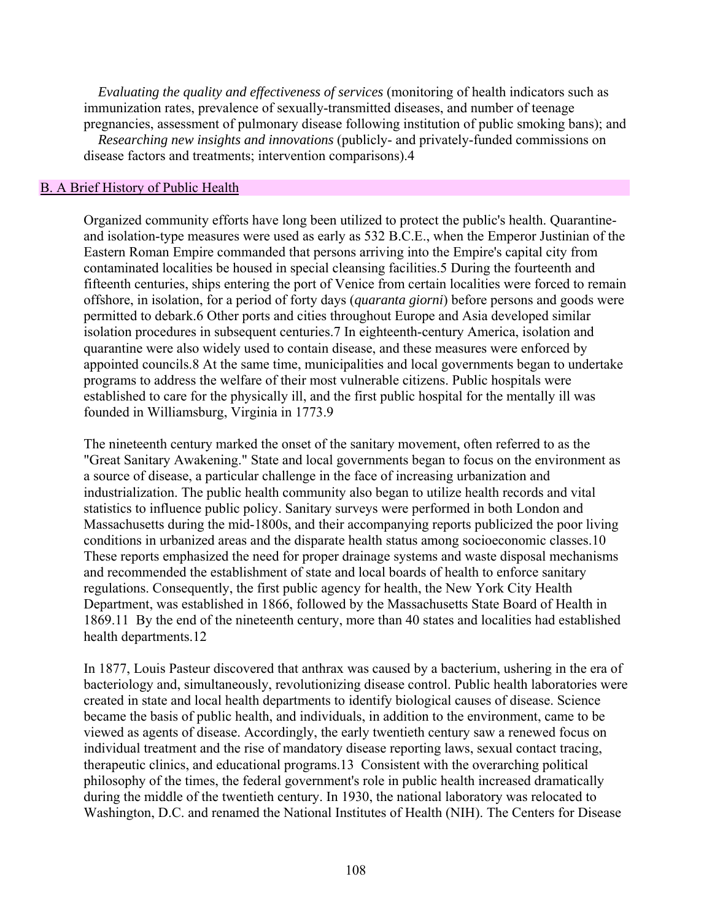*Evaluating the quality and effectiveness of services* (monitoring of health indicators such as immunization rates, prevalence of sexually-transmitted diseases, and number of teenage pregnancies, assessment of pulmonary disease following institution of public smoking bans); and

*Researching new insights and innovations* (publicly- and privately-funded commissions on disease factors and treatments; intervention comparisons).4

## B. A Brief History of Public Health

Organized community efforts have long been utilized to protect the public's health. Quarantine- and isolation-type measures were used as early as 532 B.C.E., when the Emperor Justinian of the Eastern Roman Empire commanded that persons arriving into the Empire's capital city from contaminated localities be housed in special cleansing facilities.5 During the fourteenth and fifteenth centuries, ships entering the port of Venice from certain localities were forced to remain offshore, in isolation, for a period of forty days (*quaranta giorni*) before persons and goods were permitted to debark.6 Other ports and cities throughout Europe and Asia developed similar isolation procedures in subsequent centuries.7 In eighteenth-century America, isolation and quarantine were also widely used to contain disease, and these measures were enforced by appointed councils.8 At the same time, municipalities and local governments began to undertake programs to address the welfare of their most vulnerable citizens. Public hospitals were established to care for the physically ill, and the first public hospital for the mentally ill was founded in Williamsburg, Virginia in 1773.9

The nineteenth century marked the onset of the sanitary movement, often referred to as the "Great Sanitary Awakening." State and local governments began to focus on the environment as a source of disease, a particular challenge in the face of increasing urbanization and industrialization. The public health community also began to utilize health records and vital statistics to influence public policy. Sanitary surveys were performed in both London and Massachusetts during the mid-1800s, and their accompanying reports publicized the poor living conditions in urbanized areas and the disparate health status among socioeconomic classes.10 These reports emphasized the need for proper drainage systems and waste disposal mechanisms and recommended the establishment of state and local boards of health to enforce sanitary regulations. Consequently, the first public agency for health, the New York City Health Department, was established in 1866, followed by the Massachusetts State Board of Health in 1869.11 By the end of the nineteenth century, more than 40 states and localities had established health departments.12

In 1877, Louis Pasteur discovered that anthrax was caused by a bacterium, ushering in the era of bacteriology and, simultaneously, revolutionizing disease control. Public health laboratories were created in state and local health departments to identify biological causes of disease. Science became the basis of public health, and individuals, in addition to the environment, came to be viewed as agents of disease. Accordingly, the early twentieth century saw a renewed focus on individual treatment and the rise of mandatory disease reporting laws, sexual contact tracing, therapeutic clinics, and educational programs.13 Consistent with the overarching political philosophy of the times, the federal government's role in public health increased dramatically during the middle of the twentieth century. In 1930, the national laboratory was relocated to Washington, D.C. and renamed the National Institutes of Health (NIH). The Centers for Disease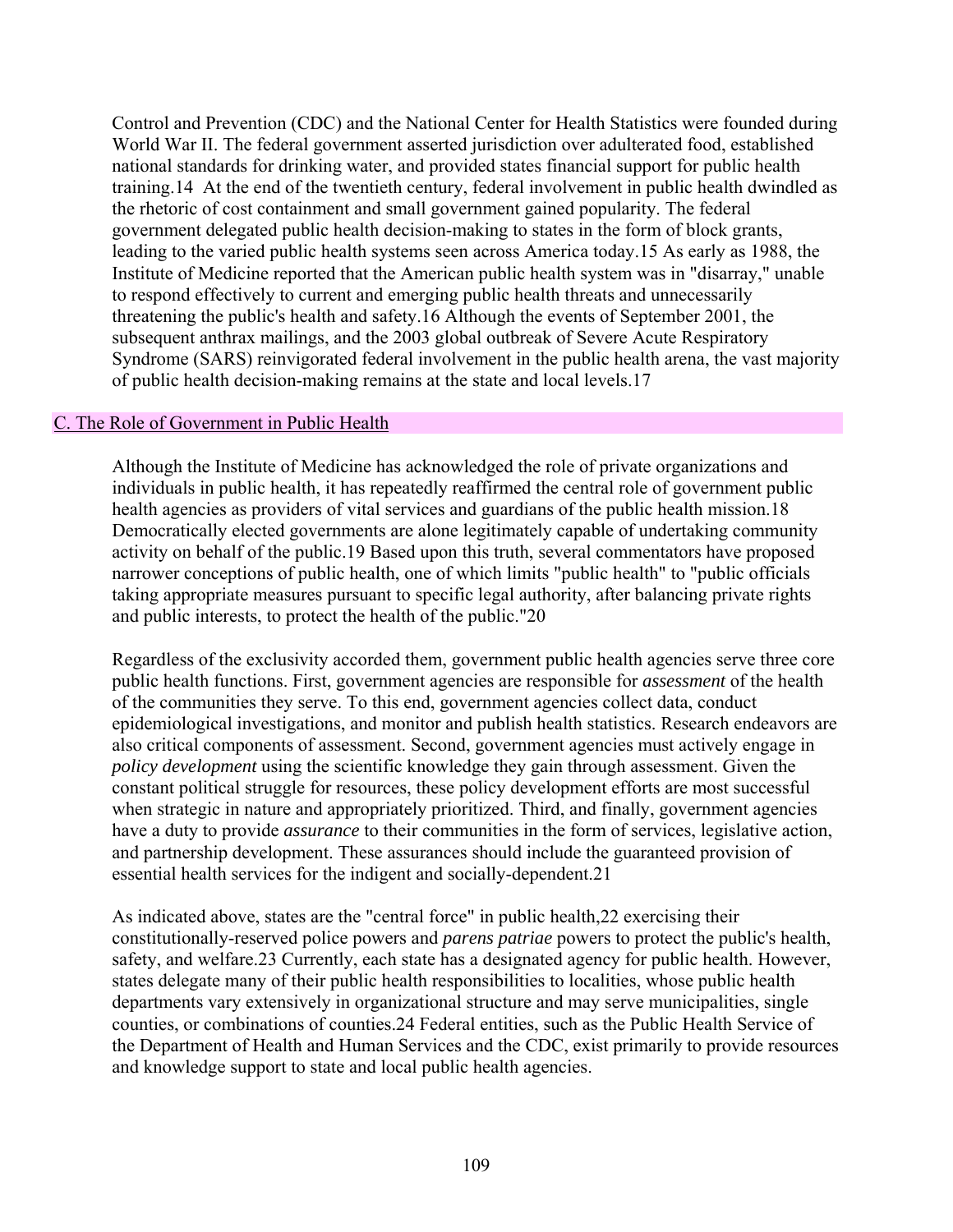Control and Prevention (CDC) and the National Center for Health Statistics were founded during World War II. The federal government asserted jurisdiction over adulterated food, established national standards for drinking water, and provided states financial support for public health training.14 At the end of the twentieth century, federal involvement in public health dwindled as the rhetoric of cost containment and small government gained popularity. The federal government delegated public health decision-making to states in the form of block grants, leading to the varied public health systems seen across America today.15 As early as 1988, the Institute of Medicine reported that the American public health system was in "disarray," unable to respond effectively to current and emerging public health threats and unnecessarily threatening the public's health and safety.16 Although the events of September 2001, the subsequent anthrax mailings, and the 2003 global outbreak of Severe Acute Respiratory Syndrome (SARS) reinvigorated federal involvement in the public health arena, the vast majority of public health decision-making remains at the state and local levels.17

## C. The Role of Government in Public Health

Although the Institute of Medicine has acknowledged the role of private organizations and individuals in public health, it has repeatedly reaffirmed the central role of government public health agencies as providers of vital services and guardians of the public health mission.18 Democratically elected governments are alone legitimately capable of undertaking community activity on behalf of the public.19 Based upon this truth, several commentators have proposed narrower conceptions of public health, one of which limits "public health" to "public officials taking appropriate measures pursuant to specific legal authority, after balancing private rights and public interests, to protect the health of the public."20

Regardless of the exclusivity accorded them, government public health agencies serve three core public health functions. First, government agencies are responsible for *assessment* of the health of the communities they serve. To this end, government agencies collect data, conduct epidemiological investigations, and monitor and publish health statistics. Research endeavors are also critical components of assessment. Second, government agencies must actively engage in *policy development* using the scientific knowledge they gain through assessment. Given the constant political struggle for resources, these policy development efforts are most successful when strategic in nature and appropriately prioritized. Third, and finally, government agencies have a duty to provide *assurance* to their communities in the form of services, legislative action, and partnership development. These assurances should include the guaranteed provision of essential health services for the indigent and socially-dependent.21

As indicated above, states are the "central force" in public health,22 exercising their constitutionally-reserved police powers and *parens patriae* powers to protect the public's health, safety, and welfare.23 Currently, each state has a designated agency for public health. However, states delegate many of their public health responsibilities to localities, whose public health departments vary extensively in organizational structure and may serve municipalities, single counties, or combinations of counties.24 Federal entities, such as the Public Health Service of the Department of Health and Human Services and the CDC, exist primarily to provide resources and knowledge support to state and local public health agencies.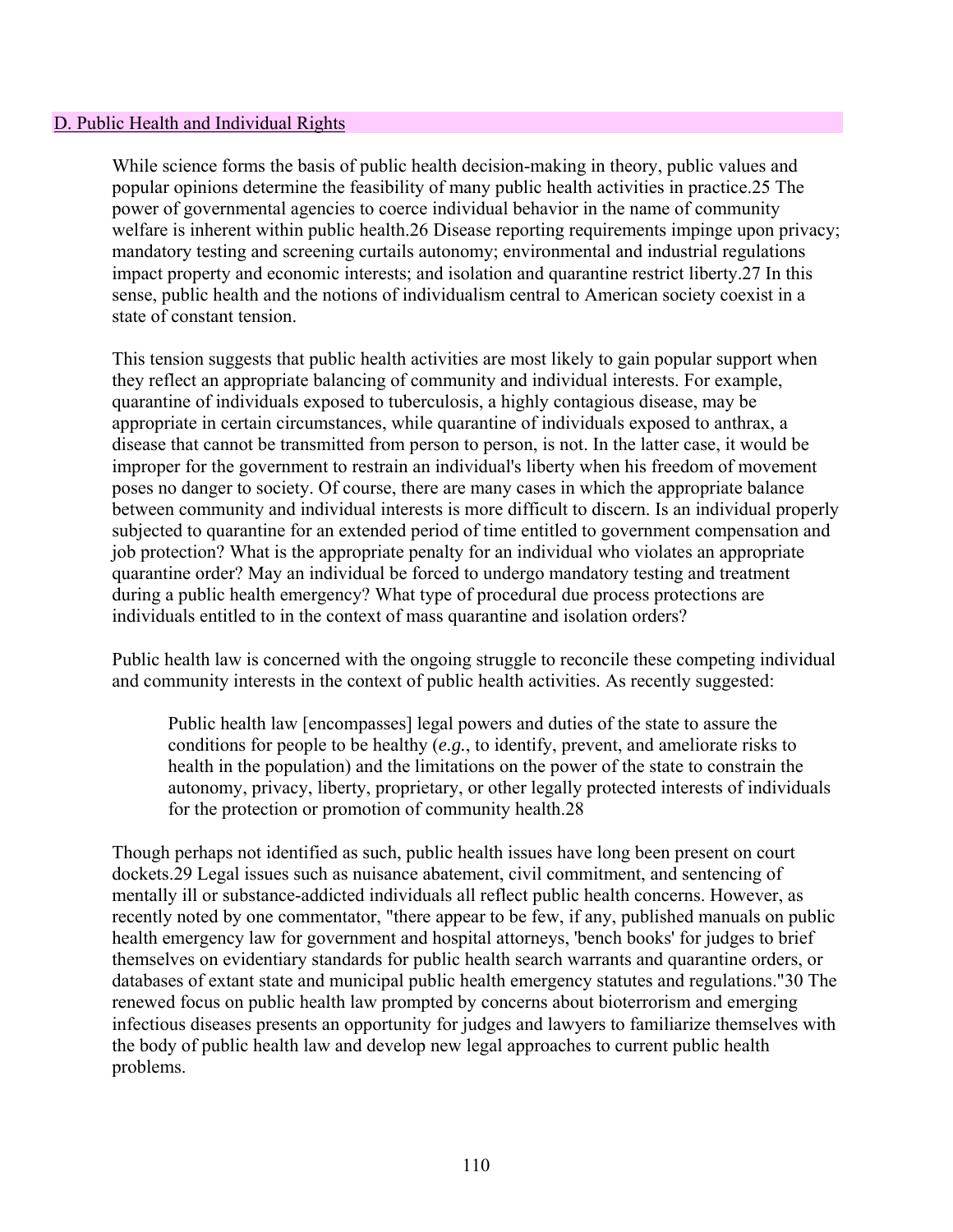## D. Public Health and Individual Rights

While science forms the basis of public health decision-making in theory, public values and popular opinions determine the feasibility of many public health activities in practice.[25] The power of governmental agencies to coerce individual behavior in the name of community welfare is inherent within public health.[26] Disease reporting requirements impinge upon privacy; mandatory testing and screening curtails autonomy; environmental and industrial regulations impact property and economic interests; and isolation and quarantine restrict liberty.[27] In this sense, public health and the notions of individualism central to American society coexist in a state of constant tension.

This tension suggests that public health activities are most likely to gain popular support when they reflect an appropriate balancing of community and individual interests. For example, quarantine of individuals exposed to tuberculosis, a highly contagious disease, may be appropriate in certain circumstances, while quarantine of individuals exposed to anthrax, a disease that cannot be transmitted from person to person, is not. In the latter case, it would be improper for the government to restrain an individual's liberty when his freedom of movement poses no danger to society. Of course, there are many cases in which the appropriate balance between community and individual interests is more difficult to discern. Is an individual properly subjected to quarantine for an extended period of time entitled to government compensation and job protection? What is the appropriate penalty for an individual who violates an appropriate quarantine order? May an individual be forced to undergo mandatory testing and treatment during a public health emergency? What type of procedural due process protections are individuals entitled to in the context of mass quarantine and isolation orders?

Public health law is concerned with the ongoing struggle to reconcile these competing individual and community interests in the context of public health activities. As recently suggested:

> Public health law [encompasses] legal powers and duties of the state to assure the conditions for people to be healthy (*e.g.*, to identify, prevent, and ameliorate risks to health in the population) and the limitations on the power of the state to constrain the autonomy, privacy, liberty, proprietary, or other legally protected interests of individuals for the protection or promotion of community health.[28]

Though perhaps not identified as such, public health issues have long been present on court dockets.[29] Legal issues such as nuisance abatement, civil commitment, and sentencing of mentally ill or substance-addicted individuals all reflect public health concerns. However, as recently noted by one commentator, "there appear to be few, if any, published manuals on public health emergency law for government and hospital attorneys, 'bench books' for judges to brief themselves on evidentiary standards for public health search warrants and quarantine orders, or databases of extant state and municipal public health emergency statutes and regulations."[30] The renewed focus on public health law prompted by concerns about bioterrorism and emerging infectious diseases presents an opportunity for judges and lawyers to familiarize themselves with the body of public health law and develop new legal approaches to current public health problems.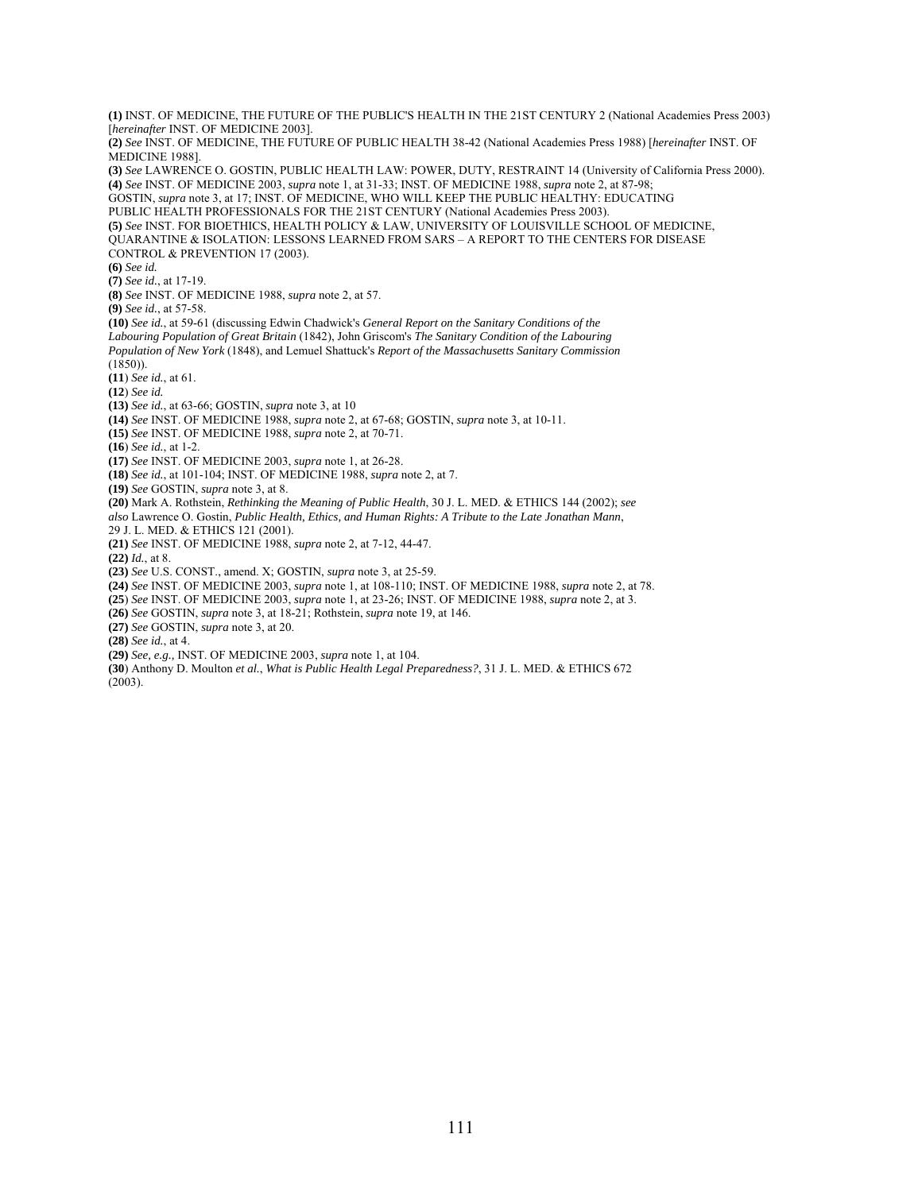**(1)** INST. OF MEDICINE, THE FUTURE OF THE PUBLIC'S HEALTH IN THE 21ST CENTURY 2 (National Academies Press 2003) [*hereinafter* INST. OF MEDICINE 2003].

**(2)** *See* INST. OF MEDICINE, THE FUTURE OF PUBLIC HEALTH 38-42 (National Academies Press 1988) [*hereinafter* INST. OF MEDICINE 1988].

**(3)** *See* LAWRENCE O. GOSTIN, PUBLIC HEALTH LAW: POWER, DUTY, RESTRAINT 14 (University of California Press 2000).

**(4)** *See* INST. OF MEDICINE 2003, *supra* note 1, at 31-33; INST. OF MEDICINE 1988, *supra* note 2, at 87-98; GOSTIN, *supra* note 3, at 17; INST. OF MEDICINE, WHO WILL KEEP THE PUBLIC HEALTHY: EDUCATING PUBLIC HEALTH PROFESSIONALS FOR THE 21ST CENTURY (National Academies Press 2003).

**(5)** *See* INST. FOR BIOETHICS, HEALTH POLICY & LAW, UNIVERSITY OF LOUISVILLE SCHOOL OF MEDICINE, QUARANTINE & ISOLATION: LESSONS LEARNED FROM SARS – A REPORT TO THE CENTERS FOR DISEASE CONTROL & PREVENTION 17 (2003).

**(6)** *See id.*

**(7)** *See id.*, at 17-19.

**(8)** *See* INST. OF MEDICINE 1988, *supra* note 2, at 57.

**(9)** *See id.*, at 57-58.

**(10)** *See id.*, at 59-61 (discussing Edwin Chadwick's *General Report on the Sanitary Conditions of the Labouring Population of Great Britain* (1842), John Griscom's *The Sanitary Condition of the Labouring Population of New York* (1848), and Lemuel Shattuck's *Report of the Massachusetts Sanitary Commission* (1850)).

**(11**) *See id.*, at 61.

**(12**) *See id.*

**(13)** *See id.*, at 63-66; GOSTIN, *supra* note 3, at 10

**(14)** *See* INST. OF MEDICINE 1988, *supra* note 2, at 67-68; GOSTIN, *supra* note 3, at 10-11.

**(15)** *See* INST. OF MEDICINE 1988, *supra* note 2, at 70-71.

**(16**) *See id.*, at 1-2.

**(17)** *See* INST. OF MEDICINE 2003, *supra* note 1, at 26-28.

**(18)** *See id.*, at 101-104; INST. OF MEDICINE 1988, *supra* note 2, at 7.

**(19)** *See* GOSTIN, *supra* note 3, at 8.

**(20)** Mark A. Rothstein, *Rethinking the Meaning of Public Health*, 30 J. L. MED. & ETHICS 144 (2002); *see also* Lawrence O. Gostin, *Public Health, Ethics, and Human Rights: A Tribute to the Late Jonathan Mann*, 29 J. L. MED. & ETHICS 121 (2001).

**(21)** *See* INST. OF MEDICINE 1988, *supra* note 2, at 7-12, 44-47.

**(22)** *Id.*, at 8.

**(23)** *See* U.S. CONST., amend. X; GOSTIN, *supra* note 3, at 25-59.

**(24)** *See* INST. OF MEDICINE 2003, *supra* note 1, at 108-110; INST. OF MEDICINE 1988, *supra* note 2, at 78.

**(25**) *See* INST. OF MEDICINE 2003, *supra* note 1, at 23-26; INST. OF MEDICINE 1988, *supra* note 2, at 3.

**(26)** *See* GOSTIN, *supra* note 3, at 18-21; Rothstein, *supra* note 19, at 146.

**(27)** *See* GOSTIN, *supra* note 3, at 20.

**(28)** *See id.*, at 4.

**(29)** *See, e.g.,* INST. OF MEDICINE 2003, *supra* note 1, at 104.

**(30**) Anthony D. Moulton *et al.*, *What is Public Health Legal Preparedness?*, 31 J. L. MED. & ETHICS 672 (2003).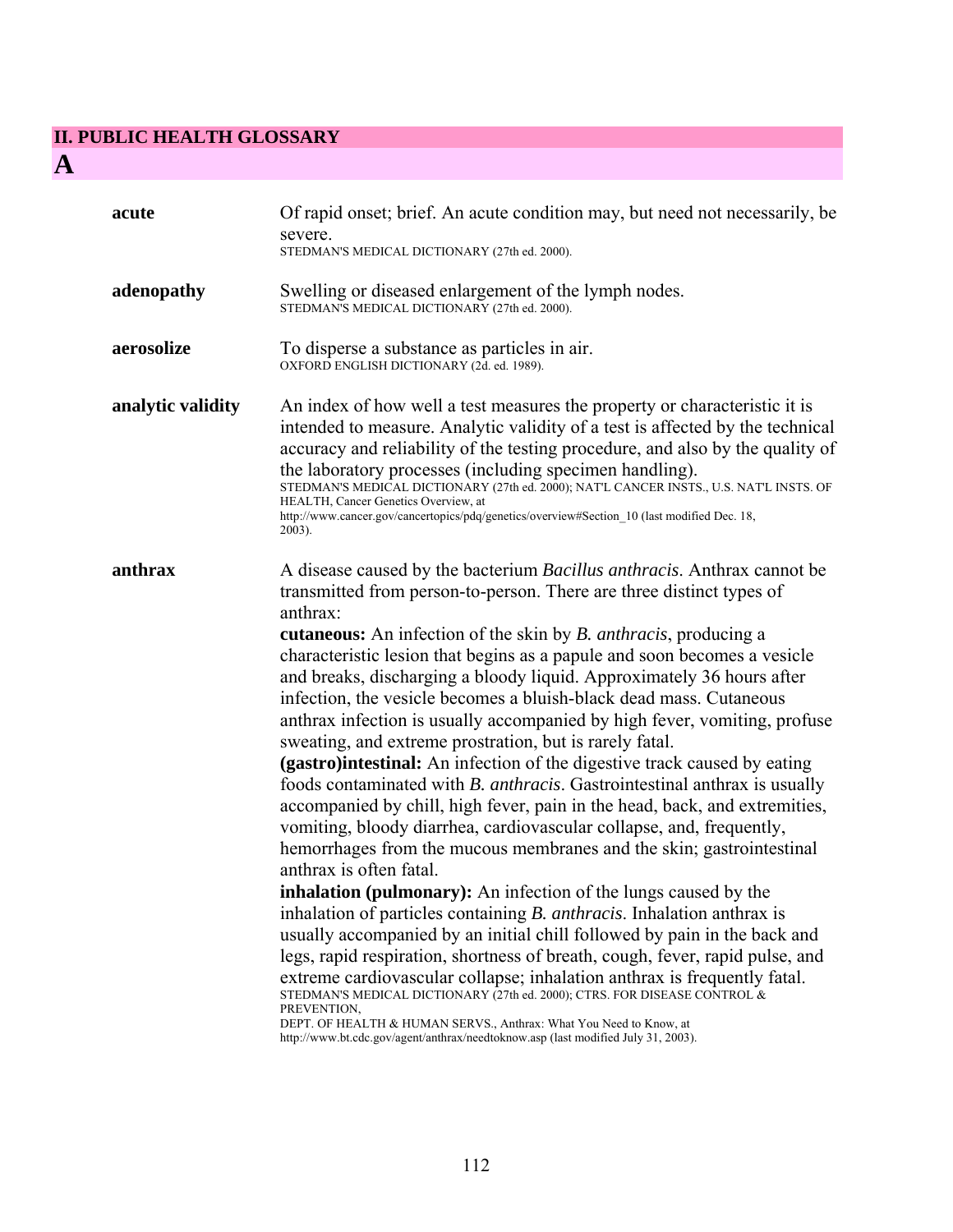## II. PUBLIC HEALTH GLOSSARY

# A

**acute**

Of rapid onset; brief. An acute condition may, but need not necessarily, be severe.
STEDMAN'S MEDICAL DICTIONARY (27th ed. 2000).

**adenopathy**

Swelling or diseased enlargement of the lymph nodes.
STEDMAN'S MEDICAL DICTIONARY (27th ed. 2000).

**aerosolize**

To disperse a substance as particles in air.
OXFORD ENGLISH DICTIONARY (2d. ed. 1989).

**analytic validity**

An index of how well a test measures the property or characteristic it is intended to measure. Analytic validity of a test is affected by the technical accuracy and reliability of the testing procedure, and also by the quality of the laboratory processes (including specimen handling).
STEDMAN'S MEDICAL DICTIONARY (27th ed. 2000); NAT'L CANCER INSTS., U.S. NAT'L INSTS. OF HEALTH, Cancer Genetics Overview, at http://www.cancer.gov/cancertopics/pdq/genetics/overview#Section_10 (last modified Dec. 18, 2003).

**anthrax**

A disease caused by the bacterium *Bacillus anthracis*. Anthrax cannot be transmitted from person-to-person. There are three distinct types of anthrax:

**cutaneous:** An infection of the skin by *B. anthracis*, producing a characteristic lesion that begins as a papule and soon becomes a vesicle and breaks, discharging a bloody liquid. Approximately 36 hours after infection, the vesicle becomes a bluish-black dead mass. Cutaneous anthrax infection is usually accompanied by high fever, vomiting, profuse sweating, and extreme prostration, but is rarely fatal.

**(gastro)intestinal:** An infection of the digestive track caused by eating foods contaminated with *B. anthracis*. Gastrointestinal anthrax is usually accompanied by chill, high fever, pain in the head, back, and extremities, vomiting, bloody diarrhea, cardiovascular collapse, and, frequently, hemorrhages from the mucous membranes and the skin; gastrointestinal anthrax is often fatal.

**inhalation (pulmonary):** An infection of the lungs caused by the inhalation of particles containing *B. anthracis*. Inhalation anthrax is usually accompanied by an initial chill followed by pain in the back and legs, rapid respiration, shortness of breath, cough, fever, rapid pulse, and extreme cardiovascular collapse; inhalation anthrax is frequently fatal.
STEDMAN'S MEDICAL DICTIONARY (27th ed. 2000); CTRS. FOR DISEASE CONTROL & PREVENTION, DEPT. OF HEALTH & HUMAN SERVS., Anthrax: What You Need to Know, at http://www.bt.cdc.gov/agent/anthrax/needtoknow.asp (last modified July 31, 2003).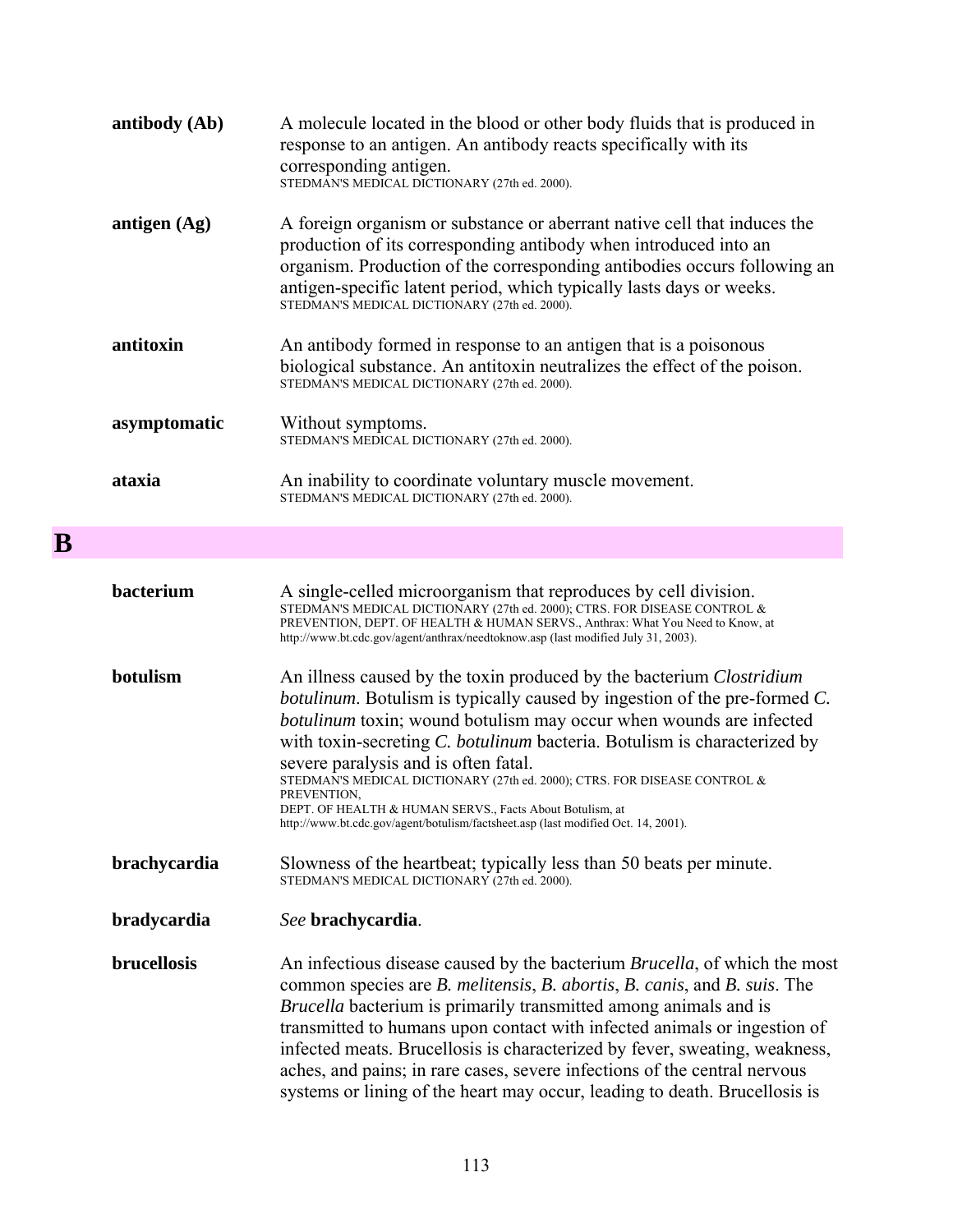**antibody (Ab)** A molecule located in the blood or other body fluids that is produced in response to an antigen. An antibody reacts specifically with its corresponding antigen.
STEDMAN'S MEDICAL DICTIONARY (27th ed. 2000).

**antigen (Ag)** A foreign organism or substance or aberrant native cell that induces the production of its corresponding antibody when introduced into an organism. Production of the corresponding antibodies occurs following an antigen-specific latent period, which typically lasts days or weeks.
STEDMAN'S MEDICAL DICTIONARY (27th ed. 2000).

**antitoxin** An antibody formed in response to an antigen that is a poisonous biological substance. An antitoxin neutralizes the effect of the poison.
STEDMAN'S MEDICAL DICTIONARY (27th ed. 2000).

**asymptomatic** Without symptoms.
STEDMAN'S MEDICAL DICTIONARY (27th ed. 2000).

**ataxia** An inability to coordinate voluntary muscle movement.
STEDMAN'S MEDICAL DICTIONARY (27th ed. 2000).

# B

**bacterium** A single-celled microorganism that reproduces by cell division.
STEDMAN'S MEDICAL DICTIONARY (27th ed. 2000); CTRS. FOR DISEASE CONTROL & PREVENTION, DEPT. OF HEALTH & HUMAN SERVS., Anthrax: What You Need to Know, at http://www.bt.cdc.gov/agent/anthrax/needtoknow.asp (last modified July 31, 2003).

**botulism** An illness caused by the toxin produced by the bacterium *Clostridium botulinum*. Botulism is typically caused by ingestion of the pre-formed *C. botulinum* toxin; wound botulism may occur when wounds are infected with toxin-secreting *C. botulinum* bacteria. Botulism is characterized by severe paralysis and is often fatal.
STEDMAN'S MEDICAL DICTIONARY (27th ed. 2000); CTRS. FOR DISEASE CONTROL & PREVENTION,
DEPT. OF HEALTH & HUMAN SERVS., Facts About Botulism, at http://www.bt.cdc.gov/agent/botulism/factsheet.asp (last modified Oct. 14, 2001).

**brachycardia** Slowness of the heartbeat; typically less than 50 beats per minute.
STEDMAN'S MEDICAL DICTIONARY (27th ed. 2000).

**bradycardia** *See* **brachycardia**.

**brucellosis** An infectious disease caused by the bacterium *Brucella*, of which the most common species are *B. melitensis*, *B. abortis*, *B. canis*, and *B. suis*. The *Brucella* bacterium is primarily transmitted among animals and is transmitted to humans upon contact with infected animals or ingestion of infected meats. Brucellosis is characterized by fever, sweating, weakness, aches, and pains; in rare cases, severe infections of the central nervous systems or lining of the heart may occur, leading to death. Brucellosis is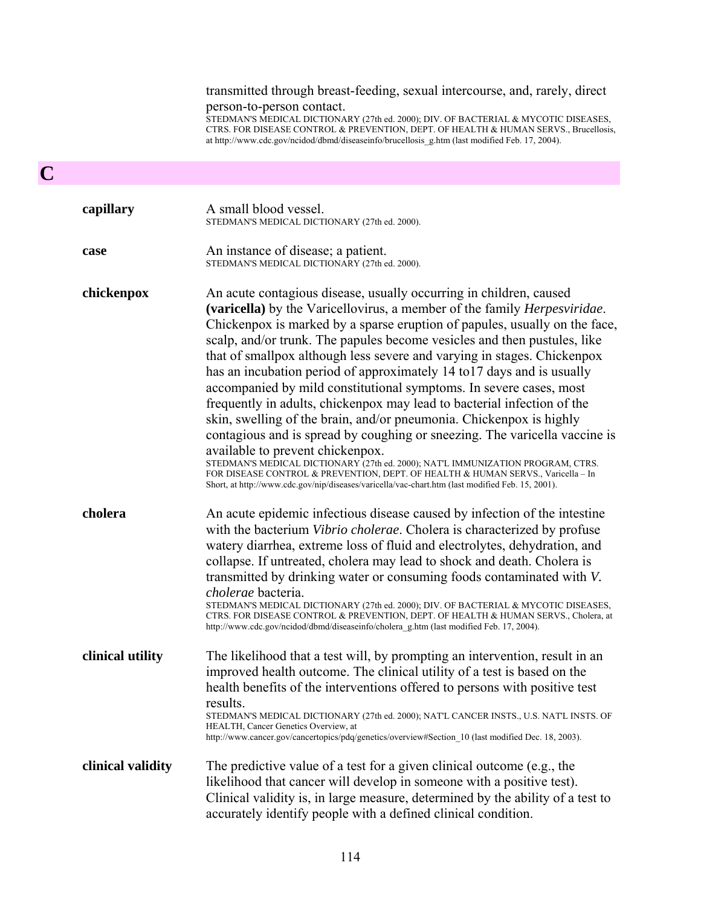transmitted through breast-feeding, sexual intercourse, and, rarely, direct person-to-person contact.
STEDMAN'S MEDICAL DICTIONARY (27th ed. 2000); DIV. OF BACTERIAL & MYCOTIC DISEASES, CTRS. FOR DISEASE CONTROL & PREVENTION, DEPT. OF HEALTH & HUMAN SERVS., Brucellosis, at http://www.cdc.gov/ncidod/dbmd/diseaseinfo/brucellosis_g.htm (last modified Feb. 17, 2004).

# C

**capillary** A small blood vessel.
STEDMAN'S MEDICAL DICTIONARY (27th ed. 2000).

**case** An instance of disease; a patient.
STEDMAN'S MEDICAL DICTIONARY (27th ed. 2000).

**chickenpox** An acute contagious disease, usually occurring in children, caused **(varicella)** by the Varicellovirus, a member of the family *Herpesviridae*. Chickenpox is marked by a sparse eruption of papules, usually on the face, scalp, and/or trunk. The papules become vesicles and then pustules, like that of smallpox although less severe and varying in stages. Chickenpox has an incubation period of approximately 14 to17 days and is usually accompanied by mild constitutional symptoms. In severe cases, most frequently in adults, chickenpox may lead to bacterial infection of the skin, swelling of the brain, and/or pneumonia. Chickenpox is highly contagious and is spread by coughing or sneezing. The varicella vaccine is available to prevent chickenpox.
STEDMAN'S MEDICAL DICTIONARY (27th ed. 2000); NAT'L IMMUNIZATION PROGRAM, CTRS. FOR DISEASE CONTROL & PREVENTION, DEPT. OF HEALTH & HUMAN SERVS., Varicella – In Short, at http://www.cdc.gov/nip/diseases/varicella/vac-chart.htm (last modified Feb. 15, 2001).

**cholera** An acute epidemic infectious disease caused by infection of the intestine with the bacterium *Vibrio cholerae*. Cholera is characterized by profuse watery diarrhea, extreme loss of fluid and electrolytes, dehydration, and collapse. If untreated, cholera may lead to shock and death. Cholera is transmitted by drinking water or consuming foods contaminated with *V. cholerae* bacteria.
STEDMAN'S MEDICAL DICTIONARY (27th ed. 2000); DIV. OF BACTERIAL & MYCOTIC DISEASES, CTRS. FOR DISEASE CONTROL & PREVENTION, DEPT. OF HEALTH & HUMAN SERVS., Cholera, at http://www.cdc.gov/ncidod/dbmd/diseaseinfo/cholera_g.htm (last modified Feb. 17, 2004).

**clinical utility** The likelihood that a test will, by prompting an intervention, result in an improved health outcome. The clinical utility of a test is based on the health benefits of the interventions offered to persons with positive test results.
STEDMAN'S MEDICAL DICTIONARY (27th ed. 2000); NAT'L CANCER INSTS., U.S. NAT'L INSTS. OF HEALTH, Cancer Genetics Overview, at http://www.cancer.gov/cancertopics/pdq/genetics/overview#Section_10 (last modified Dec. 18, 2003).

**clinical validity** The predictive value of a test for a given clinical outcome (e.g., the likelihood that cancer will develop in someone with a positive test). Clinical validity is, in large measure, determined by the ability of a test to accurately identify people with a defined clinical condition.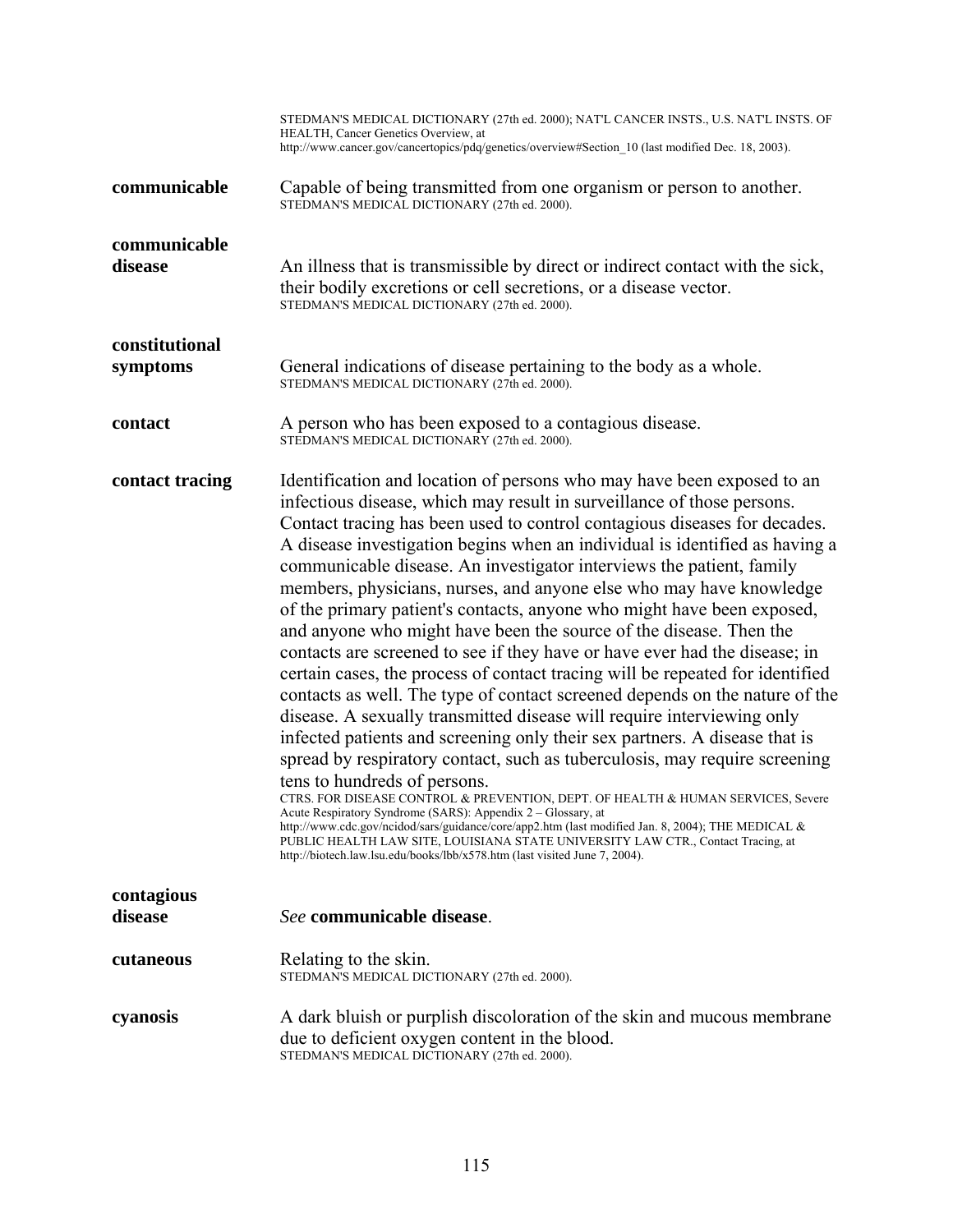STEDMAN'S MEDICAL DICTIONARY (27th ed. 2000); NAT'L CANCER INSTS., U.S. NAT'L INSTS. OF HEALTH, Cancer Genetics Overview, at http://www.cancer.gov/cancertopics/pdq/genetics/overview#Section_10 (last modified Dec. 18, 2003).

**communicable** Capable of being transmitted from one organism or person to another.
STEDMAN'S MEDICAL DICTIONARY (27th ed. 2000).

**communicable disease** An illness that is transmissible by direct or indirect contact with the sick, their bodily excretions or cell secretions, or a disease vector.
STEDMAN'S MEDICAL DICTIONARY (27th ed. 2000).

**constitutional symptoms** General indications of disease pertaining to the body as a whole.
STEDMAN'S MEDICAL DICTIONARY (27th ed. 2000).

**contact** A person who has been exposed to a contagious disease.
STEDMAN'S MEDICAL DICTIONARY (27th ed. 2000).

**contact tracing** Identification and location of persons who may have been exposed to an infectious disease, which may result in surveillance of those persons. Contact tracing has been used to control contagious diseases for decades. A disease investigation begins when an individual is identified as having a communicable disease. An investigator interviews the patient, family members, physicians, nurses, and anyone else who may have knowledge of the primary patient's contacts, anyone who might have been exposed, and anyone who might have been the source of the disease. Then the contacts are screened to see if they have or have ever had the disease; in certain cases, the process of contact tracing will be repeated for identified contacts as well. The type of contact screened depends on the nature of the disease. A sexually transmitted disease will require interviewing only infected patients and screening only their sex partners. A disease that is spread by respiratory contact, such as tuberculosis, may require screening tens to hundreds of persons.
CTRS. FOR DISEASE CONTROL & PREVENTION, DEPT. OF HEALTH & HUMAN SERVICES, Severe Acute Respiratory Syndrome (SARS): Appendix 2 – Glossary, at http://www.cdc.gov/ncidod/sars/guidance/core/app2.htm (last modified Jan. 8, 2004); THE MEDICAL & PUBLIC HEALTH LAW SITE, LOUISIANA STATE UNIVERSITY LAW CTR., Contact Tracing, at http://biotech.law.lsu.edu/books/lbb/x578.htm (last visited June 7, 2004).

**contagious disease** *See* **communicable disease**.

**cutaneous** Relating to the skin.
STEDMAN'S MEDICAL DICTIONARY (27th ed. 2000).

**cyanosis** A dark bluish or purplish discoloration of the skin and mucous membrane due to deficient oxygen content in the blood.
STEDMAN'S MEDICAL DICTIONARY (27th ed. 2000).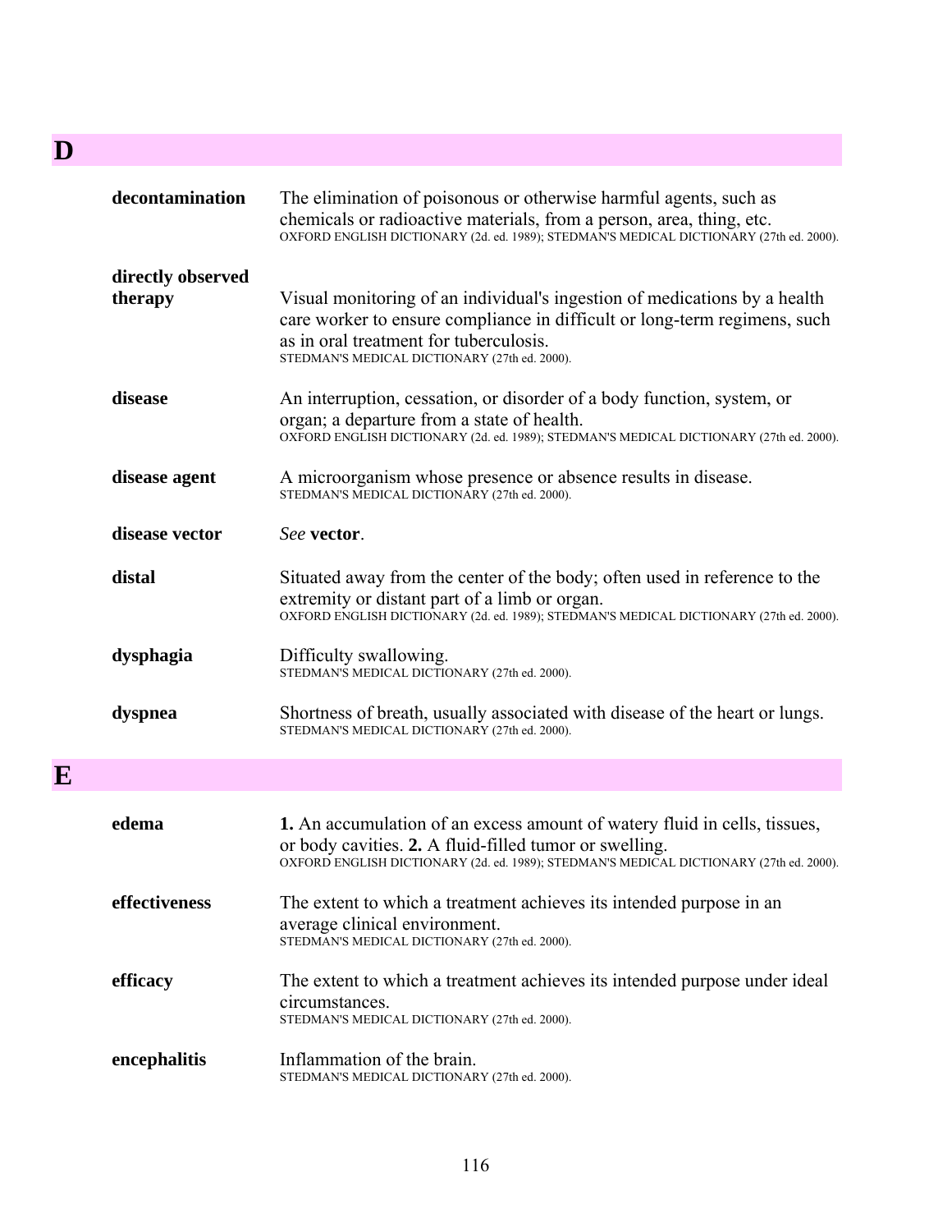## D

**decontamination**
The elimination of poisonous or otherwise harmful agents, such as chemicals or radioactive materials, from a person, area, thing, etc.
OXFORD ENGLISH DICTIONARY (2d. ed. 1989); STEDMAN'S MEDICAL DICTIONARY (27th ed. 2000).

**directly observed therapy**
Visual monitoring of an individual's ingestion of medications by a health care worker to ensure compliance in difficult or long-term regimens, such as in oral treatment for tuberculosis.
STEDMAN'S MEDICAL DICTIONARY (27th ed. 2000).

**disease**
An interruption, cessation, or disorder of a body function, system, or organ; a departure from a state of health.
OXFORD ENGLISH DICTIONARY (2d. ed. 1989); STEDMAN'S MEDICAL DICTIONARY (27th ed. 2000).

**disease agent**
A microorganism whose presence or absence results in disease.
STEDMAN'S MEDICAL DICTIONARY (27th ed. 2000).

**disease vector**
*See* **vector**.

**distal**
Situated away from the center of the body; often used in reference to the extremity or distant part of a limb or organ.
OXFORD ENGLISH DICTIONARY (2d. ed. 1989); STEDMAN'S MEDICAL DICTIONARY (27th ed. 2000).

**dysphagia**
Difficulty swallowing.
STEDMAN'S MEDICAL DICTIONARY (27th ed. 2000).

**dyspnea**
Shortness of breath, usually associated with disease of the heart or lungs.
STEDMAN'S MEDICAL DICTIONARY (27th ed. 2000).

## E

**edema**
**1.** An accumulation of an excess amount of watery fluid in cells, tissues, or body cavities. **2.** A fluid-filled tumor or swelling.
OXFORD ENGLISH DICTIONARY (2d. ed. 1989); STEDMAN'S MEDICAL DICTIONARY (27th ed. 2000).

**effectiveness**
The extent to which a treatment achieves its intended purpose in an average clinical environment.
STEDMAN'S MEDICAL DICTIONARY (27th ed. 2000).

**efficacy**
The extent to which a treatment achieves its intended purpose under ideal circumstances.
STEDMAN'S MEDICAL DICTIONARY (27th ed. 2000).

**encephalitis**
Inflammation of the brain.
STEDMAN'S MEDICAL DICTIONARY (27th ed. 2000).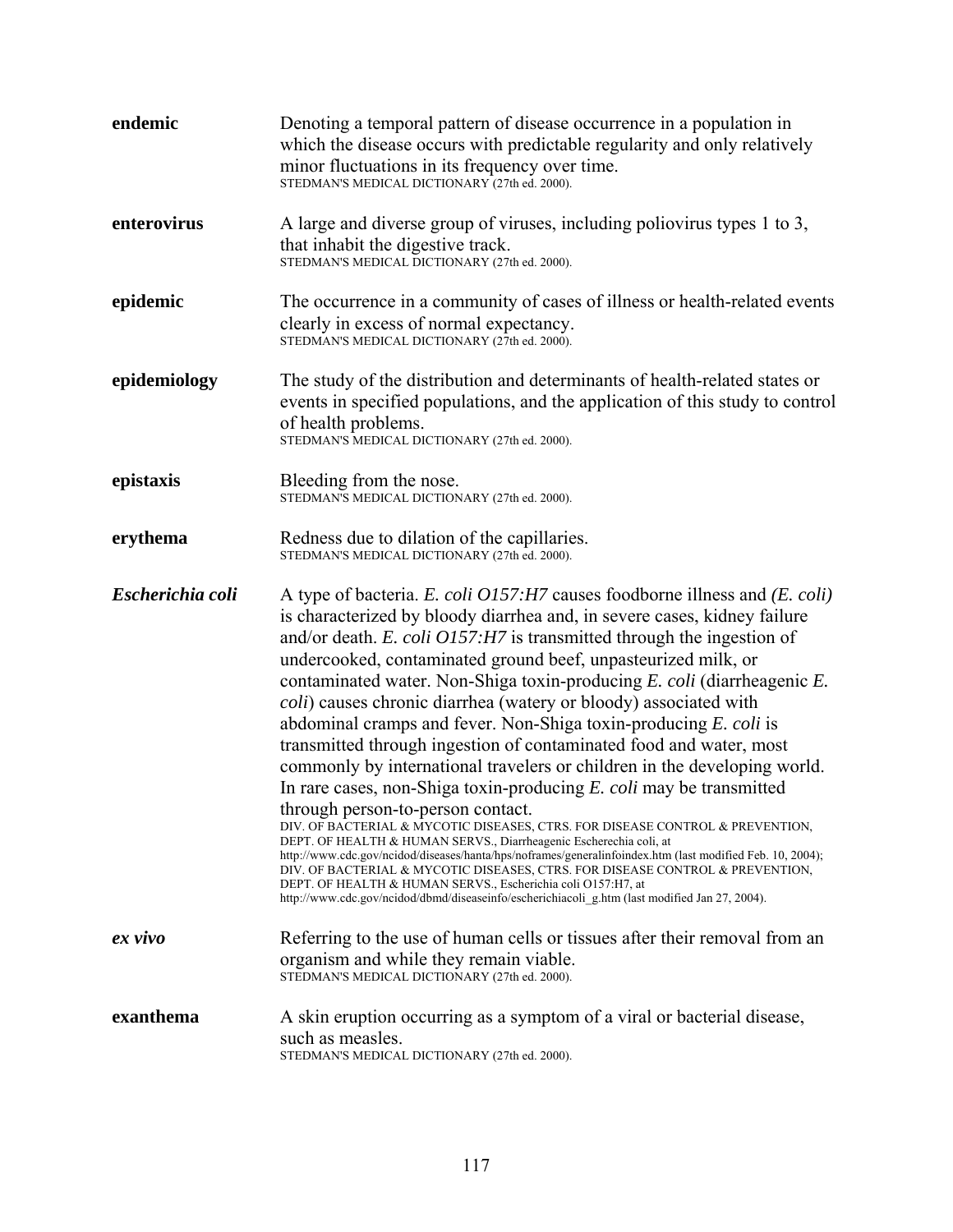**endemic** Denoting a temporal pattern of disease occurrence in a population in which the disease occurs with predictable regularity and only relatively minor fluctuations in its frequency over time.
STEDMAN'S MEDICAL DICTIONARY (27th ed. 2000).

**enterovirus** A large and diverse group of viruses, including poliovirus types 1 to 3, that inhabit the digestive track.
STEDMAN'S MEDICAL DICTIONARY (27th ed. 2000).

**epidemic** The occurrence in a community of cases of illness or health-related events clearly in excess of normal expectancy.
STEDMAN'S MEDICAL DICTIONARY (27th ed. 2000).

**epidemiology** The study of the distribution and determinants of health-related states or events in specified populations, and the application of this study to control of health problems.
STEDMAN'S MEDICAL DICTIONARY (27th ed. 2000).

**epistaxis** Bleeding from the nose.
STEDMAN'S MEDICAL DICTIONARY (27th ed. 2000).

**erythema** Redness due to dilation of the capillaries.
STEDMAN'S MEDICAL DICTIONARY (27th ed. 2000).

***Escherichia coli*** A type of bacteria. *E. coli O157:H7* causes foodborne illness and *(E. coli)* is characterized by bloody diarrhea and, in severe cases, kidney failure and/or death. *E. coli O157:H7* is transmitted through the ingestion of undercooked, contaminated ground beef, unpasteurized milk, or contaminated water. Non-Shiga toxin-producing *E. coli* (diarrheagenic *E. coli*) causes chronic diarrhea (watery or bloody) associated with abdominal cramps and fever. Non-Shiga toxin-producing *E. coli* is transmitted through ingestion of contaminated food and water, most commonly by international travelers or children in the developing world. In rare cases, non-Shiga toxin-producing *E. coli* may be transmitted through person-to-person contact.
DIV. OF BACTERIAL & MYCOTIC DISEASES, CTRS. FOR DISEASE CONTROL & PREVENTION, DEPT. OF HEALTH & HUMAN SERVS., Diarrheagenic Escherechia coli, at http://www.cdc.gov/ncidod/diseases/hanta/hps/noframes/generalinfoindex.htm (last modified Feb. 10, 2004); DIV. OF BACTERIAL & MYCOTIC DISEASES, CTRS. FOR DISEASE CONTROL & PREVENTION, DEPT. OF HEALTH & HUMAN SERVS., Escherichia coli O157:H7, at http://www.cdc.gov/ncidod/dbmd/diseaseinfo/escherichiacoli_g.htm (last modified Jan 27, 2004).

***ex vivo*** Referring to the use of human cells or tissues after their removal from an organism and while they remain viable.
STEDMAN'S MEDICAL DICTIONARY (27th ed. 2000).

**exanthema** A skin eruption occurring as a symptom of a viral or bacterial disease, such as measles.
STEDMAN'S MEDICAL DICTIONARY (27th ed. 2000).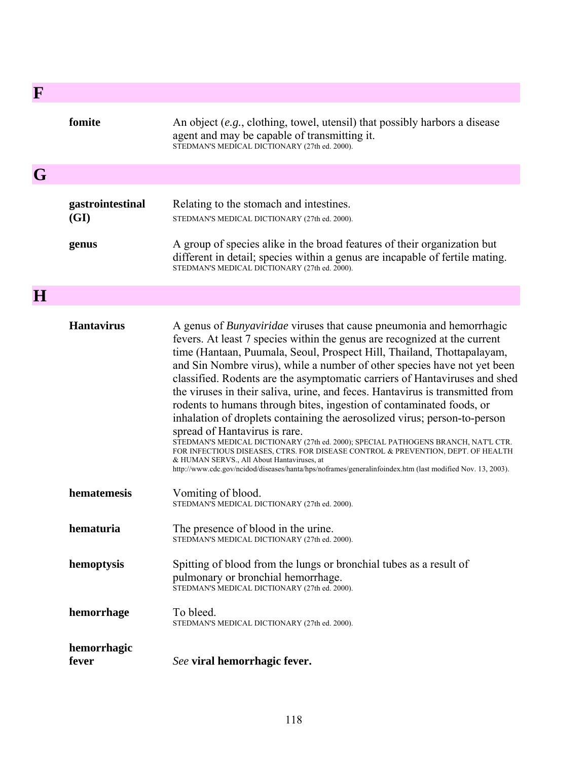## F

**fomite** — An object (*e.g.*, clothing, towel, utensil) that possibly harbors a disease agent and may be capable of transmitting it.
STEDMAN'S MEDICAL DICTIONARY (27th ed. 2000).

## G

**gastrointestinal (GI)** — Relating to the stomach and intestines.
STEDMAN'S MEDICAL DICTIONARY (27th ed. 2000).

**genus** — A group of species alike in the broad features of their organization but different in detail; species within a genus are incapable of fertile mating.
STEDMAN'S MEDICAL DICTIONARY (27th ed. 2000).

## H

**Hantavirus** — A genus of *Bunyaviridae* viruses that cause pneumonia and hemorrhagic fevers. At least 7 species within the genus are recognized at the current time (Hantaan, Puumala, Seoul, Prospect Hill, Thailand, Thottapalayam, and Sin Nombre virus), while a number of other species have not yet been classified. Rodents are the asymptomatic carriers of Hantaviruses and shed the viruses in their saliva, urine, and feces. Hantavirus is transmitted from rodents to humans through bites, ingestion of contaminated foods, or inhalation of droplets containing the aerosolized virus; person-to-person spread of Hantavirus is rare.
STEDMAN'S MEDICAL DICTIONARY (27th ed. 2000); SPECIAL PATHOGENS BRANCH, NAT'L CTR. FOR INFECTIOUS DISEASES, CTRS. FOR DISEASE CONTROL & PREVENTION, DEPT. OF HEALTH & HUMAN SERVS., All About Hantaviruses, at http://www.cdc.gov/ncidod/diseases/hanta/hps/noframes/generalinfoindex.htm (last modified Nov. 13, 2003).

**hematemesis** — Vomiting of blood.
STEDMAN'S MEDICAL DICTIONARY (27th ed. 2000).

**hematuria** — The presence of blood in the urine.
STEDMAN'S MEDICAL DICTIONARY (27th ed. 2000).

**hemoptysis** — Spitting of blood from the lungs or bronchial tubes as a result of pulmonary or bronchial hemorrhage.
STEDMAN'S MEDICAL DICTIONARY (27th ed. 2000).

**hemorrhage** — To bleed.
STEDMAN'S MEDICAL DICTIONARY (27th ed. 2000).

**hemorrhagic fever** — *See* **viral hemorrhagic fever.**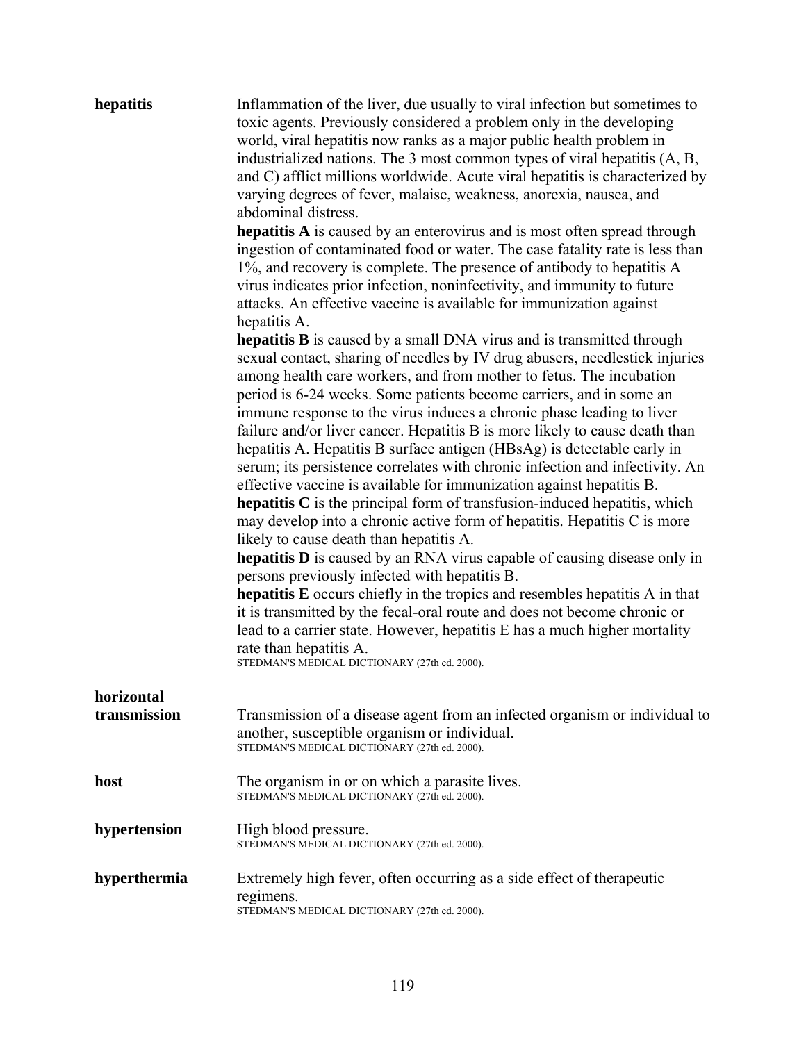**hepatitis**

Inflammation of the liver, due usually to viral infection but sometimes to toxic agents. Previously considered a problem only in the developing world, viral hepatitis now ranks as a major public health problem in industrialized nations. The 3 most common types of viral hepatitis (A, B, and C) afflict millions worldwide. Acute viral hepatitis is characterized by varying degrees of fever, malaise, weakness, anorexia, nausea, and abdominal distress.

**hepatitis A** is caused by an enterovirus and is most often spread through ingestion of contaminated food or water. The case fatality rate is less than 1%, and recovery is complete. The presence of antibody to hepatitis A virus indicates prior infection, noninfectivity, and immunity to future attacks. An effective vaccine is available for immunization against hepatitis A.

**hepatitis B** is caused by a small DNA virus and is transmitted through sexual contact, sharing of needles by IV drug abusers, needlestick injuries among health care workers, and from mother to fetus. The incubation period is 6-24 weeks. Some patients become carriers, and in some an immune response to the virus induces a chronic phase leading to liver failure and/or liver cancer. Hepatitis B is more likely to cause death than hepatitis A. Hepatitis B surface antigen (HBsAg) is detectable early in serum; its persistence correlates with chronic infection and infectivity. An effective vaccine is available for immunization against hepatitis B.

**hepatitis C** is the principal form of transfusion-induced hepatitis, which may develop into a chronic active form of hepatitis. Hepatitis C is more likely to cause death than hepatitis A.

**hepatitis D** is caused by an RNA virus capable of causing disease only in persons previously infected with hepatitis B.

**hepatitis E** occurs chiefly in the tropics and resembles hepatitis A in that it is transmitted by the fecal-oral route and does not become chronic or lead to a carrier state. However, hepatitis E has a much higher mortality rate than hepatitis A.

STEDMAN'S MEDICAL DICTIONARY (27th ed. 2000).

**horizontal transmission**

Transmission of a disease agent from an infected organism or individual to another, susceptible organism or individual.

STEDMAN'S MEDICAL DICTIONARY (27th ed. 2000).

**host**

The organism in or on which a parasite lives.

STEDMAN'S MEDICAL DICTIONARY (27th ed. 2000).

**hypertension**

High blood pressure.

STEDMAN'S MEDICAL DICTIONARY (27th ed. 2000).

**hyperthermia**

Extremely high fever, often occurring as a side effect of therapeutic regimens.

STEDMAN'S MEDICAL DICTIONARY (27th ed. 2000).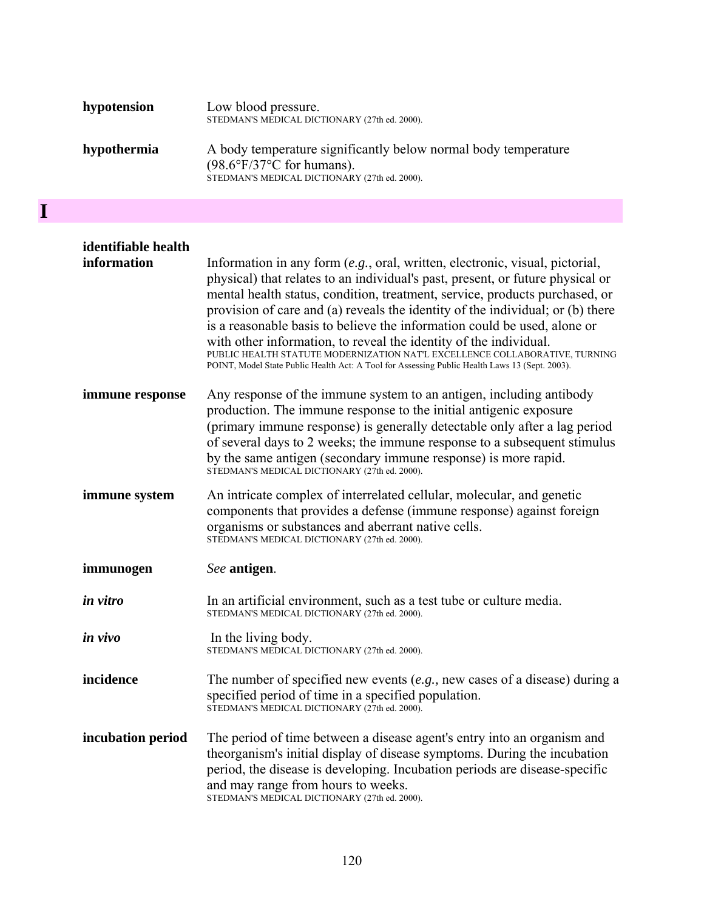**hypotension** Low blood pressure.
STEDMAN'S MEDICAL DICTIONARY (27th ed. 2000).

**hypothermia** A body temperature significantly below normal body temperature (98.6°F/37°C for humans).
STEDMAN'S MEDICAL DICTIONARY (27th ed. 2000).

# I

**identifiable health information** Information in any form (*e.g.*, oral, written, electronic, visual, pictorial, physical) that relates to an individual's past, present, or future physical or mental health status, condition, treatment, service, products purchased, or provision of care and (a) reveals the identity of the individual; or (b) there is a reasonable basis to believe the information could be used, alone or with other information, to reveal the identity of the individual.
PUBLIC HEALTH STATUTE MODERNIZATION NAT'L EXCELLENCE COLLABORATIVE, TURNING POINT, Model State Public Health Act: A Tool for Assessing Public Health Laws 13 (Sept. 2003).

**immune response** Any response of the immune system to an antigen, including antibody production. The immune response to the initial antigenic exposure (primary immune response) is generally detectable only after a lag period of several days to 2 weeks; the immune response to a subsequent stimulus by the same antigen (secondary immune response) is more rapid.
STEDMAN'S MEDICAL DICTIONARY (27th ed. 2000).

**immune system** An intricate complex of interrelated cellular, molecular, and genetic components that provides a defense (immune response) against foreign organisms or substances and aberrant native cells.
STEDMAN'S MEDICAL DICTIONARY (27th ed. 2000).

**immunogen** *See* **antigen**.

***in vitro*** In an artificial environment, such as a test tube or culture media.
STEDMAN'S MEDICAL DICTIONARY (27th ed. 2000).

***in vivo*** In the living body.
STEDMAN'S MEDICAL DICTIONARY (27th ed. 2000).

**incidence** The number of specified new events (*e.g.,* new cases of a disease) during a specified period of time in a specified population.
STEDMAN'S MEDICAL DICTIONARY (27th ed. 2000).

**incubation period** The period of time between a disease agent's entry into an organism and theorganism's initial display of disease symptoms. During the incubation period, the disease is developing. Incubation periods are disease-specific and may range from hours to weeks.
STEDMAN'S MEDICAL DICTIONARY (27th ed. 2000).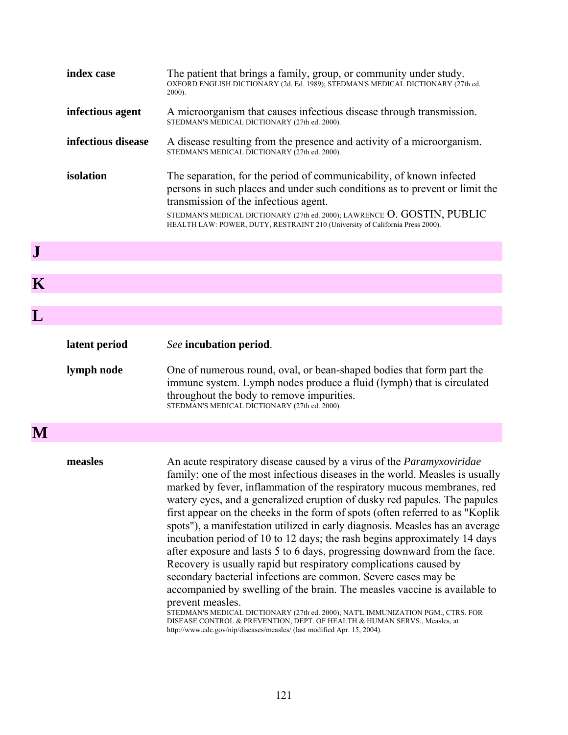**index case**

The patient that brings a family, group, or community under study.
OXFORD ENGLISH DICTIONARY (2d. Ed. 1989); STEDMAN'S MEDICAL DICTIONARY (27th ed. 2000).

**infectious agent**

A microorganism that causes infectious disease through transmission.
STEDMAN'S MEDICAL DICTIONARY (27th ed. 2000).

**infectious disease**

A disease resulting from the presence and activity of a microorganism.
STEDMAN'S MEDICAL DICTIONARY (27th ed. 2000).

**isolation**

The separation, for the period of communicability, of known infected persons in such places and under such conditions as to prevent or limit the transmission of the infectious agent.
STEDMAN'S MEDICAL DICTIONARY (27th ed. 2000); LAWRENCE O. GOSTIN, PUBLIC HEALTH LAW: POWER, DUTY, RESTRAINT 210 (University of California Press 2000).

## J

## K

## L

**latent period**

*See* **incubation period**.

**lymph node**

One of numerous round, oval, or bean-shaped bodies that form part the immune system. Lymph nodes produce a fluid (lymph) that is circulated throughout the body to remove impurities.
STEDMAN'S MEDICAL DICTIONARY (27th ed. 2000).

## M

**measles**

An acute respiratory disease caused by a virus of the *Paramyxoviridae* family; one of the most infectious diseases in the world. Measles is usually marked by fever, inflammation of the respiratory mucous membranes, red watery eyes, and a generalized eruption of dusky red papules. The papules first appear on the cheeks in the form of spots (often referred to as "Koplik spots"), a manifestation utilized in early diagnosis. Measles has an average incubation period of 10 to 12 days; the rash begins approximately 14 days after exposure and lasts 5 to 6 days, progressing downward from the face. Recovery is usually rapid but respiratory complications caused by secondary bacterial infections are common. Severe cases may be accompanied by swelling of the brain. The measles vaccine is available to prevent measles.
STEDMAN'S MEDICAL DICTIONARY (27th ed. 2000); NAT'L IMMUNIZATION PGM., CTRS. FOR DISEASE CONTROL & PREVENTION, DEPT. OF HEALTH & HUMAN SERVS., Measles, at http://www.cdc.gov/nip/diseases/measles/ (last modified Apr. 15, 2004).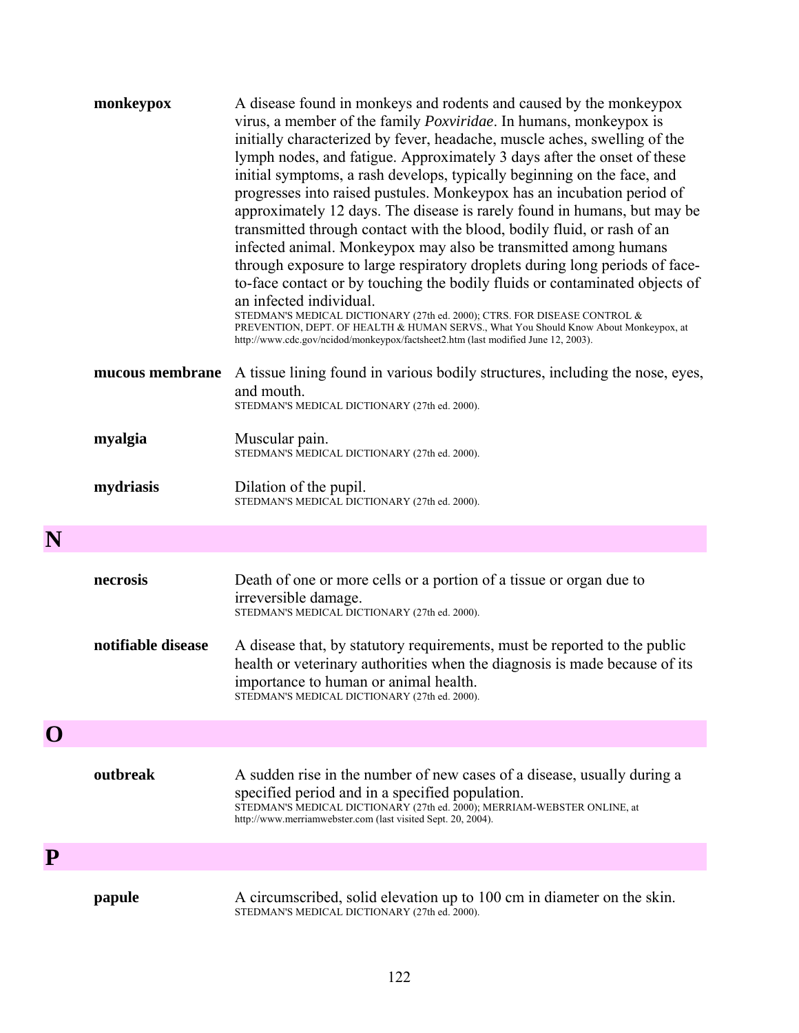**monkeypox** A disease found in monkeys and rodents and caused by the monkeypox virus, a member of the family *Poxviridae*. In humans, monkeypox is initially characterized by fever, headache, muscle aches, swelling of the lymph nodes, and fatigue. Approximately 3 days after the onset of these initial symptoms, a rash develops, typically beginning on the face, and progresses into raised pustules. Monkeypox has an incubation period of approximately 12 days. The disease is rarely found in humans, but may be transmitted through contact with the blood, bodily fluid, or rash of an infected animal. Monkeypox may also be transmitted among humans through exposure to large respiratory droplets during long periods of face-to-face contact or by touching the bodily fluids or contaminated objects of an infected individual.
STEDMAN'S MEDICAL DICTIONARY (27th ed. 2000); CTRS. FOR DISEASE CONTROL & PREVENTION, DEPT. OF HEALTH & HUMAN SERVS., What You Should Know About Monkeypox, at http://www.cdc.gov/ncidod/monkeypox/factsheet2.htm (last modified June 12, 2003).

**mucous membrane** A tissue lining found in various bodily structures, including the nose, eyes, and mouth.
STEDMAN'S MEDICAL DICTIONARY (27th ed. 2000).

**myalgia** Muscular pain.
STEDMAN'S MEDICAL DICTIONARY (27th ed. 2000).

**mydriasis** Dilation of the pupil.
STEDMAN'S MEDICAL DICTIONARY (27th ed. 2000).

# N

**necrosis** Death of one or more cells or a portion of a tissue or organ due to irreversible damage.
STEDMAN'S MEDICAL DICTIONARY (27th ed. 2000).

**notifiable disease** A disease that, by statutory requirements, must be reported to the public health or veterinary authorities when the diagnosis is made because of its importance to human or animal health.
STEDMAN'S MEDICAL DICTIONARY (27th ed. 2000).

# O

**outbreak** A sudden rise in the number of new cases of a disease, usually during a specified period and in a specified population.
STEDMAN'S MEDICAL DICTIONARY (27th ed. 2000); MERRIAM-WEBSTER ONLINE, at http://www.merriamwebster.com (last visited Sept. 20, 2004).

# P

**papule** A circumscribed, solid elevation up to 100 cm in diameter on the skin.
STEDMAN'S MEDICAL DICTIONARY (27th ed. 2000).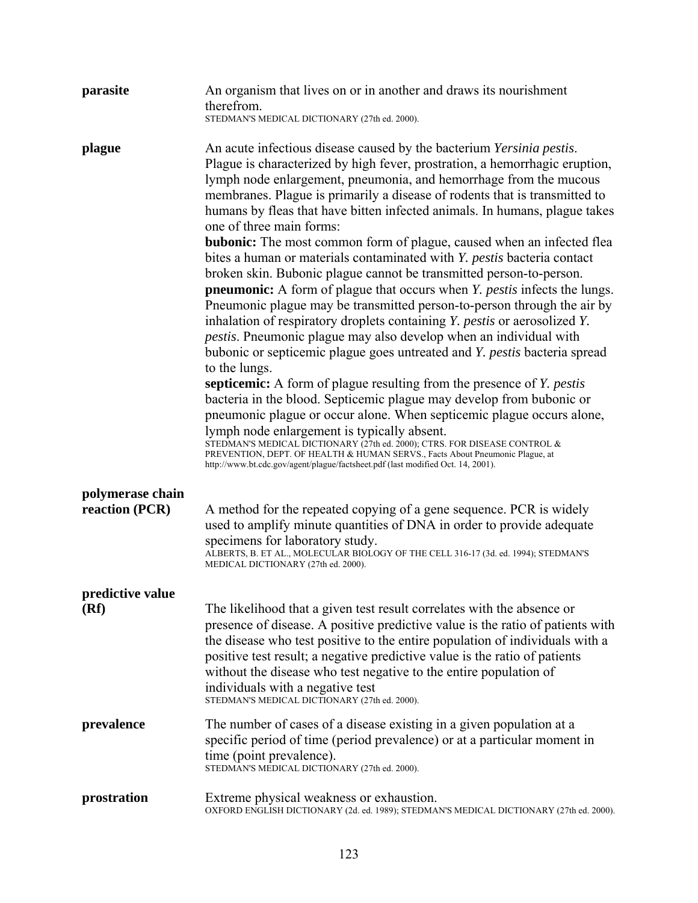**parasite**

An organism that lives on or in another and draws its nourishment therefrom.
STEDMAN'S MEDICAL DICTIONARY (27th ed. 2000).

**plague**

An acute infectious disease caused by the bacterium *Yersinia pestis*. Plague is characterized by high fever, prostration, a hemorrhagic eruption, lymph node enlargement, pneumonia, and hemorrhage from the mucous membranes. Plague is primarily a disease of rodents that is transmitted to humans by fleas that have bitten infected animals. In humans, plague takes one of three main forms:

**bubonic:** The most common form of plague, caused when an infected flea bites a human or materials contaminated with *Y. pestis* bacteria contact broken skin. Bubonic plague cannot be transmitted person-to-person.

**pneumonic:** A form of plague that occurs when *Y. pestis* infects the lungs. Pneumonic plague may be transmitted person-to-person through the air by inhalation of respiratory droplets containing *Y. pestis* or aerosolized *Y. pestis*. Pneumonic plague may also develop when an individual with bubonic or septicemic plague goes untreated and *Y. pestis* bacteria spread to the lungs.

**septicemic:** A form of plague resulting from the presence of *Y. pestis* bacteria in the blood. Septicemic plague may develop from bubonic or pneumonic plague or occur alone. When septicemic plague occurs alone, lymph node enlargement is typically absent.
STEDMAN'S MEDICAL DICTIONARY (27th ed. 2000); CTRS. FOR DISEASE CONTROL & PREVENTION, DEPT. OF HEALTH & HUMAN SERVS., Facts About Pneumonic Plague, at http://www.bt.cdc.gov/agent/plague/factsheet.pdf (last modified Oct. 14, 2001).

**polymerase chain reaction (PCR)**

A method for the repeated copying of a gene sequence. PCR is widely used to amplify minute quantities of DNA in order to provide adequate specimens for laboratory study.
ALBERTS, B. ET AL., MOLECULAR BIOLOGY OF THE CELL 316-17 (3d. ed. 1994); STEDMAN'S MEDICAL DICTIONARY (27th ed. 2000).

**predictive value (Rf)**

The likelihood that a given test result correlates with the absence or presence of disease. A positive predictive value is the ratio of patients with the disease who test positive to the entire population of individuals with a positive test result; a negative predictive value is the ratio of patients without the disease who test negative to the entire population of individuals with a negative test
STEDMAN'S MEDICAL DICTIONARY (27th ed. 2000).

**prevalence**

The number of cases of a disease existing in a given population at a specific period of time (period prevalence) or at a particular moment in time (point prevalence).
STEDMAN'S MEDICAL DICTIONARY (27th ed. 2000).

**prostration**

Extreme physical weakness or exhaustion.
OXFORD ENGLISH DICTIONARY (2d. ed. 1989); STEDMAN'S MEDICAL DICTIONARY (27th ed. 2000).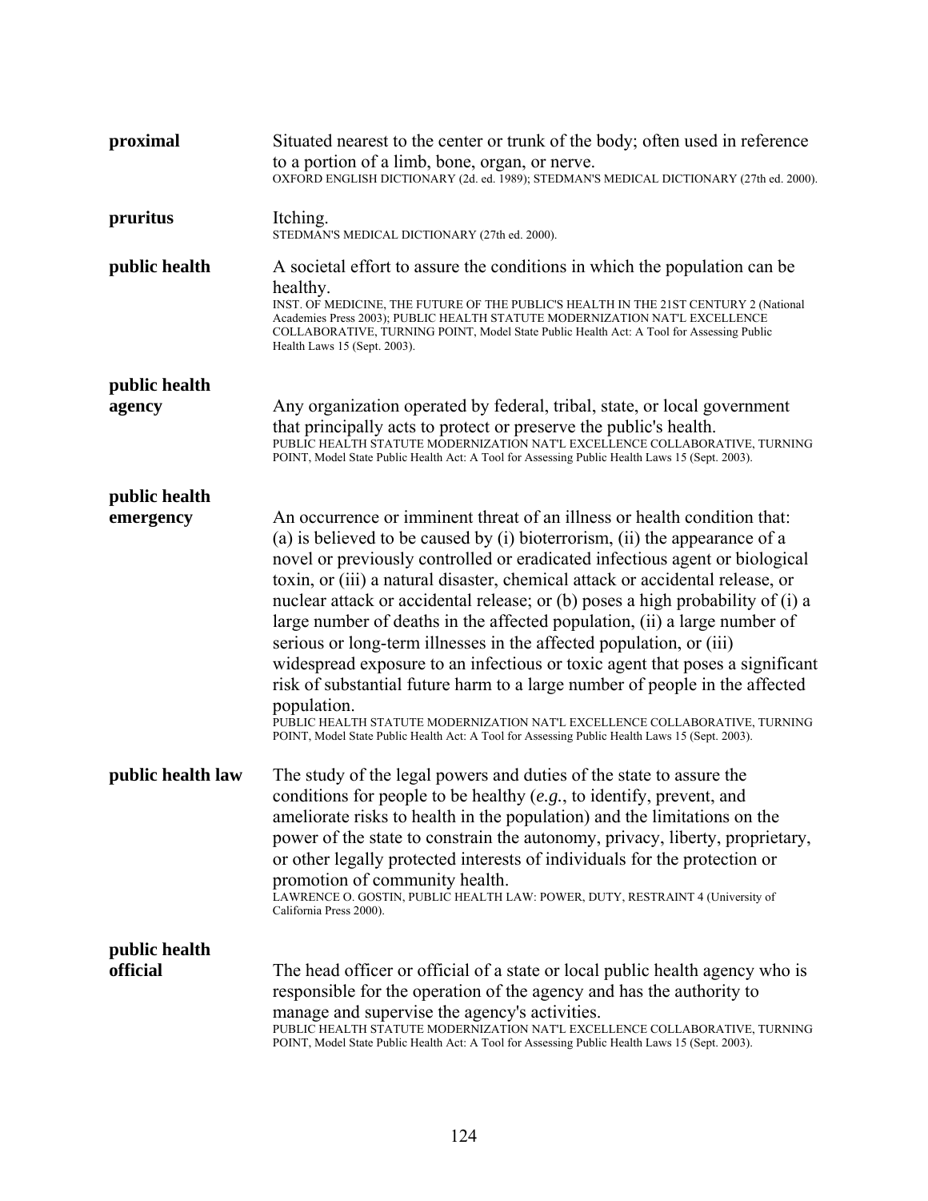**proximal** Situated nearest to the center or trunk of the body; often used in reference to a portion of a limb, bone, organ, or nerve.
OXFORD ENGLISH DICTIONARY (2d. ed. 1989); STEDMAN'S MEDICAL DICTIONARY (27th ed. 2000).

**pruritus** Itching.
STEDMAN'S MEDICAL DICTIONARY (27th ed. 2000).

**public health** A societal effort to assure the conditions in which the population can be healthy.
INST. OF MEDICINE, THE FUTURE OF THE PUBLIC'S HEALTH IN THE 21ST CENTURY 2 (National Academies Press 2003); PUBLIC HEALTH STATUTE MODERNIZATION NAT'L EXCELLENCE COLLABORATIVE, TURNING POINT, Model State Public Health Act: A Tool for Assessing Public Health Laws 15 (Sept. 2003).

**public health agency** Any organization operated by federal, tribal, state, or local government that principally acts to protect or preserve the public's health.
PUBLIC HEALTH STATUTE MODERNIZATION NAT'L EXCELLENCE COLLABORATIVE, TURNING POINT, Model State Public Health Act: A Tool for Assessing Public Health Laws 15 (Sept. 2003).

**public health emergency** An occurrence or imminent threat of an illness or health condition that: (a) is believed to be caused by (i) bioterrorism, (ii) the appearance of a novel or previously controlled or eradicated infectious agent or biological toxin, or (iii) a natural disaster, chemical attack or accidental release, or nuclear attack or accidental release; or (b) poses a high probability of (i) a large number of deaths in the affected population, (ii) a large number of serious or long-term illnesses in the affected population, or (iii) widespread exposure to an infectious or toxic agent that poses a significant risk of substantial future harm to a large number of people in the affected population.
PUBLIC HEALTH STATUTE MODERNIZATION NAT'L EXCELLENCE COLLABORATIVE, TURNING POINT, Model State Public Health Act: A Tool for Assessing Public Health Laws 15 (Sept. 2003).

**public health law** The study of the legal powers and duties of the state to assure the conditions for people to be healthy (*e.g.*, to identify, prevent, and ameliorate risks to health in the population) and the limitations on the power of the state to constrain the autonomy, privacy, liberty, proprietary, or other legally protected interests of individuals for the protection or promotion of community health.
LAWRENCE O. GOSTIN, PUBLIC HEALTH LAW: POWER, DUTY, RESTRAINT 4 (University of California Press 2000).

**public health official** The head officer or official of a state or local public health agency who is responsible for the operation of the agency and has the authority to manage and supervise the agency's activities.
PUBLIC HEALTH STATUTE MODERNIZATION NAT'L EXCELLENCE COLLABORATIVE, TURNING POINT, Model State Public Health Act: A Tool for Assessing Public Health Laws 15 (Sept. 2003).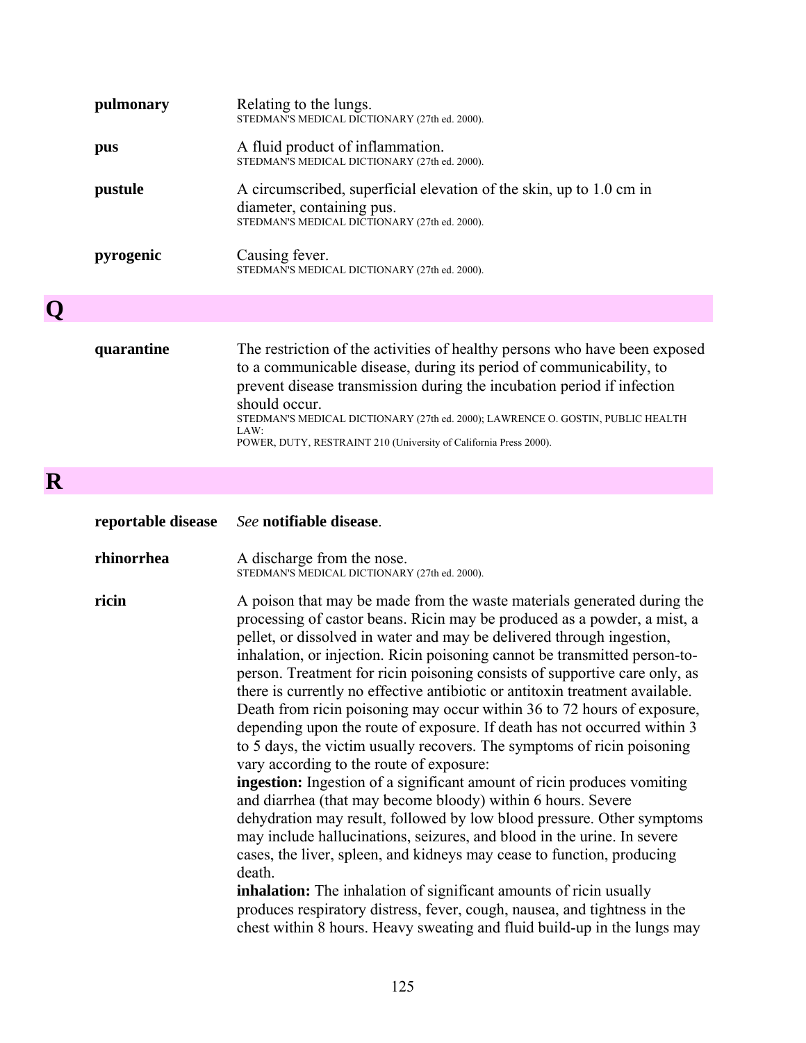**pulmonary** Relating to the lungs.
STEDMAN'S MEDICAL DICTIONARY (27th ed. 2000).

**pus** A fluid product of inflammation.
STEDMAN'S MEDICAL DICTIONARY (27th ed. 2000).

**pustule** A circumscribed, superficial elevation of the skin, up to 1.0 cm in diameter, containing pus.
STEDMAN'S MEDICAL DICTIONARY (27th ed. 2000).

**pyrogenic** Causing fever.
STEDMAN'S MEDICAL DICTIONARY (27th ed. 2000).

# Q

**quarantine** The restriction of the activities of healthy persons who have been exposed to a communicable disease, during its period of communicability, to prevent disease transmission during the incubation period if infection should occur.
STEDMAN'S MEDICAL DICTIONARY (27th ed. 2000); LAWRENCE O. GOSTIN, PUBLIC HEALTH LAW:
POWER, DUTY, RESTRAINT 210 (University of California Press 2000).

# R

**reportable disease** *See* **notifiable disease**.

**rhinorrhea** A discharge from the nose.
STEDMAN'S MEDICAL DICTIONARY (27th ed. 2000).

**ricin** A poison that may be made from the waste materials generated during the processing of castor beans. Ricin may be produced as a powder, a mist, a pellet, or dissolved in water and may be delivered through ingestion, inhalation, or injection. Ricin poisoning cannot be transmitted person-to-person. Treatment for ricin poisoning consists of supportive care only, as there is currently no effective antibiotic or antitoxin treatment available. Death from ricin poisoning may occur within 36 to 72 hours of exposure, depending upon the route of exposure. If death has not occurred within 3 to 5 days, the victim usually recovers. The symptoms of ricin poisoning vary according to the route of exposure:
**ingestion:** Ingestion of a significant amount of ricin produces vomiting and diarrhea (that may become bloody) within 6 hours. Severe dehydration may result, followed by low blood pressure. Other symptoms may include hallucinations, seizures, and blood in the urine. In severe cases, the liver, spleen, and kidneys may cease to function, producing death.
**inhalation:** The inhalation of significant amounts of ricin usually produces respiratory distress, fever, cough, nausea, and tightness in the chest within 8 hours. Heavy sweating and fluid build-up in the lungs may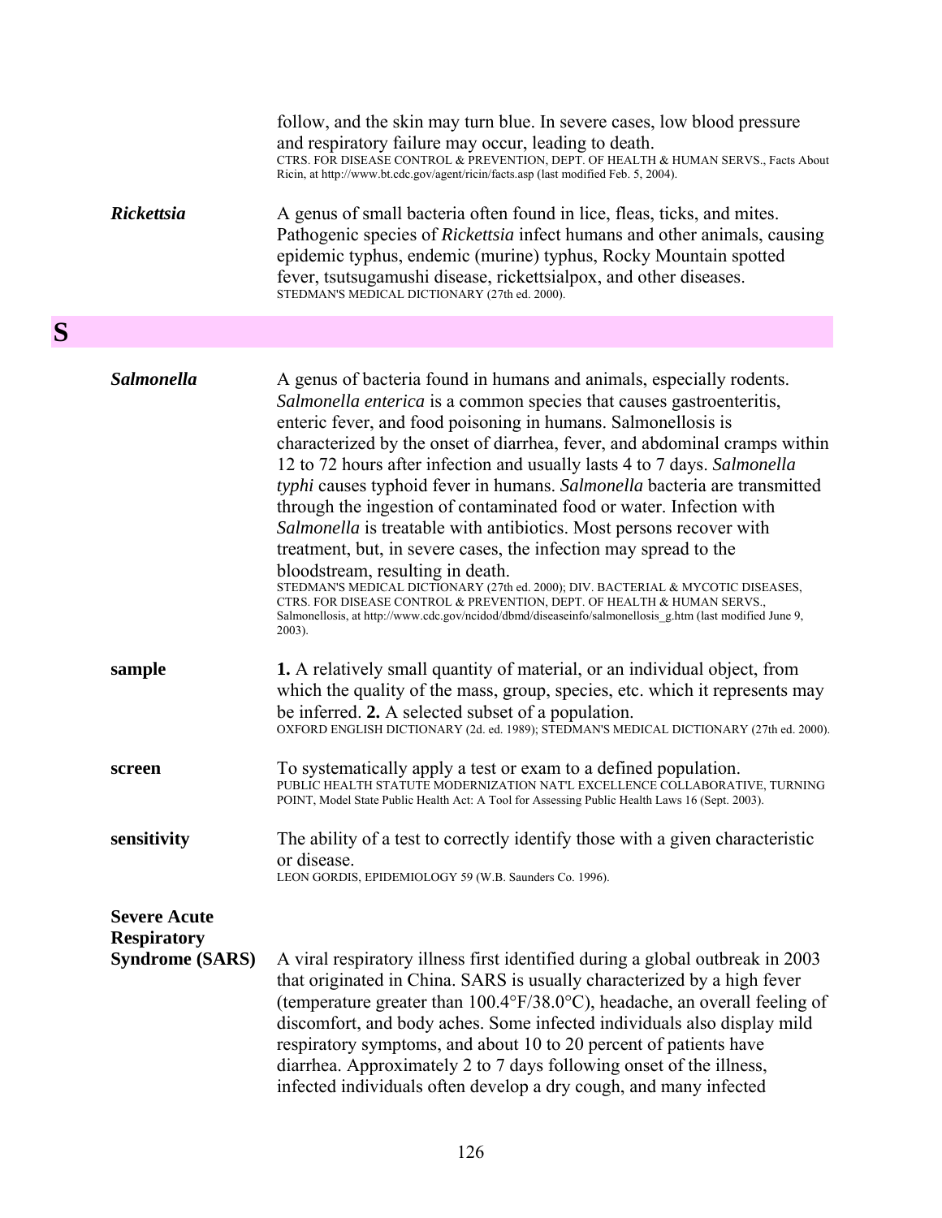follow, and the skin may turn blue. In severe cases, low blood pressure and respiratory failure may occur, leading to death.
CTRS. FOR DISEASE CONTROL & PREVENTION, DEPT. OF HEALTH & HUMAN SERVS., Facts About Ricin, at http://www.bt.cdc.gov/agent/ricin/facts.asp (last modified Feb. 5, 2004).

***Rickettsia*** — A genus of small bacteria often found in lice, fleas, ticks, and mites. Pathogenic species of *Rickettsia* infect humans and other animals, causing epidemic typhus, endemic (murine) typhus, Rocky Mountain spotted fever, tsutsugamushi disease, rickettsialpox, and other diseases.
STEDMAN'S MEDICAL DICTIONARY (27th ed. 2000).

# S

***Salmonella*** — A genus of bacteria found in humans and animals, especially rodents. *Salmonella enterica* is a common species that causes gastroenteritis, enteric fever, and food poisoning in humans. Salmonellosis is characterized by the onset of diarrhea, fever, and abdominal cramps within 12 to 72 hours after infection and usually lasts 4 to 7 days. *Salmonella typhi* causes typhoid fever in humans. *Salmonella* bacteria are transmitted through the ingestion of contaminated food or water. Infection with *Salmonella* is treatable with antibiotics. Most persons recover with treatment, but, in severe cases, the infection may spread to the bloodstream, resulting in death.
STEDMAN'S MEDICAL DICTIONARY (27th ed. 2000); DIV. BACTERIAL & MYCOTIC DISEASES, CTRS. FOR DISEASE CONTROL & PREVENTION, DEPT. OF HEALTH & HUMAN SERVS., Salmonellosis, at http://www.cdc.gov/ncidod/dbmd/diseaseinfo/salmonellosis_g.htm (last modified June 9, 2003).

**sample** — **1.** A relatively small quantity of material, or an individual object, from which the quality of the mass, group, species, etc. which it represents may be inferred. **2.** A selected subset of a population.
OXFORD ENGLISH DICTIONARY (2d. ed. 1989); STEDMAN'S MEDICAL DICTIONARY (27th ed. 2000).

**screen** — To systematically apply a test or exam to a defined population.
PUBLIC HEALTH STATUTE MODERNIZATION NAT'L EXCELLENCE COLLABORATIVE, TURNING POINT, Model State Public Health Act: A Tool for Assessing Public Health Laws 16 (Sept. 2003).

**sensitivity** — The ability of a test to correctly identify those with a given characteristic or disease.
LEON GORDIS, EPIDEMIOLOGY 59 (W.B. Saunders Co. 1996).

**Severe Acute Respiratory Syndrome (SARS)** — A viral respiratory illness first identified during a global outbreak in 2003 that originated in China. SARS is usually characterized by a high fever (temperature greater than 100.4°F/38.0°C), headache, an overall feeling of discomfort, and body aches. Some infected individuals also display mild respiratory symptoms, and about 10 to 20 percent of patients have diarrhea. Approximately 2 to 7 days following onset of the illness, infected individuals often develop a dry cough, and many infected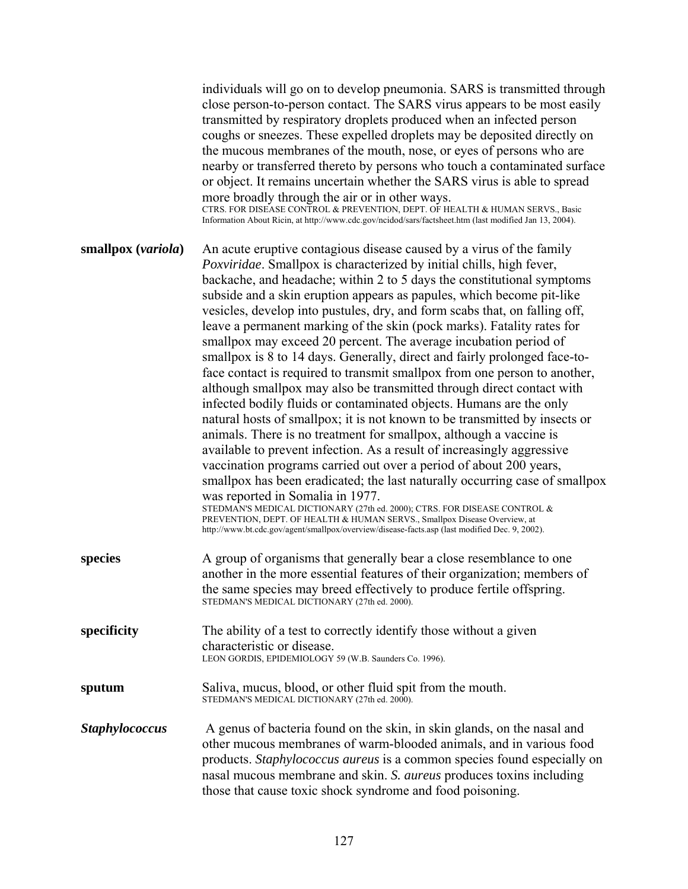individuals will go on to develop pneumonia. SARS is transmitted through close person-to-person contact. The SARS virus appears to be most easily transmitted by respiratory droplets produced when an infected person coughs or sneezes. These expelled droplets may be deposited directly on the mucous membranes of the mouth, nose, or eyes of persons who are nearby or transferred thereto by persons who touch a contaminated surface or object. It remains uncertain whether the SARS virus is able to spread more broadly through the air or in other ways.
CTRS. FOR DISEASE CONTROL & PREVENTION, DEPT. OF HEALTH & HUMAN SERVS., Basic Information About Ricin, at http://www.cdc.gov/ncidod/sars/factsheet.htm (last modified Jan 13, 2004).

**smallpox (*variola*)** An acute eruptive contagious disease caused by a virus of the family *Poxviridae*. Smallpox is characterized by initial chills, high fever, backache, and headache; within 2 to 5 days the constitutional symptoms subside and a skin eruption appears as papules, which become pit-like vesicles, develop into pustules, dry, and form scabs that, on falling off, leave a permanent marking of the skin (pock marks). Fatality rates for smallpox may exceed 20 percent. The average incubation period of smallpox is 8 to 14 days. Generally, direct and fairly prolonged face-to-face contact is required to transmit smallpox from one person to another, although smallpox may also be transmitted through direct contact with infected bodily fluids or contaminated objects. Humans are the only natural hosts of smallpox; it is not known to be transmitted by insects or animals. There is no treatment for smallpox, although a vaccine is available to prevent infection. As a result of increasingly aggressive vaccination programs carried out over a period of about 200 years, smallpox has been eradicated; the last naturally occurring case of smallpox was reported in Somalia in 1977.
STEDMAN'S MEDICAL DICTIONARY (27th ed. 2000); CTRS. FOR DISEASE CONTROL & PREVENTION, DEPT. OF HEALTH & HUMAN SERVS., Smallpox Disease Overview, at http://www.bt.cdc.gov/agent/smallpox/overview/disease-facts.asp (last modified Dec. 9, 2002).

**species** A group of organisms that generally bear a close resemblance to one another in the more essential features of their organization; members of the same species may breed effectively to produce fertile offspring.
STEDMAN'S MEDICAL DICTIONARY (27th ed. 2000).

**specificity** The ability of a test to correctly identify those without a given characteristic or disease.
LEON GORDIS, EPIDEMIOLOGY 59 (W.B. Saunders Co. 1996).

**sputum** Saliva, mucus, blood, or other fluid spit from the mouth.
STEDMAN'S MEDICAL DICTIONARY (27th ed. 2000).

***Staphylococcus*** A genus of bacteria found on the skin, in skin glands, on the nasal and other mucous membranes of warm-blooded animals, and in various food products. *Staphylococcus aureus* is a common species found especially on nasal mucous membrane and skin. *S. aureus* produces toxins including those that cause toxic shock syndrome and food poisoning.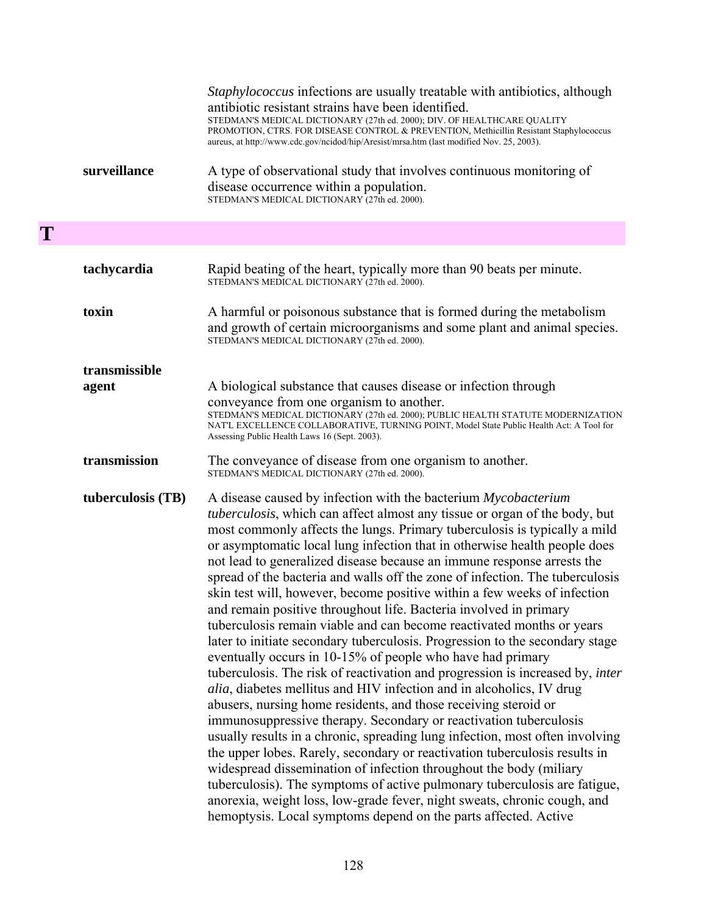*Staphylococcus* infections are usually treatable with antibiotics, although antibiotic resistant strains have been identified.
STEDMAN'S MEDICAL DICTIONARY (27th ed. 2000); DIV. OF HEALTHCARE QUALITY PROMOTION, CTRS. FOR DISEASE CONTROL & PREVENTION, Methicillin Resistant Staphylococcus aureus, at http://www.cdc.gov/ncidod/hip/Aresist/mrsa.htm (last modified Nov. 25, 2003).

**surveillance** A type of observational study that involves continuous monitoring of disease occurrence within a population.
STEDMAN'S MEDICAL DICTIONARY (27th ed. 2000).

# T

**tachycardia** Rapid beating of the heart, typically more than 90 beats per minute.
STEDMAN'S MEDICAL DICTIONARY (27th ed. 2000).

**toxin** A harmful or poisonous substance that is formed during the metabolism and growth of certain microorganisms and some plant and animal species.
STEDMAN'S MEDICAL DICTIONARY (27th ed. 2000).

**transmissible agent** A biological substance that causes disease or infection through conveyance from one organism to another.
STEDMAN'S MEDICAL DICTIONARY (27th ed. 2000); PUBLIC HEALTH STATUTE MODERNIZATION NAT'L EXCELLENCE COLLABORATIVE, TURNING POINT, Model State Public Health Act: A Tool for Assessing Public Health Laws 16 (Sept. 2003).

**transmission** The conveyance of disease from one organism to another.
STEDMAN'S MEDICAL DICTIONARY (27th ed. 2000).

**tuberculosis (TB)** A disease caused by infection with the bacterium *Mycobacterium tuberculosis*, which can affect almost any tissue or organ of the body, but most commonly affects the lungs. Primary tuberculosis is typically a mild or asymptomatic local lung infection that in otherwise health people does not lead to generalized disease because an immune response arrests the spread of the bacteria and walls off the zone of infection. The tuberculosis skin test will, however, become positive within a few weeks of infection and remain positive throughout life. Bacteria involved in primary tuberculosis remain viable and can become reactivated months or years later to initiate secondary tuberculosis. Progression to the secondary stage eventually occurs in 10-15% of people who have had primary tuberculosis. The risk of reactivation and progression is increased by, *inter alia*, diabetes mellitus and HIV infection and in alcoholics, IV drug abusers, nursing home residents, and those receiving steroid or immunosuppressive therapy. Secondary or reactivation tuberculosis usually results in a chronic, spreading lung infection, most often involving the upper lobes. Rarely, secondary or reactivation tuberculosis results in widespread dissemination of infection throughout the body (miliary tuberculosis). The symptoms of active pulmonary tuberculosis are fatigue, anorexia, weight loss, low-grade fever, night sweats, chronic cough, and hemoptysis. Local symptoms depend on the parts affected. Active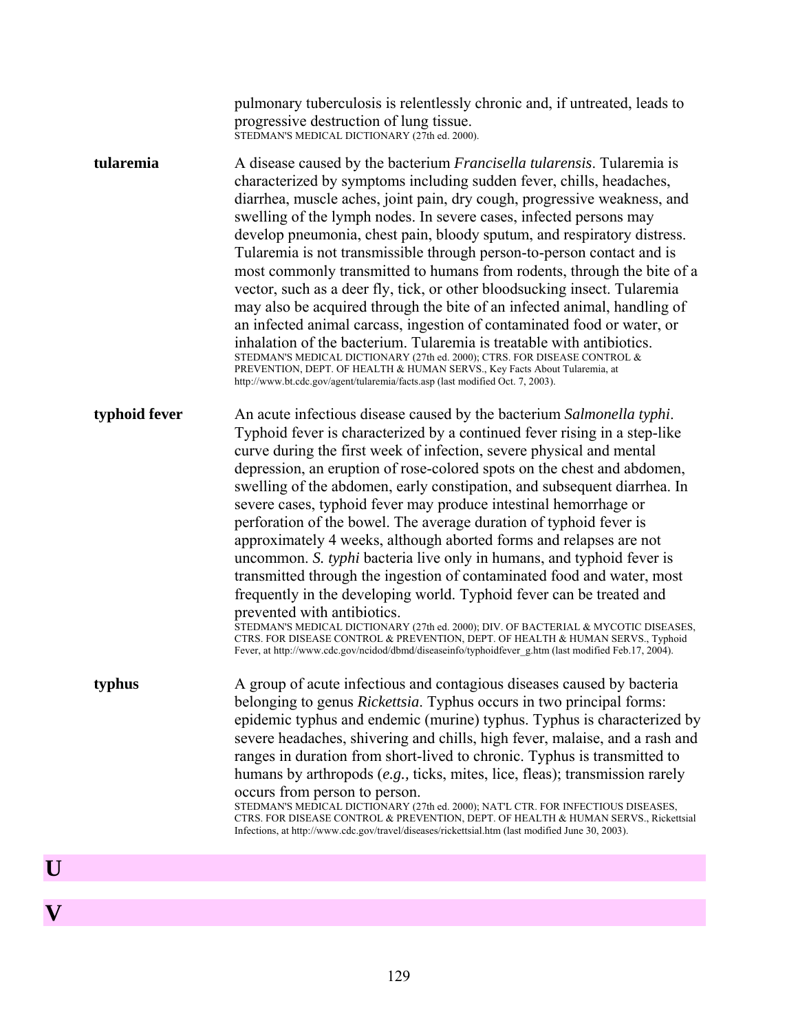pulmonary tuberculosis is relentlessly chronic and, if untreated, leads to progressive destruction of lung tissue.
STEDMAN'S MEDICAL DICTIONARY (27th ed. 2000).

**tularemia**

A disease caused by the bacterium *Francisella tularensis*. Tularemia is characterized by symptoms including sudden fever, chills, headaches, diarrhea, muscle aches, joint pain, dry cough, progressive weakness, and swelling of the lymph nodes. In severe cases, infected persons may develop pneumonia, chest pain, bloody sputum, and respiratory distress. Tularemia is not transmissible through person-to-person contact and is most commonly transmitted to humans from rodents, through the bite of a vector, such as a deer fly, tick, or other bloodsucking insect. Tularemia may also be acquired through the bite of an infected animal, handling of an infected animal carcass, ingestion of contaminated food or water, or inhalation of the bacterium. Tularemia is treatable with antibiotics.
STEDMAN'S MEDICAL DICTIONARY (27th ed. 2000); CTRS. FOR DISEASE CONTROL & PREVENTION, DEPT. OF HEALTH & HUMAN SERVS., Key Facts About Tularemia, at http://www.bt.cdc.gov/agent/tularemia/facts.asp (last modified Oct. 7, 2003).

**typhoid fever**

An acute infectious disease caused by the bacterium *Salmonella typhi*. Typhoid fever is characterized by a continued fever rising in a step-like curve during the first week of infection, severe physical and mental depression, an eruption of rose-colored spots on the chest and abdomen, swelling of the abdomen, early constipation, and subsequent diarrhea. In severe cases, typhoid fever may produce intestinal hemorrhage or perforation of the bowel. The average duration of typhoid fever is approximately 4 weeks, although aborted forms and relapses are not uncommon. *S. typhi* bacteria live only in humans, and typhoid fever is transmitted through the ingestion of contaminated food and water, most frequently in the developing world. Typhoid fever can be treated and prevented with antibiotics.
STEDMAN'S MEDICAL DICTIONARY (27th ed. 2000); DIV. OF BACTERIAL & MYCOTIC DISEASES, CTRS. FOR DISEASE CONTROL & PREVENTION, DEPT. OF HEALTH & HUMAN SERVS., Typhoid Fever, at http://www.cdc.gov/ncidod/dbmd/diseaseinfo/typhoidfever_g.htm (last modified Feb.17, 2004).

**typhus**

A group of acute infectious and contagious diseases caused by bacteria belonging to genus *Rickettsia*. Typhus occurs in two principal forms: epidemic typhus and endemic (murine) typhus. Typhus is characterized by severe headaches, shivering and chills, high fever, malaise, and a rash and ranges in duration from short-lived to chronic. Typhus is transmitted to humans by arthropods (*e.g.,* ticks, mites, lice, fleas); transmission rarely occurs from person to person.
STEDMAN'S MEDICAL DICTIONARY (27th ed. 2000); NAT'L CTR. FOR INFECTIOUS DISEASES, CTRS. FOR DISEASE CONTROL & PREVENTION, DEPT. OF HEALTH & HUMAN SERVS., Rickettsial Infections, at http://www.cdc.gov/travel/diseases/rickettsial.htm (last modified June 30, 2003).

# U

# V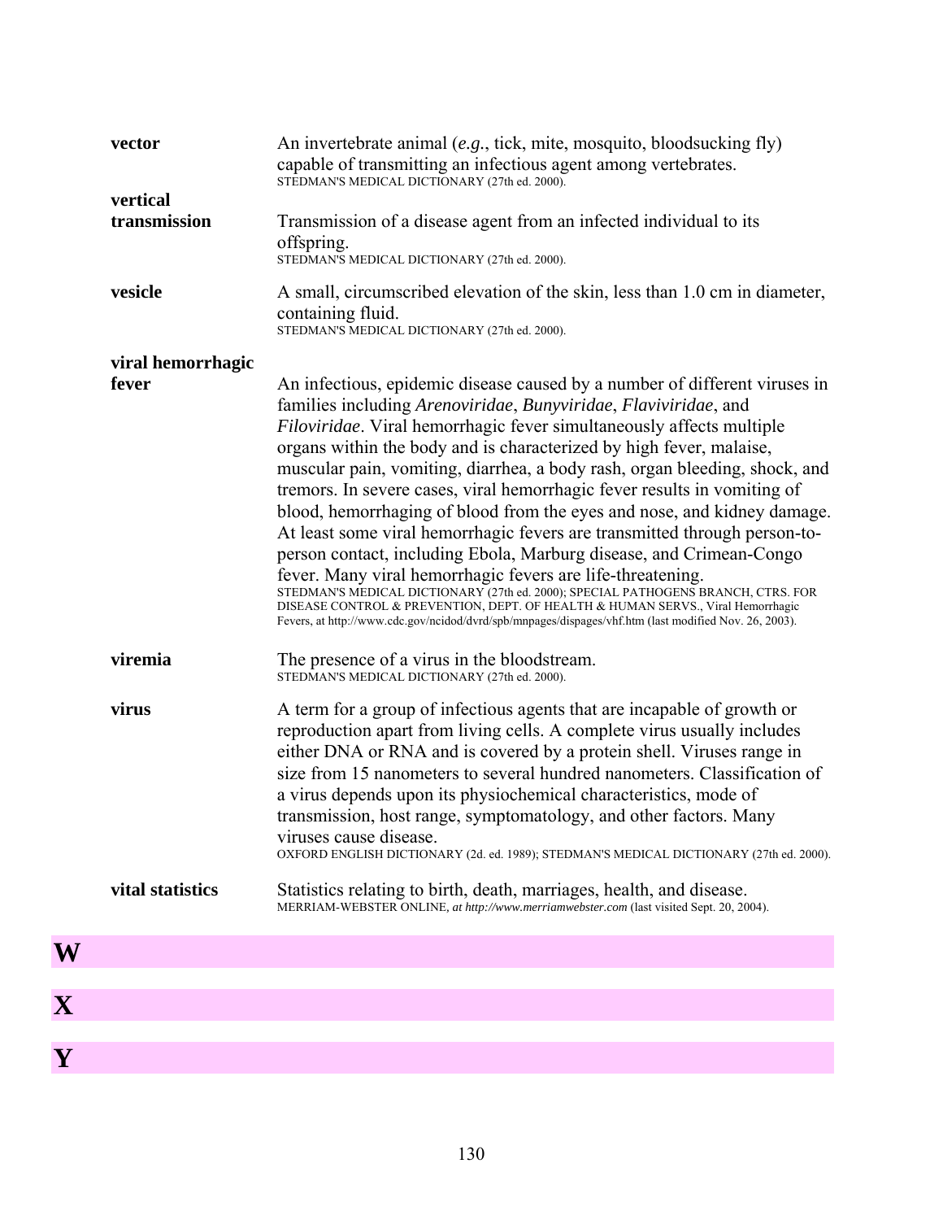**vector**
An invertebrate animal (*e.g.*, tick, mite, mosquito, bloodsucking fly) capable of transmitting an infectious agent among vertebrates.
STEDMAN'S MEDICAL DICTIONARY (27th ed. 2000).

**vertical transmission**
Transmission of a disease agent from an infected individual to its offspring.
STEDMAN'S MEDICAL DICTIONARY (27th ed. 2000).

**vesicle**
A small, circumscribed elevation of the skin, less than 1.0 cm in diameter, containing fluid.
STEDMAN'S MEDICAL DICTIONARY (27th ed. 2000).

**viral hemorrhagic fever**
An infectious, epidemic disease caused by a number of different viruses in families including *Arenoviridae*, *Bunyviridae*, *Flaviviridae*, and *Filoviridae*. Viral hemorrhagic fever simultaneously affects multiple organs within the body and is characterized by high fever, malaise, muscular pain, vomiting, diarrhea, a body rash, organ bleeding, shock, and tremors. In severe cases, viral hemorrhagic fever results in vomiting of blood, hemorrhaging of blood from the eyes and nose, and kidney damage. At least some viral hemorrhagic fevers are transmitted through person-to-person contact, including Ebola, Marburg disease, and Crimean-Congo fever. Many viral hemorrhagic fevers are life-threatening.
STEDMAN'S MEDICAL DICTIONARY (27th ed. 2000); SPECIAL PATHOGENS BRANCH, CTRS. FOR DISEASE CONTROL & PREVENTION, DEPT. OF HEALTH & HUMAN SERVS., Viral Hemorrhagic Fevers, at http://www.cdc.gov/ncidod/dvrd/spb/mnpages/dispages/vhf.htm (last modified Nov. 26, 2003).

**viremia**
The presence of a virus in the bloodstream.
STEDMAN'S MEDICAL DICTIONARY (27th ed. 2000).

**virus**
A term for a group of infectious agents that are incapable of growth or reproduction apart from living cells. A complete virus usually includes either DNA or RNA and is covered by a protein shell. Viruses range in size from 15 nanometers to several hundred nanometers. Classification of a virus depends upon its physiochemical characteristics, mode of transmission, host range, symptomatology, and other factors. Many viruses cause disease.
OXFORD ENGLISH DICTIONARY (2d. ed. 1989); STEDMAN'S MEDICAL DICTIONARY (27th ed. 2000).

**vital statistics**
Statistics relating to birth, death, marriages, health, and disease.
MERRIAM-WEBSTER ONLINE, *at http://www.merriamwebster.com* (last visited Sept. 20, 2004).

# W

# X

# Y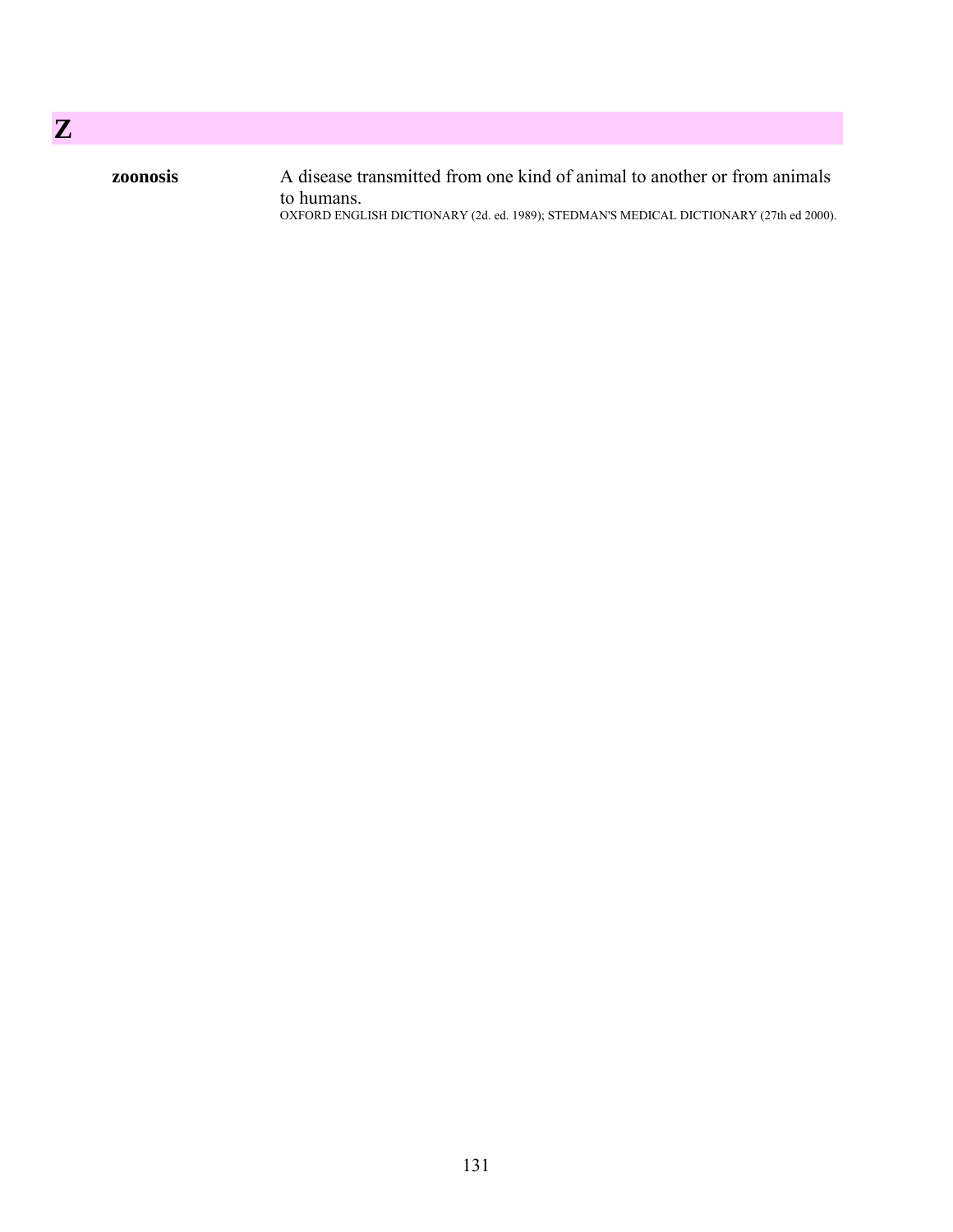# Z

**zoonosis** A disease transmitted from one kind of animal to another or from animals to humans.
OXFORD ENGLISH DICTIONARY (2d. ed. 1989); STEDMAN'S MEDICAL DICTIONARY (27th ed 2000).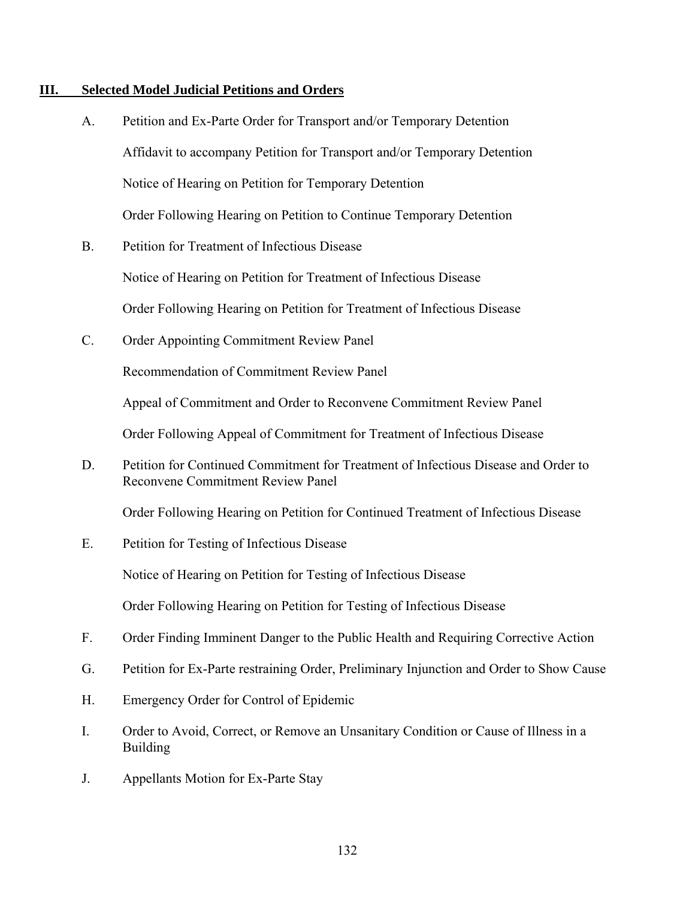## III. Selected Model Judicial Petitions and Orders

A. Petition and Ex-Parte Order for Transport and/or Temporary Detention

   Affidavit to accompany Petition for Transport and/or Temporary Detention

   Notice of Hearing on Petition for Temporary Detention

   Order Following Hearing on Petition to Continue Temporary Detention

B. Petition for Treatment of Infectious Disease

   Notice of Hearing on Petition for Treatment of Infectious Disease

   Order Following Hearing on Petition for Treatment of Infectious Disease

C. Order Appointing Commitment Review Panel

   Recommendation of Commitment Review Panel

   Appeal of Commitment and Order to Reconvene Commitment Review Panel

   Order Following Appeal of Commitment for Treatment of Infectious Disease

D. Petition for Continued Commitment for Treatment of Infectious Disease and Order to Reconvene Commitment Review Panel

   Order Following Hearing on Petition for Continued Treatment of Infectious Disease

E. Petition for Testing of Infectious Disease

   Notice of Hearing on Petition for Testing of Infectious Disease

   Order Following Hearing on Petition for Testing of Infectious Disease

F. Order Finding Imminent Danger to the Public Health and Requiring Corrective Action

G. Petition for Ex-Parte restraining Order, Preliminary Injunction and Order to Show Cause

H. Emergency Order for Control of Epidemic

I. Order to Avoid, Correct, or Remove an Unsanitary Condition or Cause of Illness in a Building

J. Appellants Motion for Ex-Parte Stay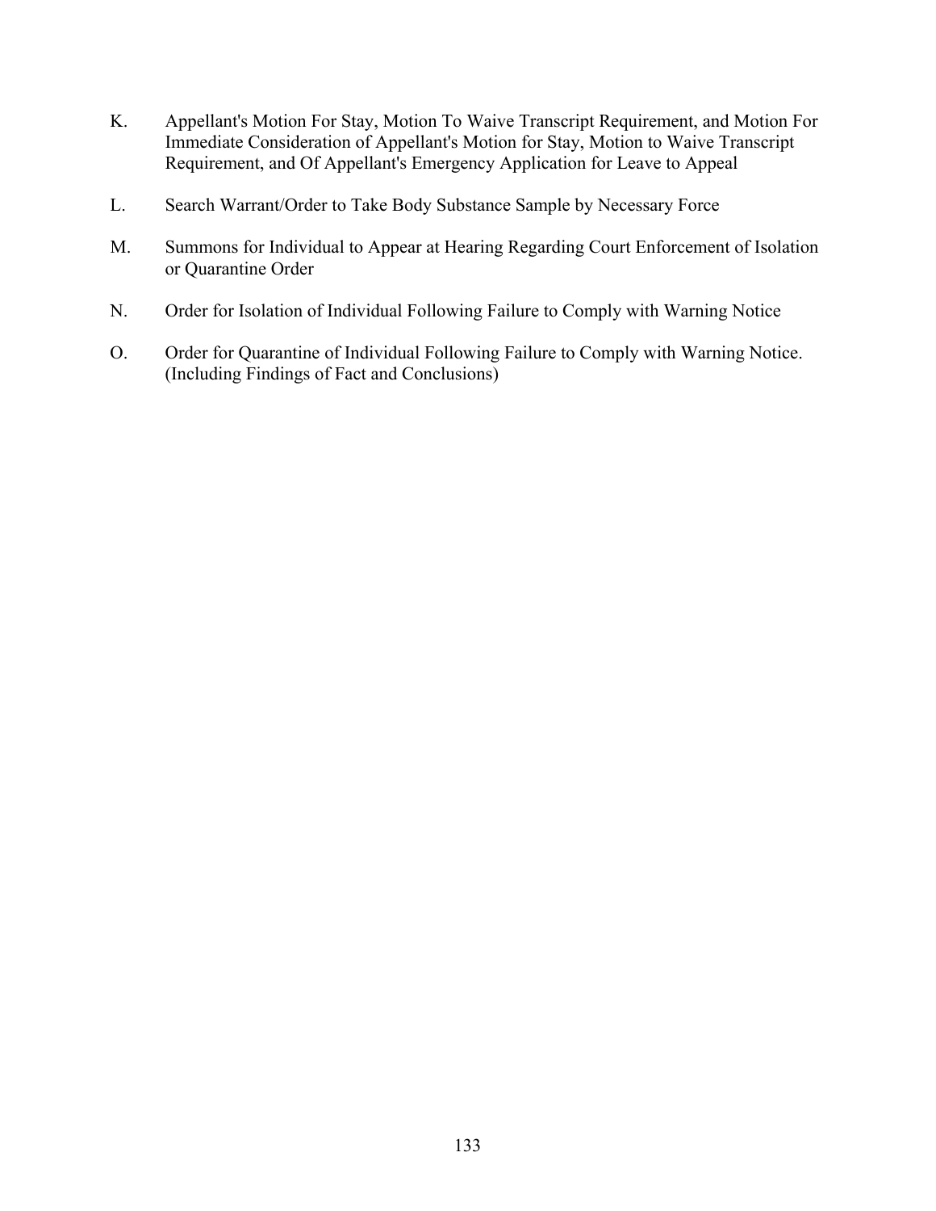K. Appellant's Motion For Stay, Motion To Waive Transcript Requirement, and Motion For Immediate Consideration of Appellant's Motion for Stay, Motion to Waive Transcript Requirement, and Of Appellant's Emergency Application for Leave to Appeal

L. Search Warrant/Order to Take Body Substance Sample by Necessary Force

M. Summons for Individual to Appear at Hearing Regarding Court Enforcement of Isolation or Quarantine Order

N. Order for Isolation of Individual Following Failure to Comply with Warning Notice

O. Order for Quarantine of Individual Following Failure to Comply with Warning Notice. (Including Findings of Fact and Conclusions)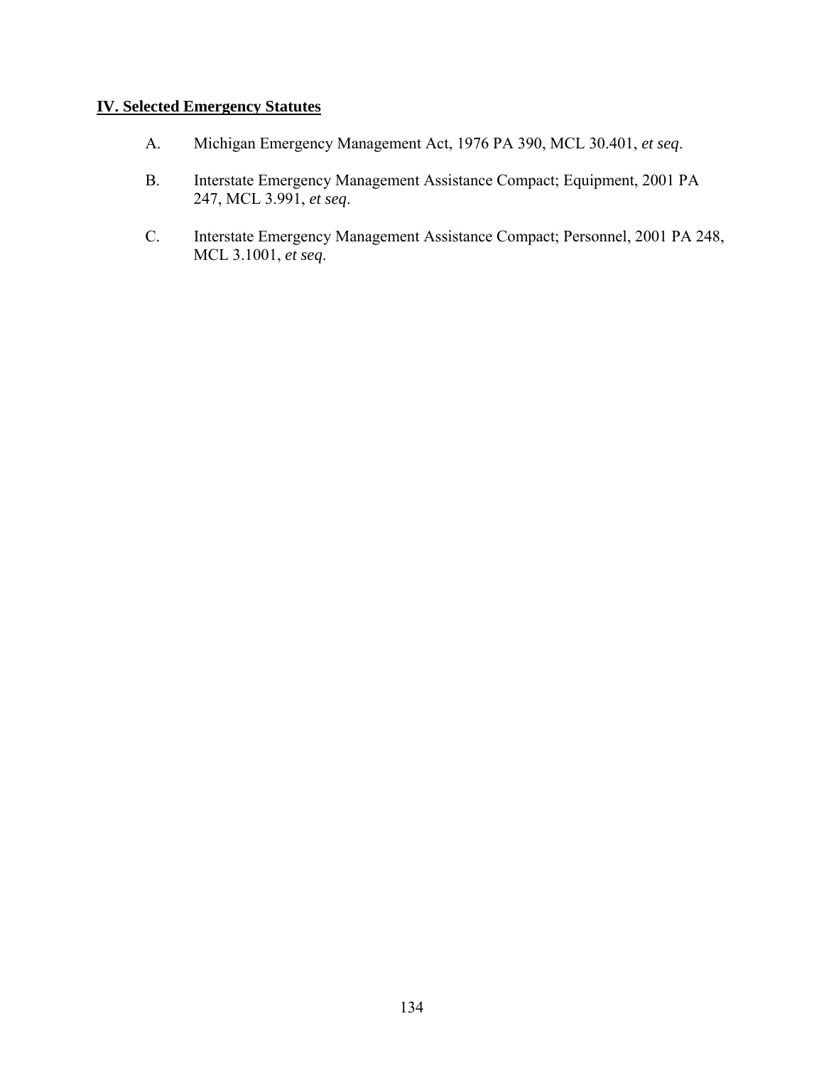## IV. Selected Emergency Statutes

A. Michigan Emergency Management Act, 1976 PA 390, MCL 30.401, *et seq*.

B. Interstate Emergency Management Assistance Compact; Equipment, 2001 PA 247, MCL 3.991, *et seq*.

C. Interstate Emergency Management Assistance Compact; Personnel, 2001 PA 248, MCL 3.1001, *et seq*.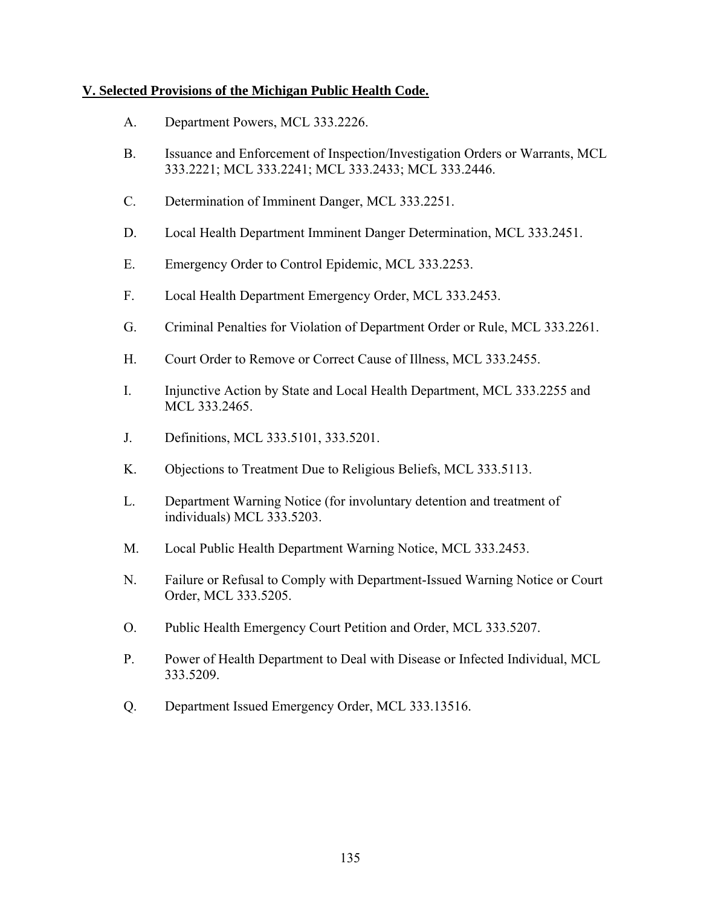## V. Selected Provisions of the Michigan Public Health Code.

A. Department Powers, MCL 333.2226.

B. Issuance and Enforcement of Inspection/Investigation Orders or Warrants, MCL 333.2221; MCL 333.2241; MCL 333.2433; MCL 333.2446.

C. Determination of Imminent Danger, MCL 333.2251.

D. Local Health Department Imminent Danger Determination, MCL 333.2451.

E. Emergency Order to Control Epidemic, MCL 333.2253.

F. Local Health Department Emergency Order, MCL 333.2453.

G. Criminal Penalties for Violation of Department Order or Rule, MCL 333.2261.

H. Court Order to Remove or Correct Cause of Illness, MCL 333.2455.

I. Injunctive Action by State and Local Health Department, MCL 333.2255 and MCL 333.2465.

J. Definitions, MCL 333.5101, 333.5201.

K. Objections to Treatment Due to Religious Beliefs, MCL 333.5113.

L. Department Warning Notice (for involuntary detention and treatment of individuals) MCL 333.5203.

M. Local Public Health Department Warning Notice, MCL 333.2453.

N. Failure or Refusal to Comply with Department-Issued Warning Notice or Court Order, MCL 333.5205.

O. Public Health Emergency Court Petition and Order, MCL 333.5207.

P. Power of Health Department to Deal with Disease or Infected Individual, MCL 333.5209.

Q. Department Issued Emergency Order, MCL 333.13516.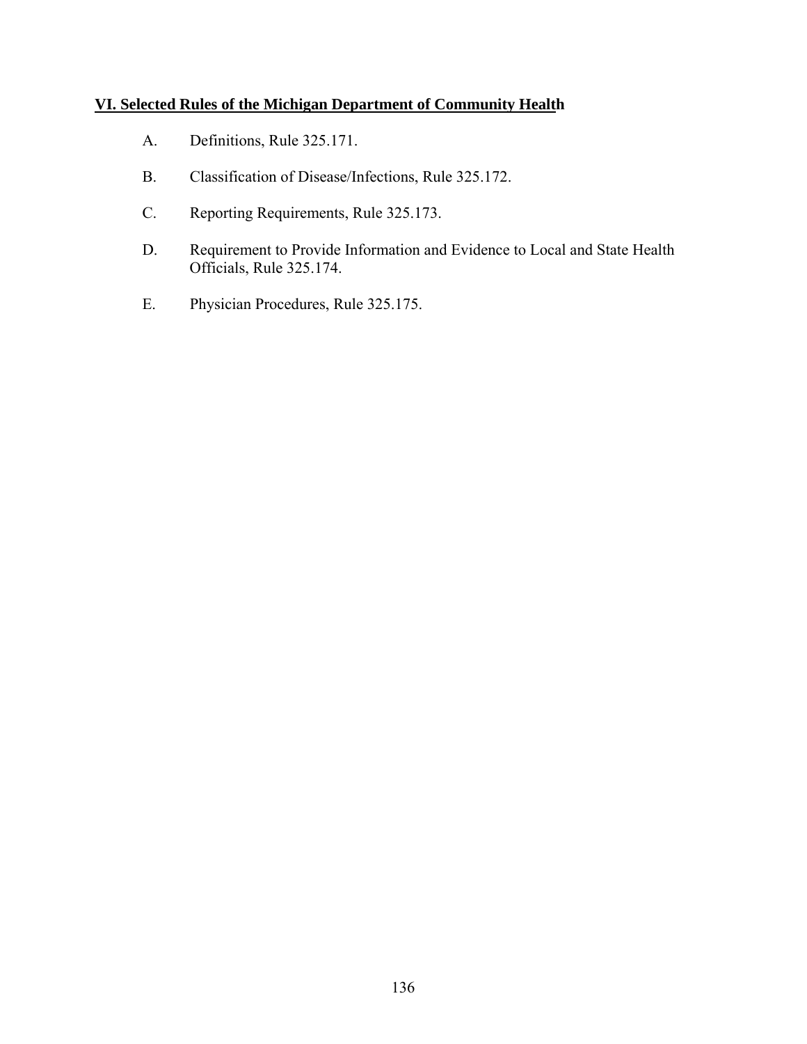## VI. Selected Rules of the Michigan Department of Community Health

A. Definitions, Rule 325.171.

B. Classification of Disease/Infections, Rule 325.172.

C. Reporting Requirements, Rule 325.173.

D. Requirement to Provide Information and Evidence to Local and State Health Officials, Rule 325.174.

E. Physician Procedures, Rule 325.175.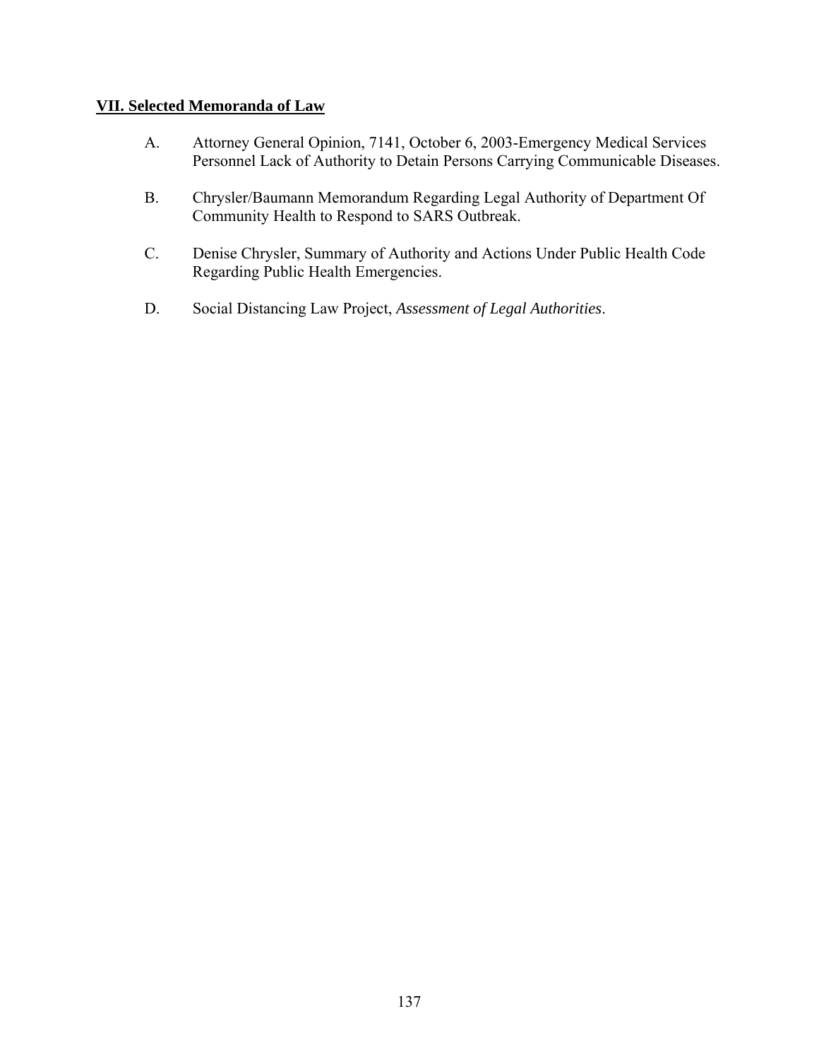## **VII. Selected Memoranda of Law**

A. Attorney General Opinion, 7141, October 6, 2003-Emergency Medical Services Personnel Lack of Authority to Detain Persons Carrying Communicable Diseases.

B. Chrysler/Baumann Memorandum Regarding Legal Authority of Department Of Community Health to Respond to SARS Outbreak.

C. Denise Chrysler, Summary of Authority and Actions Under Public Health Code Regarding Public Health Emergencies.

D. Social Distancing Law Project, *Assessment of Legal Authorities*.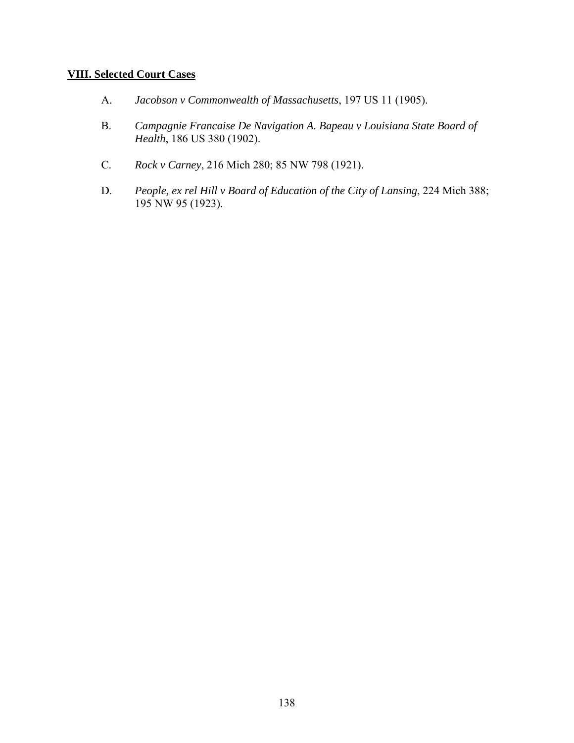## VIII. Selected Court Cases

A. *Jacobson v Commonwealth of Massachusetts*, 197 US 11 (1905).

B. *Campagnie Francaise De Navigation A. Bapeau v Louisiana State Board of Health*, 186 US 380 (1902).

C. *Rock v Carney*, 216 Mich 280; 85 NW 798 (1921).

D. *People, ex rel Hill v Board of Education of the City of Lansing*, 224 Mich 388; 195 NW 95 (1923).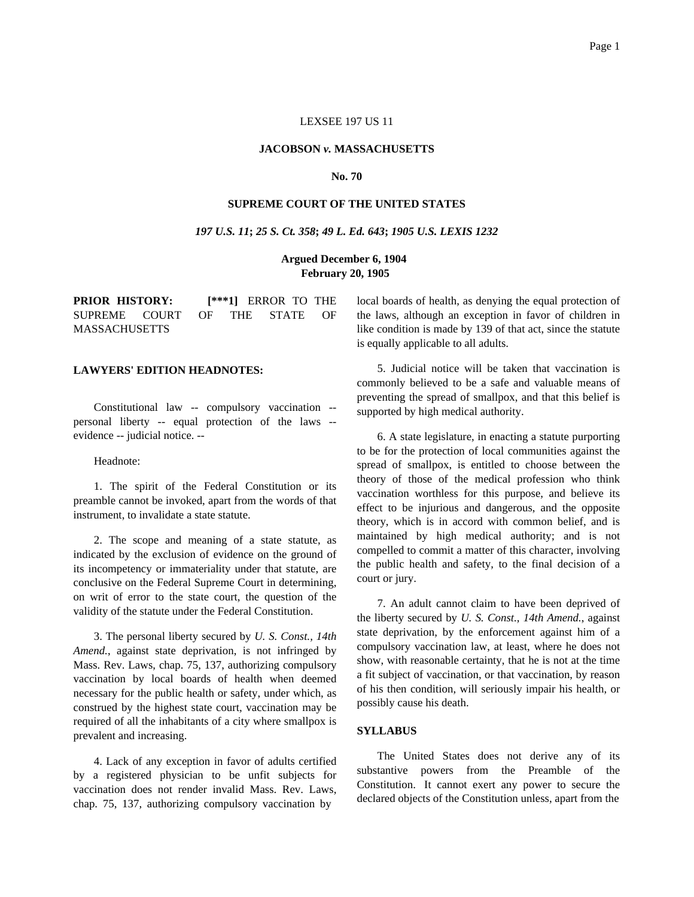LEXSEE 197 US 11

**JACOBSON *v.* MASSACHUSETTS**

**No. 70**

**SUPREME COURT OF THE UNITED STATES**

***197 U.S. 11*; *25 S. Ct. 358*; *49 L. Ed. 643*; *1905 U.S. LEXIS 1232***

**Argued December 6, 1904**
**February 20, 1905**

**PRIOR HISTORY:** **[***1]** ERROR TO THE SUPREME COURT OF THE STATE OF MASSACHUSETTS

**LAWYERS' EDITION HEADNOTES:**

Constitutional law -- compulsory vaccination -- personal liberty -- equal protection of the laws -- evidence -- judicial notice. --

Headnote:

1. The spirit of the Federal Constitution or its preamble cannot be invoked, apart from the words of that instrument, to invalidate a state statute.

2. The scope and meaning of a state statute, as indicated by the exclusion of evidence on the ground of its incompetency or immateriality under that statute, are conclusive on the Federal Supreme Court in determining, on writ of error to the state court, the question of the validity of the statute under the Federal Constitution.

3. The personal liberty secured by *U. S. Const., 14th Amend.*, against state deprivation, is not infringed by Mass. Rev. Laws, chap. 75, 137, authorizing compulsory vaccination by local boards of health when deemed necessary for the public health or safety, under which, as construed by the highest state court, vaccination may be required of all the inhabitants of a city where smallpox is prevalent and increasing.

4. Lack of any exception in favor of adults certified by a registered physician to be unfit subjects for vaccination does not render invalid Mass. Rev. Laws, chap. 75, 137, authorizing compulsory vaccination by local boards of health, as denying the equal protection of the laws, although an exception in favor of children in like condition is made by 139 of that act, since the statute is equally applicable to all adults.

5. Judicial notice will be taken that vaccination is commonly believed to be a safe and valuable means of preventing the spread of smallpox, and that this belief is supported by high medical authority.

6. A state legislature, in enacting a statute purporting to be for the protection of local communities against the spread of smallpox, is entitled to choose between the theory of those of the medical profession who think vaccination worthless for this purpose, and believe its effect to be injurious and dangerous, and the opposite theory, which is in accord with common belief, and is maintained by high medical authority; and is not compelled to commit a matter of this character, involving the public health and safety, to the final decision of a court or jury.

7. An adult cannot claim to have been deprived of the liberty secured by *U. S. Const., 14th Amend.*, against state deprivation, by the enforcement against him of a compulsory vaccination law, at least, where he does not show, with reasonable certainty, that he is not at the time a fit subject of vaccination, or that vaccination, by reason of his then condition, will seriously impair his health, or possibly cause his death.

**SYLLABUS**

The United States does not derive any of its substantive powers from the Preamble of the Constitution. It cannot exert any power to secure the declared objects of the Constitution unless, apart from the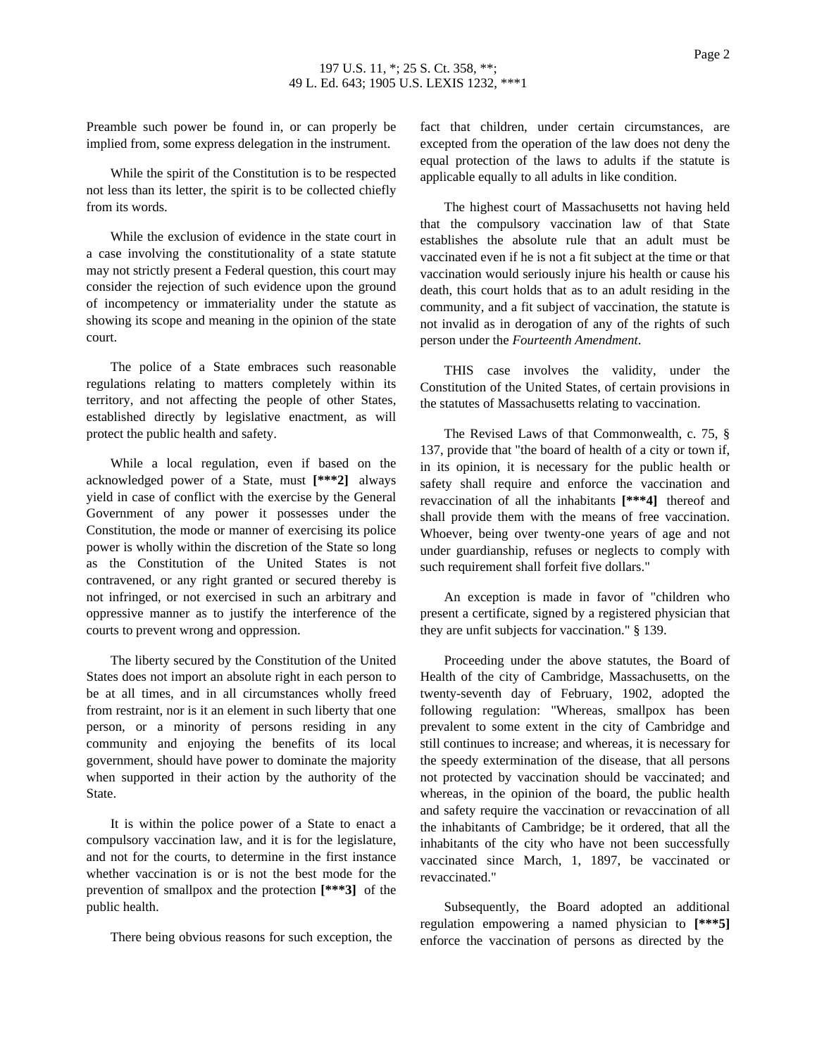Preamble such power be found in, or can properly be implied from, some express delegation in the instrument.

While the spirit of the Constitution is to be respected not less than its letter, the spirit is to be collected chiefly from its words.

While the exclusion of evidence in the state court in a case involving the constitutionality of a state statute may not strictly present a Federal question, this court may consider the rejection of such evidence upon the ground of incompetency or immateriality under the statute as showing its scope and meaning in the opinion of the state court.

The police of a State embraces such reasonable regulations relating to matters completely within its territory, and not affecting the people of other States, established directly by legislative enactment, as will protect the public health and safety.

While a local regulation, even if based on the acknowledged power of a State, must **[\*\*\*2]** always yield in case of conflict with the exercise by the General Government of any power it possesses under the Constitution, the mode or manner of exercising its police power is wholly within the discretion of the State so long as the Constitution of the United States is not contravened, or any right granted or secured thereby is not infringed, or not exercised in such an arbitrary and oppressive manner as to justify the interference of the courts to prevent wrong and oppression.

The liberty secured by the Constitution of the United States does not import an absolute right in each person to be at all times, and in all circumstances wholly freed from restraint, nor is it an element in such liberty that one person, or a minority of persons residing in any community and enjoying the benefits of its local government, should have power to dominate the majority when supported in their action by the authority of the State.

It is within the police power of a State to enact a compulsory vaccination law, and it is for the legislature, and not for the courts, to determine in the first instance whether vaccination is or is not the best mode for the prevention of smallpox and the protection **[\*\*\*3]** of the public health.

There being obvious reasons for such exception, the fact that children, under certain circumstances, are excepted from the operation of the law does not deny the equal protection of the laws to adults if the statute is applicable equally to all adults in like condition.

The highest court of Massachusetts not having held that the compulsory vaccination law of that State establishes the absolute rule that an adult must be vaccinated even if he is not a fit subject at the time or that vaccination would seriously injure his health or cause his death, this court holds that as to an adult residing in the community, and a fit subject of vaccination, the statute is not invalid as in derogation of any of the rights of such person under the *Fourteenth Amendment*.

THIS case involves the validity, under the Constitution of the United States, of certain provisions in the statutes of Massachusetts relating to vaccination.

The Revised Laws of that Commonwealth, c. 75, § 137, provide that "the board of health of a city or town if, in its opinion, it is necessary for the public health or safety shall require and enforce the vaccination and revaccination of all the inhabitants **[\*\*\*4]** thereof and shall provide them with the means of free vaccination. Whoever, being over twenty-one years of age and not under guardianship, refuses or neglects to comply with such requirement shall forfeit five dollars."

An exception is made in favor of "children who present a certificate, signed by a registered physician that they are unfit subjects for vaccination." § 139.

Proceeding under the above statutes, the Board of Health of the city of Cambridge, Massachusetts, on the twenty-seventh day of February, 1902, adopted the following regulation: "Whereas, smallpox has been prevalent to some extent in the city of Cambridge and still continues to increase; and whereas, it is necessary for the speedy extermination of the disease, that all persons not protected by vaccination should be vaccinated; and whereas, in the opinion of the board, the public health and safety require the vaccination or revaccination of all the inhabitants of Cambridge; be it ordered, that all the inhabitants of the city who have not been successfully vaccinated since March, 1, 1897, be vaccinated or revaccinated."

Subsequently, the Board adopted an additional regulation empowering a named physician to **[\*\*\*5]** enforce the vaccination of persons as directed by the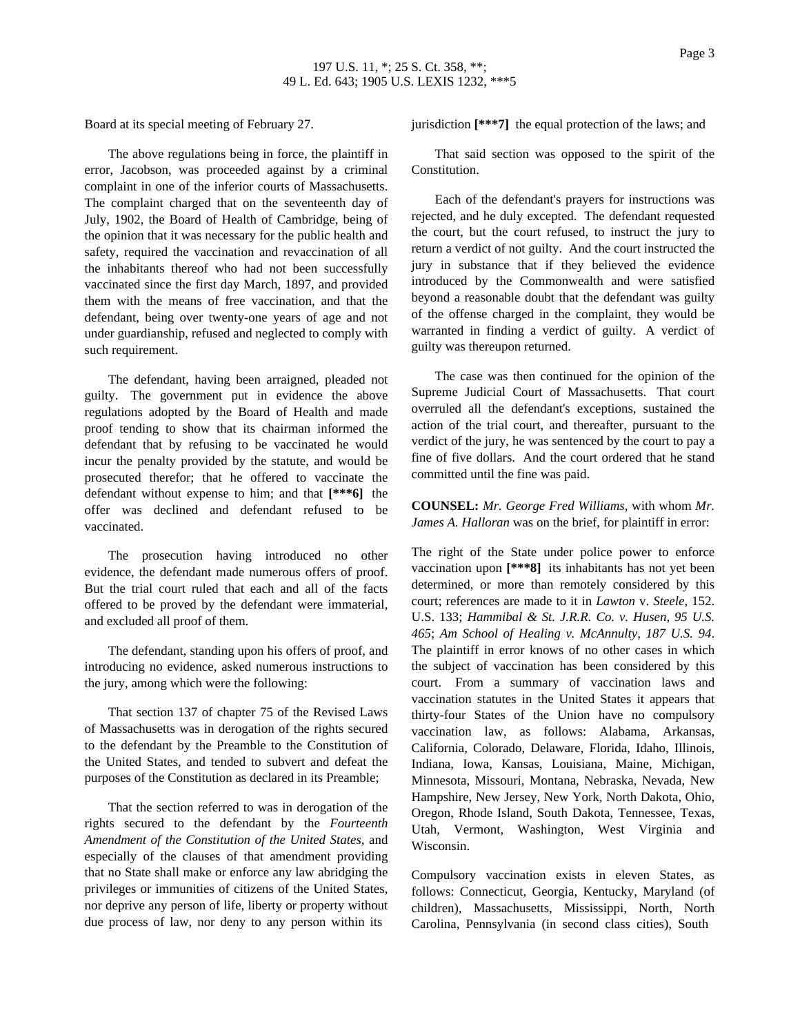Board at its special meeting of February 27.

The above regulations being in force, the plaintiff in error, Jacobson, was proceeded against by a criminal complaint in one of the inferior courts of Massachusetts. The complaint charged that on the seventeenth day of July, 1902, the Board of Health of Cambridge, being of the opinion that it was necessary for the public health and safety, required the vaccination and revaccination of all the inhabitants thereof who had not been successfully vaccinated since the first day March, 1897, and provided them with the means of free vaccination, and that the defendant, being over twenty-one years of age and not under guardianship, refused and neglected to comply with such requirement.

The defendant, having been arraigned, pleaded not guilty. The government put in evidence the above regulations adopted by the Board of Health and made proof tending to show that its chairman informed the defendant that by refusing to be vaccinated he would incur the penalty provided by the statute, and would be prosecuted therefor; that he offered to vaccinate the defendant without expense to him; and that **[***6]** the offer was declined and defendant refused to be vaccinated.

The prosecution having introduced no other evidence, the defendant made numerous offers of proof. But the trial court ruled that each and all of the facts offered to be proved by the defendant were immaterial, and excluded all proof of them.

The defendant, standing upon his offers of proof, and introducing no evidence, asked numerous instructions to the jury, among which were the following:

That section 137 of chapter 75 of the Revised Laws of Massachusetts was in derogation of the rights secured to the defendant by the Preamble to the Constitution of the United States, and tended to subvert and defeat the purposes of the Constitution as declared in its Preamble;

That the section referred to was in derogation of the rights secured to the defendant by the *Fourteenth Amendment of the Constitution of the United States*, and especially of the clauses of that amendment providing that no State shall make or enforce any law abridging the privileges or immunities of citizens of the United States, nor deprive any person of life, liberty or property without due process of law, nor deny to any person within its jurisdiction **[***7]** the equal protection of the laws; and

That said section was opposed to the spirit of the Constitution.

Each of the defendant's prayers for instructions was rejected, and he duly excepted. The defendant requested the court, but the court refused, to instruct the jury to return a verdict of not guilty. And the court instructed the jury in substance that if they believed the evidence introduced by the Commonwealth and were satisfied beyond a reasonable doubt that the defendant was guilty of the offense charged in the complaint, they would be warranted in finding a verdict of guilty. A verdict of guilty was thereupon returned.

The case was then continued for the opinion of the Supreme Judicial Court of Massachusetts. That court overruled all the defendant's exceptions, sustained the action of the trial court, and thereafter, pursuant to the verdict of the jury, he was sentenced by the court to pay a fine of five dollars. And the court ordered that he stand committed until the fine was paid.

**COUNSEL:** *Mr. George Fred Williams*, with whom *Mr. James A. Halloran* was on the brief, for plaintiff in error:

The right of the State under police power to enforce vaccination upon **[***8]** its inhabitants has not yet been determined, or more than remotely considered by this court; references are made to it in *Lawton* v. *Steele*, 152. U.S. 133; *Hammibal & St. J.R.R. Co. v. Husen, 95 U.S. 465*; *Am School of Healing v. McAnnulty, 187 U.S. 94*. The plaintiff in error knows of no other cases in which the subject of vaccination has been considered by this court. From a summary of vaccination laws and vaccination statutes in the United States it appears that thirty-four States of the Union have no compulsory vaccination law, as follows: Alabama, Arkansas, California, Colorado, Delaware, Florida, Idaho, Illinois, Indiana, Iowa, Kansas, Louisiana, Maine, Michigan, Minnesota, Missouri, Montana, Nebraska, Nevada, New Hampshire, New Jersey, New York, North Dakota, Ohio, Oregon, Rhode Island, South Dakota, Tennessee, Texas, Utah, Vermont, Washington, West Virginia and Wisconsin.

Compulsory vaccination exists in eleven States, as follows: Connecticut, Georgia, Kentucky, Maryland (of children), Massachusetts, Mississippi, North, North Carolina, Pennsylvania (in second class cities), South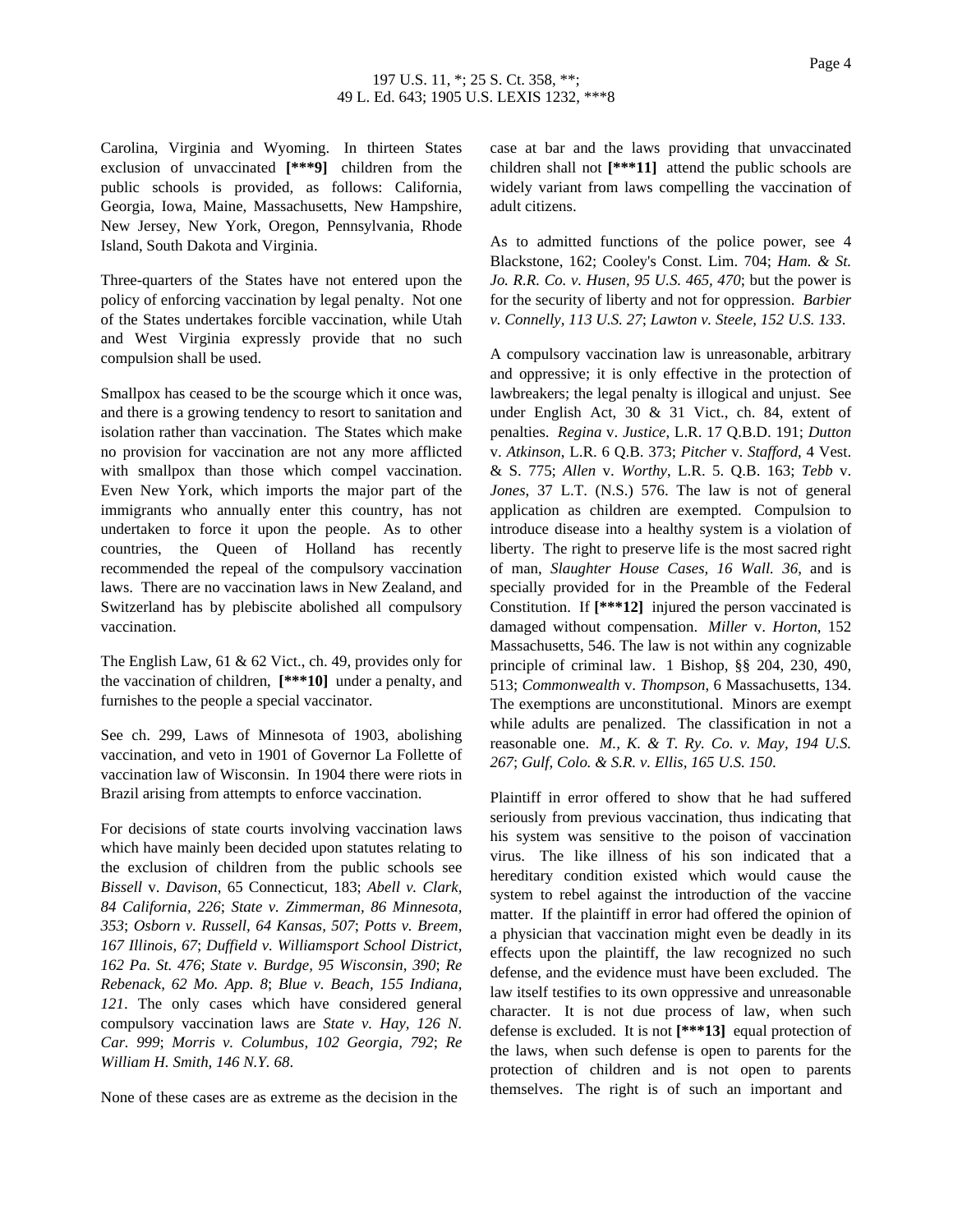Carolina, Virginia and Wyoming. In thirteen States exclusion of unvaccinated **[***9]** children from the public schools is provided, as follows: California, Georgia, Iowa, Maine, Massachusetts, New Hampshire, New Jersey, New York, Oregon, Pennsylvania, Rhode Island, South Dakota and Virginia.

Three-quarters of the States have not entered upon the policy of enforcing vaccination by legal penalty. Not one of the States undertakes forcible vaccination, while Utah and West Virginia expressly provide that no such compulsion shall be used.

Smallpox has ceased to be the scourge which it once was, and there is a growing tendency to resort to sanitation and isolation rather than vaccination. The States which make no provision for vaccination are not any more afflicted with smallpox than those which compel vaccination. Even New York, which imports the major part of the immigrants who annually enter this country, has not undertaken to force it upon the people. As to other countries, the Queen of Holland has recently recommended the repeal of the compulsory vaccination laws. There are no vaccination laws in New Zealand, and Switzerland has by plebiscite abolished all compulsory vaccination.

The English Law, 61 & 62 Vict., ch. 49, provides only for the vaccination of children, **[***10]** under a penalty, and furnishes to the people a special vaccinator.

See ch. 299, Laws of Minnesota of 1903, abolishing vaccination, and veto in 1901 of Governor La Follette of vaccination law of Wisconsin. In 1904 there were riots in Brazil arising from attempts to enforce vaccination.

For decisions of state courts involving vaccination laws which have mainly been decided upon statutes relating to the exclusion of children from the public schools see *Bissell* v. *Davison*, 65 Connecticut, 183; *Abell v. Clark, 84 California, 226*; *State v. Zimmerman, 86 Minnesota, 353*; *Osborn v. Russell, 64 Kansas, 507*; *Potts v. Breem, 167 Illinois, 67*; *Duffield v. Williamsport School District, 162 Pa. St. 476*; *State v. Burdge, 95 Wisconsin, 390*; *Re Rebenack, 62 Mo. App. 8*; *Blue v. Beach, 155 Indiana, 121*. The only cases which have considered general compulsory vaccination laws are *State v. Hay, 126 N. Car. 999*; *Morris v. Columbus, 102 Georgia, 792*; *Re William H. Smith, 146 N.Y. 68*.

None of these cases are as extreme as the decision in the case at bar and the laws providing that unvaccinated children shall not **[***11]** attend the public schools are widely variant from laws compelling the vaccination of adult citizens.

As to admitted functions of the police power, see 4 Blackstone, 162; Cooley's Const. Lim. 704; *Ham. & St. Jo. R.R. Co. v. Husen, 95 U.S. 465, 470*; but the power is for the security of liberty and not for oppression. *Barbier v. Connelly, 113 U.S. 27*; *Lawton v. Steele, 152 U.S. 133*.

A compulsory vaccination law is unreasonable, arbitrary and oppressive; it is only effective in the protection of lawbreakers; the legal penalty is illogical and unjust. See under English Act, 30 & 31 Vict., ch. 84, extent of penalties. *Regina* v. *Justice*, L.R. 17 Q.B.D. 191; *Dutton* v. *Atkinson*, L.R. 6 Q.B. 373; *Pitcher* v. *Stafford*, 4 Vest. & S. 775; *Allen* v. *Worthy*, L.R. 5. Q.B. 163; *Tebb* v. *Jones*, 37 L.T. (N.S.) 576. The law is not of general application as children are exempted. Compulsion to introduce disease into a healthy system is a violation of liberty. The right to preserve life is the most sacred right of man, *Slaughter House Cases, 16 Wall. 36*, and is specially provided for in the Preamble of the Federal Constitution. If **[***12]** injured the person vaccinated is damaged without compensation. *Miller* v. *Horton*, 152 Massachusetts, 546. The law is not within any cognizable principle of criminal law. 1 Bishop, §§ 204, 230, 490, 513; *Commonwealth* v. *Thompson*, 6 Massachusetts, 134. The exemptions are unconstitutional. Minors are exempt while adults are penalized. The classification in not a reasonable one. *M., K. & T. Ry. Co. v. May, 194 U.S. 267*; *Gulf, Colo. & S.R. v. Ellis, 165 U.S. 150*.

Plaintiff in error offered to show that he had suffered seriously from previous vaccination, thus indicating that his system was sensitive to the poison of vaccination virus. The like illness of his son indicated that a hereditary condition existed which would cause the system to rebel against the introduction of the vaccine matter. If the plaintiff in error had offered the opinion of a physician that vaccination might even be deadly in its effects upon the plaintiff, the law recognized no such defense, and the evidence must have been excluded. The law itself testifies to its own oppressive and unreasonable character. It is not due process of law, when such defense is excluded. It is not **[***13]** equal protection of the laws, when such defense is open to parents for the protection of children and is not open to parents themselves. The right is of such an important and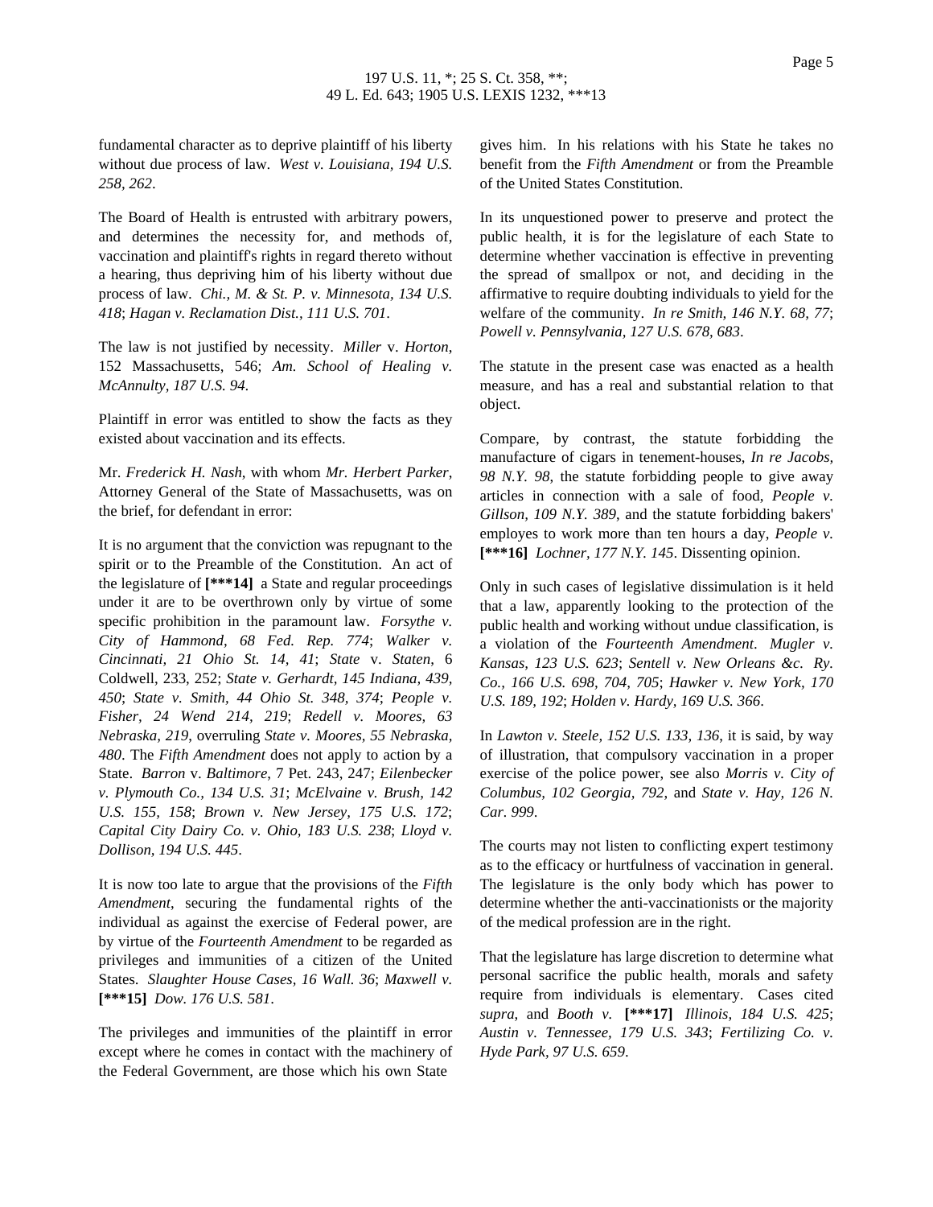fundamental character as to deprive plaintiff of his liberty without due process of law. *West v. Louisiana, 194 U.S. 258, 262*.

The Board of Health is entrusted with arbitrary powers, and determines the necessity for, and methods of, vaccination and plaintiff's rights in regard thereto without a hearing, thus depriving him of his liberty without due process of law. *Chi., M. & St. P. v. Minnesota, 134 U.S. 418*; *Hagan v. Reclamation Dist., 111 U.S. 701*.

The law is not justified by necessity. *Miller* v. *Horton*, 152 Massachusetts, 546; *Am. School of Healing v. McAnnulty, 187 U.S. 94*.

Plaintiff in error was entitled to show the facts as they existed about vaccination and its effects.

Mr. *Frederick H. Nash*, with whom *Mr. Herbert Parker*, Attorney General of the State of Massachusetts, was on the brief, for defendant in error:

It is no argument that the conviction was repugnant to the spirit or to the Preamble of the Constitution. An act of the legislature of **[***14]** a State and regular proceedings under it are to be overthrown only by virtue of some specific prohibition in the paramount law. *Forsythe v. City of Hammond, 68 Fed. Rep. 774*; *Walker v. Cincinnati, 21 Ohio St. 14, 41*; *State* v. *Staten*, 6 Coldwell, 233, 252; *State v. Gerhardt, 145 Indiana, 439, 450*; *State v. Smith, 44 Ohio St. 348, 374*; *People v. Fisher, 24 Wend 214, 219*; *Redell v. Moores, 63 Nebraska, 219*, overruling *State v. Moores, 55 Nebraska, 480*. The *Fifth Amendment* does not apply to action by a State. *Barron* v. *Baltimore*, 7 Pet. 243, 247; *Eilenbecker v. Plymouth Co., 134 U.S. 31*; *McElvaine v. Brush, 142 U.S. 155, 158*; *Brown v. New Jersey, 175 U.S. 172*; *Capital City Dairy Co. v. Ohio, 183 U.S. 238*; *Lloyd v. Dollison, 194 U.S. 445*.

It is now too late to argue that the provisions of the *Fifth Amendment*, securing the fundamental rights of the individual as against the exercise of Federal power, are by virtue of the *Fourteenth Amendment* to be regarded as privileges and immunities of a citizen of the United States. *Slaughter House Cases, 16 Wall. 36*; *Maxwell v.* **[***15]** *Dow. 176 U.S. 581*.

The privileges and immunities of the plaintiff in error except where he comes in contact with the machinery of the Federal Government, are those which his own State gives him. In his relations with his State he takes no benefit from the *Fifth Amendment* or from the Preamble of the United States Constitution.

In its unquestioned power to preserve and protect the public health, it is for the legislature of each State to determine whether vaccination is effective in preventing the spread of smallpox or not, and deciding in the affirmative to require doubting individuals to yield for the welfare of the community. *In re Smith, 146 N.Y. 68, 77*; *Powell v. Pennsylvania, 127 U.S. 678, 683*.

The statute in the present case was enacted as a health measure, and has a real and substantial relation to that object.

Compare, by contrast, the statute forbidding the manufacture of cigars in tenement-houses, *In re Jacobs, 98 N.Y. 98*, the statute forbidding people to give away articles in connection with a sale of food, *People v. Gillson, 109 N.Y. 389*, and the statute forbidding bakers' employes to work more than ten hours a day, *People v.* **[***16]** *Lochner, 177 N.Y. 145*. Dissenting opinion.

Only in such cases of legislative dissimulation is it held that a law, apparently looking to the protection of the public health and working without undue classification, is a violation of the *Fourteenth Amendment*. *Mugler v. Kansas, 123 U.S. 623*; *Sentell v. New Orleans &c. Ry. Co., 166 U.S. 698, 704, 705*; *Hawker v. New York, 170 U.S. 189, 192*; *Holden v. Hardy, 169 U.S. 366*.

In *Lawton v. Steele, 152 U.S. 133, 136*, it is said, by way of illustration, that compulsory vaccination in a proper exercise of the police power, see also *Morris v. City of Columbus, 102 Georgia, 792*, and *State v. Hay, 126 N. Car. 999*.

The courts may not listen to conflicting expert testimony as to the efficacy or hurtfulness of vaccination in general. The legislature is the only body which has power to determine whether the anti-vaccinationists or the majority of the medical profession are in the right.

That the legislature has large discretion to determine what personal sacrifice the public health, morals and safety require from individuals is elementary. Cases cited *supra*, and *Booth v.* **[***17]** *Illinois, 184 U.S. 425*; *Austin v. Tennessee, 179 U.S. 343*; *Fertilizing Co. v. Hyde Park, 97 U.S. 659*.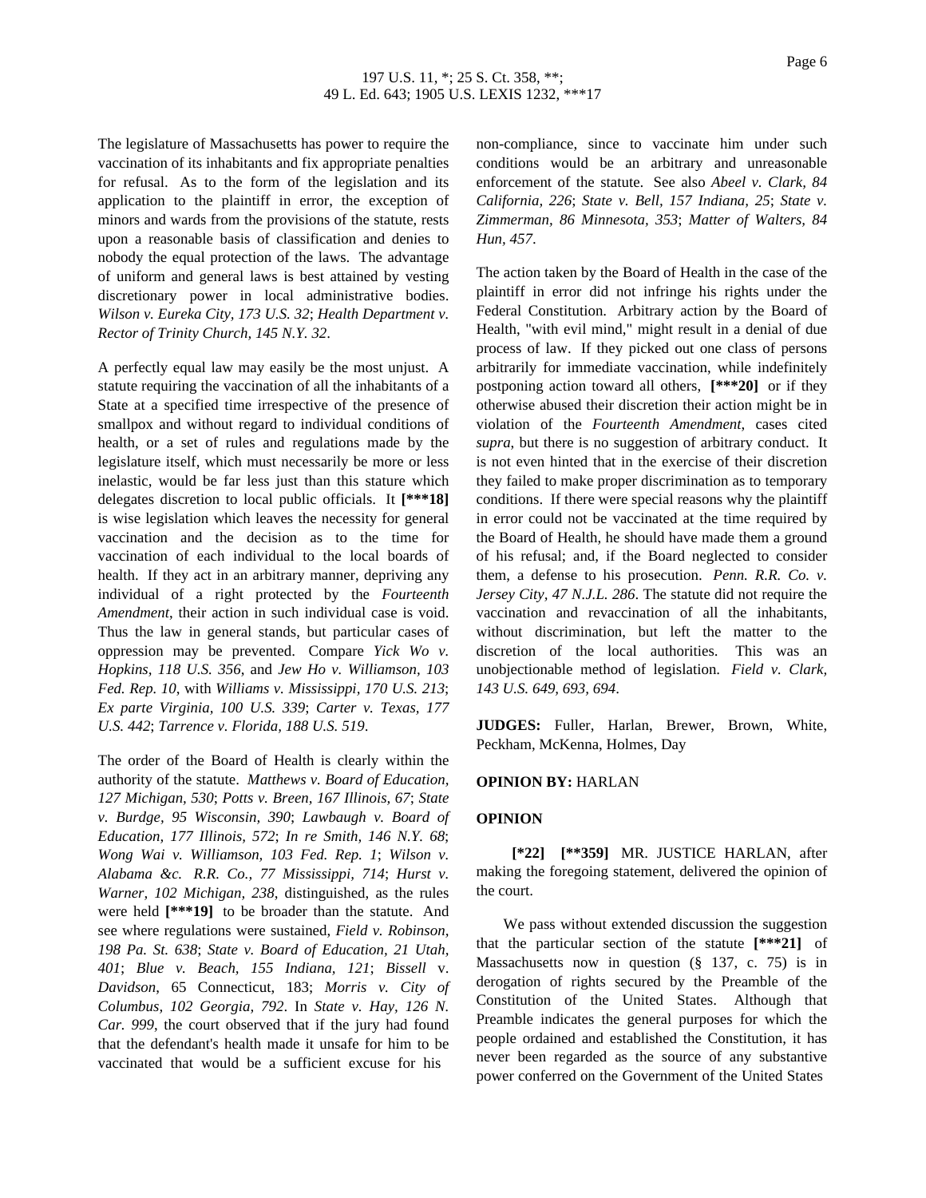The legislature of Massachusetts has power to require the vaccination of its inhabitants and fix appropriate penalties for refusal. As to the form of the legislation and its application to the plaintiff in error, the exception of minors and wards from the provisions of the statute, rests upon a reasonable basis of classification and denies to nobody the equal protection of the laws. The advantage of uniform and general laws is best attained by vesting discretionary power in local administrative bodies. *Wilson v. Eureka City, 173 U.S. 32*; *Health Department v. Rector of Trinity Church, 145 N.Y. 32*.

A perfectly equal law may easily be the most unjust. A statute requiring the vaccination of all the inhabitants of a State at a specified time irrespective of the presence of smallpox and without regard to individual conditions of health, or a set of rules and regulations made by the legislature itself, which must necessarily be more or less inelastic, would be far less just than this stature which delegates discretion to local public officials. It **[***18]** is wise legislation which leaves the necessity for general vaccination and the decision as to the time for vaccination of each individual to the local boards of health. If they act in an arbitrary manner, depriving any individual of a right protected by the *Fourteenth Amendment*, their action in such individual case is void. Thus the law in general stands, but particular cases of oppression may be prevented. Compare *Yick Wo v. Hopkins, 118 U.S. 356*, and *Jew Ho v. Williamson, 103 Fed. Rep. 10*, with *Williams v. Mississippi, 170 U.S. 213*; *Ex parte Virginia, 100 U.S. 339*; *Carter v. Texas, 177 U.S. 442*; *Tarrence v. Florida, 188 U.S. 519*.

The order of the Board of Health is clearly within the authority of the statute. *Matthews v. Board of Education, 127 Michigan, 530*; *Potts v. Breen, 167 Illinois, 67*; *State v. Burdge, 95 Wisconsin, 390*; *Lawbaugh v. Board of Education, 177 Illinois, 572*; *In re Smith, 146 N.Y. 68*; *Wong Wai v. Williamson, 103 Fed. Rep. 1*; *Wilson v. Alabama &c. R.R. Co., 77 Mississippi, 714*; *Hurst v. Warner, 102 Michigan, 238*, distinguished, as the rules were held **[***19]** to be broader than the statute. And see where regulations were sustained, *Field v. Robinson, 198 Pa. St. 638*; *State v. Board of Education, 21 Utah, 401*; *Blue v. Beach, 155 Indiana, 121*; *Bissell* v. *Davidson*, 65 Connecticut, 183; *Morris v. City of Columbus, 102 Georgia, 792*. In *State v. Hay, 126 N. Car. 999*, the court observed that if the jury had found that the defendant's health made it unsafe for him to be vaccinated that would be a sufficient excuse for his non-compliance, since to vaccinate him under such conditions would be an arbitrary and unreasonable enforcement of the statute. See also *Abeel v. Clark, 84 California, 226*; *State v. Bell, 157 Indiana, 25*; *State v. Zimmerman, 86 Minnesota, 353*; *Matter of Walters, 84 Hun, 457*.

The action taken by the Board of Health in the case of the plaintiff in error did not infringe his rights under the Federal Constitution. Arbitrary action by the Board of Health, "with evil mind," might result in a denial of due process of law. If they picked out one class of persons arbitrarily for immediate vaccination, while indefinitely postponing action toward all others, **[***20]** or if they otherwise abused their discretion their action might be in violation of the *Fourteenth Amendment*, cases cited *supra*, but there is no suggestion of arbitrary conduct. It is not even hinted that in the exercise of their discretion they failed to make proper discrimination as to temporary conditions. If there were special reasons why the plaintiff in error could not be vaccinated at the time required by the Board of Health, he should have made them a ground of his refusal; and, if the Board neglected to consider them, a defense to his prosecution. *Penn. R.R. Co. v. Jersey City, 47 N.J.L. 286*. The statute did not require the vaccination and revaccination of all the inhabitants, without discrimination, but left the matter to the discretion of the local authorities. This was an unobjectionable method of legislation. *Field v. Clark, 143 U.S. 649, 693, 694*.

**JUDGES:** Fuller, Harlan, Brewer, Brown, White, Peckham, McKenna, Holmes, Day

**OPINION BY:** HARLAN

**OPINION**

**[*22]** **[**359]** MR. JUSTICE HARLAN, after making the foregoing statement, delivered the opinion of the court.

We pass without extended discussion the suggestion that the particular section of the statute **[***21]** of Massachusetts now in question (§ 137, c. 75) is in derogation of rights secured by the Preamble of the Constitution of the United States. Although that Preamble indicates the general purposes for which the people ordained and established the Constitution, it has never been regarded as the source of any substantive power conferred on the Government of the United States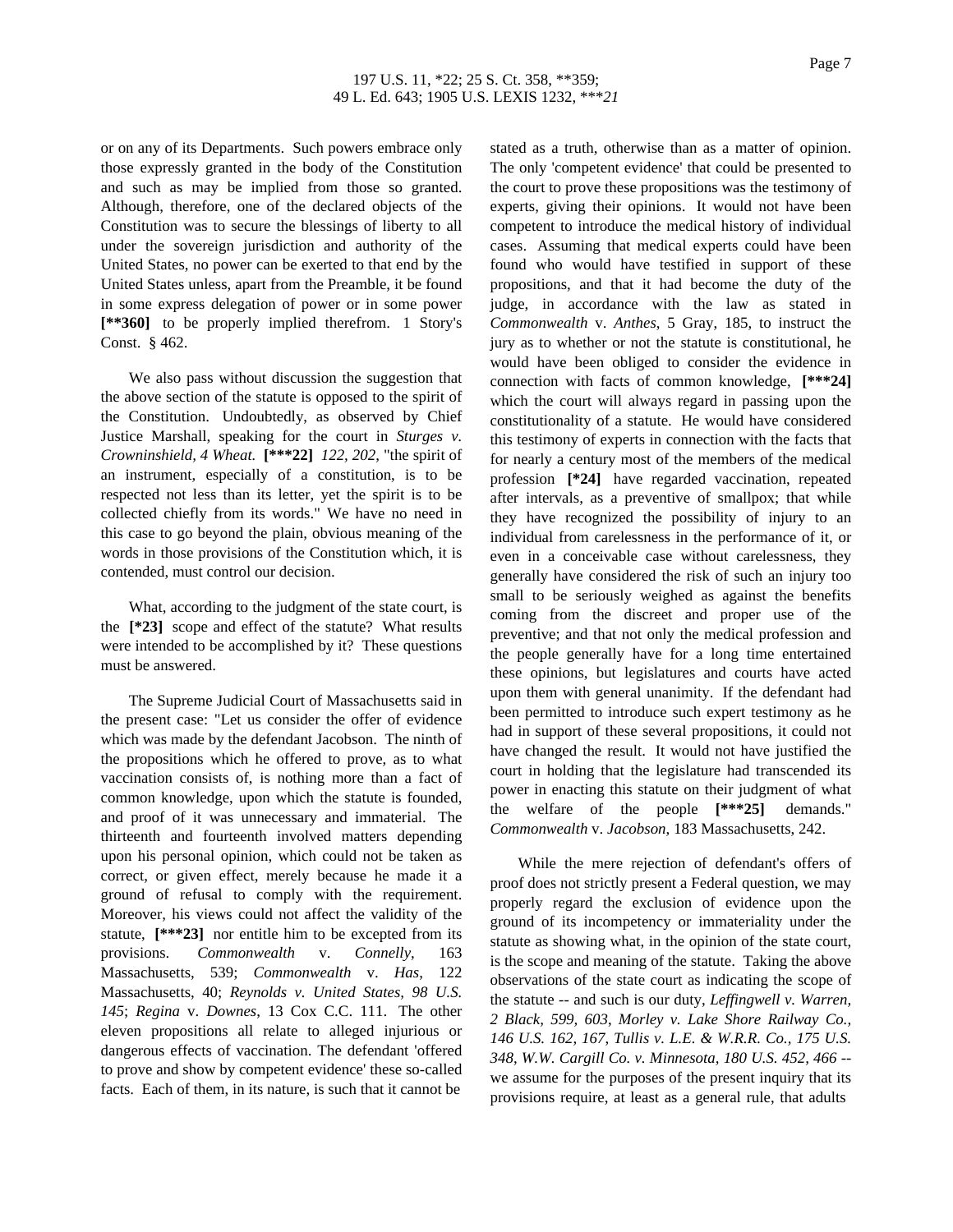or on any of its Departments. Such powers embrace only those expressly granted in the body of the Constitution and such as may be implied from those so granted. Although, therefore, one of the declared objects of the Constitution was to secure the blessings of liberty to all under the sovereign jurisdiction and authority of the United States, no power can be exerted to that end by the United States unless, apart from the Preamble, it be found in some express delegation of power or in some power **[**360]** to be properly implied therefrom. 1 Story's Const. § 462.

We also pass without discussion the suggestion that the above section of the statute is opposed to the spirit of the Constitution. Undoubtedly, as observed by Chief Justice Marshall, speaking for the court in *Sturges v. Crowninshield, 4 Wheat.* **[***22]** *122, 202*, "the spirit of an instrument, especially of a constitution, is to be respected not less than its letter, yet the spirit is to be collected chiefly from its words." We have no need in this case to go beyond the plain, obvious meaning of the words in those provisions of the Constitution which, it is contended, must control our decision.

What, according to the judgment of the state court, is the **[*23]** scope and effect of the statute? What results were intended to be accomplished by it? These questions must be answered.

The Supreme Judicial Court of Massachusetts said in the present case: "Let us consider the offer of evidence which was made by the defendant Jacobson. The ninth of the propositions which he offered to prove, as to what vaccination consists of, is nothing more than a fact of common knowledge, upon which the statute is founded, and proof of it was unnecessary and immaterial. The thirteenth and fourteenth involved matters depending upon his personal opinion, which could not be taken as correct, or given effect, merely because he made it a ground of refusal to comply with the requirement. Moreover, his views could not affect the validity of the statute, **[***23]** nor entitle him to be excepted from its provisions. *Commonwealth* v. *Connelly*, 163 Massachusetts, 539; *Commonwealth* v. *Has*, 122 Massachusetts, 40; *Reynolds v. United States, 98 U.S. 145*; *Regina* v. *Downes*, 13 Cox C.C. 111. The other eleven propositions all relate to alleged injurious or dangerous effects of vaccination. The defendant 'offered to prove and show by competent evidence' these so-called facts. Each of them, in its nature, is such that it cannot be stated as a truth, otherwise than as a matter of opinion. The only 'competent evidence' that could be presented to the court to prove these propositions was the testimony of experts, giving their opinions. It would not have been competent to introduce the medical history of individual cases. Assuming that medical experts could have been found who would have testified in support of these propositions, and that it had become the duty of the judge, in accordance with the law as stated in *Commonwealth* v. *Anthes*, 5 Gray, 185, to instruct the jury as to whether or not the statute is constitutional, he would have been obliged to consider the evidence in connection with facts of common knowledge, **[***24]** which the court will always regard in passing upon the constitutionality of a statute. He would have considered this testimony of experts in connection with the facts that for nearly a century most of the members of the medical profession **[*24]** have regarded vaccination, repeated after intervals, as a preventive of smallpox; that while they have recognized the possibility of injury to an individual from carelessness in the performance of it, or even in a conceivable case without carelessness, they generally have considered the risk of such an injury too small to be seriously weighed as against the benefits coming from the discreet and proper use of the preventive; and that not only the medical profession and the people generally have for a long time entertained these opinions, but legislatures and courts have acted upon them with general unanimity. If the defendant had been permitted to introduce such expert testimony as he had in support of these several propositions, it could not have changed the result. It would not have justified the court in holding that the legislature had transcended its power in enacting this statute on their judgment of what the welfare of the people **[***25]** demands." *Commonwealth* v. *Jacobson*, 183 Massachusetts, 242.

While the mere rejection of defendant's offers of proof does not strictly present a Federal question, we may properly regard the exclusion of evidence upon the ground of its incompetency or immateriality under the statute as showing what, in the opinion of the state court, is the scope and meaning of the statute. Taking the above observations of the state court as indicating the scope of the statute -- and such is our duty, *Leffingwell v. Warren, 2 Black, 599, 603*, *Morley v. Lake Shore Railway Co., 146 U.S. 162, 167*, *Tullis v. L.E. & W.R.R. Co., 175 U.S. 348*, *W.W. Cargill Co. v. Minnesota, 180 U.S. 452, 466* -- we assume for the purposes of the present inquiry that its provisions require, at least as a general rule, that adults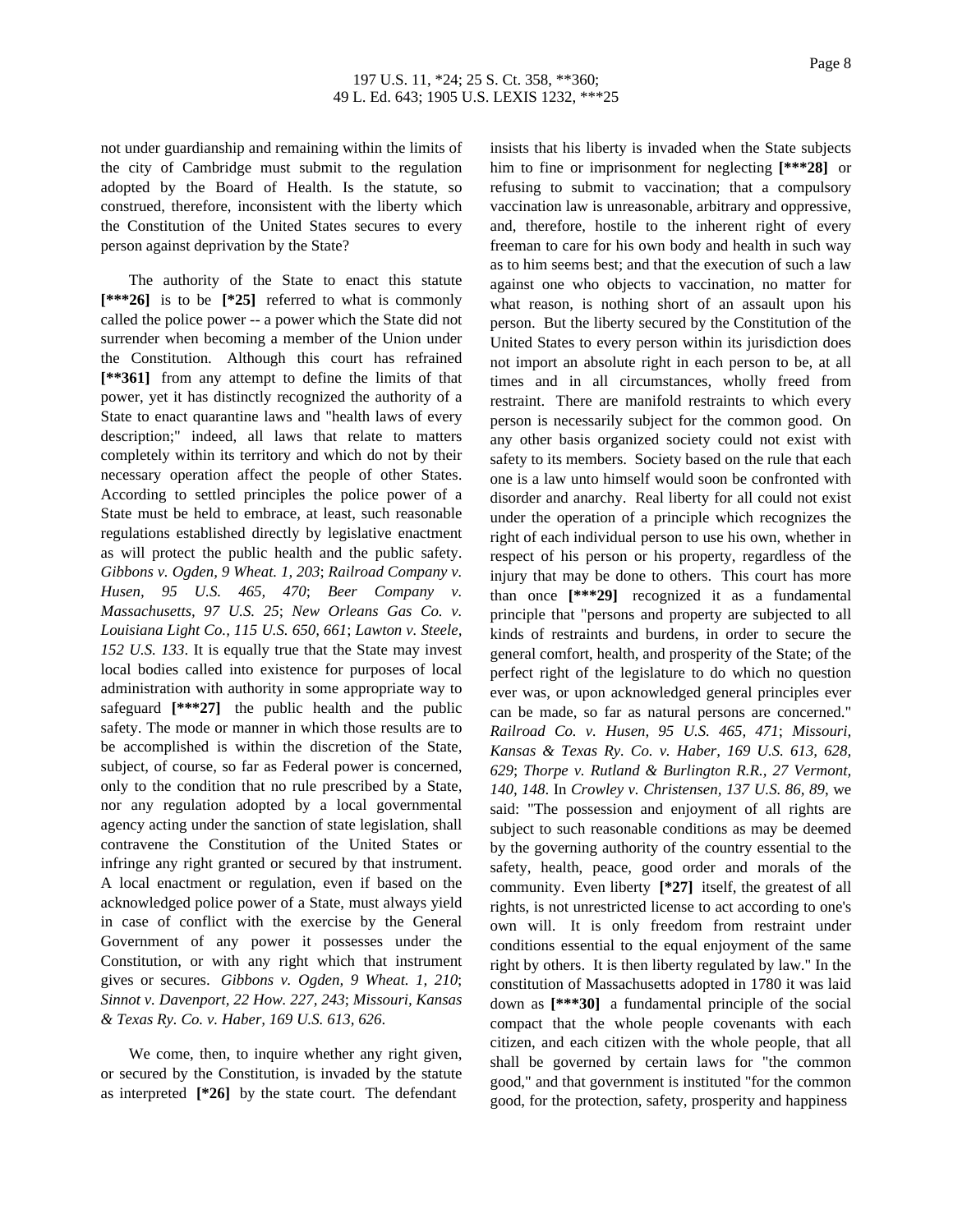not under guardianship and remaining within the limits of the city of Cambridge must submit to the regulation adopted by the Board of Health. Is the statute, so construed, therefore, inconsistent with the liberty which the Constitution of the United States secures to every person against deprivation by the State?

The authority of the State to enact this statute **[***26]** is to be **[*25]** referred to what is commonly called the police power -- a power which the State did not surrender when becoming a member of the Union under the Constitution. Although this court has refrained **[**361]** from any attempt to define the limits of that power, yet it has distinctly recognized the authority of a State to enact quarantine laws and "health laws of every description;" indeed, all laws that relate to matters completely within its territory and which do not by their necessary operation affect the people of other States. According to settled principles the police power of a State must be held to embrace, at least, such reasonable regulations established directly by legislative enactment as will protect the public health and the public safety. *Gibbons v. Ogden, 9 Wheat. 1, 203*; *Railroad Company v. Husen, 95 U.S. 465, 470*; *Beer Company v. Massachusetts, 97 U.S. 25*; *New Orleans Gas Co. v. Louisiana Light Co., 115 U.S. 650, 661*; *Lawton v. Steele, 152 U.S. 133*. It is equally true that the State may invest local bodies called into existence for purposes of local administration with authority in some appropriate way to safeguard **[***27]** the public health and the public safety. The mode or manner in which those results are to be accomplished is within the discretion of the State, subject, of course, so far as Federal power is concerned, only to the condition that no rule prescribed by a State, nor any regulation adopted by a local governmental agency acting under the sanction of state legislation, shall contravene the Constitution of the United States or infringe any right granted or secured by that instrument. A local enactment or regulation, even if based on the acknowledged police power of a State, must always yield in case of conflict with the exercise by the General Government of any power it possesses under the Constitution, or with any right which that instrument gives or secures. *Gibbons v. Ogden, 9 Wheat. 1, 210*; *Sinnot v. Davenport, 22 How. 227, 243*; *Missouri, Kansas & Texas Ry. Co. v. Haber, 169 U.S. 613, 626*.

We come, then, to inquire whether any right given, or secured by the Constitution, is invaded by the statute as interpreted **[*26]** by the state court. The defendant insists that his liberty is invaded when the State subjects him to fine or imprisonment for neglecting **[***28]** or refusing to submit to vaccination; that a compulsory vaccination law is unreasonable, arbitrary and oppressive, and, therefore, hostile to the inherent right of every freeman to care for his own body and health in such way as to him seems best; and that the execution of such a law against one who objects to vaccination, no matter for what reason, is nothing short of an assault upon his person. But the liberty secured by the Constitution of the United States to every person within its jurisdiction does not import an absolute right in each person to be, at all times and in all circumstances, wholly freed from restraint. There are manifold restraints to which every person is necessarily subject for the common good. On any other basis organized society could not exist with safety to its members. Society based on the rule that each one is a law unto himself would soon be confronted with disorder and anarchy. Real liberty for all could not exist under the operation of a principle which recognizes the right of each individual person to use his own, whether in respect of his person or his property, regardless of the injury that may be done to others. This court has more than once **[***29]** recognized it as a fundamental principle that "persons and property are subjected to all kinds of restraints and burdens, in order to secure the general comfort, health, and prosperity of the State; of the perfect right of the legislature to do which no question ever was, or upon acknowledged general principles ever can be made, so far as natural persons are concerned." *Railroad Co. v. Husen, 95 U.S. 465, 471*; *Missouri, Kansas & Texas Ry. Co. v. Haber, 169 U.S. 613, 628, 629*; *Thorpe v. Rutland & Burlington R.R., 27 Vermont, 140, 148*. In *Crowley v. Christensen, 137 U.S. 86, 89*, we said: "The possession and enjoyment of all rights are subject to such reasonable conditions as may be deemed by the governing authority of the country essential to the safety, health, peace, good order and morals of the community. Even liberty **[*27]** itself, the greatest of all rights, is not unrestricted license to act according to one's own will. It is only freedom from restraint under conditions essential to the equal enjoyment of the same right by others. It is then liberty regulated by law." In the constitution of Massachusetts adopted in 1780 it was laid down as **[***30]** a fundamental principle of the social compact that the whole people covenants with each citizen, and each citizen with the whole people, that all shall be governed by certain laws for "the common good," and that government is instituted "for the common good, for the protection, safety, prosperity and happiness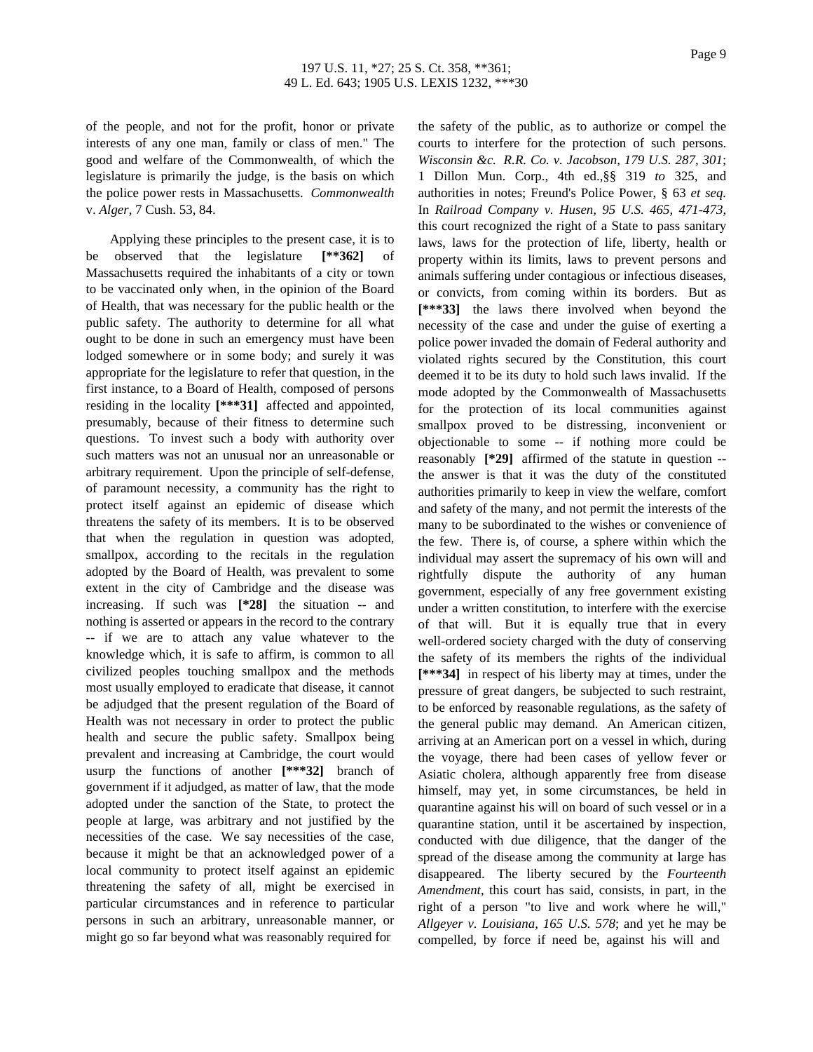of the people, and not for the profit, honor or private interests of any one man, family or class of men." The good and welfare of the Commonwealth, of which the legislature is primarily the judge, is the basis on which the police power rests in Massachusetts. *Commonwealth* v. *Alger*, 7 Cush. 53, 84.

Applying these principles to the present case, it is to be observed that the legislature **[**362]** of Massachusetts required the inhabitants of a city or town to be vaccinated only when, in the opinion of the Board of Health, that was necessary for the public health or the public safety. The authority to determine for all what ought to be done in such an emergency must have been lodged somewhere or in some body; and surely it was appropriate for the legislature to refer that question, in the first instance, to a Board of Health, composed of persons residing in the locality **[***31]** affected and appointed, presumably, because of their fitness to determine such questions. To invest such a body with authority over such matters was not an unusual nor an unreasonable or arbitrary requirement. Upon the principle of self-defense, of paramount necessity, a community has the right to protect itself against an epidemic of disease which threatens the safety of its members. It is to be observed that when the regulation in question was adopted, smallpox, according to the recitals in the regulation adopted by the Board of Health, was prevalent to some extent in the city of Cambridge and the disease was increasing. If such was **[*28]** the situation -- and nothing is asserted or appears in the record to the contrary -- if we are to attach any value whatever to the knowledge which, it is safe to affirm, is common to all civilized peoples touching smallpox and the methods most usually employed to eradicate that disease, it cannot be adjudged that the present regulation of the Board of Health was not necessary in order to protect the public health and secure the public safety. Smallpox being prevalent and increasing at Cambridge, the court would usurp the functions of another **[***32]** branch of government if it adjudged, as matter of law, that the mode adopted under the sanction of the State, to protect the people at large, was arbitrary and not justified by the necessities of the case. We say necessities of the case, because it might be that an acknowledged power of a local community to protect itself against an epidemic threatening the safety of all, might be exercised in particular circumstances and in reference to particular persons in such an arbitrary, unreasonable manner, or might go so far beyond what was reasonably required for the safety of the public, as to authorize or compel the courts to interfere for the protection of such persons. *Wisconsin &c. R.R. Co. v. Jacobson, 179 U.S. 287, 301*; 1 Dillon Mun. Corp., 4th ed.,§§ 319 *to* 325, and authorities in notes; Freund's Police Power, § 63 *et seq.* In *Railroad Company v. Husen, 95 U.S. 465, 471-473*, this court recognized the right of a State to pass sanitary laws, laws for the protection of life, liberty, health or property within its limits, laws to prevent persons and animals suffering under contagious or infectious diseases, or convicts, from coming within its borders. But as **[***33]** the laws there involved when beyond the necessity of the case and under the guise of exerting a police power invaded the domain of Federal authority and violated rights secured by the Constitution, this court deemed it to be its duty to hold such laws invalid. If the mode adopted by the Commonwealth of Massachusetts for the protection of its local communities against smallpox proved to be distressing, inconvenient or objectionable to some -- if nothing more could be reasonably **[*29]** affirmed of the statute in question -- the answer is that it was the duty of the constituted authorities primarily to keep in view the welfare, comfort and safety of the many, and not permit the interests of the many to be subordinated to the wishes or convenience of the few. There is, of course, a sphere within which the individual may assert the supremacy of his own will and rightfully dispute the authority of any human government, especially of any free government existing under a written constitution, to interfere with the exercise of that will. But it is equally true that in every well-ordered society charged with the duty of conserving the safety of its members the rights of the individual **[***34]** in respect of his liberty may at times, under the pressure of great dangers, be subjected to such restraint, to be enforced by reasonable regulations, as the safety of the general public may demand. An American citizen, arriving at an American port on a vessel in which, during the voyage, there had been cases of yellow fever or Asiatic cholera, although apparently free from disease himself, may yet, in some circumstances, be held in quarantine against his will on board of such vessel or in a quarantine station, until it be ascertained by inspection, conducted with due diligence, that the danger of the spread of the disease among the community at large has disappeared. The liberty secured by the *Fourteenth Amendment*, this court has said, consists, in part, in the right of a person "to live and work where he will," *Allgeyer v. Louisiana, 165 U.S. 578*; and yet he may be compelled, by force if need be, against his will and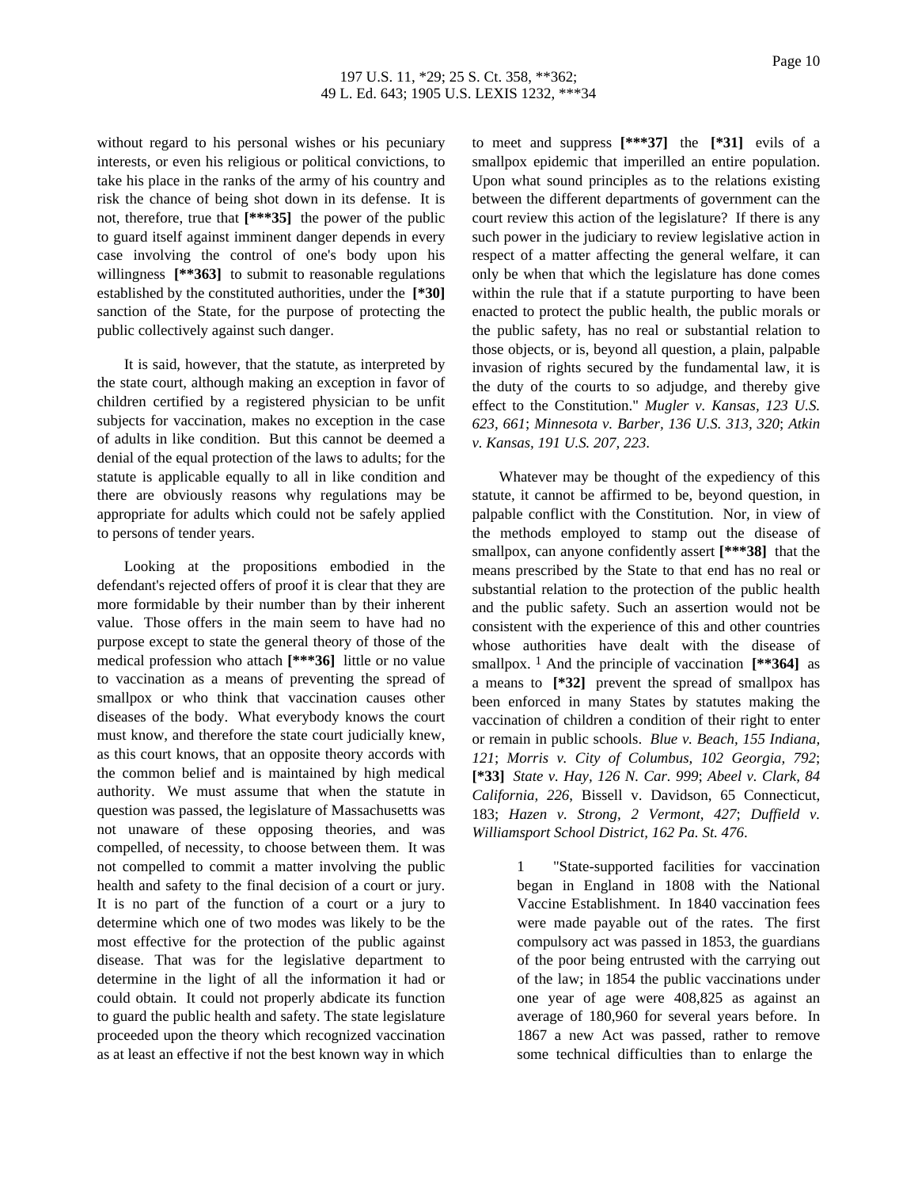without regard to his personal wishes or his pecuniary interests, or even his religious or political convictions, to take his place in the ranks of the army of his country and risk the chance of being shot down in its defense. It is not, therefore, true that **[***35]** the power of the public to guard itself against imminent danger depends in every case involving the control of one's body upon his willingness **[**363]** to submit to reasonable regulations established by the constituted authorities, under the **[*30]** sanction of the State, for the purpose of protecting the public collectively against such danger.

It is said, however, that the statute, as interpreted by the state court, although making an exception in favor of children certified by a registered physician to be unfit subjects for vaccination, makes no exception in the case of adults in like condition. But this cannot be deemed a denial of the equal protection of the laws to adults; for the statute is applicable equally to all in like condition and there are obviously reasons why regulations may be appropriate for adults which could not be safely applied to persons of tender years.

Looking at the propositions embodied in the defendant's rejected offers of proof it is clear that they are more formidable by their number than by their inherent value. Those offers in the main seem to have had no purpose except to state the general theory of those of the medical profession who attach **[***36]** little or no value to vaccination as a means of preventing the spread of smallpox or who think that vaccination causes other diseases of the body. What everybody knows the court must know, and therefore the state court judicially knew, as this court knows, that an opposite theory accords with the common belief and is maintained by high medical authority. We must assume that when the statute in question was passed, the legislature of Massachusetts was not unaware of these opposing theories, and was compelled, of necessity, to choose between them. It was not compelled to commit a matter involving the public health and safety to the final decision of a court or jury. It is no part of the function of a court or a jury to determine which one of two modes was likely to be the most effective for the protection of the public against disease. That was for the legislative department to determine in the light of all the information it had or could obtain. It could not properly abdicate its function to guard the public health and safety. The state legislature proceeded upon the theory which recognized vaccination as at least an effective if not the best known way in which to meet and suppress **[***37]** the **[*31]** evils of a smallpox epidemic that imperilled an entire population. Upon what sound principles as to the relations existing between the different departments of government can the court review this action of the legislature? If there is any such power in the judiciary to review legislative action in respect of a matter affecting the general welfare, it can only be when that which the legislature has done comes within the rule that if a statute purporting to have been enacted to protect the public health, the public morals or the public safety, has no real or substantial relation to those objects, or is, beyond all question, a plain, palpable invasion of rights secured by the fundamental law, it is the duty of the courts to so adjudge, and thereby give effect to the Constitution." *Mugler v. Kansas, 123 U.S. 623, 661*; *Minnesota v. Barber, 136 U.S. 313, 320*; *Atkin v. Kansas, 191 U.S. 207, 223*.

Whatever may be thought of the expediency of this statute, it cannot be affirmed to be, beyond question, in palpable conflict with the Constitution. Nor, in view of the methods employed to stamp out the disease of smallpox, can anyone confidently assert **[***38]** that the means prescribed by the State to that end has no real or substantial relation to the protection of the public health and the public safety. Such an assertion would not be consistent with the experience of this and other countries whose authorities have dealt with the disease of smallpox. [1] And the principle of vaccination **[**364]** as a means to **[*32]** prevent the spread of smallpox has been enforced in many States by statutes making the vaccination of children a condition of their right to enter or remain in public schools. *Blue v. Beach, 155 Indiana, 121*; *Morris v. City of Columbus, 102 Georgia, 792*; **[*33]** *State v. Hay, 126 N. Car. 999*; *Abeel v. Clark, 84 California, 226*, Bissell v. Davidson, 65 Connecticut, 183; *Hazen v. Strong, 2 Vermont, 427*; *Duffield v. Williamsport School District, 162 Pa. St. 476*.

1 "State-supported facilities for vaccination began in England in 1808 with the National Vaccine Establishment. In 1840 vaccination fees were made payable out of the rates. The first compulsory act was passed in 1853, the guardians of the poor being entrusted with the carrying out of the law; in 1854 the public vaccinations under one year of age were 408,825 as against an average of 180,960 for several years before. In 1867 a new Act was passed, rather to remove some technical difficulties than to enlarge the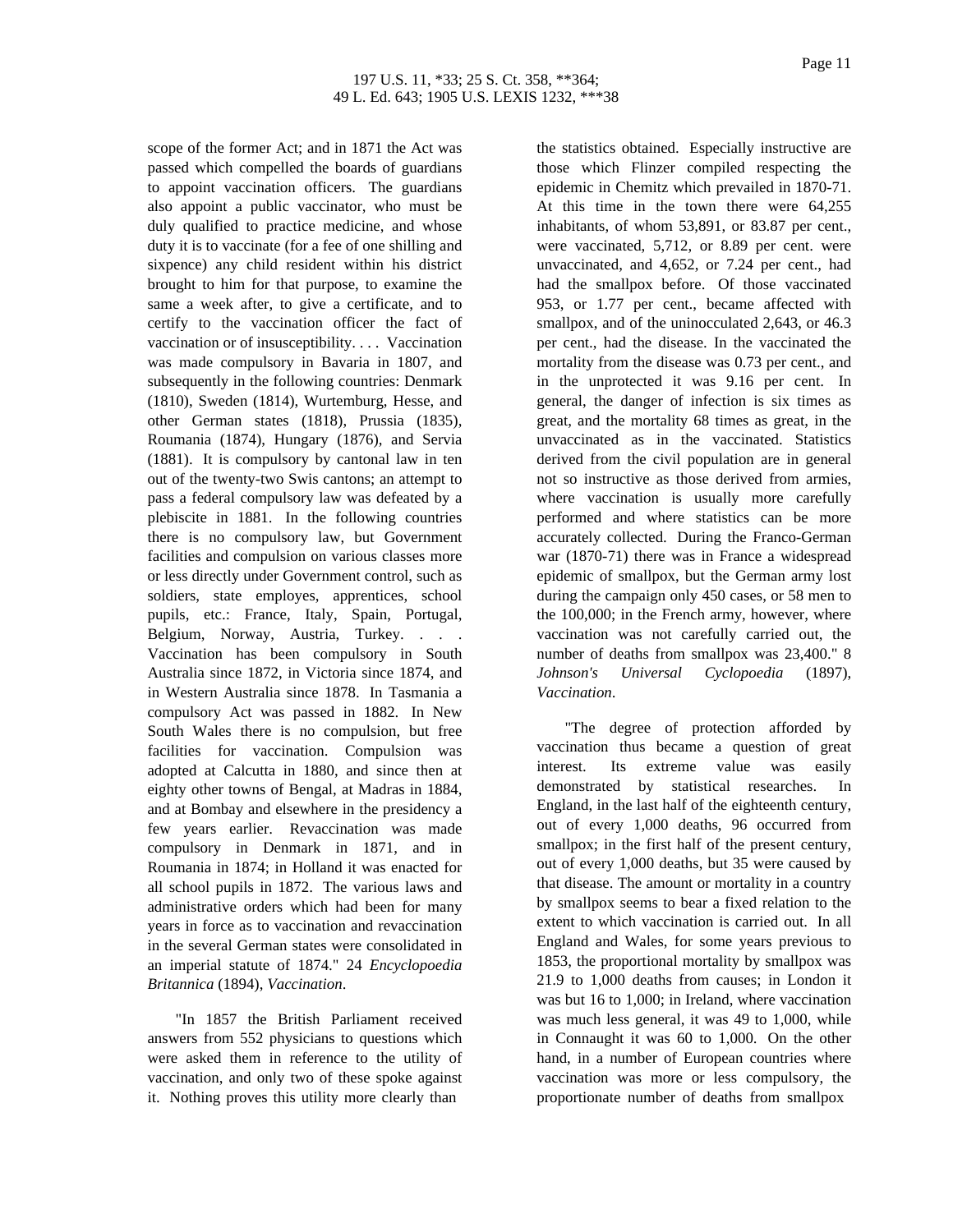scope of the former Act; and in 1871 the Act was passed which compelled the boards of guardians to appoint vaccination officers. The guardians also appoint a public vaccinator, who must be duly qualified to practice medicine, and whose duty it is to vaccinate (for a fee of one shilling and sixpence) any child resident within his district brought to him for that purpose, to examine the same a week after, to give a certificate, and to certify to the vaccination officer the fact of vaccination or of insusceptibility. . . . Vaccination was made compulsory in Bavaria in 1807, and subsequently in the following countries: Denmark (1810), Sweden (1814), Wurtemburg, Hesse, and other German states (1818), Prussia (1835), Roumania (1874), Hungary (1876), and Servia (1881). It is compulsory by cantonal law in ten out of the twenty-two Swis cantons; an attempt to pass a federal compulsory law was defeated by a plebiscite in 1881. In the following countries there is no compulsory law, but Government facilities and compulsion on various classes more or less directly under Government control, such as soldiers, state employes, apprentices, school pupils, etc.: France, Italy, Spain, Portugal, Belgium, Norway, Austria, Turkey. . . . Vaccination has been compulsory in South Australia since 1872, in Victoria since 1874, and in Western Australia since 1878. In Tasmania a compulsory Act was passed in 1882. In New South Wales there is no compulsion, but free facilities for vaccination. Compulsion was adopted at Calcutta in 1880, and since then at eighty other towns of Bengal, at Madras in 1884, and at Bombay and elsewhere in the presidency a few years earlier. Revaccination was made compulsory in Denmark in 1871, and in Roumania in 1874; in Holland it was enacted for all school pupils in 1872. The various laws and administrative orders which had been for many years in force as to vaccination and revaccination in the several German states were consolidated in an imperial statute of 1874." 24 *Encyclopoedia Britannica* (1894), *Vaccination*.

"In 1857 the British Parliament received answers from 552 physicians to questions which were asked them in reference to the utility of vaccination, and only two of these spoke against it. Nothing proves this utility more clearly than the statistics obtained. Especially instructive are those which Flinzer compiled respecting the epidemic in Chemitz which prevailed in 1870-71. At this time in the town there were 64,255 inhabitants, of whom 53,891, or 83.87 per cent., were vaccinated, 5,712, or 8.89 per cent. were unvaccinated, and 4,652, or 7.24 per cent., had had the smallpox before. Of those vaccinated 953, or 1.77 per cent., became affected with smallpox, and of the uninocculated 2,643, or 46.3 per cent., had the disease. In the vaccinated the mortality from the disease was 0.73 per cent., and in the unprotected it was 9.16 per cent. In general, the danger of infection is six times as great, and the mortality 68 times as great, in the unvaccinated as in the vaccinated. Statistics derived from the civil population are in general not so instructive as those derived from armies, where vaccination is usually more carefully performed and where statistics can be more accurately collected. During the Franco-German war (1870-71) there was in France a widespread epidemic of smallpox, but the German army lost during the campaign only 450 cases, or 58 men to the 100,000; in the French army, however, where vaccination was not carefully carried out, the number of deaths from smallpox was 23,400." 8 *Johnson's Universal Cyclopoedia* (1897), *Vaccination*.

"The degree of protection afforded by vaccination thus became a question of great interest. Its extreme value was easily demonstrated by statistical researches. In England, in the last half of the eighteenth century, out of every 1,000 deaths, 96 occurred from smallpox; in the first half of the present century, out of every 1,000 deaths, but 35 were caused by that disease. The amount or mortality in a country by smallpox seems to bear a fixed relation to the extent to which vaccination is carried out. In all England and Wales, for some years previous to 1853, the proportional mortality by smallpox was 21.9 to 1,000 deaths from causes; in London it was but 16 to 1,000; in Ireland, where vaccination was much less general, it was 49 to 1,000, while in Connaught it was 60 to 1,000. On the other hand, in a number of European countries where vaccination was more or less compulsory, the proportionate number of deaths from smallpox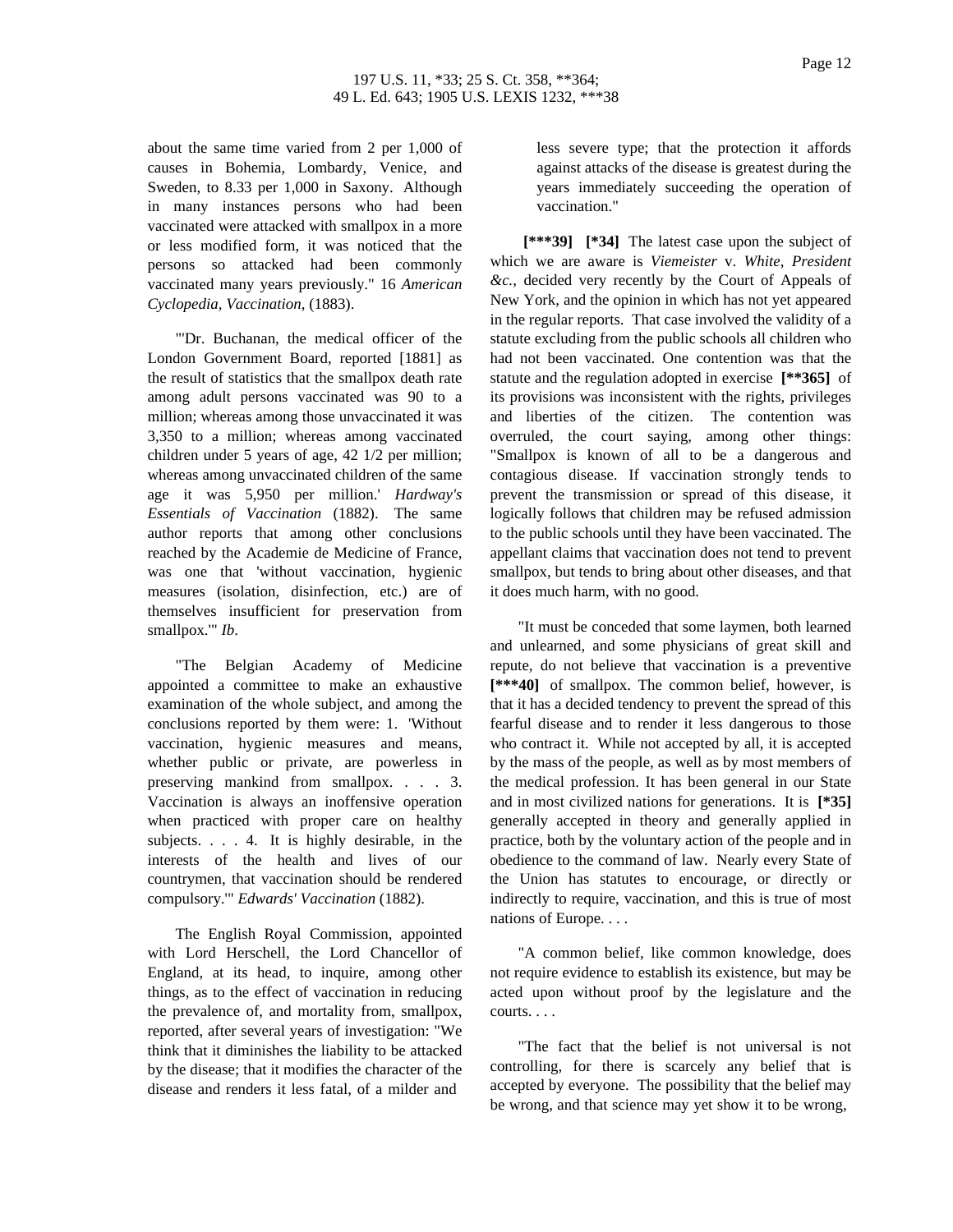about the same time varied from 2 per 1,000 of causes in Bohemia, Lombardy, Venice, and Sweden, to 8.33 per 1,000 in Saxony. Although in many instances persons who had been vaccinated were attacked with smallpox in a more or less modified form, it was noticed that the persons so attacked had been commonly vaccinated many years previously." 16 *American Cyclopedia, Vaccination*, (1883).

"'Dr. Buchanan, the medical officer of the London Government Board, reported [1881] as the result of statistics that the smallpox death rate among adult persons vaccinated was 90 to a million; whereas among those unvaccinated it was 3,350 to a million; whereas among vaccinated children under 5 years of age, 42 1/2 per million; whereas among unvaccinated children of the same age it was 5,950 per million.' *Hardway's Essentials of Vaccination* (1882). The same author reports that among other conclusions reached by the Academie de Medicine of France, was one that 'without vaccination, hygienic measures (isolation, disinfection, etc.) are of themselves insufficient for preservation from smallpox.'" *Ib*.

"The Belgian Academy of Medicine appointed a committee to make an exhaustive examination of the whole subject, and among the conclusions reported by them were: 1. 'Without vaccination, hygienic measures and means, whether public or private, are powerless in preserving mankind from smallpox. . . . 3. Vaccination is always an inoffensive operation when practiced with proper care on healthy subjects. . . . 4. It is highly desirable, in the interests of the health and lives of our countrymen, that vaccination should be rendered compulsory.'" *Edwards' Vaccination* (1882).

The English Royal Commission, appointed with Lord Herschell, the Lord Chancellor of England, at its head, to inquire, among other things, as to the effect of vaccination in reducing the prevalence of, and mortality from, smallpox, reported, after several years of investigation: "We think that it diminishes the liability to be attacked by the disease; that it modifies the character of the disease and renders it less fatal, of a milder and less severe type; that the protection it affords against attacks of the disease is greatest during the years immediately succeeding the operation of vaccination."

**[***39]** **[*34]** The latest case upon the subject of which we are aware is *Viemeister* v. *White, President &c.*, decided very recently by the Court of Appeals of New York, and the opinion in which has not yet appeared in the regular reports. That case involved the validity of a statute excluding from the public schools all children who had not been vaccinated. One contention was that the statute and the regulation adopted in exercise **[**365]** of its provisions was inconsistent with the rights, privileges and liberties of the citizen. The contention was overruled, the court saying, among other things: "Smallpox is known of all to be a dangerous and contagious disease. If vaccination strongly tends to prevent the transmission or spread of this disease, it logically follows that children may be refused admission to the public schools until they have been vaccinated. The appellant claims that vaccination does not tend to prevent smallpox, but tends to bring about other diseases, and that it does much harm, with no good.

"It must be conceded that some laymen, both learned and unlearned, and some physicians of great skill and repute, do not believe that vaccination is a preventive **[***40]** of smallpox. The common belief, however, is that it has a decided tendency to prevent the spread of this fearful disease and to render it less dangerous to those who contract it. While not accepted by all, it is accepted by the mass of the people, as well as by most members of the medical profession. It has been general in our State and in most civilized nations for generations. It is **[*35]** generally accepted in theory and generally applied in practice, both by the voluntary action of the people and in obedience to the command of law. Nearly every State of the Union has statutes to encourage, or directly or indirectly to require, vaccination, and this is true of most nations of Europe. . . .

"A common belief, like common knowledge, does not require evidence to establish its existence, but may be acted upon without proof by the legislature and the courts. . . .

"The fact that the belief is not universal is not controlling, for there is scarcely any belief that is accepted by everyone. The possibility that the belief may be wrong, and that science may yet show it to be wrong,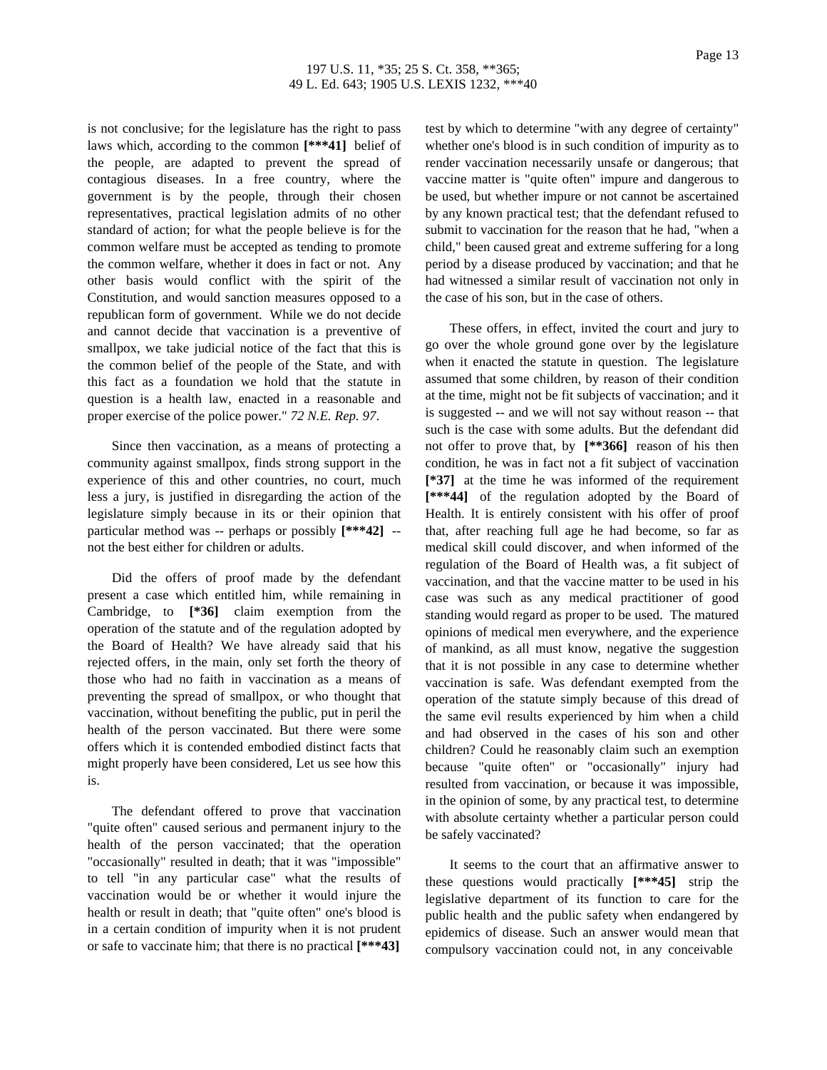is not conclusive; for the legislature has the right to pass laws which, according to the common **[***41]** belief of the people, are adapted to prevent the spread of contagious diseases. In a free country, where the government is by the people, through their chosen representatives, practical legislation admits of no other standard of action; for what the people believe is for the common welfare must be accepted as tending to promote the common welfare, whether it does in fact or not. Any other basis would conflict with the spirit of the Constitution, and would sanction measures opposed to a republican form of government. While we do not decide and cannot decide that vaccination is a preventive of smallpox, we take judicial notice of the fact that this is the common belief of the people of the State, and with this fact as a foundation we hold that the statute in question is a health law, enacted in a reasonable and proper exercise of the police power." *72 N.E. Rep. 97*.

Since then vaccination, as a means of protecting a community against smallpox, finds strong support in the experience of this and other countries, no court, much less a jury, is justified in disregarding the action of the legislature simply because in its or their opinion that particular method was -- perhaps or possibly **[***42]** -- not the best either for children or adults.

Did the offers of proof made by the defendant present a case which entitled him, while remaining in Cambridge, to **[*36]** claim exemption from the operation of the statute and of the regulation adopted by the Board of Health? We have already said that his rejected offers, in the main, only set forth the theory of those who had no faith in vaccination as a means of preventing the spread of smallpox, or who thought that vaccination, without benefiting the public, put in peril the health of the person vaccinated. But there were some offers which it is contended embodied distinct facts that might properly have been considered, Let us see how this is.

The defendant offered to prove that vaccination "quite often" caused serious and permanent injury to the health of the person vaccinated; that the operation "occasionally" resulted in death; that it was "impossible" to tell "in any particular case" what the results of vaccination would be or whether it would injure the health or result in death; that "quite often" one's blood is in a certain condition of impurity when it is not prudent or safe to vaccinate him; that there is no practical **[***43]** test by which to determine "with any degree of certainty" whether one's blood is in such condition of impurity as to render vaccination necessarily unsafe or dangerous; that vaccine matter is "quite often" impure and dangerous to be used, but whether impure or not cannot be ascertained by any known practical test; that the defendant refused to submit to vaccination for the reason that he had, "when a child," been caused great and extreme suffering for a long period by a disease produced by vaccination; and that he had witnessed a similar result of vaccination not only in the case of his son, but in the case of others.

These offers, in effect, invited the court and jury to go over the whole ground gone over by the legislature when it enacted the statute in question. The legislature assumed that some children, by reason of their condition at the time, might not be fit subjects of vaccination; and it is suggested -- and we will not say without reason -- that such is the case with some adults. But the defendant did not offer to prove that, by **[**366]** reason of his then condition, he was in fact not a fit subject of vaccination **[*37]** at the time he was informed of the requirement **[***44]** of the regulation adopted by the Board of Health. It is entirely consistent with his offer of proof that, after reaching full age he had become, so far as medical skill could discover, and when informed of the regulation of the Board of Health was, a fit subject of vaccination, and that the vaccine matter to be used in his case was such as any medical practitioner of good standing would regard as proper to be used. The matured opinions of medical men everywhere, and the experience of mankind, as all must know, negative the suggestion that it is not possible in any case to determine whether vaccination is safe. Was defendant exempted from the operation of the statute simply because of this dread of the same evil results experienced by him when a child and had observed in the cases of his son and other children? Could he reasonably claim such an exemption because "quite often" or "occasionally" injury had resulted from vaccination, or because it was impossible, in the opinion of some, by any practical test, to determine with absolute certainty whether a particular person could be safely vaccinated?

It seems to the court that an affirmative answer to these questions would practically **[***45]** strip the legislative department of its function to care for the public health and the public safety when endangered by epidemics of disease. Such an answer would mean that compulsory vaccination could not, in any conceivable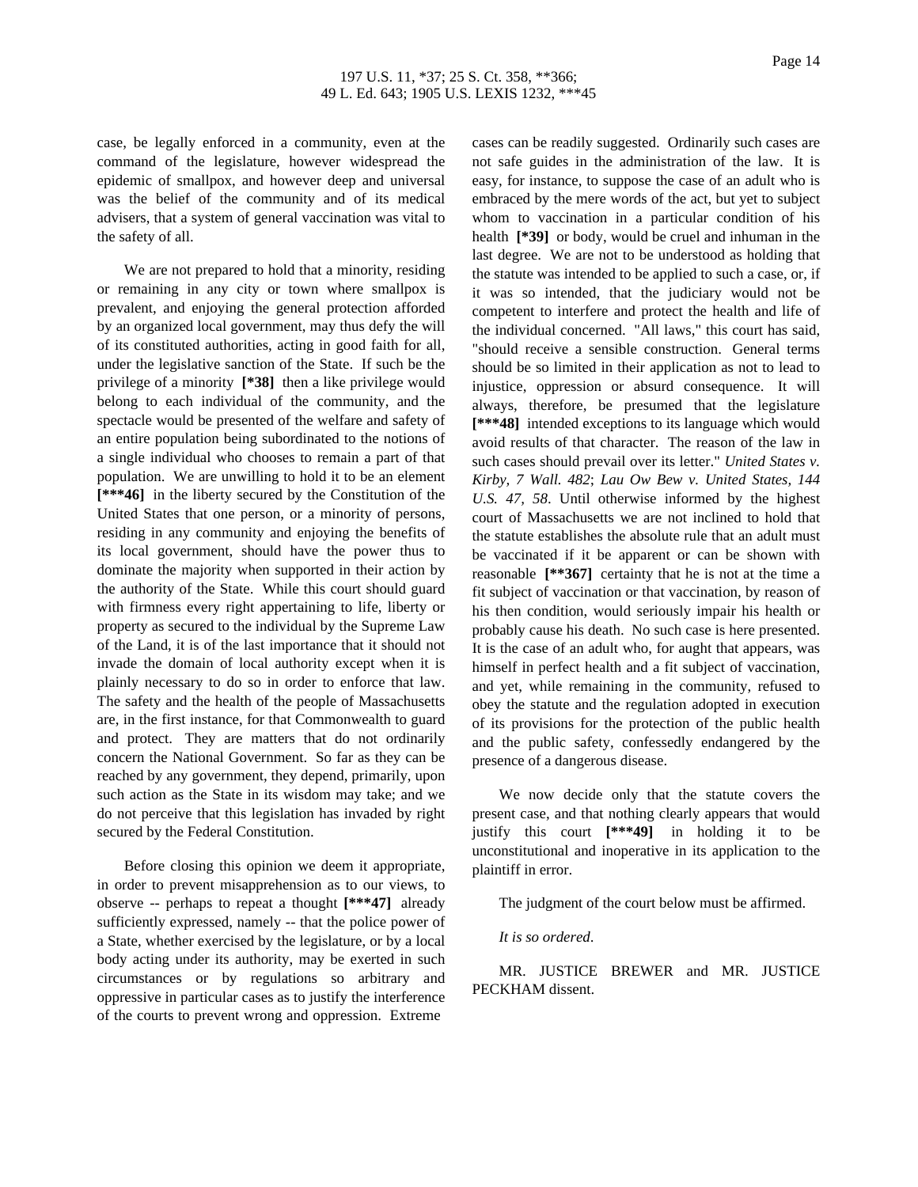case, be legally enforced in a community, even at the command of the legislature, however widespread the epidemic of smallpox, and however deep and universal was the belief of the community and of its medical advisers, that a system of general vaccination was vital to the safety of all.

We are not prepared to hold that a minority, residing or remaining in any city or town where smallpox is prevalent, and enjoying the general protection afforded by an organized local government, may thus defy the will of its constituted authorities, acting in good faith for all, under the legislative sanction of the State. If such be the privilege of a minority **[*38]** then a like privilege would belong to each individual of the community, and the spectacle would be presented of the welfare and safety of an entire population being subordinated to the notions of a single individual who chooses to remain a part of that population. We are unwilling to hold it to be an element **[***46]** in the liberty secured by the Constitution of the United States that one person, or a minority of persons, residing in any community and enjoying the benefits of its local government, should have the power thus to dominate the majority when supported in their action by the authority of the State. While this court should guard with firmness every right appertaining to life, liberty or property as secured to the individual by the Supreme Law of the Land, it is of the last importance that it should not invade the domain of local authority except when it is plainly necessary to do so in order to enforce that law. The safety and the health of the people of Massachusetts are, in the first instance, for that Commonwealth to guard and protect. They are matters that do not ordinarily concern the National Government. So far as they can be reached by any government, they depend, primarily, upon such action as the State in its wisdom may take; and we do not perceive that this legislation has invaded by right secured by the Federal Constitution.

Before closing this opinion we deem it appropriate, in order to prevent misapprehension as to our views, to observe -- perhaps to repeat a thought **[***47]** already sufficiently expressed, namely -- that the police power of a State, whether exercised by the legislature, or by a local body acting under its authority, may be exerted in such circumstances or by regulations so arbitrary and oppressive in particular cases as to justify the interference of the courts to prevent wrong and oppression. Extreme cases can be readily suggested. Ordinarily such cases are not safe guides in the administration of the law. It is easy, for instance, to suppose the case of an adult who is embraced by the mere words of the act, but yet to subject whom to vaccination in a particular condition of his health **[*39]** or body, would be cruel and inhuman in the last degree. We are not to be understood as holding that the statute was intended to be applied to such a case, or, if it was so intended, that the judiciary would not be competent to interfere and protect the health and life of the individual concerned. "All laws," this court has said, "should receive a sensible construction. General terms should be so limited in their application as not to lead to injustice, oppression or absurd consequence. It will always, therefore, be presumed that the legislature **[***48]** intended exceptions to its language which would avoid results of that character. The reason of the law in such cases should prevail over its letter." *United States v. Kirby, 7 Wall. 482*; *Lau Ow Bew v. United States, 144 U.S. 47, 58*. Until otherwise informed by the highest court of Massachusetts we are not inclined to hold that the statute establishes the absolute rule that an adult must be vaccinated if it be apparent or can be shown with reasonable **[**367]** certainty that he is not at the time a fit subject of vaccination or that vaccination, by reason of his then condition, would seriously impair his health or probably cause his death. No such case is here presented. It is the case of an adult who, for aught that appears, was himself in perfect health and a fit subject of vaccination, and yet, while remaining in the community, refused to obey the statute and the regulation adopted in execution of its provisions for the protection of the public health and the public safety, confessedly endangered by the presence of a dangerous disease.

We now decide only that the statute covers the present case, and that nothing clearly appears that would justify this court **[***49]** in holding it to be unconstitutional and inoperative in its application to the plaintiff in error.

The judgment of the court below must be affirmed.

*It is so ordered.*

MR. JUSTICE BREWER and MR. JUSTICE PECKHAM dissent.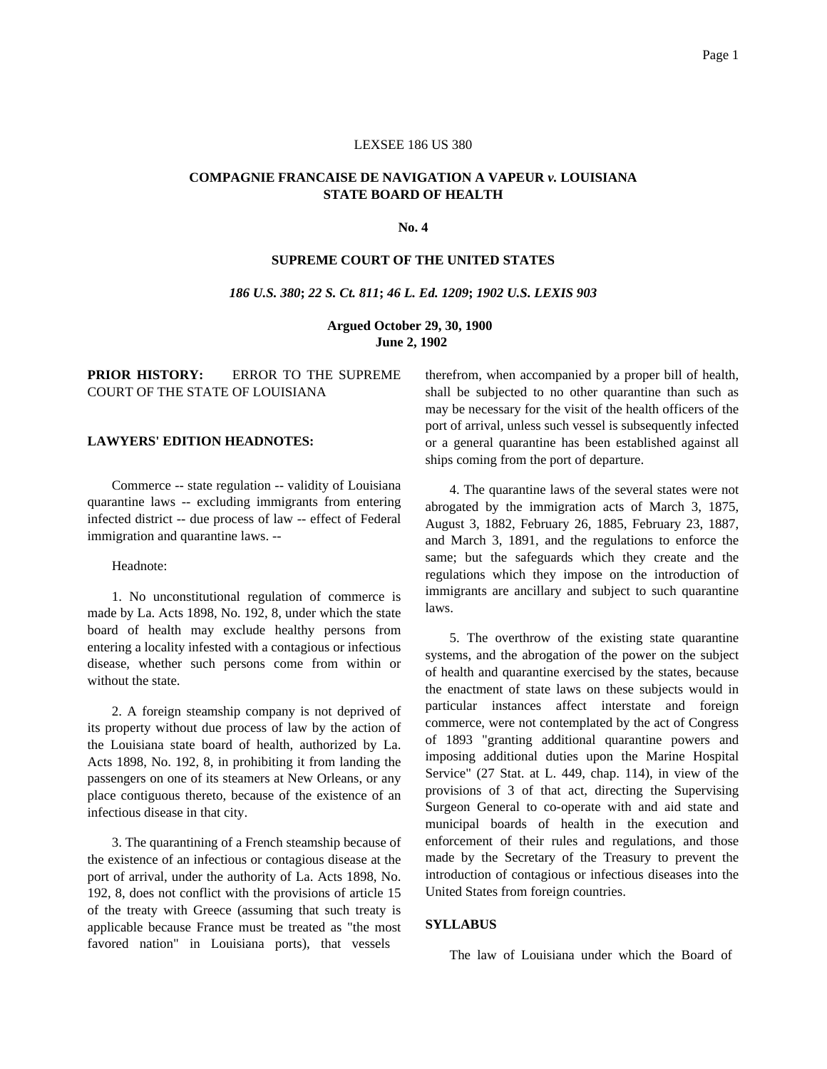LEXSEE 186 US 380

**COMPAGNIE FRANCAISE DE NAVIGATION A VAPEUR *v.* LOUISIANA STATE BOARD OF HEALTH**

**No. 4**

**SUPREME COURT OF THE UNITED STATES**

***186 U.S. 380*; *22 S. Ct. 811*; *46 L. Ed. 1209*; *1902 U.S. LEXIS 903***

**Argued October 29, 30, 1900**
**June 2, 1902**

**PRIOR HISTORY:** ERROR TO THE SUPREME COURT OF THE STATE OF LOUISIANA

**LAWYERS' EDITION HEADNOTES:**

Commerce -- state regulation -- validity of Louisiana quarantine laws -- excluding immigrants from entering infected district -- due process of law -- effect of Federal immigration and quarantine laws. --

Headnote:

1. No unconstitutional regulation of commerce is made by La. Acts 1898, No. 192, 8, under which the state board of health may exclude healthy persons from entering a locality infested with a contagious or infectious disease, whether such persons come from within or without the state.

2. A foreign steamship company is not deprived of its property without due process of law by the action of the Louisiana state board of health, authorized by La. Acts 1898, No. 192, 8, in prohibiting it from landing the passengers on one of its steamers at New Orleans, or any place contiguous thereto, because of the existence of an infectious disease in that city.

3. The quarantining of a French steamship because of the existence of an infectious or contagious disease at the port of arrival, under the authority of La. Acts 1898, No. 192, 8, does not conflict with the provisions of article 15 of the treaty with Greece (assuming that such treaty is applicable because France must be treated as "the most favored nation" in Louisiana ports), that vessels therefrom, when accompanied by a proper bill of health, shall be subjected to no other quarantine than such as may be necessary for the visit of the health officers of the port of arrival, unless such vessel is subsequently infected or a general quarantine has been established against all ships coming from the port of departure.

4. The quarantine laws of the several states were not abrogated by the immigration acts of March 3, 1875, August 3, 1882, February 26, 1885, February 23, 1887, and March 3, 1891, and the regulations to enforce the same; but the safeguards which they create and the regulations which they impose on the introduction of immigrants are ancillary and subject to such quarantine laws.

5. The overthrow of the existing state quarantine systems, and the abrogation of the power on the subject of health and quarantine exercised by the states, because the enactment of state laws on these subjects would in particular instances affect interstate and foreign commerce, were not contemplated by the act of Congress of 1893 "granting additional quarantine powers and imposing additional duties upon the Marine Hospital Service" (27 Stat. at L. 449, chap. 114), in view of the provisions of 3 of that act, directing the Supervising Surgeon General to co-operate with and aid state and municipal boards of health in the execution and enforcement of their rules and regulations, and those made by the Secretary of the Treasury to prevent the introduction of contagious or infectious diseases into the United States from foreign countries.

**SYLLABUS**

The law of Louisiana under which the Board of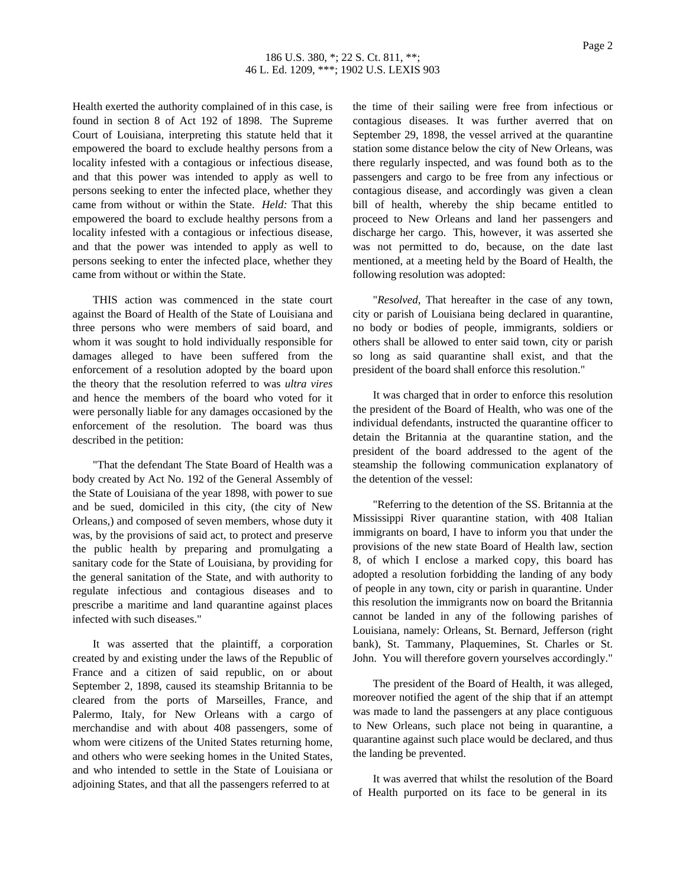Health exerted the authority complained of in this case, is found in section 8 of Act 192 of 1898. The Supreme Court of Louisiana, interpreting this statute held that it empowered the board to exclude healthy persons from a locality infested with a contagious or infectious disease, and that this power was intended to apply as well to persons seeking to enter the infected place, whether they came from without or within the State. *Held:* That this empowered the board to exclude healthy persons from a locality infested with a contagious or infectious disease, and that the power was intended to apply as well to persons seeking to enter the infected place, whether they came from without or within the State.

THIS action was commenced in the state court against the Board of Health of the State of Louisiana and three persons who were members of said board, and whom it was sought to hold individually responsible for damages alleged to have been suffered from the enforcement of a resolution adopted by the board upon the theory that the resolution referred to was *ultra vires* and hence the members of the board who voted for it were personally liable for any damages occasioned by the enforcement of the resolution. The board was thus described in the petition:

"That the defendant The State Board of Health was a body created by Act No. 192 of the General Assembly of the State of Louisiana of the year 1898, with power to sue and be sued, domiciled in this city, (the city of New Orleans,) and composed of seven members, whose duty it was, by the provisions of said act, to protect and preserve the public health by preparing and promulgating a sanitary code for the State of Louisiana, by providing for the general sanitation of the State, and with authority to regulate infectious and contagious diseases and to prescribe a maritime and land quarantine against places infected with such diseases."

It was asserted that the plaintiff, a corporation created by and existing under the laws of the Republic of France and a citizen of said republic, on or about September 2, 1898, caused its steamship Britannia to be cleared from the ports of Marseilles, France, and Palermo, Italy, for New Orleans with a cargo of merchandise and with about 408 passengers, some of whom were citizens of the United States returning home, and others who were seeking homes in the United States, and who intended to settle in the State of Louisiana or adjoining States, and that all the passengers referred to at the time of their sailing were free from infectious or contagious diseases. It was further averred that on September 29, 1898, the vessel arrived at the quarantine station some distance below the city of New Orleans, was there regularly inspected, and was found both as to the passengers and cargo to be free from any infectious or contagious disease, and accordingly was given a clean bill of health, whereby the ship became entitled to proceed to New Orleans and land her passengers and discharge her cargo. This, however, it was asserted she was not permitted to do, because, on the date last mentioned, at a meeting held by the Board of Health, the following resolution was adopted:

"*Resolved*, That hereafter in the case of any town, city or parish of Louisiana being declared in quarantine, no body or bodies of people, immigrants, soldiers or others shall be allowed to enter said town, city or parish so long as said quarantine shall exist, and that the president of the board shall enforce this resolution."

It was charged that in order to enforce this resolution the president of the Board of Health, who was one of the individual defendants, instructed the quarantine officer to detain the Britannia at the quarantine station, and the president of the board addressed to the agent of the steamship the following communication explanatory of the detention of the vessel:

"Referring to the detention of the SS. Britannia at the Mississippi River quarantine station, with 408 Italian immigrants on board, I have to inform you that under the provisions of the new state Board of Health law, section 8, of which I enclose a marked copy, this board has adopted a resolution forbidding the landing of any body of people in any town, city or parish in quarantine. Under this resolution the immigrants now on board the Britannia cannot be landed in any of the following parishes of Louisiana, namely: Orleans, St. Bernard, Jefferson (right bank), St. Tammany, Plaquemines, St. Charles or St. John. You will therefore govern yourselves accordingly."

The president of the Board of Health, it was alleged, moreover notified the agent of the ship that if an attempt was made to land the passengers at any place contiguous to New Orleans, such place not being in quarantine, a quarantine against such place would be declared, and thus the landing be prevented.

It was averred that whilst the resolution of the Board of Health purported on its face to be general in its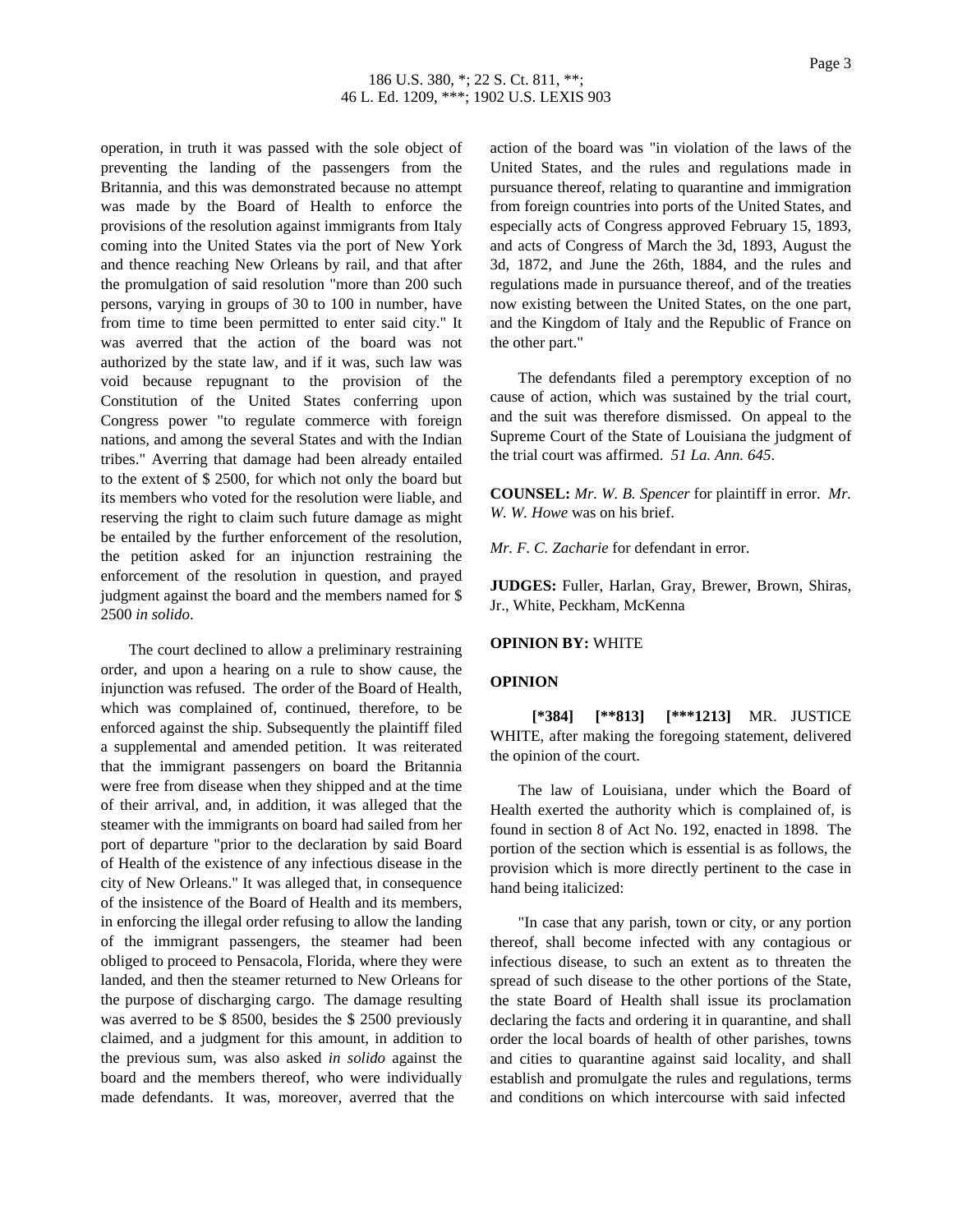operation, in truth it was passed with the sole object of preventing the landing of the passengers from the Britannia, and this was demonstrated because no attempt was made by the Board of Health to enforce the provisions of the resolution against immigrants from Italy coming into the United States via the port of New York and thence reaching New Orleans by rail, and that after the promulgation of said resolution "more than 200 such persons, varying in groups of 30 to 100 in number, have from time to time been permitted to enter said city." It was averred that the action of the board was not authorized by the state law, and if it was, such law was void because repugnant to the provision of the Constitution of the United States conferring upon Congress power "to regulate commerce with foreign nations, and among the several States and with the Indian tribes." Averring that damage had been already entailed to the extent of $ 2500, for which not only the board but its members who voted for the resolution were liable, and reserving the right to claim such future damage as might be entailed by the further enforcement of the resolution, the petition asked for an injunction restraining the enforcement of the resolution in question, and prayed judgment against the board and the members named for $ 2500 *in solido*.

The court declined to allow a preliminary restraining order, and upon a hearing on a rule to show cause, the injunction was refused. The order of the Board of Health, which was complained of, continued, therefore, to be enforced against the ship. Subsequently the plaintiff filed a supplemental and amended petition. It was reiterated that the immigrant passengers on board the Britannia were free from disease when they shipped and at the time of their arrival, and, in addition, it was alleged that the steamer with the immigrants on board had sailed from her port of departure "prior to the declaration by said Board of Health of the existence of any infectious disease in the city of New Orleans." It was alleged that, in consequence of the insistence of the Board of Health and its members, in enforcing the illegal order refusing to allow the landing of the immigrant passengers, the steamer had been obliged to proceed to Pensacola, Florida, where they were landed, and then the steamer returned to New Orleans for the purpose of discharging cargo. The damage resulting was averred to be $ 8500, besides the $ 2500 previously claimed, and a judgment for this amount, in addition to the previous sum, was also asked *in solido* against the board and the members thereof, who were individually made defendants. It was, moreover, averred that the action of the board was "in violation of the laws of the United States, and the rules and regulations made in pursuance thereof, relating to quarantine and immigration from foreign countries into ports of the United States, and especially acts of Congress approved February 15, 1893, and acts of Congress of March the 3d, 1893, August the 3d, 1872, and June the 26th, 1884, and the rules and regulations made in pursuance thereof, and of the treaties now existing between the United States, on the one part, and the Kingdom of Italy and the Republic of France on the other part."

The defendants filed a peremptory exception of no cause of action, which was sustained by the trial court, and the suit was therefore dismissed. On appeal to the Supreme Court of the State of Louisiana the judgment of the trial court was affirmed. *51 La. Ann. 645*.

**COUNSEL:** *Mr. W. B. Spencer* for plaintiff in error. *Mr. W. W. Howe* was on his brief.

*Mr. F. C. Zacharie* for defendant in error.

**JUDGES:** Fuller, Harlan, Gray, Brewer, Brown, Shiras, Jr., White, Peckham, McKenna

**OPINION BY:** WHITE

**OPINION**

**[*384] [**813] [***1213]** MR. JUSTICE WHITE, after making the foregoing statement, delivered the opinion of the court.

The law of Louisiana, under which the Board of Health exerted the authority which is complained of, is found in section 8 of Act No. 192, enacted in 1898. The portion of the section which is essential is as follows, the provision which is more directly pertinent to the case in hand being italicized:

"In case that any parish, town or city, or any portion thereof, shall become infected with any contagious or infectious disease, to such an extent as to threaten the spread of such disease to the other portions of the State, the state Board of Health shall issue its proclamation declaring the facts and ordering it in quarantine, and shall order the local boards of health of other parishes, towns and cities to quarantine against said locality, and shall establish and promulgate the rules and regulations, terms and conditions on which intercourse with said infected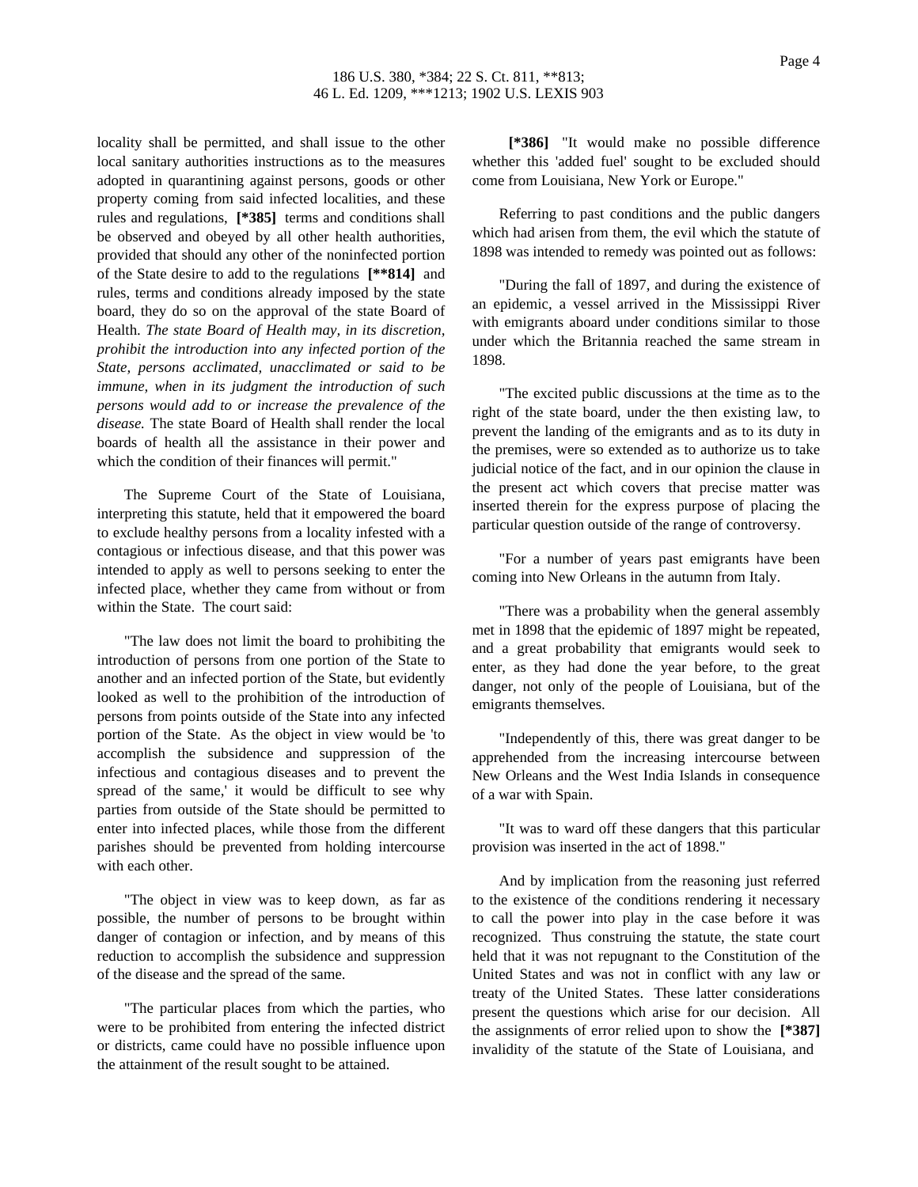locality shall be permitted, and shall issue to the other local sanitary authorities instructions as to the measures adopted in quarantining against persons, goods or other property coming from said infected localities, and these rules and regulations, **[*385]** terms and conditions shall be observed and obeyed by all other health authorities, provided that should any other of the noninfected portion of the State desire to add to the regulations **[**814]** and rules, terms and conditions already imposed by the state board, they do so on the approval of the state Board of Health. *The state Board of Health may, in its discretion, prohibit the introduction into any infected portion of the State, persons acclimated, unacclimated or said to be immune, when in its judgment the introduction of such persons would add to or increase the prevalence of the disease.* The state Board of Health shall render the local boards of health all the assistance in their power and which the condition of their finances will permit."

The Supreme Court of the State of Louisiana, interpreting this statute, held that it empowered the board to exclude healthy persons from a locality infested with a contagious or infectious disease, and that this power was intended to apply as well to persons seeking to enter the infected place, whether they came from without or from within the State. The court said:

"The law does not limit the board to prohibiting the introduction of persons from one portion of the State to another and an infected portion of the State, but evidently looked as well to the prohibition of the introduction of persons from points outside of the State into any infected portion of the State. As the object in view would be 'to accomplish the subsidence and suppression of the infectious and contagious diseases and to prevent the spread of the same,' it would be difficult to see why parties from outside of the State should be permitted to enter into infected places, while those from the different parishes should be prevented from holding intercourse with each other.

"The object in view was to keep down, as far as possible, the number of persons to be brought within danger of contagion or infection, and by means of this reduction to accomplish the subsidence and suppression of the disease and the spread of the same.

"The particular places from which the parties, who were to be prohibited from entering the infected district or districts, came could have no possible influence upon the attainment of the result sought to be attained.

**[*386]** "It would make no possible difference whether this 'added fuel' sought to be excluded should come from Louisiana, New York or Europe."

Referring to past conditions and the public dangers which had arisen from them, the evil which the statute of 1898 was intended to remedy was pointed out as follows:

"During the fall of 1897, and during the existence of an epidemic, a vessel arrived in the Mississippi River with emigrants aboard under conditions similar to those under which the Britannia reached the same stream in 1898.

"The excited public discussions at the time as to the right of the state board, under the then existing law, to prevent the landing of the emigrants and as to its duty in the premises, were so extended as to authorize us to take judicial notice of the fact, and in our opinion the clause in the present act which covers that precise matter was inserted therein for the express purpose of placing the particular question outside of the range of controversy.

"For a number of years past emigrants have been coming into New Orleans in the autumn from Italy.

"There was a probability when the general assembly met in 1898 that the epidemic of 1897 might be repeated, and a great probability that emigrants would seek to enter, as they had done the year before, to the great danger, not only of the people of Louisiana, but of the emigrants themselves.

"Independently of this, there was great danger to be apprehended from the increasing intercourse between New Orleans and the West India Islands in consequence of a war with Spain.

"It was to ward off these dangers that this particular provision was inserted in the act of 1898."

And by implication from the reasoning just referred to the existence of the conditions rendering it necessary to call the power into play in the case before it was recognized. Thus construing the statute, the state court held that it was not repugnant to the Constitution of the United States and was not in conflict with any law or treaty of the United States. These latter considerations present the questions which arise for our decision. All the assignments of error relied upon to show the **[*387]** invalidity of the statute of the State of Louisiana, and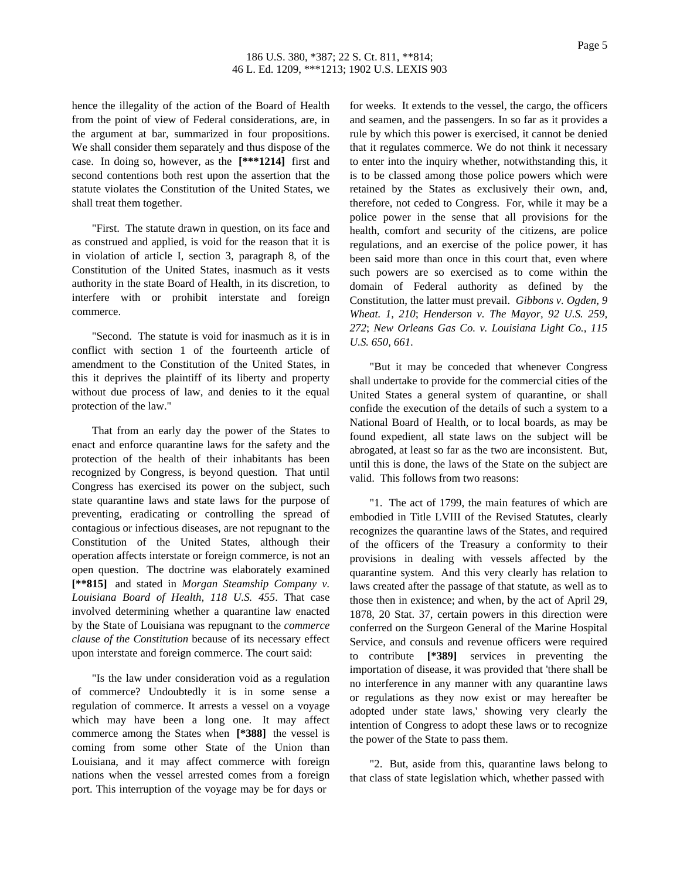hence the illegality of the action of the Board of Health from the point of view of Federal considerations, are, in the argument at bar, summarized in four propositions. We shall consider them separately and thus dispose of the case. In doing so, however, as the **[***1214]** first and second contentions both rest upon the assertion that the statute violates the Constitution of the United States, we shall treat them together.

"First. The statute drawn in question, on its face and as construed and applied, is void for the reason that it is in violation of article I, section 3, paragraph 8, of the Constitution of the United States, inasmuch as it vests authority in the state Board of Health, in its discretion, to interfere with or prohibit interstate and foreign commerce.

"Second. The statute is void for inasmuch as it is in conflict with section 1 of the fourteenth article of amendment to the Constitution of the United States, in this it deprives the plaintiff of its liberty and property without due process of law, and denies to it the equal protection of the law."

That from an early day the power of the States to enact and enforce quarantine laws for the safety and the protection of the health of their inhabitants has been recognized by Congress, is beyond question. That until Congress has exercised its power on the subject, such state quarantine laws and state laws for the purpose of preventing, eradicating or controlling the spread of contagious or infectious diseases, are not repugnant to the Constitution of the United States, although their operation affects interstate or foreign commerce, is not an open question. The doctrine was elaborately examined **[**815]** and stated in *Morgan Steamship Company v. Louisiana Board of Health, 118 U.S. 455*. That case involved determining whether a quarantine law enacted by the State of Louisiana was repugnant to the *commerce clause of the Constitution* because of its necessary effect upon interstate and foreign commerce. The court said:

"Is the law under consideration void as a regulation of commerce? Undoubtedly it is in some sense a regulation of commerce. It arrests a vessel on a voyage which may have been a long one. It may affect commerce among the States when **[*388]** the vessel is coming from some other State of the Union than Louisiana, and it may affect commerce with foreign nations when the vessel arrested comes from a foreign port. This interruption of the voyage may be for days or for weeks. It extends to the vessel, the cargo, the officers and seamen, and the passengers. In so far as it provides a rule by which this power is exercised, it cannot be denied that it regulates commerce. We do not think it necessary to enter into the inquiry whether, notwithstanding this, it is to be classed among those police powers which were retained by the States as exclusively their own, and, therefore, not ceded to Congress. For, while it may be a police power in the sense that all provisions for the health, comfort and security of the citizens, are police regulations, and an exercise of the police power, it has been said more than once in this court that, even where such powers are so exercised as to come within the domain of Federal authority as defined by the Constitution, the latter must prevail. *Gibbons v. Ogden, 9 Wheat. 1, 210*; *Henderson v. The Mayor, 92 U.S. 259, 272*; *New Orleans Gas Co. v. Louisiana Light Co., 115 U.S. 650, 661.*

"But it may be conceded that whenever Congress shall undertake to provide for the commercial cities of the United States a general system of quarantine, or shall confide the execution of the details of such a system to a National Board of Health, or to local boards, as may be found expedient, all state laws on the subject will be abrogated, at least so far as the two are inconsistent. But, until this is done, the laws of the State on the subject are valid. This follows from two reasons:

"1. The act of 1799, the main features of which are embodied in Title LVIII of the Revised Statutes, clearly recognizes the quarantine laws of the States, and required of the officers of the Treasury a conformity to their provisions in dealing with vessels affected by the quarantine system. And this very clearly has relation to laws created after the passage of that statute, as well as to those then in existence; and when, by the act of April 29, 1878, 20 Stat. 37, certain powers in this direction were conferred on the Surgeon General of the Marine Hospital Service, and consuls and revenue officers were required to contribute **[*389]** services in preventing the importation of disease, it was provided that 'there shall be no interference in any manner with any quarantine laws or regulations as they now exist or may hereafter be adopted under state laws,' showing very clearly the intention of Congress to adopt these laws or to recognize the power of the State to pass them.

"2. But, aside from this, quarantine laws belong to that class of state legislation which, whether passed with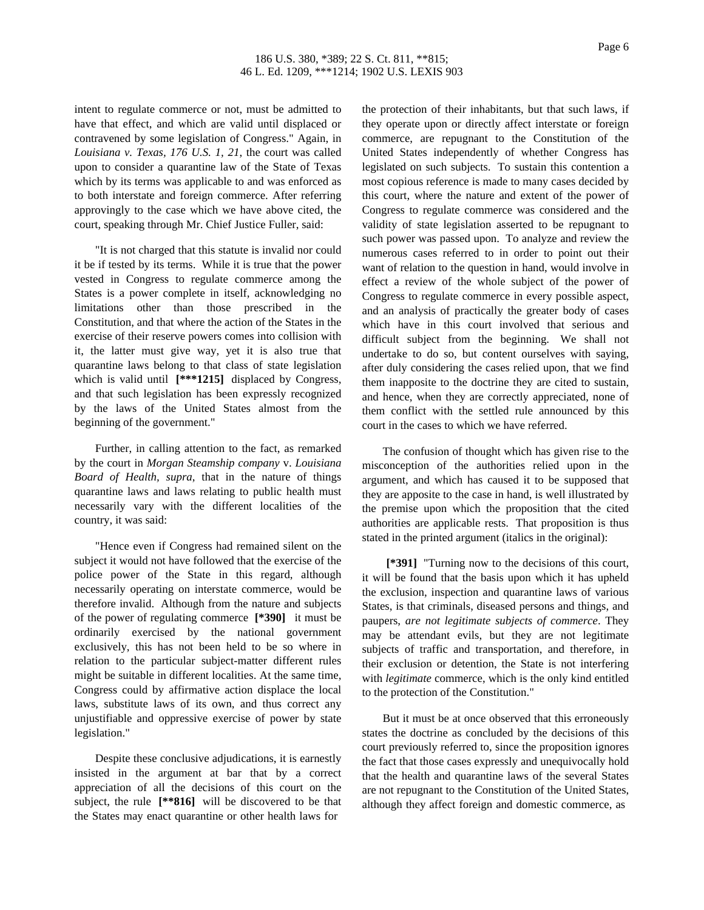intent to regulate commerce or not, must be admitted to have that effect, and which are valid until displaced or contravened by some legislation of Congress." Again, in *Louisiana v. Texas, 176 U.S. 1, 21*, the court was called upon to consider a quarantine law of the State of Texas which by its terms was applicable to and was enforced as to both interstate and foreign commerce. After referring approvingly to the case which we have above cited, the court, speaking through Mr. Chief Justice Fuller, said:

"It is not charged that this statute is invalid nor could it be if tested by its terms. While it is true that the power vested in Congress to regulate commerce among the States is a power complete in itself, acknowledging no limitations other than those prescribed in the Constitution, and that where the action of the States in the exercise of their reserve powers comes into collision with it, the latter must give way, yet it is also true that quarantine laws belong to that class of state legislation which is valid until **[***1215]** displaced by Congress, and that such legislation has been expressly recognized by the laws of the United States almost from the beginning of the government."

Further, in calling attention to the fact, as remarked by the court in *Morgan Steamship company* v. *Louisiana Board of Health, supra*, that in the nature of things quarantine laws and laws relating to public health must necessarily vary with the different localities of the country, it was said:

"Hence even if Congress had remained silent on the subject it would not have followed that the exercise of the police power of the State in this regard, although necessarily operating on interstate commerce, would be therefore invalid. Although from the nature and subjects of the power of regulating commerce **[*390]** it must be ordinarily exercised by the national government exclusively, this has not been held to be so where in relation to the particular subject-matter different rules might be suitable in different localities. At the same time, Congress could by affirmative action displace the local laws, substitute laws of its own, and thus correct any unjustifiable and oppressive exercise of power by state legislation."

Despite these conclusive adjudications, it is earnestly insisted in the argument at bar that by a correct appreciation of all the decisions of this court on the subject, the rule **[**816]** will be discovered to be that the States may enact quarantine or other health laws for the protection of their inhabitants, but that such laws, if they operate upon or directly affect interstate or foreign commerce, are repugnant to the Constitution of the United States independently of whether Congress has legislated on such subjects. To sustain this contention a most copious reference is made to many cases decided by this court, where the nature and extent of the power of Congress to regulate commerce was considered and the validity of state legislation asserted to be repugnant to such power was passed upon. To analyze and review the numerous cases referred to in order to point out their want of relation to the question in hand, would involve in effect a review of the whole subject of the power of Congress to regulate commerce in every possible aspect, and an analysis of practically the greater body of cases which have in this court involved that serious and difficult subject from the beginning. We shall not undertake to do so, but content ourselves with saying, after duly considering the cases relied upon, that we find them inapposite to the doctrine they are cited to sustain, and hence, when they are correctly appreciated, none of them conflict with the settled rule announced by this court in the cases to which we have referred.

The confusion of thought which has given rise to the misconception of the authorities relied upon in the argument, and which has caused it to be supposed that they are apposite to the case in hand, is well illustrated by the premise upon which the proposition that the cited authorities are applicable rests. That proposition is thus stated in the printed argument (italics in the original):

**[*391]** "Turning now to the decisions of this court, it will be found that the basis upon which it has upheld the exclusion, inspection and quarantine laws of various States, is that criminals, diseased persons and things, and paupers, *are not legitimate subjects of commerce*. They may be attendant evils, but they are not legitimate subjects of traffic and transportation, and therefore, in their exclusion or detention, the State is not interfering with *legitimate* commerce, which is the only kind entitled to the protection of the Constitution."

But it must be at once observed that this erroneously states the doctrine as concluded by the decisions of this court previously referred to, since the proposition ignores the fact that those cases expressly and unequivocally hold that the health and quarantine laws of the several States are not repugnant to the Constitution of the United States, although they affect foreign and domestic commerce, as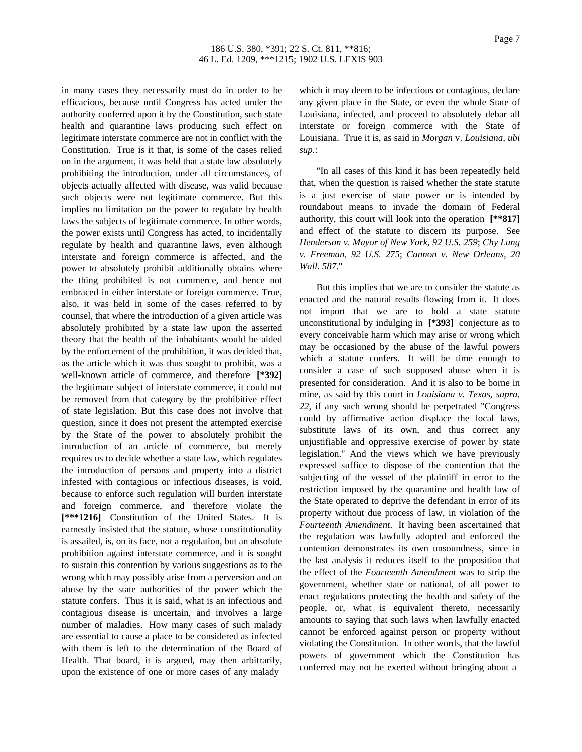in many cases they necessarily must do in order to be efficacious, because until Congress has acted under the authority conferred upon it by the Constitution, such state health and quarantine laws producing such effect on legitimate interstate commerce are not in conflict with the Constitution. True is it that, is some of the cases relied on in the argument, it was held that a state law absolutely prohibiting the introduction, under all circumstances, of objects actually affected with disease, was valid because such objects were not legitimate commerce. But this implies no limitation on the power to regulate by health laws the subjects of legitimate commerce. In other words, the power exists until Congress has acted, to incidentally regulate by health and quarantine laws, even although interstate and foreign commerce is affected, and the power to absolutely prohibit additionally obtains where the thing prohibited is not commerce, and hence not embraced in either interstate or foreign commerce. True, also, it was held in some of the cases referred to by counsel, that where the introduction of a given article was absolutely prohibited by a state law upon the asserted theory that the health of the inhabitants would be aided by the enforcement of the prohibition, it was decided that, as the article which it was thus sought to prohibit, was a well-known article of commerce, and therefore **[\*392]** the legitimate subject of interstate commerce, it could not be removed from that category by the prohibitive effect of state legislation. But this case does not involve that question, since it does not present the attempted exercise by the State of the power to absolutely prohibit the introduction of an article of commerce, but merely requires us to decide whether a state law, which regulates the introduction of persons and property into a district infested with contagious or infectious diseases, is void, because to enforce such regulation will burden interstate and foreign commerce, and therefore violate the **[\*\*\*1216]** Constitution of the United States. It is earnestly insisted that the statute, whose constitutionality is assailed, is, on its face, not a regulation, but an absolute prohibition against interstate commerce, and it is sought to sustain this contention by various suggestions as to the wrong which may possibly arise from a perversion and an abuse by the state authorities of the power which the statute confers. Thus it is said, what is an infectious and contagious disease is uncertain, and involves a large number of maladies. How many cases of such malady are essential to cause a place to be considered as infected with them is left to the determination of the Board of Health. That board, it is argued, may then arbitrarily, upon the existence of one or more cases of any malady which it may deem to be infectious or contagious, declare any given place in the State, or even the whole State of Louisiana, infected, and proceed to absolutely debar all interstate or foreign commerce with the State of Louisiana. True it is, as said in *Morgan* v. *Louisiana, ubi sup.*:

"In all cases of this kind it has been repeatedly held that, when the question is raised whether the state statute is a just exercise of state power or is intended by roundabout means to invade the domain of Federal authority, this court will look into the operation **[\*\*817]** and effect of the statute to discern its purpose. See *Henderson v. Mayor of New York, 92 U.S. 259*; *Chy Lung v. Freeman, 92 U.S. 275*; *Cannon v. New Orleans, 20 Wall. 587*."

But this implies that we are to consider the statute as enacted and the natural results flowing from it. It does not import that we are to hold a state statute unconstitutional by indulging in **[\*393]** conjecture as to every conceivable harm which may arise or wrong which may be occasioned by the abuse of the lawful powers which a statute confers. It will be time enough to consider a case of such supposed abuse when it is presented for consideration. And it is also to be borne in mine, as said by this court in *Louisiana v. Texas, supra, 22*, if any such wrong should be perpetrated "Congress could by affirmative action displace the local laws, substitute laws of its own, and thus correct any unjustifiable and oppressive exercise of power by state legislation." And the views which we have previously expressed suffice to dispose of the contention that the subjecting of the vessel of the plaintiff in error to the restriction imposed by the quarantine and health law of the State operated to deprive the defendant in error of its property without due process of law, in violation of the *Fourteenth Amendment*. It having been ascertained that the regulation was lawfully adopted and enforced the contention demonstrates its own unsoundness, since in the last analysis it reduces itself to the proposition that the effect of the *Fourteenth Amendment* was to strip the government, whether state or national, of all power to enact regulations protecting the health and safety of the people, or, what is equivalent thereto, necessarily amounts to saying that such laws when lawfully enacted cannot be enforced against person or property without violating the Constitution. In other words, that the lawful powers of government which the Constitution has conferred may not be exerted without bringing about a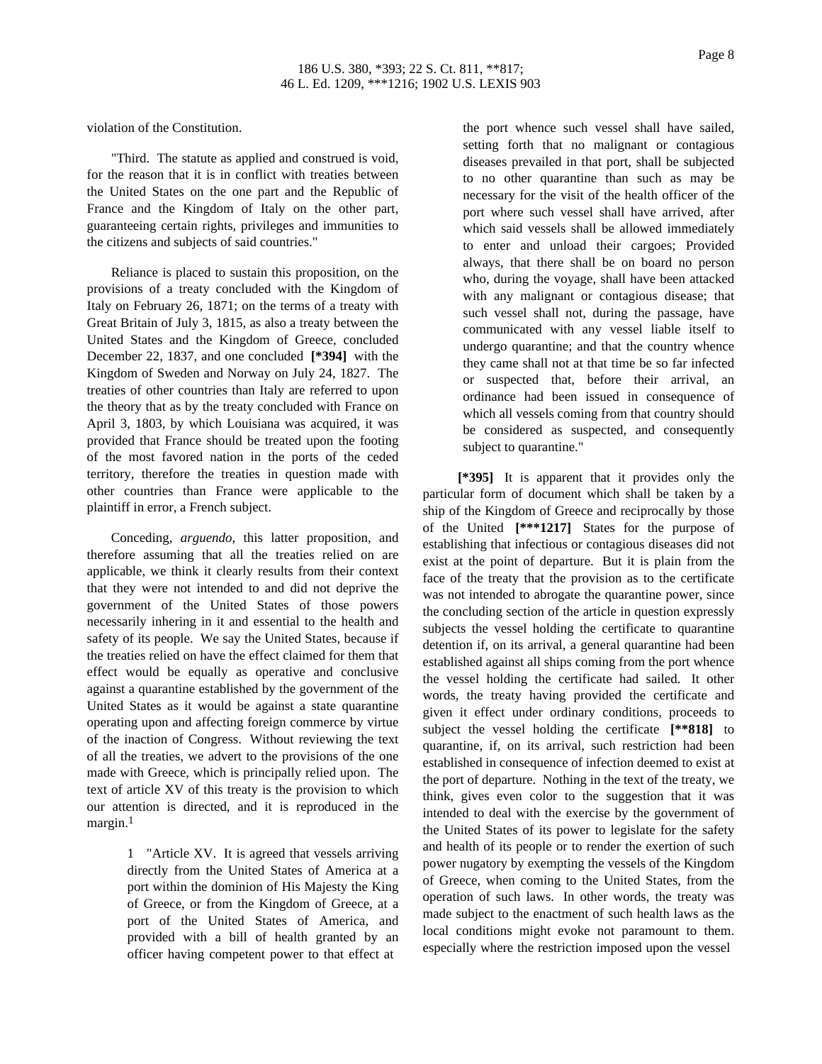violation of the Constitution.

"Third. The statute as applied and construed is void, for the reason that it is in conflict with treaties between the United States on the one part and the Republic of France and the Kingdom of Italy on the other part, guaranteeing certain rights, privileges and immunities to the citizens and subjects of said countries."

Reliance is placed to sustain this proposition, on the provisions of a treaty concluded with the Kingdom of Italy on February 26, 1871; on the terms of a treaty with Great Britain of July 3, 1815, as also a treaty between the United States and the Kingdom of Greece, concluded December 22, 1837, and one concluded **[*394]** with the Kingdom of Sweden and Norway on July 24, 1827. The treaties of other countries than Italy are referred to upon the theory that as by the treaty concluded with France on April 3, 1803, by which Louisiana was acquired, it was provided that France should be treated upon the footing of the most favored nation in the ports of the ceded territory, therefore the treaties in question made with other countries than France were applicable to the plaintiff in error, a French subject.

Conceding, *arguendo*, this latter proposition, and therefore assuming that all the treaties relied on are applicable, we think it clearly results from their context that they were not intended to and did not deprive the government of the United States of those powers necessarily inhering in it and essential to the health and safety of its people. We say the United States, because if the treaties relied on have the effect claimed for them that effect would be equally as operative and conclusive against a quarantine established by the government of the United States as it would be against a state quarantine operating upon and affecting foreign commerce by virtue of the inaction of Congress. Without reviewing the text of all the treaties, we advert to the provisions of the one made with Greece, which is principally relied upon. The text of article XV of this treaty is the provision to which our attention is directed, and it is reproduced in the margin.[1]

> 1 "Article XV. It is agreed that vessels arriving directly from the United States of America at a port within the dominion of His Majesty the King of Greece, or from the Kingdom of Greece, at a port of the United States of America, and provided with a bill of health granted by an officer having competent power to that effect at the port whence such vessel shall have sailed, setting forth that no malignant or contagious diseases prevailed in that port, shall be subjected to no other quarantine than such as may be necessary for the visit of the health officer of the port where such vessel shall have arrived, after which said vessels shall be allowed immediately to enter and unload their cargoes; Provided always, that there shall be on board no person who, during the voyage, shall have been attacked with any malignant or contagious disease; that such vessel shall not, during the passage, have communicated with any vessel liable itself to undergo quarantine; and that the country whence they came shall not at that time be so far infected or suspected that, before their arrival, an ordinance had been issued in consequence of which all vessels coming from that country should be considered as suspected, and consequently subject to quarantine."

**[*395]** It is apparent that it provides only the particular form of document which shall be taken by a ship of the Kingdom of Greece and reciprocally by those of the United **[***1217]** States for the purpose of establishing that infectious or contagious diseases did not exist at the point of departure. But it is plain from the face of the treaty that the provision as to the certificate was not intended to abrogate the quarantine power, since the concluding section of the article in question expressly subjects the vessel holding the certificate to quarantine detention if, on its arrival, a general quarantine had been established against all ships coming from the port whence the vessel holding the certificate had sailed. It other words, the treaty having provided the certificate and given it effect under ordinary conditions, proceeds to subject the vessel holding the certificate **[**818]** to quarantine, if, on its arrival, such restriction had been established in consequence of infection deemed to exist at the port of departure. Nothing in the text of the treaty, we think, gives even color to the suggestion that it was intended to deal with the exercise by the government of the United States of its power to legislate for the safety and health of its people or to render the exertion of such power nugatory by exempting the vessels of the Kingdom of Greece, when coming to the United States, from the operation of such laws. In other words, the treaty was made subject to the enactment of such health laws as the local conditions might evoke not paramount to them. especially where the restriction imposed upon the vessel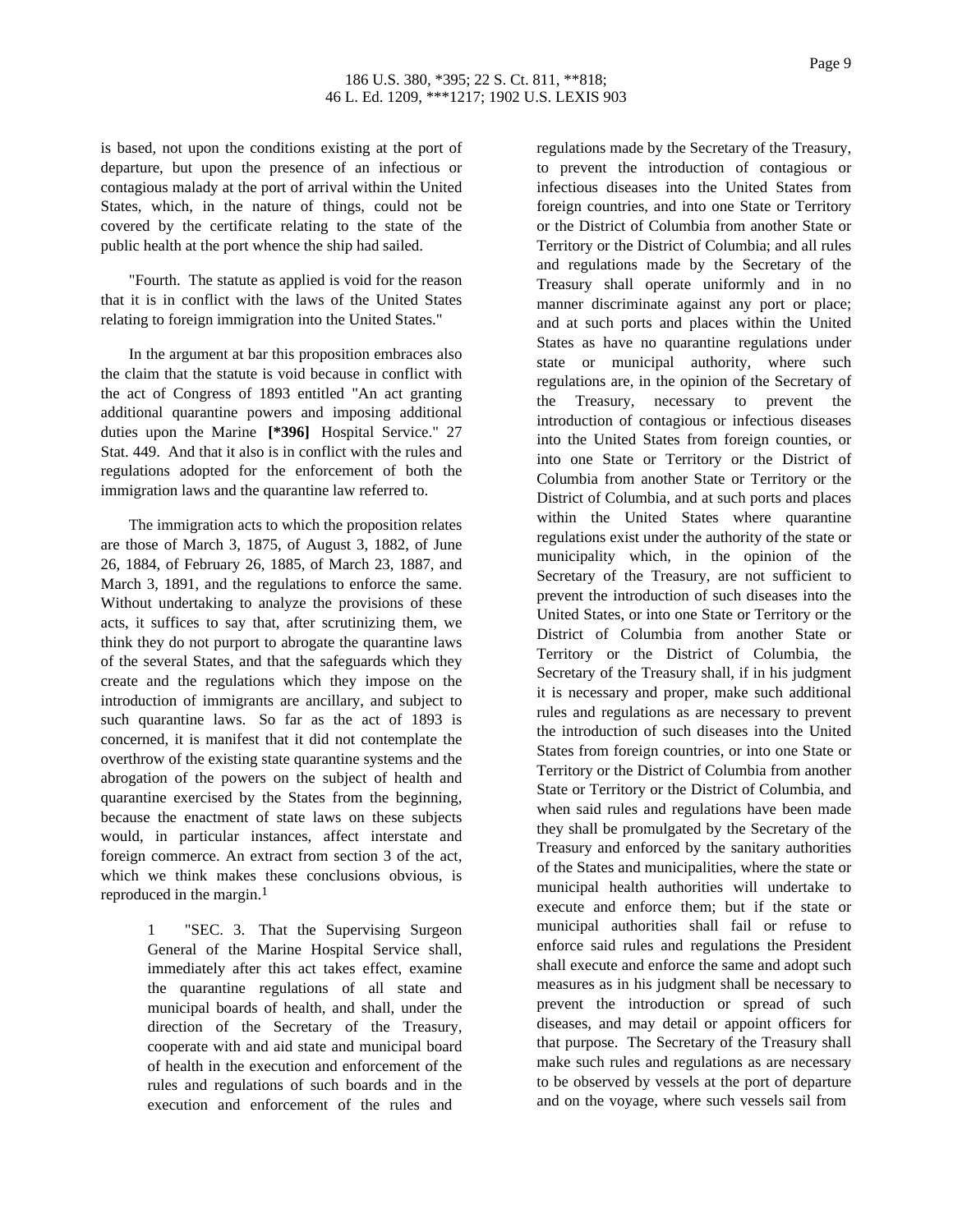is based, not upon the conditions existing at the port of departure, but upon the presence of an infectious or contagious malady at the port of arrival within the United States, which, in the nature of things, could not be covered by the certificate relating to the state of the public health at the port whence the ship had sailed.

"Fourth. The statute as applied is void for the reason that it is in conflict with the laws of the United States relating to foreign immigration into the United States."

In the argument at bar this proposition embraces also the claim that the statute is void because in conflict with the act of Congress of 1893 entitled "An act granting additional quarantine powers and imposing additional duties upon the Marine **[*396]** Hospital Service." 27 Stat. 449. And that it also is in conflict with the rules and regulations adopted for the enforcement of both the immigration laws and the quarantine law referred to.

The immigration acts to which the proposition relates are those of March 3, 1875, of August 3, 1882, of June 26, 1884, of February 26, 1885, of March 23, 1887, and March 3, 1891, and the regulations to enforce the same. Without undertaking to analyze the provisions of these acts, it suffices to say that, after scrutinizing them, we think they do not purport to abrogate the quarantine laws of the several States, and that the safeguards which they create and the regulations which they impose on the introduction of immigrants are ancillary, and subject to such quarantine laws. So far as the act of 1893 is concerned, it is manifest that it did not contemplate the overthrow of the existing state quarantine systems and the abrogation of the powers on the subject of health and quarantine exercised by the States from the beginning, because the enactment of state laws on these subjects would, in particular instances, affect interstate and foreign commerce. An extract from section 3 of the act, which we think makes these conclusions obvious, is reproduced in the margin.[1]

> 1 "SEC. 3. That the Supervising Surgeon General of the Marine Hospital Service shall, immediately after this act takes effect, examine the quarantine regulations of all state and municipal boards of health, and shall, under the direction of the Secretary of the Treasury, cooperate with and aid state and municipal board of health in the execution and enforcement of the rules and regulations of such boards and in the execution and enforcement of the rules and regulations made by the Secretary of the Treasury, to prevent the introduction of contagious or infectious diseases into the United States from foreign countries, and into one State or Territory or the District of Columbia from another State or Territory or the District of Columbia; and all rules and regulations made by the Secretary of the Treasury shall operate uniformly and in no manner discriminate against any port or place; and at such ports and places within the United States as have no quarantine regulations under state or municipal authority, where such regulations are, in the opinion of the Secretary of the Treasury, necessary to prevent the introduction of contagious or infectious diseases into the United States from foreign counties, or into one State or Territory or the District of Columbia from another State or Territory or the District of Columbia, and at such ports and places within the United States where quarantine regulations exist under the authority of the state or municipality which, in the opinion of the Secretary of the Treasury, are not sufficient to prevent the introduction of such diseases into the United States, or into one State or Territory or the District of Columbia from another State or Territory or the District of Columbia, the Secretary of the Treasury shall, if in his judgment it is necessary and proper, make such additional rules and regulations as are necessary to prevent the introduction of such diseases into the United States from foreign countries, or into one State or Territory or the District of Columbia from another State or Territory or the District of Columbia, and when said rules and regulations have been made they shall be promulgated by the Secretary of the Treasury and enforced by the sanitary authorities of the States and municipalities, where the state or municipal health authorities will undertake to execute and enforce them; but if the state or municipal authorities shall fail or refuse to enforce said rules and regulations the President shall execute and enforce the same and adopt such measures as in his judgment shall be necessary to prevent the introduction or spread of such diseases, and may detail or appoint officers for that purpose. The Secretary of the Treasury shall make such rules and regulations as are necessary to be observed by vessels at the port of departure and on the voyage, where such vessels sail from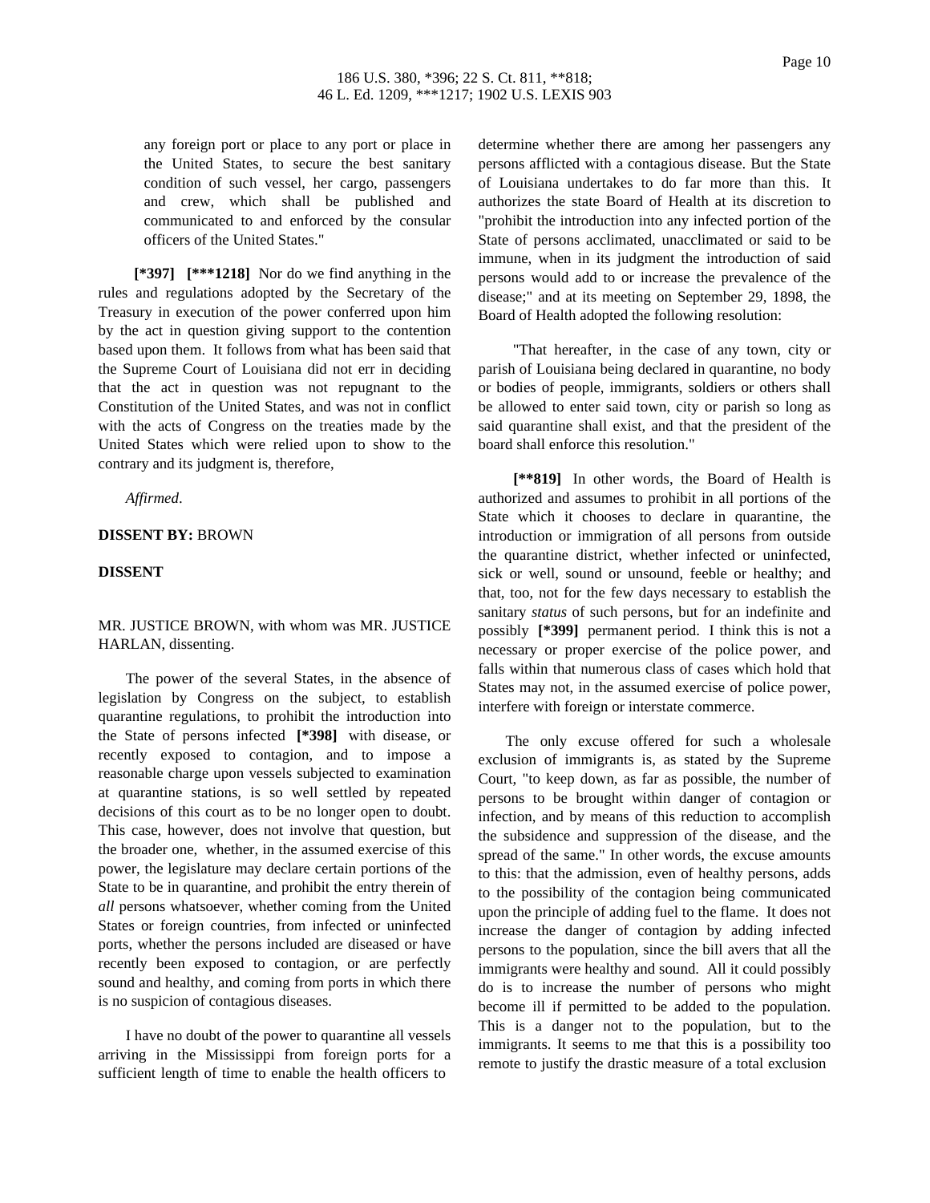any foreign port or place to any port or place in the United States, to secure the best sanitary condition of such vessel, her cargo, passengers and crew, which shall be published and communicated to and enforced by the consular officers of the United States."

**[*397] [***1218]** Nor do we find anything in the rules and regulations adopted by the Secretary of the Treasury in execution of the power conferred upon him by the act in question giving support to the contention based upon them. It follows from what has been said that the Supreme Court of Louisiana did not err in deciding that the act in question was not repugnant to the Constitution of the United States, and was not in conflict with the acts of Congress on the treaties made by the United States which were relied upon to show to the contrary and its judgment is, therefore,

*Affirmed*.

**DISSENT BY:** BROWN

**DISSENT**

MR. JUSTICE BROWN, with whom was MR. JUSTICE HARLAN, dissenting.

The power of the several States, in the absence of legislation by Congress on the subject, to establish quarantine regulations, to prohibit the introduction into the State of persons infected **[*398]** with disease, or recently exposed to contagion, and to impose a reasonable charge upon vessels subjected to examination at quarantine stations, is so well settled by repeated decisions of this court as to be no longer open to doubt. This case, however, does not involve that question, but the broader one, whether, in the assumed exercise of this power, the legislature may declare certain portions of the State to be in quarantine, and prohibit the entry therein of *all* persons whatsoever, whether coming from the United States or foreign countries, from infected or uninfected ports, whether the persons included are diseased or have recently been exposed to contagion, or are perfectly sound and healthy, and coming from ports in which there is no suspicion of contagious diseases.

I have no doubt of the power to quarantine all vessels arriving in the Mississippi from foreign ports for a sufficient length of time to enable the health officers to determine whether there are among her passengers any persons afflicted with a contagious disease. But the State of Louisiana undertakes to do far more than this. It authorizes the state Board of Health at its discretion to "prohibit the introduction into any infected portion of the State of persons acclimated, unacclimated or said to be immune, when in its judgment the introduction of said persons would add to or increase the prevalence of the disease;" and at its meeting on September 29, 1898, the Board of Health adopted the following resolution:

"That hereafter, in the case of any town, city or parish of Louisiana being declared in quarantine, no body or bodies of people, immigrants, soldiers or others shall be allowed to enter said town, city or parish so long as said quarantine shall exist, and that the president of the board shall enforce this resolution."

**[**819]** In other words, the Board of Health is authorized and assumes to prohibit in all portions of the State which it chooses to declare in quarantine, the introduction or immigration of all persons from outside the quarantine district, whether infected or uninfected, sick or well, sound or unsound, feeble or healthy; and that, too, not for the few days necessary to establish the sanitary *status* of such persons, but for an indefinite and possibly **[*399]** permanent period. I think this is not a necessary or proper exercise of the police power, and falls within that numerous class of cases which hold that States may not, in the assumed exercise of police power, interfere with foreign or interstate commerce.

The only excuse offered for such a wholesale exclusion of immigrants is, as stated by the Supreme Court, "to keep down, as far as possible, the number of persons to be brought within danger of contagion or infection, and by means of this reduction to accomplish the subsidence and suppression of the disease, and the spread of the same." In other words, the excuse amounts to this: that the admission, even of healthy persons, adds to the possibility of the contagion being communicated upon the principle of adding fuel to the flame. It does not increase the danger of contagion by adding infected persons to the population, since the bill avers that all the immigrants were healthy and sound. All it could possibly do is to increase the number of persons who might become ill if permitted to be added to the population. This is a danger not to the population, but to the immigrants. It seems to me that this is a possibility too remote to justify the drastic measure of a total exclusion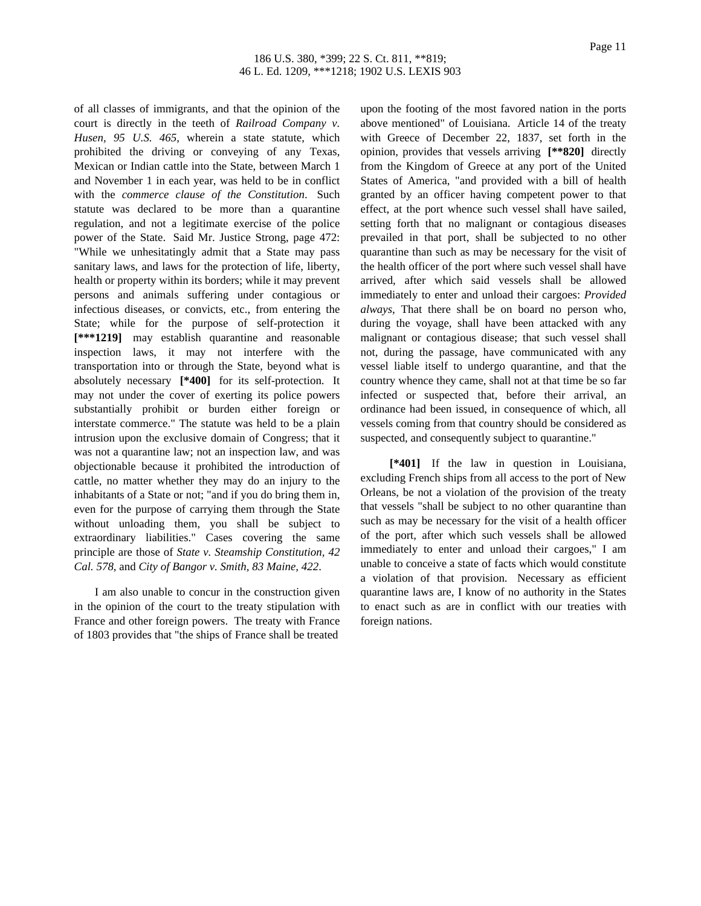of all classes of immigrants, and that the opinion of the court is directly in the teeth of *Railroad Company v. Husen, 95 U.S. 465*, wherein a state statute, which prohibited the driving or conveying of any Texas, Mexican or Indian cattle into the State, between March 1 and November 1 in each year, was held to be in conflict with the *commerce clause of the Constitution*. Such statute was declared to be more than a quarantine regulation, and not a legitimate exercise of the police power of the State. Said Mr. Justice Strong, page 472: "While we unhesitatingly admit that a State may pass sanitary laws, and laws for the protection of life, liberty, health or property within its borders; while it may prevent persons and animals suffering under contagious or infectious diseases, or convicts, etc., from entering the State; while for the purpose of self-protection it **[***1219]** may establish quarantine and reasonable inspection laws, it may not interfere with the transportation into or through the State, beyond what is absolutely necessary **[*400]** for its self-protection. It may not under the cover of exerting its police powers substantially prohibit or burden either foreign or interstate commerce." The statute was held to be a plain intrusion upon the exclusive domain of Congress; that it was not a quarantine law; not an inspection law, and was objectionable because it prohibited the introduction of cattle, no matter whether they may do an injury to the inhabitants of a State or not; "and if you do bring them in, even for the purpose of carrying them through the State without unloading them, you shall be subject to extraordinary liabilities." Cases covering the same principle are those of *State v. Steamship Constitution, 42 Cal. 578*, and *City of Bangor v. Smith, 83 Maine, 422*.

I am also unable to concur in the construction given in the opinion of the court to the treaty stipulation with France and other foreign powers. The treaty with France of 1803 provides that "the ships of France shall be treated upon the footing of the most favored nation in the ports above mentioned" of Louisiana. Article 14 of the treaty with Greece of December 22, 1837, set forth in the opinion, provides that vessels arriving **[**820]** directly from the Kingdom of Greece at any port of the United States of America, "and provided with a bill of health granted by an officer having competent power to that effect, at the port whence such vessel shall have sailed, setting forth that no malignant or contagious diseases prevailed in that port, shall be subjected to no other quarantine than such as may be necessary for the visit of the health officer of the port where such vessel shall have arrived, after which said vessels shall be allowed immediately to enter and unload their cargoes: *Provided always*, That there shall be on board no person who, during the voyage, shall have been attacked with any malignant or contagious disease; that such vessel shall not, during the passage, have communicated with any vessel liable itself to undergo quarantine, and that the country whence they came, shall not at that time be so far infected or suspected that, before their arrival, an ordinance had been issued, in consequence of which, all vessels coming from that country should be considered as suspected, and consequently subject to quarantine."

**[*401]** If the law in question in Louisiana, excluding French ships from all access to the port of New Orleans, be not a violation of the provision of the treaty that vessels "shall be subject to no other quarantine than such as may be necessary for the visit of a health officer of the port, after which such vessels shall be allowed immediately to enter and unload their cargoes," I am unable to conceive a state of facts which would constitute a violation of that provision. Necessary as efficient quarantine laws are, I know of no authority in the States to enact such as are in conflict with our treaties with foreign nations.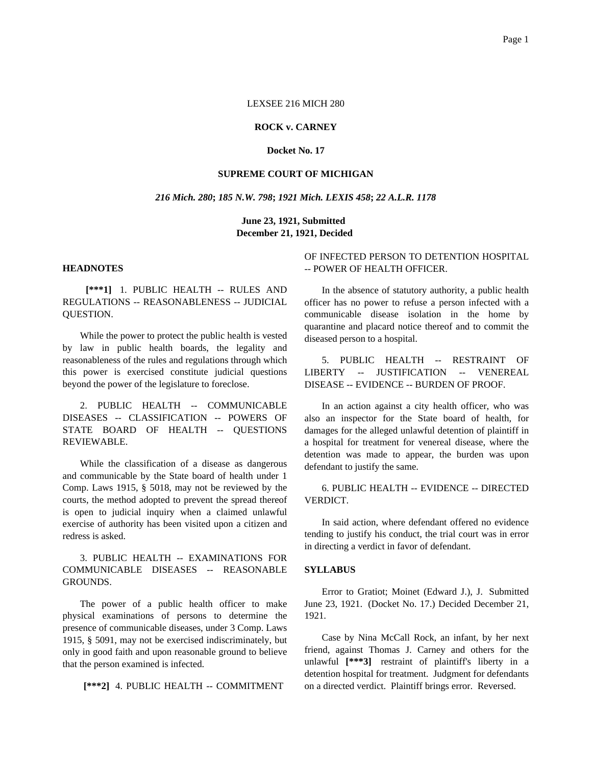LEXSEE 216 MICH 280

**ROCK v. CARNEY**

**Docket No. 17**

**SUPREME COURT OF MICHIGAN**

***216 Mich. 280*; *185 N.W. 798*; *1921 Mich. LEXIS 458*; *22 A.L.R. 1178***

**June 23, 1921, Submitted**
**December 21, 1921, Decided**

## HEADNOTES

**[***1]** 1. PUBLIC HEALTH -- RULES AND REGULATIONS -- REASONABLENESS -- JUDICIAL QUESTION.

While the power to protect the public health is vested by law in public health boards, the legality and reasonableness of the rules and regulations through which this power is exercised constitute judicial questions beyond the power of the legislature to foreclose.

2. PUBLIC HEALTH -- COMMUNICABLE DISEASES -- CLASSIFICATION -- POWERS OF STATE BOARD OF HEALTH -- QUESTIONS REVIEWABLE.

While the classification of a disease as dangerous and communicable by the State board of health under 1 Comp. Laws 1915, § 5018, may not be reviewed by the courts, the method adopted to prevent the spread thereof is open to judicial inquiry when a claimed unlawful exercise of authority has been visited upon a citizen and redress is asked.

3. PUBLIC HEALTH -- EXAMINATIONS FOR COMMUNICABLE DISEASES -- REASONABLE GROUNDS.

The power of a public health officer to make physical examinations of persons to determine the presence of communicable diseases, under 3 Comp. Laws 1915, § 5091, may not be exercised indiscriminately, but only in good faith and upon reasonable ground to believe that the person examined is infected.

**[***2]** 4. PUBLIC HEALTH -- COMMITMENT OF INFECTED PERSON TO DETENTION HOSPITAL -- POWER OF HEALTH OFFICER.

In the absence of statutory authority, a public health officer has no power to refuse a person infected with a communicable disease isolation in the home by quarantine and placard notice thereof and to commit the diseased person to a hospital.

5. PUBLIC HEALTH -- RESTRAINT OF LIBERTY -- JUSTIFICATION -- VENEREAL DISEASE -- EVIDENCE -- BURDEN OF PROOF.

In an action against a city health officer, who was also an inspector for the State board of health, for damages for the alleged unlawful detention of plaintiff in a hospital for treatment for venereal disease, where the detention was made to appear, the burden was upon defendant to justify the same.

6. PUBLIC HEALTH -- EVIDENCE -- DIRECTED VERDICT.

In said action, where defendant offered no evidence tending to justify his conduct, the trial court was in error in directing a verdict in favor of defendant.

## SYLLABUS

Error to Gratiot; Moinet (Edward J.), J. Submitted June 23, 1921. (Docket No. 17.) Decided December 21, 1921.

Case by Nina McCall Rock, an infant, by her next friend, against Thomas J. Carney and others for the unlawful **[***3]** restraint of plaintiff's liberty in a detention hospital for treatment. Judgment for defendants on a directed verdict. Plaintiff brings error. Reversed.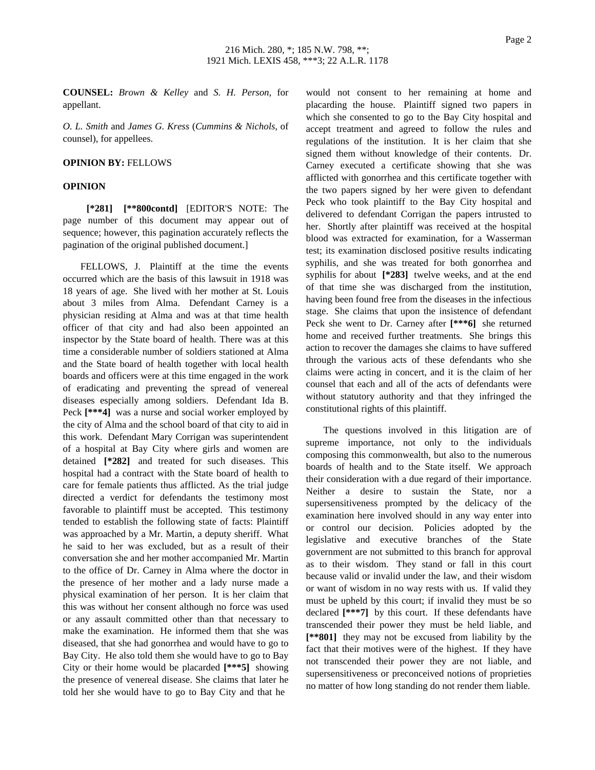**COUNSEL:** *Brown & Kelley* and *S. H. Person,* for appellant.

*O. L. Smith* and *James G. Kress* (*Cummins & Nichols,* of counsel), for appellees.

**OPINION BY:** FELLOWS

**OPINION**

**[*281] [**800contd]** [EDITOR'S NOTE: The page number of this document may appear out of sequence; however, this pagination accurately reflects the pagination of the original published document.]

FELLOWS, J. Plaintiff at the time the events occurred which are the basis of this lawsuit in 1918 was 18 years of age. She lived with her mother at St. Louis about 3 miles from Alma. Defendant Carney is a physician residing at Alma and was at that time health officer of that city and had also been appointed an inspector by the State board of health. There was at this time a considerable number of soldiers stationed at Alma and the State board of health together with local health boards and officers were at this time engaged in the work of eradicating and preventing the spread of venereal diseases especially among soldiers. Defendant Ida B. Peck **[***4]** was a nurse and social worker employed by the city of Alma and the school board of that city to aid in this work. Defendant Mary Corrigan was superintendent of a hospital at Bay City where girls and women are detained **[*282]** and treated for such diseases. This hospital had a contract with the State board of health to care for female patients thus afflicted. As the trial judge directed a verdict for defendants the testimony most favorable to plaintiff must be accepted. This testimony tended to establish the following state of facts: Plaintiff was approached by a Mr. Martin, a deputy sheriff. What he said to her was excluded, but as a result of their conversation she and her mother accompanied Mr. Martin to the office of Dr. Carney in Alma where the doctor in the presence of her mother and a lady nurse made a physical examination of her person. It is her claim that this was without her consent although no force was used or any assault committed other than that necessary to make the examination. He informed them that she was diseased, that she had gonorrhea and would have to go to Bay City. He also told them she would have to go to Bay City or their home would be placarded **[***5]** showing the presence of venereal disease. She claims that later he told her she would have to go to Bay City and that he would not consent to her remaining at home and placarding the house. Plaintiff signed two papers in which she consented to go to the Bay City hospital and accept treatment and agreed to follow the rules and regulations of the institution. It is her claim that she signed them without knowledge of their contents. Dr. Carney executed a certificate showing that she was afflicted with gonorrhea and this certificate together with the two papers signed by her were given to defendant Peck who took plaintiff to the Bay City hospital and delivered to defendant Corrigan the papers intrusted to her. Shortly after plaintiff was received at the hospital blood was extracted for examination, for a Wasserman test; its examination disclosed positive results indicating syphilis, and she was treated for both gonorrhea and syphilis for about **[*283]** twelve weeks, and at the end of that time she was discharged from the institution, having been found free from the diseases in the infectious stage. She claims that upon the insistence of defendant Peck she went to Dr. Carney after **[***6]** she returned home and received further treatments. She brings this action to recover the damages she claims to have suffered through the various acts of these defendants who she claims were acting in concert, and it is the claim of her counsel that each and all of the acts of defendants were without statutory authority and that they infringed the constitutional rights of this plaintiff.

The questions involved in this litigation are of supreme importance, not only to the individuals composing this commonwealth, but also to the numerous boards of health and to the State itself. We approach their consideration with a due regard of their importance. Neither a desire to sustain the State, nor a supersensitiveness prompted by the delicacy of the examination here involved should in any way enter into or control our decision. Policies adopted by the legislative and executive branches of the State government are not submitted to this branch for approval as to their wisdom. They stand or fall in this court because valid or invalid under the law, and their wisdom or want of wisdom in no way rests with us. If valid they must be upheld by this court; if invalid they must be so declared **[***7]** by this court. If these defendants have transcended their power they must be held liable, and **[**801]** they may not be excused from liability by the fact that their motives were of the highest. If they have not transcended their power they are not liable, and supersensitiveness or preconceived notions of proprieties no matter of how long standing do not render them liable.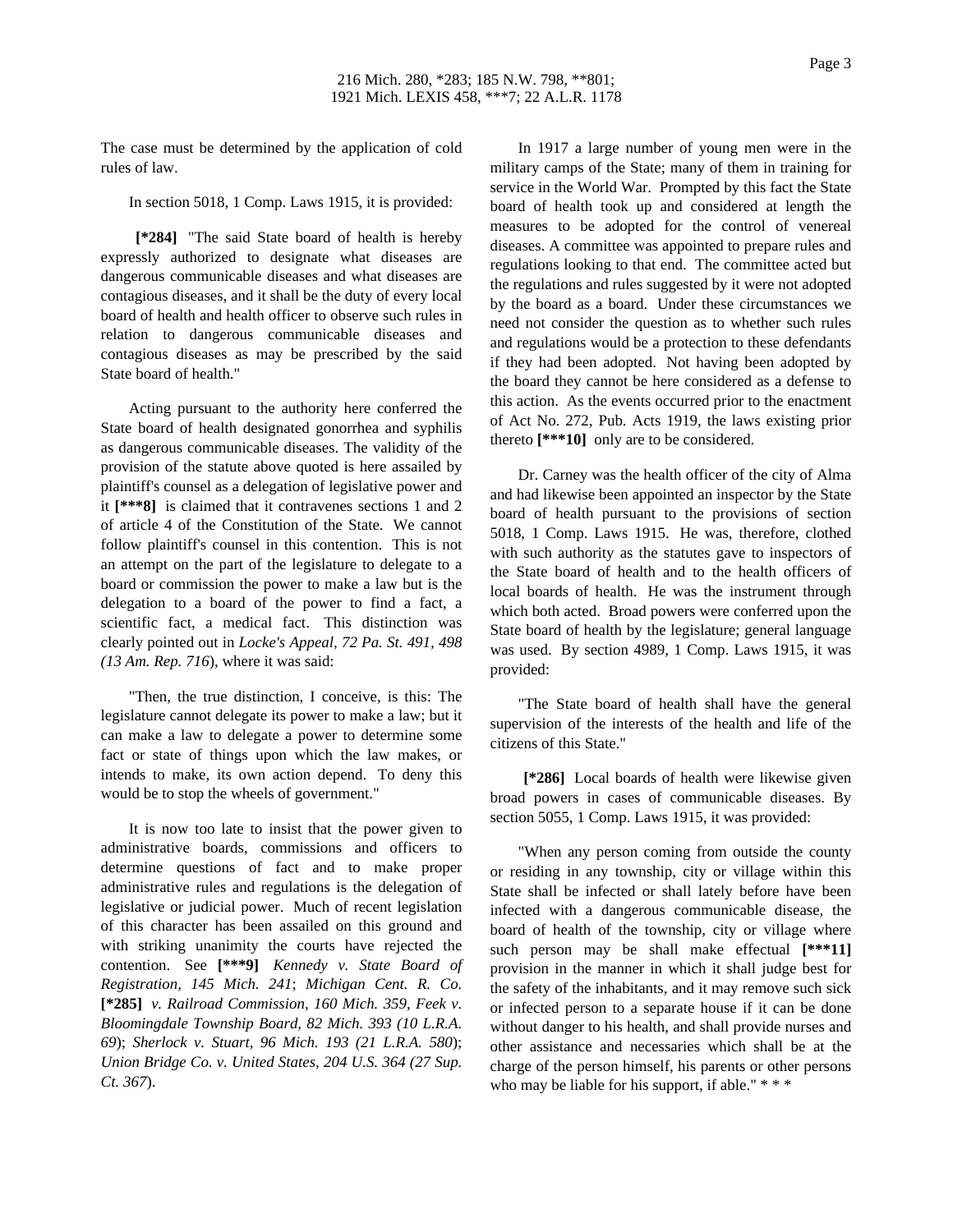The case must be determined by the application of cold rules of law.

In section 5018, 1 Comp. Laws 1915, it is provided:

**[*284]** "The said State board of health is hereby expressly authorized to designate what diseases are dangerous communicable diseases and what diseases are contagious diseases, and it shall be the duty of every local board of health and health officer to observe such rules in relation to dangerous communicable diseases and contagious diseases as may be prescribed by the said State board of health."

Acting pursuant to the authority here conferred the State board of health designated gonorrhea and syphilis as dangerous communicable diseases. The validity of the provision of the statute above quoted is here assailed by plaintiff's counsel as a delegation of legislative power and it **[***8]** is claimed that it contravenes sections 1 and 2 of article 4 of the Constitution of the State. We cannot follow plaintiff's counsel in this contention. This is not an attempt on the part of the legislature to delegate to a board or commission the power to make a law but is the delegation to a board of the power to find a fact, a scientific fact, a medical fact. This distinction was clearly pointed out in *Locke's Appeal, 72 Pa. St. 491, 498 (13 Am. Rep. 716*), where it was said:

"Then, the true distinction, I conceive, is this: The legislature cannot delegate its power to make a law; but it can make a law to delegate a power to determine some fact or state of things upon which the law makes, or intends to make, its own action depend. To deny this would be to stop the wheels of government."

It is now too late to insist that the power given to administrative boards, commissions and officers to determine questions of fact and to make proper administrative rules and regulations is the delegation of legislative or judicial power. Much of recent legislation of this character has been assailed on this ground and with striking unanimity the courts have rejected the contention. See **[***9]** *Kennedy v. State Board of Registration, 145 Mich. 241*; *Michigan Cent. R. Co.* **[*285]** *v. Railroad Commission, 160 Mich. 359, Feek v. Bloomingdale Township Board, 82 Mich. 393 (10 L.R.A. 69*); *Sherlock v. Stuart, 96 Mich. 193 (21 L.R.A. 580*); *Union Bridge Co. v. United States, 204 U.S. 364 (27 Sup. Ct. 367*).

In 1917 a large number of young men were in the military camps of the State; many of them in training for service in the World War. Prompted by this fact the State board of health took up and considered at length the measures to be adopted for the control of venereal diseases. A committee was appointed to prepare rules and regulations looking to that end. The committee acted but the regulations and rules suggested by it were not adopted by the board as a board. Under these circumstances we need not consider the question as to whether such rules and regulations would be a protection to these defendants if they had been adopted. Not having been adopted by the board they cannot be here considered as a defense to this action. As the events occurred prior to the enactment of Act No. 272, Pub. Acts 1919, the laws existing prior thereto **[***10]** only are to be considered.

Dr. Carney was the health officer of the city of Alma and had likewise been appointed an inspector by the State board of health pursuant to the provisions of section 5018, 1 Comp. Laws 1915. He was, therefore, clothed with such authority as the statutes gave to inspectors of the State board of health and to the health officers of local boards of health. He was the instrument through which both acted. Broad powers were conferred upon the State board of health by the legislature; general language was used. By section 4989, 1 Comp. Laws 1915, it was provided:

"The State board of health shall have the general supervision of the interests of the health and life of the citizens of this State."

**[*286]** Local boards of health were likewise given broad powers in cases of communicable diseases. By section 5055, 1 Comp. Laws 1915, it was provided:

"When any person coming from outside the county or residing in any township, city or village within this State shall be infected or shall lately before have been infected with a dangerous communicable disease, the board of health of the township, city or village where such person may be shall make effectual **[***11]** provision in the manner in which it shall judge best for the safety of the inhabitants, and it may remove such sick or infected person to a separate house if it can be done without danger to his health, and shall provide nurses and other assistance and necessaries which shall be at the charge of the person himself, his parents or other persons who may be liable for his support, if able." * * *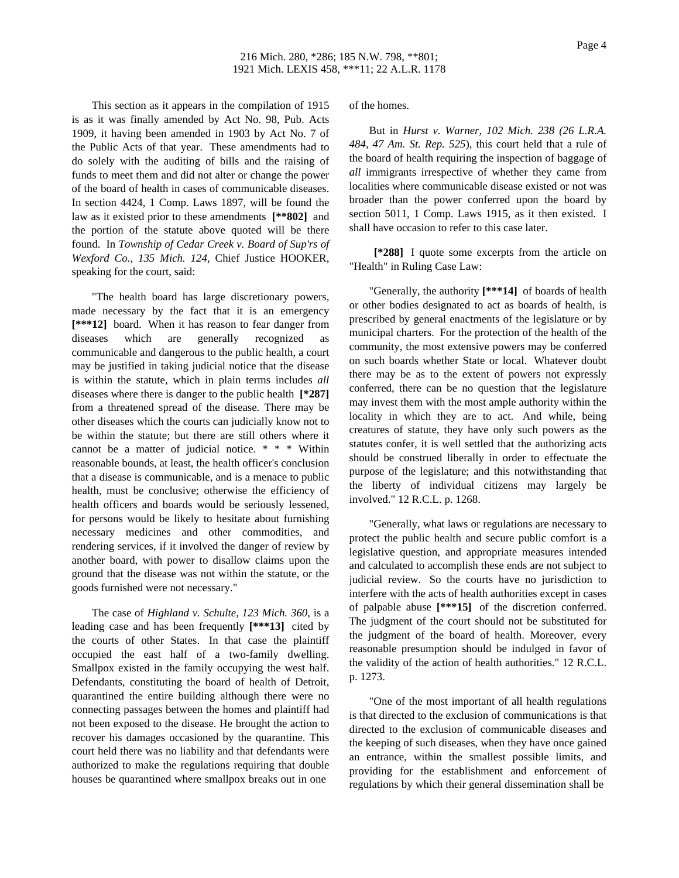This section as it appears in the compilation of 1915 is as it was finally amended by Act No. 98, Pub. Acts 1909, it having been amended in 1903 by Act No. 7 of the Public Acts of that year. These amendments had to do solely with the auditing of bills and the raising of funds to meet them and did not alter or change the power of the board of health in cases of communicable diseases. In section 4424, 1 Comp. Laws 1897, will be found the law as it existed prior to these amendments **[**802]** and the portion of the statute above quoted will be there found. In *Township of Cedar Creek v. Board of Sup'rs of Wexford Co., 135 Mich. 124*, Chief Justice HOOKER, speaking for the court, said:

"The health board has large discretionary powers, made necessary by the fact that it is an emergency **[***12]** board. When it has reason to fear danger from diseases which are generally recognized as communicable and dangerous to the public health, a court may be justified in taking judicial notice that the disease is within the statute, which in plain terms includes *all* diseases where there is danger to the public health **[*287]** from a threatened spread of the disease. There may be other diseases which the courts can judicially know not to be within the statute; but there are still others where it cannot be a matter of judicial notice. * * * Within reasonable bounds, at least, the health officer's conclusion that a disease is communicable, and is a menace to public health, must be conclusive; otherwise the efficiency of health officers and boards would be seriously lessened, for persons would be likely to hesitate about furnishing necessary medicines and other commodities, and rendering services, if it involved the danger of review by another board, with power to disallow claims upon the ground that the disease was not within the statute, or the goods furnished were not necessary."

The case of *Highland v. Schulte, 123 Mich. 360*, is a leading case and has been frequently **[***13]** cited by the courts of other States. In that case the plaintiff occupied the east half of a two-family dwelling. Smallpox existed in the family occupying the west half. Defendants, constituting the board of health of Detroit, quarantined the entire building although there were no connecting passages between the homes and plaintiff had not been exposed to the disease. He brought the action to recover his damages occasioned by the quarantine. This court held there was no liability and that defendants were authorized to make the regulations requiring that double houses be quarantined where smallpox breaks out in one of the homes.

But in *Hurst v. Warner, 102 Mich. 238 (26 L.R.A. 484, 47 Am. St. Rep. 525*), this court held that a rule of the board of health requiring the inspection of baggage of *all* immigrants irrespective of whether they came from localities where communicable disease existed or not was broader than the power conferred upon the board by section 5011, 1 Comp. Laws 1915, as it then existed. I shall have occasion to refer to this case later.

**[*288]** I quote some excerpts from the article on "Health" in Ruling Case Law:

"Generally, the authority **[***14]** of boards of health or other bodies designated to act as boards of health, is prescribed by general enactments of the legislature or by municipal charters. For the protection of the health of the community, the most extensive powers may be conferred on such boards whether State or local. Whatever doubt there may be as to the extent of powers not expressly conferred, there can be no question that the legislature may invest them with the most ample authority within the locality in which they are to act. And while, being creatures of statute, they have only such powers as the statutes confer, it is well settled that the authorizing acts should be construed liberally in order to effectuate the purpose of the legislature; and this notwithstanding that the liberty of individual citizens may largely be involved." 12 R.C.L. p. 1268.

"Generally, what laws or regulations are necessary to protect the public health and secure public comfort is a legislative question, and appropriate measures intended and calculated to accomplish these ends are not subject to judicial review. So the courts have no jurisdiction to interfere with the acts of health authorities except in cases of palpable abuse **[***15]** of the discretion conferred. The judgment of the court should not be substituted for the judgment of the board of health. Moreover, every reasonable presumption should be indulged in favor of the validity of the action of health authorities." 12 R.C.L. p. 1273.

"One of the most important of all health regulations is that directed to the exclusion of communications is that directed to the exclusion of communicable diseases and the keeping of such diseases, when they have once gained an entrance, within the smallest possible limits, and providing for the establishment and enforcement of regulations by which their general dissemination shall be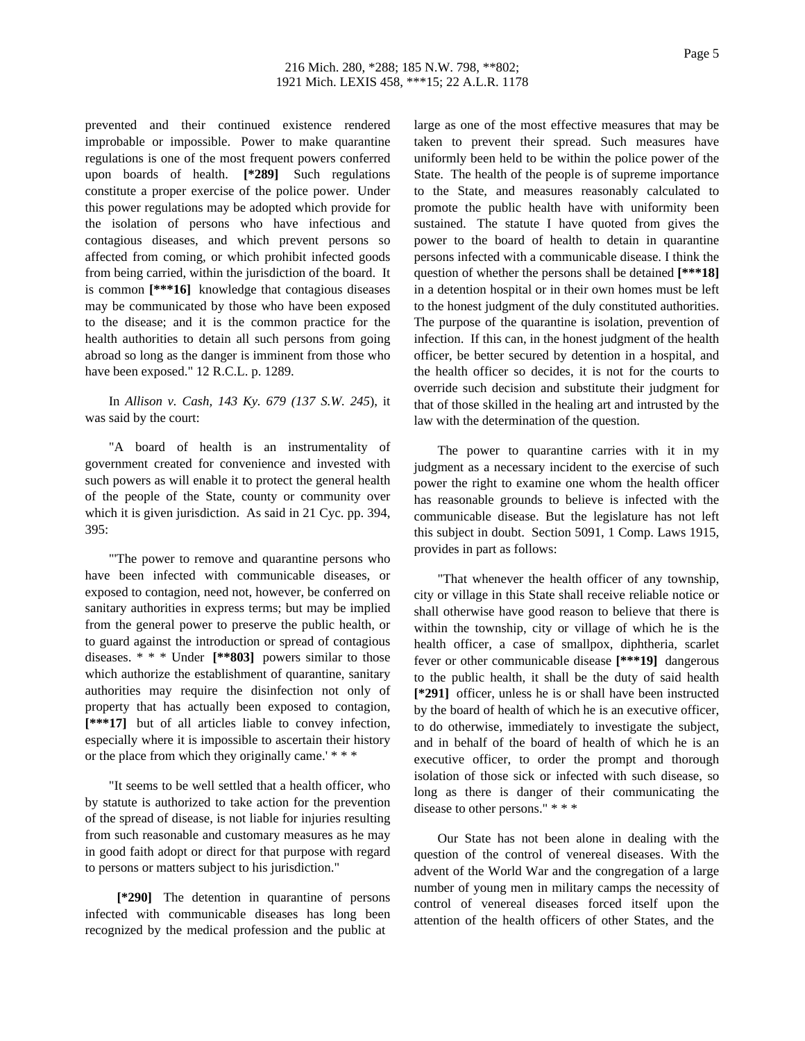prevented and their continued existence rendered improbable or impossible. Power to make quarantine regulations is one of the most frequent powers conferred upon boards of health. **[*289]** Such regulations constitute a proper exercise of the police power. Under this power regulations may be adopted which provide for the isolation of persons who have infectious and contagious diseases, and which prevent persons so affected from coming, or which prohibit infected goods from being carried, within the jurisdiction of the board. It is common **[***16]** knowledge that contagious diseases may be communicated by those who have been exposed to the disease; and it is the common practice for the health authorities to detain all such persons from going abroad so long as the danger is imminent from those who have been exposed." 12 R.C.L. p. 1289.

In *Allison v. Cash, 143 Ky. 679 (137 S.W. 245*), it was said by the court:

"A board of health is an instrumentality of government created for convenience and invested with such powers as will enable it to protect the general health of the people of the State, county or community over which it is given jurisdiction. As said in 21 Cyc. pp. 394, 395:

"'The power to remove and quarantine persons who have been infected with communicable diseases, or exposed to contagion, need not, however, be conferred on sanitary authorities in express terms; but may be implied from the general power to preserve the public health, or to guard against the introduction or spread of contagious diseases. * * * Under **[**803]** powers similar to those which authorize the establishment of quarantine, sanitary authorities may require the disinfection not only of property that has actually been exposed to contagion, **[***17]** but of all articles liable to convey infection, especially where it is impossible to ascertain their history or the place from which they originally came.' * * *

"It seems to be well settled that a health officer, who by statute is authorized to take action for the prevention of the spread of disease, is not liable for injuries resulting from such reasonable and customary measures as he may in good faith adopt or direct for that purpose with regard to persons or matters subject to his jurisdiction."

**[*290]** The detention in quarantine of persons infected with communicable diseases has long been recognized by the medical profession and the public at large as one of the most effective measures that may be taken to prevent their spread. Such measures have uniformly been held to be within the police power of the State. The health of the people is of supreme importance to the State, and measures reasonably calculated to promote the public health have with uniformity been sustained. The statute I have quoted from gives the power to the board of health to detain in quarantine persons infected with a communicable disease. I think the question of whether the persons shall be detained **[***18]** in a detention hospital or in their own homes must be left to the honest judgment of the duly constituted authorities. The purpose of the quarantine is isolation, prevention of infection. If this can, in the honest judgment of the health officer, be better secured by detention in a hospital, and the health officer so decides, it is not for the courts to override such decision and substitute their judgment for that of those skilled in the healing art and intrusted by the law with the determination of the question.

The power to quarantine carries with it in my judgment as a necessary incident to the exercise of such power the right to examine one whom the health officer has reasonable grounds to believe is infected with the communicable disease. But the legislature has not left this subject in doubt. Section 5091, 1 Comp. Laws 1915, provides in part as follows:

"That whenever the health officer of any township, city or village in this State shall receive reliable notice or shall otherwise have good reason to believe that there is within the township, city or village of which he is the health officer, a case of smallpox, diphtheria, scarlet fever or other communicable disease **[***19]** dangerous to the public health, it shall be the duty of said health **[*291]** officer, unless he is or shall have been instructed by the board of health of which he is an executive officer, to do otherwise, immediately to investigate the subject, and in behalf of the board of health of which he is an executive officer, to order the prompt and thorough isolation of those sick or infected with such disease, so long as there is danger of their communicating the disease to other persons." * * *

Our State has not been alone in dealing with the question of the control of venereal diseases. With the advent of the World War and the congregation of a large number of young men in military camps the necessity of control of venereal diseases forced itself upon the attention of the health officers of other States, and the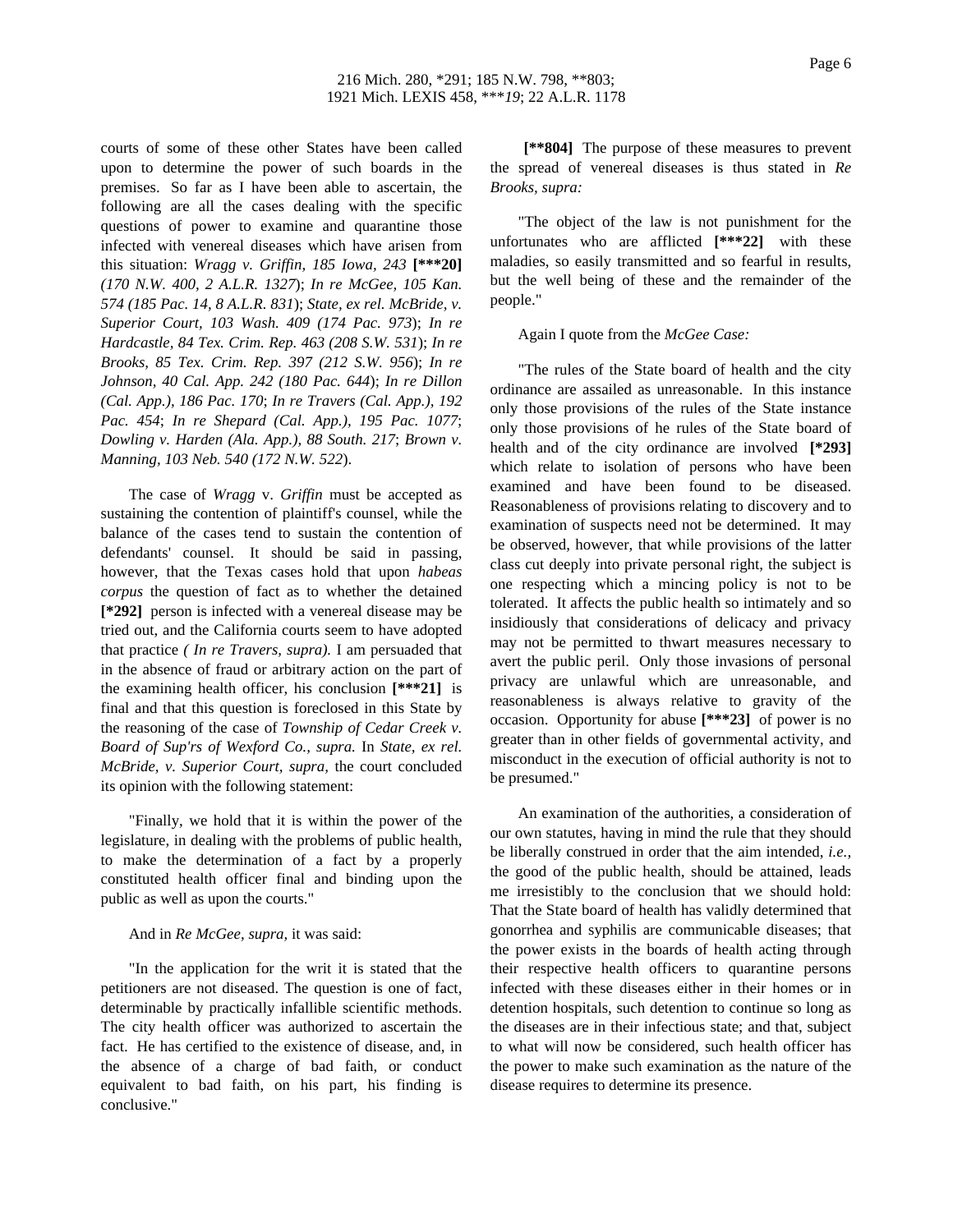courts of some of these other States have been called upon to determine the power of such boards in the premises. So far as I have been able to ascertain, the following are all the cases dealing with the specific questions of power to examine and quarantine those infected with venereal diseases which have arisen from this situation: *Wragg v. Griffin, 185 Iowa, 243* **[***20]** *(170 N.W. 400, 2 A.L.R. 1327)*; *In re McGee, 105 Kan. 574 (185 Pac. 14, 8 A.L.R. 831)*; *State, ex rel. McBride, v. Superior Court, 103 Wash. 409 (174 Pac. 973)*; *In re Hardcastle, 84 Tex. Crim. Rep. 463 (208 S.W. 531)*; *In re Brooks, 85 Tex. Crim. Rep. 397 (212 S.W. 956)*; *In re Johnson, 40 Cal. App. 242 (180 Pac. 644)*; *In re Dillon (Cal. App.), 186 Pac. 170*; *In re Travers (Cal. App.), 192 Pac. 454*; *In re Shepard (Cal. App.), 195 Pac. 1077*; *Dowling v. Harden (Ala. App.), 88 South. 217*; *Brown v. Manning, 103 Neb. 540 (172 N.W. 522)*.

The case of *Wragg* v. *Griffin* must be accepted as sustaining the contention of plaintiff's counsel, while the balance of the cases tend to sustain the contention of defendants' counsel. It should be said in passing, however, that the Texas cases hold that upon *habeas corpus* the question of fact as to whether the detained **[*292]** person is infected with a venereal disease may be tried out, and the California courts seem to have adopted that practice *( In re Travers, supra).* I am persuaded that in the absence of fraud or arbitrary action on the part of the examining health officer, his conclusion **[***21]** is final and that this question is foreclosed in this State by the reasoning of the case of *Township of Cedar Creek v. Board of Sup'rs of Wexford Co., supra.* In *State, ex rel. McBride, v. Superior Court, supra,* the court concluded its opinion with the following statement:

"Finally, we hold that it is within the power of the legislature, in dealing with the problems of public health, to make the determination of a fact by a properly constituted health officer final and binding upon the public as well as upon the courts."

And in *Re McGee, supra,* it was said:

"In the application for the writ it is stated that the petitioners are not diseased. The question is one of fact, determinable by practically infallible scientific methods. The city health officer was authorized to ascertain the fact. He has certified to the existence of disease, and, in the absence of a charge of bad faith, or conduct equivalent to bad faith, on his part, his finding is conclusive."

**[**804]** The purpose of these measures to prevent the spread of venereal diseases is thus stated in *Re Brooks, supra:*

"The object of the law is not punishment for the unfortunates who are afflicted **[***22]** with these maladies, so easily transmitted and so fearful in results, but the well being of these and the remainder of the people."

Again I quote from the *McGee Case:*

"The rules of the State board of health and the city ordinance are assailed as unreasonable. In this instance only those provisions of the rules of the State instance only those provisions of he rules of the State board of health and of the city ordinance are involved **[*293]** which relate to isolation of persons who have been examined and have been found to be diseased. Reasonableness of provisions relating to discovery and to examination of suspects need not be determined. It may be observed, however, that while provisions of the latter class cut deeply into private personal right, the subject is one respecting which a mincing policy is not to be tolerated. It affects the public health so intimately and so insidiously that considerations of delicacy and privacy may not be permitted to thwart measures necessary to avert the public peril. Only those invasions of personal privacy are unlawful which are unreasonable, and reasonableness is always relative to gravity of the occasion. Opportunity for abuse **[***23]** of power is no greater than in other fields of governmental activity, and misconduct in the execution of official authority is not to be presumed."

An examination of the authorities, a consideration of our own statutes, having in mind the rule that they should be liberally construed in order that the aim intended, *i.e.,* the good of the public health, should be attained, leads me irresistibly to the conclusion that we should hold: That the State board of health has validly determined that gonorrhea and syphilis are communicable diseases; that the power exists in the boards of health acting through their respective health officers to quarantine persons infected with these diseases either in their homes or in detention hospitals, such detention to continue so long as the diseases are in their infectious state; and that, subject to what will now be considered, such health officer has the power to make such examination as the nature of the disease requires to determine its presence.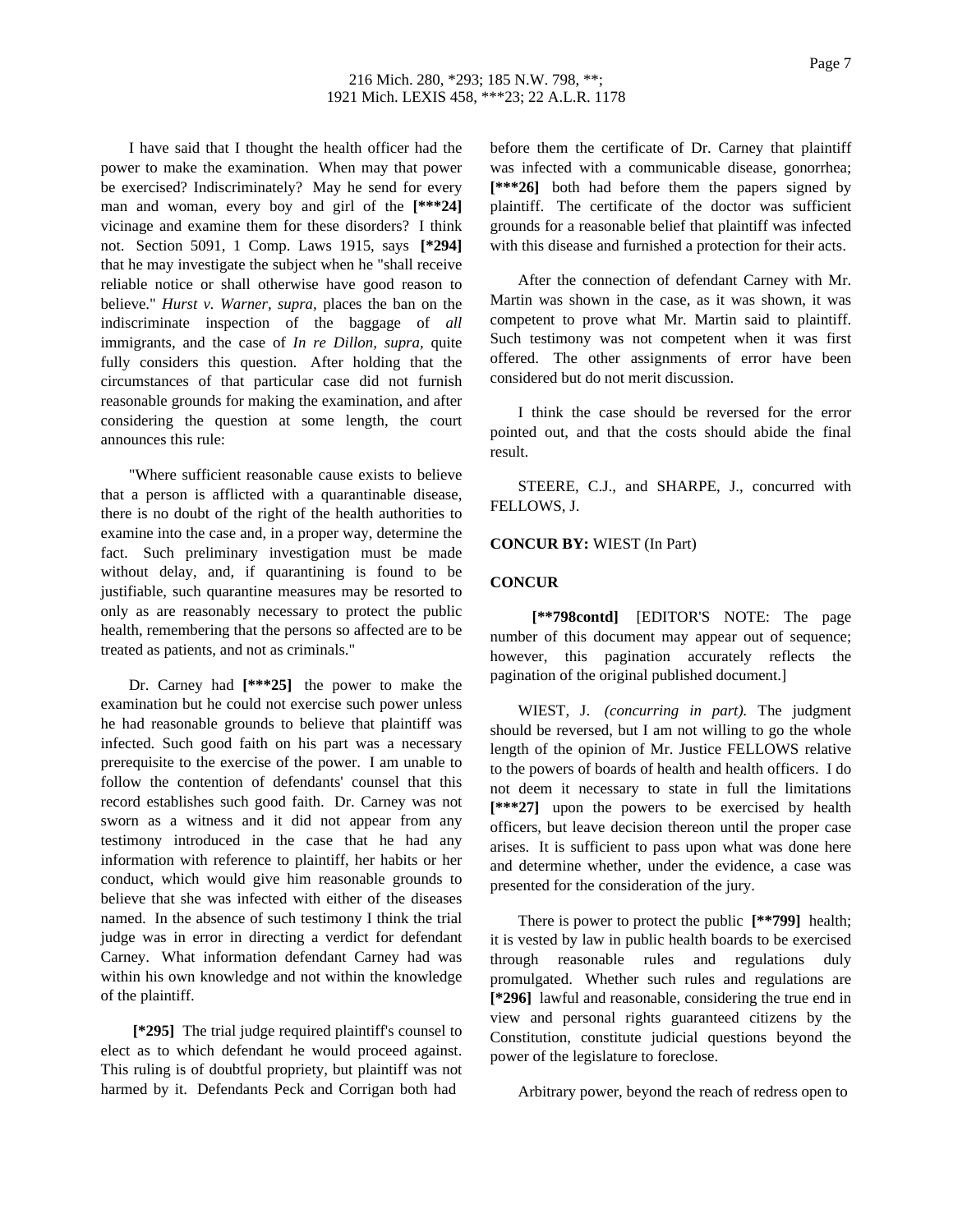I have said that I thought the health officer had the power to make the examination. When may that power be exercised? Indiscriminately? May he send for every man and woman, every boy and girl of the **[***24]** vicinage and examine them for these disorders? I think not. Section 5091, 1 Comp. Laws 1915, says **[*294]** that he may investigate the subject when he "shall receive reliable notice or shall otherwise have good reason to believe." *Hurst v. Warner, supra,* places the ban on the indiscriminate inspection of the baggage of *all* immigrants, and the case of *In re Dillon, supra,* quite fully considers this question. After holding that the circumstances of that particular case did not furnish reasonable grounds for making the examination, and after considering the question at some length, the court announces this rule:

"Where sufficient reasonable cause exists to believe that a person is afflicted with a quarantinable disease, there is no doubt of the right of the health authorities to examine into the case and, in a proper way, determine the fact. Such preliminary investigation must be made without delay, and, if quarantining is found to be justifiable, such quarantine measures may be resorted to only as are reasonably necessary to protect the public health, remembering that the persons so affected are to be treated as patients, and not as criminals."

Dr. Carney had **[***25]** the power to make the examination but he could not exercise such power unless he had reasonable grounds to believe that plaintiff was infected. Such good faith on his part was a necessary prerequisite to the exercise of the power. I am unable to follow the contention of defendants' counsel that this record establishes such good faith. Dr. Carney was not sworn as a witness and it did not appear from any testimony introduced in the case that he had any information with reference to plaintiff, her habits or her conduct, which would give him reasonable grounds to believe that she was infected with either of the diseases named. In the absence of such testimony I think the trial judge was in error in directing a verdict for defendant Carney. What information defendant Carney had was within his own knowledge and not within the knowledge of the plaintiff.

**[*295]** The trial judge required plaintiff's counsel to elect as to which defendant he would proceed against. This ruling is of doubtful propriety, but plaintiff was not harmed by it. Defendants Peck and Corrigan both had before them the certificate of Dr. Carney that plaintiff was infected with a communicable disease, gonorrhea; **[***26]** both had before them the papers signed by plaintiff. The certificate of the doctor was sufficient grounds for a reasonable belief that plaintiff was infected with this disease and furnished a protection for their acts.

After the connection of defendant Carney with Mr. Martin was shown in the case, as it was shown, it was competent to prove what Mr. Martin said to plaintiff. Such testimony was not competent when it was first offered. The other assignments of error have been considered but do not merit discussion.

I think the case should be reversed for the error pointed out, and that the costs should abide the final result.

STEERE, C.J., and SHARPE, J., concurred with FELLOWS, J.

**CONCUR BY:** WIEST (In Part)

**CONCUR**

**[**798contd]** [EDITOR'S NOTE: The page number of this document may appear out of sequence; however, this pagination accurately reflects the pagination of the original published document.]

WIEST, J. *(concurring in part).* The judgment should be reversed, but I am not willing to go the whole length of the opinion of Mr. Justice FELLOWS relative to the powers of boards of health and health officers. I do not deem it necessary to state in full the limitations **[***27]** upon the powers to be exercised by health officers, but leave decision thereon until the proper case arises. It is sufficient to pass upon what was done here and determine whether, under the evidence, a case was presented for the consideration of the jury.

There is power to protect the public **[**799]** health; it is vested by law in public health boards to be exercised through reasonable rules and regulations duly promulgated. Whether such rules and regulations are **[*296]** lawful and reasonable, considering the true end in view and personal rights guaranteed citizens by the Constitution, constitute judicial questions beyond the power of the legislature to foreclose.

Arbitrary power, beyond the reach of redress open to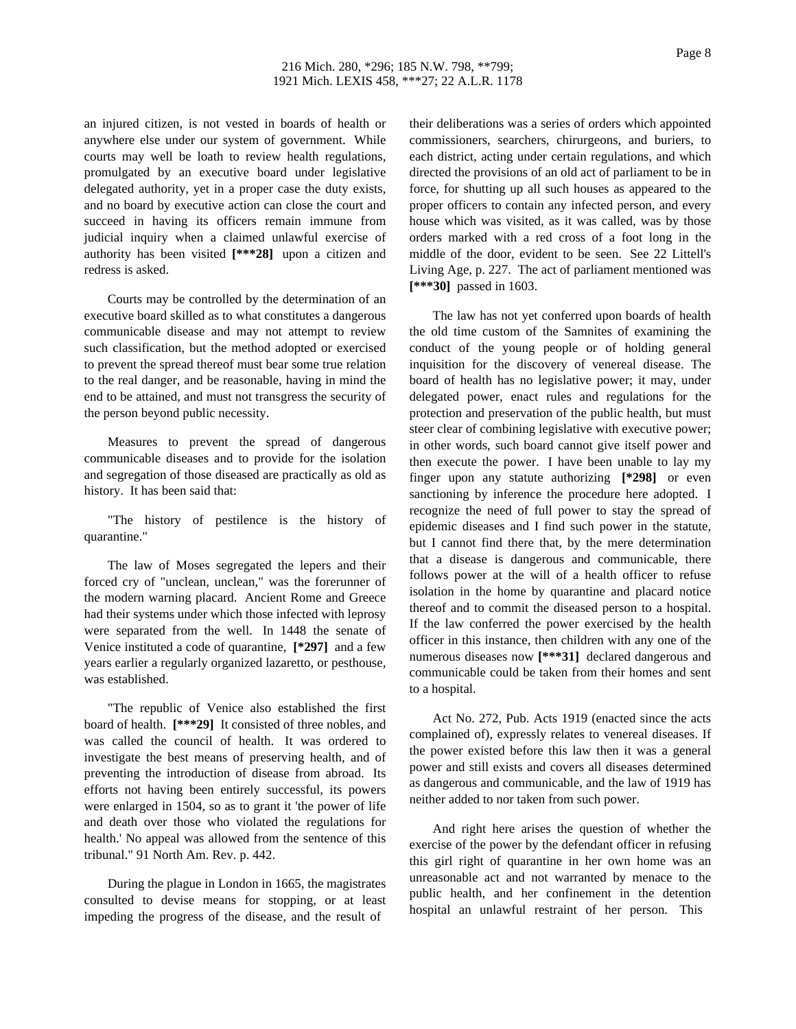an injured citizen, is not vested in boards of health or anywhere else under our system of government. While courts may well be loath to review health regulations, promulgated by an executive board under legislative delegated authority, yet in a proper case the duty exists, and no board by executive action can close the court and succeed in having its officers remain immune from judicial inquiry when a claimed unlawful exercise of authority has been visited **[***28]** upon a citizen and redress is asked.

Courts may be controlled by the determination of an executive board skilled as to what constitutes a dangerous communicable disease and may not attempt to review such classification, but the method adopted or exercised to prevent the spread thereof must bear some true relation to the real danger, and be reasonable, having in mind the end to be attained, and must not transgress the security of the person beyond public necessity.

Measures to prevent the spread of dangerous communicable diseases and to provide for the isolation and segregation of those diseased are practically as old as history. It has been said that:

"The history of pestilence is the history of quarantine."

The law of Moses segregated the lepers and their forced cry of "unclean, unclean," was the forerunner of the modern warning placard. Ancient Rome and Greece had their systems under which those infected with leprosy were separated from the well. In 1448 the senate of Venice instituted a code of quarantine, **[*297]** and a few years earlier a regularly organized lazaretto, or pesthouse, was established.

"The republic of Venice also established the first board of health. **[***29]** It consisted of three nobles, and was called the council of health. It was ordered to investigate the best means of preserving health, and of preventing the introduction of disease from abroad. Its efforts not having been entirely successful, its powers were enlarged in 1504, so as to grant it 'the power of life and death over those who violated the regulations for health.' No appeal was allowed from the sentence of this tribunal." 91 North Am. Rev. p. 442.

During the plague in London in 1665, the magistrates consulted to devise means for stopping, or at least impeding the progress of the disease, and the result of their deliberations was a series of orders which appointed commissioners, searchers, chirurgeons, and buriers, to each district, acting under certain regulations, and which directed the provisions of an old act of parliament to be in force, for shutting up all such houses as appeared to the proper officers to contain any infected person, and every house which was visited, as it was called, was by those orders marked with a red cross of a foot long in the middle of the door, evident to be seen. See 22 Littell's Living Age, p. 227. The act of parliament mentioned was **[***30]** passed in 1603.

The law has not yet conferred upon boards of health the old time custom of the Samnites of examining the conduct of the young people or of holding general inquisition for the discovery of venereal disease. The board of health has no legislative power; it may, under delegated power, enact rules and regulations for the protection and preservation of the public health, but must steer clear of combining legislative with executive power; in other words, such board cannot give itself power and then execute the power. I have been unable to lay my finger upon any statute authorizing **[*298]** or even sanctioning by inference the procedure here adopted. I recognize the need of full power to stay the spread of epidemic diseases and I find such power in the statute, but I cannot find there that, by the mere determination that a disease is dangerous and communicable, there follows power at the will of a health officer to refuse isolation in the home by quarantine and placard notice thereof and to commit the diseased person to a hospital. If the law conferred the power exercised by the health officer in this instance, then children with any one of the numerous diseases now **[***31]** declared dangerous and communicable could be taken from their homes and sent to a hospital.

Act No. 272, Pub. Acts 1919 (enacted since the acts complained of), expressly relates to venereal diseases. If the power existed before this law then it was a general power and still exists and covers all diseases determined as dangerous and communicable, and the law of 1919 has neither added to nor taken from such power.

And right here arises the question of whether the exercise of the power by the defendant officer in refusing this girl right of quarantine in her own home was an unreasonable act and not warranted by menace to the public health, and her confinement in the detention hospital an unlawful restraint of her person. This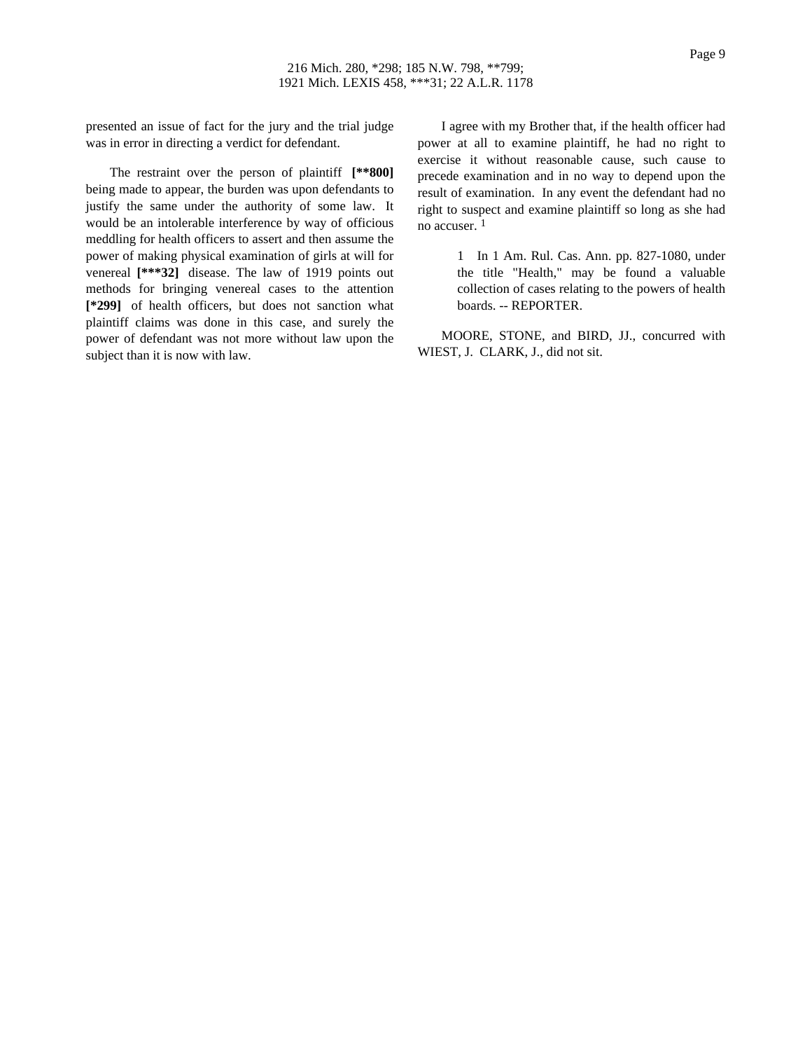presented an issue of fact for the jury and the trial judge was in error in directing a verdict for defendant.

The restraint over the person of plaintiff **[**800]** being made to appear, the burden was upon defendants to justify the same under the authority of some law. It would be an intolerable interference by way of officious meddling for health officers to assert and then assume the power of making physical examination of girls at will for venereal **[***32]** disease. The law of 1919 points out methods for bringing venereal cases to the attention **[*299]** of health officers, but does not sanction what plaintiff claims was done in this case, and surely the power of defendant was not more without law upon the subject than it is now with law.

I agree with my Brother that, if the health officer had power at all to examine plaintiff, he had no right to exercise it without reasonable cause, such cause to precede examination and in no way to depend upon the result of examination. In any event the defendant had no right to suspect and examine plaintiff so long as she had no accuser. [1]

> 1 In 1 Am. Rul. Cas. Ann. pp. 827-1080, under the title "Health," may be found a valuable collection of cases relating to the powers of health boards. -- REPORTER.

MOORE, STONE, and BIRD, JJ., concurred with WIEST, J. CLARK, J., did not sit.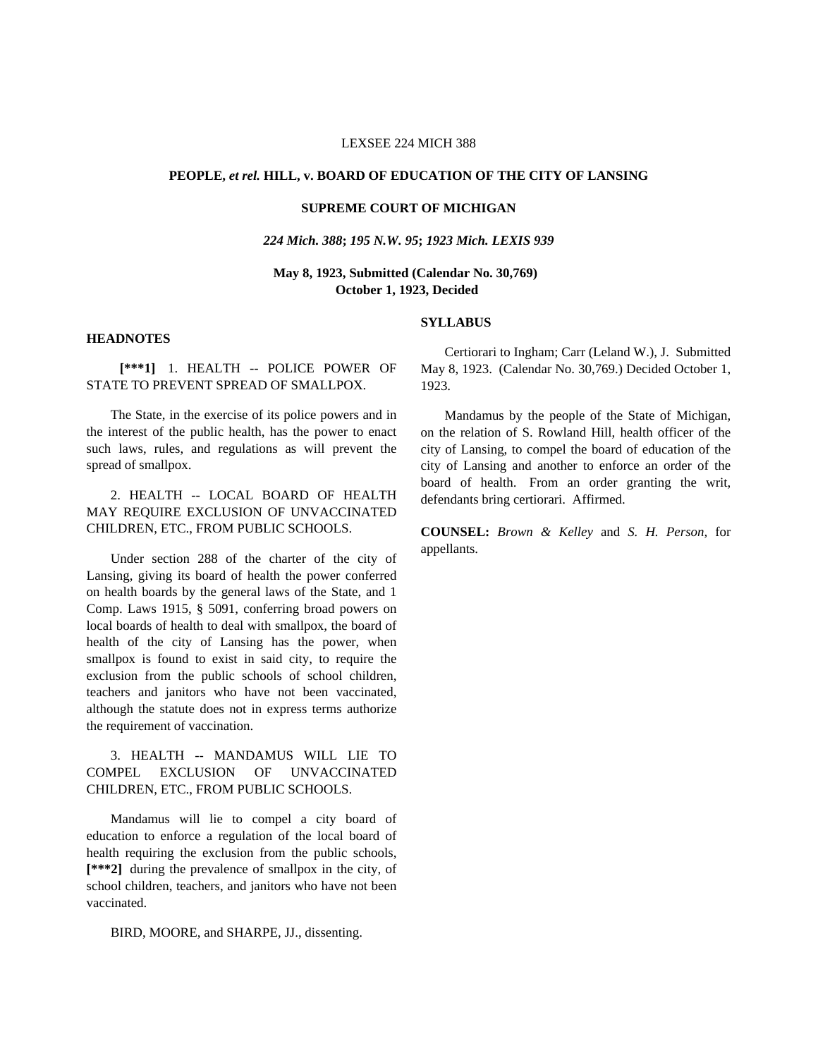LEXSEE 224 MICH 388

**PEOPLE, *et rel.* HILL, v. BOARD OF EDUCATION OF THE CITY OF LANSING**

**SUPREME COURT OF MICHIGAN**

***224 Mich. 388*; *195 N.W. 95*; *1923 Mich. LEXIS 939***

**May 8, 1923, Submitted (Calendar No. 30,769)**
**October 1, 1923, Decided**

**HEADNOTES**

**[***1]** 1. HEALTH -- POLICE POWER OF STATE TO PREVENT SPREAD OF SMALLPOX.

The State, in the exercise of its police powers and in the interest of the public health, has the power to enact such laws, rules, and regulations as will prevent the spread of smallpox.

2. HEALTH -- LOCAL BOARD OF HEALTH MAY REQUIRE EXCLUSION OF UNVACCINATED CHILDREN, ETC., FROM PUBLIC SCHOOLS.

Under section 288 of the charter of the city of Lansing, giving its board of health the power conferred on health boards by the general laws of the State, and 1 Comp. Laws 1915, § 5091, conferring broad powers on local boards of health to deal with smallpox, the board of health of the city of Lansing has the power, when smallpox is found to exist in said city, to require the exclusion from the public schools of school children, teachers and janitors who have not been vaccinated, although the statute does not in express terms authorize the requirement of vaccination.

3. HEALTH -- MANDAMUS WILL LIE TO COMPEL EXCLUSION OF UNVACCINATED CHILDREN, ETC., FROM PUBLIC SCHOOLS.

Mandamus will lie to compel a city board of education to enforce a regulation of the local board of health requiring the exclusion from the public schools, **[***2]** during the prevalence of smallpox in the city, of school children, teachers, and janitors who have not been vaccinated.

BIRD, MOORE, and SHARPE, JJ., dissenting.

**SYLLABUS**

Certiorari to Ingham; Carr (Leland W.), J. Submitted May 8, 1923. (Calendar No. 30,769.) Decided October 1, 1923.

Mandamus by the people of the State of Michigan, on the relation of S. Rowland Hill, health officer of the city of Lansing, to compel the board of education of the city of Lansing and another to enforce an order of the board of health. From an order granting the writ, defendants bring certiorari. Affirmed.

**COUNSEL:** *Brown & Kelley* and *S. H. Person,* for appellants.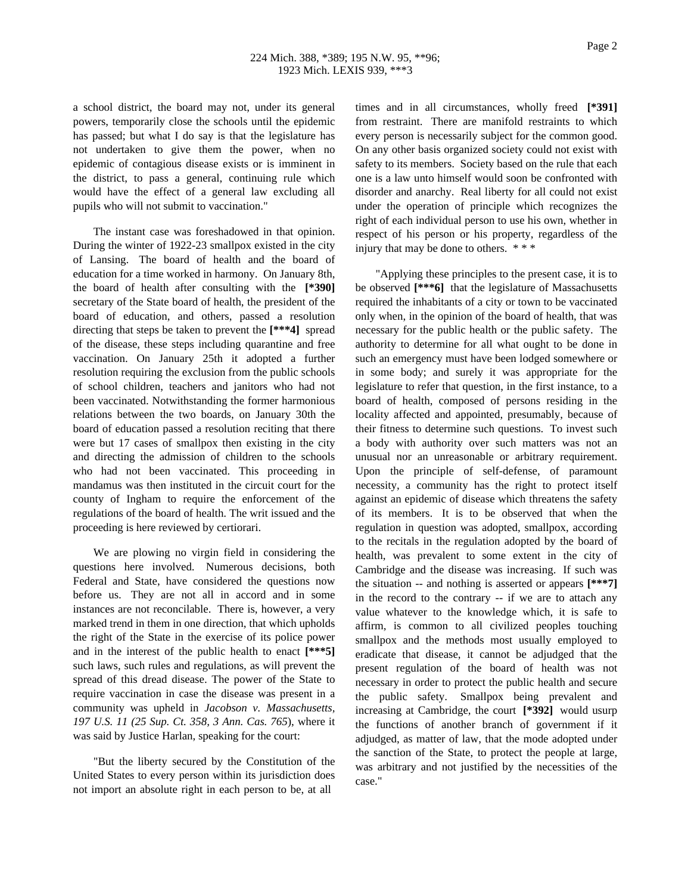a school district, the board may not, under its general powers, temporarily close the schools until the epidemic has passed; but what I do say is that the legislature has not undertaken to give them the power, when no epidemic of contagious disease exists or is imminent in the district, to pass a general, continuing rule which would have the effect of a general law excluding all pupils who will not submit to vaccination."

The instant case was foreshadowed in that opinion. During the winter of 1922-23 smallpox existed in the city of Lansing. The board of health and the board of education for a time worked in harmony. On January 8th, the board of health after consulting with the **[*390]** secretary of the State board of health, the president of the board of education, and others, passed a resolution directing that steps be taken to prevent the **[***4]** spread of the disease, these steps including quarantine and free vaccination. On January 25th it adopted a further resolution requiring the exclusion from the public schools of school children, teachers and janitors who had not been vaccinated. Notwithstanding the former harmonious relations between the two boards, on January 30th the board of education passed a resolution reciting that there were but 17 cases of smallpox then existing in the city and directing the admission of children to the schools who had not been vaccinated. This proceeding in mandamus was then instituted in the circuit court for the county of Ingham to require the enforcement of the regulations of the board of health. The writ issued and the proceeding is here reviewed by certiorari.

We are plowing no virgin field in considering the questions here involved. Numerous decisions, both Federal and State, have considered the questions now before us. They are not all in accord and in some instances are not reconcilable. There is, however, a very marked trend in them in one direction, that which upholds the right of the State in the exercise of its police power and in the interest of the public health to enact **[***5]** such laws, such rules and regulations, as will prevent the spread of this dread disease. The power of the State to require vaccination in case the disease was present in a community was upheld in *Jacobson v. Massachusetts, 197 U.S. 11 (25 Sup. Ct. 358, 3 Ann. Cas. 765)*, where it was said by Justice Harlan, speaking for the court:

"But the liberty secured by the Constitution of the United States to every person within its jurisdiction does not import an absolute right in each person to be, at all times and in all circumstances, wholly freed **[*391]** from restraint. There are manifold restraints to which every person is necessarily subject for the common good. On any other basis organized society could not exist with safety to its members. Society based on the rule that each one is a law unto himself would soon be confronted with disorder and anarchy. Real liberty for all could not exist under the operation of principle which recognizes the right of each individual person to use his own, whether in respect of his person or his property, regardless of the injury that may be done to others. * * *

"Applying these principles to the present case, it is to be observed **[***6]** that the legislature of Massachusetts required the inhabitants of a city or town to be vaccinated only when, in the opinion of the board of health, that was necessary for the public health or the public safety. The authority to determine for all what ought to be done in such an emergency must have been lodged somewhere or in some body; and surely it was appropriate for the legislature to refer that question, in the first instance, to a board of health, composed of persons residing in the locality affected and appointed, presumably, because of their fitness to determine such questions. To invest such a body with authority over such matters was not an unusual nor an unreasonable or arbitrary requirement. Upon the principle of self-defense, of paramount necessity, a community has the right to protect itself against an epidemic of disease which threatens the safety of its members. It is to be observed that when the regulation in question was adopted, smallpox, according to the recitals in the regulation adopted by the board of health, was prevalent to some extent in the city of Cambridge and the disease was increasing. If such was the situation -- and nothing is asserted or appears **[***7]** in the record to the contrary -- if we are to attach any value whatever to the knowledge which, it is safe to affirm, is common to all civilized peoples touching smallpox and the methods most usually employed to eradicate that disease, it cannot be adjudged that the present regulation of the board of health was not necessary in order to protect the public health and secure the public safety. Smallpox being prevalent and increasing at Cambridge, the court **[*392]** would usurp the functions of another branch of government if it adjudged, as matter of law, that the mode adopted under the sanction of the State, to protect the people at large, was arbitrary and not justified by the necessities of the case."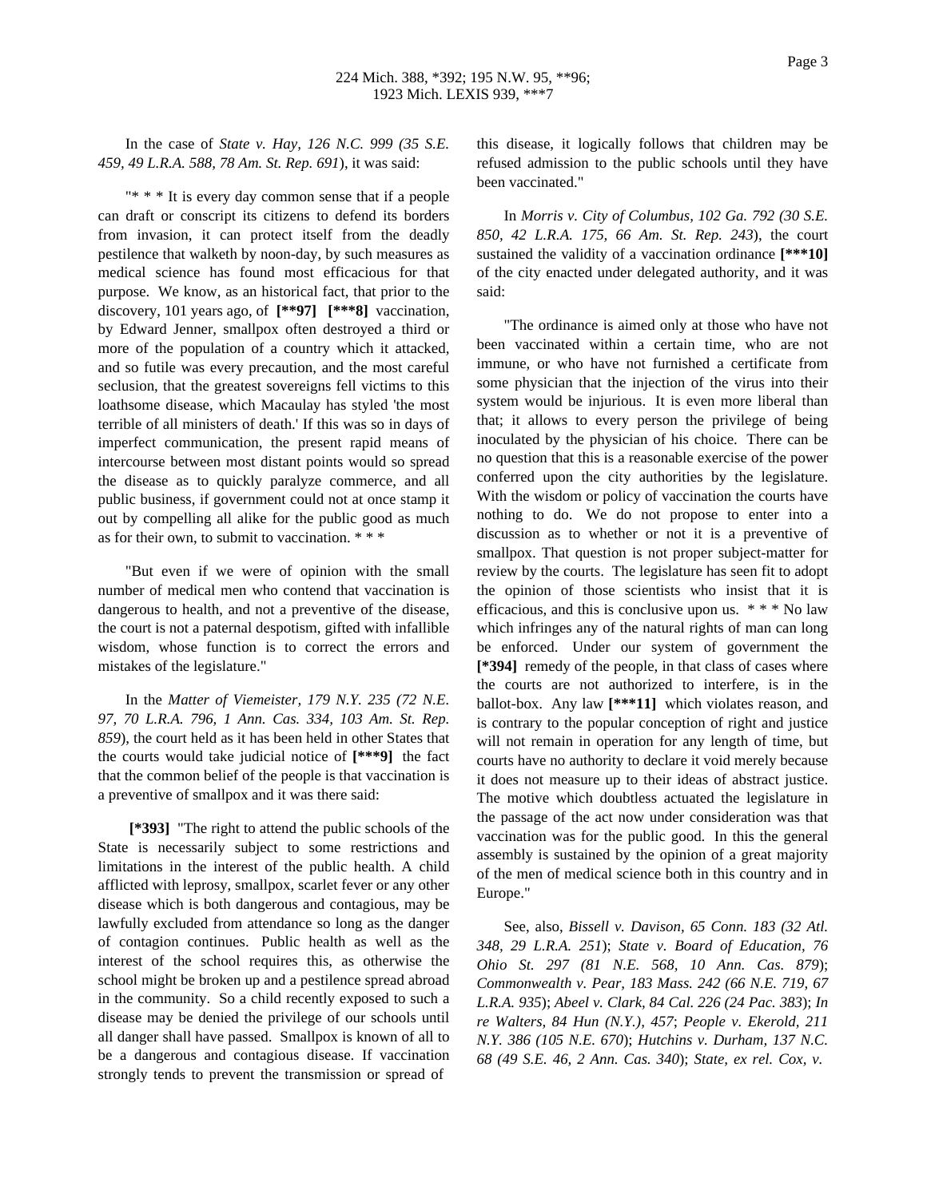In the case of *State v. Hay, 126 N.C. 999 (35 S.E. 459, 49 L.R.A. 588, 78 Am. St. Rep. 691*), it was said:

"* * * It is every day common sense that if a people can draft or conscript its citizens to defend its borders from invasion, it can protect itself from the deadly pestilence that walketh by noon-day, by such measures as medical science has found most efficacious for that purpose. We know, as an historical fact, that prior to the discovery, 101 years ago, of **[**97]** **[***8]** vaccination, by Edward Jenner, smallpox often destroyed a third or more of the population of a country which it attacked, and so futile was every precaution, and the most careful seclusion, that the greatest sovereigns fell victims to this loathsome disease, which Macaulay has styled 'the most terrible of all ministers of death.' If this was so in days of imperfect communication, the present rapid means of intercourse between most distant points would so spread the disease as to quickly paralyze commerce, and all public business, if government could not at once stamp it out by compelling all alike for the public good as much as for their own, to submit to vaccination. * * *

"But even if we were of opinion with the small number of medical men who contend that vaccination is dangerous to health, and not a preventive of the disease, the court is not a paternal despotism, gifted with infallible wisdom, whose function is to correct the errors and mistakes of the legislature."

In the *Matter of Viemeister, 179 N.Y. 235 (72 N.E. 97, 70 L.R.A. 796, 1 Ann. Cas. 334, 103 Am. St. Rep. 859*), the court held as it has been held in other States that the courts would take judicial notice of **[***9]** the fact that the common belief of the people is that vaccination is a preventive of smallpox and it was there said:

**[*393]** "The right to attend the public schools of the State is necessarily subject to some restrictions and limitations in the interest of the public health. A child afflicted with leprosy, smallpox, scarlet fever or any other disease which is both dangerous and contagious, may be lawfully excluded from attendance so long as the danger of contagion continues. Public health as well as the interest of the school requires this, as otherwise the school might be broken up and a pestilence spread abroad in the community. So a child recently exposed to such a disease may be denied the privilege of our schools until all danger shall have passed. Smallpox is known of all to be a dangerous and contagious disease. If vaccination strongly tends to prevent the transmission or spread of this disease, it logically follows that children may be refused admission to the public schools until they have been vaccinated."

In *Morris v. City of Columbus, 102 Ga. 792 (30 S.E. 850, 42 L.R.A. 175, 66 Am. St. Rep. 243*), the court sustained the validity of a vaccination ordinance **[***10]** of the city enacted under delegated authority, and it was said:

"The ordinance is aimed only at those who have not been vaccinated within a certain time, who are not immune, or who have not furnished a certificate from some physician that the injection of the virus into their system would be injurious. It is even more liberal than that; it allows to every person the privilege of being inoculated by the physician of his choice. There can be no question that this is a reasonable exercise of the power conferred upon the city authorities by the legislature. With the wisdom or policy of vaccination the courts have nothing to do. We do not propose to enter into a discussion as to whether or not it is a preventive of smallpox. That question is not proper subject-matter for review by the courts. The legislature has seen fit to adopt the opinion of those scientists who insist that it is efficacious, and this is conclusive upon us. * * * No law which infringes any of the natural rights of man can long be enforced. Under our system of government the **[*394]** remedy of the people, in that class of cases where the courts are not authorized to interfere, is in the ballot-box. Any law **[***11]** which violates reason, and is contrary to the popular conception of right and justice will not remain in operation for any length of time, but courts have no authority to declare it void merely because it does not measure up to their ideas of abstract justice. The motive which doubtless actuated the legislature in the passage of the act now under consideration was that vaccination was for the public good. In this the general assembly is sustained by the opinion of a great majority of the men of medical science both in this country and in Europe."

See, also, *Bissell v. Davison, 65 Conn. 183 (32 Atl. 348, 29 L.R.A. 251*); *State v. Board of Education, 76 Ohio St. 297 (81 N.E. 568, 10 Ann. Cas. 879*); *Commonwealth v. Pear, 183 Mass. 242 (66 N.E. 719, 67 L.R.A. 935*); *Abeel v. Clark, 84 Cal. 226 (24 Pac. 383*); *In re Walters, 84 Hun (N.Y.), 457*; *People v. Ekerold, 211 N.Y. 386 (105 N.E. 670*); *Hutchins v. Durham, 137 N.C. 68 (49 S.E. 46, 2 Ann. Cas. 340*); *State, ex rel. Cox, v.*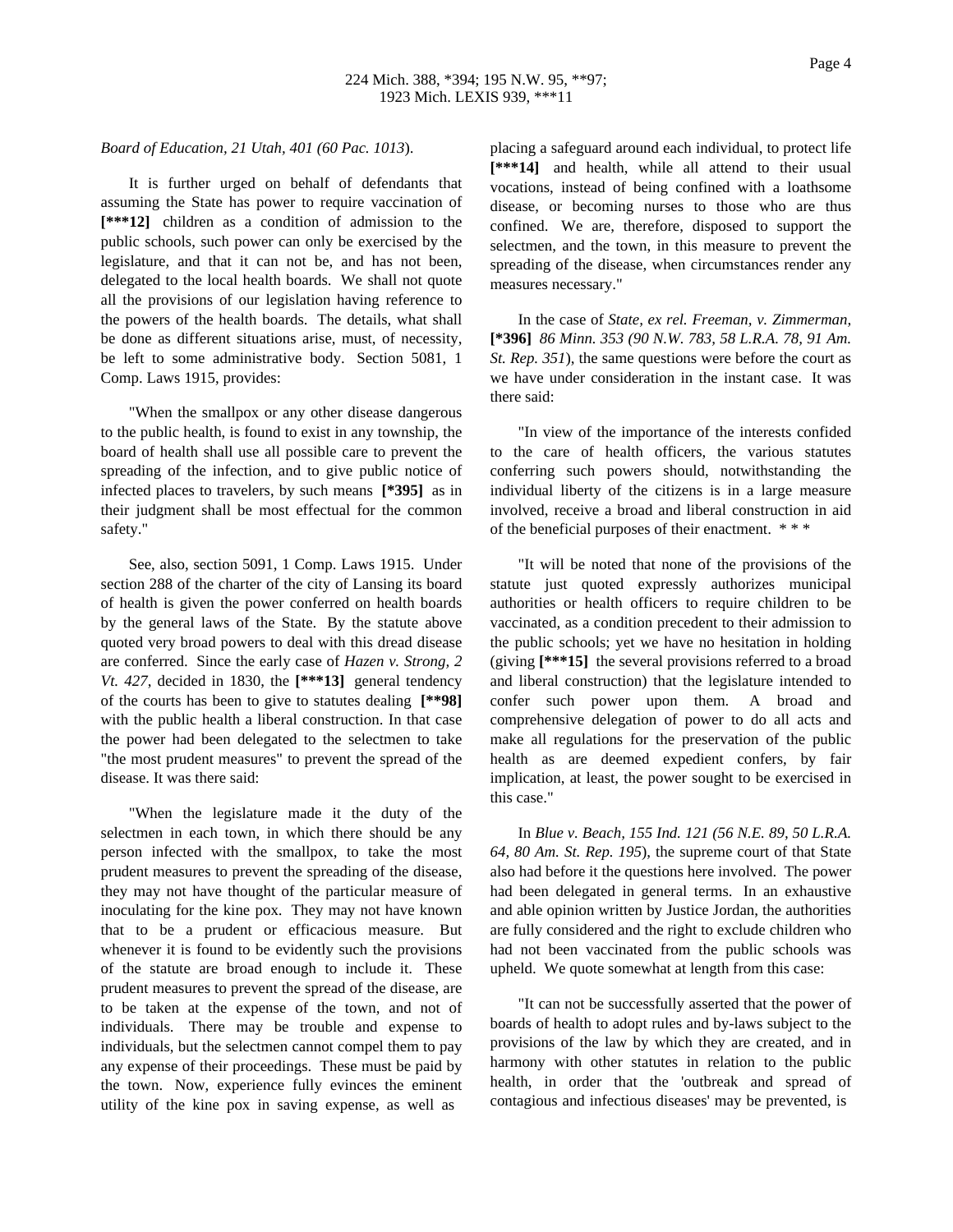*Board of Education, 21 Utah, 401 (60 Pac. 1013*).

It is further urged on behalf of defendants that assuming the State has power to require vaccination of **[***12]** children as a condition of admission to the public schools, such power can only be exercised by the legislature, and that it can not be, and has not been, delegated to the local health boards. We shall not quote all the provisions of our legislation having reference to the powers of the health boards. The details, what shall be done as different situations arise, must, of necessity, be left to some administrative body. Section 5081, 1 Comp. Laws 1915, provides:

"When the smallpox or any other disease dangerous to the public health, is found to exist in any township, the board of health shall use all possible care to prevent the spreading of the infection, and to give public notice of infected places to travelers, by such means **[*395]** as in their judgment shall be most effectual for the common safety."

See, also, section 5091, 1 Comp. Laws 1915. Under section 288 of the charter of the city of Lansing its board of health is given the power conferred on health boards by the general laws of the State. By the statute above quoted very broad powers to deal with this dread disease are conferred. Since the early case of *Hazen v. Strong, 2 Vt. 427*, decided in 1830, the **[***13]** general tendency of the courts has been to give to statutes dealing **[**98]** with the public health a liberal construction. In that case the power had been delegated to the selectmen to take "the most prudent measures" to prevent the spread of the disease. It was there said:

"When the legislature made it the duty of the selectmen in each town, in which there should be any person infected with the smallpox, to take the most prudent measures to prevent the spreading of the disease, they may not have thought of the particular measure of inoculating for the kine pox. They may not have known that to be a prudent or efficacious measure. But whenever it is found to be evidently such the provisions of the statute are broad enough to include it. These prudent measures to prevent the spread of the disease, are to be taken at the expense of the town, and not of individuals. There may be trouble and expense to individuals, but the selectmen cannot compel them to pay any expense of their proceedings. These must be paid by the town. Now, experience fully evinces the eminent utility of the kine pox in saving expense, as well as placing a safeguard around each individual, to protect life **[***14]** and health, while all attend to their usual vocations, instead of being confined with a loathsome disease, or becoming nurses to those who are thus confined. We are, therefore, disposed to support the selectmen, and the town, in this measure to prevent the spreading of the disease, when circumstances render any measures necessary."

In the case of *State, ex rel. Freeman, v. Zimmerman,* **[*396]** *86 Minn. 353 (90 N.W. 783, 58 L.R.A. 78, 91 Am. St. Rep. 351*), the same questions were before the court as we have under consideration in the instant case. It was there said:

"In view of the importance of the interests confided to the care of health officers, the various statutes conferring such powers should, notwithstanding the individual liberty of the citizens is in a large measure involved, receive a broad and liberal construction in aid of the beneficial purposes of their enactment. * * *

"It will be noted that none of the provisions of the statute just quoted expressly authorizes municipal authorities or health officers to require children to be vaccinated, as a condition precedent to their admission to the public schools; yet we have no hesitation in holding (giving **[***15]** the several provisions referred to a broad and liberal construction) that the legislature intended to confer such power upon them. A broad and comprehensive delegation of power to do all acts and make all regulations for the preservation of the public health as are deemed expedient confers, by fair implication, at least, the power sought to be exercised in this case."

In *Blue v. Beach, 155 Ind. 121 (56 N.E. 89, 50 L.R.A. 64, 80 Am. St. Rep. 195*), the supreme court of that State also had before it the questions here involved. The power had been delegated in general terms. In an exhaustive and able opinion written by Justice Jordan, the authorities are fully considered and the right to exclude children who had not been vaccinated from the public schools was upheld. We quote somewhat at length from this case:

"It can not be successfully asserted that the power of boards of health to adopt rules and by-laws subject to the provisions of the law by which they are created, and in harmony with other statutes in relation to the public health, in order that the 'outbreak and spread of contagious and infectious diseases' may be prevented, is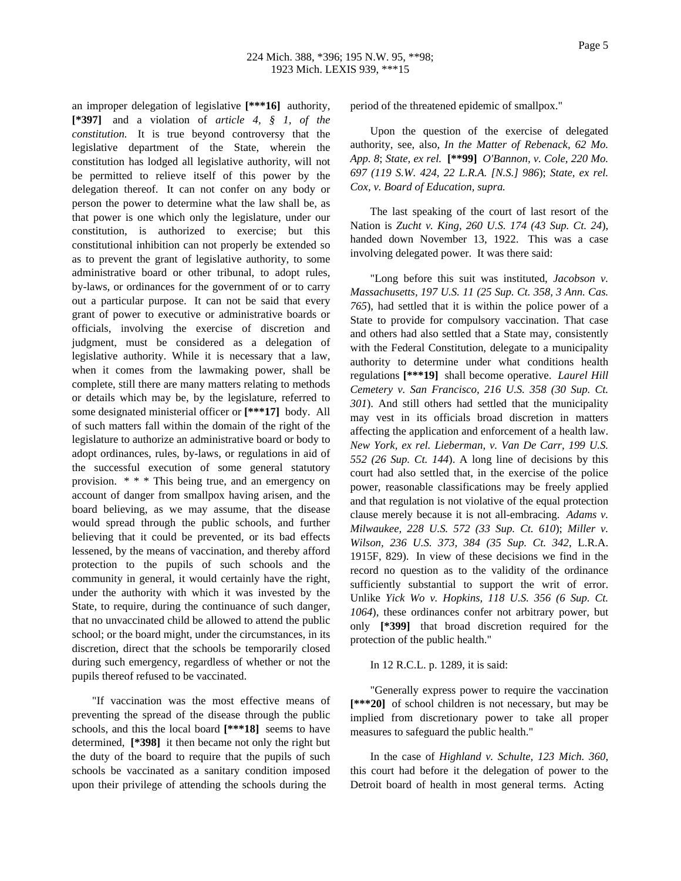an improper delegation of legislative **[***16]** authority, **[*397]** and a violation of *article 4, § 1, of the constitution.* It is true beyond controversy that the legislative department of the State, wherein the constitution has lodged all legislative authority, will not be permitted to relieve itself of this power by the delegation thereof. It can not confer on any body or person the power to determine what the law shall be, as that power is one which only the legislature, under our constitution, is authorized to exercise; but this constitutional inhibition can not properly be extended so as to prevent the grant of legislative authority, to some administrative board or other tribunal, to adopt rules, by-laws, or ordinances for the government of or to carry out a particular purpose. It can not be said that every grant of power to executive or administrative boards or officials, involving the exercise of discretion and judgment, must be considered as a delegation of legislative authority. While it is necessary that a law, when it comes from the lawmaking power, shall be complete, still there are many matters relating to methods or details which may be, by the legislature, referred to some designated ministerial officer or **[***17]** body. All of such matters fall within the domain of the right of the legislature to authorize an administrative board or body to adopt ordinances, rules, by-laws, or regulations in aid of the successful execution of some general statutory provision. * * * This being true, and an emergency on account of danger from smallpox having arisen, and the board believing, as we may assume, that the disease would spread through the public schools, and further believing that it could be prevented, or its bad effects lessened, by the means of vaccination, and thereby afford protection to the pupils of such schools and the community in general, it would certainly have the right, under the authority with which it was invested by the State, to require, during the continuance of such danger, that no unvaccinated child be allowed to attend the public school; or the board might, under the circumstances, in its discretion, direct that the schools be temporarily closed during such emergency, regardless of whether or not the pupils thereof refused to be vaccinated.

"If vaccination was the most effective means of preventing the spread of the disease through the public schools, and this the local board **[***18]** seems to have determined, **[*398]** it then became not only the right but the duty of the board to require that the pupils of such schools be vaccinated as a sanitary condition imposed upon their privilege of attending the schools during the period of the threatened epidemic of smallpox."

Upon the question of the exercise of delegated authority, see, also, *In the Matter of Rebenack, 62 Mo. App. 8*; *State, ex rel.* **[**99]** *O'Bannon, v. Cole, 220 Mo. 697 (119 S.W. 424, 22 L.R.A. [N.S.] 986*); *State, ex rel. Cox, v. Board of Education, supra.*

The last speaking of the court of last resort of the Nation is *Zucht v. King, 260 U.S. 174 (43 Sup. Ct. 24*), handed down November 13, 1922. This was a case involving delegated power. It was there said:

"Long before this suit was instituted, *Jacobson v. Massachusetts, 197 U.S. 11 (25 Sup. Ct. 358, 3 Ann. Cas. 765*), had settled that it is within the police power of a State to provide for compulsory vaccination. That case and others had also settled that a State may, consistently with the Federal Constitution, delegate to a municipality authority to determine under what conditions health regulations **[***19]** shall become operative. *Laurel Hill Cemetery v. San Francisco, 216 U.S. 358 (30 Sup. Ct. 301*). And still others had settled that the municipality may vest in its officials broad discretion in matters affecting the application and enforcement of a health law. *New York, ex rel. Lieberman, v. Van De Carr, 199 U.S. 552 (26 Sup. Ct. 144*). A long line of decisions by this court had also settled that, in the exercise of the police power, reasonable classifications may be freely applied and that regulation is not violative of the equal protection clause merely because it is not all-embracing. *Adams v. Milwaukee, 228 U.S. 572 (33 Sup. Ct. 610*); *Miller v. Wilson, 236 U.S. 373, 384 (35 Sup. Ct. 342*, L.R.A. 1915F, 829). In view of these decisions we find in the record no question as to the validity of the ordinance sufficiently substantial to support the writ of error. Unlike *Yick Wo v. Hopkins, 118 U.S. 356 (6 Sup. Ct. 1064*), these ordinances confer not arbitrary power, but only **[*399]** that broad discretion required for the protection of the public health."

In 12 R.C.L. p. 1289, it is said:

"Generally express power to require the vaccination **[***20]** of school children is not necessary, but may be implied from discretionary power to take all proper measures to safeguard the public health."

In the case of *Highland v. Schulte, 123 Mich. 360*, this court had before it the delegation of power to the Detroit board of health in most general terms. Acting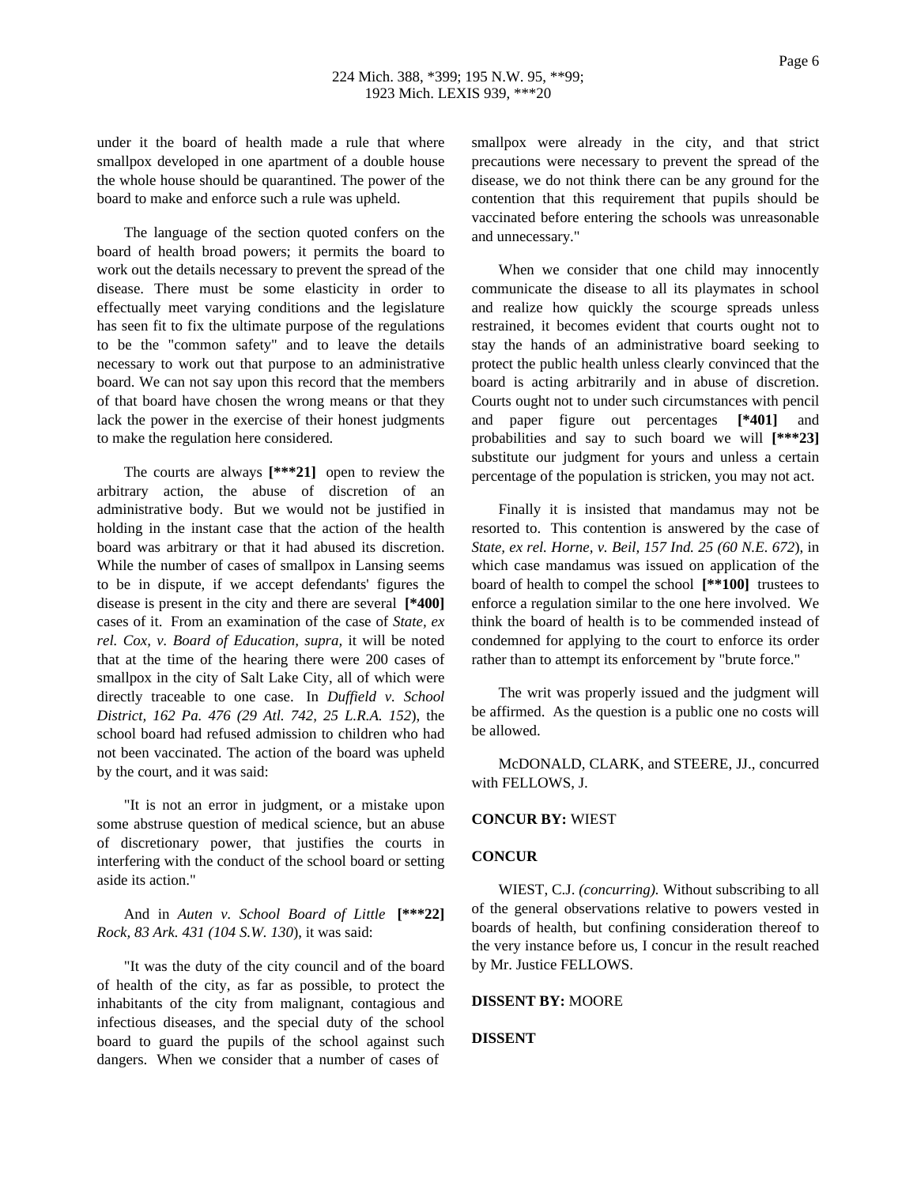under it the board of health made a rule that where smallpox developed in one apartment of a double house the whole house should be quarantined. The power of the board to make and enforce such a rule was upheld.

The language of the section quoted confers on the board of health broad powers; it permits the board to work out the details necessary to prevent the spread of the disease. There must be some elasticity in order to effectually meet varying conditions and the legislature has seen fit to fix the ultimate purpose of the regulations to be the "common safety" and to leave the details necessary to work out that purpose to an administrative board. We can not say upon this record that the members of that board have chosen the wrong means or that they lack the power in the exercise of their honest judgments to make the regulation here considered.

The courts are always **[***21]** open to review the arbitrary action, the abuse of discretion of an administrative body. But we would not be justified in holding in the instant case that the action of the health board was arbitrary or that it had abused its discretion. While the number of cases of smallpox in Lansing seems to be in dispute, if we accept defendants' figures the disease is present in the city and there are several **[*400]** cases of it. From an examination of the case of *State, ex rel. Cox, v. Board of Education, supra,* it will be noted that at the time of the hearing there were 200 cases of smallpox in the city of Salt Lake City, all of which were directly traceable to one case. In *Duffield v. School District, 162 Pa. 476 (29 Atl. 742, 25 L.R.A. 152*), the school board had refused admission to children who had not been vaccinated. The action of the board was upheld by the court, and it was said:

"It is not an error in judgment, or a mistake upon some abstruse question of medical science, but an abuse of discretionary power, that justifies the courts in interfering with the conduct of the school board or setting aside its action."

And in *Auten v. School Board of Little* **[***22]** *Rock, 83 Ark. 431 (104 S.W. 130*), it was said:

"It was the duty of the city council and of the board of health of the city, as far as possible, to protect the inhabitants of the city from malignant, contagious and infectious diseases, and the special duty of the school board to guard the pupils of the school against such dangers. When we consider that a number of cases of smallpox were already in the city, and that strict precautions were necessary to prevent the spread of the disease, we do not think there can be any ground for the contention that this requirement that pupils should be vaccinated before entering the schools was unreasonable and unnecessary."

When we consider that one child may innocently communicate the disease to all its playmates in school and realize how quickly the scourge spreads unless restrained, it becomes evident that courts ought not to stay the hands of an administrative board seeking to protect the public health unless clearly convinced that the board is acting arbitrarily and in abuse of discretion. Courts ought not to under such circumstances with pencil and paper figure out percentages **[*401]** and probabilities and say to such board we will **[***23]** substitute our judgment for yours and unless a certain percentage of the population is stricken, you may not act.

Finally it is insisted that mandamus may not be resorted to. This contention is answered by the case of *State, ex rel. Horne, v. Beil, 157 Ind. 25 (60 N.E. 672*), in which case mandamus was issued on application of the board of health to compel the school **[**100]** trustees to enforce a regulation similar to the one here involved. We think the board of health is to be commended instead of condemned for applying to the court to enforce its order rather than to attempt its enforcement by "brute force."

The writ was properly issued and the judgment will be affirmed. As the question is a public one no costs will be allowed.

McDONALD, CLARK, and STEERE, JJ., concurred with FELLOWS, J.

**CONCUR BY:** WIEST

**CONCUR**

WIEST, C.J. *(concurring).* Without subscribing to all of the general observations relative to powers vested in boards of health, but confining consideration thereof to the very instance before us, I concur in the result reached by Mr. Justice FELLOWS.

**DISSENT BY:** MOORE

**DISSENT**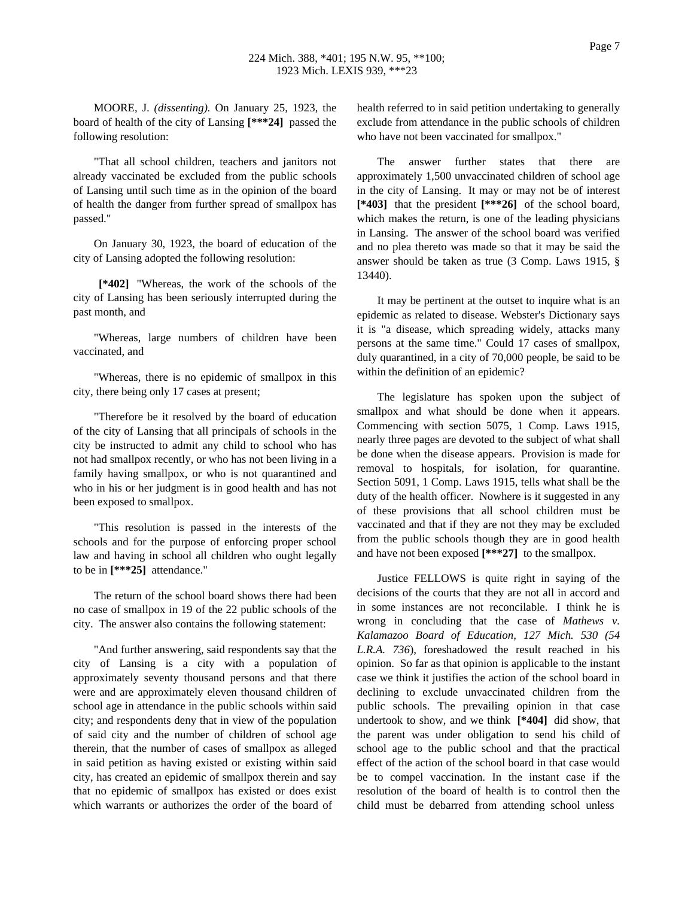MOORE, J. *(dissenting).* On January 25, 1923, the board of health of the city of Lansing **[***24]** passed the following resolution:

"That all school children, teachers and janitors not already vaccinated be excluded from the public schools of Lansing until such time as in the opinion of the board of health the danger from further spread of smallpox has passed."

On January 30, 1923, the board of education of the city of Lansing adopted the following resolution:

**[*402]** "Whereas, the work of the schools of the city of Lansing has been seriously interrupted during the past month, and

"Whereas, large numbers of children have been vaccinated, and

"Whereas, there is no epidemic of smallpox in this city, there being only 17 cases at present;

"Therefore be it resolved by the board of education of the city of Lansing that all principals of schools in the city be instructed to admit any child to school who has not had smallpox recently, or who has not been living in a family having smallpox, or who is not quarantined and who in his or her judgment is in good health and has not been exposed to smallpox.

"This resolution is passed in the interests of the schools and for the purpose of enforcing proper school law and having in school all children who ought legally to be in **[***25]** attendance."

The return of the school board shows there had been no case of smallpox in 19 of the 22 public schools of the city. The answer also contains the following statement:

"And further answering, said respondents say that the city of Lansing is a city with a population of approximately seventy thousand persons and that there were and are approximately eleven thousand children of school age in attendance in the public schools within said city; and respondents deny that in view of the population of said city and the number of children of school age therein, that the number of cases of smallpox as alleged in said petition as having existed or existing within said city, has created an epidemic of smallpox therein and say that no epidemic of smallpox has existed or does exist which warrants or authorizes the order of the board of health referred to in said petition undertaking to generally exclude from attendance in the public schools of children who have not been vaccinated for smallpox."

The answer further states that there are approximately 1,500 unvaccinated children of school age in the city of Lansing. It may or may not be of interest **[*403]** that the president **[***26]** of the school board, which makes the return, is one of the leading physicians in Lansing. The answer of the school board was verified and no plea thereto was made so that it may be said the answer should be taken as true (3 Comp. Laws 1915, § 13440).

It may be pertinent at the outset to inquire what is an epidemic as related to disease. Webster's Dictionary says it is "a disease, which spreading widely, attacks many persons at the same time." Could 17 cases of smallpox, duly quarantined, in a city of 70,000 people, be said to be within the definition of an epidemic?

The legislature has spoken upon the subject of smallpox and what should be done when it appears. Commencing with section 5075, 1 Comp. Laws 1915, nearly three pages are devoted to the subject of what shall be done when the disease appears. Provision is made for removal to hospitals, for isolation, for quarantine. Section 5091, 1 Comp. Laws 1915, tells what shall be the duty of the health officer. Nowhere is it suggested in any of these provisions that all school children must be vaccinated and that if they are not they may be excluded from the public schools though they are in good health and have not been exposed **[***27]** to the smallpox.

Justice FELLOWS is quite right in saying of the decisions of the courts that they are not all in accord and in some instances are not reconcilable. I think he is wrong in concluding that the case of *Mathews v. Kalamazoo Board of Education, 127 Mich. 530 (54 L.R.A. 736)*, foreshadowed the result reached in his opinion. So far as that opinion is applicable to the instant case we think it justifies the action of the school board in declining to exclude unvaccinated children from the public schools. The prevailing opinion in that case undertook to show, and we think **[*404]** did show, that the parent was under obligation to send his child of school age to the public school and that the practical effect of the action of the school board in that case would be to compel vaccination. In the instant case if the resolution of the board of health is to control then the child must be debarred from attending school unless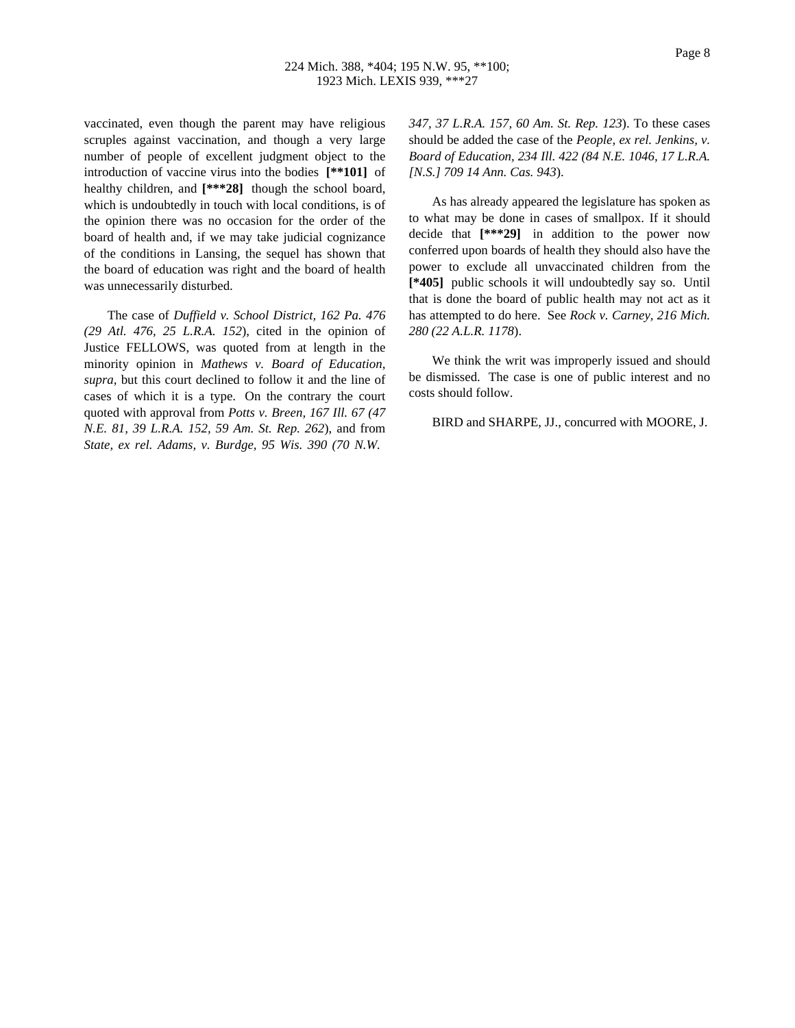vaccinated, even though the parent may have religious scruples against vaccination, and though a very large number of people of excellent judgment object to the introduction of vaccine virus into the bodies **[\*\*101]** of healthy children, and **[\*\*\*28]** though the school board, which is undoubtedly in touch with local conditions, is of the opinion there was no occasion for the order of the board of health and, if we may take judicial cognizance of the conditions in Lansing, the sequel has shown that the board of education was right and the board of health was unnecessarily disturbed.

The case of *Duffield v. School District, 162 Pa. 476 (29 Atl. 476, 25 L.R.A. 152*), cited in the opinion of Justice FELLOWS, was quoted from at length in the minority opinion in *Mathews v. Board of Education, supra,* but this court declined to follow it and the line of cases of which it is a type. On the contrary the court quoted with approval from *Potts v. Breen, 167 Ill. 67 (47 N.E. 81, 39 L.R.A. 152, 59 Am. St. Rep. 262*), and from *State, ex rel. Adams, v. Burdge, 95 Wis. 390 (70 N.W. 347, 37 L.R.A. 157, 60 Am. St. Rep. 123*). To these cases should be added the case of the *People, ex rel. Jenkins, v. Board of Education, 234 Ill. 422 (84 N.E. 1046, 17 L.R.A. [N.S.] 709 14 Ann. Cas. 943*).

As has already appeared the legislature has spoken as to what may be done in cases of smallpox. If it should decide that **[\*\*\*29]** in addition to the power now conferred upon boards of health they should also have the power to exclude all unvaccinated children from the **[\*405]** public schools it will undoubtedly say so. Until that is done the board of public health may not act as it has attempted to do here. See *Rock v. Carney, 216 Mich. 280 (22 A.L.R. 1178*).

We think the writ was improperly issued and should be dismissed. The case is one of public interest and no costs should follow.

BIRD and SHARPE, JJ., concurred with MOORE, J.